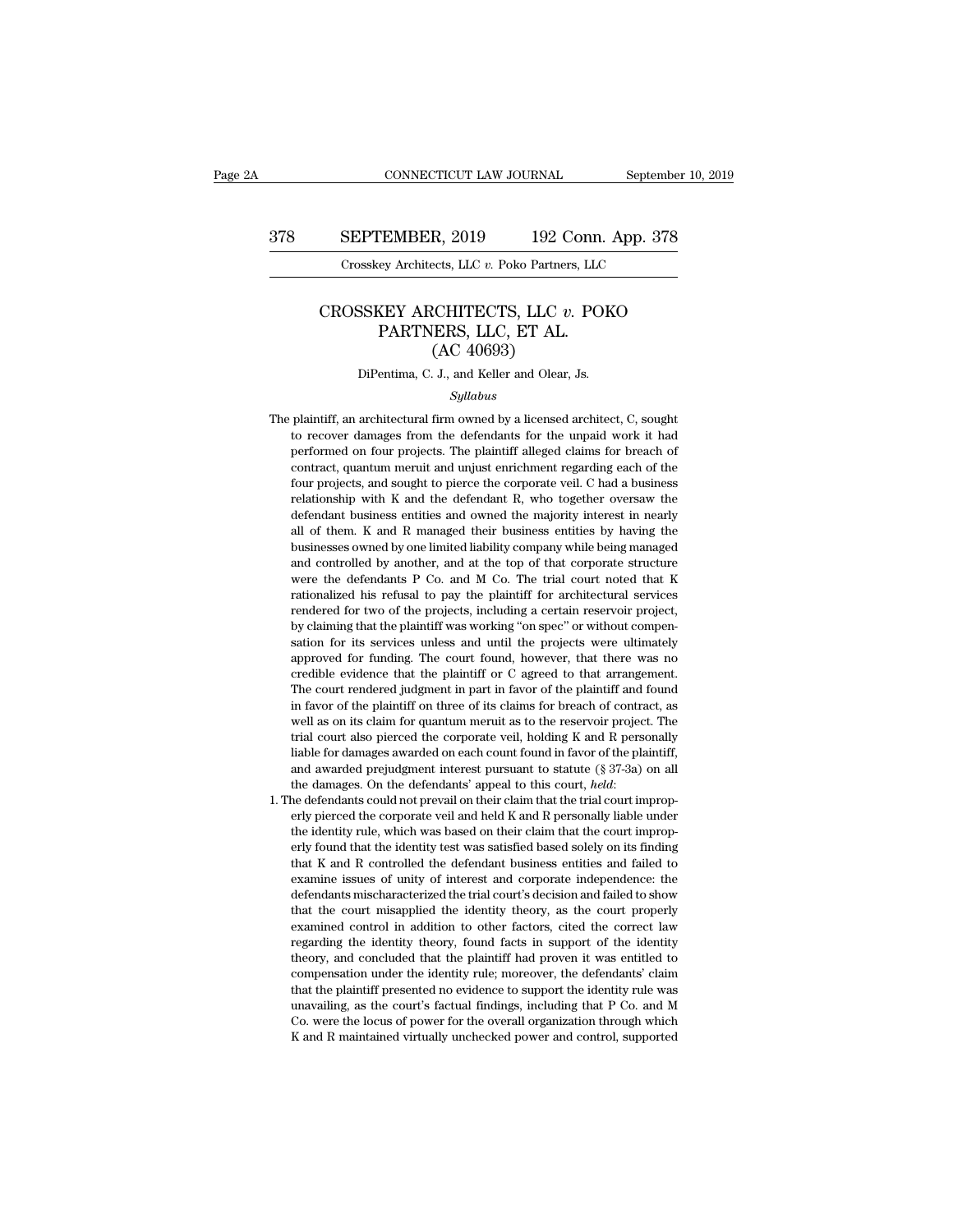# CROSSKEY ARCHITECTS, LLC *v.* POKO PARTNERS, LLC, ET AL.
## (AC 40693)

DiPentima, C. J., and Keller and Olear, Js.

*Syllabus*

The plaintiff, an architectural firm owned by a licensed architect, C, sought to recover damages from the defendants for the unpaid work it had performed on four projects. The plaintiff alleged claims for breach of contract, quantum meruit and unjust enrichment regarding each of the four projects, and sought to pierce the corporate veil. C had a business relationship with K and the defendant R, who together oversaw the defendant business entities and owned the majority interest in nearly all of them. K and R managed their business entities by having the businesses owned by one limited liability company while being managed and controlled by another, and at the top of that corporate structure were the defendants P Co. and M Co. The trial court noted that K rationalized his refusal to pay the plaintiff for architectural services rendered for two of the projects, including a certain reservoir project, by claiming that the plaintiff was working "on spec" or without compensation for its services unless and until the projects were ultimately approved for funding. The court found, however, that there was no credible evidence that the plaintiff or C agreed to that arrangement. The court rendered judgment in part in favor of the plaintiff and found in favor of the plaintiff on three of its claims for breach of contract, as well as on its claim for quantum meruit as to the reservoir project. The trial court also pierced the corporate veil, holding K and R personally liable for damages awarded on each count found in favor of the plaintiff, and awarded prejudgment interest pursuant to statute (§ 37-3a) on all the damages. On the defendants' appeal to this court, *held*:

1. The defendants could not prevail on their claim that the trial court improperly pierced the corporate veil and held K and R personally liable under the identity rule, which was based on their claim that the court improperly found that the identity test was satisfied based solely on its finding that K and R controlled the defendant business entities and failed to examine issues of unity of interest and corporate independence: the defendants mischaracterized the trial court's decision and failed to show that the court misapplied the identity theory, as the court properly examined control in addition to other factors, cited the correct law regarding the identity theory, found facts in support of the identity theory, and concluded that the plaintiff had proven it was entitled to compensation under the identity rule; moreover, the defendants' claim that the plaintiff presented no evidence to support the identity rule was unavailing, as the court's factual findings, including that P Co. and M Co. were the locus of power for the overall organization through which K and R maintained virtually unchecked power and control, supported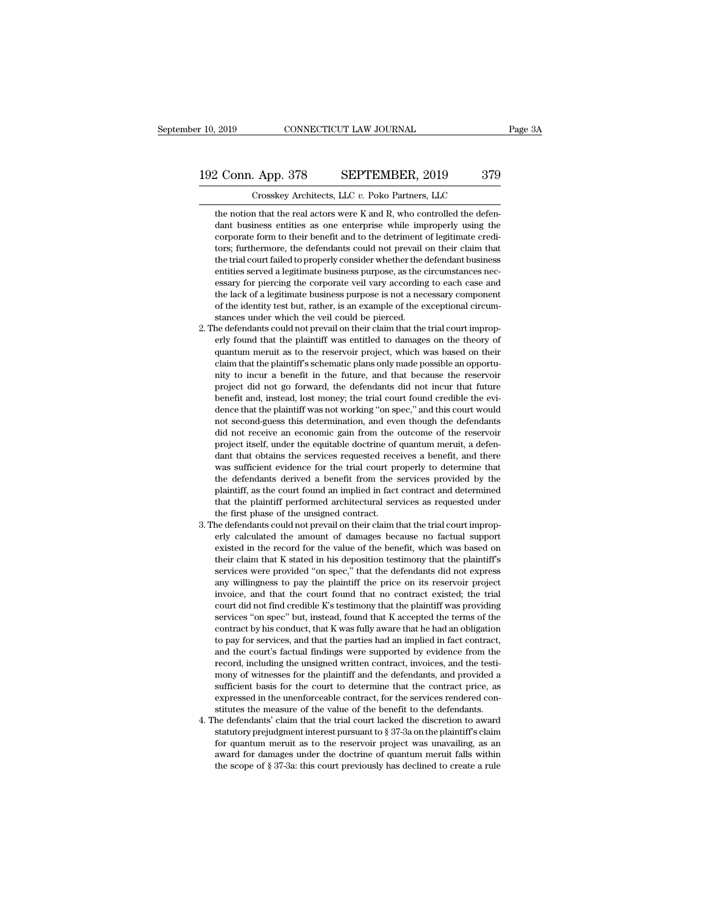the notion that the real actors were K and R, who controlled the defendant business entities as one enterprise while improperly using the corporate form to their benefit and to the detriment of legitimate creditors; furthermore, the defendants could not prevail on their claim that the trial court failed to properly consider whether the defendant business entities served a legitimate business purpose, as the circumstances necessary for piercing the corporate veil vary according to each case and the lack of a legitimate business purpose is not a necessary component of the identity test but, rather, is an example of the exceptional circumstances under which the veil could be pierced.

2. The defendants could not prevail on their claim that the trial court improperly found that the plaintiff was entitled to damages on the theory of quantum meruit as to the reservoir project, which was based on their claim that the plaintiff's schematic plans only made possible an opportunity to incur a benefit in the future, and that because the reservoir project did not go forward, the defendants did not incur that future benefit and, instead, lost money; the trial court found credible the evidence that the plaintiff was not working "on spec," and this court would not second-guess this determination, and even though the defendants did not receive an economic gain from the outcome of the reservoir project itself, under the equitable doctrine of quantum meruit, a defendant that obtains the services requested receives a benefit, and there was sufficient evidence for the trial court properly to determine that the defendants derived a benefit from the services provided by the plaintiff, as the court found an implied in fact contract and determined that the plaintiff performed architectural services as requested under the first phase of the unsigned contract.

3. The defendants could not prevail on their claim that the trial court improperly calculated the amount of damages because no factual support existed in the record for the value of the benefit, which was based on their claim that K stated in his deposition testimony that the plaintiff's services were provided "on spec," that the defendants did not express any willingness to pay the plaintiff the price on its reservoir project invoice, and that the court found that no contract existed; the trial court did not find credible K's testimony that the plaintiff was providing services "on spec" but, instead, found that K accepted the terms of the contract by his conduct, that K was fully aware that he had an obligation to pay for services, and that the parties had an implied in fact contract, and the court's factual findings were supported by evidence from the record, including the unsigned written contract, invoices, and the testimony of witnesses for the plaintiff and the defendants, and provided a sufficient basis for the court to determine that the contract price, as expressed in the unenforceable contract, for the services rendered constitutes the measure of the value of the benefit to the defendants.

4. The defendants' claim that the trial court lacked the discretion to award statutory prejudgment interest pursuant to § 37-3a on the plaintiff's claim for quantum meruit as to the reservoir project was unavailing, as an award for damages under the doctrine of quantum meruit falls within the scope of § 37-3a: this court previously has declined to create a rule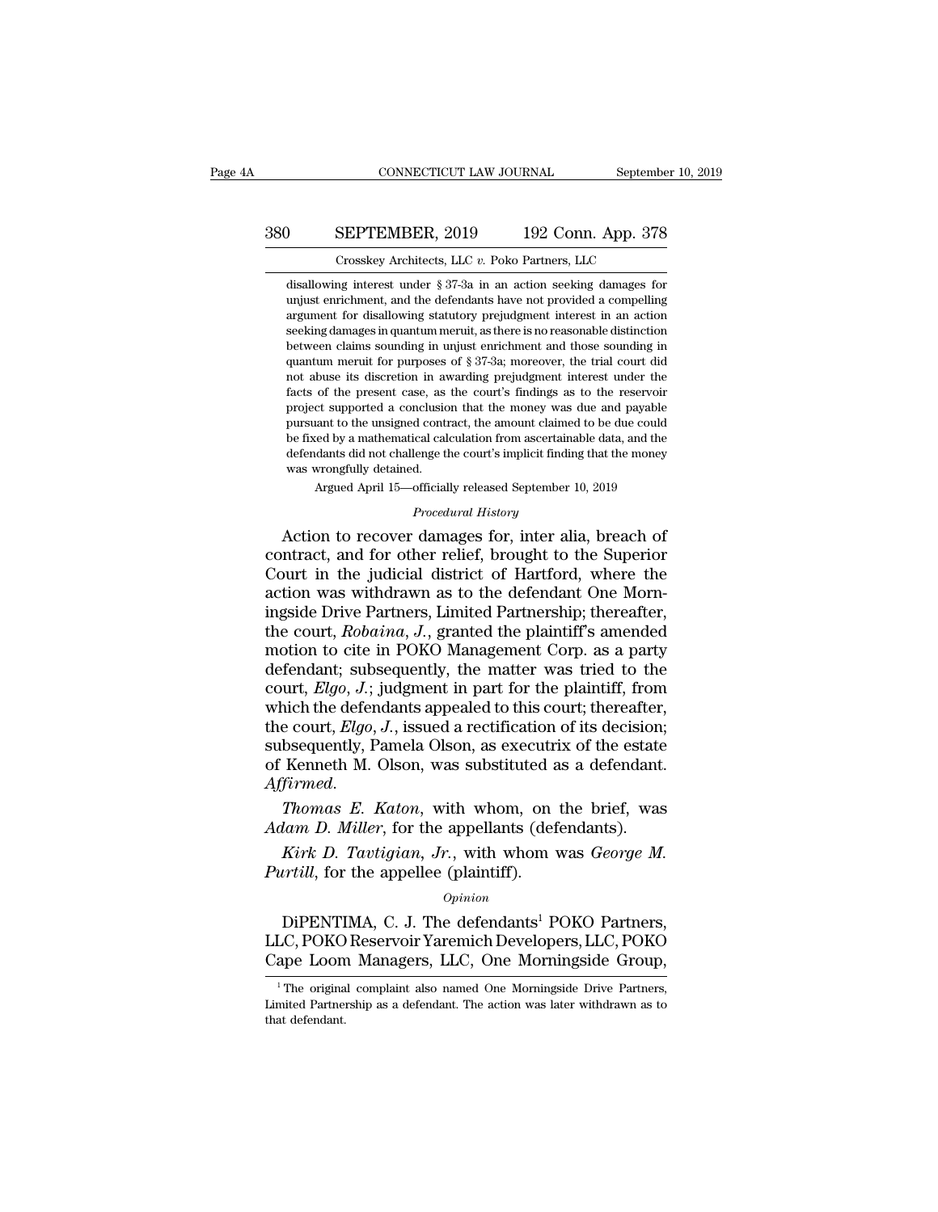disallowing interest under § 37-3a in an action seeking damages for unjust enrichment, and the defendants have not provided a compelling argument for disallowing statutory prejudgment interest in an action seeking damages in quantum meruit, as there is no reasonable distinction between claims sounding in unjust enrichment and those sounding in quantum meruit for purposes of § 37-3a; moreover, the trial court did not abuse its discretion in awarding prejudgment interest under the facts of the present case, as the court's findings as to the reservoir project supported a conclusion that the money was due and payable pursuant to the unsigned contract, the amount claimed to be due could be fixed by a mathematical calculation from ascertainable data, and the defendants did not challenge the court's implicit finding that the money was wrongfully detained.

Argued April 15—officially released September 10, 2019

*Procedural History*

Action to recover damages for, inter alia, breach of contract, and for other relief, brought to the Superior Court in the judicial district of Hartford, where the action was withdrawn as to the defendant One Morningside Drive Partners, Limited Partnership; thereafter, the court, *Robaina, J.*, granted the plaintiff's amended motion to cite in POKO Management Corp. as a party defendant; subsequently, the matter was tried to the court, *Elgo, J.*; judgment in part for the plaintiff, from which the defendants appealed to this court; thereafter, the court, *Elgo, J.*, issued a rectification of its decision; subsequently, Pamela Olson, as executrix of the estate of Kenneth M. Olson, was substituted as a defendant. *Affirmed.*

*Thomas E. Katon*, with whom, on the brief, was *Adam D. Miller*, for the appellants (defendants).

*Kirk D. Tavtigian, Jr.*, with whom was *George M. Purtill*, for the appellee (plaintiff).

*Opinion*

DiPENTIMA, C. J. The defendants[1] POKO Partners, LLC, POKO Reservoir Yaremich Developers, LLC, POKO Cape Loom Managers, LLC, One Morningside Group,

[1] The original complaint also named One Morningside Drive Partners, Limited Partnership as a defendant. The action was later withdrawn as to that defendant.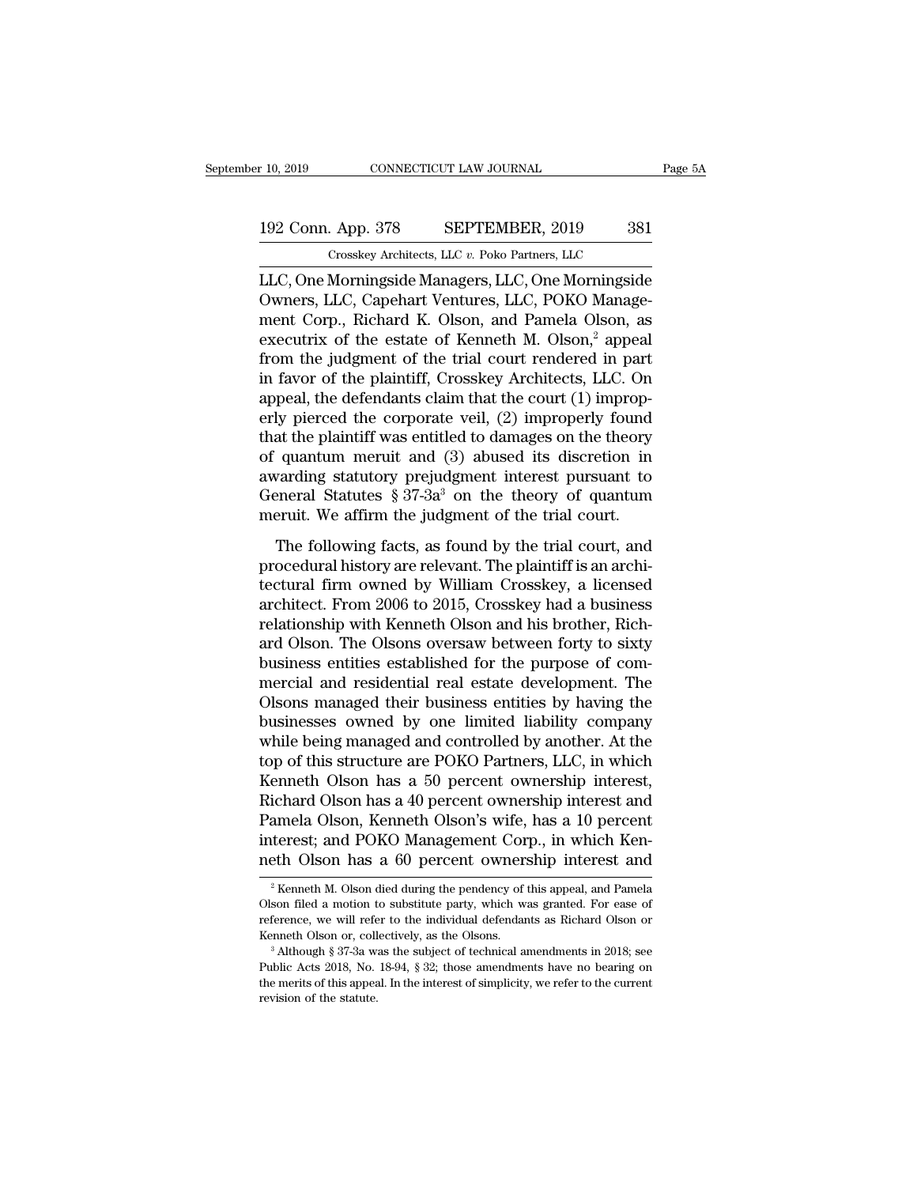LLC, One Morningside Managers, LLC, One Morningside Owners, LLC, Capehart Ventures, LLC, POKO Management Corp., Richard K. Olson, and Pamela Olson, as executrix of the estate of Kenneth M. Olson,[2] appeal from the judgment of the trial court rendered in part in favor of the plaintiff, Crosskey Architects, LLC. On appeal, the defendants claim that the court (1) improperly pierced the corporate veil, (2) improperly found that the plaintiff was entitled to damages on the theory of quantum meruit and (3) abused its discretion in awarding statutory prejudgment interest pursuant to General Statutes § 37-3a[3] on the theory of quantum meruit. We affirm the judgment of the trial court.

The following facts, as found by the trial court, and procedural history are relevant. The plaintiff is an architectural firm owned by William Crosskey, a licensed architect. From 2006 to 2015, Crosskey had a business relationship with Kenneth Olson and his brother, Richard Olson. The Olsons oversaw between forty to sixty business entities established for the purpose of commercial and residential real estate development. The Olsons managed their business entities by having the businesses owned by one limited liability company while being managed and controlled by another. At the top of this structure are POKO Partners, LLC, in which Kenneth Olson has a 50 percent ownership interest, Richard Olson has a 40 percent ownership interest and Pamela Olson, Kenneth Olson's wife, has a 10 percent interest; and POKO Management Corp., in which Kenneth Olson has a 60 percent ownership interest and

---

[2] Kenneth M. Olson died during the pendency of this appeal, and Pamela Olson filed a motion to substitute party, which was granted. For ease of reference, we will refer to the individual defendants as Richard Olson or Kenneth Olson or, collectively, as the Olsons.

[3] Although § 37-3a was the subject of technical amendments in 2018; see Public Acts 2018, No. 18-94, § 32; those amendments have no bearing on the merits of this appeal. In the interest of simplicity, we refer to the current revision of the statute.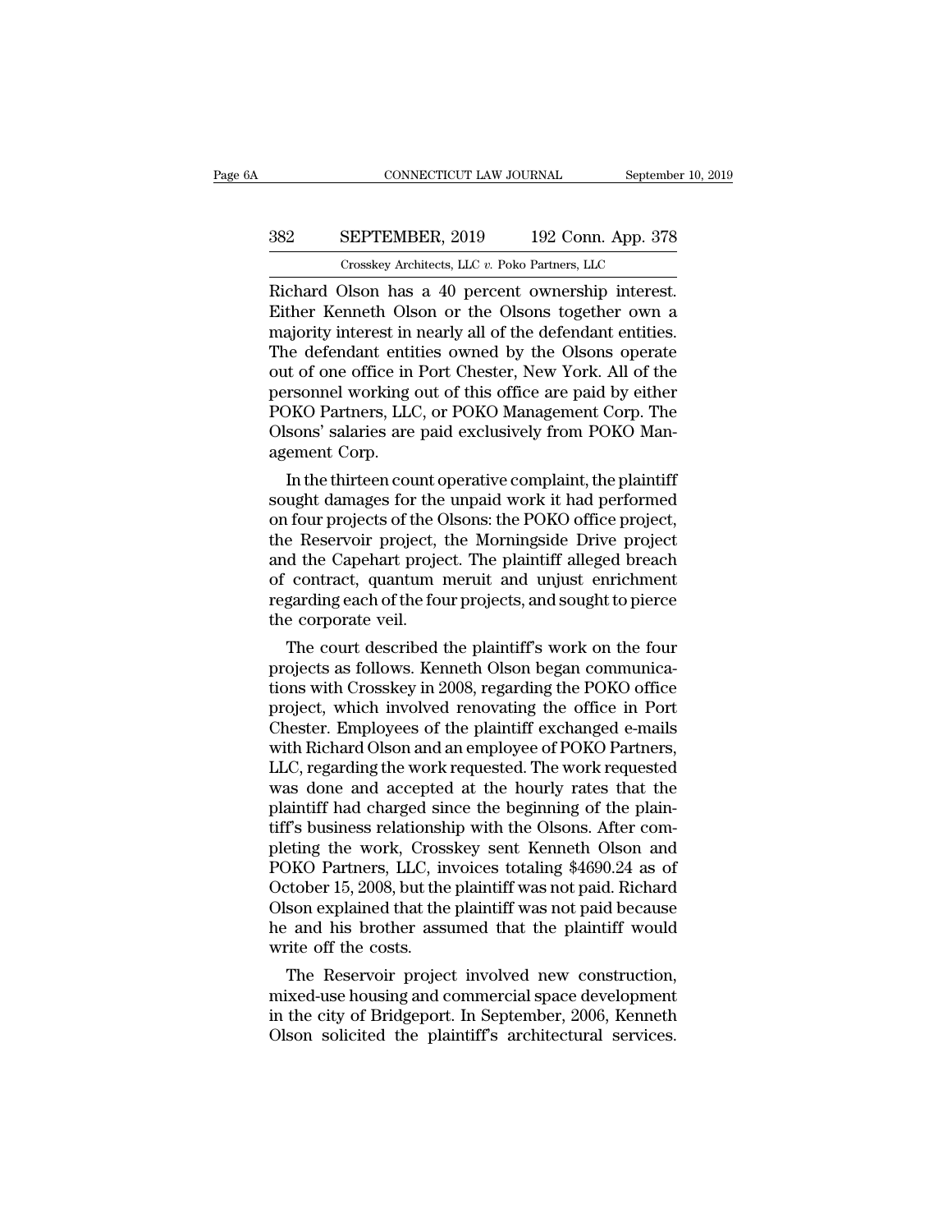Richard Olson has a 40 percent ownership interest. Either Kenneth Olson or the Olsons together own a majority interest in nearly all of the defendant entities. The defendant entities owned by the Olsons operate out of one office in Port Chester, New York. All of the personnel working out of this office are paid by either POKO Partners, LLC, or POKO Management Corp. The Olsons' salaries are paid exclusively from POKO Management Corp.

In the thirteen count operative complaint, the plaintiff sought damages for the unpaid work it had performed on four projects of the Olsons: the POKO office project, the Reservoir project, the Morningside Drive project and the Capehart project. The plaintiff alleged breach of contract, quantum meruit and unjust enrichment regarding each of the four projects, and sought to pierce the corporate veil.

The court described the plaintiff's work on the four projects as follows. Kenneth Olson began communications with Crosskey in 2008, regarding the POKO office project, which involved renovating the office in Port Chester. Employees of the plaintiff exchanged e-mails with Richard Olson and an employee of POKO Partners, LLC, regarding the work requested. The work requested was done and accepted at the hourly rates that the plaintiff had charged since the beginning of the plaintiff's business relationship with the Olsons. After completing the work, Crosskey sent Kenneth Olson and POKO Partners, LLC, invoices totaling $4690.24 as of October 15, 2008, but the plaintiff was not paid. Richard Olson explained that the plaintiff was not paid because he and his brother assumed that the plaintiff would write off the costs.

The Reservoir project involved new construction, mixed-use housing and commercial space development in the city of Bridgeport. In September, 2006, Kenneth Olson solicited the plaintiff's architectural services.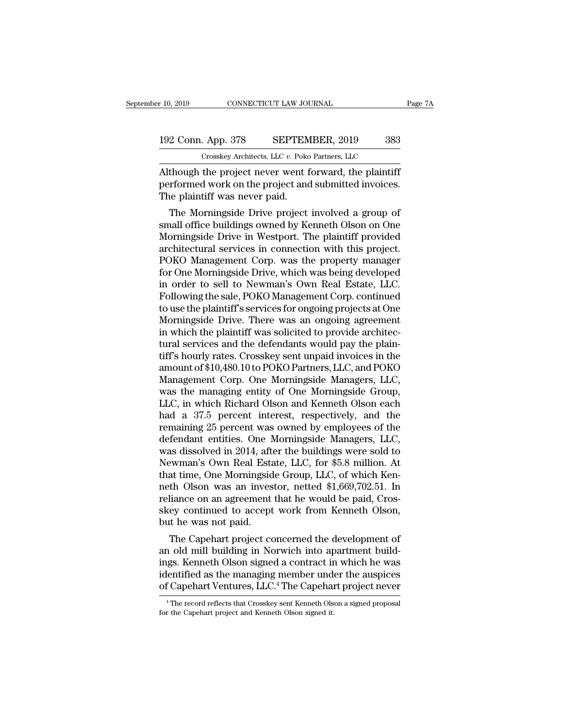Although the project never went forward, the plaintiff performed work on the project and submitted invoices. The plaintiff was never paid.

The Morningside Drive project involved a group of small office buildings owned by Kenneth Olson on One Morningside Drive in Westport. The plaintiff provided architectural services in connection with this project. POKO Management Corp. was the property manager for One Morningside Drive, which was being developed in order to sell to Newman's Own Real Estate, LLC. Following the sale, POKO Management Corp. continued to use the plaintiff's services for ongoing projects at One Morningside Drive. There was an ongoing agreement in which the plaintiff was solicited to provide architectural services and the defendants would pay the plaintiff's hourly rates. Crosskey sent unpaid invoices in the amount of $10,480.10 to POKO Partners, LLC, and POKO Management Corp. One Morningside Managers, LLC, was the managing entity of One Morningside Group, LLC, in which Richard Olson and Kenneth Olson each had a 37.5 percent interest, respectively, and the remaining 25 percent was owned by employees of the defendant entities. One Morningside Managers, LLC, was dissolved in 2014, after the buildings were sold to Newman's Own Real Estate, LLC, for $5.8 million. At that time, One Morningside Group, LLC, of which Kenneth Olson was an investor, netted $1,669,702.51. In reliance on an agreement that he would be paid, Crosskey continued to accept work from Kenneth Olson, but he was not paid.

The Capehart project concerned the development of an old mill building in Norwich into apartment buildings. Kenneth Olson signed a contract in which he was identified as the managing member under the auspices of Capehart Ventures, LLC.[4] The Capehart project never

[4] The record reflects that Crosskey sent Kenneth Olson a signed proposal for the Capehart project and Kenneth Olson signed it.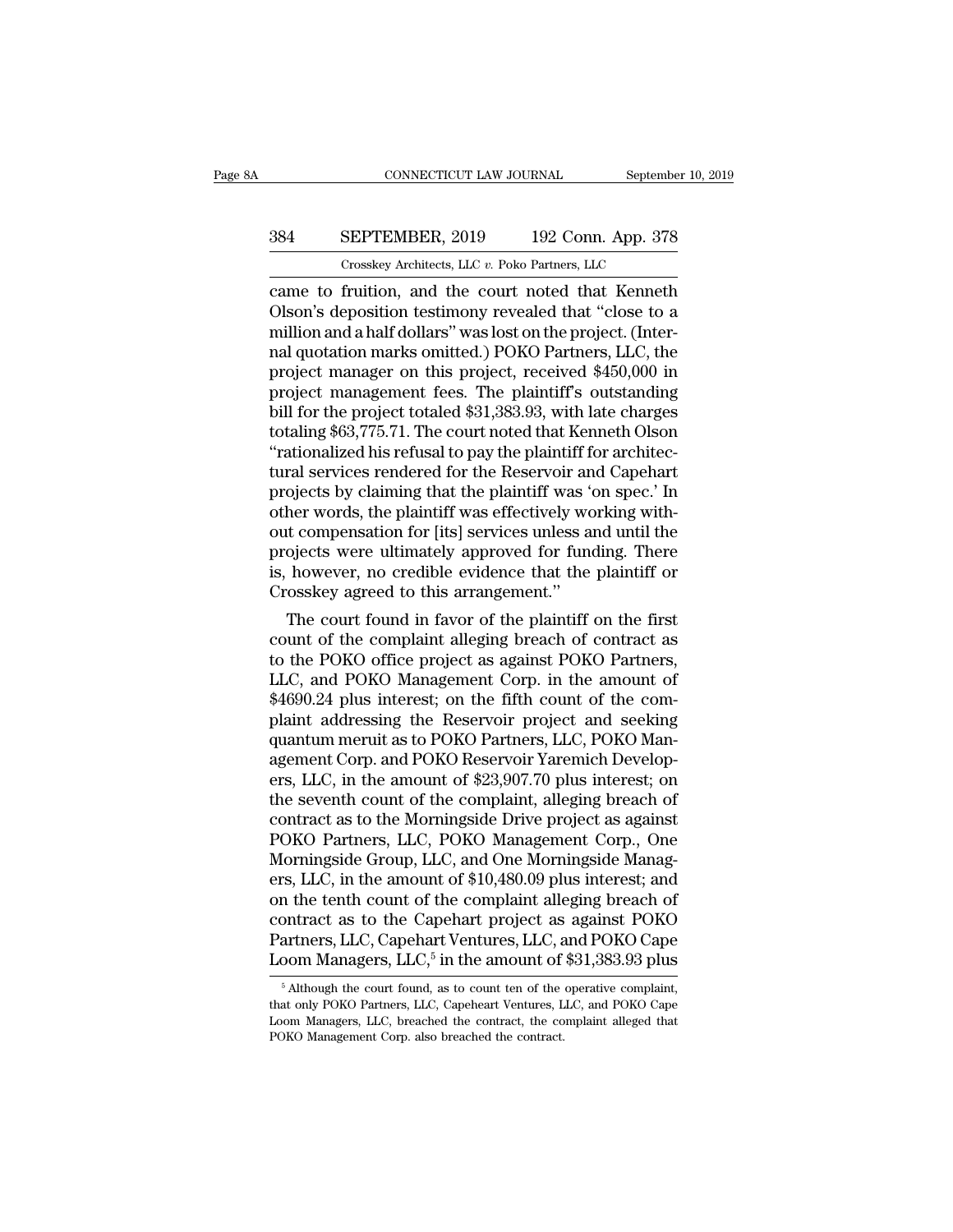came to fruition, and the court noted that Kenneth Olson's deposition testimony revealed that "close to a million and a half dollars" was lost on the project. (Internal quotation marks omitted.) POKO Partners, LLC, the project manager on this project, received $450,000 in project management fees. The plaintiff's outstanding bill for the project totaled $31,383.93, with late charges totaling $63,775.71. The court noted that Kenneth Olson "rationalized his refusal to pay the plaintiff for architectural services rendered for the Reservoir and Capehart projects by claiming that the plaintiff was 'on spec.' In other words, the plaintiff was effectively working without compensation for [its] services unless and until the projects were ultimately approved for funding. There is, however, no credible evidence that the plaintiff or Crosskey agreed to this arrangement."

The court found in favor of the plaintiff on the first count of the complaint alleging breach of contract as to the POKO office project as against POKO Partners, LLC, and POKO Management Corp. in the amount of $4690.24 plus interest; on the fifth count of the complaint addressing the Reservoir project and seeking quantum meruit as to POKO Partners, LLC, POKO Management Corp. and POKO Reservoir Yaremich Developers, LLC, in the amount of $23,907.70 plus interest; on the seventh count of the complaint, alleging breach of contract as to the Morningside Drive project as against POKO Partners, LLC, POKO Management Corp., One Morningside Group, LLC, and One Morningside Managers, LLC, in the amount of $10,480.09 plus interest; and on the tenth count of the complaint alleging breach of contract as to the Capehart project as against POKO Partners, LLC, Capehart Ventures, LLC, and POKO Cape Loom Managers, LLC,[5] in the amount of $31,383.93 plus

[5] Although the court found, as to count ten of the operative complaint, that only POKO Partners, LLC, Capeheart Ventures, LLC, and POKO Cape Loom Managers, LLC, breached the contract, the complaint alleged that POKO Management Corp. also breached the contract.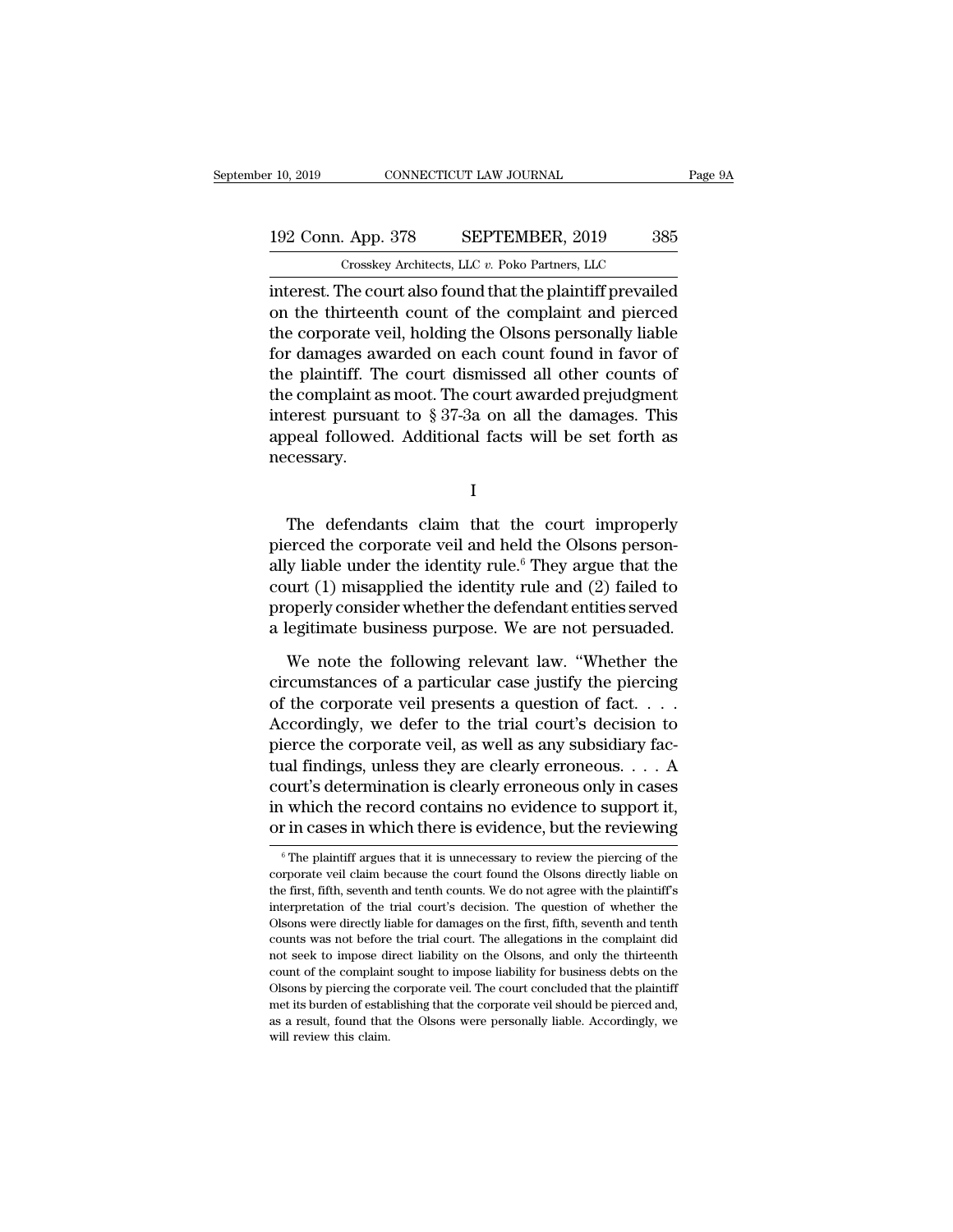interest. The court also found that the plaintiff prevailed on the thirteenth count of the complaint and pierced the corporate veil, holding the Olsons personally liable for damages awarded on each count found in favor of the plaintiff. The court dismissed all other counts of the complaint as moot. The court awarded prejudgment interest pursuant to § 37-3a on all the damages. This appeal followed. Additional facts will be set forth as necessary.

I

The defendants claim that the court improperly pierced the corporate veil and held the Olsons personally liable under the identity rule.[6] They argue that the court (1) misapplied the identity rule and (2) failed to properly consider whether the defendant entities served a legitimate business purpose. We are not persuaded.

We note the following relevant law. "Whether the circumstances of a particular case justify the piercing of the corporate veil presents a question of fact. . . . Accordingly, we defer to the trial court's decision to pierce the corporate veil, as well as any subsidiary factual findings, unless they are clearly erroneous. . . . A court's determination is clearly erroneous only in cases in which the record contains no evidence to support it, or in cases in which there is evidence, but the reviewing

[6] The plaintiff argues that it is unnecessary to review the piercing of the corporate veil claim because the court found the Olsons directly liable on the first, fifth, seventh and tenth counts. We do not agree with the plaintiff's interpretation of the trial court's decision. The question of whether the Olsons were directly liable for damages on the first, fifth, seventh and tenth counts was not before the trial court. The allegations in the complaint did not seek to impose direct liability on the Olsons, and only the thirteenth count of the complaint sought to impose liability for business debts on the Olsons by piercing the corporate veil. The court concluded that the plaintiff met its burden of establishing that the corporate veil should be pierced and, as a result, found that the Olsons were personally liable. Accordingly, we will review this claim.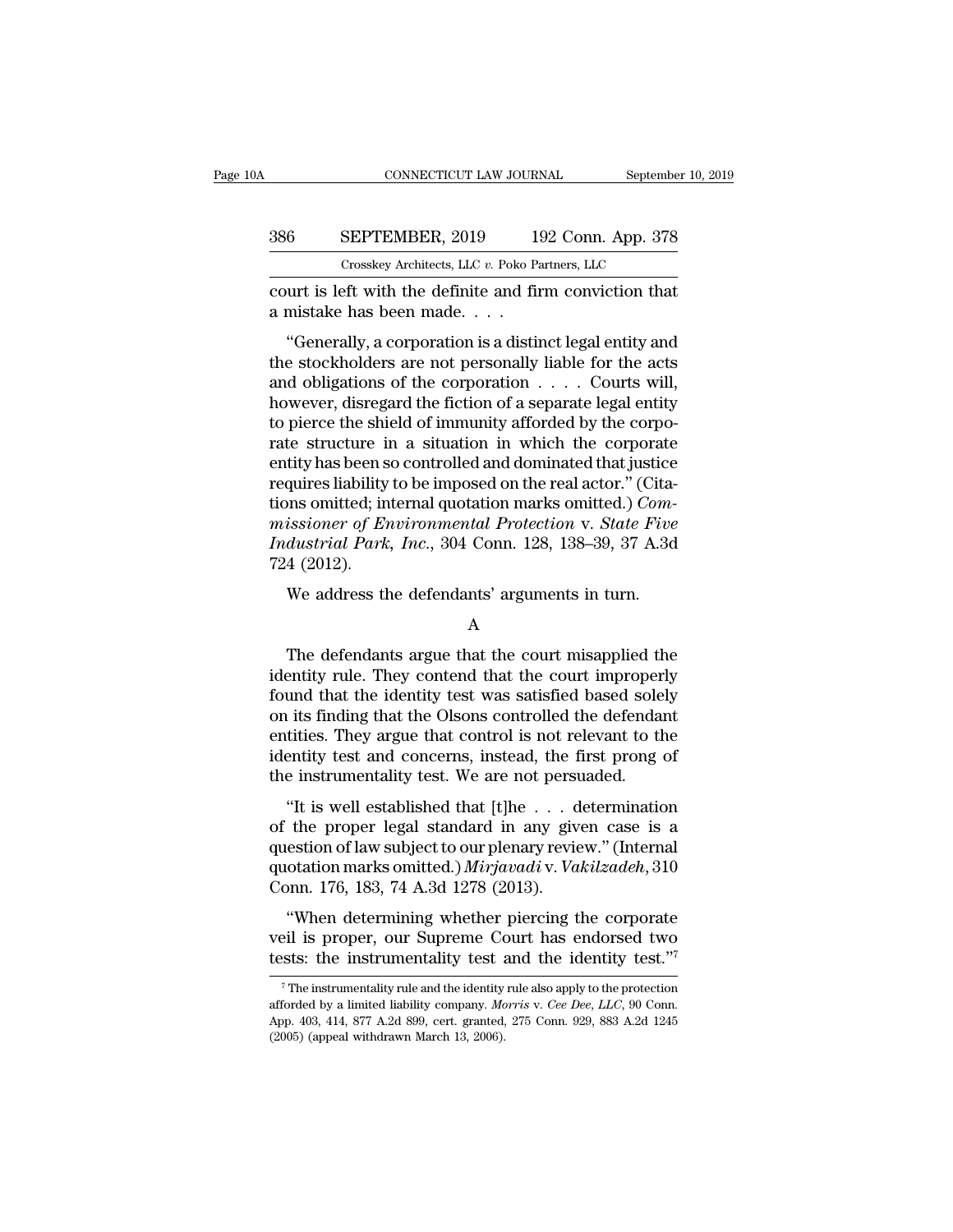court is left with the definite and firm conviction that a mistake has been made. . . .

"Generally, a corporation is a distinct legal entity and the stockholders are not personally liable for the acts and obligations of the corporation . . . . Courts will, however, disregard the fiction of a separate legal entity to pierce the shield of immunity afforded by the corporate structure in a situation in which the corporate entity has been so controlled and dominated that justice requires liability to be imposed on the real actor." (Citations omitted; internal quotation marks omitted.) *Commissioner of Environmental Protection* v. *State Five Industrial Park, Inc.*, 304 Conn. 128, 138–39, 37 A.3d 724 (2012).

We address the defendants' arguments in turn.

A

The defendants argue that the court misapplied the identity rule. They contend that the court improperly found that the identity test was satisfied based solely on its finding that the Olsons controlled the defendant entities. They argue that control is not relevant to the identity test and concerns, instead, the first prong of the instrumentality test. We are not persuaded.

"It is well established that [t]he . . . determination of the proper legal standard in any given case is a question of law subject to our plenary review." (Internal quotation marks omitted.) *Mirjavadi* v. *Vakilzadeh*, 310 Conn. 176, 183, 74 A.3d 1278 (2013).

"When determining whether piercing the corporate veil is proper, our Supreme Court has endorsed two tests: the instrumentality test and the identity test."[7]

[7] The instrumentality rule and the identity rule also apply to the protection afforded by a limited liability company. *Morris* v. *Cee Dee, LLC*, 90 Conn. App. 403, 414, 877 A.2d 899, cert. granted, 275 Conn. 929, 883 A.2d 1245 (2005) (appeal withdrawn March 13, 2006).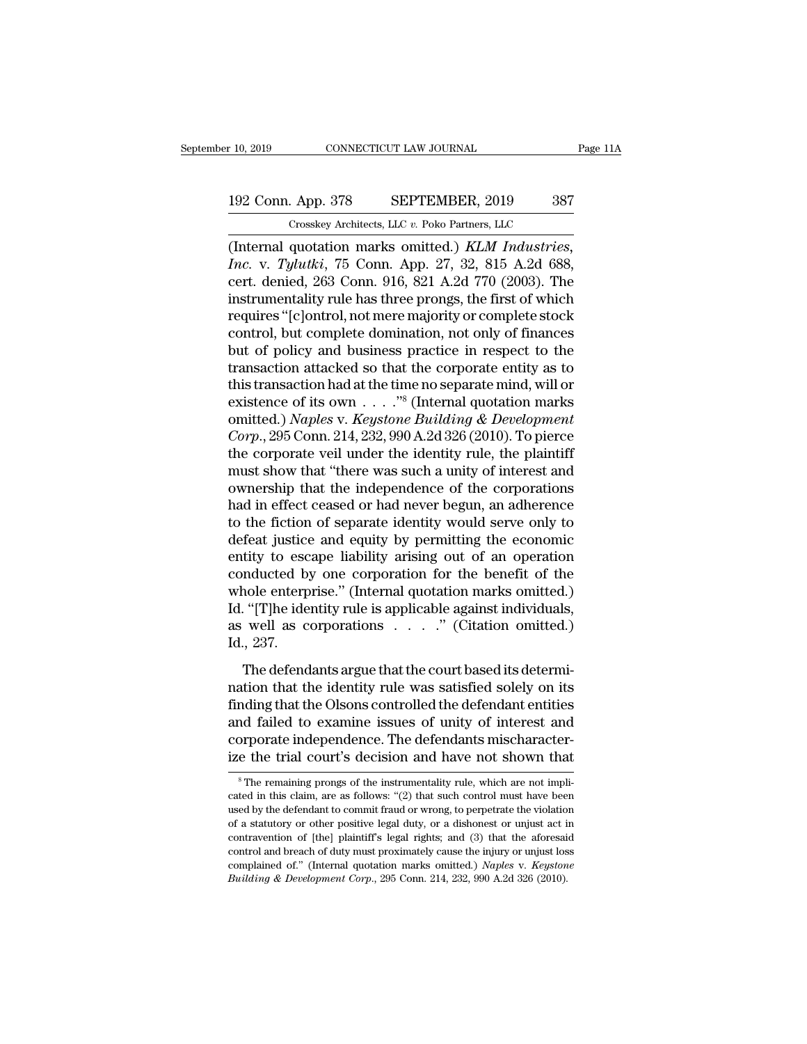(Internal quotation marks omitted.) *KLM Industries, Inc.* v. *Tylutki*, 75 Conn. App. 27, 32, 815 A.2d 688, cert. denied, 263 Conn. 916, 821 A.2d 770 (2003). The instrumentality rule has three prongs, the first of which requires "[c]ontrol, not mere majority or complete stock control, but complete domination, not only of finances but of policy and business practice in respect to the transaction attacked so that the corporate entity as to this transaction had at the time no separate mind, will or existence of its own . . . ."[8] (Internal quotation marks omitted.) *Naples* v. *Keystone Building & Development Corp.*, 295 Conn. 214, 232, 990 A.2d 326 (2010). To pierce the corporate veil under the identity rule, the plaintiff must show that "there was such a unity of interest and ownership that the independence of the corporations had in effect ceased or had never begun, an adherence to the fiction of separate identity would serve only to defeat justice and equity by permitting the economic entity to escape liability arising out of an operation conducted by one corporation for the benefit of the whole enterprise." (Internal quotation marks omitted.) Id. "[T]he identity rule is applicable against individuals, as well as corporations . . . ." (Citation omitted.) Id., 237.

The defendants argue that the court based its determination that the identity rule was satisfied solely on its finding that the Olsons controlled the defendant entities and failed to examine issues of unity of interest and corporate independence. The defendants mischaracterize the trial court's decision and have not shown that

---

[8] The remaining prongs of the instrumentality rule, which are not implicated in this claim, are as follows: "(2) that such control must have been used by the defendant to commit fraud or wrong, to perpetrate the violation of a statutory or other positive legal duty, or a dishonest or unjust act in contravention of [the] plaintiff's legal rights; and (3) that the aforesaid control and breach of duty must proximately cause the injury or unjust loss complained of." (Internal quotation marks omitted.) *Naples* v. *Keystone Building & Development Corp.*, 295 Conn. 214, 232, 990 A.2d 326 (2010).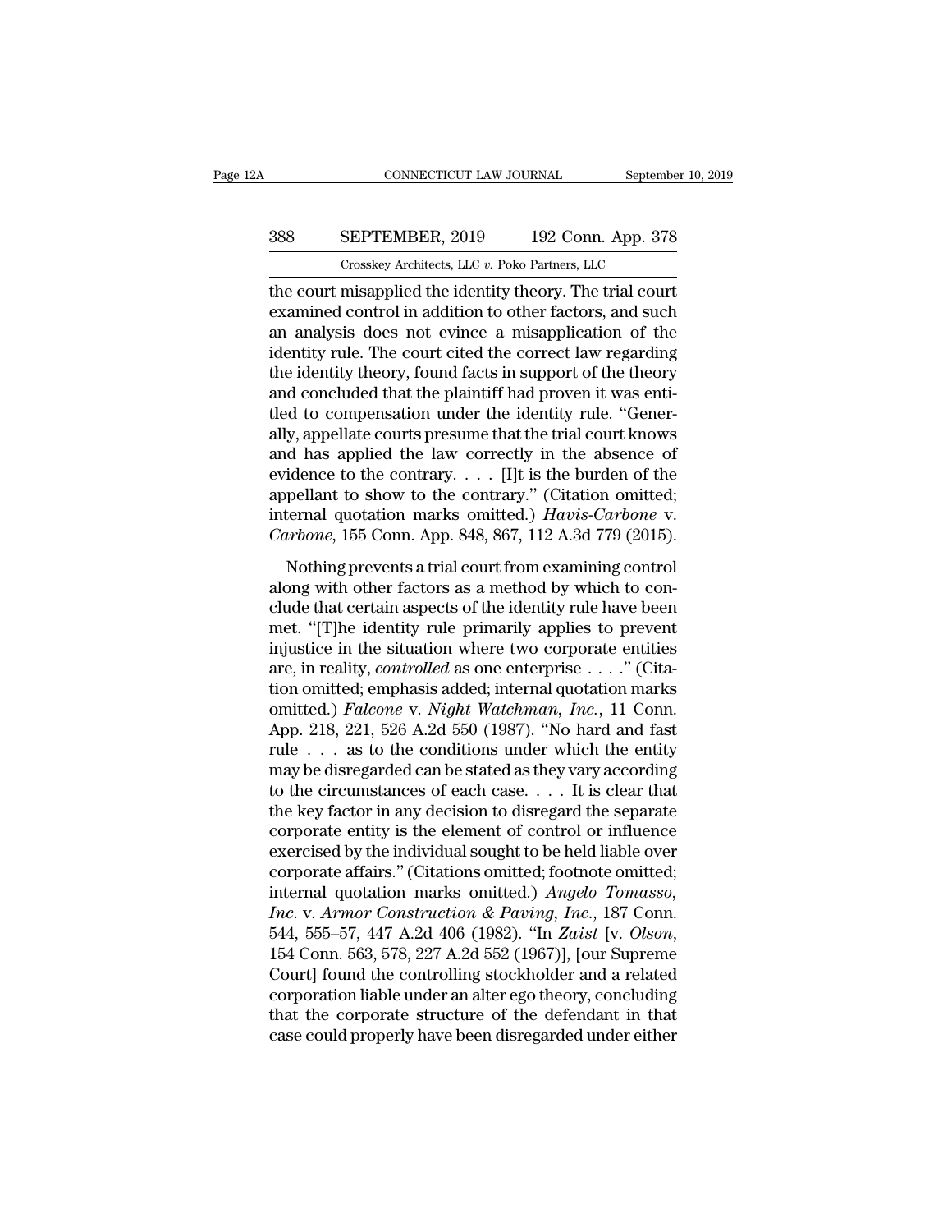the court misapplied the identity theory. The trial court examined control in addition to other factors, and such an analysis does not evince a misapplication of the identity rule. The court cited the correct law regarding the identity theory, found facts in support of the theory and concluded that the plaintiff had proven it was entitled to compensation under the identity rule. "Generally, appellate courts presume that the trial court knows and has applied the law correctly in the absence of evidence to the contrary. . . . [I]t is the burden of the appellant to show to the contrary." (Citation omitted; internal quotation marks omitted.) *Havis-Carbone* v. *Carbone*, 155 Conn. App. 848, 867, 112 A.3d 779 (2015).

Nothing prevents a trial court from examining control along with other factors as a method by which to conclude that certain aspects of the identity rule have been met. "[T]he identity rule primarily applies to prevent injustice in the situation where two corporate entities are, in reality, *controlled* as one enterprise . . . ." (Citation omitted; emphasis added; internal quotation marks omitted.) *Falcone* v. *Night Watchman, Inc.*, 11 Conn. App. 218, 221, 526 A.2d 550 (1987). "No hard and fast rule . . . as to the conditions under which the entity may be disregarded can be stated as they vary according to the circumstances of each case. . . . It is clear that the key factor in any decision to disregard the separate corporate entity is the element of control or influence exercised by the individual sought to be held liable over corporate affairs." (Citations omitted; footnote omitted; internal quotation marks omitted.) *Angelo Tomasso, Inc.* v. *Armor Construction & Paving, Inc.*, 187 Conn. 544, 555–57, 447 A.2d 406 (1982). "In *Zaist* [v. *Olson*, 154 Conn. 563, 578, 227 A.2d 552 (1967)], [our Supreme Court] found the controlling stockholder and a related corporation liable under an alter ego theory, concluding that the corporate structure of the defendant in that case could properly have been disregarded under either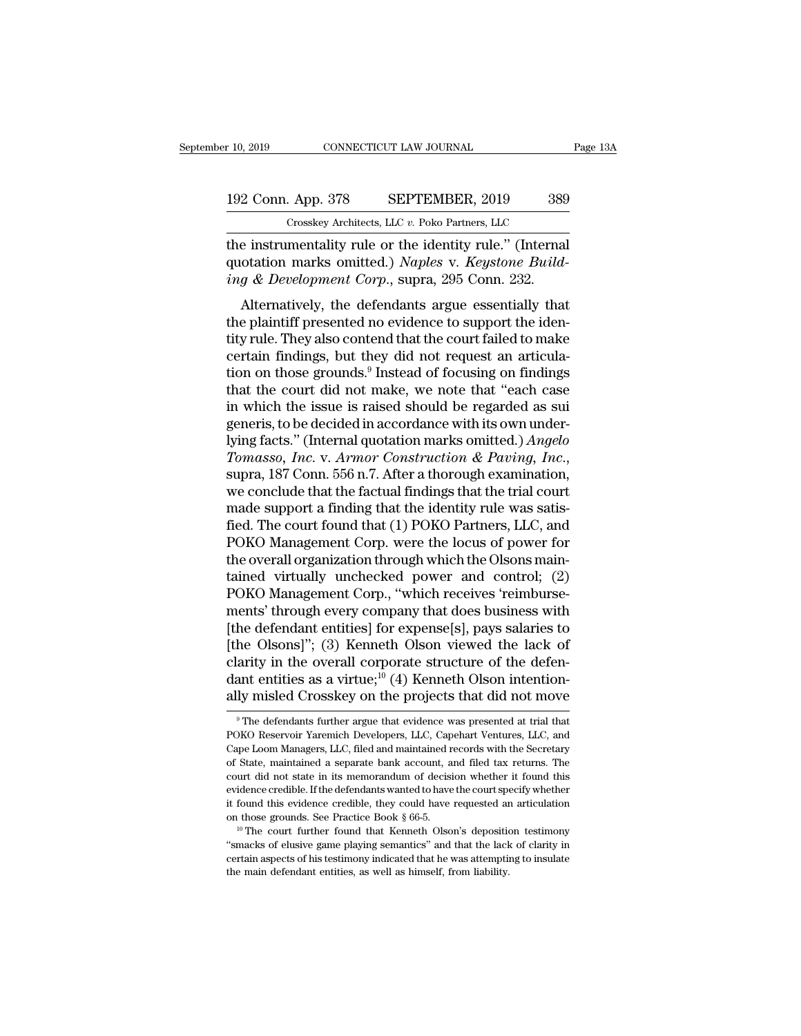the instrumentality rule or the identity rule." (Internal quotation marks omitted.) *Naples* v. *Keystone Building & Development Corp.*, supra, 295 Conn. 232.

Alternatively, the defendants argue essentially that the plaintiff presented no evidence to support the identity rule. They also contend that the court failed to make certain findings, but they did not request an articulation on those grounds.[9] Instead of focusing on findings that the court did not make, we note that "each case in which the issue is raised should be regarded as sui generis, to be decided in accordance with its own underlying facts." (Internal quotation marks omitted.) *Angelo Tomasso, Inc.* v. *Armor Construction & Paving, Inc.*, supra, 187 Conn. 556 n.7. After a thorough examination, we conclude that the factual findings that the trial court made support a finding that the identity rule was satisfied. The court found that (1) POKO Partners, LLC, and POKO Management Corp. were the locus of power for the overall organization through which the Olsons maintained virtually unchecked power and control; (2) POKO Management Corp., "which receives 'reimbursements' through every company that does business with [the defendant entities] for expense[s], pays salaries to [the Olsons]"; (3) Kenneth Olson viewed the lack of clarity in the overall corporate structure of the defendant entities as a virtue;[10] (4) Kenneth Olson intentionally misled Crosskey on the projects that did not move

[9] The defendants further argue that evidence was presented at trial that POKO Reservoir Yaremich Developers, LLC, Capehart Ventures, LLC, and Cape Loom Managers, LLC, filed and maintained records with the Secretary of State, maintained a separate bank account, and filed tax returns. The court did not state in its memorandum of decision whether it found this evidence credible. If the defendants wanted to have the court specify whether it found this evidence credible, they could have requested an articulation on those grounds. See Practice Book § 66-5.

[10] The court further found that Kenneth Olson's deposition testimony "smacks of elusive game playing semantics" and that the lack of clarity in certain aspects of his testimony indicated that he was attempting to insulate the main defendant entities, as well as himself, from liability.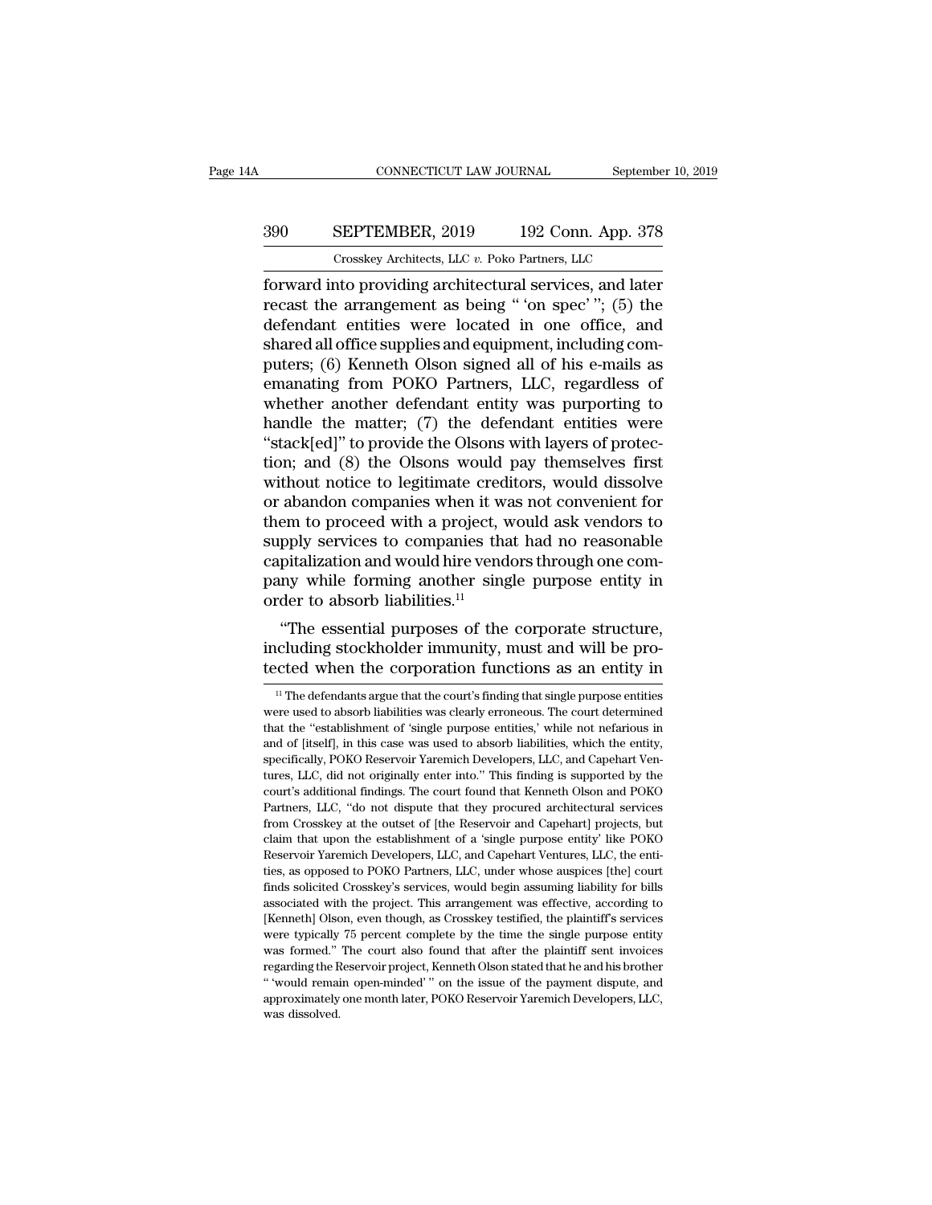forward into providing architectural services, and later recast the arrangement as being " 'on spec' "; (5) the defendant entities were located in one office, and shared all office supplies and equipment, including computers; (6) Kenneth Olson signed all of his e-mails as emanating from POKO Partners, LLC, regardless of whether another defendant entity was purporting to handle the matter; (7) the defendant entities were "stack[ed]" to provide the Olsons with layers of protection; and (8) the Olsons would pay themselves first without notice to legitimate creditors, would dissolve or abandon companies when it was not convenient for them to proceed with a project, would ask vendors to supply services to companies that had no reasonable capitalization and would hire vendors through one company while forming another single purpose entity in order to absorb liabilities.[11]

"The essential purposes of the corporate structure, including stockholder immunity, must and will be protected when the corporation functions as an entity in

---

[11] The defendants argue that the court's finding that single purpose entities were used to absorb liabilities was clearly erroneous. The court determined that the "establishment of 'single purpose entities,' while not nefarious in and of [itself], in this case was used to absorb liabilities, which the entity, specifically, POKO Reservoir Yaremich Developers, LLC, and Capehart Ventures, LLC, did not originally enter into." This finding is supported by the court's additional findings. The court found that Kenneth Olson and POKO Partners, LLC, "do not dispute that they procured architectural services from Crosskey at the outset of [the Reservoir and Capehart] projects, but claim that upon the establishment of a 'single purpose entity' like POKO Reservoir Yaremich Developers, LLC, and Capehart Ventures, LLC, the entities, as opposed to POKO Partners, LLC, under whose auspices [the] court finds solicited Crosskey's services, would begin assuming liability for bills associated with the project. This arrangement was effective, according to [Kenneth] Olson, even though, as Crosskey testified, the plaintiff's services were typically 75 percent complete by the time the single purpose entity was formed." The court also found that after the plaintiff sent invoices regarding the Reservoir project, Kenneth Olson stated that he and his brother " 'would remain open-minded' " on the issue of the payment dispute, and approximately one month later, POKO Reservoir Yaremich Developers, LLC, was dissolved.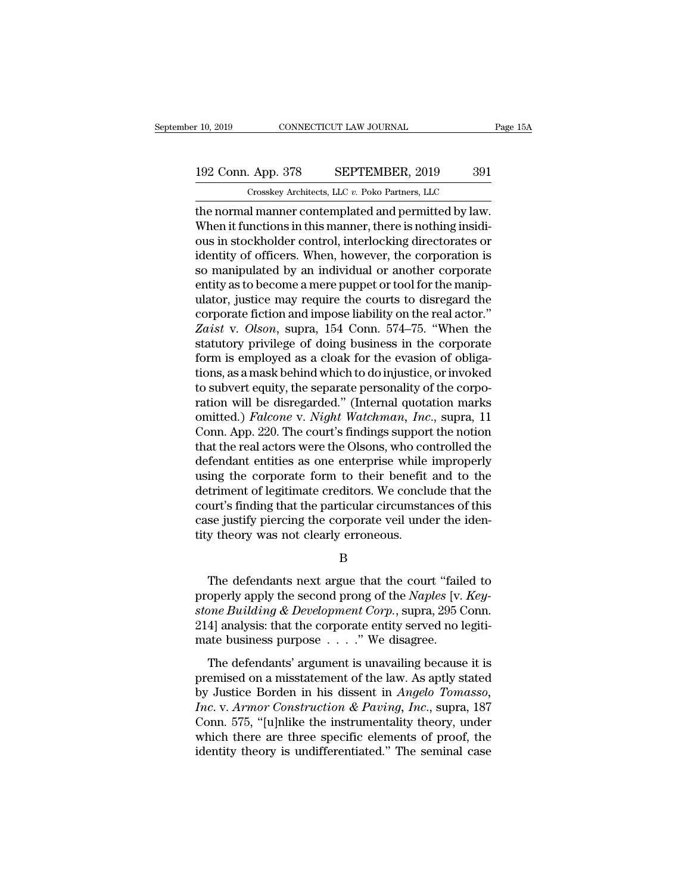the normal manner contemplated and permitted by law. When it functions in this manner, there is nothing insidious in stockholder control, interlocking directorates or identity of officers. When, however, the corporation is so manipulated by an individual or another corporate entity as to become a mere puppet or tool for the manipulator, justice may require the courts to disregard the corporate fiction and impose liability on the real actor." *Zaist* v. *Olson*, supra, 154 Conn. 574–75. "When the statutory privilege of doing business in the corporate form is employed as a cloak for the evasion of obligations, as a mask behind which to do injustice, or invoked to subvert equity, the separate personality of the corporation will be disregarded." (Internal quotation marks omitted.) *Falcone* v. *Night Watchman, Inc.*, supra, 11 Conn. App. 220. The court's findings support the notion that the real actors were the Olsons, who controlled the defendant entities as one enterprise while improperly using the corporate form to their benefit and to the detriment of legitimate creditors. We conclude that the court's finding that the particular circumstances of this case justify piercing the corporate veil under the identity theory was not clearly erroneous.

B

The defendants next argue that the court "failed to properly apply the second prong of the *Naples* [v. *Keystone Building & Development Corp.*, supra, 295 Conn. 214] analysis: that the corporate entity served no legitimate business purpose . . . ." We disagree.

The defendants' argument is unavailing because it is premised on a misstatement of the law. As aptly stated by Justice Borden in his dissent in *Angelo Tomasso, Inc.* v. *Armor Construction & Paving, Inc.*, supra, 187 Conn. 575, "[u]nlike the instrumentality theory, under which there are three specific elements of proof, the identity theory is undifferentiated." The seminal case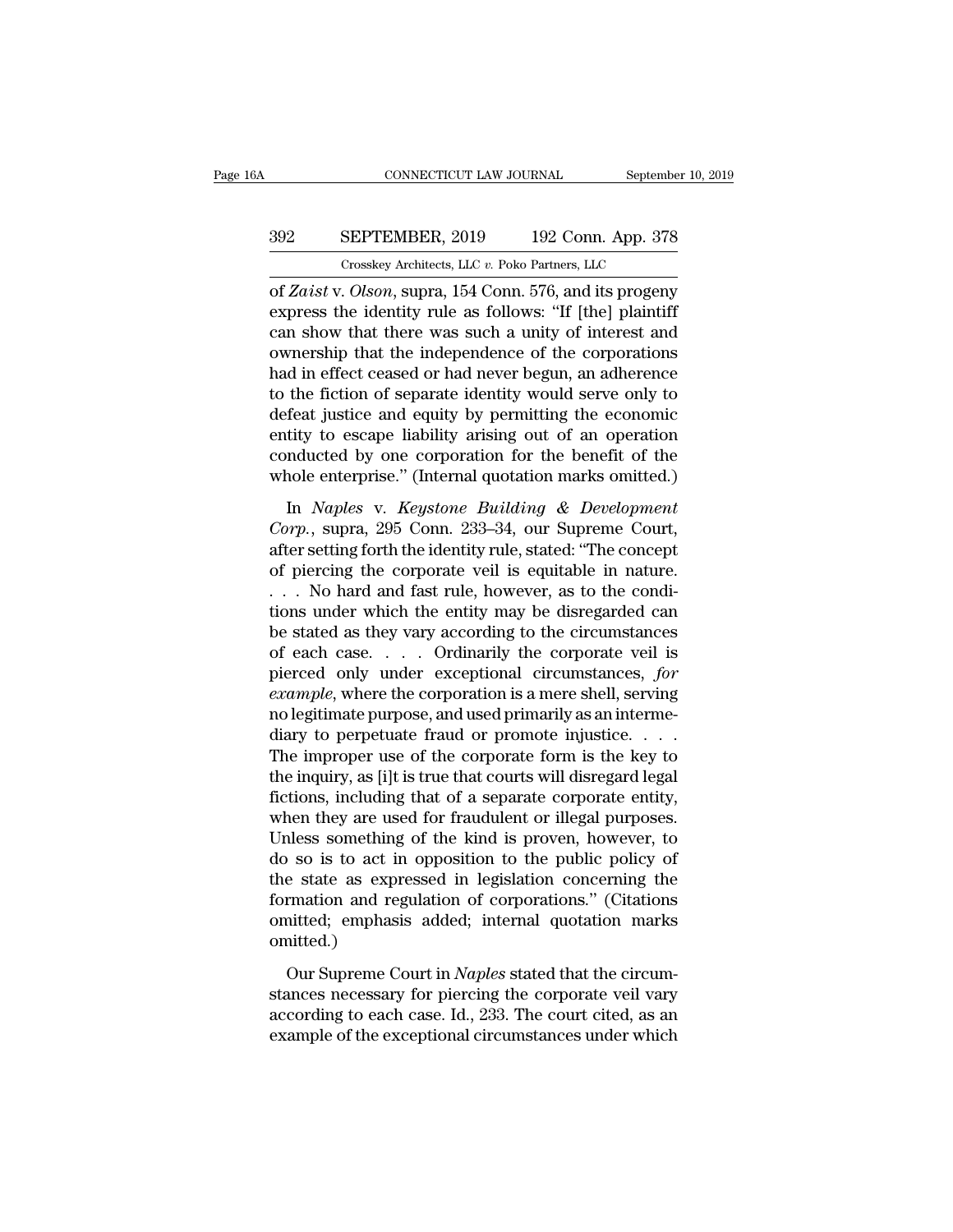of *Zaist* v. *Olson*, supra, 154 Conn. 576, and its progeny express the identity rule as follows: "If [the] plaintiff can show that there was such a unity of interest and ownership that the independence of the corporations had in effect ceased or had never begun, an adherence to the fiction of separate identity would serve only to defeat justice and equity by permitting the economic entity to escape liability arising out of an operation conducted by one corporation for the benefit of the whole enterprise." (Internal quotation marks omitted.)

In *Naples* v. *Keystone Building & Development Corp.*, supra, 295 Conn. 233–34, our Supreme Court, after setting forth the identity rule, stated: "The concept of piercing the corporate veil is equitable in nature. . . . No hard and fast rule, however, as to the conditions under which the entity may be disregarded can be stated as they vary according to the circumstances of each case. . . . Ordinarily the corporate veil is pierced only under exceptional circumstances, *for example*, where the corporation is a mere shell, serving no legitimate purpose, and used primarily as an intermediary to perpetuate fraud or promote injustice. . . . The improper use of the corporate form is the key to the inquiry, as [i]t is true that courts will disregard legal fictions, including that of a separate corporate entity, when they are used for fraudulent or illegal purposes. Unless something of the kind is proven, however, to do so is to act in opposition to the public policy of the state as expressed in legislation concerning the formation and regulation of corporations." (Citations omitted; emphasis added; internal quotation marks omitted.)

Our Supreme Court in *Naples* stated that the circumstances necessary for piercing the corporate veil vary according to each case. Id., 233. The court cited, as an example of the exceptional circumstances under which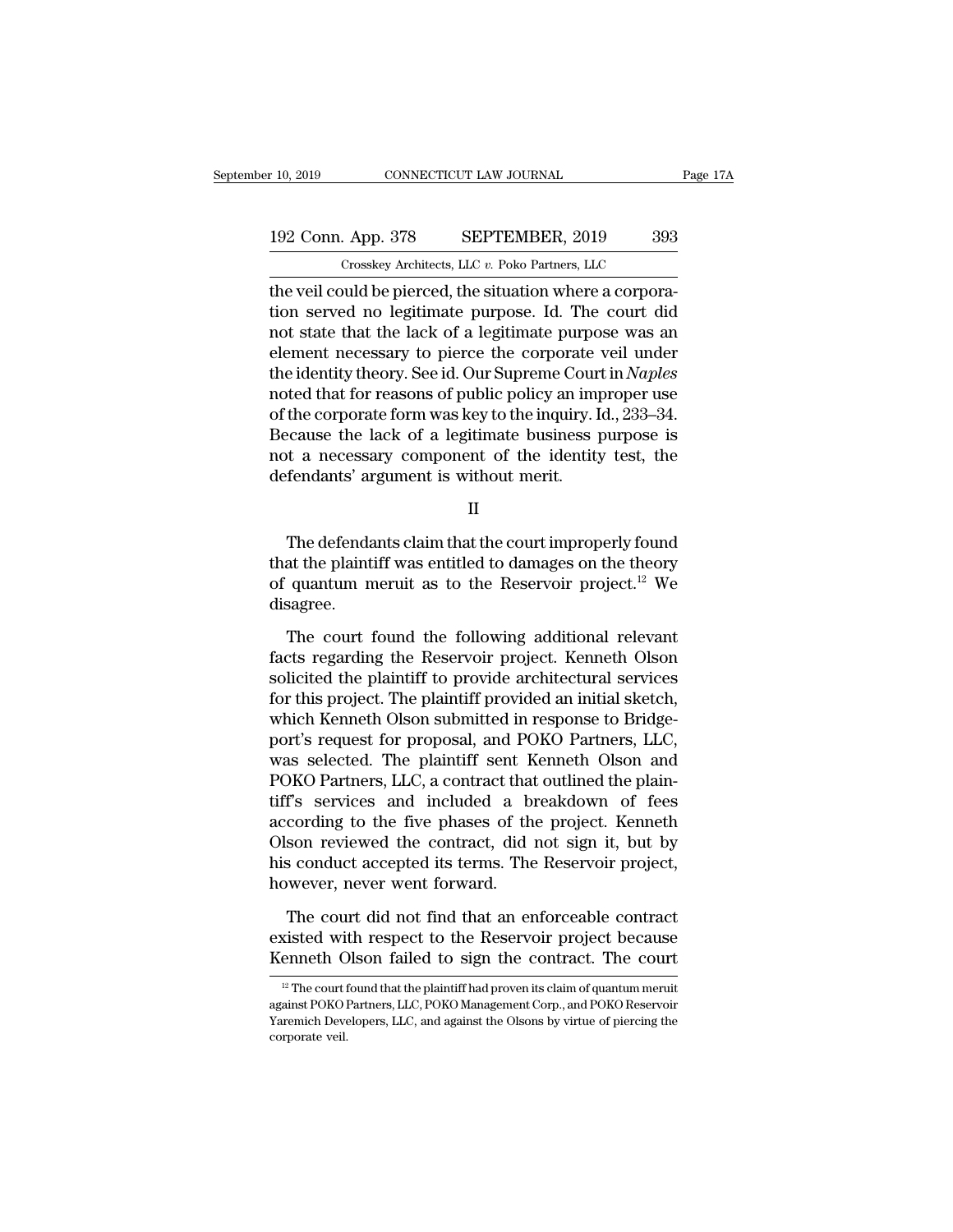the veil could be pierced, the situation where a corporation served no legitimate purpose. Id. The court did not state that the lack of a legitimate purpose was an element necessary to pierce the corporate veil under the identity theory. See id. Our Supreme Court in *Naples* noted that for reasons of public policy an improper use of the corporate form was key to the inquiry. Id., 233–34. Because the lack of a legitimate business purpose is not a necessary component of the identity test, the defendants' argument is without merit.

II

The defendants claim that the court improperly found that the plaintiff was entitled to damages on the theory of quantum meruit as to the Reservoir project.[12] We disagree.

The court found the following additional relevant facts regarding the Reservoir project. Kenneth Olson solicited the plaintiff to provide architectural services for this project. The plaintiff provided an initial sketch, which Kenneth Olson submitted in response to Bridgeport's request for proposal, and POKO Partners, LLC, was selected. The plaintiff sent Kenneth Olson and POKO Partners, LLC, a contract that outlined the plaintiff's services and included a breakdown of fees according to the five phases of the project. Kenneth Olson reviewed the contract, did not sign it, but by his conduct accepted its terms. The Reservoir project, however, never went forward.

The court did not find that an enforceable contract existed with respect to the Reservoir project because Kenneth Olson failed to sign the contract. The court

[12] The court found that the plaintiff had proven its claim of quantum meruit against POKO Partners, LLC, POKO Management Corp., and POKO Reservoir Yaremich Developers, LLC, and against the Olsons by virtue of piercing the corporate veil.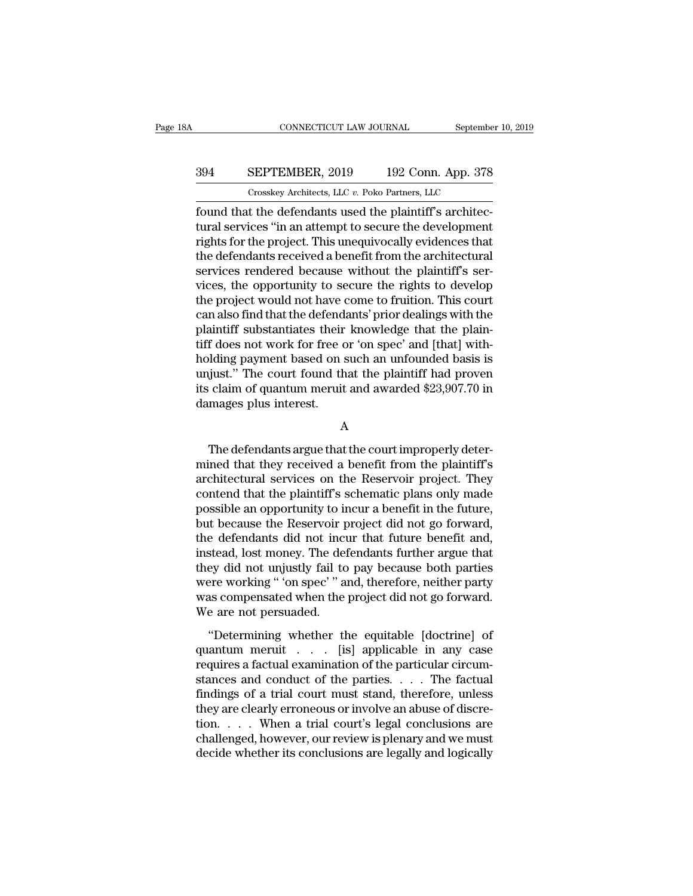found that the defendants used the plaintiff's architectural services "in an attempt to secure the development rights for the project. This unequivocally evidences that the defendants received a benefit from the architectural services rendered because without the plaintiff's services, the opportunity to secure the rights to develop the project would not have come to fruition. This court can also find that the defendants' prior dealings with the plaintiff substantiates their knowledge that the plaintiff does not work for free or 'on spec' and [that] withholding payment based on such an unfounded basis is unjust." The court found that the plaintiff had proven its claim of quantum meruit and awarded $23,907.70 in damages plus interest.

A

The defendants argue that the court improperly determined that they received a benefit from the plaintiff's architectural services on the Reservoir project. They contend that the plaintiff's schematic plans only made possible an opportunity to incur a benefit in the future, but because the Reservoir project did not go forward, the defendants did not incur that future benefit and, instead, lost money. The defendants further argue that they did not unjustly fail to pay because both parties were working " 'on spec' " and, therefore, neither party was compensated when the project did not go forward. We are not persuaded.

"Determining whether the equitable [doctrine] of quantum meruit . . . [is] applicable in any case requires a factual examination of the particular circumstances and conduct of the parties. . . . The factual findings of a trial court must stand, therefore, unless they are clearly erroneous or involve an abuse of discretion. . . . When a trial court's legal conclusions are challenged, however, our review is plenary and we must decide whether its conclusions are legally and logically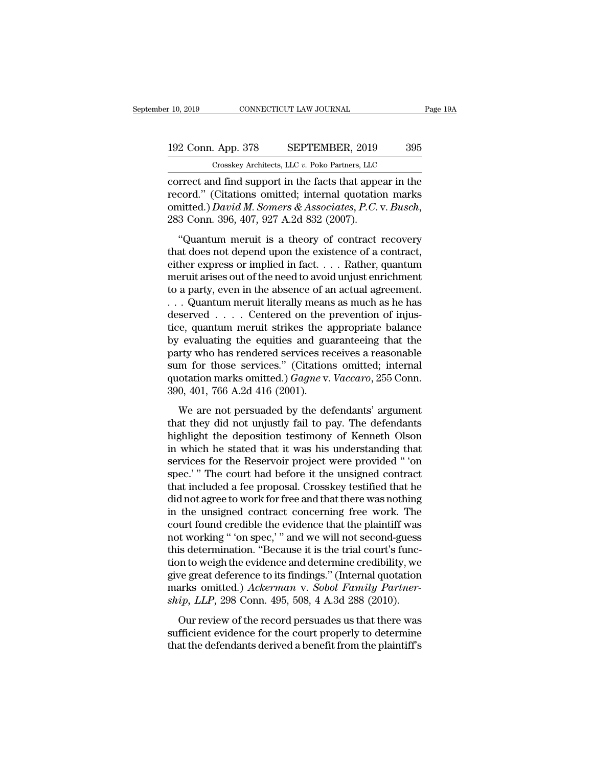correct and find support in the facts that appear in the record." (Citations omitted; internal quotation marks omitted.) *David M. Somers & Associates, P.C.* v. *Busch*, 283 Conn. 396, 407, 927 A.2d 832 (2007).

"Quantum meruit is a theory of contract recovery that does not depend upon the existence of a contract, either express or implied in fact. . . . Rather, quantum meruit arises out of the need to avoid unjust enrichment to a party, even in the absence of an actual agreement. . . . Quantum meruit literally means as much as he has deserved . . . . Centered on the prevention of injustice, quantum meruit strikes the appropriate balance by evaluating the equities and guaranteeing that the party who has rendered services receives a reasonable sum for those services." (Citations omitted; internal quotation marks omitted.) *Gagne* v. *Vaccaro*, 255 Conn. 390, 401, 766 A.2d 416 (2001).

We are not persuaded by the defendants' argument that they did not unjustly fail to pay. The defendants highlight the deposition testimony of Kenneth Olson in which he stated that it was his understanding that services for the Reservoir project were provided " 'on spec.' " The court had before it the unsigned contract that included a fee proposal. Crosskey testified that he did not agree to work for free and that there was nothing in the unsigned contract concerning free work. The court found credible the evidence that the plaintiff was not working " 'on spec,' " and we will not second-guess this determination. "Because it is the trial court's function to weigh the evidence and determine credibility, we give great deference to its findings." (Internal quotation marks omitted.) *Ackerman* v. *Sobol Family Partnership, LLP*, 298 Conn. 495, 508, 4 A.3d 288 (2010).

Our review of the record persuades us that there was sufficient evidence for the court properly to determine that the defendants derived a benefit from the plaintiff's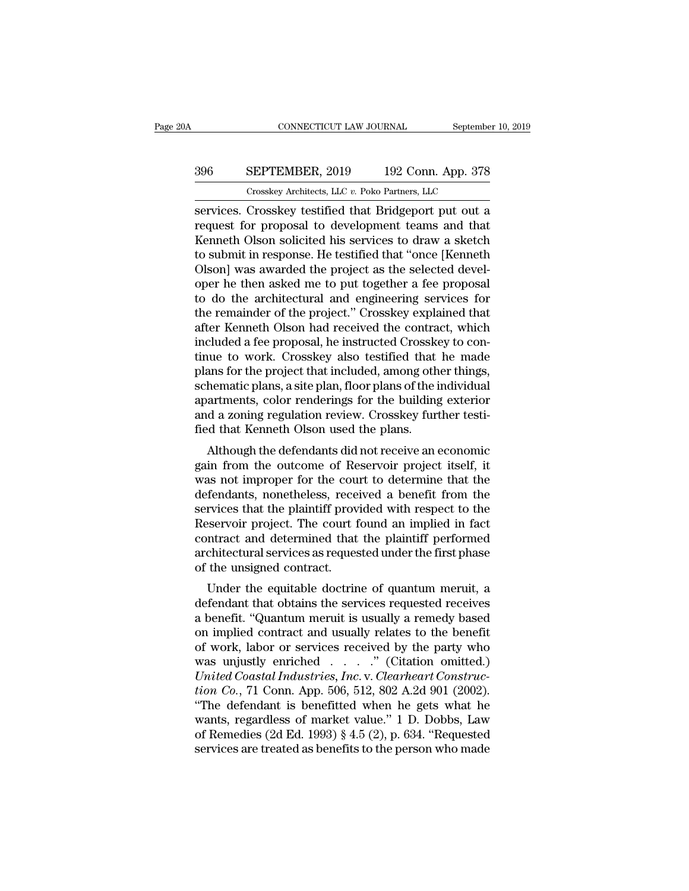services. Crosskey testified that Bridgeport put out a request for proposal to development teams and that Kenneth Olson solicited his services to draw a sketch to submit in response. He testified that "once [Kenneth Olson] was awarded the project as the selected developer he then asked me to put together a fee proposal to do the architectural and engineering services for the remainder of the project." Crosskey explained that after Kenneth Olson had received the contract, which included a fee proposal, he instructed Crosskey to continue to work. Crosskey also testified that he made plans for the project that included, among other things, schematic plans, a site plan, floor plans of the individual apartments, color renderings for the building exterior and a zoning regulation review. Crosskey further testified that Kenneth Olson used the plans.

Although the defendants did not receive an economic gain from the outcome of Reservoir project itself, it was not improper for the court to determine that the defendants, nonetheless, received a benefit from the services that the plaintiff provided with respect to the Reservoir project. The court found an implied in fact contract and determined that the plaintiff performed architectural services as requested under the first phase of the unsigned contract.

Under the equitable doctrine of quantum meruit, a defendant that obtains the services requested receives a benefit. "Quantum meruit is usually a remedy based on implied contract and usually relates to the benefit of work, labor or services received by the party who was unjustly enriched . . . ." (Citation omitted.) *United Coastal Industries, Inc.* v. *Clearheart Construction Co.*, 71 Conn. App. 506, 512, 802 A.2d 901 (2002). "The defendant is benefitted when he gets what he wants, regardless of market value." 1 D. Dobbs, Law of Remedies (2d Ed. 1993) § 4.5 (2), p. 634. "Requested services are treated as benefits to the person who made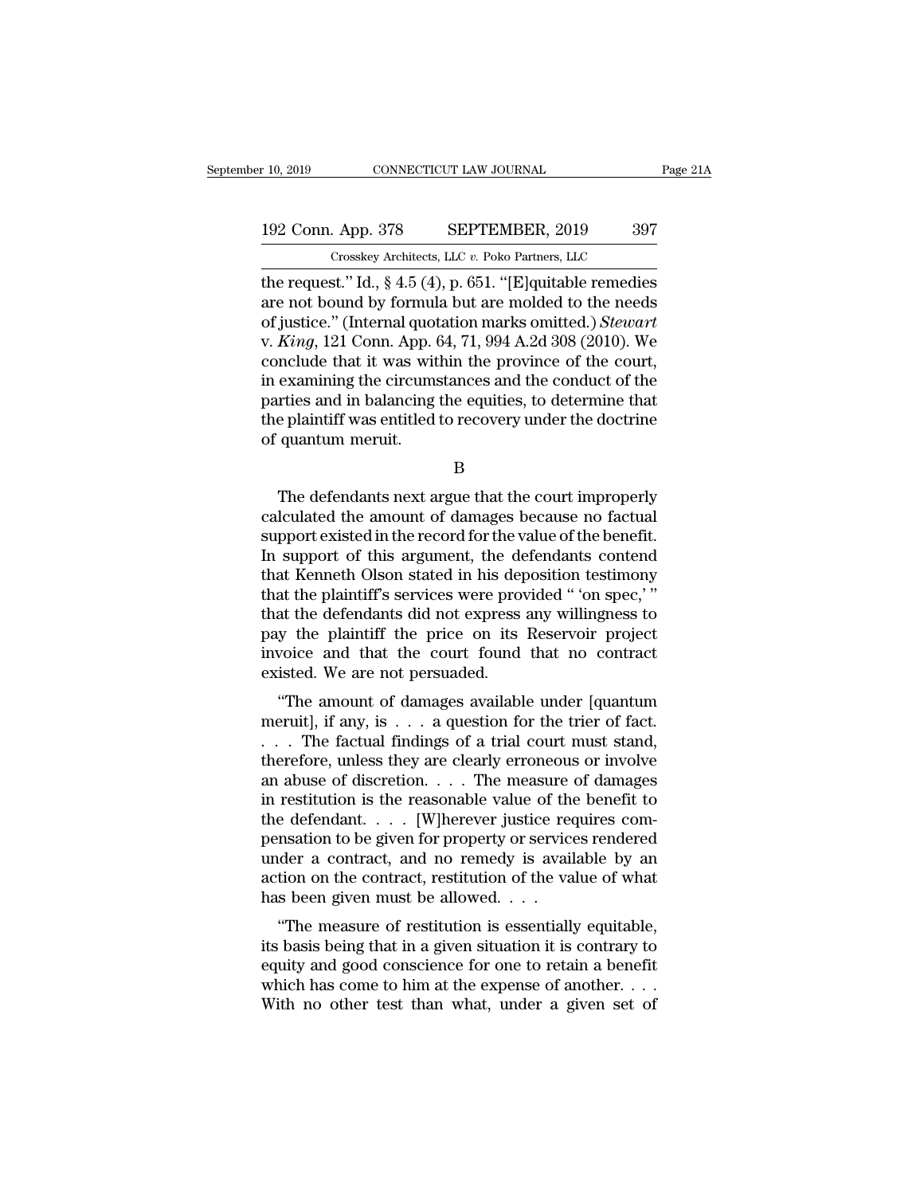the request." Id., § 4.5 (4), p. 651. "[E]quitable remedies are not bound by formula but are molded to the needs of justice." (Internal quotation marks omitted.) *Stewart* v. *King*, 121 Conn. App. 64, 71, 994 A.2d 308 (2010). We conclude that it was within the province of the court, in examining the circumstances and the conduct of the parties and in balancing the equities, to determine that the plaintiff was entitled to recovery under the doctrine of quantum meruit.

B

The defendants next argue that the court improperly calculated the amount of damages because no factual support existed in the record for the value of the benefit. In support of this argument, the defendants contend that Kenneth Olson stated in his deposition testimony that the plaintiff's services were provided " 'on spec,' " that the defendants did not express any willingness to pay the plaintiff the price on its Reservoir project invoice and that the court found that no contract existed. We are not persuaded.

"The amount of damages available under [quantum meruit], if any, is . . . a question for the trier of fact. . . . The factual findings of a trial court must stand, therefore, unless they are clearly erroneous or involve an abuse of discretion. . . . The measure of damages in restitution is the reasonable value of the benefit to the defendant. . . . [W]herever justice requires compensation to be given for property or services rendered under a contract, and no remedy is available by an action on the contract, restitution of the value of what has been given must be allowed. . . .

"The measure of restitution is essentially equitable, its basis being that in a given situation it is contrary to equity and good conscience for one to retain a benefit which has come to him at the expense of another. . . . With no other test than what, under a given set of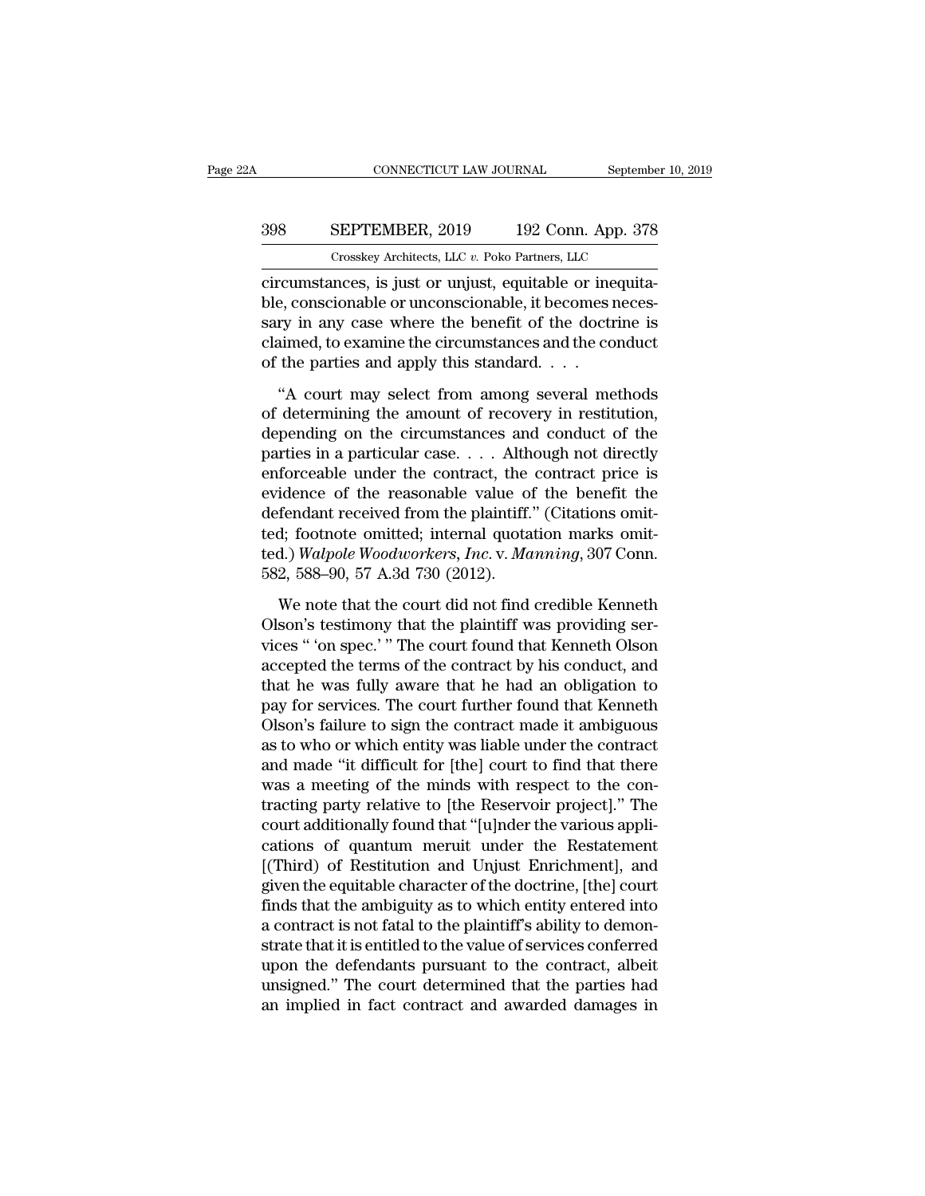circumstances, is just or unjust, equitable or inequitable, conscionable or unconscionable, it becomes necessary in any case where the benefit of the doctrine is claimed, to examine the circumstances and the conduct of the parties and apply this standard. . . .

"A court may select from among several methods of determining the amount of recovery in restitution, depending on the circumstances and conduct of the parties in a particular case. . . . Although not directly enforceable under the contract, the contract price is evidence of the reasonable value of the benefit the defendant received from the plaintiff." (Citations omitted; footnote omitted; internal quotation marks omitted.) *Walpole Woodworkers, Inc.* v. *Manning*, 307 Conn. 582, 588–90, 57 A.3d 730 (2012).

We note that the court did not find credible Kenneth Olson's testimony that the plaintiff was providing services " 'on spec.' " The court found that Kenneth Olson accepted the terms of the contract by his conduct, and that he was fully aware that he had an obligation to pay for services. The court further found that Kenneth Olson's failure to sign the contract made it ambiguous as to who or which entity was liable under the contract and made "it difficult for [the] court to find that there was a meeting of the minds with respect to the contracting party relative to [the Reservoir project]." The court additionally found that "[u]nder the various applications of quantum meruit under the Restatement [(Third) of Restitution and Unjust Enrichment], and given the equitable character of the doctrine, [the] court finds that the ambiguity as to which entity entered into a contract is not fatal to the plaintiff's ability to demonstrate that it is entitled to the value of services conferred upon the defendants pursuant to the contract, albeit unsigned." The court determined that the parties had an implied in fact contract and awarded damages in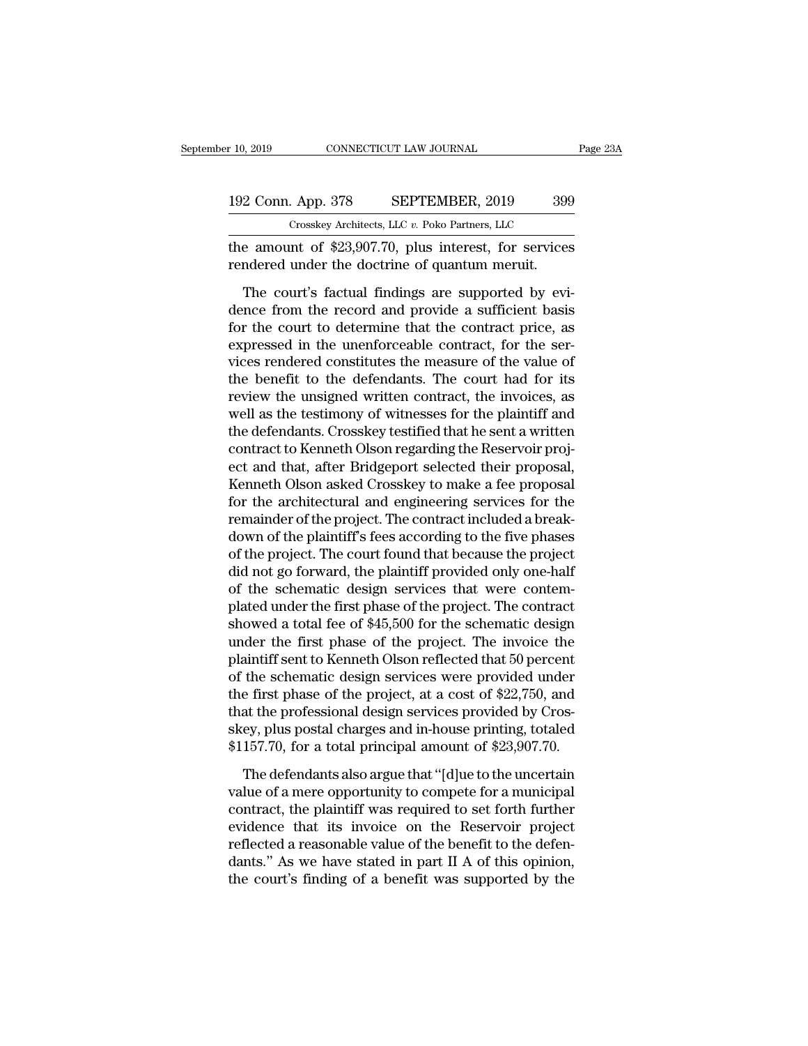the amount of $23,907.70, plus interest, for services rendered under the doctrine of quantum meruit.

The court's factual findings are supported by evidence from the record and provide a sufficient basis for the court to determine that the contract price, as expressed in the unenforceable contract, for the services rendered constitutes the measure of the value of the benefit to the defendants. The court had for its review the unsigned written contract, the invoices, as well as the testimony of witnesses for the plaintiff and the defendants. Crosskey testified that he sent a written contract to Kenneth Olson regarding the Reservoir project and that, after Bridgeport selected their proposal, Kenneth Olson asked Crosskey to make a fee proposal for the architectural and engineering services for the remainder of the project. The contract included a breakdown of the plaintiff's fees according to the five phases of the project. The court found that because the project did not go forward, the plaintiff provided only one-half of the schematic design services that were contemplated under the first phase of the project. The contract showed a total fee of $45,500 for the schematic design under the first phase of the project. The invoice the plaintiff sent to Kenneth Olson reflected that 50 percent of the schematic design services were provided under the first phase of the project, at a cost of $22,750, and that the professional design services provided by Crosskey, plus postal charges and in-house printing, totaled $1157.70, for a total principal amount of $23,907.70.

The defendants also argue that "[d]ue to the uncertain value of a mere opportunity to compete for a municipal contract, the plaintiff was required to set forth further evidence that its invoice on the Reservoir project reflected a reasonable value of the benefit to the defendants." As we have stated in part II A of this opinion, the court's finding of a benefit was supported by the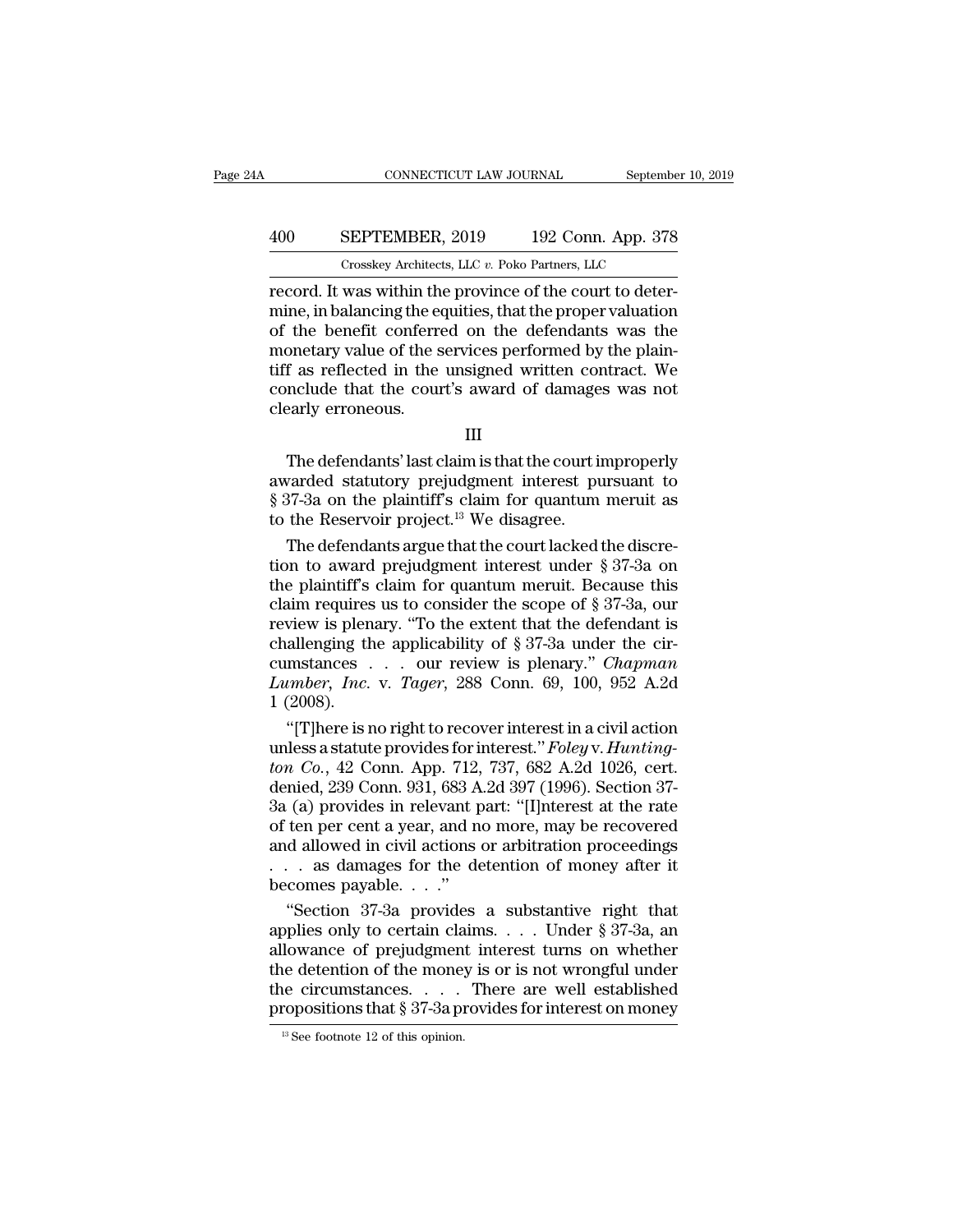record. It was within the province of the court to determine, in balancing the equities, that the proper valuation of the benefit conferred on the defendants was the monetary value of the services performed by the plaintiff as reflected in the unsigned written contract. We conclude that the court's award of damages was not clearly erroneous.

III

The defendants' last claim is that the court improperly awarded statutory prejudgment interest pursuant to § 37-3a on the plaintiff's claim for quantum meruit as to the Reservoir project.[13] We disagree.

The defendants argue that the court lacked the discretion to award prejudgment interest under § 37-3a on the plaintiff's claim for quantum meruit. Because this claim requires us to consider the scope of § 37-3a, our review is plenary. "To the extent that the defendant is challenging the applicability of § 37-3a under the circumstances . . . our review is plenary." *Chapman Lumber, Inc.* v. *Tager*, 288 Conn. 69, 100, 952 A.2d 1 (2008).

"[T]here is no right to recover interest in a civil action unless a statute provides for interest." *Foley* v. *Huntington Co.*, 42 Conn. App. 712, 737, 682 A.2d 1026, cert. denied, 239 Conn. 931, 683 A.2d 397 (1996). Section 37-3a (a) provides in relevant part: "[I]nterest at the rate of ten per cent a year, and no more, may be recovered and allowed in civil actions or arbitration proceedings . . . as damages for the detention of money after it becomes payable. . . ."

"Section 37-3a provides a substantive right that applies only to certain claims. . . . Under § 37-3a, an allowance of prejudgment interest turns on whether the detention of the money is or is not wrongful under the circumstances. . . . There are well established propositions that § 37-3a provides for interest on money

[13] See footnote 12 of this opinion.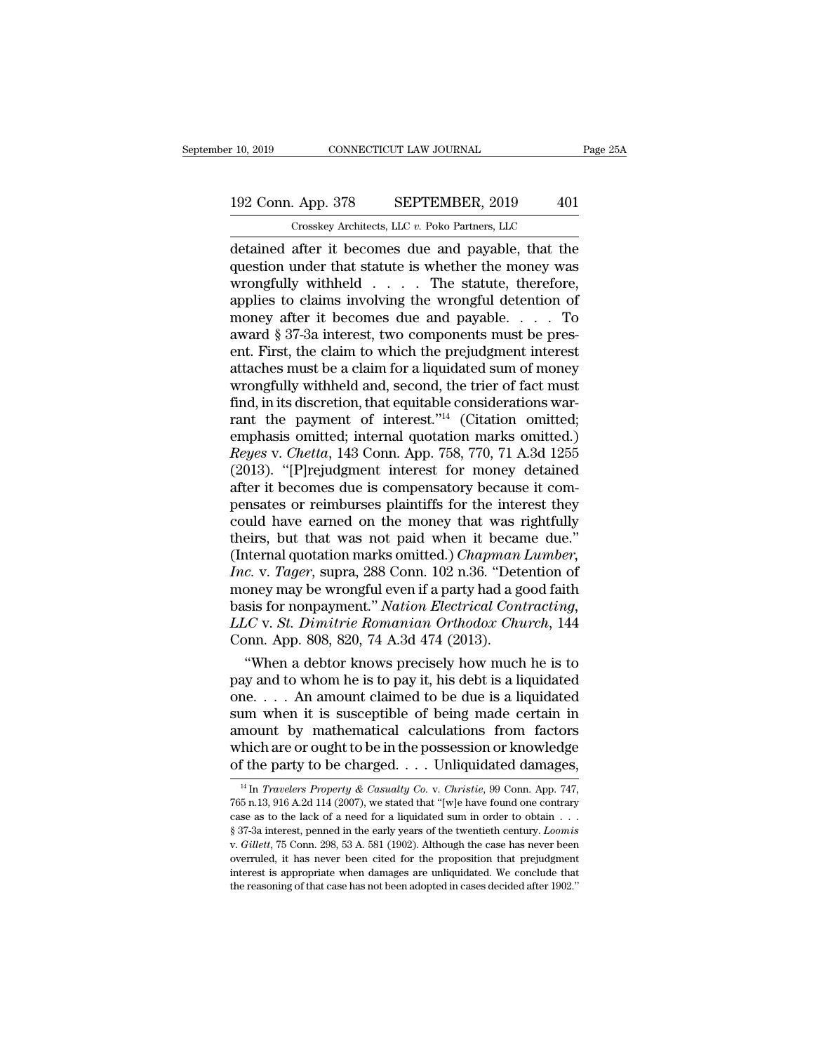detained after it becomes due and payable, that the question under that statute is whether the money was wrongfully withheld . . . . The statute, therefore, applies to claims involving the wrongful detention of money after it becomes due and payable. . . . To award § 37-3a interest, two components must be present. First, the claim to which the prejudgment interest attaches must be a claim for a liquidated sum of money wrongfully withheld and, second, the trier of fact must find, in its discretion, that equitable considerations warrant the payment of interest."[14] (Citation omitted; emphasis omitted; internal quotation marks omitted.) *Reyes* v. *Chetta*, 143 Conn. App. 758, 770, 71 A.3d 1255 (2013). "[P]rejudgment interest for money detained after it becomes due is compensatory because it compensates or reimburses plaintiffs for the interest they could have earned on the money that was rightfully theirs, but that was not paid when it became due." (Internal quotation marks omitted.) *Chapman Lumber, Inc.* v. *Tager*, supra, 288 Conn. 102 n.36. "Detention of money may be wrongful even if a party had a good faith basis for nonpayment." *Nation Electrical Contracting, LLC* v. *St. Dimitrie Romanian Orthodox Church*, 144 Conn. App. 808, 820, 74 A.3d 474 (2013).

"When a debtor knows precisely how much he is to pay and to whom he is to pay it, his debt is a liquidated one. . . . An amount claimed to be due is a liquidated sum when it is susceptible of being made certain in amount by mathematical calculations from factors which are or ought to be in the possession or knowledge of the party to be charged. . . . Unliquidated damages,

[14] In *Travelers Property & Casualty Co.* v. *Christie*, 99 Conn. App. 747, 765 n.13, 916 A.2d 114 (2007), we stated that "[w]e have found one contrary case as to the lack of a need for a liquidated sum in order to obtain . . . § 37-3a interest, penned in the early years of the twentieth century. *Loomis* v. *Gillett*, 75 Conn. 298, 53 A. 581 (1902). Although the case has never been overruled, it has never been cited for the proposition that prejudgment interest is appropriate when damages are unliquidated. We conclude that the reasoning of that case has not been adopted in cases decided after 1902."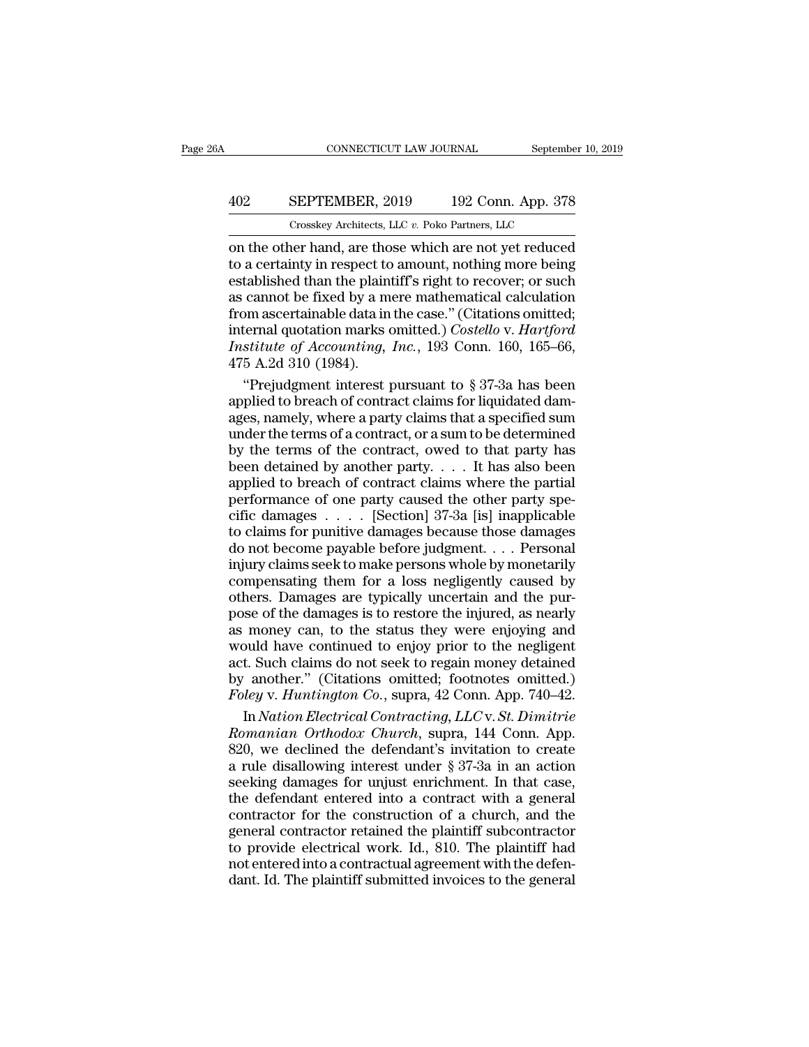on the other hand, are those which are not yet reduced to a certainty in respect to amount, nothing more being established than the plaintiff's right to recover; or such as cannot be fixed by a mere mathematical calculation from ascertainable data in the case." (Citations omitted; internal quotation marks omitted.) *Costello* v. *Hartford Institute of Accounting, Inc.*, 193 Conn. 160, 165–66, 475 A.2d 310 (1984).

"Prejudgment interest pursuant to § 37-3a has been applied to breach of contract claims for liquidated damages, namely, where a party claims that a specified sum under the terms of a contract, or a sum to be determined by the terms of the contract, owed to that party has been detained by another party. . . . It has also been applied to breach of contract claims where the partial performance of one party caused the other party specific damages . . . . [Section] 37-3a [is] inapplicable to claims for punitive damages because those damages do not become payable before judgment. . . . Personal injury claims seek to make persons whole by monetarily compensating them for a loss negligently caused by others. Damages are typically uncertain and the purpose of the damages is to restore the injured, as nearly as money can, to the status they were enjoying and would have continued to enjoy prior to the negligent act. Such claims do not seek to regain money detained by another." (Citations omitted; footnotes omitted.) *Foley* v. *Huntington Co.*, supra, 42 Conn. App. 740–42.

In *Nation Electrical Contracting, LLC* v. *St. Dimitrie Romanian Orthodox Church*, supra, 144 Conn. App. 820, we declined the defendant's invitation to create a rule disallowing interest under § 37-3a in an action seeking damages for unjust enrichment. In that case, the defendant entered into a contract with a general contractor for the construction of a church, and the general contractor retained the plaintiff subcontractor to provide electrical work. Id., 810. The plaintiff had not entered into a contractual agreement with the defendant. Id. The plaintiff submitted invoices to the general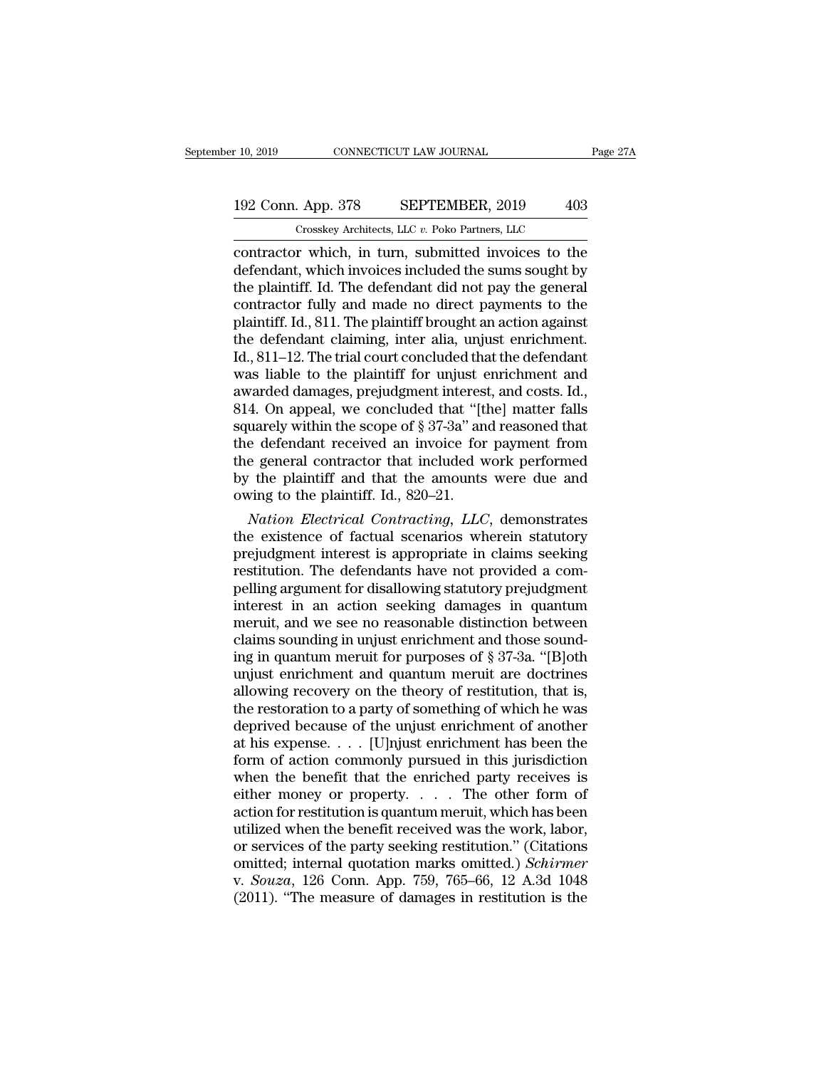contractor which, in turn, submitted invoices to the defendant, which invoices included the sums sought by the plaintiff. Id. The defendant did not pay the general contractor fully and made no direct payments to the plaintiff. Id., 811. The plaintiff brought an action against the defendant claiming, inter alia, unjust enrichment. Id., 811–12. The trial court concluded that the defendant was liable to the plaintiff for unjust enrichment and awarded damages, prejudgment interest, and costs. Id., 814. On appeal, we concluded that "[the] matter falls squarely within the scope of § 37-3a" and reasoned that the defendant received an invoice for payment from the general contractor that included work performed by the plaintiff and that the amounts were due and owing to the plaintiff. Id., 820–21.

*Nation Electrical Contracting, LLC*, demonstrates the existence of factual scenarios wherein statutory prejudgment interest is appropriate in claims seeking restitution. The defendants have not provided a compelling argument for disallowing statutory prejudgment interest in an action seeking damages in quantum meruit, and we see no reasonable distinction between claims sounding in unjust enrichment and those sounding in quantum meruit for purposes of § 37-3a. "[B]oth unjust enrichment and quantum meruit are doctrines allowing recovery on the theory of restitution, that is, the restoration to a party of something of which he was deprived because of the unjust enrichment of another at his expense. . . . [U]njust enrichment has been the form of action commonly pursued in this jurisdiction when the benefit that the enriched party receives is either money or property. . . . The other form of action for restitution is quantum meruit, which has been utilized when the benefit received was the work, labor, or services of the party seeking restitution." (Citations omitted; internal quotation marks omitted.) *Schirmer* v. *Souza*, 126 Conn. App. 759, 765–66, 12 A.3d 1048 (2011). "The measure of damages in restitution is the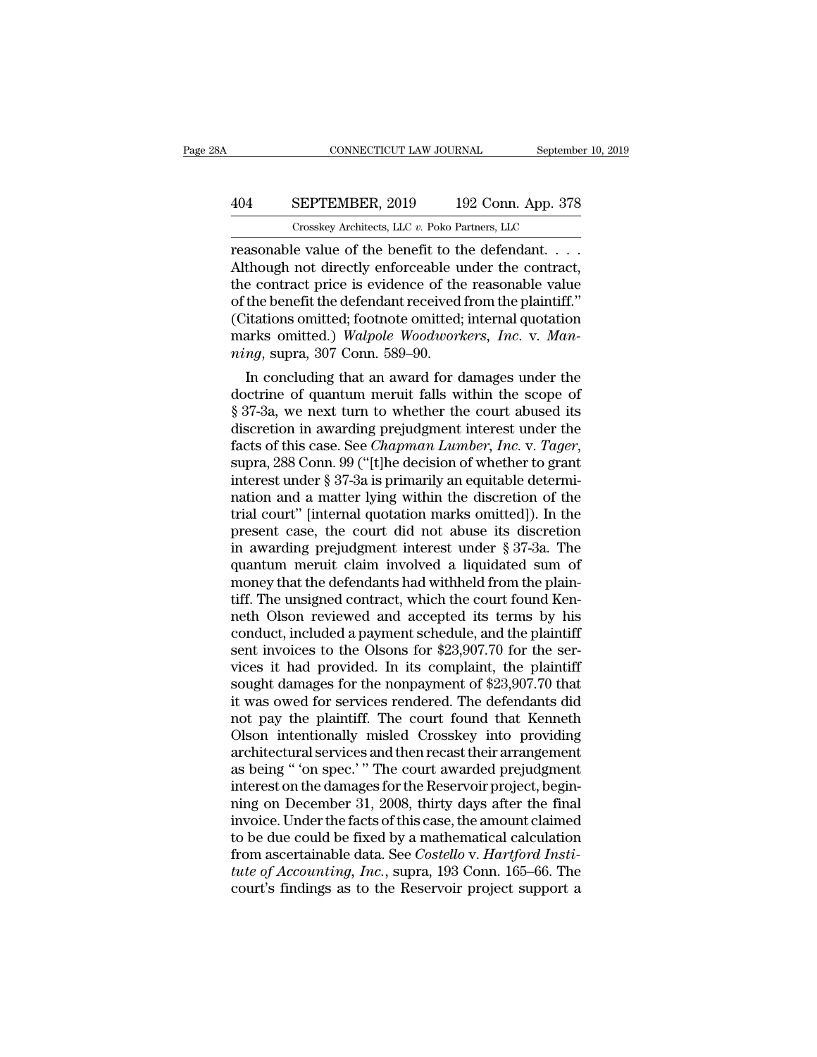reasonable value of the benefit to the defendant. . . . Although not directly enforceable under the contract, the contract price is evidence of the reasonable value of the benefit the defendant received from the plaintiff." (Citations omitted; footnote omitted; internal quotation marks omitted.) *Walpole Woodworkers, Inc.* v. *Manning*, supra, 307 Conn. 589–90.

In concluding that an award for damages under the doctrine of quantum meruit falls within the scope of § 37-3a, we next turn to whether the court abused its discretion in awarding prejudgment interest under the facts of this case. See *Chapman Lumber, Inc.* v. *Tager*, supra, 288 Conn. 99 ("[t]he decision of whether to grant interest under § 37-3a is primarily an equitable determination and a matter lying within the discretion of the trial court" [internal quotation marks omitted]). In the present case, the court did not abuse its discretion in awarding prejudgment interest under § 37-3a. The quantum meruit claim involved a liquidated sum of money that the defendants had withheld from the plaintiff. The unsigned contract, which the court found Kenneth Olson reviewed and accepted its terms by his conduct, included a payment schedule, and the plaintiff sent invoices to the Olsons for $23,907.70 for the services it had provided. In its complaint, the plaintiff sought damages for the nonpayment of $23,907.70 that it was owed for services rendered. The defendants did not pay the plaintiff. The court found that Kenneth Olson intentionally misled Crosskey into providing architectural services and then recast their arrangement as being " 'on spec.' " The court awarded prejudgment interest on the damages for the Reservoir project, beginning on December 31, 2008, thirty days after the final invoice. Under the facts of this case, the amount claimed to be due could be fixed by a mathematical calculation from ascertainable data. See *Costello* v. *Hartford Institute of Accounting, Inc.*, supra, 193 Conn. 165–66. The court's findings as to the Reservoir project support a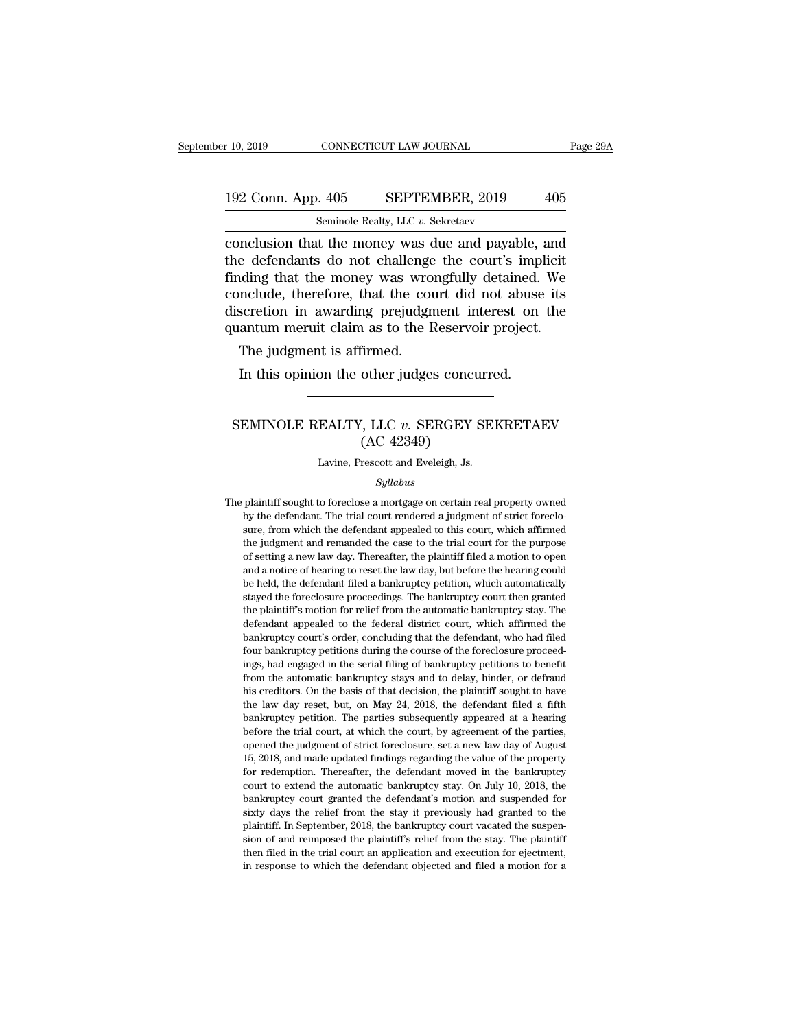conclusion that the money was due and payable, and the defendants do not challenge the court's implicit finding that the money was wrongfully detained. We conclude, therefore, that the court did not abuse its discretion in awarding prejudgment interest on the quantum meruit claim as to the Reservoir project.

The judgment is affirmed.

In this opinion the other judges concurred.

---

# SEMINOLE REALTY, LLC *v.* SERGEY SEKRETAEV (AC 42349)

Lavine, Prescott and Eveleigh, Js.

*Syllabus*

The plaintiff sought to foreclose a mortgage on certain real property owned by the defendant. The trial court rendered a judgment of strict foreclosure, from which the defendant appealed to this court, which affirmed the judgment and remanded the case to the trial court for the purpose of setting a new law day. Thereafter, the plaintiff filed a motion to open and a notice of hearing to reset the law day, but before the hearing could be held, the defendant filed a bankruptcy petition, which automatically stayed the foreclosure proceedings. The bankruptcy court then granted the plaintiff's motion for relief from the automatic bankruptcy stay. The defendant appealed to the federal district court, which affirmed the bankruptcy court's order, concluding that the defendant, who had filed four bankruptcy petitions during the course of the foreclosure proceedings, had engaged in the serial filing of bankruptcy petitions to benefit from the automatic bankruptcy stays and to delay, hinder, or defraud his creditors. On the basis of that decision, the plaintiff sought to have the law day reset, but, on May 24, 2018, the defendant filed a fifth bankruptcy petition. The parties subsequently appeared at a hearing before the trial court, at which the court, by agreement of the parties, opened the judgment of strict foreclosure, set a new law day of August 15, 2018, and made updated findings regarding the value of the property for redemption. Thereafter, the defendant moved in the bankruptcy court to extend the automatic bankruptcy stay. On July 10, 2018, the bankruptcy court granted the defendant's motion and suspended for sixty days the relief from the stay it previously had granted to the plaintiff. In September, 2018, the bankruptcy court vacated the suspension of and reimposed the plaintiff's relief from the stay. The plaintiff then filed in the trial court an application and execution for ejectment, in response to which the defendant objected and filed a motion for a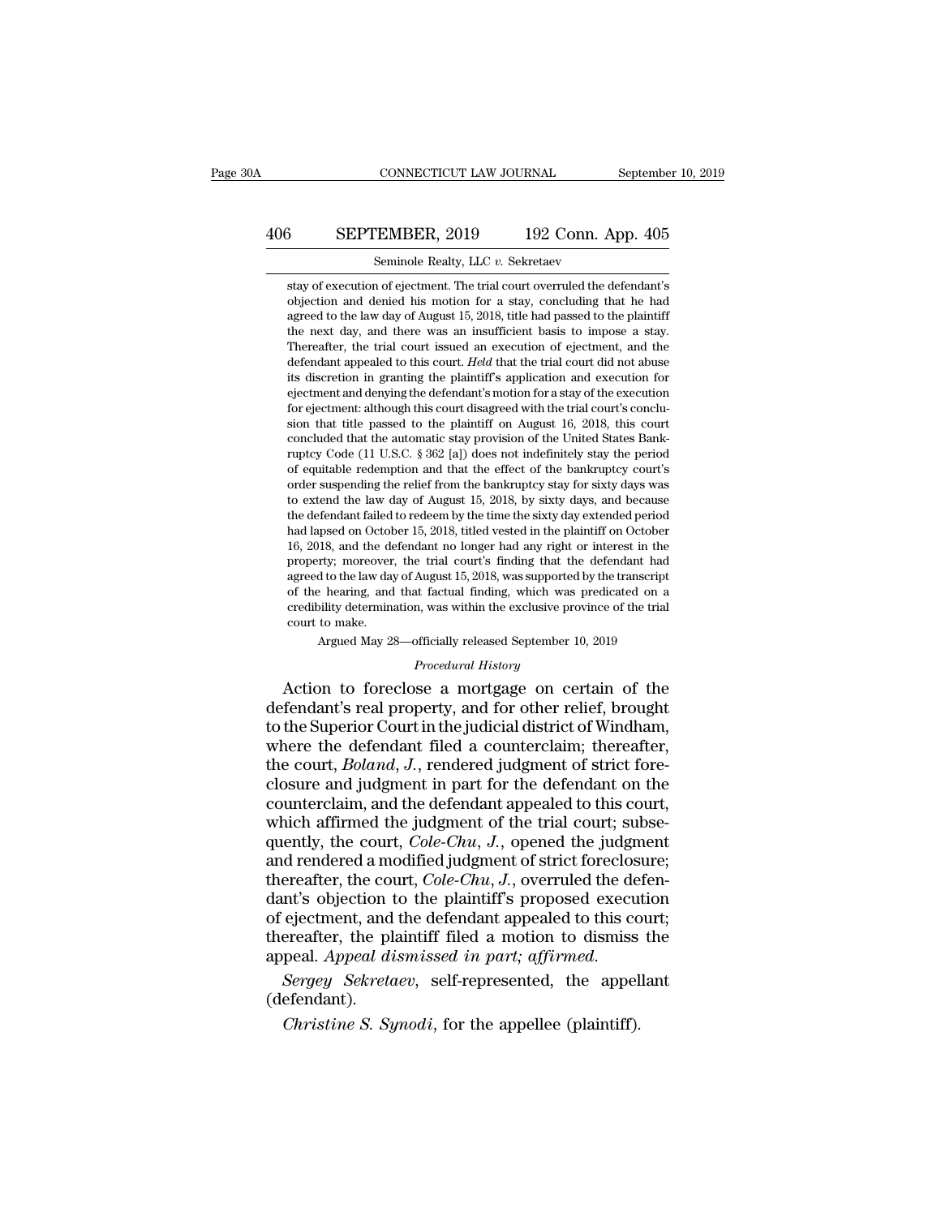stay of execution of ejectment. The trial court overruled the defendant's objection and denied his motion for a stay, concluding that he had agreed to the law day of August 15, 2018, title had passed to the plaintiff the next day, and there was an insufficient basis to impose a stay. Thereafter, the trial court issued an execution of ejectment, and the defendant appealed to this court. *Held* that the trial court did not abuse its discretion in granting the plaintiff's application and execution for ejectment and denying the defendant's motion for a stay of the execution for ejectment: although this court disagreed with the trial court's conclusion that title passed to the plaintiff on August 16, 2018, this court concluded that the automatic stay provision of the United States Bankruptcy Code (11 U.S.C. § 362 [a]) does not indefinitely stay the period of equitable redemption and that the effect of the bankruptcy court's order suspending the relief from the bankruptcy stay for sixty days was to extend the law day of August 15, 2018, by sixty days, and because the defendant failed to redeem by the time the sixty day extended period had lapsed on October 15, 2018, titled vested in the plaintiff on October 16, 2018, and the defendant no longer had any right or interest in the property; moreover, the trial court's finding that the defendant had agreed to the law day of August 15, 2018, was supported by the transcript of the hearing, and that factual finding, which was predicated on a credibility determination, was within the exclusive province of the trial court to make.

Argued May 28—officially released September 10, 2019

*Procedural History*

Action to foreclose a mortgage on certain of the defendant's real property, and for other relief, brought to the Superior Court in the judicial district of Windham, where the defendant filed a counterclaim; thereafter, the court, *Boland*, *J.*, rendered judgment of strict foreclosure and judgment in part for the defendant on the counterclaim, and the defendant appealed to this court, which affirmed the judgment of the trial court; subsequently, the court, *Cole-Chu*, *J.*, opened the judgment and rendered a modified judgment of strict foreclosure; thereafter, the court, *Cole-Chu*, *J.*, overruled the defendant's objection to the plaintiff's proposed execution of ejectment, and the defendant appealed to this court; thereafter, the plaintiff filed a motion to dismiss the appeal. *Appeal dismissed in part; affirmed.*

*Sergey Sekretaev*, self-represented, the appellant (defendant).

*Christine S. Synodi*, for the appellee (plaintiff).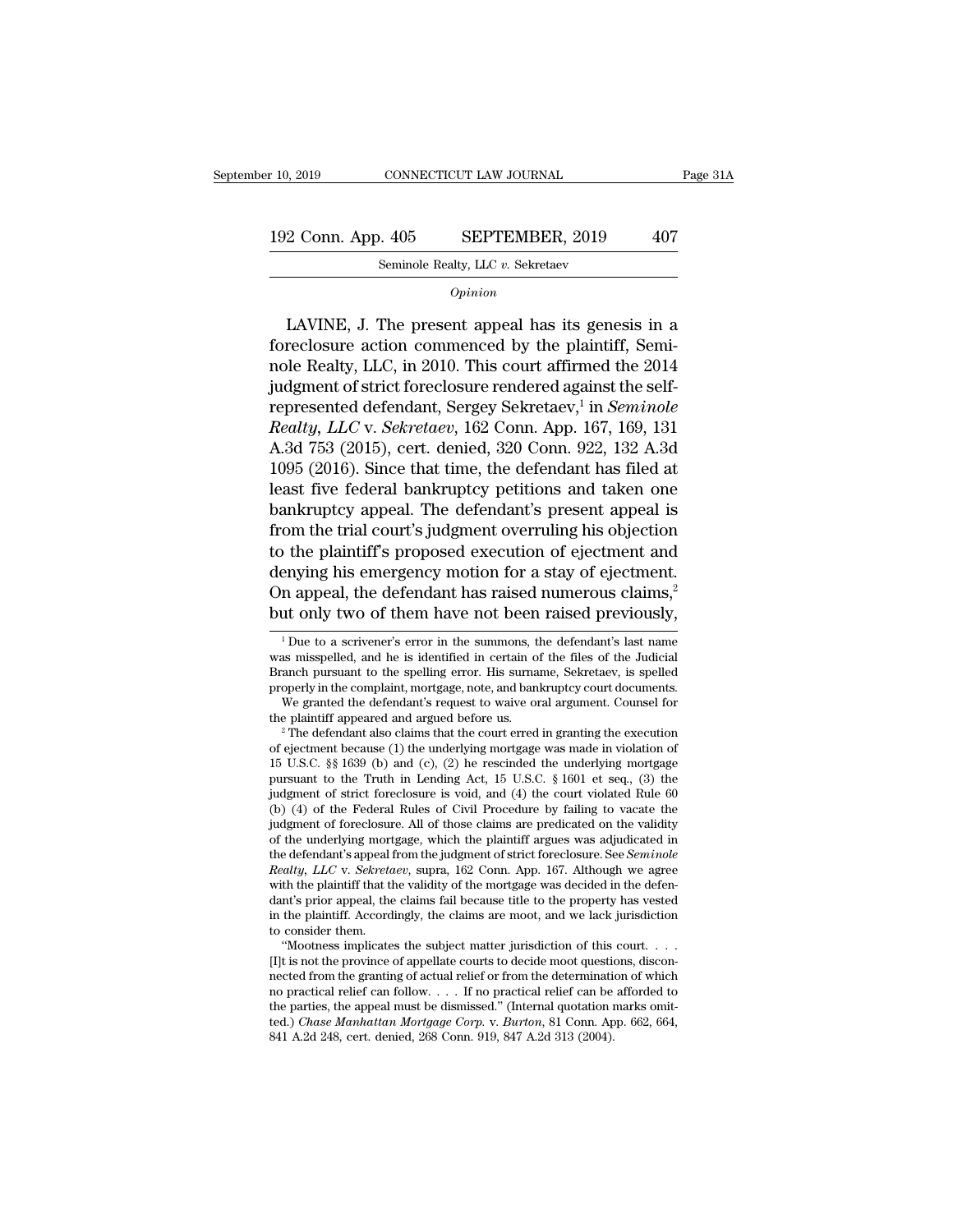*Opinion*

LAVINE, J. The present appeal has its genesis in a foreclosure action commenced by the plaintiff, Seminole Realty, LLC, in 2010. This court affirmed the 2014 judgment of strict foreclosure rendered against the self-represented defendant, Sergey Sekretaev,[1] in *Seminole Realty, LLC* v. *Sekretaev*, 162 Conn. App. 167, 169, 131 A.3d 753 (2015), cert. denied, 320 Conn. 922, 132 A.3d 1095 (2016). Since that time, the defendant has filed at least five federal bankruptcy petitions and taken one bankruptcy appeal. The defendant's present appeal is from the trial court's judgment overruling his objection to the plaintiff's proposed execution of ejectment and denying his emergency motion for a stay of ejectment. On appeal, the defendant has raised numerous claims,[2] but only two of them have not been raised previously,

[1] Due to a scrivener's error in the summons, the defendant's last name was misspelled, and he is identified in certain of the files of the Judicial Branch pursuant to the spelling error. His surname, Sekretaev, is spelled properly in the complaint, mortgage, note, and bankruptcy court documents.

We granted the defendant's request to waive oral argument. Counsel for the plaintiff appeared and argued before us.

[2] The defendant also claims that the court erred in granting the execution of ejectment because (1) the underlying mortgage was made in violation of 15 U.S.C. §§ 1639 (b) and (c), (2) he rescinded the underlying mortgage pursuant to the Truth in Lending Act, 15 U.S.C. § 1601 et seq., (3) the judgment of strict foreclosure is void, and (4) the court violated Rule 60 (b) (4) of the Federal Rules of Civil Procedure by failing to vacate the judgment of foreclosure. All of those claims are predicated on the validity of the underlying mortgage, which the plaintiff argues was adjudicated in the defendant's appeal from the judgment of strict foreclosure. See *Seminole Realty, LLC* v. *Sekretaev*, supra, 162 Conn. App. 167. Although we agree with the plaintiff that the validity of the mortgage was decided in the defendant's prior appeal, the claims fail because title to the property has vested in the plaintiff. Accordingly, the claims are moot, and we lack jurisdiction to consider them.

"Mootness implicates the subject matter jurisdiction of this court. . . . [I]t is not the province of appellate courts to decide moot questions, disconnected from the granting of actual relief or from the determination of which no practical relief can follow. . . . If no practical relief can be afforded to the parties, the appeal must be dismissed." (Internal quotation marks omitted.) *Chase Manhattan Mortgage Corp.* v. *Burton*, 81 Conn. App. 662, 664, 841 A.2d 248, cert. denied, 268 Conn. 919, 847 A.2d 313 (2004).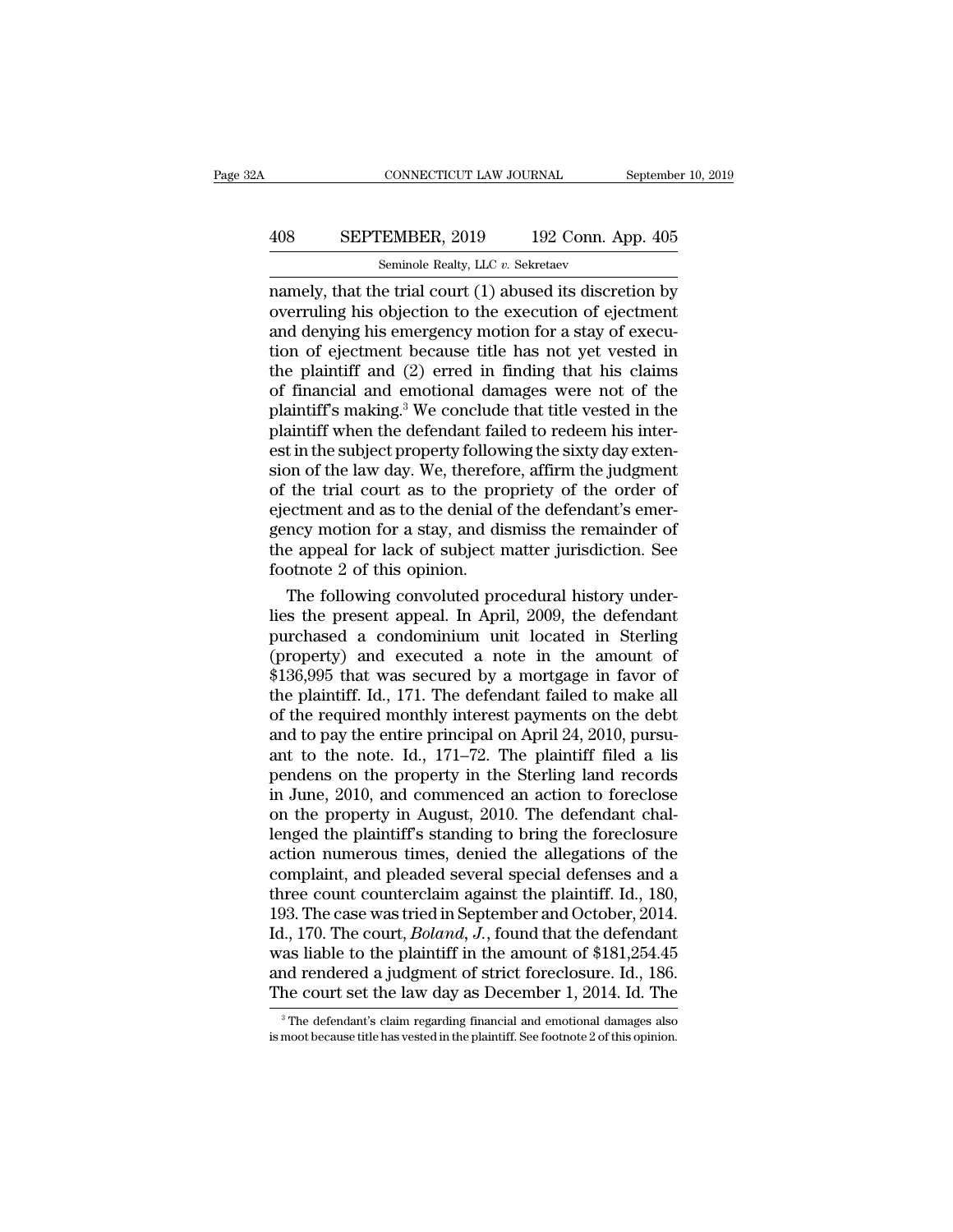namely, that the trial court (1) abused its discretion by overruling his objection to the execution of ejectment and denying his emergency motion for a stay of execution of ejectment because title has not yet vested in the plaintiff and (2) erred in finding that his claims of financial and emotional damages were not of the plaintiff's making.[3] We conclude that title vested in the plaintiff when the defendant failed to redeem his interest in the subject property following the sixty day extension of the law day. We, therefore, affirm the judgment of the trial court as to the propriety of the order of ejectment and as to the denial of the defendant's emergency motion for a stay, and dismiss the remainder of the appeal for lack of subject matter jurisdiction. See footnote 2 of this opinion.

The following convoluted procedural history underlies the present appeal. In April, 2009, the defendant purchased a condominium unit located in Sterling (property) and executed a note in the amount of $136,995 that was secured by a mortgage in favor of the plaintiff. Id., 171. The defendant failed to make all of the required monthly interest payments on the debt and to pay the entire principal on April 24, 2010, pursuant to the note. Id., 171–72. The plaintiff filed a lis pendens on the property in the Sterling land records in June, 2010, and commenced an action to foreclose on the property in August, 2010. The defendant challenged the plaintiff's standing to bring the foreclosure action numerous times, denied the allegations of the complaint, and pleaded several special defenses and a three count counterclaim against the plaintiff. Id., 180, 193. The case was tried in September and October, 2014. Id., 170. The court, *Boland, J.*, found that the defendant was liable to the plaintiff in the amount of $181,254.45 and rendered a judgment of strict foreclosure. Id., 186. The court set the law day as December 1, 2014. Id. The

[3] The defendant's claim regarding financial and emotional damages also is moot because title has vested in the plaintiff. See footnote 2 of this opinion.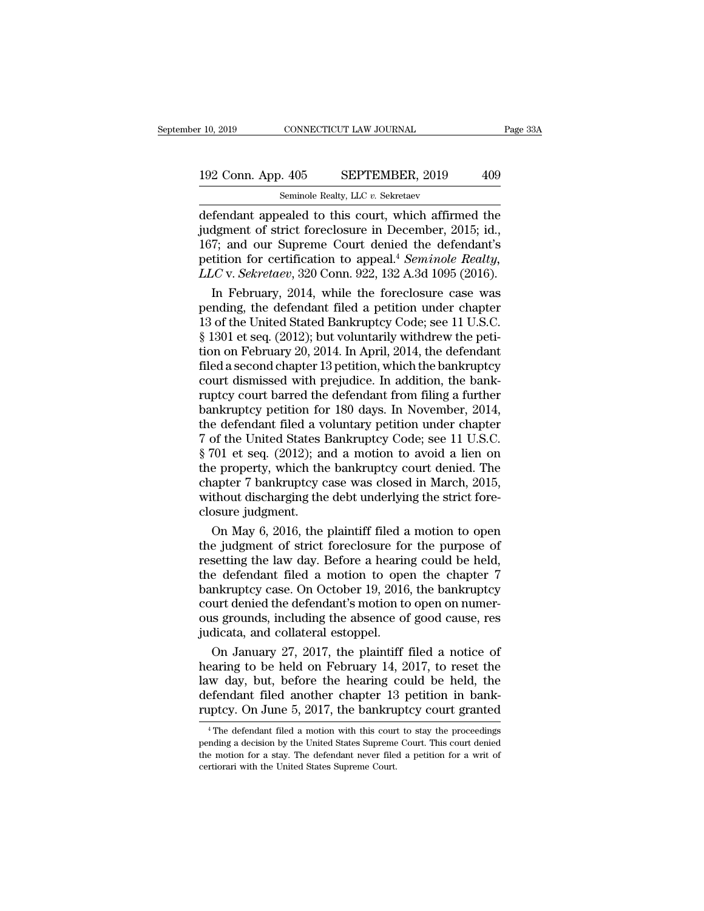defendant appealed to this court, which affirmed the judgment of strict foreclosure in December, 2015; id., 167; and our Supreme Court denied the defendant's petition for certification to appeal.[4] *Seminole Realty, LLC* v. *Sekretaev*, 320 Conn. 922, 132 A.3d 1095 (2016).

In February, 2014, while the foreclosure case was pending, the defendant filed a petition under chapter 13 of the United Stated Bankruptcy Code; see 11 U.S.C. § 1301 et seq. (2012); but voluntarily withdrew the petition on February 20, 2014. In April, 2014, the defendant filed a second chapter 13 petition, which the bankruptcy court dismissed with prejudice. In addition, the bankruptcy court barred the defendant from filing a further bankruptcy petition for 180 days. In November, 2014, the defendant filed a voluntary petition under chapter 7 of the United States Bankruptcy Code; see 11 U.S.C. § 701 et seq. (2012); and a motion to avoid a lien on the property, which the bankruptcy court denied. The chapter 7 bankruptcy case was closed in March, 2015, without discharging the debt underlying the strict foreclosure judgment.

On May 6, 2016, the plaintiff filed a motion to open the judgment of strict foreclosure for the purpose of resetting the law day. Before a hearing could be held, the defendant filed a motion to open the chapter 7 bankruptcy case. On October 19, 2016, the bankruptcy court denied the defendant's motion to open on numerous grounds, including the absence of good cause, res judicata, and collateral estoppel.

On January 27, 2017, the plaintiff filed a notice of hearing to be held on February 14, 2017, to reset the law day, but, before the hearing could be held, the defendant filed another chapter 13 petition in bankruptcy. On June 5, 2017, the bankruptcy court granted

[4] The defendant filed a motion with this court to stay the proceedings pending a decision by the United States Supreme Court. This court denied the motion for a stay. The defendant never filed a petition for a writ of certiorari with the United States Supreme Court.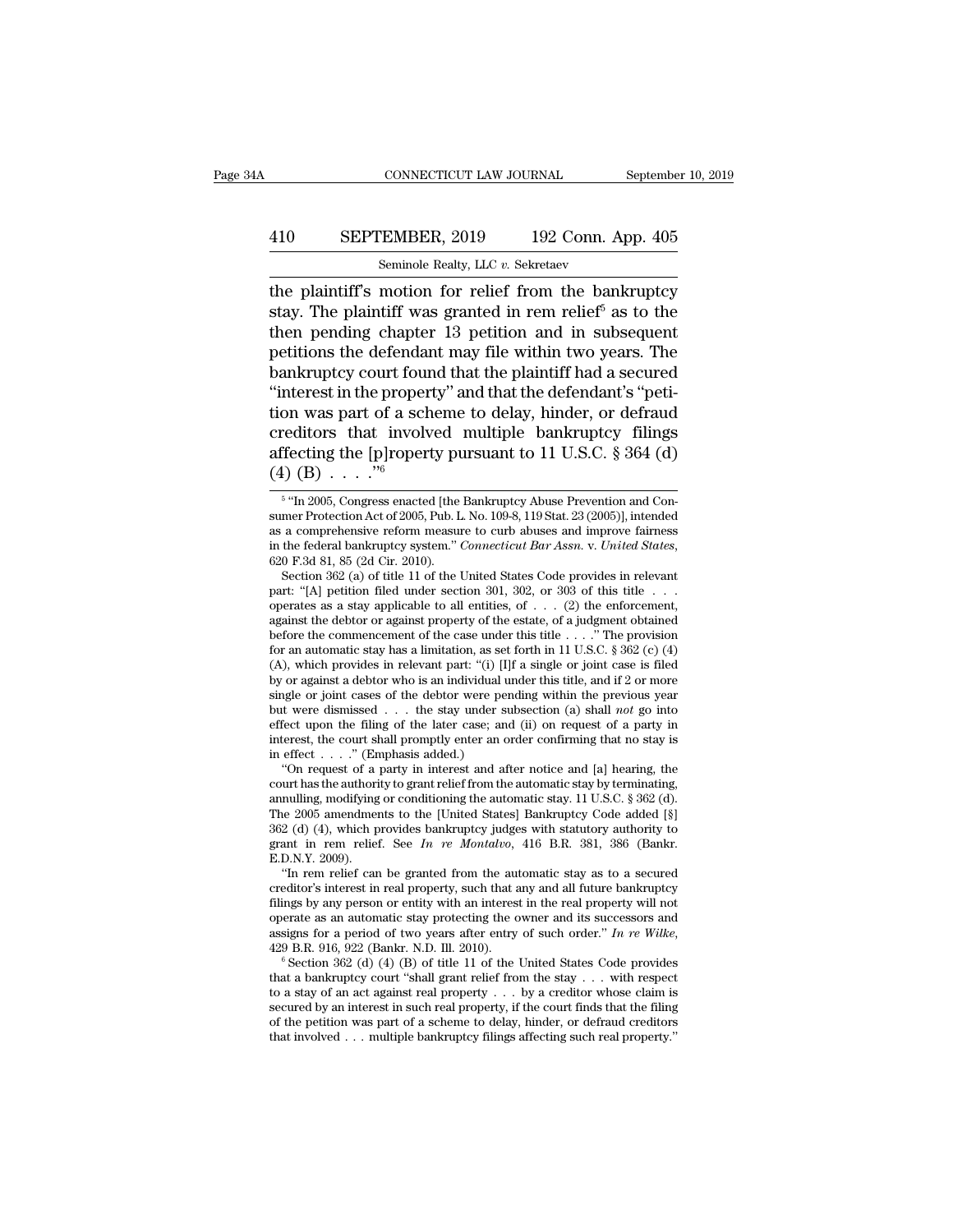the plaintiff's motion for relief from the bankruptcy stay. The plaintiff was granted in rem relief[5] as to the then pending chapter 13 petition and in subsequent petitions the defendant may file within two years. The bankruptcy court found that the plaintiff had a secured "interest in the property" and that the defendant's "petition was part of a scheme to delay, hinder, or defraud creditors that involved multiple bankruptcy filings affecting the [p]roperty pursuant to 11 U.S.C. § 364 (d) (4) (B) . . . ."[6]

[5] "In 2005, Congress enacted [the Bankruptcy Abuse Prevention and Consumer Protection Act of 2005, Pub. L. No. 109-8, 119 Stat. 23 (2005)], intended as a comprehensive reform measure to curb abuses and improve fairness in the federal bankruptcy system." *Connecticut Bar Assn.* v. *United States*, 620 F.3d 81, 85 (2d Cir. 2010).

Section 362 (a) of title 11 of the United States Code provides in relevant part: "[A] petition filed under section 301, 302, or 303 of this title . . . operates as a stay applicable to all entities, of . . . (2) the enforcement, against the debtor or against property of the estate, of a judgment obtained before the commencement of the case under this title . . . ." The provision for an automatic stay has a limitation, as set forth in 11 U.S.C. § 362 (c) (4) (A), which provides in relevant part: "(i) [I]f a single or joint case is filed by or against a debtor who is an individual under this title, and if 2 or more single or joint cases of the debtor were pending within the previous year but were dismissed . . . the stay under subsection (a) shall *not* go into effect upon the filing of the later case; and (ii) on request of a party in interest, the court shall promptly enter an order confirming that no stay is in effect . . . ." (Emphasis added.)

"On request of a party in interest and after notice and [a] hearing, the court has the authority to grant relief from the automatic stay by terminating, annulling, modifying or conditioning the automatic stay. 11 U.S.C. § 362 (d). The 2005 amendments to the [United States] Bankruptcy Code added [§] 362 (d) (4), which provides bankruptcy judges with statutory authority to grant in rem relief. See *In re Montalvo*, 416 B.R. 381, 386 (Bankr. E.D.N.Y. 2009).

"In rem relief can be granted from the automatic stay as to a secured creditor's interest in real property, such that any and all future bankruptcy filings by any person or entity with an interest in the real property will not operate as an automatic stay protecting the owner and its successors and assigns for a period of two years after entry of such order." *In re Wilke*, 429 B.R. 916, 922 (Bankr. N.D. Ill. 2010).

[6] Section 362 (d) (4) (B) of title 11 of the United States Code provides that a bankruptcy court "shall grant relief from the stay . . . with respect to a stay of an act against real property . . . by a creditor whose claim is secured by an interest in such real property, if the court finds that the filing of the petition was part of a scheme to delay, hinder, or defraud creditors that involved . . . multiple bankruptcy filings affecting such real property."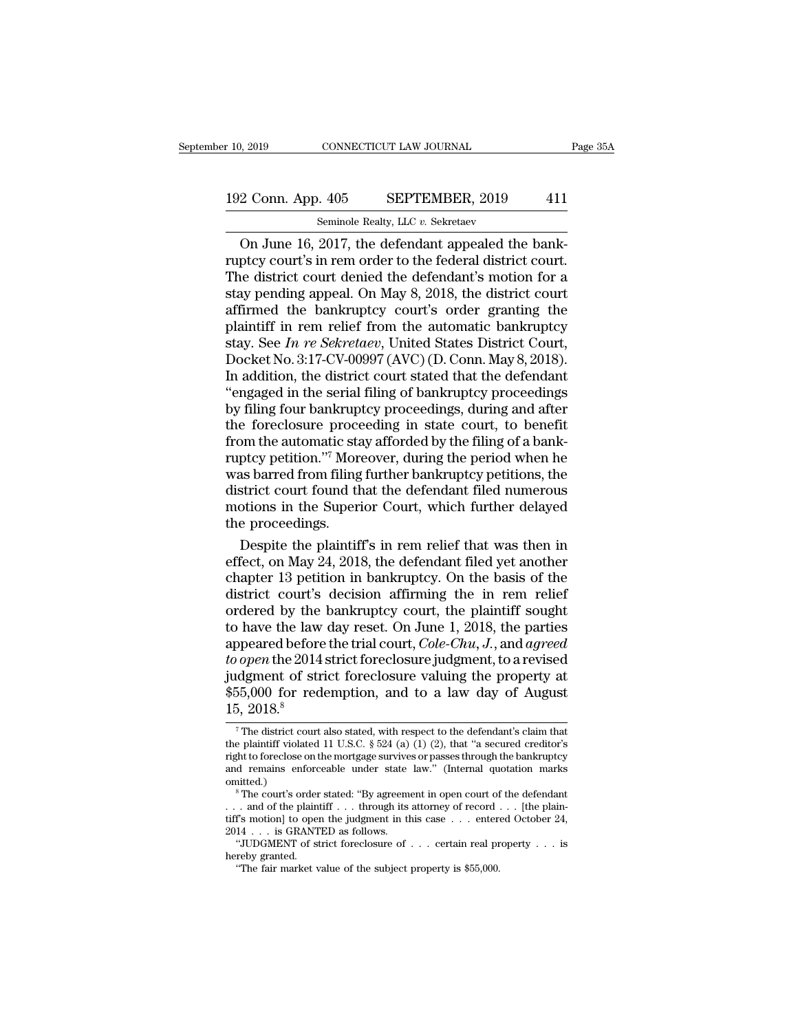On June 16, 2017, the defendant appealed the bankruptcy court's in rem order to the federal district court. The district court denied the defendant's motion for a stay pending appeal. On May 8, 2018, the district court affirmed the bankruptcy court's order granting the plaintiff in rem relief from the automatic bankruptcy stay. See *In re Sekretaev*, United States District Court, Docket No. 3:17-CV-00997 (AVC) (D. Conn. May 8, 2018). In addition, the district court stated that the defendant "engaged in the serial filing of bankruptcy proceedings by filing four bankruptcy proceedings, during and after the foreclosure proceeding in state court, to benefit from the automatic stay afforded by the filing of a bankruptcy petition."[7] Moreover, during the period when he was barred from filing further bankruptcy petitions, the district court found that the defendant filed numerous motions in the Superior Court, which further delayed the proceedings.

Despite the plaintiff's in rem relief that was then in effect, on May 24, 2018, the defendant filed yet another chapter 13 petition in bankruptcy. On the basis of the district court's decision affirming the in rem relief ordered by the bankruptcy court, the plaintiff sought to have the law day reset. On June 1, 2018, the parties appeared before the trial court, *Cole-Chu, J.*, and *agreed to open* the 2014 strict foreclosure judgment, to a revised judgment of strict foreclosure valuing the property at $55,000 for redemption, and to a law day of August 15, 2018.[8]

---

[7] The district court also stated, with respect to the defendant's claim that the plaintiff violated 11 U.S.C. § 524 (a) (1) (2), that "a secured creditor's right to foreclose on the mortgage survives or passes through the bankruptcy and remains enforceable under state law." (Internal quotation marks omitted.)

[8] The court's order stated: "By agreement in open court of the defendant . . . and of the plaintiff . . . through its attorney of record . . . [the plaintiff's motion] to open the judgment in this case . . . entered October 24, 2014 . . . is GRANTED as follows.

"JUDGMENT of strict foreclosure of . . . certain real property . . . is hereby granted.

"The fair market value of the subject property is $55,000.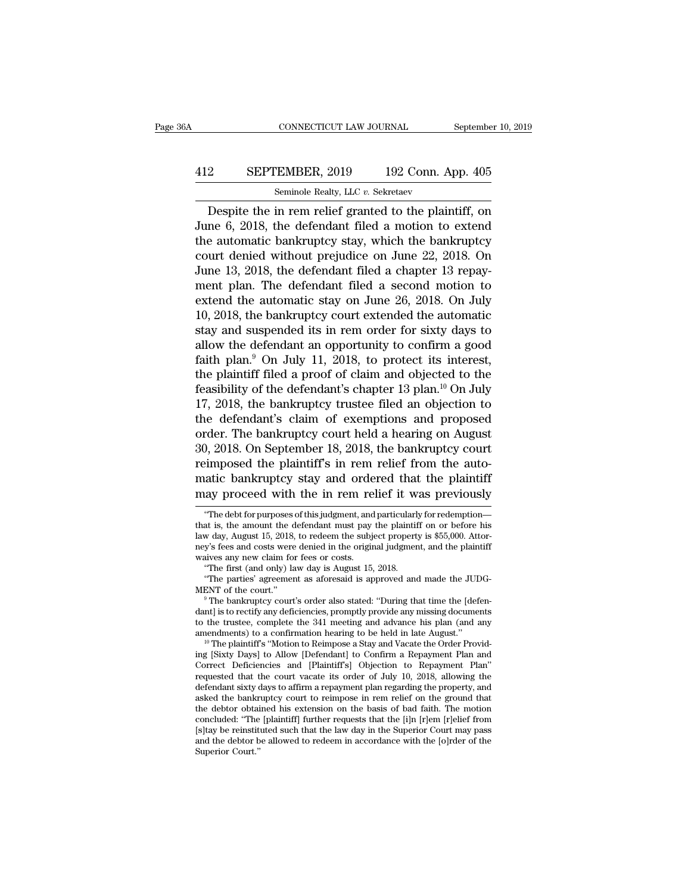Despite the in rem relief granted to the plaintiff, on June 6, 2018, the defendant filed a motion to extend the automatic bankruptcy stay, which the bankruptcy court denied without prejudice on June 22, 2018. On June 13, 2018, the defendant filed a chapter 13 repayment plan. The defendant filed a second motion to extend the automatic stay on June 26, 2018. On July 10, 2018, the bankruptcy court extended the automatic stay and suspended its in rem order for sixty days to allow the defendant an opportunity to confirm a good faith plan.[9] On July 11, 2018, to protect its interest, the plaintiff filed a proof of claim and objected to the feasibility of the defendant's chapter 13 plan.[10] On July 17, 2018, the bankruptcy trustee filed an objection to the defendant's claim of exemptions and proposed order. The bankruptcy court held a hearing on August 30, 2018. On September 18, 2018, the bankruptcy court reimposed the plaintiff's in rem relief from the automatic bankruptcy stay and ordered that the plaintiff may proceed with the in rem relief it was previously

---

"The debt for purposes of this judgment, and particularly for redemption—that is, the amount the defendant must pay the plaintiff on or before his law day, August 15, 2018, to redeem the subject property is $55,000. Attorney's fees and costs were denied in the original judgment, and the plaintiff waives any new claim for fees or costs.

"The first (and only) law day is August 15, 2018.

"The parties' agreement as aforesaid is approved and made the JUDGMENT of the court."

[9] The bankruptcy court's order also stated: "During that time the [defendant] is to rectify any deficiencies, promptly provide any missing documents to the trustee, complete the 341 meeting and advance his plan (and any amendments) to a confirmation hearing to be held in late August."

[10] The plaintiff's "Motion to Reimpose a Stay and Vacate the Order Providing [Sixty Days] to Allow [Defendant] to Confirm a Repayment Plan and Correct Deficiencies and [Plaintiff's] Objection to Repayment Plan" requested that the court vacate its order of July 10, 2018, allowing the defendant sixty days to affirm a repayment plan regarding the property, and asked the bankruptcy court to reimpose in rem relief on the ground that the debtor obtained his extension on the basis of bad faith. The motion concluded: "The [plaintiff] further requests that the [i]n [r]em [r]elief from [s]tay be reinstituted such that the law day in the Superior Court may pass and the debtor be allowed to redeem in accordance with the [o]rder of the Superior Court."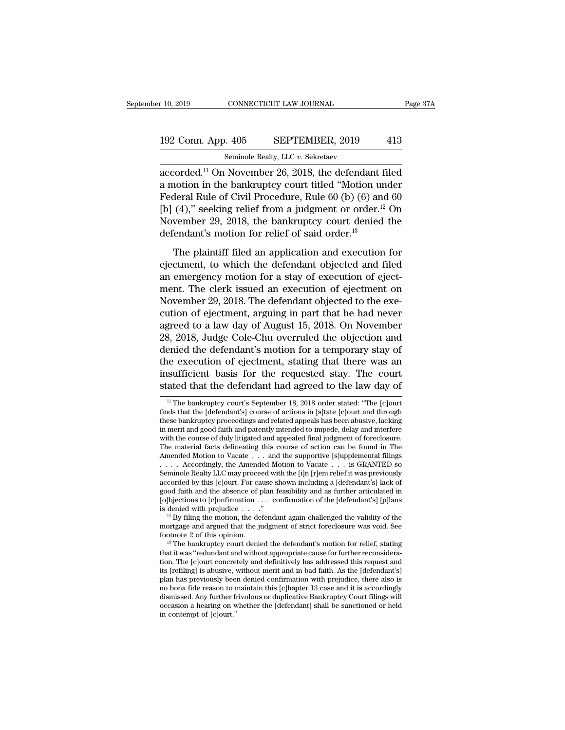accorded.[11] On November 26, 2018, the defendant filed a motion in the bankruptcy court titled "Motion under Federal Rule of Civil Procedure, Rule 60 (b) (6) and 60 [b] (4)," seeking relief from a judgment or order.[12] On November 29, 2018, the bankruptcy court denied the defendant's motion for relief of said order.[13]

The plaintiff filed an application and execution for ejectment, to which the defendant objected and filed an emergency motion for a stay of execution of ejectment. The clerk issued an execution of ejectment on November 29, 2018. The defendant objected to the execution of ejectment, arguing in part that he had never agreed to a law day of August 15, 2018. On November 28, 2018, Judge Cole-Chu overruled the objection and denied the defendant's motion for a temporary stay of the execution of ejectment, stating that there was an insufficient basis for the requested stay. The court stated that the defendant had agreed to the law day of

[11] The bankruptcy court's September 18, 2018 order stated: "The [c]ourt finds that the [defendant's] course of actions in [s]tate [c]ourt and through these bankruptcy proceedings and related appeals has been abusive, lacking in merit and good faith and patently intended to impede, delay and interfere with the course of duly litigated and appealed final judgment of foreclosure. The material facts delineating this course of action can be found in The Amended Motion to Vacate . . . and the supportive [s]upplemental filings . . . . Accordingly, the Amended Motion to Vacate . . . is GRANTED so Seminole Realty LLC may proceed with the [i]n [r]em relief it was previously accorded by this [c]ourt. For cause shown including a [defendant's] lack of good faith and the absence of plan feasibility and as further articulated in [o]bjections to [c]onfirmation . . . confirmation of the [defendant's] [p]lans is denied with prejudice . . . ."

[12] By filing the motion, the defendant again challenged the validity of the mortgage and argued that the judgment of strict foreclosure was void. See footnote 2 of this opinion.

[13] The bankruptcy court denied the defendant's motion for relief, stating that it was "redundant and without appropriate cause for further reconsideration. The [c]ourt concretely and definitively has addressed this request and its [refiling] is abusive, without merit and in bad faith. As the [defendant's] plan has previously been denied confirmation with prejudice, there also is no bona fide reason to maintain this [c]hapter 13 case and it is accordingly dismissed. Any further frivolous or duplicative Bankruptcy Court filings will occasion a hearing on whether the [defendant] shall be sanctioned or held in contempt of [c]ourt."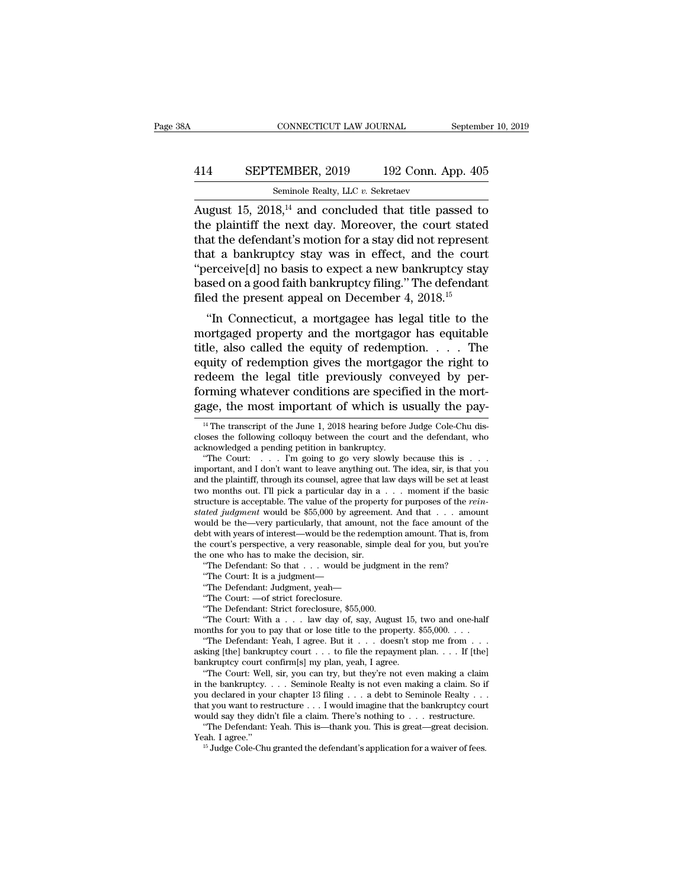August 15, 2018,[14] and concluded that title passed to the plaintiff the next day. Moreover, the court stated that the defendant's motion for a stay did not represent that a bankruptcy stay was in effect, and the court "perceive[d] no basis to expect a new bankruptcy stay based on a good faith bankruptcy filing." The defendant filed the present appeal on December 4, 2018.[15]

"In Connecticut, a mortgagee has legal title to the mortgaged property and the mortgagor has equitable title, also called the equity of redemption. . . . The equity of redemption gives the mortgagor the right to redeem the legal title previously conveyed by performing whatever conditions are specified in the mortgage, the most important of which is usually the pay-

[14] The transcript of the June 1, 2018 hearing before Judge Cole-Chu discloses the following colloquy between the court and the defendant, who acknowledged a pending petition in bankruptcy.

"The Court: . . . I'm going to go very slowly because this is . . . important, and I don't want to leave anything out. The idea, sir, is that you and the plaintiff, through its counsel, agree that law days will be set at least two months out. I'll pick a particular day in a . . . moment if the basic structure is acceptable. The value of the property for purposes of the *reinstated judgment* would be $55,000 by agreement. And that . . . amount would be the—very particularly, that amount, not the face amount of the debt with years of interest—would be the redemption amount. That is, from the court's perspective, a very reasonable, simple deal for you, but you're the one who has to make the decision, sir.

"The Defendant: So that . . . would be judgment in the rem?

"The Court: It is a judgment—

"The Defendant: Judgment, yeah—

"The Court: —of strict foreclosure.

"The Defendant: Strict foreclosure, $55,000.

"The Court: With a . . . law day of, say, August 15, two and one-half months for you to pay that or lose title to the property. $55,000. . . .

"The Defendant: Yeah, I agree. But it . . . doesn't stop me from . . . asking [the] bankruptcy court . . . to file the repayment plan. . . . If [the] bankruptcy court confirm[s] my plan, yeah, I agree.

"The Court: Well, sir, you can try, but they're not even making a claim in the bankruptcy. . . . Seminole Realty is not even making a claim. So if you declared in your chapter 13 filing . . . a debt to Seminole Realty . . . that you want to restructure . . . I would imagine that the bankruptcy court would say they didn't file a claim. There's nothing to . . . restructure.

"The Defendant: Yeah. This is—thank you. This is great—great decision. Yeah. I agree."

[15] Judge Cole-Chu granted the defendant's application for a waiver of fees.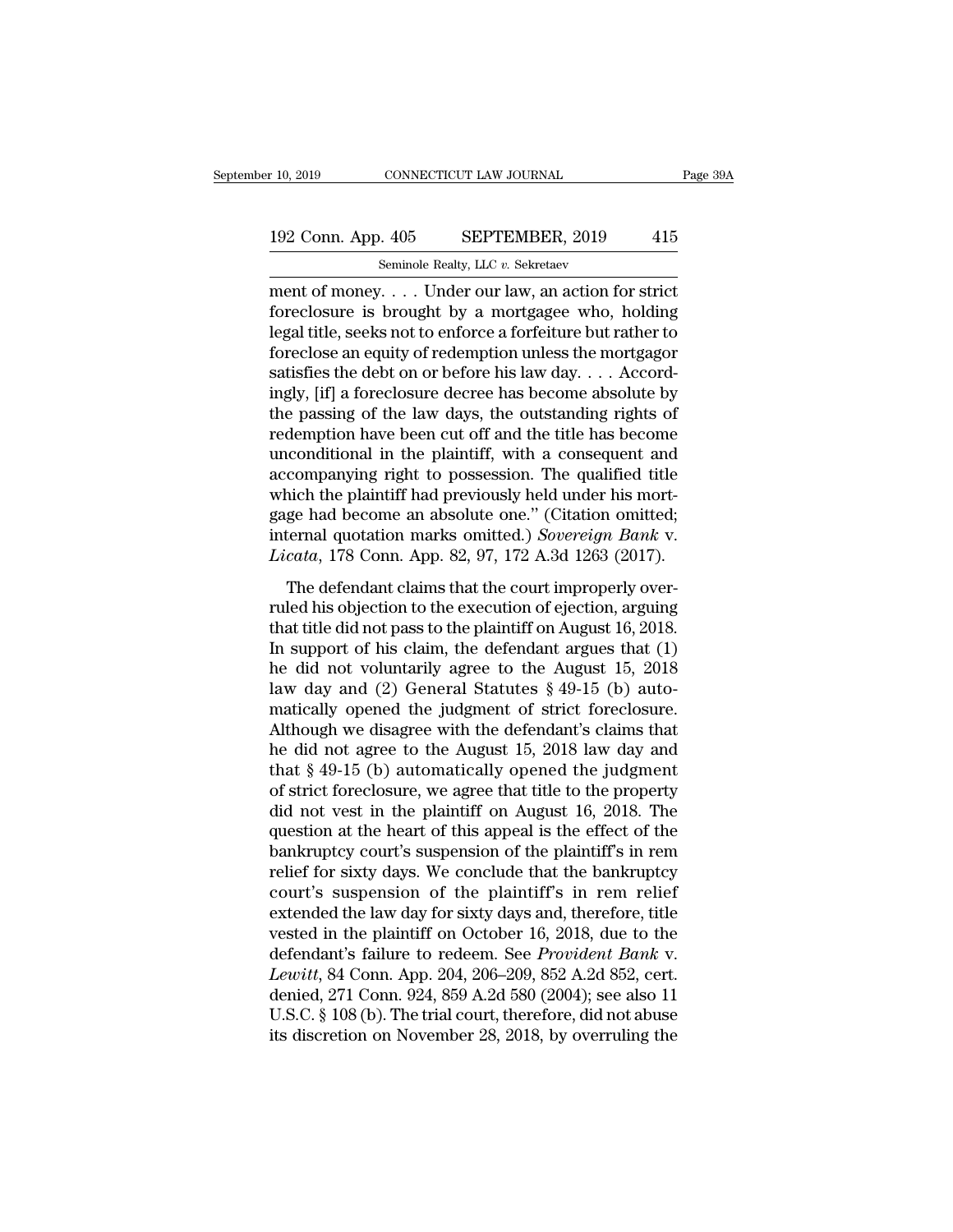ment of money. . . . Under our law, an action for strict foreclosure is brought by a mortgagee who, holding legal title, seeks not to enforce a forfeiture but rather to foreclose an equity of redemption unless the mortgagor satisfies the debt on or before his law day. . . . Accordingly, [if] a foreclosure decree has become absolute by the passing of the law days, the outstanding rights of redemption have been cut off and the title has become unconditional in the plaintiff, with a consequent and accompanying right to possession. The qualified title which the plaintiff had previously held under his mortgage had become an absolute one." (Citation omitted; internal quotation marks omitted.) *Sovereign Bank* v. *Licata*, 178 Conn. App. 82, 97, 172 A.3d 1263 (2017).

The defendant claims that the court improperly overruled his objection to the execution of ejection, arguing that title did not pass to the plaintiff on August 16, 2018. In support of his claim, the defendant argues that (1) he did not voluntarily agree to the August 15, 2018 law day and (2) General Statutes § 49-15 (b) automatically opened the judgment of strict foreclosure. Although we disagree with the defendant's claims that he did not agree to the August 15, 2018 law day and that § 49-15 (b) automatically opened the judgment of strict foreclosure, we agree that title to the property did not vest in the plaintiff on August 16, 2018. The question at the heart of this appeal is the effect of the bankruptcy court's suspension of the plaintiff's in rem relief for sixty days. We conclude that the bankruptcy court's suspension of the plaintiff's in rem relief extended the law day for sixty days and, therefore, title vested in the plaintiff on October 16, 2018, due to the defendant's failure to redeem. See *Provident Bank* v. *Lewitt*, 84 Conn. App. 204, 206–209, 852 A.2d 852, cert. denied, 271 Conn. 924, 859 A.2d 580 (2004); see also 11 U.S.C. § 108 (b). The trial court, therefore, did not abuse its discretion on November 28, 2018, by overruling the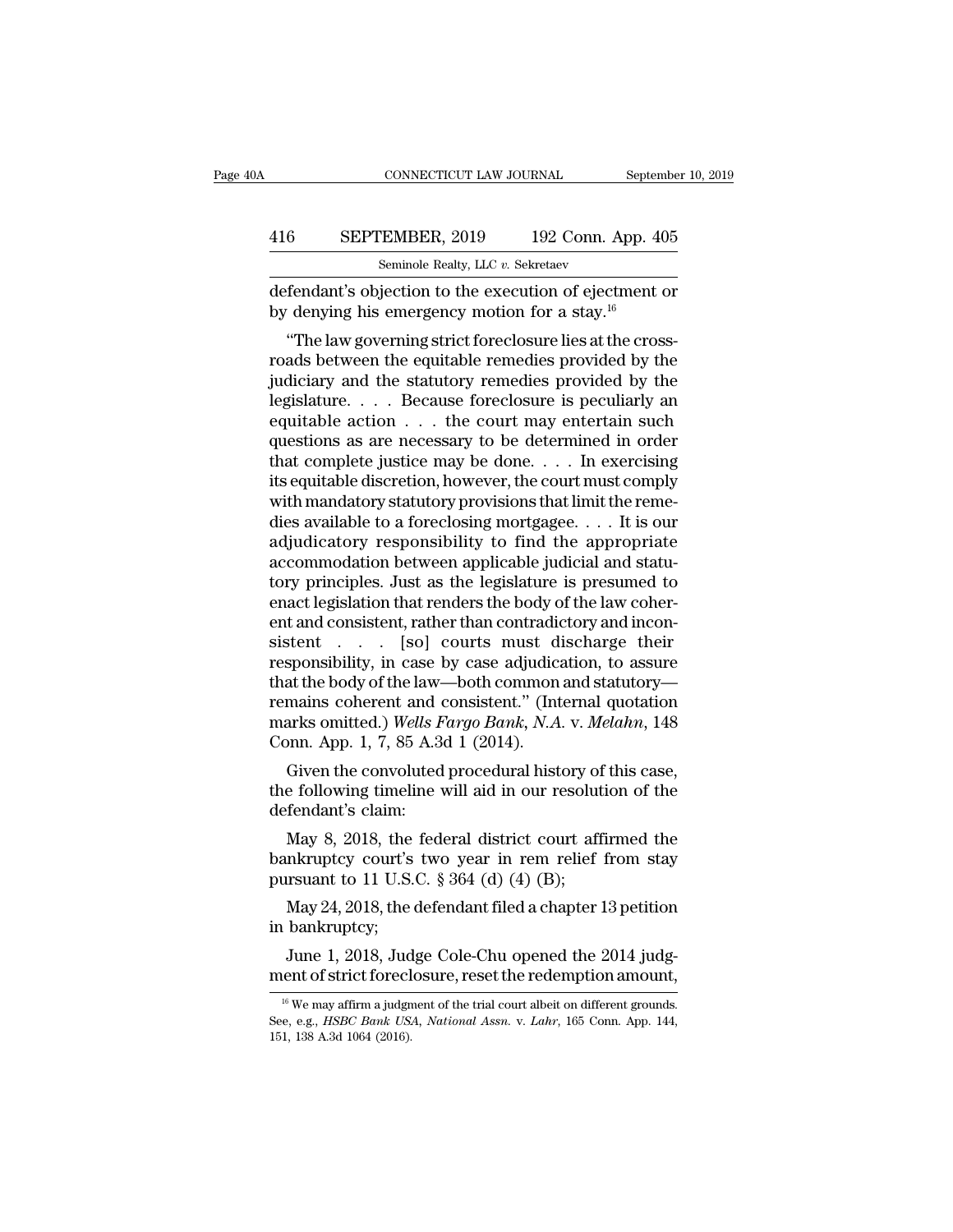defendant's objection to the execution of ejectment or by denying his emergency motion for a stay.[16]

"The law governing strict foreclosure lies at the crossroads between the equitable remedies provided by the judiciary and the statutory remedies provided by the legislature. . . . Because foreclosure is peculiarly an equitable action . . . the court may entertain such questions as are necessary to be determined in order that complete justice may be done. . . . In exercising its equitable discretion, however, the court must comply with mandatory statutory provisions that limit the remedies available to a foreclosing mortgagee. . . . It is our adjudicatory responsibility to find the appropriate accommodation between applicable judicial and statutory principles. Just as the legislature is presumed to enact legislation that renders the body of the law coherent and consistent, rather than contradictory and inconsistent . . . [so] courts must discharge their responsibility, in case by case adjudication, to assure that the body of the law—both common and statutory—remains coherent and consistent." (Internal quotation marks omitted.) *Wells Fargo Bank, N.A.* v. *Melahn*, 148 Conn. App. 1, 7, 85 A.3d 1 (2014).

Given the convoluted procedural history of this case, the following timeline will aid in our resolution of the defendant's claim:

May 8, 2018, the federal district court affirmed the bankruptcy court's two year in rem relief from stay pursuant to 11 U.S.C. § 364 (d) (4) (B);

May 24, 2018, the defendant filed a chapter 13 petition in bankruptcy;

June 1, 2018, Judge Cole-Chu opened the 2014 judgment of strict foreclosure, reset the redemption amount,

[16] We may affirm a judgment of the trial court albeit on different grounds. See, e.g., *HSBC Bank USA, National Assn.* v. *Lahr*, 165 Conn. App. 144, 151, 138 A.3d 1064 (2016).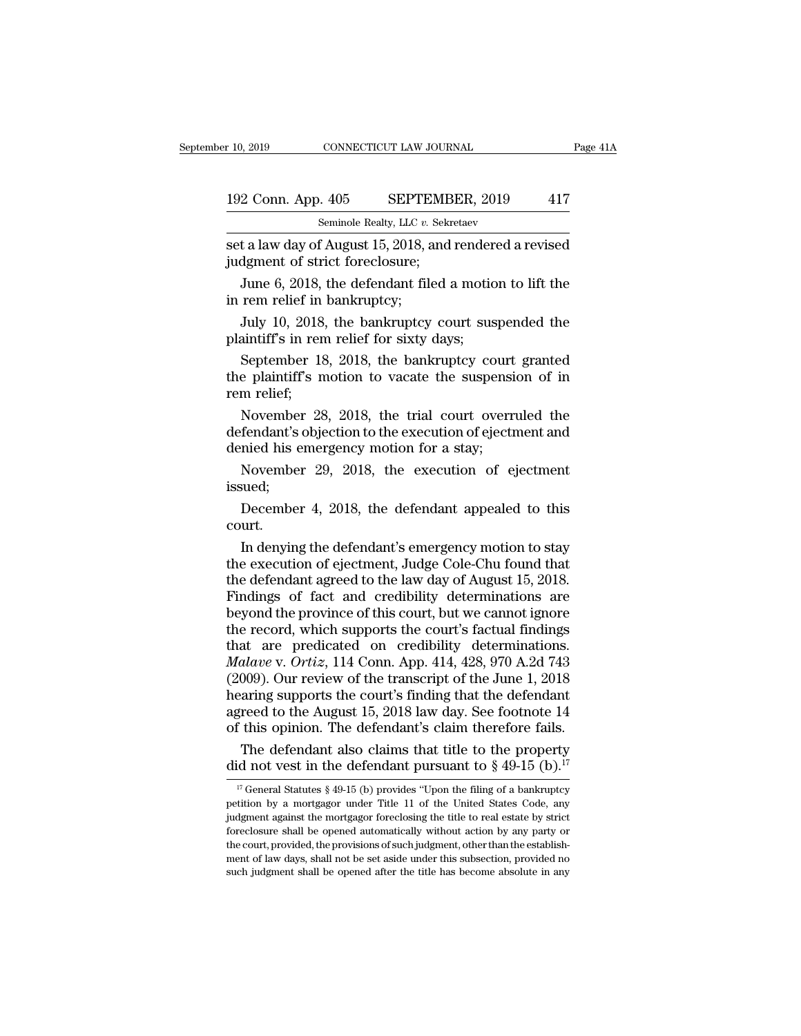set a law day of August 15, 2018, and rendered a revised judgment of strict foreclosure;

June 6, 2018, the defendant filed a motion to lift the in rem relief in bankruptcy;

July 10, 2018, the bankruptcy court suspended the plaintiff's in rem relief for sixty days;

September 18, 2018, the bankruptcy court granted the plaintiff's motion to vacate the suspension of in rem relief;

November 28, 2018, the trial court overruled the defendant's objection to the execution of ejectment and denied his emergency motion for a stay;

November 29, 2018, the execution of ejectment issued;

December 4, 2018, the defendant appealed to this court.

In denying the defendant's emergency motion to stay the execution of ejectment, Judge Cole-Chu found that the defendant agreed to the law day of August 15, 2018. Findings of fact and credibility determinations are beyond the province of this court, but we cannot ignore the record, which supports the court's factual findings that are predicated on credibility determinations. *Malave* v. *Ortiz*, 114 Conn. App. 414, 428, 970 A.2d 743 (2009). Our review of the transcript of the June 1, 2018 hearing supports the court's finding that the defendant agreed to the August 15, 2018 law day. See footnote 14 of this opinion. The defendant's claim therefore fails.

The defendant also claims that title to the property did not vest in the defendant pursuant to § 49-15 (b).[17]

[17] General Statutes § 49-15 (b) provides "Upon the filing of a bankruptcy petition by a mortgagor under Title 11 of the United States Code, any judgment against the mortgagor foreclosing the title to real estate by strict foreclosure shall be opened automatically without action by any party or the court, provided, the provisions of such judgment, other than the establishment of law days, shall not be set aside under this subsection, provided no such judgment shall be opened after the title has become absolute in any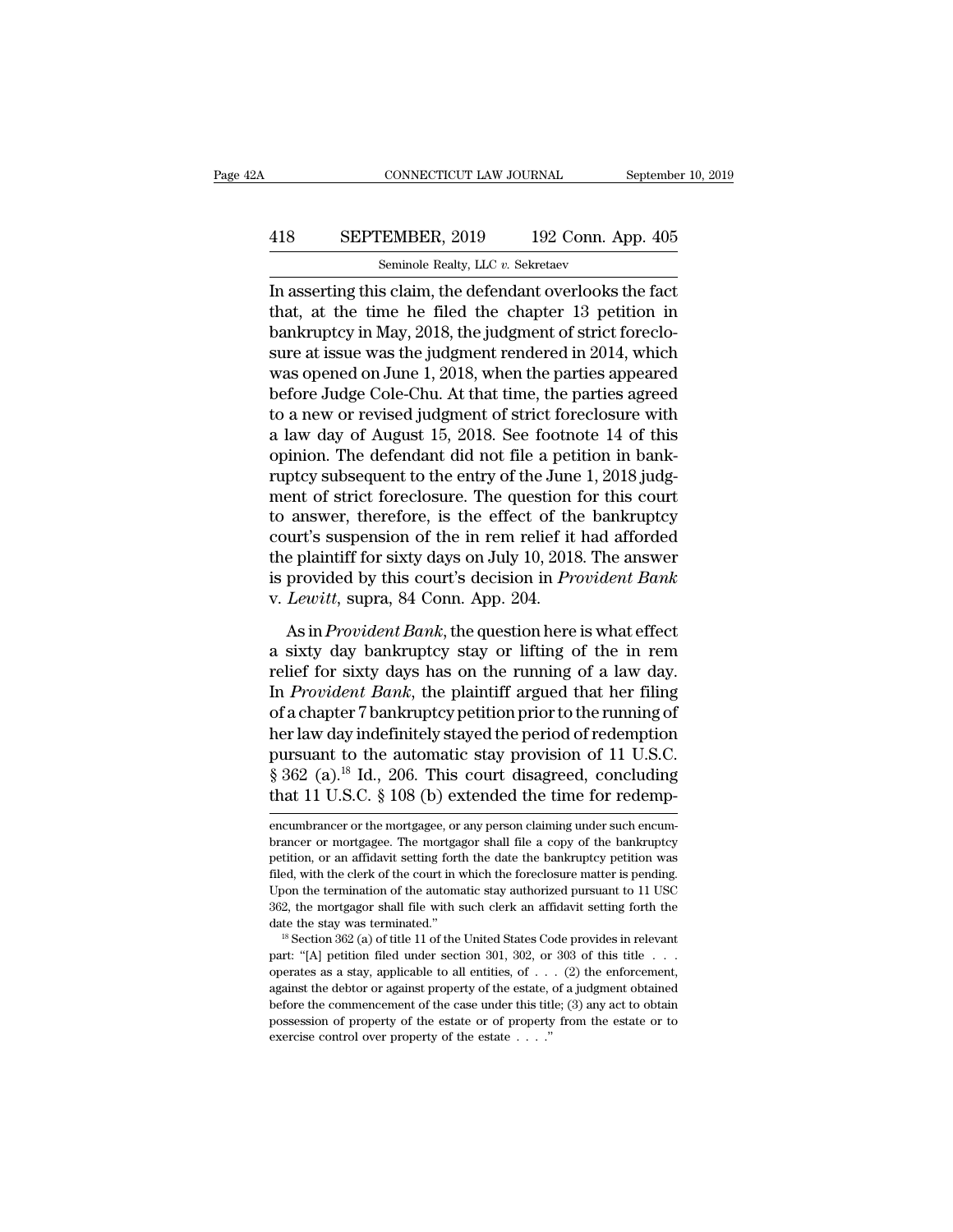In asserting this claim, the defendant overlooks the fact that, at the time he filed the chapter 13 petition in bankruptcy in May, 2018, the judgment of strict foreclosure at issue was the judgment rendered in 2014, which was opened on June 1, 2018, when the parties appeared before Judge Cole-Chu. At that time, the parties agreed to a new or revised judgment of strict foreclosure with a law day of August 15, 2018. See footnote 14 of this opinion. The defendant did not file a petition in bankruptcy subsequent to the entry of the June 1, 2018 judgment of strict foreclosure. The question for this court to answer, therefore, is the effect of the bankruptcy court's suspension of the in rem relief it had afforded the plaintiff for sixty days on July 10, 2018. The answer is provided by this court's decision in *Provident Bank* v. *Lewitt*, supra, 84 Conn. App. 204.

As in *Provident Bank*, the question here is what effect a sixty day bankruptcy stay or lifting of the in rem relief for sixty days has on the running of a law day. In *Provident Bank*, the plaintiff argued that her filing of a chapter 7 bankruptcy petition prior to the running of her law day indefinitely stayed the period of redemption pursuant to the automatic stay provision of 11 U.S.C. § 362 (a).[18] Id., 206. This court disagreed, concluding that 11 U.S.C. § 108 (b) extended the time for redemp-

encumbrancer or the mortgagee, or any person claiming under such encumbrancer or mortgagee. The mortgagor shall file a copy of the bankruptcy petition, or an affidavit setting forth the date the bankruptcy petition was filed, with the clerk of the court in which the foreclosure matter is pending. Upon the termination of the automatic stay authorized pursuant to 11 USC 362, the mortgagor shall file with such clerk an affidavit setting forth the date the stay was terminated."

[18] Section 362 (a) of title 11 of the United States Code provides in relevant part: "[A] petition filed under section 301, 302, or 303 of this title . . . operates as a stay, applicable to all entities, of . . . (2) the enforcement, against the debtor or against property of the estate, of a judgment obtained before the commencement of the case under this title; (3) any act to obtain possession of property of the estate or of property from the estate or to exercise control over property of the estate . . . ."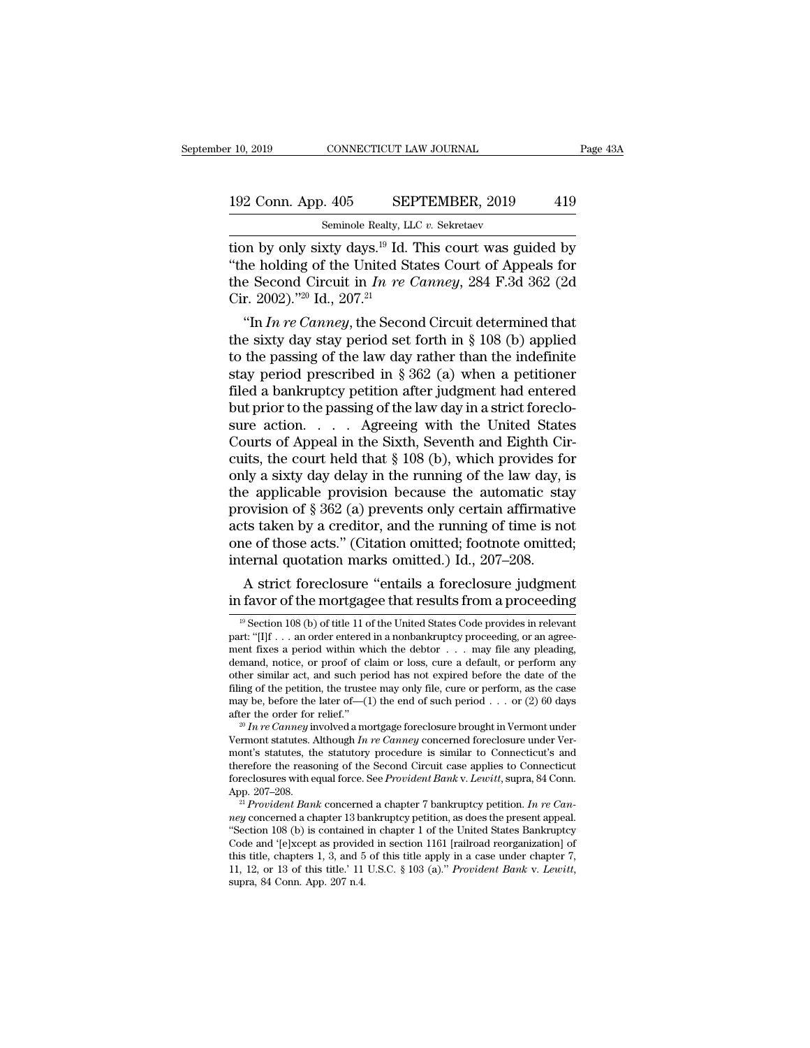tion by only sixty days.[19] Id. This court was guided by "the holding of the United States Court of Appeals for the Second Circuit in *In re Canney*, 284 F.3d 362 (2d Cir. 2002)."[20] Id., 207.[21]

"In *In re Canney*, the Second Circuit determined that the sixty day stay period set forth in § 108 (b) applied to the passing of the law day rather than the indefinite stay period prescribed in § 362 (a) when a petitioner filed a bankruptcy petition after judgment had entered but prior to the passing of the law day in a strict foreclosure action. . . . Agreeing with the United States Courts of Appeal in the Sixth, Seventh and Eighth Circuits, the court held that § 108 (b), which provides for only a sixty day delay in the running of the law day, is the applicable provision because the automatic stay provision of § 362 (a) prevents only certain affirmative acts taken by a creditor, and the running of time is not one of those acts." (Citation omitted; footnote omitted; internal quotation marks omitted.) Id., 207–208.

A strict foreclosure "entails a foreclosure judgment in favor of the mortgagee that results from a proceeding

---

[19] Section 108 (b) of title 11 of the United States Code provides in relevant part: "[I]f . . . an order entered in a nonbankruptcy proceeding, or an agreement fixes a period within which the debtor . . . may file any pleading, demand, notice, or proof of claim or loss, cure a default, or perform any other similar act, and such period has not expired before the date of the filing of the petition, the trustee may only file, cure or perform, as the case may be, before the later of—(1) the end of such period . . . or (2) 60 days after the order for relief."

[20] *In re Canney* involved a mortgage foreclosure brought in Vermont under Vermont statutes. Although *In re Canney* concerned foreclosure under Vermont's statutes, the statutory procedure is similar to Connecticut's and therefore the reasoning of the Second Circuit case applies to Connecticut foreclosures with equal force. See *Provident Bank* v. *Lewitt*, supra, 84 Conn. App. 207–208.

[21] *Provident Bank* concerned a chapter 7 bankruptcy petition. *In re Canney* concerned a chapter 13 bankruptcy petition, as does the present appeal. "Section 108 (b) is contained in chapter 1 of the United States Bankruptcy Code and '[e]xcept as provided in section 1161 [railroad reorganization] of this title, chapters 1, 3, and 5 of this title apply in a case under chapter 7, 11, 12, or 13 of this title.' 11 U.S.C. § 103 (a)." *Provident Bank* v. *Lewitt*, supra, 84 Conn. App. 207 n.4.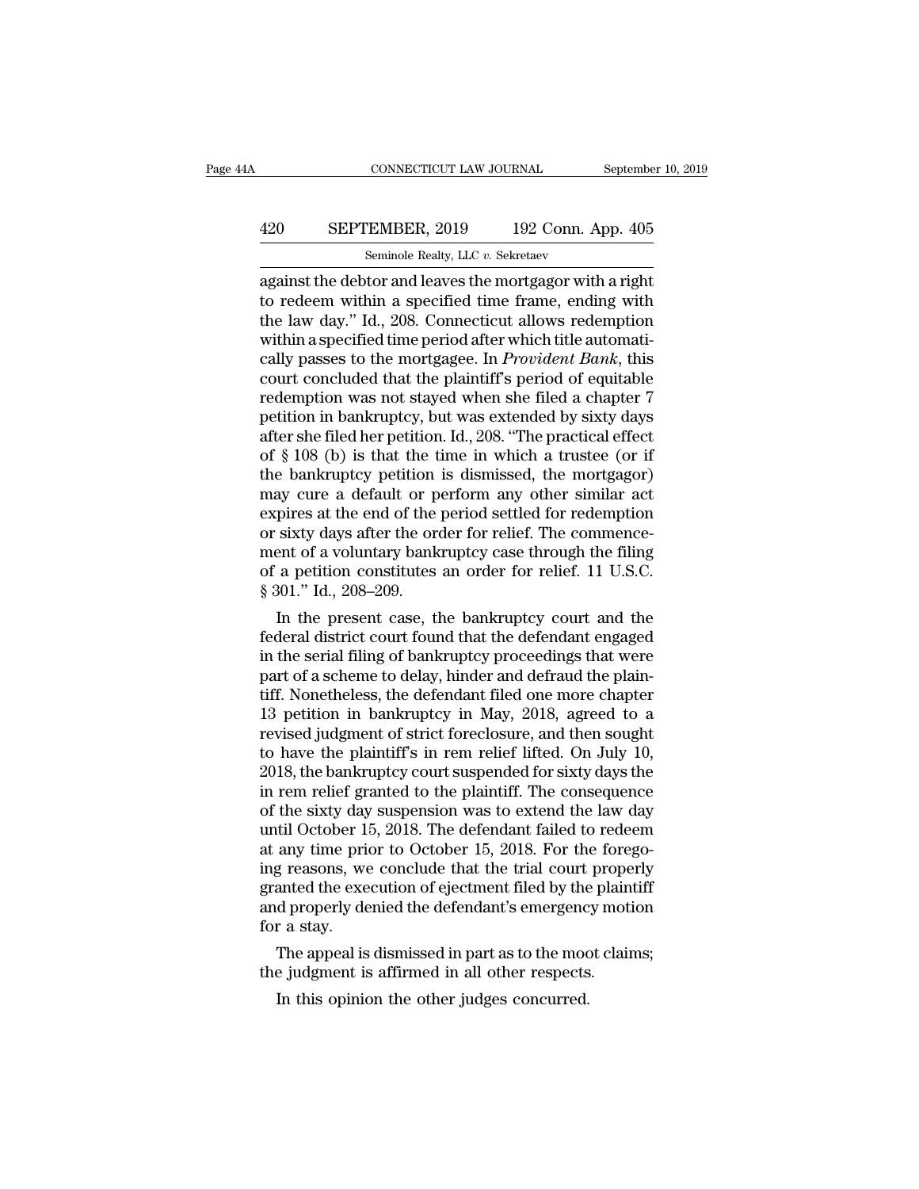against the debtor and leaves the mortgagor with a right to redeem within a specified time frame, ending with the law day." Id., 208. Connecticut allows redemption within a specified time period after which title automatically passes to the mortgagee. In *Provident Bank*, this court concluded that the plaintiff's period of equitable redemption was not stayed when she filed a chapter 7 petition in bankruptcy, but was extended by sixty days after she filed her petition. Id., 208. "The practical effect of § 108 (b) is that the time in which a trustee (or if the bankruptcy petition is dismissed, the mortgagor) may cure a default or perform any other similar act expires at the end of the period settled for redemption or sixty days after the order for relief. The commencement of a voluntary bankruptcy case through the filing of a petition constitutes an order for relief. 11 U.S.C. § 301." Id., 208–209.

In the present case, the bankruptcy court and the federal district court found that the defendant engaged in the serial filing of bankruptcy proceedings that were part of a scheme to delay, hinder and defraud the plaintiff. Nonetheless, the defendant filed one more chapter 13 petition in bankruptcy in May, 2018, agreed to a revised judgment of strict foreclosure, and then sought to have the plaintiff's in rem relief lifted. On July 10, 2018, the bankruptcy court suspended for sixty days the in rem relief granted to the plaintiff. The consequence of the sixty day suspension was to extend the law day until October 15, 2018. The defendant failed to redeem at any time prior to October 15, 2018. For the foregoing reasons, we conclude that the trial court properly granted the execution of ejectment filed by the plaintiff and properly denied the defendant's emergency motion for a stay.

The appeal is dismissed in part as to the moot claims; the judgment is affirmed in all other respects.

In this opinion the other judges concurred.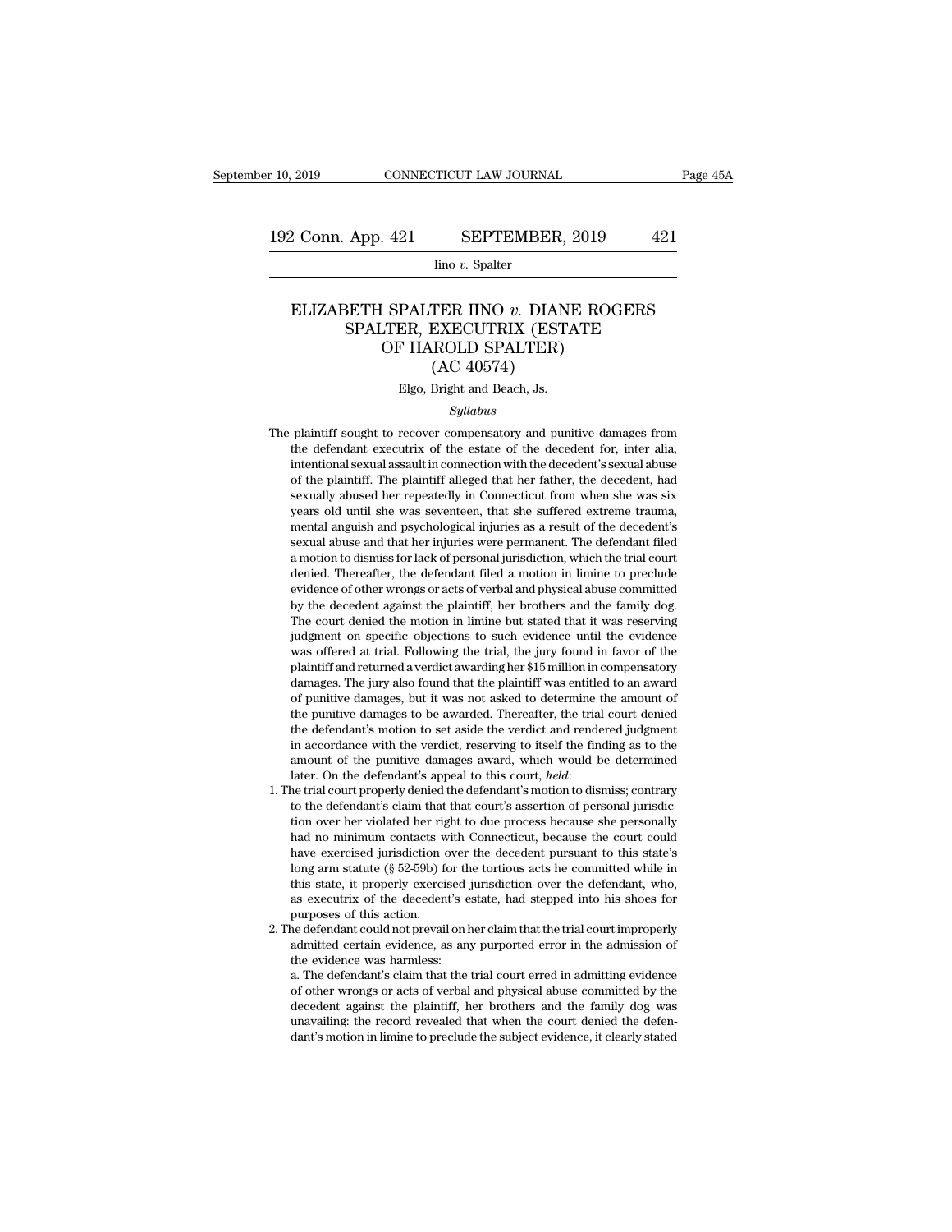# ELIZABETH SPALTER IINO *v.* DIANE ROGERS SPALTER, EXECUTRIX (ESTATE OF HAROLD SPALTER) (AC 40574)

Elgo, Bright and Beach, Js.

*Syllabus*

The plaintiff sought to recover compensatory and punitive damages from the defendant executrix of the estate of the decedent for, inter alia, intentional sexual assault in connection with the decedent's sexual abuse of the plaintiff. The plaintiff alleged that her father, the decedent, had sexually abused her repeatedly in Connecticut from when she was six years old until she was seventeen, that she suffered extreme trauma, mental anguish and psychological injuries as a result of the decedent's sexual abuse and that her injuries were permanent. The defendant filed a motion to dismiss for lack of personal jurisdiction, which the trial court denied. Thereafter, the defendant filed a motion in limine to preclude evidence of other wrongs or acts of verbal and physical abuse committed by the decedent against the plaintiff, her brothers and the family dog. The court denied the motion in limine but stated that it was reserving judgment on specific objections to such evidence until the evidence was offered at trial. Following the trial, the jury found in favor of the plaintiff and returned a verdict awarding her $15 million in compensatory damages. The jury also found that the plaintiff was entitled to an award of punitive damages, but it was not asked to determine the amount of the punitive damages to be awarded. Thereafter, the trial court denied the defendant's motion to set aside the verdict and rendered judgment in accordance with the verdict, reserving to itself the finding as to the amount of the punitive damages award, which would be determined later. On the defendant's appeal to this court, *held*:

1. The trial court properly denied the defendant's motion to dismiss; contrary to the defendant's claim that that court's assertion of personal jurisdiction over her violated her right to due process because she personally had no minimum contacts with Connecticut, because the court could have exercised jurisdiction over the decedent pursuant to this state's long arm statute (§ 52-59b) for the tortious acts he committed while in this state, it properly exercised jurisdiction over the defendant, who, as executrix of the decedent's estate, had stepped into his shoes for purposes of this action.
2. The defendant could not prevail on her claim that the trial court improperly admitted certain evidence, as any purported error in the admission of the evidence was harmless:

   a. The defendant's claim that the trial court erred in admitting evidence of other wrongs or acts of verbal and physical abuse committed by the decedent against the plaintiff, her brothers and the family dog was unavailing: the record revealed that when the court denied the defendant's motion in limine to preclude the subject evidence, it clearly stated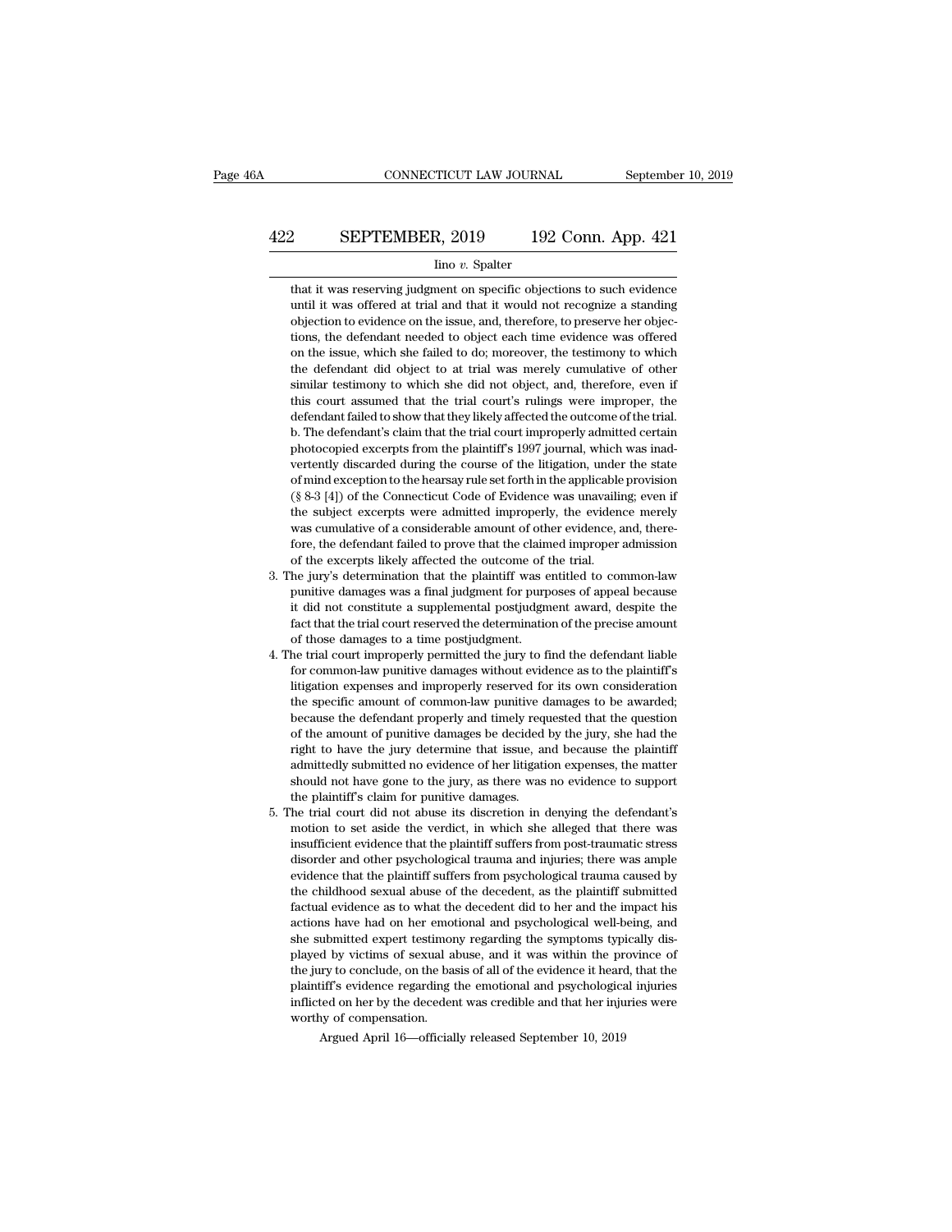that it was reserving judgment on specific objections to such evidence until it was offered at trial and that it would not recognize a standing objection to evidence on the issue, and, therefore, to preserve her objections, the defendant needed to object each time evidence was offered on the issue, which she failed to do; moreover, the testimony to which the defendant did object to at trial was merely cumulative of other similar testimony to which she did not object, and, therefore, even if this court assumed that the trial court's rulings were improper, the defendant failed to show that they likely affected the outcome of the trial.

b. The defendant's claim that the trial court improperly admitted certain photocopied excerpts from the plaintiff's 1997 journal, which was inadvertently discarded during the course of the litigation, under the state of mind exception to the hearsay rule set forth in the applicable provision (§ 8-3 [4]) of the Connecticut Code of Evidence was unavailing; even if the subject excerpts were admitted improperly, the evidence merely was cumulative of a considerable amount of other evidence, and, therefore, the defendant failed to prove that the claimed improper admission of the excerpts likely affected the outcome of the trial.

3. The jury's determination that the plaintiff was entitled to common-law punitive damages was a final judgment for purposes of appeal because it did not constitute a supplemental postjudgment award, despite the fact that the trial court reserved the determination of the precise amount of those damages to a time postjudgment.

4. The trial court improperly permitted the jury to find the defendant liable for common-law punitive damages without evidence as to the plaintiff's litigation expenses and improperly reserved for its own consideration the specific amount of common-law punitive damages to be awarded; because the defendant properly and timely requested that the question of the amount of punitive damages be decided by the jury, she had the right to have the jury determine that issue, and because the plaintiff admittedly submitted no evidence of her litigation expenses, the matter should not have gone to the jury, as there was no evidence to support the plaintiff's claim for punitive damages.

5. The trial court did not abuse its discretion in denying the defendant's motion to set aside the verdict, in which she alleged that there was insufficient evidence that the plaintiff suffers from post-traumatic stress disorder and other psychological trauma and injuries; there was ample evidence that the plaintiff suffers from psychological trauma caused by the childhood sexual abuse of the decedent, as the plaintiff submitted factual evidence as to what the decedent did to her and the impact his actions have had on her emotional and psychological well-being, and she submitted expert testimony regarding the symptoms typically displayed by victims of sexual abuse, and it was within the province of the jury to conclude, on the basis of all of the evidence it heard, that the plaintiff's evidence regarding the emotional and psychological injuries inflicted on her by the decedent was credible and that her injuries were worthy of compensation.

Argued April 16—officially released September 10, 2019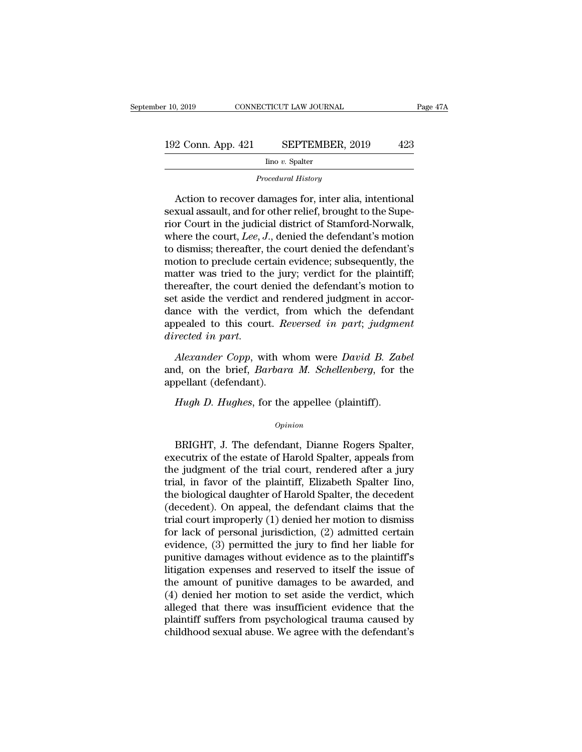*Procedural History*

Action to recover damages for, inter alia, intentional sexual assault, and for other relief, brought to the Superior Court in the judicial district of Stamford-Norwalk, where the court, *Lee, J.*, denied the defendant's motion to dismiss; thereafter, the court denied the defendant's motion to preclude certain evidence; subsequently, the matter was tried to the jury; verdict for the plaintiff; thereafter, the court denied the defendant's motion to set aside the verdict and rendered judgment in accordance with the verdict, from which the defendant appealed to this court. *Reversed in part*; *judgment directed in part.*

*Alexander Copp*, with whom were *David B. Zabel* and, on the brief, *Barbara M. Schellenberg*, for the appellant (defendant).

*Hugh D. Hughes*, for the appellee (plaintiff).

*Opinion*

BRIGHT, J. The defendant, Dianne Rogers Spalter, executrix of the estate of Harold Spalter, appeals from the judgment of the trial court, rendered after a jury trial, in favor of the plaintiff, Elizabeth Spalter Iino, the biological daughter of Harold Spalter, the decedent (decedent). On appeal, the defendant claims that the trial court improperly (1) denied her motion to dismiss for lack of personal jurisdiction, (2) admitted certain evidence, (3) permitted the jury to find her liable for punitive damages without evidence as to the plaintiff's litigation expenses and reserved to itself the issue of the amount of punitive damages to be awarded, and (4) denied her motion to set aside the verdict, which alleged that there was insufficient evidence that the plaintiff suffers from psychological trauma caused by childhood sexual abuse. We agree with the defendant's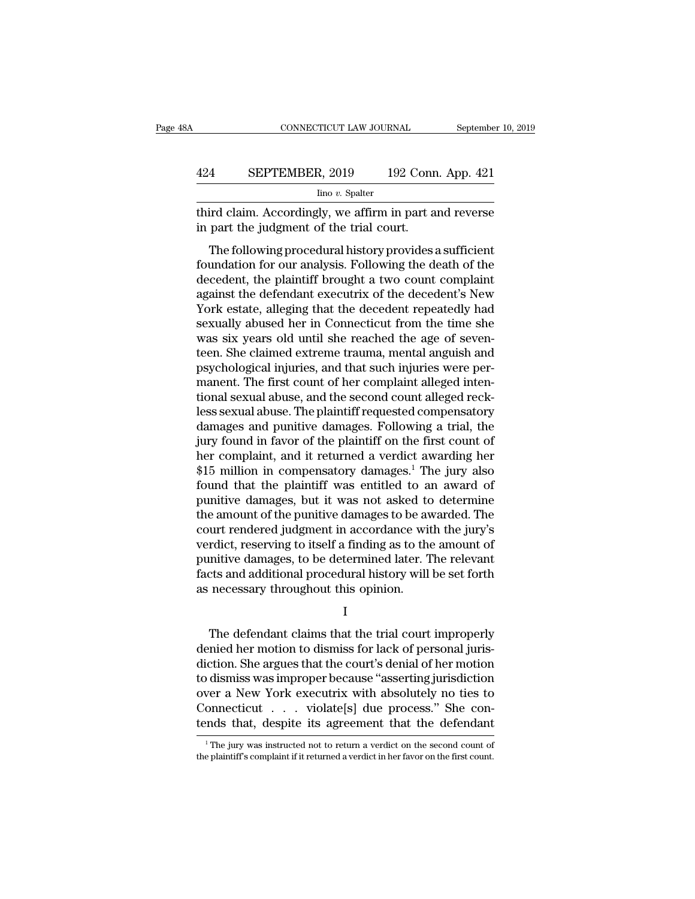third claim. Accordingly, we affirm in part and reverse in part the judgment of the trial court.

The following procedural history provides a sufficient foundation for our analysis. Following the death of the decedent, the plaintiff brought a two count complaint against the defendant executrix of the decedent's New York estate, alleging that the decedent repeatedly had sexually abused her in Connecticut from the time she was six years old until she reached the age of seventeen. She claimed extreme trauma, mental anguish and psychological injuries, and that such injuries were permanent. The first count of her complaint alleged intentional sexual abuse, and the second count alleged reckless sexual abuse. The plaintiff requested compensatory damages and punitive damages. Following a trial, the jury found in favor of the plaintiff on the first count of her complaint, and it returned a verdict awarding her $15 million in compensatory damages.[1] The jury also found that the plaintiff was entitled to an award of punitive damages, but it was not asked to determine the amount of the punitive damages to be awarded. The court rendered judgment in accordance with the jury's verdict, reserving to itself a finding as to the amount of punitive damages, to be determined later. The relevant facts and additional procedural history will be set forth as necessary throughout this opinion.

I

The defendant claims that the trial court improperly denied her motion to dismiss for lack of personal jurisdiction. She argues that the court's denial of her motion to dismiss was improper because "asserting jurisdiction over a New York executrix with absolutely no ties to Connecticut . . . violate[s] due process." She contends that, despite its agreement that the defendant

[1] The jury was instructed not to return a verdict on the second count of the plaintiff's complaint if it returned a verdict in her favor on the first count.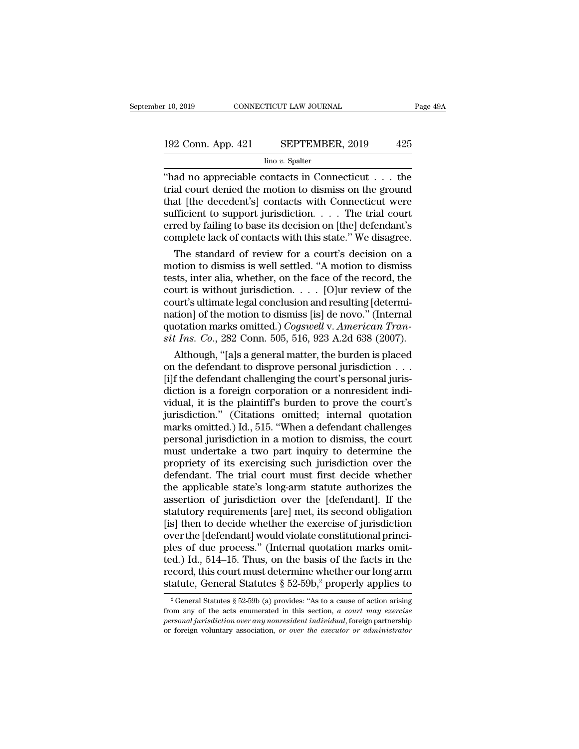"had no appreciable contacts in Connecticut . . . the trial court denied the motion to dismiss on the ground that [the decedent's] contacts with Connecticut were sufficient to support jurisdiction. . . . The trial court erred by failing to base its decision on [the] defendant's complete lack of contacts with this state." We disagree.

The standard of review for a court's decision on a motion to dismiss is well settled. "A motion to dismiss tests, inter alia, whether, on the face of the record, the court is without jurisdiction. . . . [O]ur review of the court's ultimate legal conclusion and resulting [determination] of the motion to dismiss [is] de novo." (Internal quotation marks omitted.) *Cogswell* v. *American Transit Ins. Co.*, 282 Conn. 505, 516, 923 A.2d 638 (2007).

Although, "[a]s a general matter, the burden is placed on the defendant to disprove personal jurisdiction . . . [i]f the defendant challenging the court's personal jurisdiction is a foreign corporation or a nonresident individual, it is the plaintiff's burden to prove the court's jurisdiction." (Citations omitted; internal quotation marks omitted.) Id., 515. "When a defendant challenges personal jurisdiction in a motion to dismiss, the court must undertake a two part inquiry to determine the propriety of its exercising such jurisdiction over the defendant. The trial court must first decide whether the applicable state's long-arm statute authorizes the assertion of jurisdiction over the [defendant]. If the statutory requirements [are] met, its second obligation [is] then to decide whether the exercise of jurisdiction over the [defendant] would violate constitutional principles of due process." (Internal quotation marks omitted.) Id., 514–15. Thus, on the basis of the facts in the record, this court must determine whether our long arm statute, General Statutes § 52-59b,[2] properly applies to

[2] General Statutes § 52-59b (a) provides: "As to a cause of action arising from any of the acts enumerated in this section, *a court may exercise personal jurisdiction over any nonresident individual*, foreign partnership or foreign voluntary association, *or over the executor or administrator*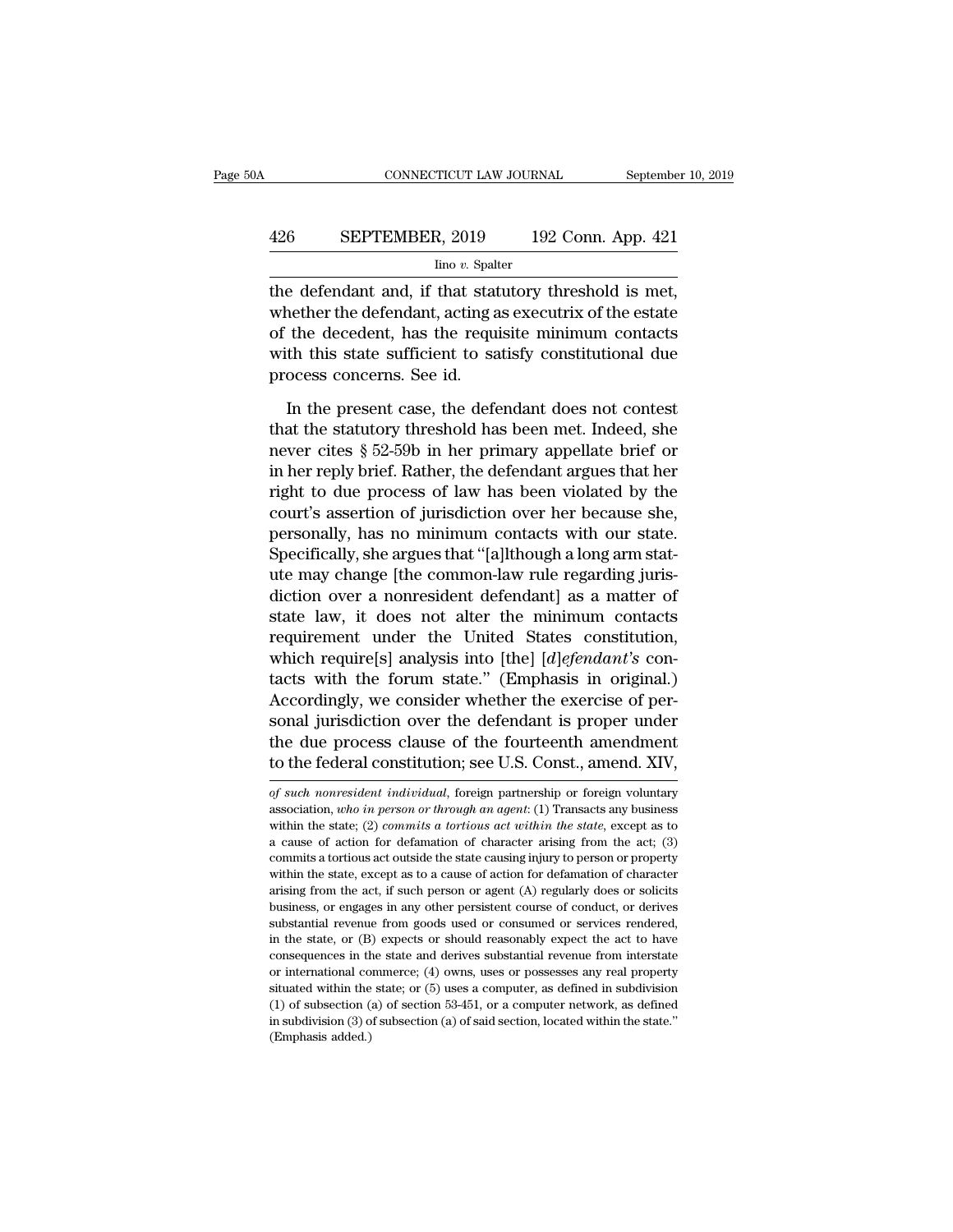the defendant and, if that statutory threshold is met, whether the defendant, acting as executrix of the estate of the decedent, has the requisite minimum contacts with this state sufficient to satisfy constitutional due process concerns. See id.

In the present case, the defendant does not contest that the statutory threshold has been met. Indeed, she never cites § 52-59b in her primary appellate brief or in her reply brief. Rather, the defendant argues that her right to due process of law has been violated by the court's assertion of jurisdiction over her because she, personally, has no minimum contacts with our state. Specifically, she argues that "[a]lthough a long arm statute may change [the common-law rule regarding jurisdiction over a nonresident defendant] as a matter of state law, it does not alter the minimum contacts requirement under the United States constitution, which require[s] analysis into [the] [*d*]*efendant's* contacts with the forum state." (Emphasis in original.) Accordingly, we consider whether the exercise of personal jurisdiction over the defendant is proper under the due process clause of the fourteenth amendment to the federal constitution; see U.S. Const., amend. XIV,

---

*of such nonresident individual*, foreign partnership or foreign voluntary association, *who in person or through an agent*: (1) Transacts any business within the state; (2) *commits a tortious act within the state*, except as to a cause of action for defamation of character arising from the act; (3) commits a tortious act outside the state causing injury to person or property within the state, except as to a cause of action for defamation of character arising from the act, if such person or agent (A) regularly does or solicits business, or engages in any other persistent course of conduct, or derives substantial revenue from goods used or consumed or services rendered, in the state, or (B) expects or should reasonably expect the act to have consequences in the state and derives substantial revenue from interstate or international commerce; (4) owns, uses or possesses any real property situated within the state; or (5) uses a computer, as defined in subdivision (1) of subsection (a) of section 53-451, or a computer network, as defined in subdivision (3) of subsection (a) of said section, located within the state." (Emphasis added.)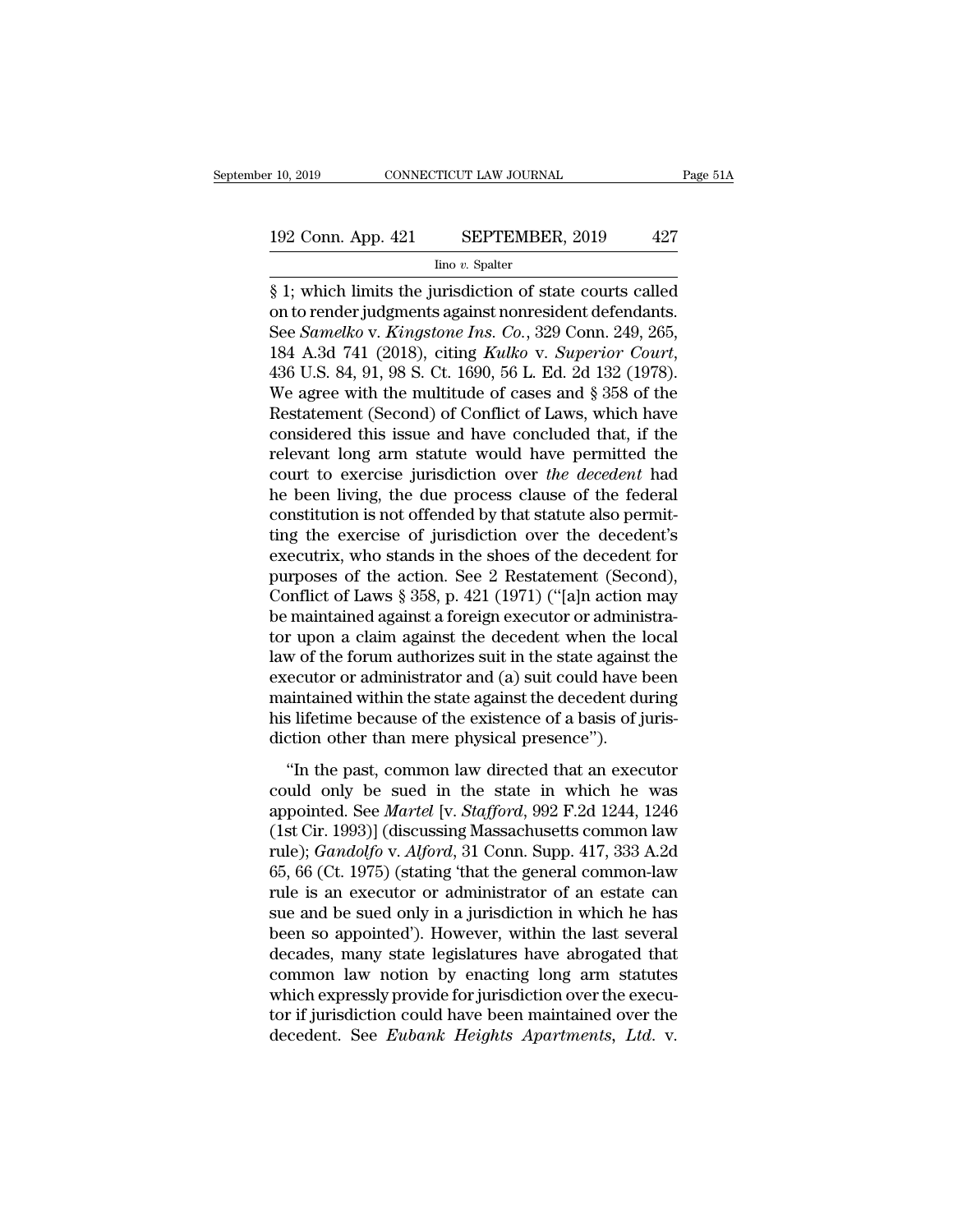§ 1; which limits the jurisdiction of state courts called on to render judgments against nonresident defendants. See *Samelko* v. *Kingstone Ins. Co.*, 329 Conn. 249, 265, 184 A.3d 741 (2018), citing *Kulko* v. *Superior Court*, 436 U.S. 84, 91, 98 S. Ct. 1690, 56 L. Ed. 2d 132 (1978). We agree with the multitude of cases and § 358 of the Restatement (Second) of Conflict of Laws, which have considered this issue and have concluded that, if the relevant long arm statute would have permitted the court to exercise jurisdiction over *the decedent* had he been living, the due process clause of the federal constitution is not offended by that statute also permitting the exercise of jurisdiction over the decedent's executrix, who stands in the shoes of the decedent for purposes of the action. See 2 Restatement (Second), Conflict of Laws § 358, p. 421 (1971) ("[a]n action may be maintained against a foreign executor or administrator upon a claim against the decedent when the local law of the forum authorizes suit in the state against the executor or administrator and (a) suit could have been maintained within the state against the decedent during his lifetime because of the existence of a basis of jurisdiction other than mere physical presence").

"In the past, common law directed that an executor could only be sued in the state in which he was appointed. See *Martel* [v. *Stafford*, 992 F.2d 1244, 1246 (1st Cir. 1993)] (discussing Massachusetts common law rule); *Gandolfo* v. *Alford*, 31 Conn. Supp. 417, 333 A.2d 65, 66 (Ct. 1975) (stating 'that the general common-law rule is an executor or administrator of an estate can sue and be sued only in a jurisdiction in which he has been so appointed'). However, within the last several decades, many state legislatures have abrogated that common law notion by enacting long arm statutes which expressly provide for jurisdiction over the executor if jurisdiction could have been maintained over the decedent. See *Eubank Heights Apartments, Ltd.* v.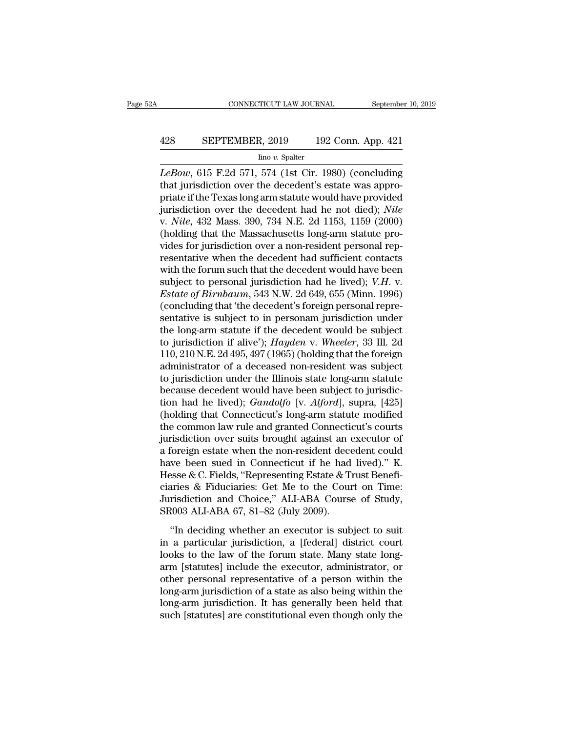*LeBow*, 615 F.2d 571, 574 (1st Cir. 1980) (concluding that jurisdiction over the decedent's estate was appropriate if the Texas long arm statute would have provided jurisdiction over the decedent had he not died); *Nile* v. *Nile*, 432 Mass. 390, 734 N.E. 2d 1153, 1159 (2000) (holding that the Massachusetts long-arm statute provides for jurisdiction over a non-resident personal representative when the decedent had sufficient contacts with the forum such that the decedent would have been subject to personal jurisdiction had he lived); *V.H.* v. *Estate of Birnbaum*, 543 N.W. 2d 649, 655 (Minn. 1996) (concluding that 'the decedent's foreign personal representative is subject to in personam jurisdiction under the long-arm statute if the decedent would be subject to jurisdiction if alive'); *Hayden* v. *Wheeler*, 33 Ill. 2d 110, 210 N.E. 2d 495, 497 (1965) (holding that the foreign administrator of a deceased non-resident was subject to jurisdiction under the Illinois state long-arm statute because decedent would have been subject to jurisdiction had he lived); *Gandolfo* [v. *Alford*], supra, [425] (holding that Connecticut's long-arm statute modified the common law rule and granted Connecticut's courts jurisdiction over suits brought against an executor of a foreign estate when the non-resident decedent could have been sued in Connecticut if he had lived)." K. Hesse & C. Fields, "Representing Estate & Trust Beneficiaries & Fiduciaries: Get Me to the Court on Time: Jurisdiction and Choice," ALI-ABA Course of Study, SR003 ALI-ABA 67, 81–82 (July 2009).

"In deciding whether an executor is subject to suit in a particular jurisdiction, a [federal] district court looks to the law of the forum state. Many state long-arm [statutes] include the executor, administrator, or other personal representative of a person within the long-arm jurisdiction of a state as also being within the long-arm jurisdiction. It has generally been held that such [statutes] are constitutional even though only the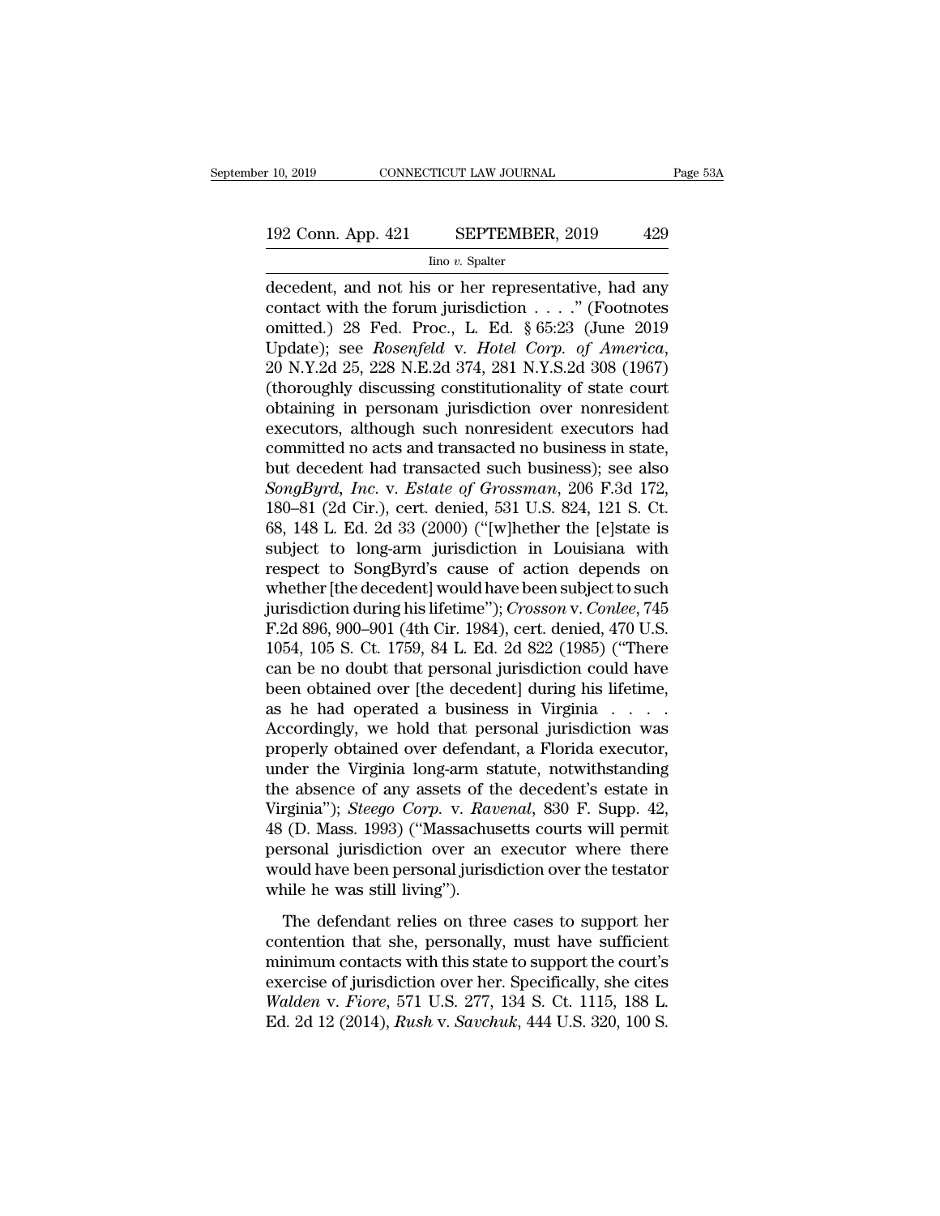decedent, and not his or her representative, had any contact with the forum jurisdiction . . . ." (Footnotes omitted.) 28 Fed. Proc., L. Ed. § 65:23 (June 2019 Update); see *Rosenfeld* v. *Hotel Corp. of America*, 20 N.Y.2d 25, 228 N.E.2d 374, 281 N.Y.S.2d 308 (1967) (thoroughly discussing constitutionality of state court obtaining in personam jurisdiction over nonresident executors, although such nonresident executors had committed no acts and transacted no business in state, but decedent had transacted such business); see also *SongByrd, Inc.* v. *Estate of Grossman*, 206 F.3d 172, 180–81 (2d Cir.), cert. denied, 531 U.S. 824, 121 S. Ct. 68, 148 L. Ed. 2d 33 (2000) ("[w]hether the [e]state is subject to long-arm jurisdiction in Louisiana with respect to SongByrd's cause of action depends on whether [the decedent] would have been subject to such jurisdiction during his lifetime"); *Crosson* v. *Conlee*, 745 F.2d 896, 900–901 (4th Cir. 1984), cert. denied, 470 U.S. 1054, 105 S. Ct. 1759, 84 L. Ed. 2d 822 (1985) ("There can be no doubt that personal jurisdiction could have been obtained over [the decedent] during his lifetime, as he had operated a business in Virginia . . . . Accordingly, we hold that personal jurisdiction was properly obtained over defendant, a Florida executor, under the Virginia long-arm statute, notwithstanding the absence of any assets of the decedent's estate in Virginia"); *Steego Corp.* v. *Ravenal*, 830 F. Supp. 42, 48 (D. Mass. 1993) ("Massachusetts courts will permit personal jurisdiction over an executor where there would have been personal jurisdiction over the testator while he was still living").

The defendant relies on three cases to support her contention that she, personally, must have sufficient minimum contacts with this state to support the court's exercise of jurisdiction over her. Specifically, she cites *Walden* v. *Fiore*, 571 U.S. 277, 134 S. Ct. 1115, 188 L. Ed. 2d 12 (2014), *Rush* v. *Savchuk*, 444 U.S. 320, 100 S.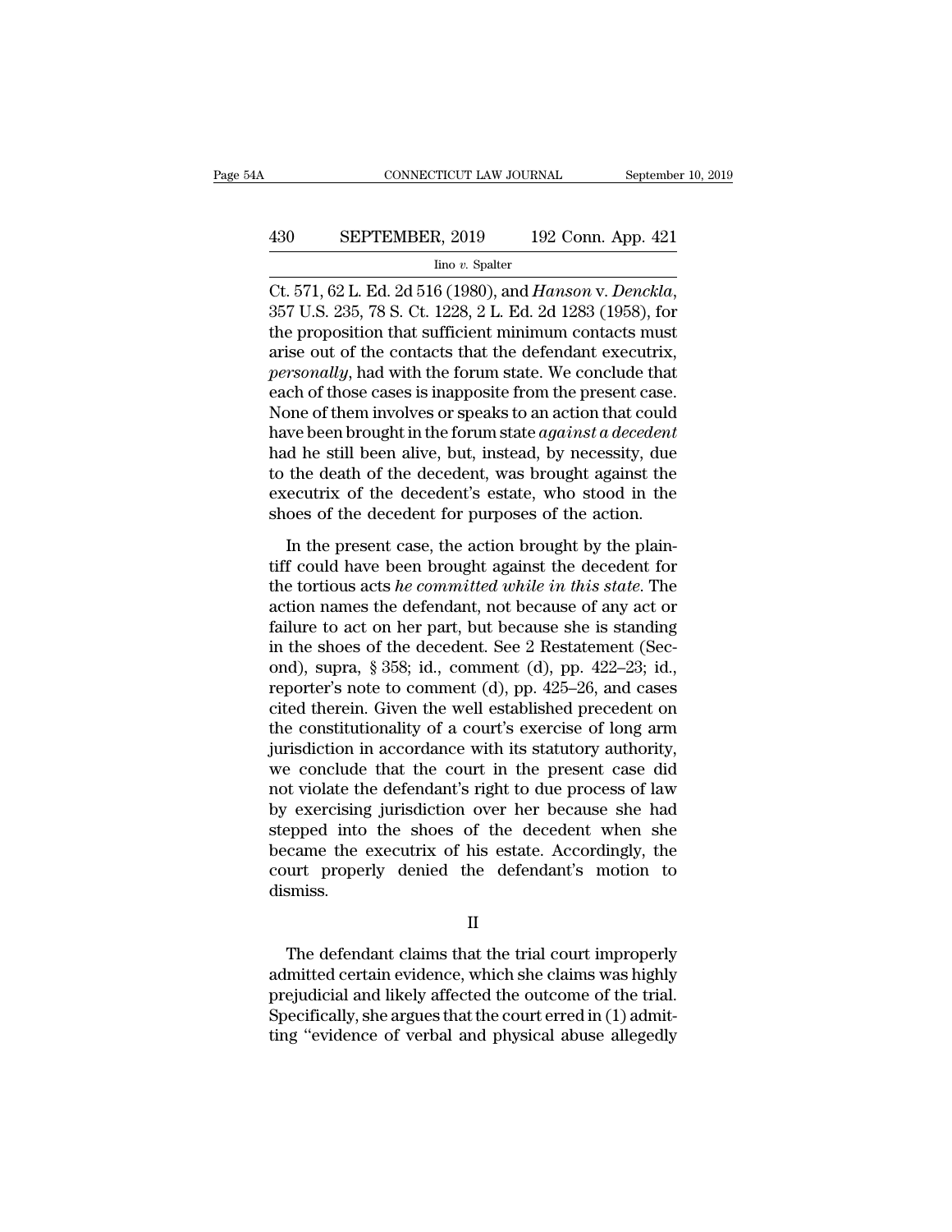Ct. 571, 62 L. Ed. 2d 516 (1980), and *Hanson* v. *Denckla*, 357 U.S. 235, 78 S. Ct. 1228, 2 L. Ed. 2d 1283 (1958), for the proposition that sufficient minimum contacts must arise out of the contacts that the defendant executrix, *personally*, had with the forum state. We conclude that each of those cases is inapposite from the present case. None of them involves or speaks to an action that could have been brought in the forum state *against a decedent* had he still been alive, but, instead, by necessity, due to the death of the decedent, was brought against the executrix of the decedent's estate, who stood in the shoes of the decedent for purposes of the action.

In the present case, the action brought by the plaintiff could have been brought against the decedent for the tortious acts *he committed while in this state*. The action names the defendant, not because of any act or failure to act on her part, but because she is standing in the shoes of the decedent. See 2 Restatement (Second), supra, § 358; id., comment (d), pp. 422–23; id., reporter's note to comment (d), pp. 425–26, and cases cited therein. Given the well established precedent on the constitutionality of a court's exercise of long arm jurisdiction in accordance with its statutory authority, we conclude that the court in the present case did not violate the defendant's right to due process of law by exercising jurisdiction over her because she had stepped into the shoes of the decedent when she became the executrix of his estate. Accordingly, the court properly denied the defendant's motion to dismiss.

II

The defendant claims that the trial court improperly admitted certain evidence, which she claims was highly prejudicial and likely affected the outcome of the trial. Specifically, she argues that the court erred in (1) admitting "evidence of verbal and physical abuse allegedly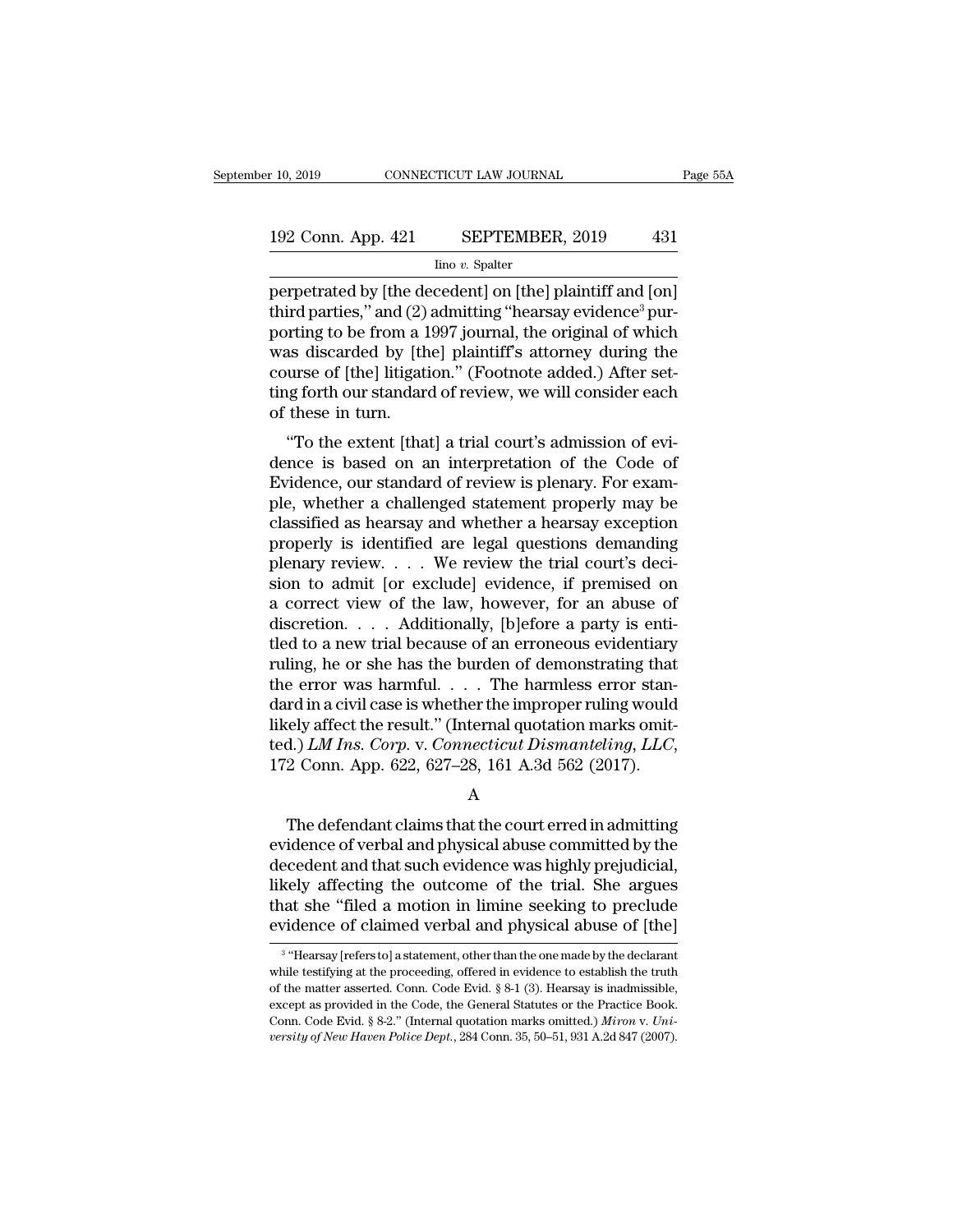perpetrated by [the decedent] on [the] plaintiff and [on] third parties," and (2) admitting "hearsay evidence[3] purporting to be from a 1997 journal, the original of which was discarded by [the] plaintiff's attorney during the course of [the] litigation." (Footnote added.) After setting forth our standard of review, we will consider each of these in turn.

"To the extent [that] a trial court's admission of evidence is based on an interpretation of the Code of Evidence, our standard of review is plenary. For example, whether a challenged statement properly may be classified as hearsay and whether a hearsay exception properly is identified are legal questions demanding plenary review. . . . We review the trial court's decision to admit [or exclude] evidence, if premised on a correct view of the law, however, for an abuse of discretion. . . . Additionally, [b]efore a party is entitled to a new trial because of an erroneous evidentiary ruling, he or she has the burden of demonstrating that the error was harmful. . . . The harmless error standard in a civil case is whether the improper ruling would likely affect the result." (Internal quotation marks omitted.) *LM Ins. Corp.* v. *Connecticut Dismanteling, LLC*, 172 Conn. App. 622, 627–28, 161 A.3d 562 (2017).

A

The defendant claims that the court erred in admitting evidence of verbal and physical abuse committed by the decedent and that such evidence was highly prejudicial, likely affecting the outcome of the trial. She argues that she "filed a motion in limine seeking to preclude evidence of claimed verbal and physical abuse of [the]

[3] "Hearsay [refers to] a statement, other than the one made by the declarant while testifying at the proceeding, offered in evidence to establish the truth of the matter asserted. Conn. Code Evid. § 8-1 (3). Hearsay is inadmissible, except as provided in the Code, the General Statutes or the Practice Book. Conn. Code Evid. § 8-2." (Internal quotation marks omitted.) *Miron* v. *University of New Haven Police Dept.*, 284 Conn. 35, 50–51, 931 A.2d 847 (2007).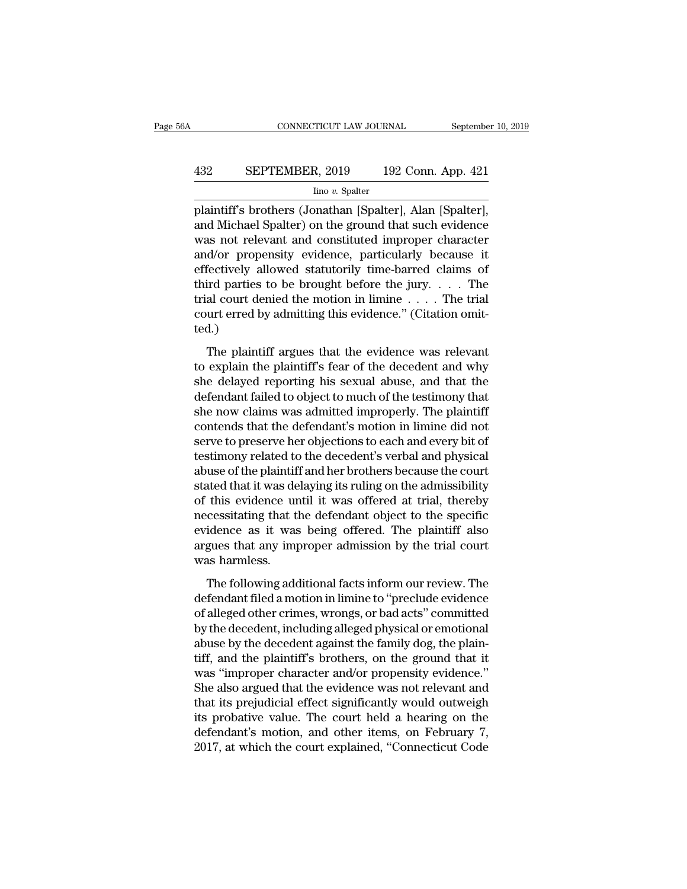plaintiff's brothers (Jonathan [Spalter], Alan [Spalter], and Michael Spalter) on the ground that such evidence was not relevant and constituted improper character and/or propensity evidence, particularly because it effectively allowed statutorily time-barred claims of third parties to be brought before the jury. . . . The trial court denied the motion in limine . . . . The trial court erred by admitting this evidence." (Citation omitted.)

The plaintiff argues that the evidence was relevant to explain the plaintiff's fear of the decedent and why she delayed reporting his sexual abuse, and that the defendant failed to object to much of the testimony that she now claims was admitted improperly. The plaintiff contends that the defendant's motion in limine did not serve to preserve her objections to each and every bit of testimony related to the decedent's verbal and physical abuse of the plaintiff and her brothers because the court stated that it was delaying its ruling on the admissibility of this evidence until it was offered at trial, thereby necessitating that the defendant object to the specific evidence as it was being offered. The plaintiff also argues that any improper admission by the trial court was harmless.

The following additional facts inform our review. The defendant filed a motion in limine to "preclude evidence of alleged other crimes, wrongs, or bad acts" committed by the decedent, including alleged physical or emotional abuse by the decedent against the family dog, the plaintiff, and the plaintiff's brothers, on the ground that it was "improper character and/or propensity evidence." She also argued that the evidence was not relevant and that its prejudicial effect significantly would outweigh its probative value. The court held a hearing on the defendant's motion, and other items, on February 7, 2017, at which the court explained, "Connecticut Code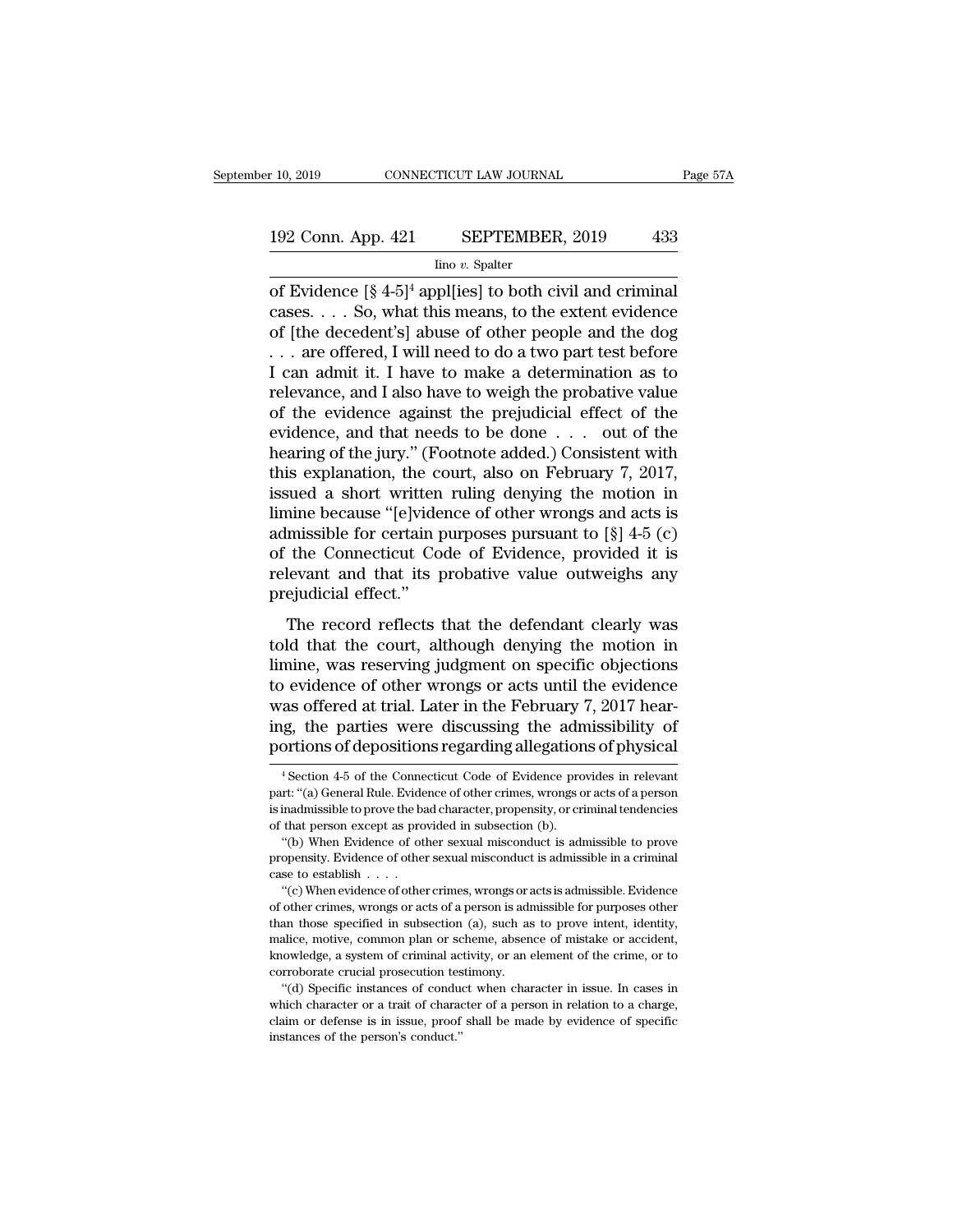of Evidence [§ 4-5][4] appl[ies] to both civil and criminal cases. . . . So, what this means, to the extent evidence of [the decedent's] abuse of other people and the dog . . . are offered, I will need to do a two part test before I can admit it. I have to make a determination as to relevance, and I also have to weigh the probative value of the evidence against the prejudicial effect of the evidence, and that needs to be done . . . out of the hearing of the jury." (Footnote added.) Consistent with this explanation, the court, also on February 7, 2017, issued a short written ruling denying the motion in limine because "[e]vidence of other wrongs and acts is admissible for certain purposes pursuant to [§] 4-5 (c) of the Connecticut Code of Evidence, provided it is relevant and that its probative value outweighs any prejudicial effect."

The record reflects that the defendant clearly was told that the court, although denying the motion in limine, was reserving judgment on specific objections to evidence of other wrongs or acts until the evidence was offered at trial. Later in the February 7, 2017 hearing, the parties were discussing the admissibility of portions of depositions regarding allegations of physical

[4] Section 4-5 of the Connecticut Code of Evidence provides in relevant part: "(a) General Rule. Evidence of other crimes, wrongs or acts of a person is inadmissible to prove the bad character, propensity, or criminal tendencies of that person except as provided in subsection (b).

"(b) When Evidence of other sexual misconduct is admissible to prove propensity. Evidence of other sexual misconduct is admissible in a criminal case to establish . . . .

"(c) When evidence of other crimes, wrongs or acts is admissible. Evidence of other crimes, wrongs or acts of a person is admissible for purposes other than those specified in subsection (a), such as to prove intent, identity, malice, motive, common plan or scheme, absence of mistake or accident, knowledge, a system of criminal activity, or an element of the crime, or to corroborate crucial prosecution testimony.

"(d) Specific instances of conduct when character in issue. In cases in which character or a trait of character of a person in relation to a charge, claim or defense is in issue, proof shall be made by evidence of specific instances of the person's conduct."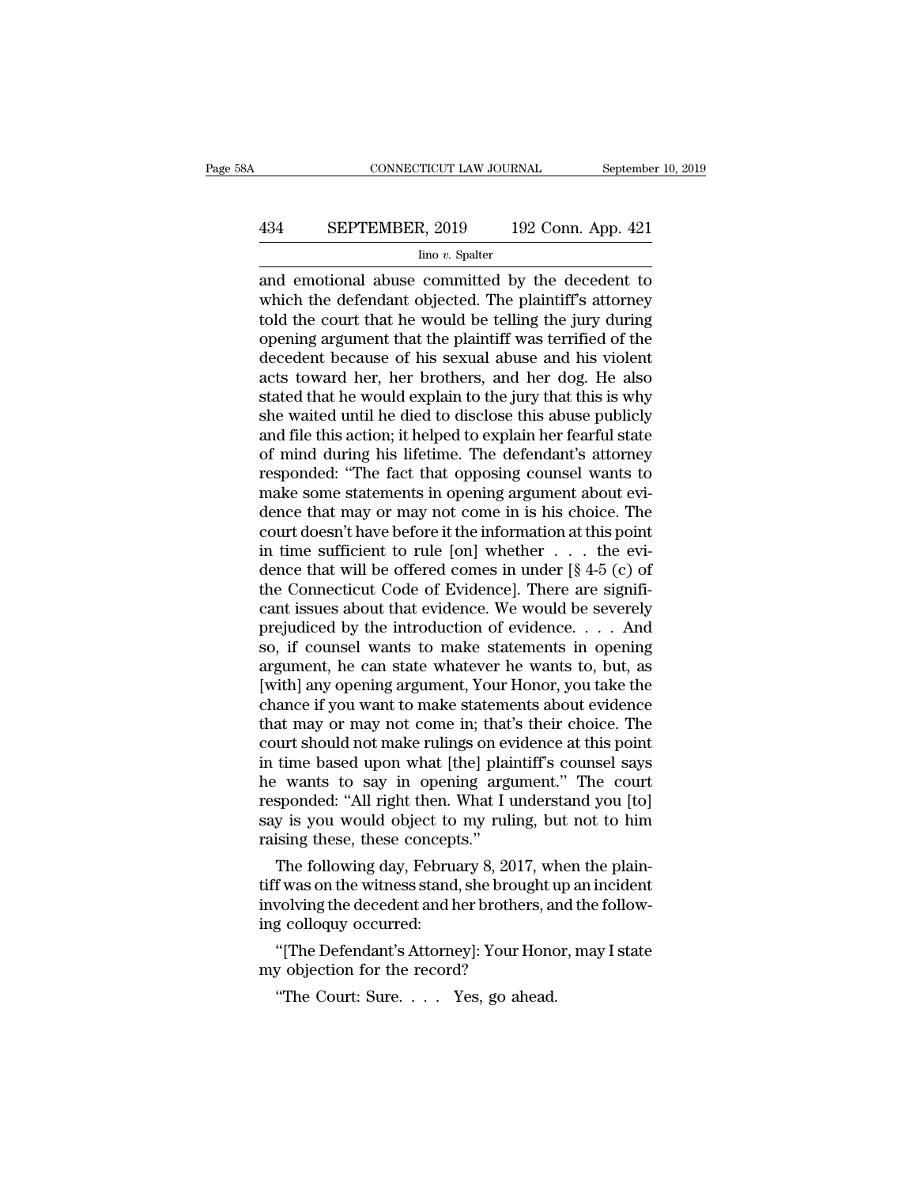and emotional abuse committed by the decedent to which the defendant objected. The plaintiff's attorney told the court that he would be telling the jury during opening argument that the plaintiff was terrified of the decedent because of his sexual abuse and his violent acts toward her, her brothers, and her dog. He also stated that he would explain to the jury that this is why she waited until he died to disclose this abuse publicly and file this action; it helped to explain her fearful state of mind during his lifetime. The defendant's attorney responded: "The fact that opposing counsel wants to make some statements in opening argument about evidence that may or may not come in is his choice. The court doesn't have before it the information at this point in time sufficient to rule [on] whether . . . the evidence that will be offered comes in under [§ 4-5 (c) of the Connecticut Code of Evidence]. There are significant issues about that evidence. We would be severely prejudiced by the introduction of evidence. . . . And so, if counsel wants to make statements in opening argument, he can state whatever he wants to, but, as [with] any opening argument, Your Honor, you take the chance if you want to make statements about evidence that may or may not come in; that's their choice. The court should not make rulings on evidence at this point in time based upon what [the] plaintiff's counsel says he wants to say in opening argument." The court responded: "All right then. What I understand you [to] say is you would object to my ruling, but not to him raising these, these concepts."

The following day, February 8, 2017, when the plaintiff was on the witness stand, she brought up an incident involving the decedent and her brothers, and the following colloquy occurred:

"[The Defendant's Attorney]: Your Honor, may I state my objection for the record?

"The Court: Sure. . . . Yes, go ahead.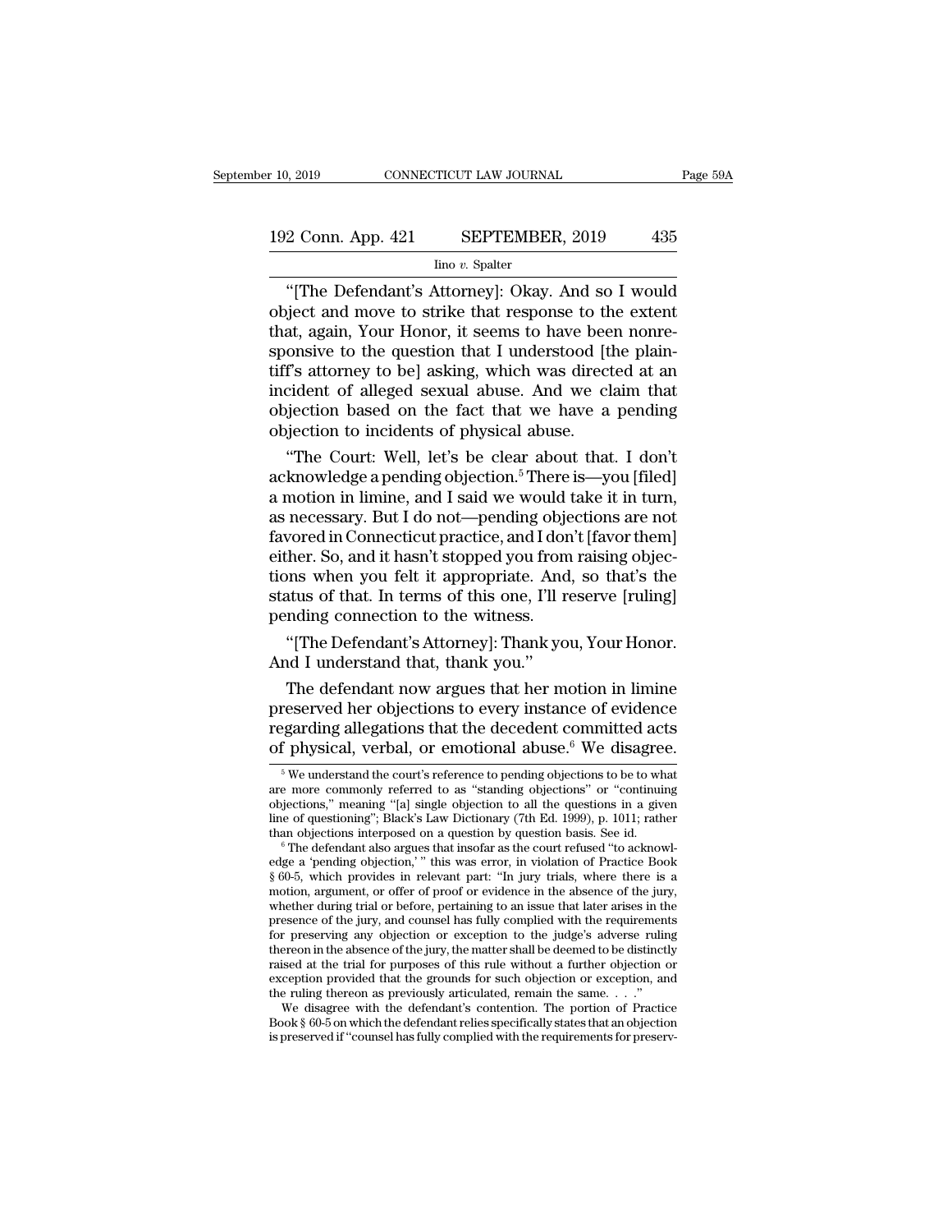"[The Defendant's Attorney]: Okay. And so I would object and move to strike that response to the extent that, again, Your Honor, it seems to have been nonresponsive to the question that I understood [the plaintiff's attorney to be] asking, which was directed at an incident of alleged sexual abuse. And we claim that objection based on the fact that we have a pending objection to incidents of physical abuse.

"The Court: Well, let's be clear about that. I don't acknowledge a pending objection.[5] There is—you [filed] a motion in limine, and I said we would take it in turn, as necessary. But I do not—pending objections are not favored in Connecticut practice, and I don't [favor them] either. So, and it hasn't stopped you from raising objections when you felt it appropriate. And, so that's the status of that. In terms of this one, I'll reserve [ruling] pending connection to the witness.

"[The Defendant's Attorney]: Thank you, Your Honor. And I understand that, thank you."

The defendant now argues that her motion in limine preserved her objections to every instance of evidence regarding allegations that the decedent committed acts of physical, verbal, or emotional abuse.[6] We disagree.

[5] We understand the court's reference to pending objections to be to what are more commonly referred to as "standing objections" or "continuing objections," meaning "[a] single objection to all the questions in a given line of questioning"; Black's Law Dictionary (7th Ed. 1999), p. 1011; rather than objections interposed on a question by question basis. See id.

[6] The defendant also argues that insofar as the court refused "to acknowledge a 'pending objection,' " this was error, in violation of Practice Book § 60-5, which provides in relevant part: "In jury trials, where there is a motion, argument, or offer of proof or evidence in the absence of the jury, whether during trial or before, pertaining to an issue that later arises in the presence of the jury, and counsel has fully complied with the requirements for preserving any objection or exception to the judge's adverse ruling thereon in the absence of the jury, the matter shall be deemed to be distinctly raised at the trial for purposes of this rule without a further objection or exception provided that the grounds for such objection or exception, and the ruling thereon as previously articulated, remain the same. . . ."

We disagree with the defendant's contention. The portion of Practice Book § 60-5 on which the defendant relies specifically states that an objection is preserved if "counsel has fully complied with the requirements for preserv-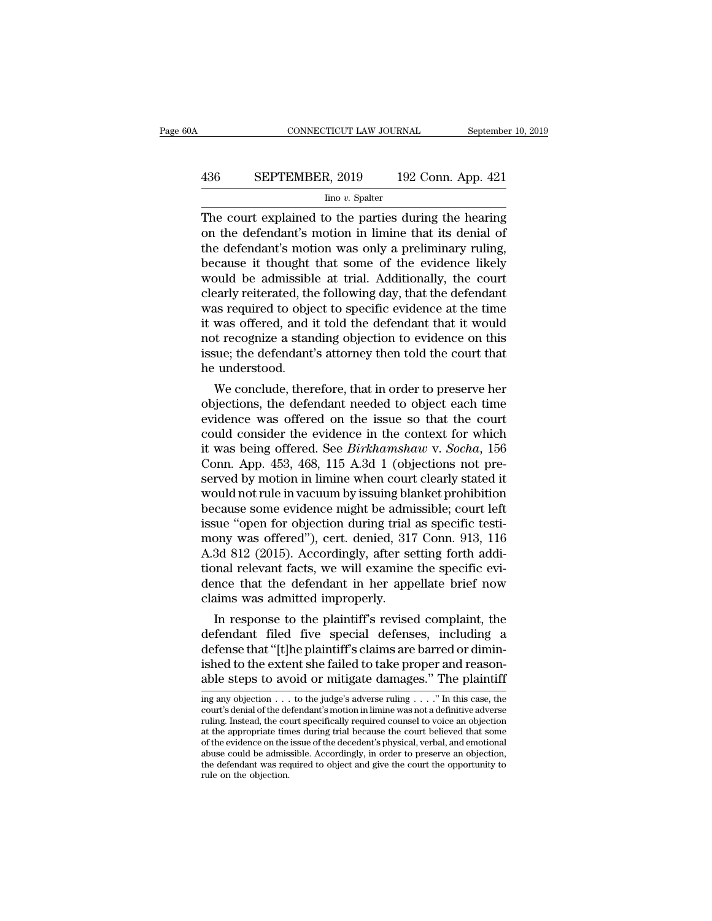The court explained to the parties during the hearing on the defendant's motion in limine that its denial of the defendant's motion was only a preliminary ruling, because it thought that some of the evidence likely would be admissible at trial. Additionally, the court clearly reiterated, the following day, that the defendant was required to object to specific evidence at the time it was offered, and it told the defendant that it would not recognize a standing objection to evidence on this issue; the defendant's attorney then told the court that he understood.

We conclude, therefore, that in order to preserve her objections, the defendant needed to object each time evidence was offered on the issue so that the court could consider the evidence in the context for which it was being offered. See *Birkhamshaw* v. *Socha*, 156 Conn. App. 453, 468, 115 A.3d 1 (objections not preserved by motion in limine when court clearly stated it would not rule in vacuum by issuing blanket prohibition because some evidence might be admissible; court left issue "open for objection during trial as specific testimony was offered"), cert. denied, 317 Conn. 913, 116 A.3d 812 (2015). Accordingly, after setting forth additional relevant facts, we will examine the specific evidence that the defendant in her appellate brief now claims was admitted improperly.

In response to the plaintiff's revised complaint, the defendant filed five special defenses, including a defense that "[t]he plaintiff's claims are barred or diminished to the extent she failed to take proper and reasonable steps to avoid or mitigate damages." The plaintiff

---

ing any objection . . . to the judge's adverse ruling . . . ." In this case, the court's denial of the defendant's motion in limine was not a definitive adverse ruling. Instead, the court specifically required counsel to voice an objection at the appropriate times during trial because the court believed that some of the evidence on the issue of the decedent's physical, verbal, and emotional abuse could be admissible. Accordingly, in order to preserve an objection, the defendant was required to object and give the court the opportunity to rule on the objection.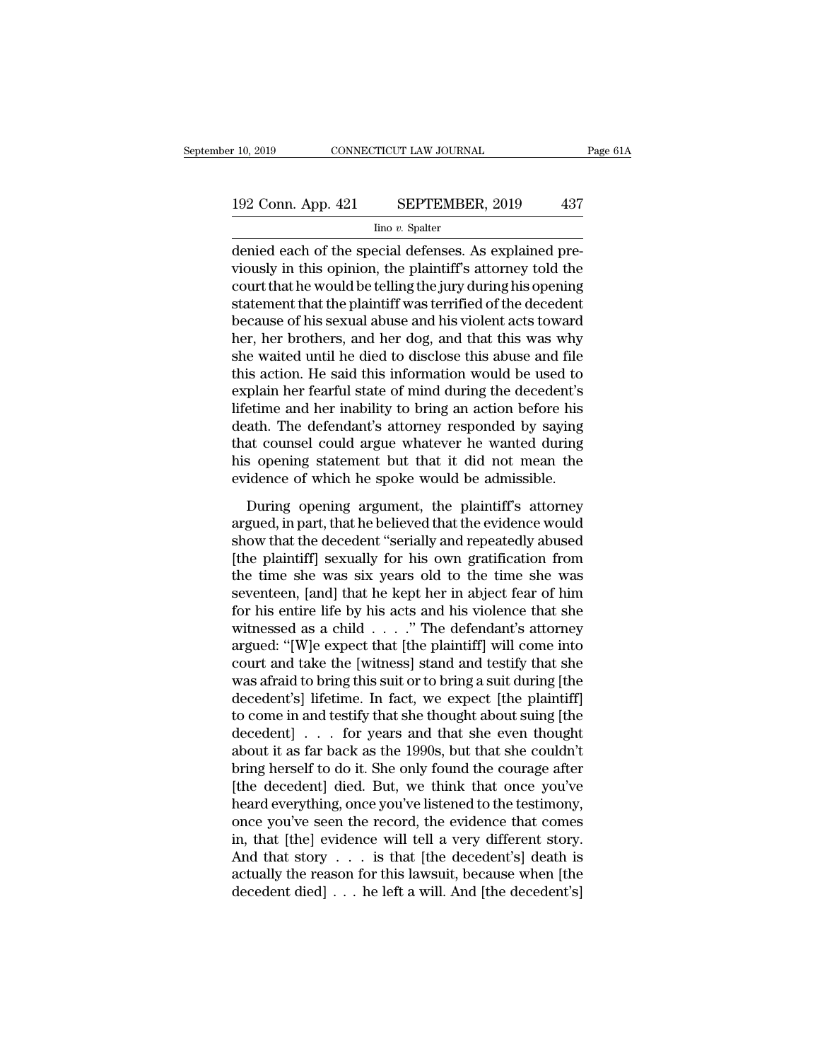denied each of the special defenses. As explained previously in this opinion, the plaintiff's attorney told the court that he would be telling the jury during his opening statement that the plaintiff was terrified of the decedent because of his sexual abuse and his violent acts toward her, her brothers, and her dog, and that this was why she waited until he died to disclose this abuse and file this action. He said this information would be used to explain her fearful state of mind during the decedent's lifetime and her inability to bring an action before his death. The defendant's attorney responded by saying that counsel could argue whatever he wanted during his opening statement but that it did not mean the evidence of which he spoke would be admissible.

During opening argument, the plaintiff's attorney argued, in part, that he believed that the evidence would show that the decedent "serially and repeatedly abused [the plaintiff] sexually for his own gratification from the time she was six years old to the time she was seventeen, [and] that he kept her in abject fear of him for his entire life by his acts and his violence that she witnessed as a child . . . ." The defendant's attorney argued: "[W]e expect that [the plaintiff] will come into court and take the [witness] stand and testify that she was afraid to bring this suit or to bring a suit during [the decedent's] lifetime. In fact, we expect [the plaintiff] to come in and testify that she thought about suing [the decedent] . . . for years and that she even thought about it as far back as the 1990s, but that she couldn't bring herself to do it. She only found the courage after [the decedent] died. But, we think that once you've heard everything, once you've listened to the testimony, once you've seen the record, the evidence that comes in, that [the] evidence will tell a very different story. And that story . . . is that [the decedent's] death is actually the reason for this lawsuit, because when [the decedent died] . . . he left a will. And [the decedent's]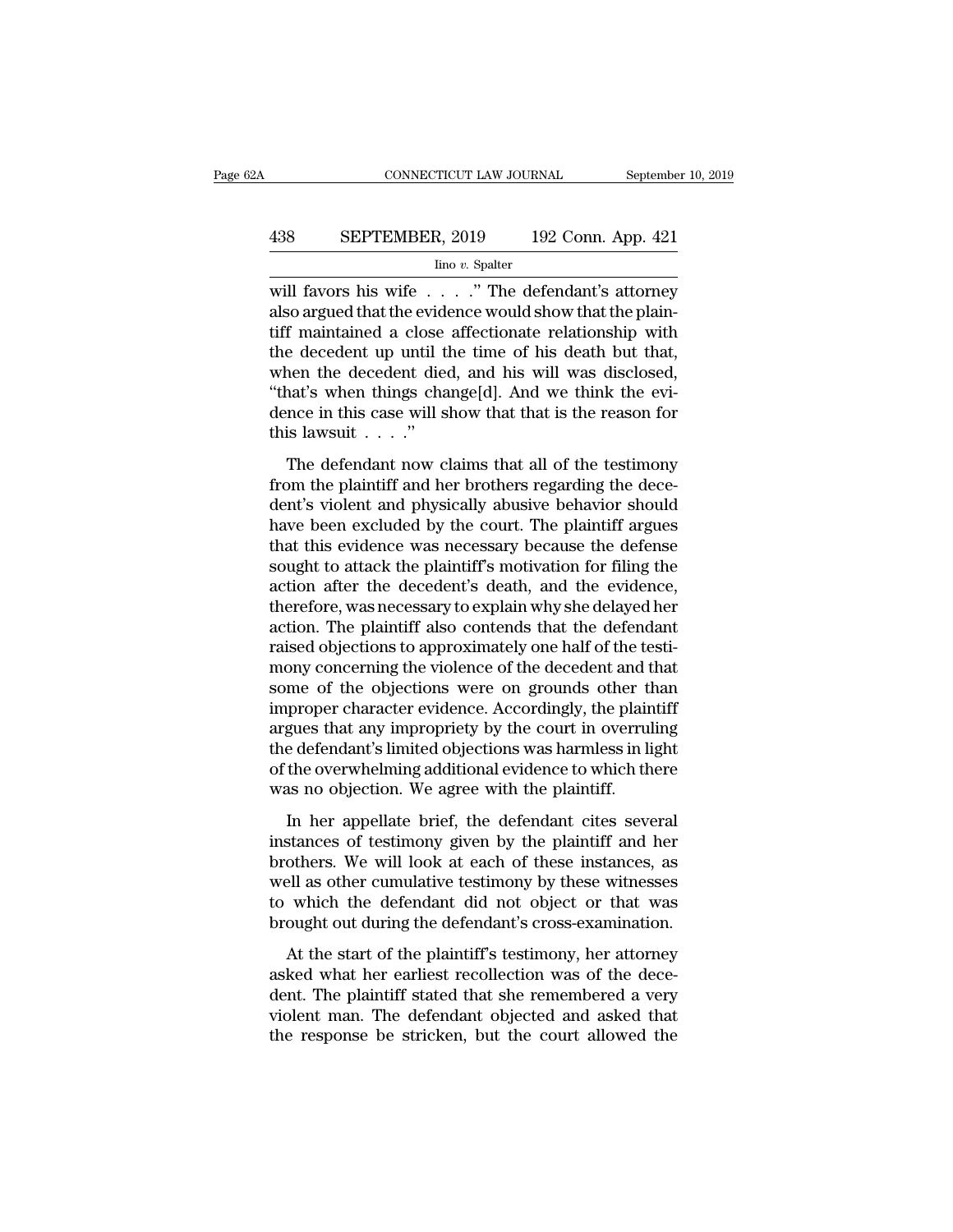will favors his wife . . . ." The defendant's attorney also argued that the evidence would show that the plaintiff maintained a close affectionate relationship with the decedent up until the time of his death but that, when the decedent died, and his will was disclosed, "that's when things change[d]. And we think the evidence in this case will show that that is the reason for this lawsuit . . . ."

The defendant now claims that all of the testimony from the plaintiff and her brothers regarding the decedent's violent and physically abusive behavior should have been excluded by the court. The plaintiff argues that this evidence was necessary because the defense sought to attack the plaintiff's motivation for filing the action after the decedent's death, and the evidence, therefore, was necessary to explain why she delayed her action. The plaintiff also contends that the defendant raised objections to approximately one half of the testimony concerning the violence of the decedent and that some of the objections were on grounds other than improper character evidence. Accordingly, the plaintiff argues that any impropriety by the court in overruling the defendant's limited objections was harmless in light of the overwhelming additional evidence to which there was no objection. We agree with the plaintiff.

In her appellate brief, the defendant cites several instances of testimony given by the plaintiff and her brothers. We will look at each of these instances, as well as other cumulative testimony by these witnesses to which the defendant did not object or that was brought out during the defendant's cross-examination.

At the start of the plaintiff's testimony, her attorney asked what her earliest recollection was of the decedent. The plaintiff stated that she remembered a very violent man. The defendant objected and asked that the response be stricken, but the court allowed the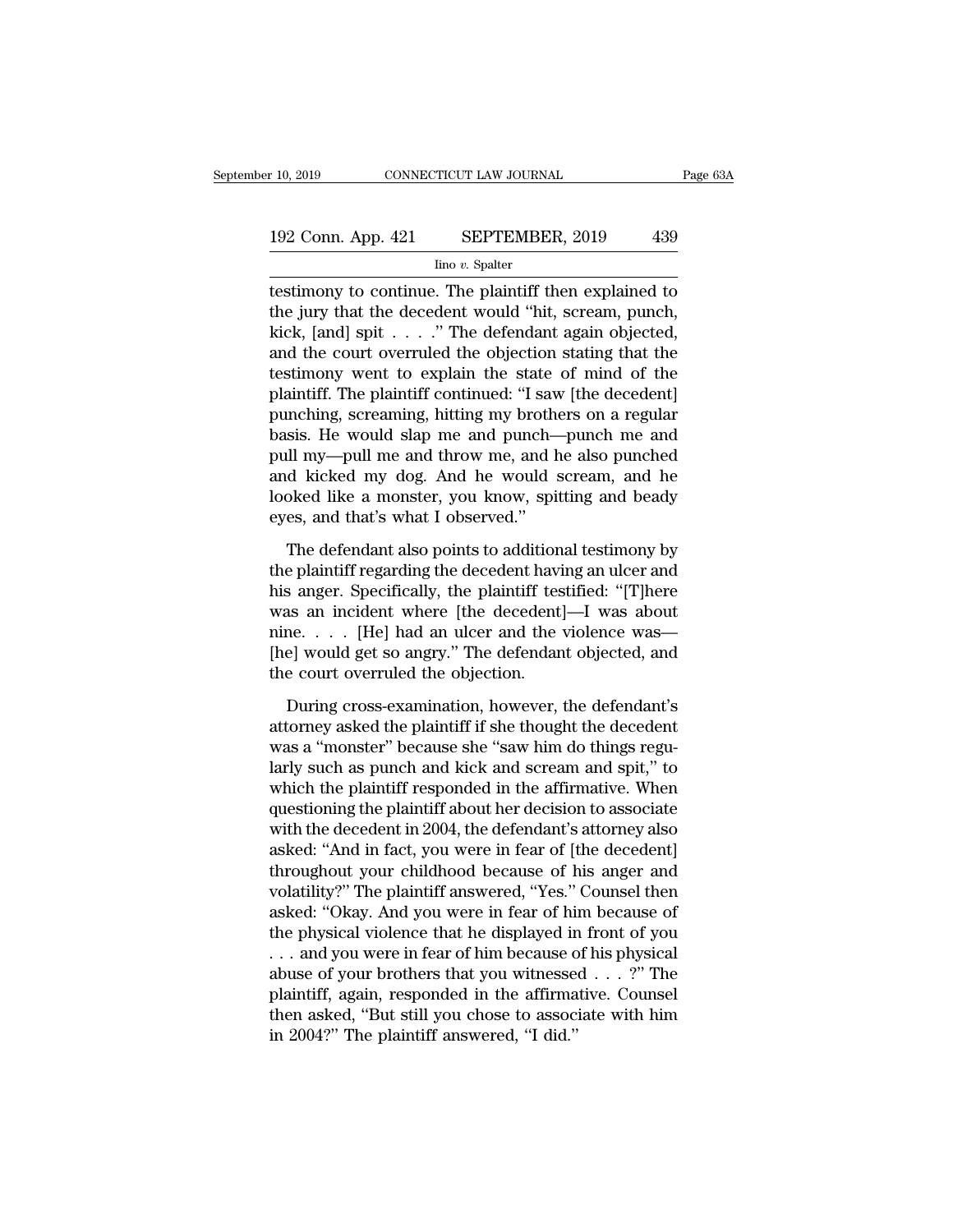testimony to continue. The plaintiff then explained to the jury that the decedent would "hit, scream, punch, kick, [and] spit . . . ." The defendant again objected, and the court overruled the objection stating that the testimony went to explain the state of mind of the plaintiff. The plaintiff continued: "I saw [the decedent] punching, screaming, hitting my brothers on a regular basis. He would slap me and punch—punch me and pull my—pull me and throw me, and he also punched and kicked my dog. And he would scream, and he looked like a monster, you know, spitting and beady eyes, and that's what I observed."

The defendant also points to additional testimony by the plaintiff regarding the decedent having an ulcer and his anger. Specifically, the plaintiff testified: "[T]here was an incident where [the decedent]—I was about nine. . . . [He] had an ulcer and the violence was—[he] would get so angry." The defendant objected, and the court overruled the objection.

During cross-examination, however, the defendant's attorney asked the plaintiff if she thought the decedent was a "monster" because she "saw him do things regularly such as punch and kick and scream and spit," to which the plaintiff responded in the affirmative. When questioning the plaintiff about her decision to associate with the decedent in 2004, the defendant's attorney also asked: "And in fact, you were in fear of [the decedent] throughout your childhood because of his anger and volatility?" The plaintiff answered, "Yes." Counsel then asked: "Okay. And you were in fear of him because of the physical violence that he displayed in front of you . . . and you were in fear of him because of his physical abuse of your brothers that you witnessed . . . ?" The plaintiff, again, responded in the affirmative. Counsel then asked, "But still you chose to associate with him in 2004?" The plaintiff answered, "I did."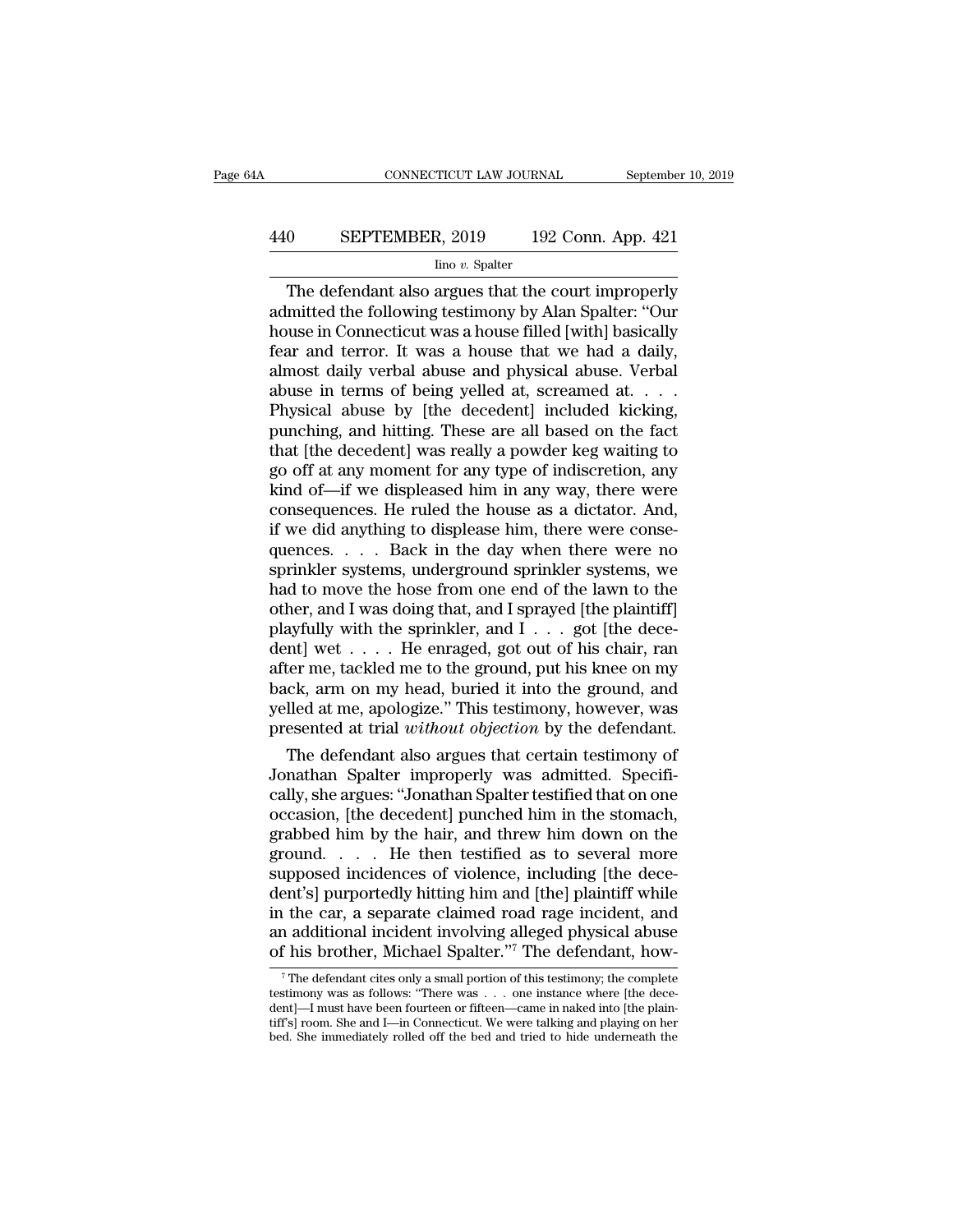The defendant also argues that the court improperly admitted the following testimony by Alan Spalter: "Our house in Connecticut was a house filled [with] basically fear and terror. It was a house that we had a daily, almost daily verbal abuse and physical abuse. Verbal abuse in terms of being yelled at, screamed at. . . . Physical abuse by [the decedent] included kicking, punching, and hitting. These are all based on the fact that [the decedent] was really a powder keg waiting to go off at any moment for any type of indiscretion, any kind of—if we displeased him in any way, there were consequences. He ruled the house as a dictator. And, if we did anything to displease him, there were consequences. . . . Back in the day when there were no sprinkler systems, underground sprinkler systems, we had to move the hose from one end of the lawn to the other, and I was doing that, and I sprayed [the plaintiff] playfully with the sprinkler, and I . . . got [the decedent] wet . . . . He enraged, got out of his chair, ran after me, tackled me to the ground, put his knee on my back, arm on my head, buried it into the ground, and yelled at me, apologize." This testimony, however, was presented at trial *without objection* by the defendant.

The defendant also argues that certain testimony of Jonathan Spalter improperly was admitted. Specifically, she argues: "Jonathan Spalter testified that on one occasion, [the decedent] punched him in the stomach, grabbed him by the hair, and threw him down on the ground. . . . He then testified as to several more supposed incidences of violence, including [the decedent's] purportedly hitting him and [the] plaintiff while in the car, a separate claimed road rage incident, and an additional incident involving alleged physical abuse of his brother, Michael Spalter."[7] The defendant, how-

[7] The defendant cites only a small portion of this testimony; the complete testimony was as follows: "There was . . . one instance where [the decedent]—I must have been fourteen or fifteen—came in naked into [the plaintiff's] room. She and I—in Connecticut. We were talking and playing on her bed. She immediately rolled off the bed and tried to hide underneath the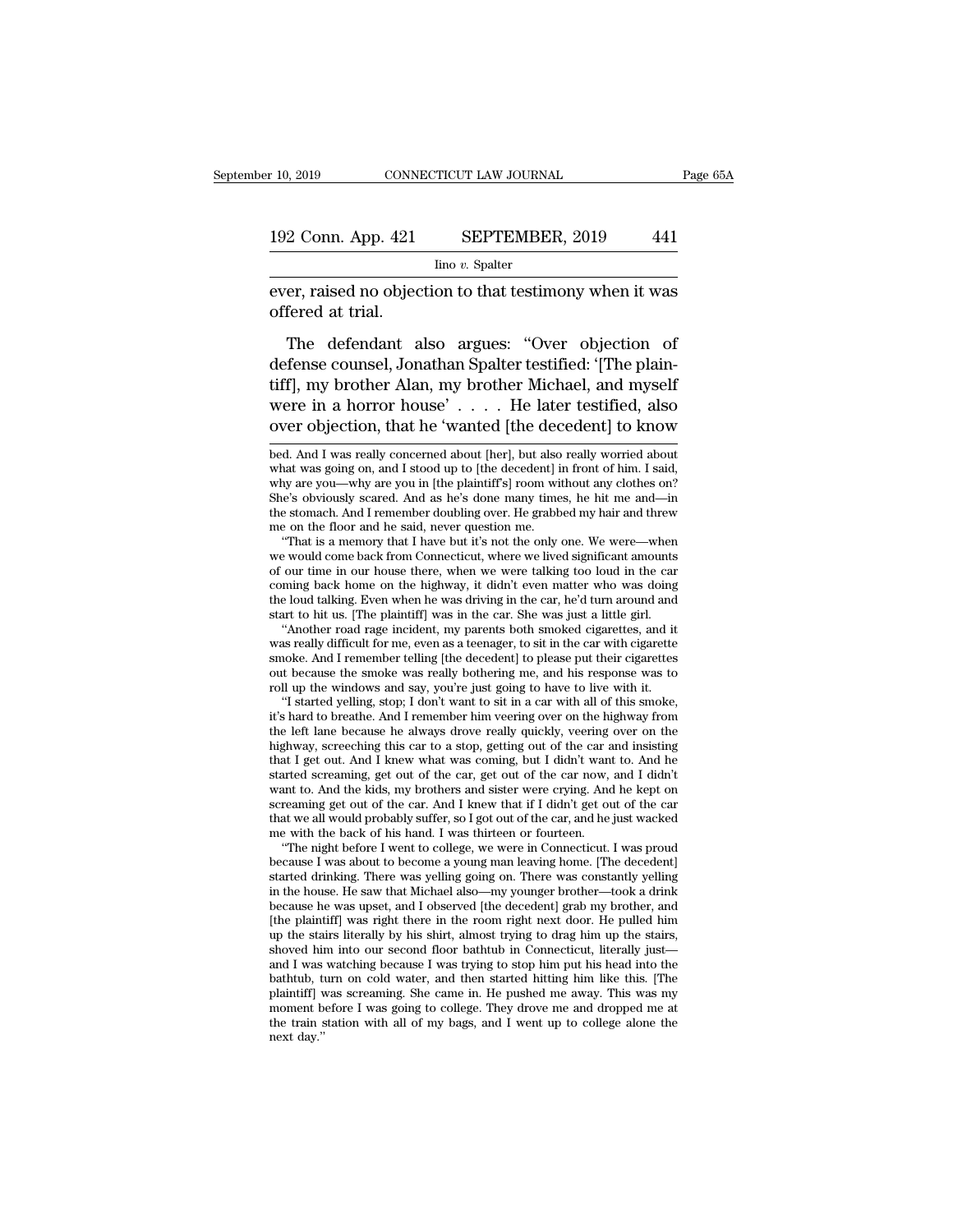ever, raised no objection to that testimony when it was offered at trial.

The defendant also argues: "Over objection of defense counsel, Jonathan Spalter testified: '[The plaintiff], my brother Alan, my brother Michael, and myself were in a horror house' . . . . He later testified, also over objection, that he 'wanted [the decedent] to know

bed. And I was really concerned about [her], but also really worried about what was going on, and I stood up to [the decedent] in front of him. I said, why are you—why are you in [the plaintiff's] room without any clothes on? She's obviously scared. And as he's done many times, he hit me and—in the stomach. And I remember doubling over. He grabbed my hair and threw me on the floor and he said, never question me.

"That is a memory that I have but it's not the only one. We were—when we would come back from Connecticut, where we lived significant amounts of our time in our house there, when we were talking too loud in the car coming back home on the highway, it didn't even matter who was doing the loud talking. Even when he was driving in the car, he'd turn around and start to hit us. [The plaintiff] was in the car. She was just a little girl.

"Another road rage incident, my parents both smoked cigarettes, and it was really difficult for me, even as a teenager, to sit in the car with cigarette smoke. And I remember telling [the decedent] to please put their cigarettes out because the smoke was really bothering me, and his response was to roll up the windows and say, you're just going to have to live with it.

"I started yelling, stop; I don't want to sit in a car with all of this smoke, it's hard to breathe. And I remember him veering over on the highway from the left lane because he always drove really quickly, veering over on the highway, screeching this car to a stop, getting out of the car and insisting that I get out. And I knew what was coming, but I didn't want to. And he started screaming, get out of the car, get out of the car now, and I didn't want to. And the kids, my brothers and sister were crying. And he kept on screaming get out of the car. And I knew that if I didn't get out of the car that we all would probably suffer, so I got out of the car, and he just wacked me with the back of his hand. I was thirteen or fourteen.

"The night before I went to college, we were in Connecticut. I was proud because I was about to become a young man leaving home. [The decedent] started drinking. There was yelling going on. There was constantly yelling in the house. He saw that Michael also—my younger brother—took a drink because he was upset, and I observed [the decedent] grab my brother, and [the plaintiff] was right there in the room right next door. He pulled him up the stairs literally by his shirt, almost trying to drag him up the stairs, shoved him into our second floor bathtub in Connecticut, literally just—and I was watching because I was trying to stop him put his head into the bathtub, turn on cold water, and then started hitting him like this. [The plaintiff] was screaming. She came in. He pushed me away. This was my moment before I was going to college. They drove me and dropped me at the train station with all of my bags, and I went up to college alone the next day."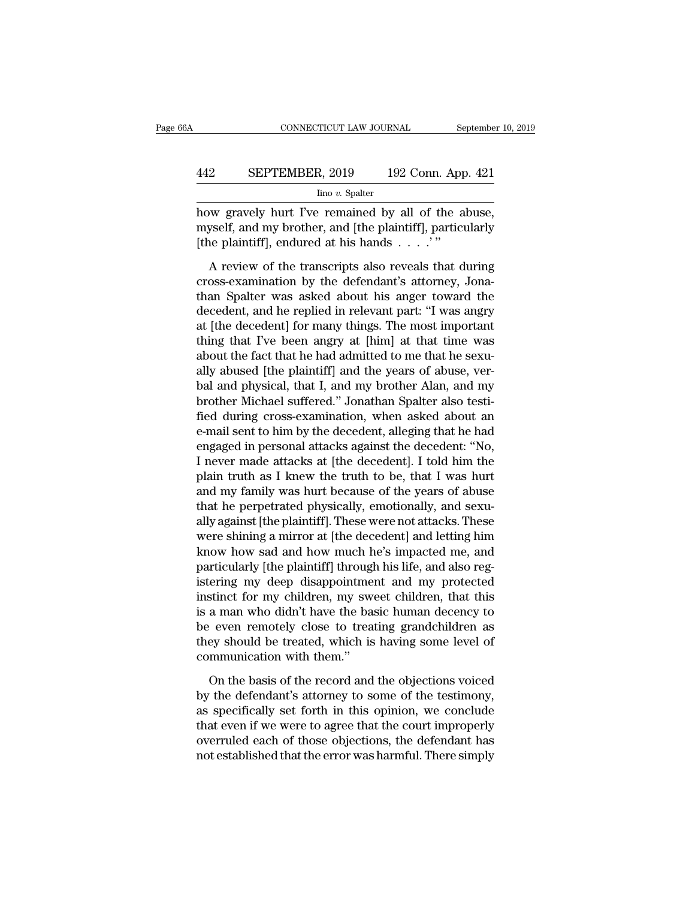how gravely hurt I've remained by all of the abuse, myself, and my brother, and [the plaintiff], particularly [the plaintiff], endured at his hands . . . .' "

A review of the transcripts also reveals that during cross-examination by the defendant's attorney, Jonathan Spalter was asked about his anger toward the decedent, and he replied in relevant part: "I was angry at [the decedent] for many things. The most important thing that I've been angry at [him] at that time was about the fact that he had admitted to me that he sexually abused [the plaintiff] and the years of abuse, verbal and physical, that I, and my brother Alan, and my brother Michael suffered." Jonathan Spalter also testified during cross-examination, when asked about an e-mail sent to him by the decedent, alleging that he had engaged in personal attacks against the decedent: "No, I never made attacks at [the decedent]. I told him the plain truth as I knew the truth to be, that I was hurt and my family was hurt because of the years of abuse that he perpetrated physically, emotionally, and sexually against [the plaintiff]. These were not attacks. These were shining a mirror at [the decedent] and letting him know how sad and how much he's impacted me, and particularly [the plaintiff] through his life, and also registering my deep disappointment and my protected instinct for my children, my sweet children, that this is a man who didn't have the basic human decency to be even remotely close to treating grandchildren as they should be treated, which is having some level of communication with them."

On the basis of the record and the objections voiced by the defendant's attorney to some of the testimony, as specifically set forth in this opinion, we conclude that even if we were to agree that the court improperly overruled each of those objections, the defendant has not established that the error was harmful. There simply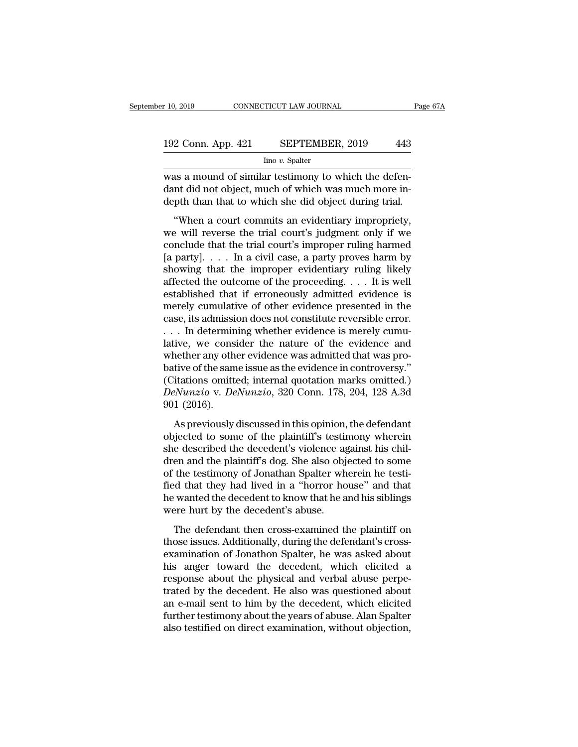was a mound of similar testimony to which the defendant did not object, much of which was much more in-depth than that to which she did object during trial.

"When a court commits an evidentiary impropriety, we will reverse the trial court's judgment only if we conclude that the trial court's improper ruling harmed [a party]. . . . In a civil case, a party proves harm by showing that the improper evidentiary ruling likely affected the outcome of the proceeding. . . . It is well established that if erroneously admitted evidence is merely cumulative of other evidence presented in the case, its admission does not constitute reversible error. . . . In determining whether evidence is merely cumulative, we consider the nature of the evidence and whether any other evidence was admitted that was probative of the same issue as the evidence in controversy." (Citations omitted; internal quotation marks omitted.) *DeNunzio* v. *DeNunzio*, 320 Conn. 178, 204, 128 A.3d 901 (2016).

As previously discussed in this opinion, the defendant objected to some of the plaintiff's testimony wherein she described the decedent's violence against his children and the plaintiff's dog. She also objected to some of the testimony of Jonathan Spalter wherein he testified that they had lived in a "horror house" and that he wanted the decedent to know that he and his siblings were hurt by the decedent's abuse.

The defendant then cross-examined the plaintiff on those issues. Additionally, during the defendant's cross-examination of Jonathon Spalter, he was asked about his anger toward the decedent, which elicited a response about the physical and verbal abuse perpetrated by the decedent. He also was questioned about an e-mail sent to him by the decedent, which elicited further testimony about the years of abuse. Alan Spalter also testified on direct examination, without objection,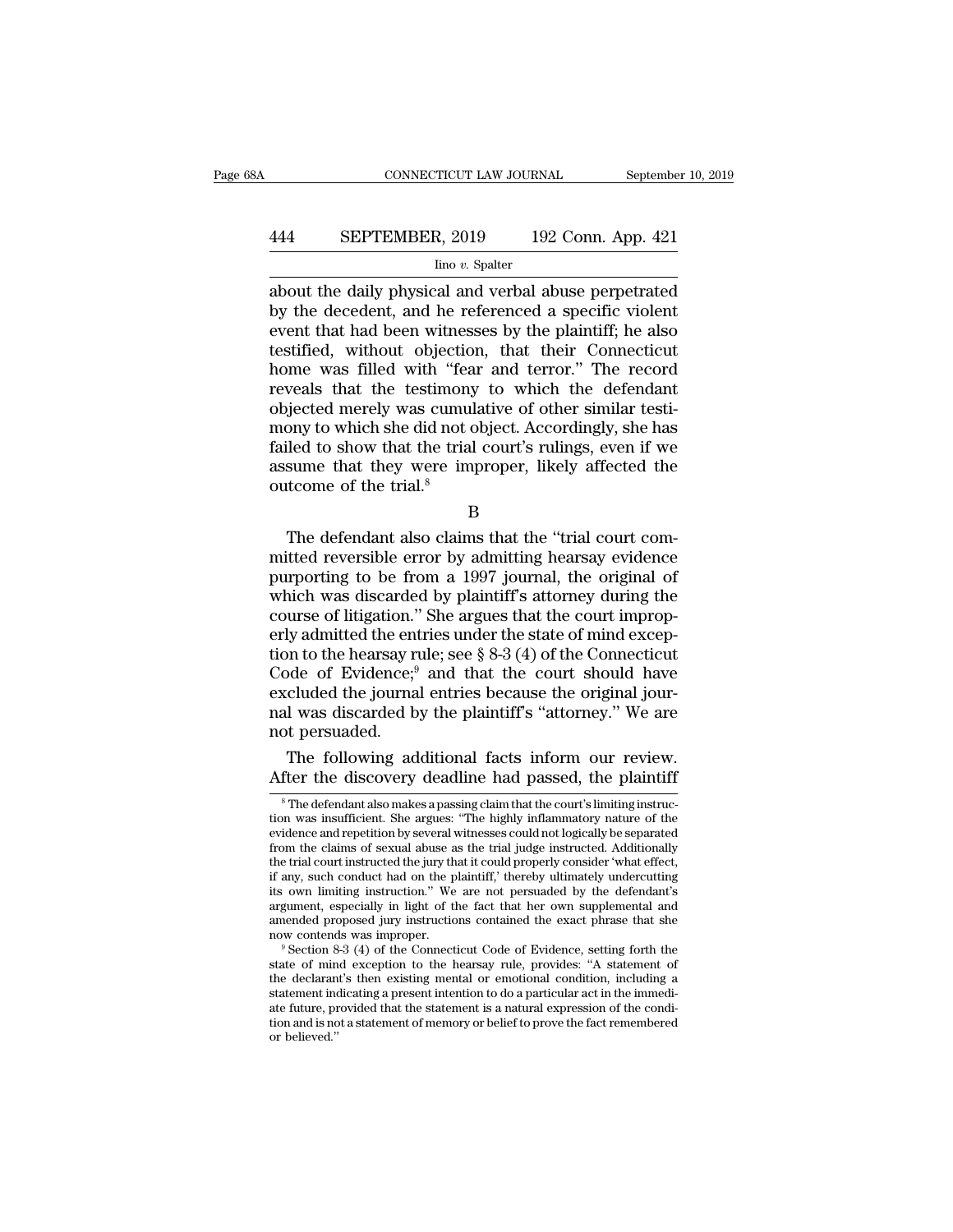about the daily physical and verbal abuse perpetrated by the decedent, and he referenced a specific violent event that had been witnesses by the plaintiff; he also testified, without objection, that their Connecticut home was filled with "fear and terror." The record reveals that the testimony to which the defendant objected merely was cumulative of other similar testimony to which she did not object. Accordingly, she has failed to show that the trial court's rulings, even if we assume that they were improper, likely affected the outcome of the trial.[8]

B

The defendant also claims that the "trial court committed reversible error by admitting hearsay evidence purporting to be from a 1997 journal, the original of which was discarded by plaintiff's attorney during the course of litigation." She argues that the court improperly admitted the entries under the state of mind exception to the hearsay rule; see § 8-3 (4) of the Connecticut Code of Evidence;[9] and that the court should have excluded the journal entries because the original journal was discarded by the plaintiff's "attorney." We are not persuaded.

The following additional facts inform our review. After the discovery deadline had passed, the plaintiff

---

[8] The defendant also makes a passing claim that the court's limiting instruction was insufficient. She argues: "The highly inflammatory nature of the evidence and repetition by several witnesses could not logically be separated from the claims of sexual abuse as the trial judge instructed. Additionally the trial court instructed the jury that it could properly consider 'what effect, if any, such conduct had on the plaintiff,' thereby ultimately undercutting its own limiting instruction." We are not persuaded by the defendant's argument, especially in light of the fact that her own supplemental and amended proposed jury instructions contained the exact phrase that she now contends was improper.

[9] Section 8-3 (4) of the Connecticut Code of Evidence, setting forth the state of mind exception to the hearsay rule, provides: "A statement of the declarant's then existing mental or emotional condition, including a statement indicating a present intention to do a particular act in the immediate future, provided that the statement is a natural expression of the condition and is not a statement of memory or belief to prove the fact remembered or believed."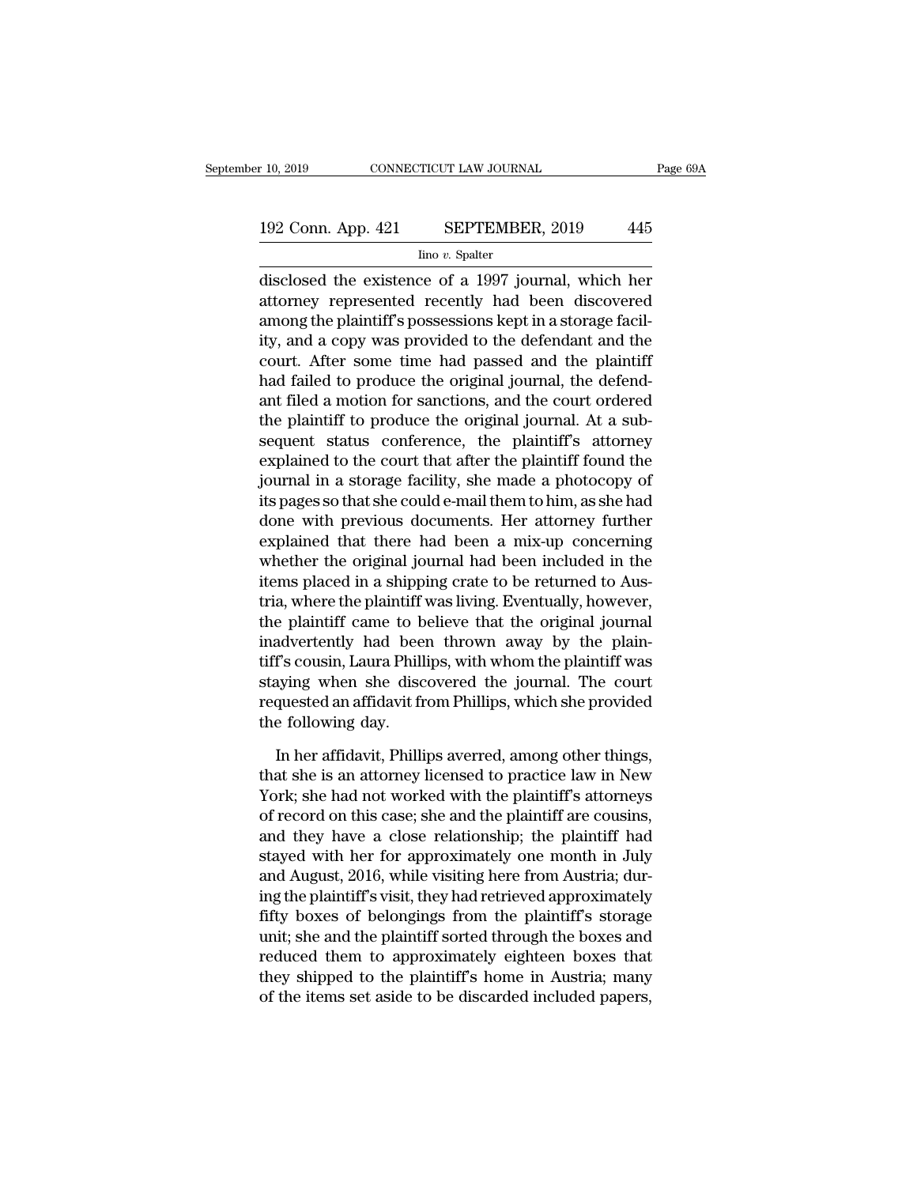disclosed the existence of a 1997 journal, which her attorney represented recently had been discovered among the plaintiff's possessions kept in a storage facility, and a copy was provided to the defendant and the court. After some time had passed and the plaintiff had failed to produce the original journal, the defendant filed a motion for sanctions, and the court ordered the plaintiff to produce the original journal. At a subsequent status conference, the plaintiff's attorney explained to the court that after the plaintiff found the journal in a storage facility, she made a photocopy of its pages so that she could e-mail them to him, as she had done with previous documents. Her attorney further explained that there had been a mix-up concerning whether the original journal had been included in the items placed in a shipping crate to be returned to Austria, where the plaintiff was living. Eventually, however, the plaintiff came to believe that the original journal inadvertently had been thrown away by the plaintiff's cousin, Laura Phillips, with whom the plaintiff was staying when she discovered the journal. The court requested an affidavit from Phillips, which she provided the following day.

In her affidavit, Phillips averred, among other things, that she is an attorney licensed to practice law in New York; she had not worked with the plaintiff's attorneys of record on this case; she and the plaintiff are cousins, and they have a close relationship; the plaintiff had stayed with her for approximately one month in July and August, 2016, while visiting here from Austria; during the plaintiff's visit, they had retrieved approximately fifty boxes of belongings from the plaintiff's storage unit; she and the plaintiff sorted through the boxes and reduced them to approximately eighteen boxes that they shipped to the plaintiff's home in Austria; many of the items set aside to be discarded included papers,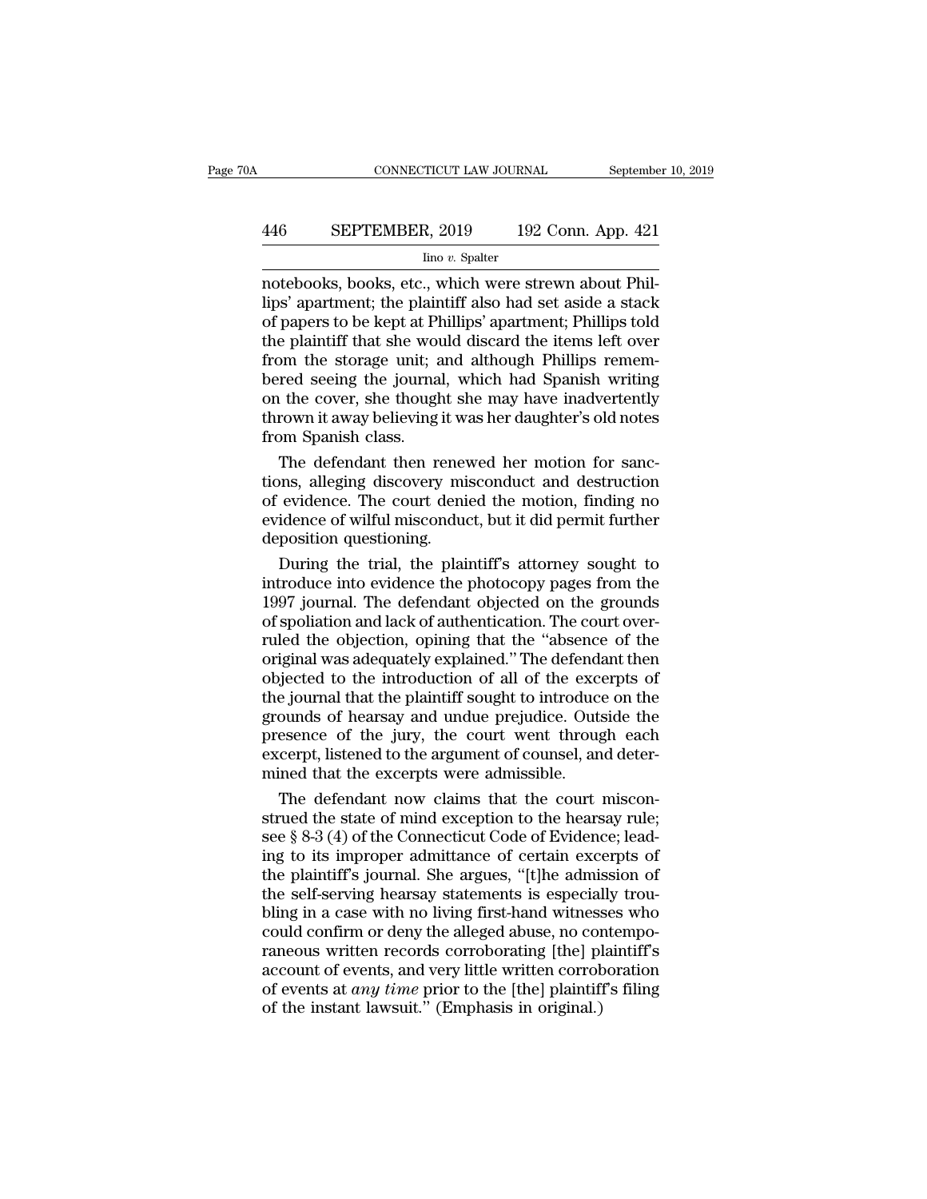notebooks, books, etc., which were strewn about Phillips' apartment; the plaintiff also had set aside a stack of papers to be kept at Phillips' apartment; Phillips told the plaintiff that she would discard the items left over from the storage unit; and although Phillips remembered seeing the journal, which had Spanish writing on the cover, she thought she may have inadvertently thrown it away believing it was her daughter's old notes from Spanish class.

The defendant then renewed her motion for sanctions, alleging discovery misconduct and destruction of evidence. The court denied the motion, finding no evidence of wilful misconduct, but it did permit further deposition questioning.

During the trial, the plaintiff's attorney sought to introduce into evidence the photocopy pages from the 1997 journal. The defendant objected on the grounds of spoliation and lack of authentication. The court overruled the objection, opining that the "absence of the original was adequately explained." The defendant then objected to the introduction of all of the excerpts of the journal that the plaintiff sought to introduce on the grounds of hearsay and undue prejudice. Outside the presence of the jury, the court went through each excerpt, listened to the argument of counsel, and determined that the excerpts were admissible.

The defendant now claims that the court misconstrued the state of mind exception to the hearsay rule; see § 8-3 (4) of the Connecticut Code of Evidence; leading to its improper admittance of certain excerpts of the plaintiff's journal. She argues, "[t]he admission of the self-serving hearsay statements is especially troubling in a case with no living first-hand witnesses who could confirm or deny the alleged abuse, no contemporaneous written records corroborating [the] plaintiff's account of events, and very little written corroboration of events at *any time* prior to the [the] plaintiff's filing of the instant lawsuit." (Emphasis in original.)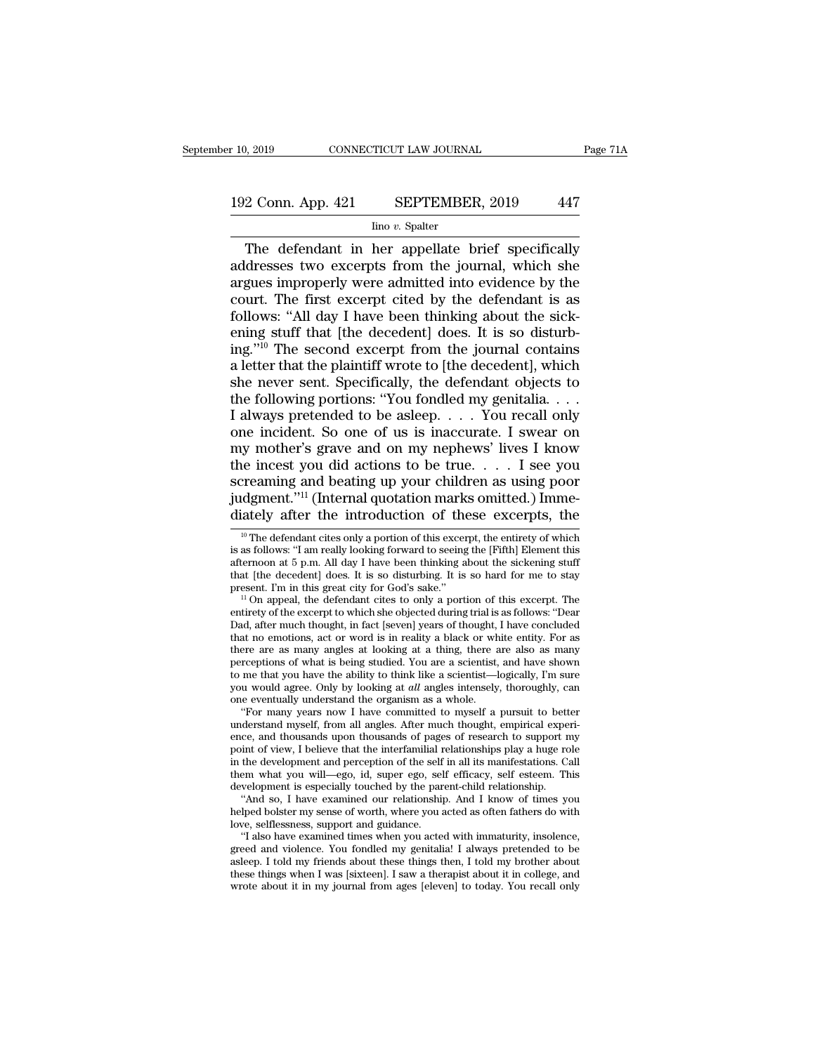The defendant in her appellate brief specifically addresses two excerpts from the journal, which she argues improperly were admitted into evidence by the court. The first excerpt cited by the defendant is as follows: "All day I have been thinking about the sickening stuff that [the decedent] does. It is so disturbing."[10] The second excerpt from the journal contains a letter that the plaintiff wrote to [the decedent], which she never sent. Specifically, the defendant objects to the following portions: "You fondled my genitalia. . . . I always pretended to be asleep. . . . You recall only one incident. So one of us is inaccurate. I swear on my mother's grave and on my nephews' lives I know the incest you did actions to be true. . . . I see you screaming and beating up your children as using poor judgment."[11] (Internal quotation marks omitted.) Immediately after the introduction of these excerpts, the

---

[10] The defendant cites only a portion of this excerpt, the entirety of which is as follows: "I am really looking forward to seeing the [Fifth] Element this afternoon at 5 p.m. All day I have been thinking about the sickening stuff that [the decedent] does. It is so disturbing. It is so hard for me to stay present. I'm in this great city for God's sake."

[11] On appeal, the defendant cites to only a portion of this excerpt. The entirety of the excerpt to which she objected during trial is as follows: "Dear Dad, after much thought, in fact [seven] years of thought, I have concluded that no emotions, act or word is in reality a black or white entity. For as there are as many angles at looking at a thing, there are also as many perceptions of what is being studied. You are a scientist, and have shown to me that you have the ability to think like a scientist—logically, I'm sure you would agree. Only by looking at *all* angles intensely, thoroughly, can one eventually understand the organism as a whole.

"For many years now I have committed to myself a pursuit to better understand myself, from all angles. After much thought, empirical experience, and thousands upon thousands of pages of research to support my point of view, I believe that the interfamilial relationships play a huge role in the development and perception of the self in all its manifestations. Call them what you will—ego, id, super ego, self efficacy, self esteem. This development is especially touched by the parent-child relationship.

"And so, I have examined our relationship. And I know of times you helped bolster my sense of worth, where you acted as often fathers do with love, selflessness, support and guidance.

"I also have examined times when you acted with immaturity, insolence, greed and violence. You fondled my genitalia! I always pretended to be asleep. I told my friends about these things then, I told my brother about these things when I was [sixteen]. I saw a therapist about it in college, and wrote about it in my journal from ages [eleven] to today. You recall only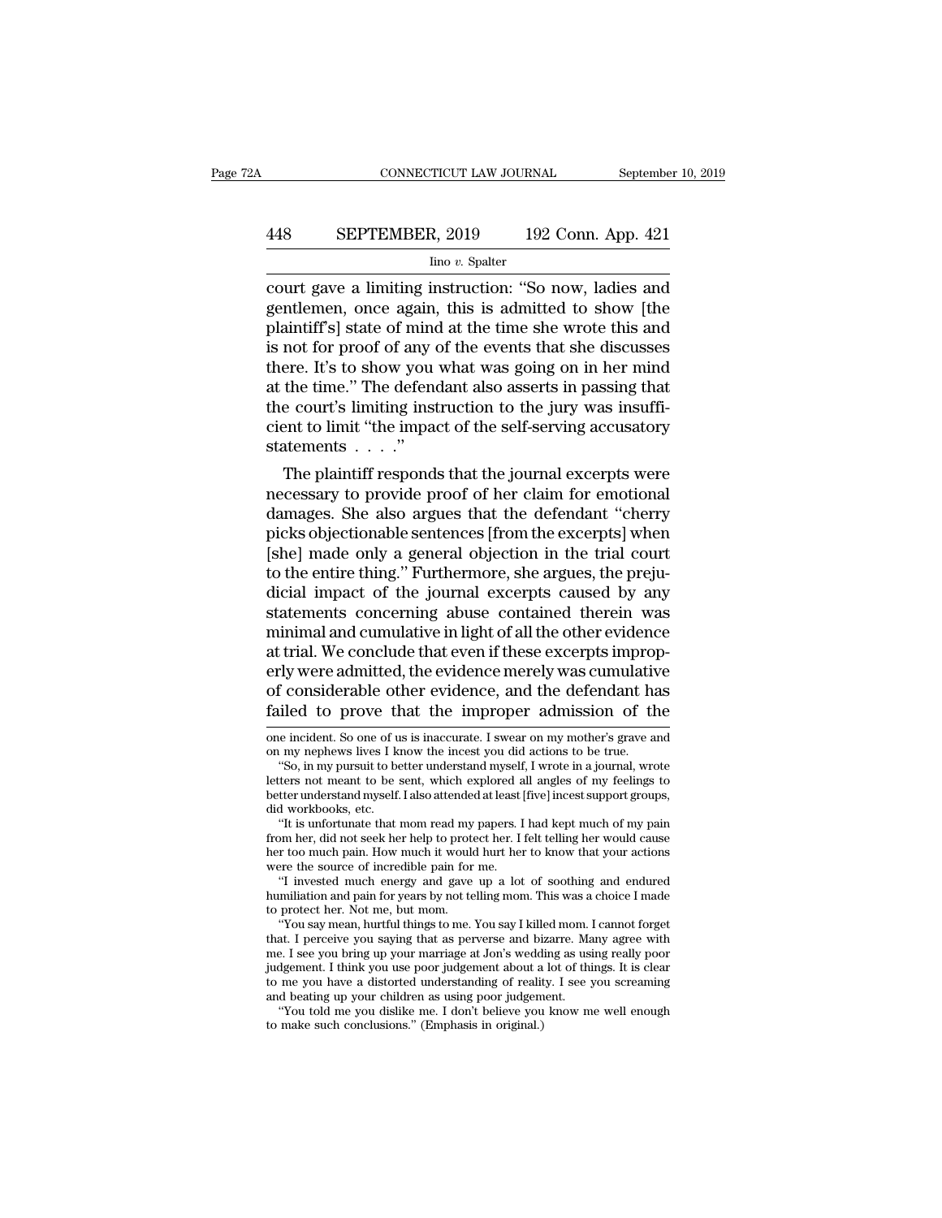court gave a limiting instruction: "So now, ladies and gentlemen, once again, this is admitted to show [the plaintiff's] state of mind at the time she wrote this and is not for proof of any of the events that she discusses there. It's to show you what was going on in her mind at the time." The defendant also asserts in passing that the court's limiting instruction to the jury was insufficient to limit "the impact of the self-serving accusatory statements . . . ."

The plaintiff responds that the journal excerpts were necessary to provide proof of her claim for emotional damages. She also argues that the defendant "cherry picks objectionable sentences [from the excerpts] when [she] made only a general objection in the trial court to the entire thing." Furthermore, she argues, the prejudicial impact of the journal excerpts caused by any statements concerning abuse contained therein was minimal and cumulative in light of all the other evidence at trial. We conclude that even if these excerpts improperly were admitted, the evidence merely was cumulative of considerable other evidence, and the defendant has failed to prove that the improper admission of the

one incident. So one of us is inaccurate. I swear on my mother's grave and on my nephews lives I know the incest you did actions to be true.

"So, in my pursuit to better understand myself, I wrote in a journal, wrote letters not meant to be sent, which explored all angles of my feelings to better understand myself. I also attended at least [five] incest support groups, did workbooks, etc.

"It is unfortunate that mom read my papers. I had kept much of my pain from her, did not seek her help to protect her. I felt telling her would cause her too much pain. How much it would hurt her to know that your actions were the source of incredible pain for me.

"I invested much energy and gave up a lot of soothing and endured humiliation and pain for years by not telling mom. This was a choice I made to protect her. Not me, but mom.

"You say mean, hurtful things to me. You say I killed mom. I cannot forget that. I perceive you saying that as perverse and bizarre. Many agree with me. I see you bring up your marriage at Jon's wedding as using really poor judgement. I think you use poor judgement about a lot of things. It is clear to me you have a distorted understanding of reality. I see you screaming and beating up your children as using poor judgement.

"You told me you dislike me. I don't believe you know me well enough to make such conclusions." (Emphasis in original.)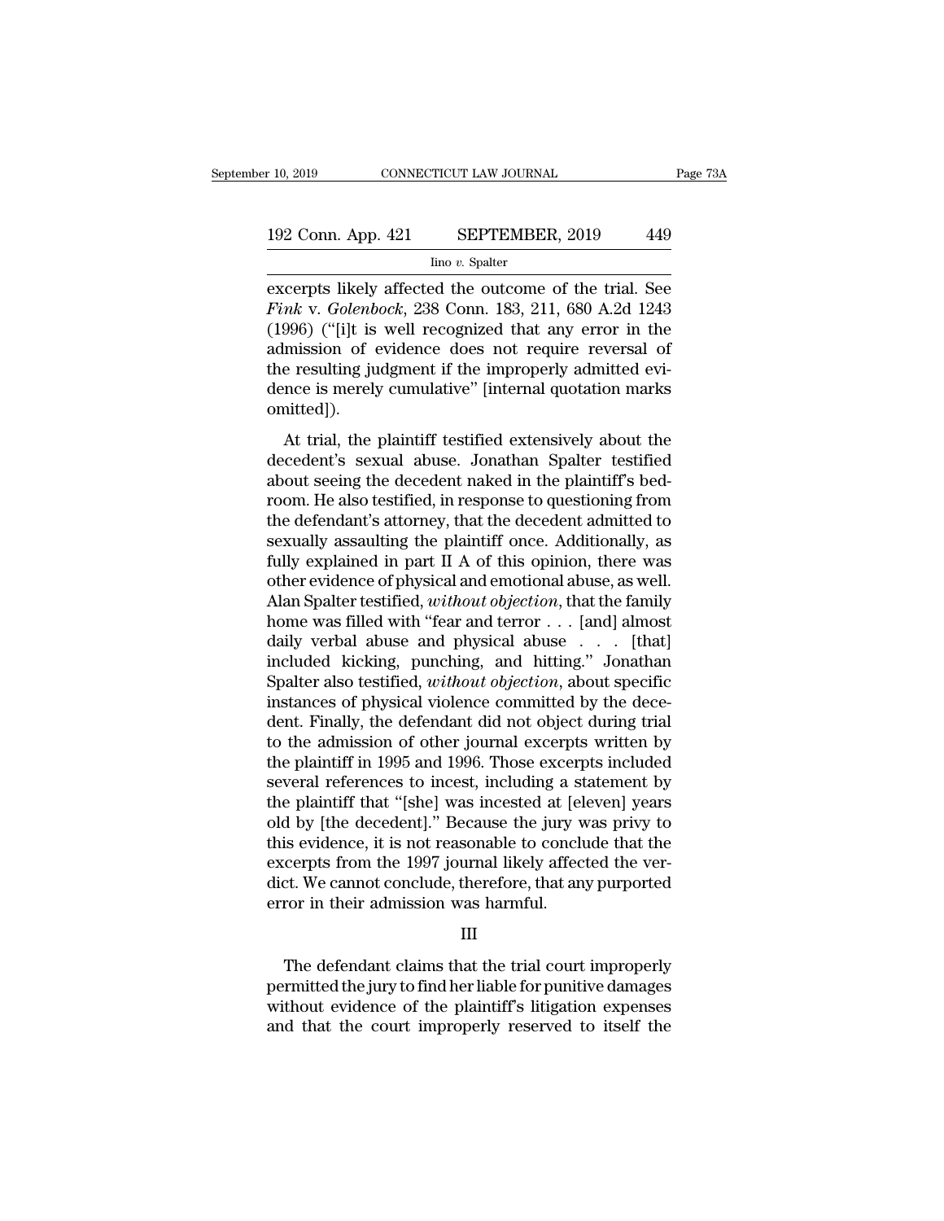excerpts likely affected the outcome of the trial. See *Fink* v. *Golenbock*, 238 Conn. 183, 211, 680 A.2d 1243 (1996) ("[i]t is well recognized that any error in the admission of evidence does not require reversal of the resulting judgment if the improperly admitted evidence is merely cumulative" [internal quotation marks omitted]).

At trial, the plaintiff testified extensively about the decedent's sexual abuse. Jonathan Spalter testified about seeing the decedent naked in the plaintiff's bedroom. He also testified, in response to questioning from the defendant's attorney, that the decedent admitted to sexually assaulting the plaintiff once. Additionally, as fully explained in part II A of this opinion, there was other evidence of physical and emotional abuse, as well. Alan Spalter testified, *without objection*, that the family home was filled with "fear and terror . . . [and] almost daily verbal abuse and physical abuse . . . . [that] included kicking, punching, and hitting." Jonathan Spalter also testified, *without objection*, about specific instances of physical violence committed by the decedent. Finally, the defendant did not object during trial to the admission of other journal excerpts written by the plaintiff in 1995 and 1996. Those excerpts included several references to incest, including a statement by the plaintiff that "[she] was incested at [eleven] years old by [the decedent]." Because the jury was privy to this evidence, it is not reasonable to conclude that the excerpts from the 1997 journal likely affected the verdict. We cannot conclude, therefore, that any purported error in their admission was harmful.

## III

The defendant claims that the trial court improperly permitted the jury to find her liable for punitive damages without evidence of the plaintiff's litigation expenses and that the court improperly reserved to itself the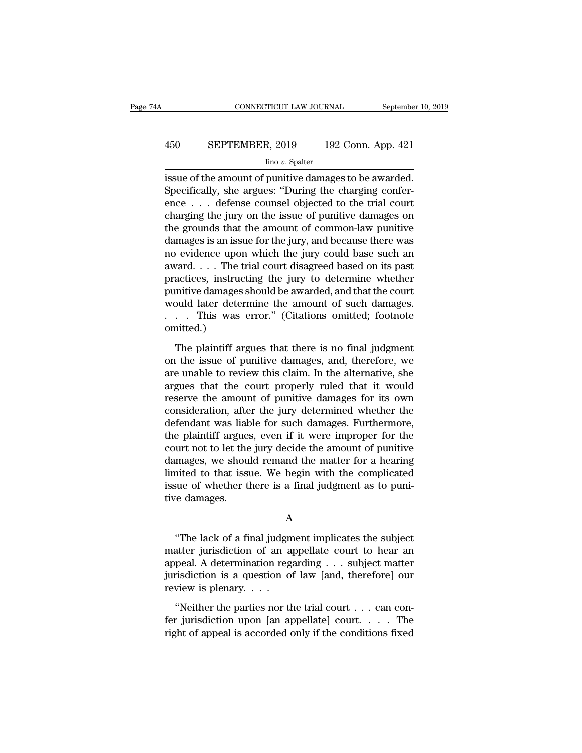issue of the amount of punitive damages to be awarded. Specifically, she argues: "During the charging conference . . . defense counsel objected to the trial court charging the jury on the issue of punitive damages on the grounds that the amount of common-law punitive damages is an issue for the jury, and because there was no evidence upon which the jury could base such an award. . . . The trial court disagreed based on its past practices, instructing the jury to determine whether punitive damages should be awarded, and that the court would later determine the amount of such damages. . . . This was error." (Citations omitted; footnote omitted.)

The plaintiff argues that there is no final judgment on the issue of punitive damages, and, therefore, we are unable to review this claim. In the alternative, she argues that the court properly ruled that it would reserve the amount of punitive damages for its own consideration, after the jury determined whether the defendant was liable for such damages. Furthermore, the plaintiff argues, even if it were improper for the court not to let the jury decide the amount of punitive damages, we should remand the matter for a hearing limited to that issue. We begin with the complicated issue of whether there is a final judgment as to punitive damages.

A

"The lack of a final judgment implicates the subject matter jurisdiction of an appellate court to hear an appeal. A determination regarding . . . subject matter jurisdiction is a question of law [and, therefore] our review is plenary. . . .

"Neither the parties nor the trial court . . . can confer jurisdiction upon [an appellate] court. . . . The right of appeal is accorded only if the conditions fixed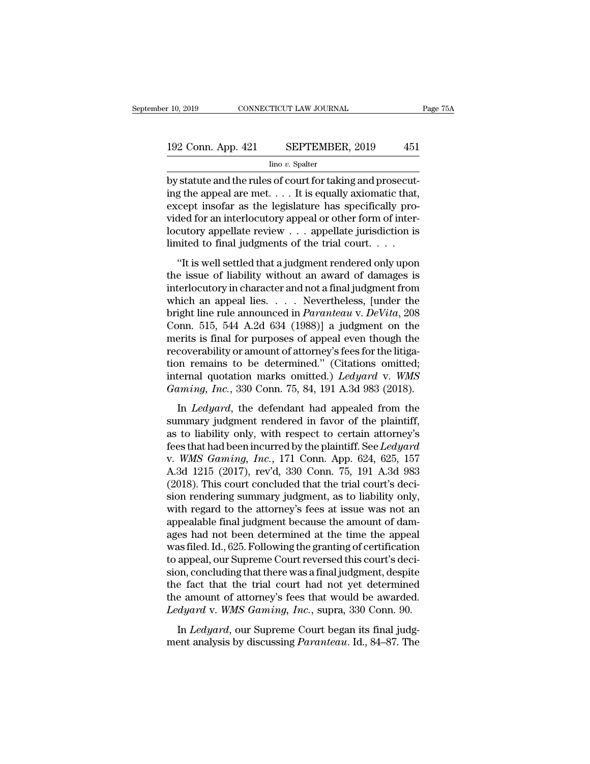by statute and the rules of court for taking and prosecuting the appeal are met. . . . It is equally axiomatic that, except insofar as the legislature has specifically provided for an interlocutory appeal or other form of interlocutory appellate review . . . appellate jurisdiction is limited to final judgments of the trial court. . . .

"It is well settled that a judgment rendered only upon the issue of liability without an award of damages is interlocutory in character and not a final judgment from which an appeal lies. . . . Nevertheless, [under the bright line rule announced in *Paranteau* v. *DeVita*, 208 Conn. 515, 544 A.2d 634 (1988)] a judgment on the merits is final for purposes of appeal even though the recoverability or amount of attorney's fees for the litigation remains to be determined." (Citations omitted; internal quotation marks omitted.) *Ledyard* v. *WMS Gaming, Inc.*, 330 Conn. 75, 84, 191 A.3d 983 (2018).

In *Ledyard*, the defendant had appealed from the summary judgment rendered in favor of the plaintiff, as to liability only, with respect to certain attorney's fees that had been incurred by the plaintiff. See *Ledyard* v. *WMS Gaming, Inc.*, 171 Conn. App. 624, 625, 157 A.3d 1215 (2017), rev'd, 330 Conn. 75, 191 A.3d 983 (2018). This court concluded that the trial court's decision rendering summary judgment, as to liability only, with regard to the attorney's fees at issue was not an appealable final judgment because the amount of damages had not been determined at the time the appeal was filed. Id., 625. Following the granting of certification to appeal, our Supreme Court reversed this court's decision, concluding that there was a final judgment, despite the fact that the trial court had not yet determined the amount of attorney's fees that would be awarded. *Ledyard* v. *WMS Gaming, Inc.*, supra, 330 Conn. 90.

In *Ledyard*, our Supreme Court began its final judgment analysis by discussing *Paranteau*. Id., 84–87. The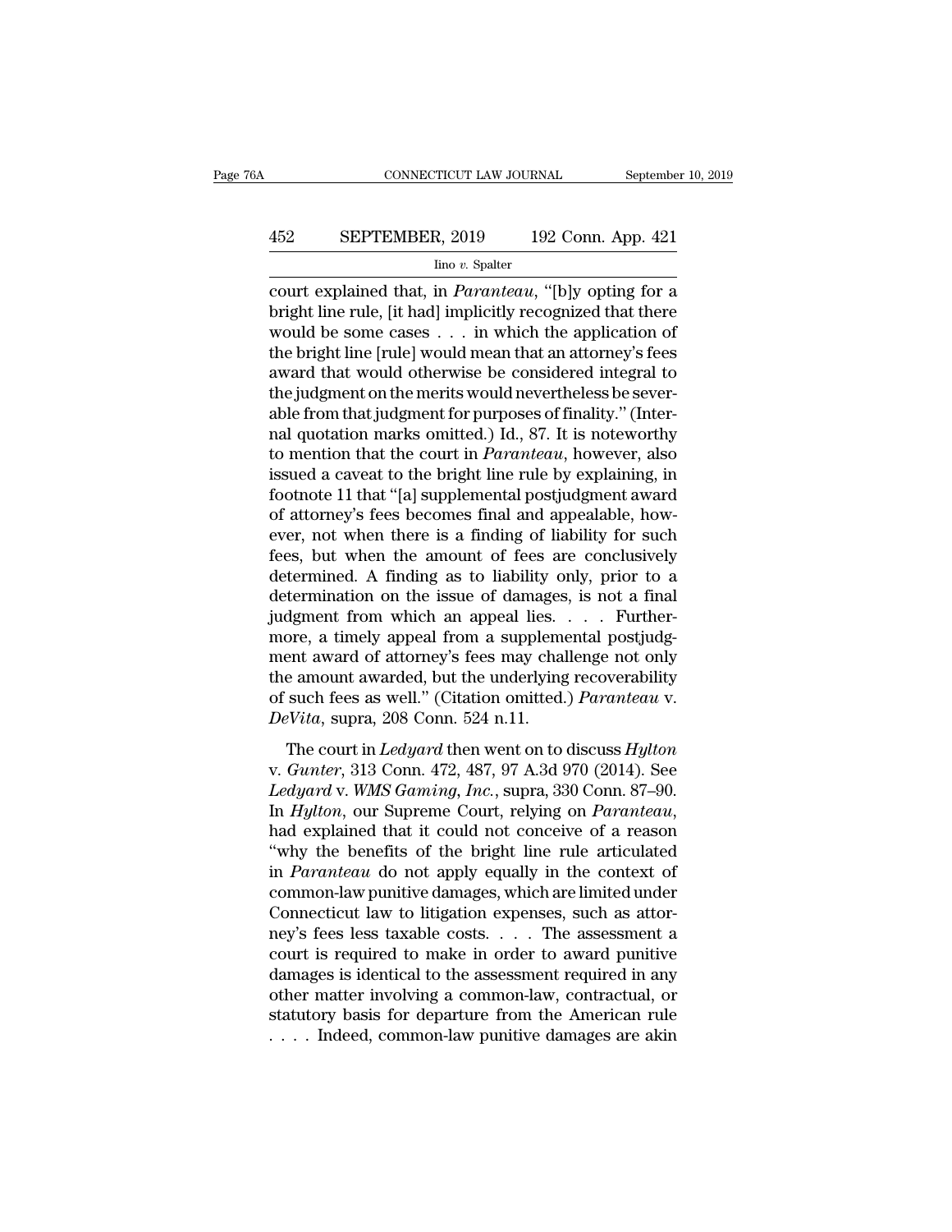court explained that, in *Paranteau*, "[b]y opting for a bright line rule, [it had] implicitly recognized that there would be some cases . . . in which the application of the bright line [rule] would mean that an attorney's fees award that would otherwise be considered integral to the judgment on the merits would nevertheless be severable from that judgment for purposes of finality." (Internal quotation marks omitted.) Id., 87. It is noteworthy to mention that the court in *Paranteau*, however, also issued a caveat to the bright line rule by explaining, in footnote 11 that "[a] supplemental postjudgment award of attorney's fees becomes final and appealable, however, not when there is a finding of liability for such fees, but when the amount of fees are conclusively determined. A finding as to liability only, prior to a determination on the issue of damages, is not a final judgment from which an appeal lies. . . . Furthermore, a timely appeal from a supplemental postjudgment award of attorney's fees may challenge not only the amount awarded, but the underlying recoverability of such fees as well." (Citation omitted.) *Paranteau* v. *DeVita*, supra, 208 Conn. 524 n.11.

The court in *Ledyard* then went on to discuss *Hylton* v. *Gunter*, 313 Conn. 472, 487, 97 A.3d 970 (2014). See *Ledyard* v. *WMS Gaming, Inc.*, supra, 330 Conn. 87–90. In *Hylton*, our Supreme Court, relying on *Paranteau*, had explained that it could not conceive of a reason "why the benefits of the bright line rule articulated in *Paranteau* do not apply equally in the context of common-law punitive damages, which are limited under Connecticut law to litigation expenses, such as attorney's fees less taxable costs. . . . The assessment a court is required to make in order to award punitive damages is identical to the assessment required in any other matter involving a common-law, contractual, or statutory basis for departure from the American rule . . . . Indeed, common-law punitive damages are akin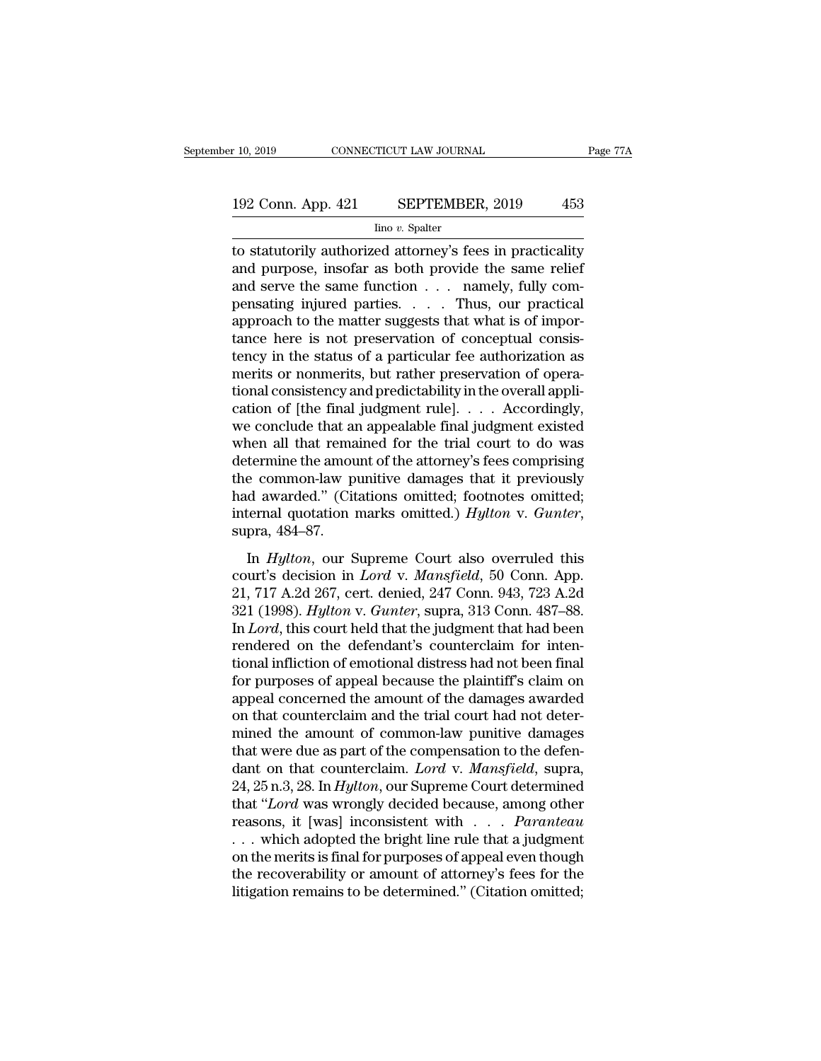to statutorily authorized attorney's fees in practicality and purpose, insofar as both provide the same relief and serve the same function . . . namely, fully compensating injured parties. . . . Thus, our practical approach to the matter suggests that what is of importance here is not preservation of conceptual consistency in the status of a particular fee authorization as merits or nonmerits, but rather preservation of operational consistency and predictability in the overall application of [the final judgment rule]. . . . Accordingly, we conclude that an appealable final judgment existed when all that remained for the trial court to do was determine the amount of the attorney's fees comprising the common-law punitive damages that it previously had awarded." (Citations omitted; footnotes omitted; internal quotation marks omitted.) *Hylton* v. *Gunter*, supra, 484–87.

In *Hylton*, our Supreme Court also overruled this court's decision in *Lord* v. *Mansfield*, 50 Conn. App. 21, 717 A.2d 267, cert. denied, 247 Conn. 943, 723 A.2d 321 (1998). *Hylton* v. *Gunter*, supra, 313 Conn. 487–88. In *Lord*, this court held that the judgment that had been rendered on the defendant's counterclaim for intentional infliction of emotional distress had not been final for purposes of appeal because the plaintiff's claim on appeal concerned the amount of the damages awarded on that counterclaim and the trial court had not determined the amount of common-law punitive damages that were due as part of the compensation to the defendant on that counterclaim. *Lord* v. *Mansfield*, supra, 24, 25 n.3, 28. In *Hylton*, our Supreme Court determined that "*Lord* was wrongly decided because, among other reasons, it [was] inconsistent with . . . *Paranteau* . . . which adopted the bright line rule that a judgment on the merits is final for purposes of appeal even though the recoverability or amount of attorney's fees for the litigation remains to be determined." (Citation omitted;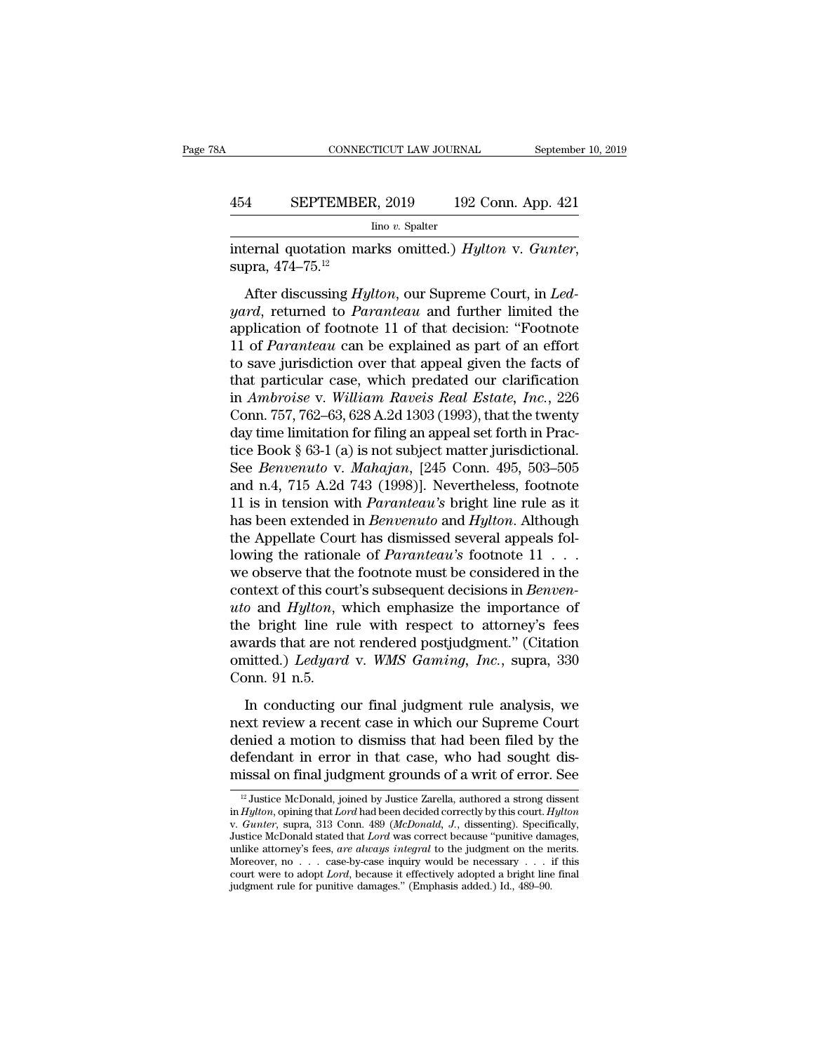internal quotation marks omitted.) *Hylton* v. *Gunter*, supra, 474–75.[12]

After discussing *Hylton*, our Supreme Court, in *Ledyard*, returned to *Paranteau* and further limited the application of footnote 11 of that decision: "Footnote 11 of *Paranteau* can be explained as part of an effort to save jurisdiction over that appeal given the facts of that particular case, which predated our clarification in *Ambroise* v. *William Raveis Real Estate, Inc.*, 226 Conn. 757, 762–63, 628 A.2d 1303 (1993), that the twenty day time limitation for filing an appeal set forth in Practice Book § 63-1 (a) is not subject matter jurisdictional. See *Benvenuto* v. *Mahajan*, [245 Conn. 495, 503–505 and n.4, 715 A.2d 743 (1998)]. Nevertheless, footnote 11 is in tension with *Paranteau's* bright line rule as it has been extended in *Benvenuto* and *Hylton*. Although the Appellate Court has dismissed several appeals following the rationale of *Paranteau's* footnote 11 . . . we observe that the footnote must be considered in the context of this court's subsequent decisions in *Benvenuto* and *Hylton*, which emphasize the importance of the bright line rule with respect to attorney's fees awards that are not rendered postjudgment." (Citation omitted.) *Ledyard* v. *WMS Gaming, Inc.*, supra, 330 Conn. 91 n.5.

In conducting our final judgment rule analysis, we next review a recent case in which our Supreme Court denied a motion to dismiss that had been filed by the defendant in error in that case, who had sought dismissal on final judgment grounds of a writ of error. See

[12] Justice McDonald, joined by Justice Zarella, authored a strong dissent in *Hylton*, opining that *Lord* had been decided correctly by this court. *Hylton* v. *Gunter*, supra, 313 Conn. 489 (*McDonald, J.*, dissenting). Specifically, Justice McDonald stated that *Lord* was correct because "punitive damages, unlike attorney's fees, *are always integral* to the judgment on the merits. Moreover, no . . . case-by-case inquiry would be necessary . . . if this court were to adopt *Lord*, because it effectively adopted a bright line final judgment rule for punitive damages." (Emphasis added.) Id., 489–90.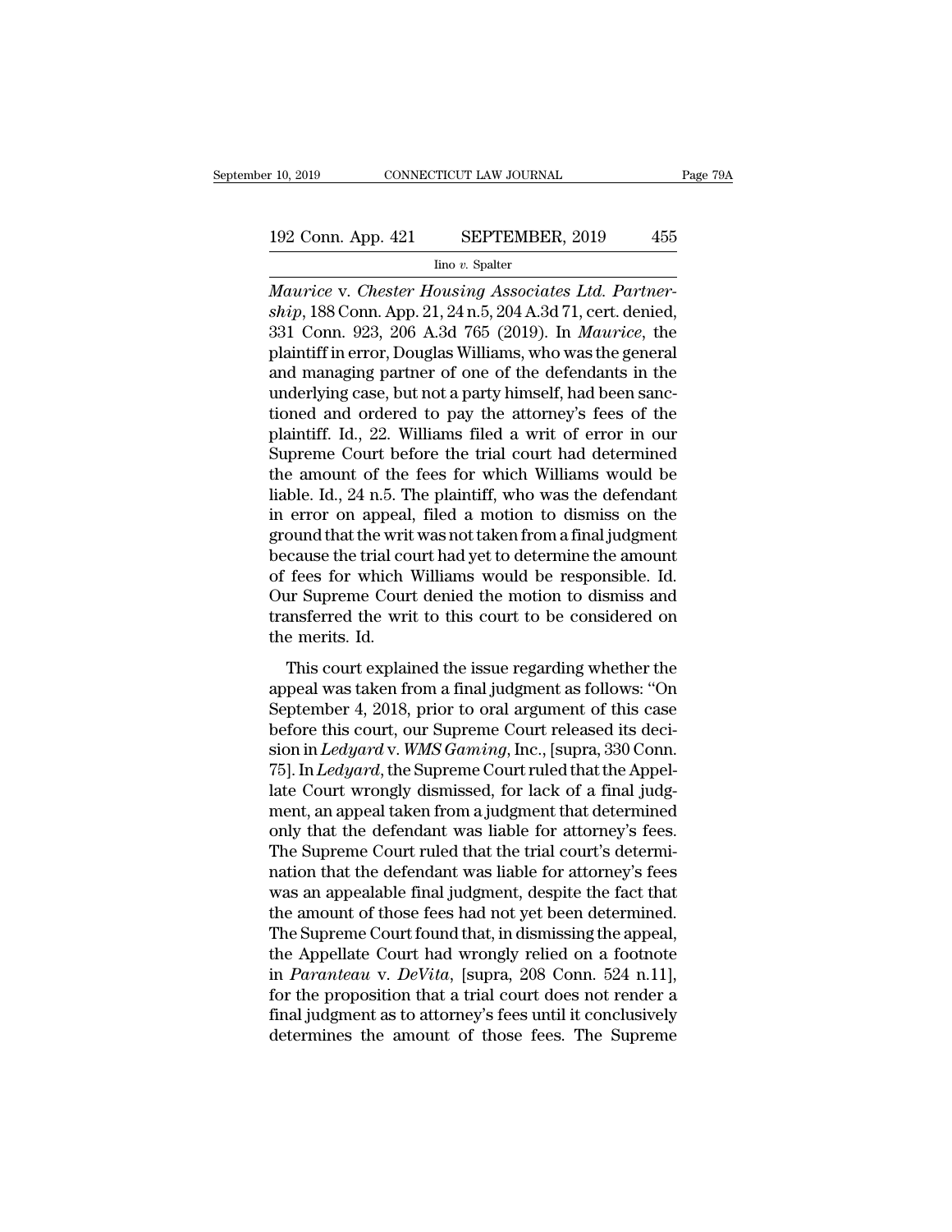*Maurice* v. *Chester Housing Associates Ltd. Partnership*, 188 Conn. App. 21, 24 n.5, 204 A.3d 71, cert. denied, 331 Conn. 923, 206 A.3d 765 (2019). In *Maurice*, the plaintiff in error, Douglas Williams, who was the general and managing partner of one of the defendants in the underlying case, but not a party himself, had been sanctioned and ordered to pay the attorney's fees of the plaintiff. Id., 22. Williams filed a writ of error in our Supreme Court before the trial court had determined the amount of the fees for which Williams would be liable. Id., 24 n.5. The plaintiff, who was the defendant in error on appeal, filed a motion to dismiss on the ground that the writ was not taken from a final judgment because the trial court had yet to determine the amount of fees for which Williams would be responsible. Id. Our Supreme Court denied the motion to dismiss and transferred the writ to this court to be considered on the merits. Id.

This court explained the issue regarding whether the appeal was taken from a final judgment as follows: "On September 4, 2018, prior to oral argument of this case before this court, our Supreme Court released its decision in *Ledyard* v. *WMS Gaming*, Inc., [supra, 330 Conn. 75]. In *Ledyard*, the Supreme Court ruled that the Appellate Court wrongly dismissed, for lack of a final judgment, an appeal taken from a judgment that determined only that the defendant was liable for attorney's fees. The Supreme Court ruled that the trial court's determination that the defendant was liable for attorney's fees was an appealable final judgment, despite the fact that the amount of those fees had not yet been determined. The Supreme Court found that, in dismissing the appeal, the Appellate Court had wrongly relied on a footnote in *Paranteau* v. *DeVita*, [supra, 208 Conn. 524 n.11], for the proposition that a trial court does not render a final judgment as to attorney's fees until it conclusively determines the amount of those fees. The Supreme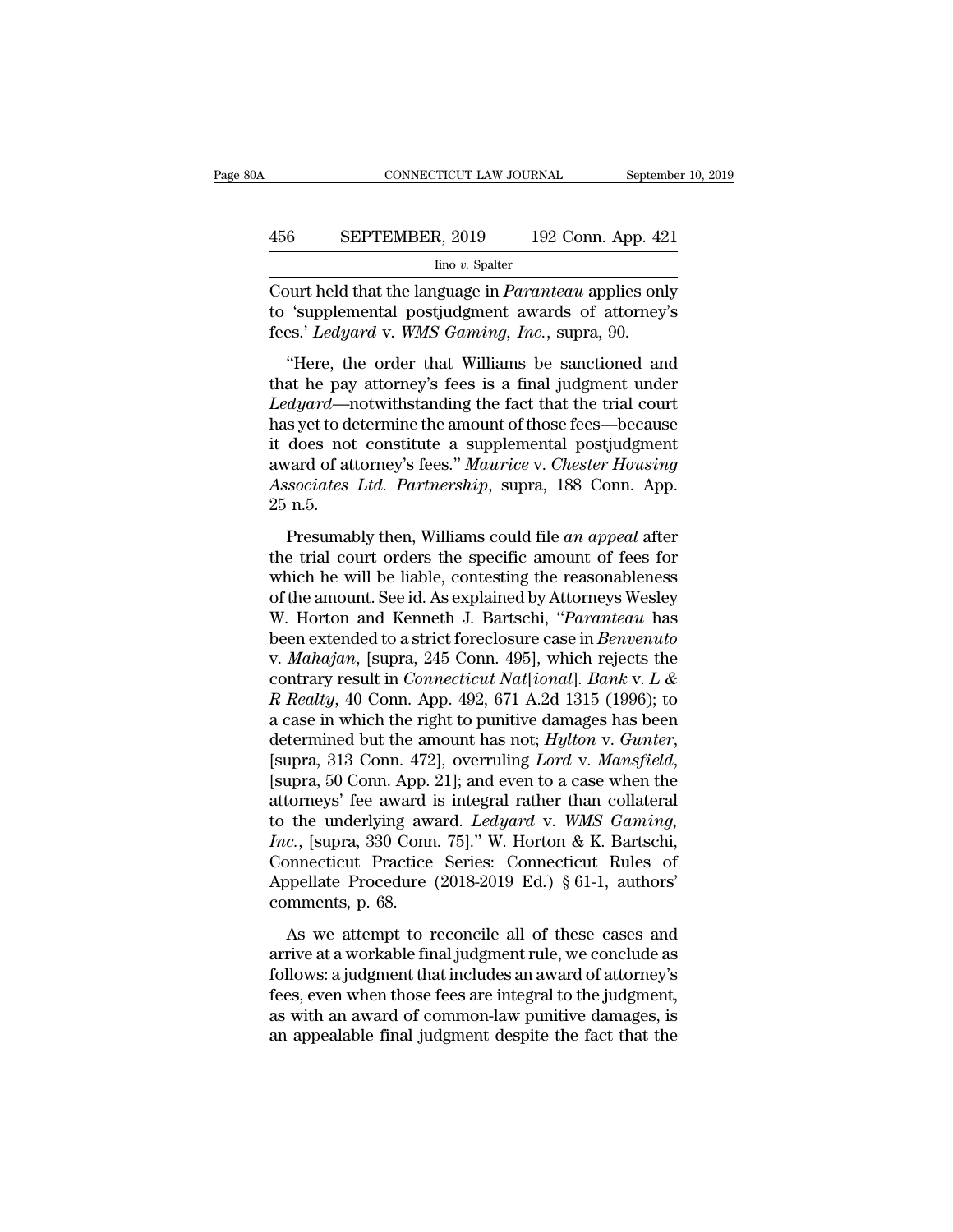Court held that the language in *Paranteau* applies only to 'supplemental postjudgment awards of attorney's fees.' *Ledyard* v. *WMS Gaming, Inc.*, supra, 90.

"Here, the order that Williams be sanctioned and that he pay attorney's fees is a final judgment under *Ledyard*—notwithstanding the fact that the trial court has yet to determine the amount of those fees—because it does not constitute a supplemental postjudgment award of attorney's fees." *Maurice* v. *Chester Housing Associates Ltd. Partnership*, supra, 188 Conn. App. 25 n.5.

Presumably then, Williams could file *an appeal* after the trial court orders the specific amount of fees for which he will be liable, contesting the reasonableness of the amount. See id. As explained by Attorneys Wesley W. Horton and Kenneth J. Bartschi, "*Paranteau* has been extended to a strict foreclosure case in *Benvenuto* v. *Mahajan*, [supra, 245 Conn. 495], which rejects the contrary result in *Connecticut Nat*[*ional*]. *Bank* v. *L & R Realty*, 40 Conn. App. 492, 671 A.2d 1315 (1996); to a case in which the right to punitive damages has been determined but the amount has not; *Hylton* v. *Gunter*, [supra, 313 Conn. 472], overruling *Lord* v. *Mansfield*, [supra, 50 Conn. App. 21]; and even to a case when the attorneys' fee award is integral rather than collateral to the underlying award. *Ledyard* v. *WMS Gaming, Inc.*, [supra, 330 Conn. 75]." W. Horton & K. Bartschi, Connecticut Practice Series: Connecticut Rules of Appellate Procedure (2018-2019 Ed.) § 61-1, authors' comments, p. 68.

As we attempt to reconcile all of these cases and arrive at a workable final judgment rule, we conclude as follows: a judgment that includes an award of attorney's fees, even when those fees are integral to the judgment, as with an award of common-law punitive damages, is an appealable final judgment despite the fact that the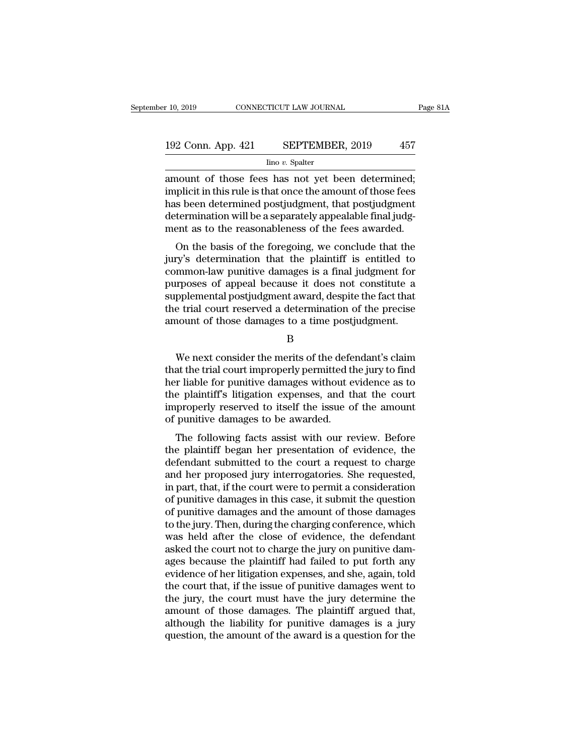amount of those fees has not yet been determined; implicit in this rule is that once the amount of those fees has been determined postjudgment, that postjudgment determination will be a separately appealable final judgment as to the reasonableness of the fees awarded.

On the basis of the foregoing, we conclude that the jury's determination that the plaintiff is entitled to common-law punitive damages is a final judgment for purposes of appeal because it does not constitute a supplemental postjudgment award, despite the fact that the trial court reserved a determination of the precise amount of those damages to a time postjudgment.

B

We next consider the merits of the defendant's claim that the trial court improperly permitted the jury to find her liable for punitive damages without evidence as to the plaintiff's litigation expenses, and that the court improperly reserved to itself the issue of the amount of punitive damages to be awarded.

The following facts assist with our review. Before the plaintiff began her presentation of evidence, the defendant submitted to the court a request to charge and her proposed jury interrogatories. She requested, in part, that, if the court were to permit a consideration of punitive damages in this case, it submit the question of punitive damages and the amount of those damages to the jury. Then, during the charging conference, which was held after the close of evidence, the defendant asked the court not to charge the jury on punitive damages because the plaintiff had failed to put forth any evidence of her litigation expenses, and she, again, told the court that, if the issue of punitive damages went to the jury, the court must have the jury determine the amount of those damages. The plaintiff argued that, although the liability for punitive damages is a jury question, the amount of the award is a question for the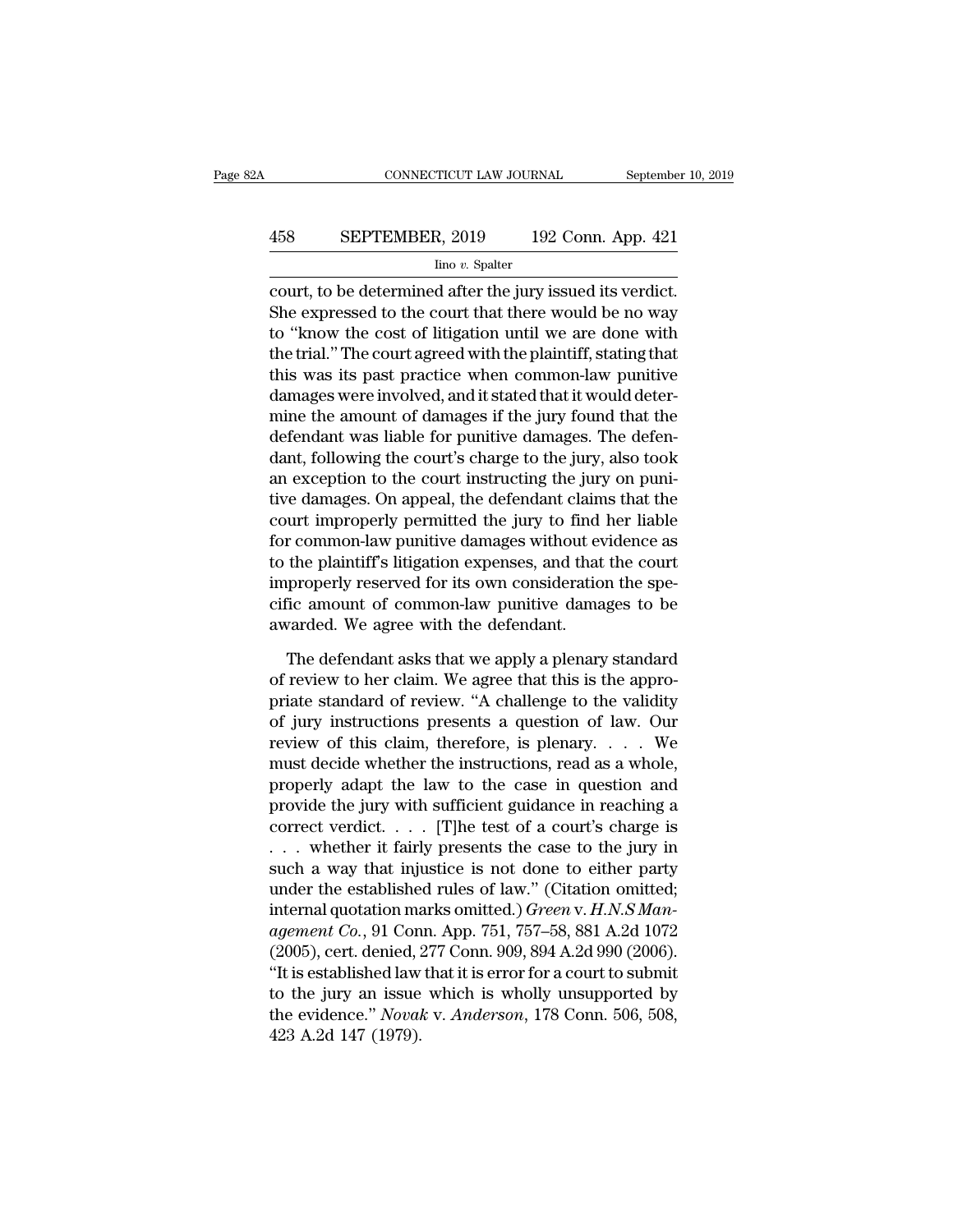court, to be determined after the jury issued its verdict. She expressed to the court that there would be no way to "know the cost of litigation until we are done with the trial." The court agreed with the plaintiff, stating that this was its past practice when common-law punitive damages were involved, and it stated that it would determine the amount of damages if the jury found that the defendant was liable for punitive damages. The defendant, following the court's charge to the jury, also took an exception to the court instructing the jury on punitive damages. On appeal, the defendant claims that the court improperly permitted the jury to find her liable for common-law punitive damages without evidence as to the plaintiff's litigation expenses, and that the court improperly reserved for its own consideration the specific amount of common-law punitive damages to be awarded. We agree with the defendant.

The defendant asks that we apply a plenary standard of review to her claim. We agree that this is the appropriate standard of review. "A challenge to the validity of jury instructions presents a question of law. Our review of this claim, therefore, is plenary. . . . We must decide whether the instructions, read as a whole, properly adapt the law to the case in question and provide the jury with sufficient guidance in reaching a correct verdict. . . . [T]he test of a court's charge is . . . whether it fairly presents the case to the jury in such a way that injustice is not done to either party under the established rules of law." (Citation omitted; internal quotation marks omitted.) *Green* v. *H.N.S Management Co.*, 91 Conn. App. 751, 757–58, 881 A.2d 1072 (2005), cert. denied, 277 Conn. 909, 894 A.2d 990 (2006). "It is established law that it is error for a court to submit to the jury an issue which is wholly unsupported by the evidence." *Novak* v. *Anderson*, 178 Conn. 506, 508, 423 A.2d 147 (1979).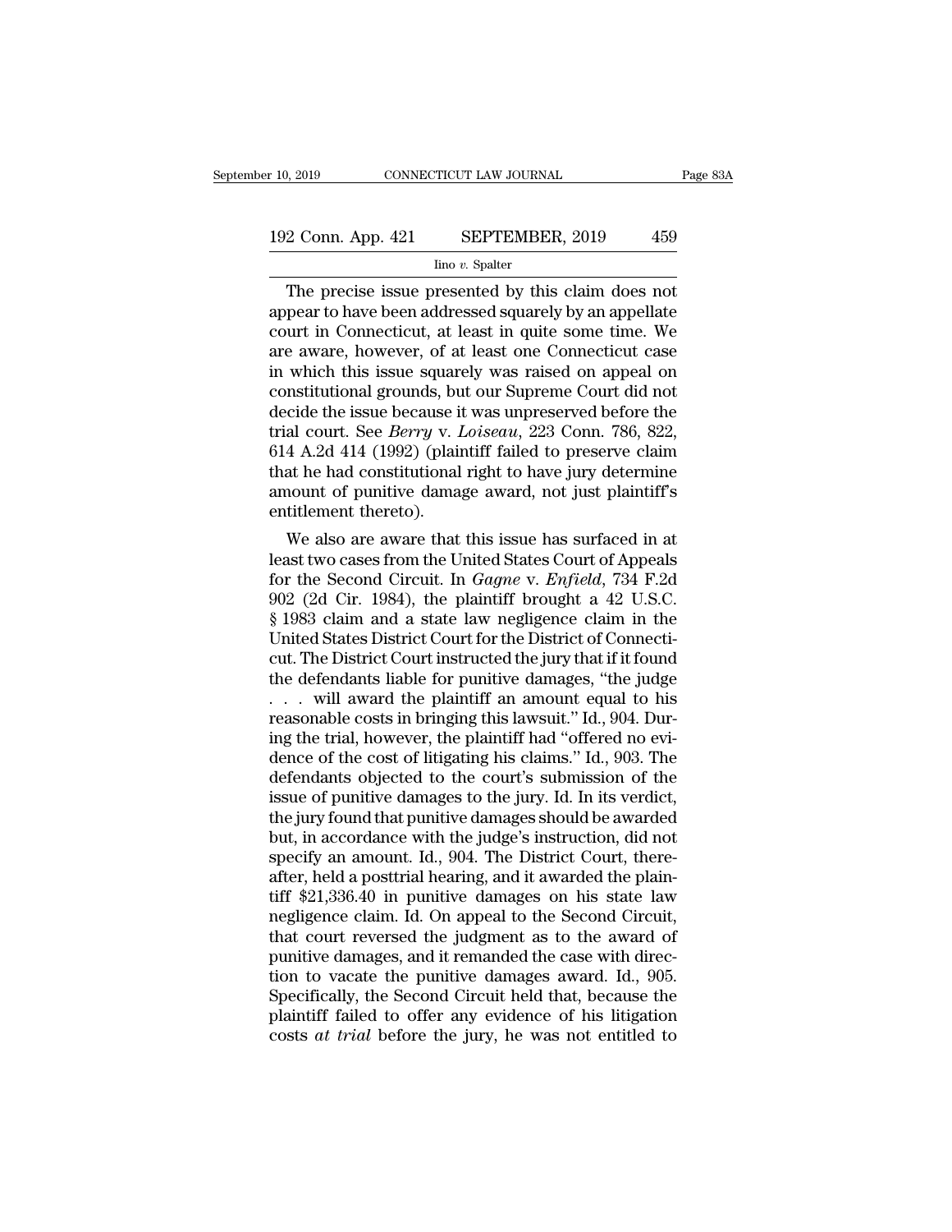The precise issue presented by this claim does not appear to have been addressed squarely by an appellate court in Connecticut, at least in quite some time. We are aware, however, of at least one Connecticut case in which this issue squarely was raised on appeal on constitutional grounds, but our Supreme Court did not decide the issue because it was unpreserved before the trial court. See *Berry* v. *Loiseau*, 223 Conn. 786, 822, 614 A.2d 414 (1992) (plaintiff failed to preserve claim that he had constitutional right to have jury determine amount of punitive damage award, not just plaintiff's entitlement thereto).

We also are aware that this issue has surfaced in at least two cases from the United States Court of Appeals for the Second Circuit. In *Gagne* v. *Enfield*, 734 F.2d 902 (2d Cir. 1984), the plaintiff brought a 42 U.S.C. § 1983 claim and a state law negligence claim in the United States District Court for the District of Connecticut. The District Court instructed the jury that if it found the defendants liable for punitive damages, "the judge . . . will award the plaintiff an amount equal to his reasonable costs in bringing this lawsuit." Id., 904. During the trial, however, the plaintiff had "offered no evidence of the cost of litigating his claims." Id., 903. The defendants objected to the court's submission of the issue of punitive damages to the jury. Id. In its verdict, the jury found that punitive damages should be awarded but, in accordance with the judge's instruction, did not specify an amount. Id., 904. The District Court, thereafter, held a posttrial hearing, and it awarded the plaintiff $21,336.40 in punitive damages on his state law negligence claim. Id. On appeal to the Second Circuit, that court reversed the judgment as to the award of punitive damages, and it remanded the case with direction to vacate the punitive damages award. Id., 905. Specifically, the Second Circuit held that, because the plaintiff failed to offer any evidence of his litigation costs *at trial* before the jury, he was not entitled to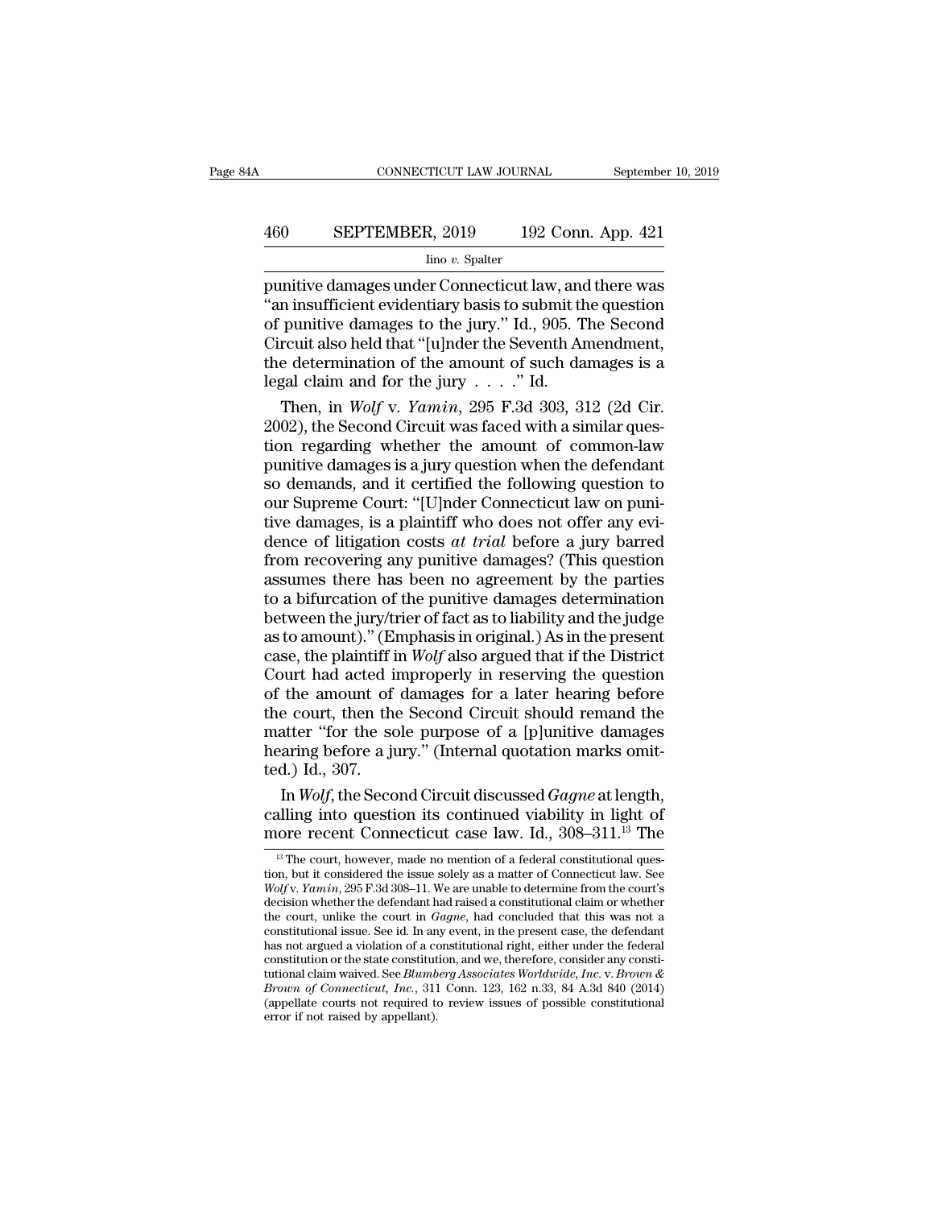punitive damages under Connecticut law, and there was "an insufficient evidentiary basis to submit the question of punitive damages to the jury." Id., 905. The Second Circuit also held that "[u]nder the Seventh Amendment, the determination of the amount of such damages is a legal claim and for the jury . . . ." Id.

Then, in *Wolf* v. *Yamin*, 295 F.3d 303, 312 (2d Cir. 2002), the Second Circuit was faced with a similar question regarding whether the amount of common-law punitive damages is a jury question when the defendant so demands, and it certified the following question to our Supreme Court: "[U]nder Connecticut law on punitive damages, is a plaintiff who does not offer any evidence of litigation costs *at trial* before a jury barred from recovering any punitive damages? (This question assumes there has been no agreement by the parties to a bifurcation of the punitive damages determination between the jury/trier of fact as to liability and the judge as to amount)." (Emphasis in original.) As in the present case, the plaintiff in *Wolf* also argued that if the District Court had acted improperly in reserving the question of the amount of damages for a later hearing before the court, then the Second Circuit should remand the matter "for the sole purpose of a [p]unitive damages hearing before a jury." (Internal quotation marks omitted.) Id., 307.

In *Wolf*, the Second Circuit discussed *Gagne* at length, calling into question its continued viability in light of more recent Connecticut case law. Id., 308–311.[13] The

[13] The court, however, made no mention of a federal constitutional question, but it considered the issue solely as a matter of Connecticut law. See *Wolf* v. *Yamin*, 295 F.3d 308–11. We are unable to determine from the court's decision whether the defendant had raised a constitutional claim or whether the court, unlike the court in *Gagne*, had concluded that this was not a constitutional issue. See id. In any event, in the present case, the defendant has not argued a violation of a constitutional right, either under the federal constitution or the state constitution, and we, therefore, consider any constitutional claim waived. See *Blumberg Associates Worldwide, Inc.* v. *Brown & Brown of Connecticut, Inc.*, 311 Conn. 123, 162 n.33, 84 A.3d 840 (2014) (appellate courts not required to review issues of possible constitutional error if not raised by appellant).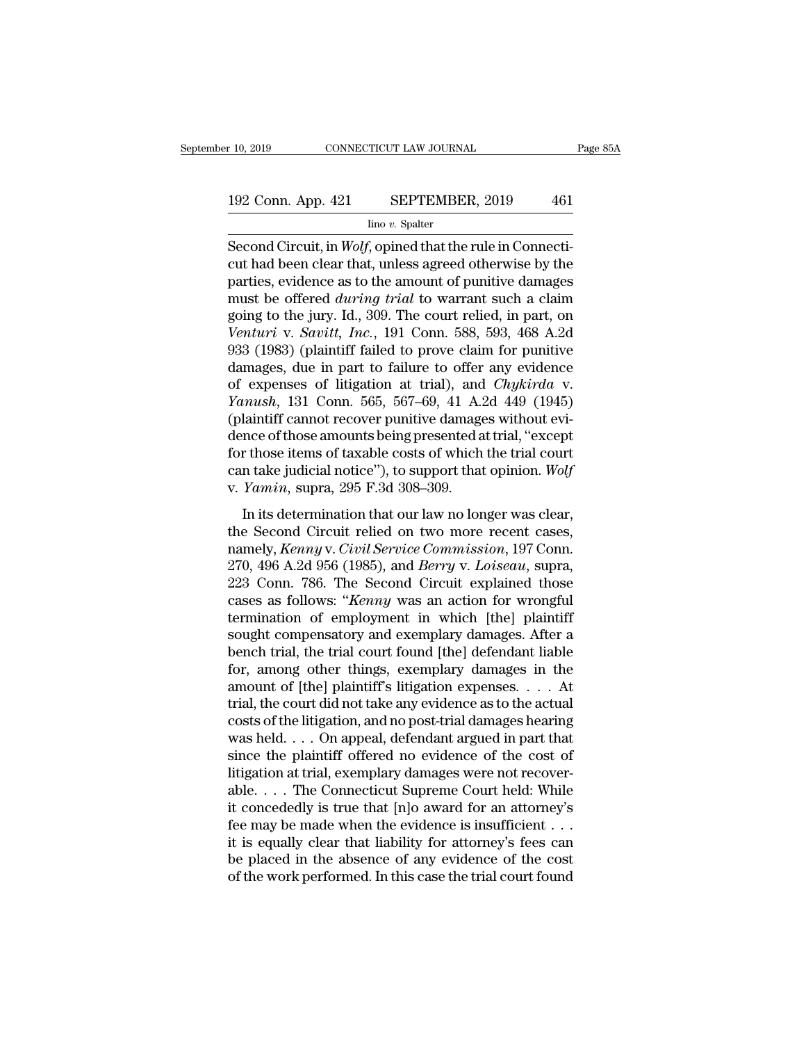Second Circuit, in *Wolf*, opined that the rule in Connecticut had been clear that, unless agreed otherwise by the parties, evidence as to the amount of punitive damages must be offered *during trial* to warrant such a claim going to the jury. Id., 309. The court relied, in part, on *Venturi* v. *Savitt, Inc.*, 191 Conn. 588, 593, 468 A.2d 933 (1983) (plaintiff failed to prove claim for punitive damages, due in part to failure to offer any evidence of expenses of litigation at trial), and *Chykirda* v. *Yanush*, 131 Conn. 565, 567–69, 41 A.2d 449 (1945) (plaintiff cannot recover punitive damages without evidence of those amounts being presented at trial, "except for those items of taxable costs of which the trial court can take judicial notice"), to support that opinion. *Wolf* v. *Yamin*, supra, 295 F.3d 308–309.

In its determination that our law no longer was clear, the Second Circuit relied on two more recent cases, namely, *Kenny* v. *Civil Service Commission*, 197 Conn. 270, 496 A.2d 956 (1985), and *Berry* v. *Loiseau*, supra, 223 Conn. 786. The Second Circuit explained those cases as follows: "*Kenny* was an action for wrongful termination of employment in which [the] plaintiff sought compensatory and exemplary damages. After a bench trial, the trial court found [the] defendant liable for, among other things, exemplary damages in the amount of [the] plaintiff's litigation expenses. . . . At trial, the court did not take any evidence as to the actual costs of the litigation, and no post-trial damages hearing was held. . . . On appeal, defendant argued in part that since the plaintiff offered no evidence of the cost of litigation at trial, exemplary damages were not recoverable. . . . The Connecticut Supreme Court held: While it concededly is true that [n]o award for an attorney's fee may be made when the evidence is insufficient . . . it is equally clear that liability for attorney's fees can be placed in the absence of any evidence of the cost of the work performed. In this case the trial court found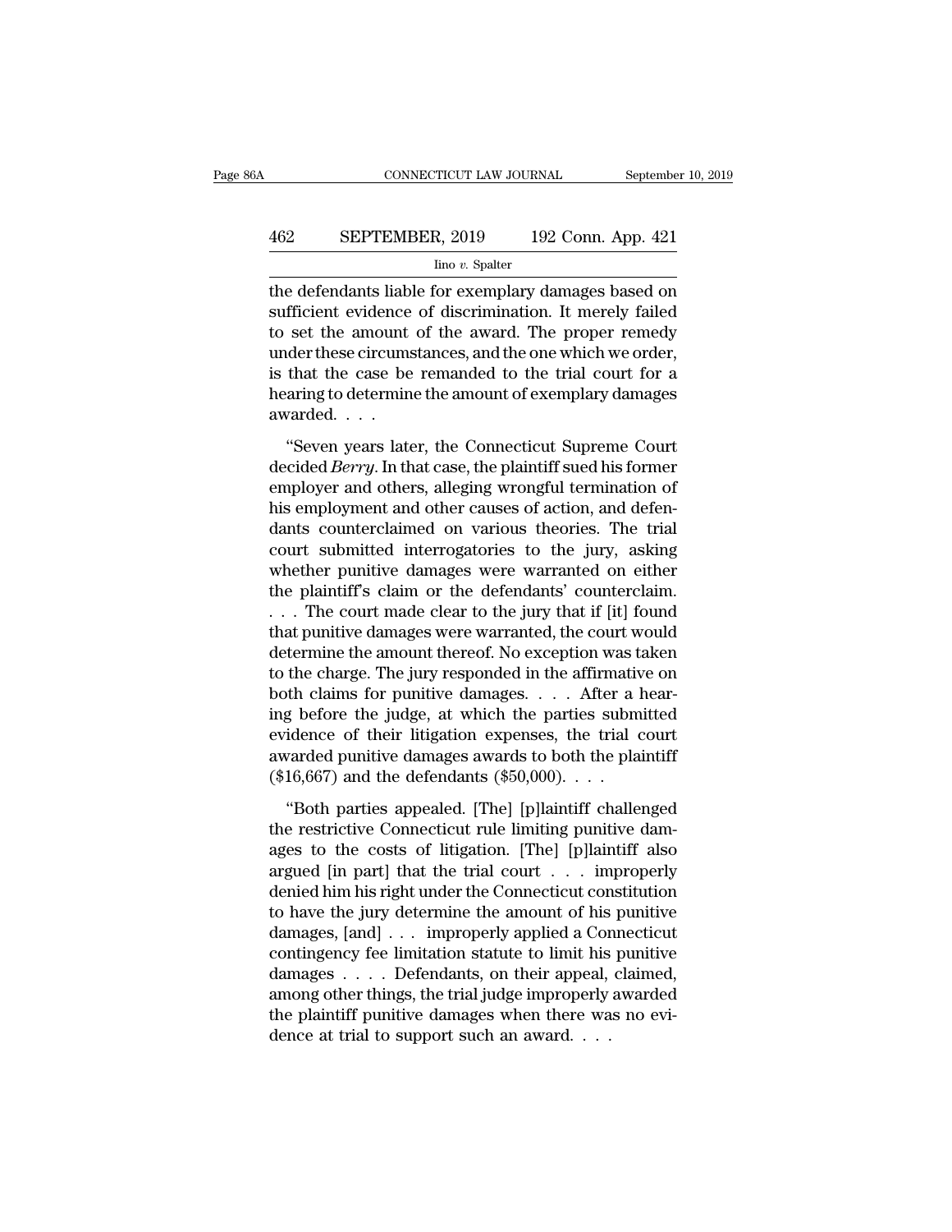the defendants liable for exemplary damages based on sufficient evidence of discrimination. It merely failed to set the amount of the award. The proper remedy under these circumstances, and the one which we order, is that the case be remanded to the trial court for a hearing to determine the amount of exemplary damages awarded. . . .

"Seven years later, the Connecticut Supreme Court decided *Berry*. In that case, the plaintiff sued his former employer and others, alleging wrongful termination of his employment and other causes of action, and defendants counterclaimed on various theories. The trial court submitted interrogatories to the jury, asking whether punitive damages were warranted on either the plaintiff's claim or the defendants' counterclaim. . . . The court made clear to the jury that if [it] found that punitive damages were warranted, the court would determine the amount thereof. No exception was taken to the charge. The jury responded in the affirmative on both claims for punitive damages. . . . After a hearing before the judge, at which the parties submitted evidence of their litigation expenses, the trial court awarded punitive damages awards to both the plaintiff ($16,667) and the defendants ($50,000). . . .

"Both parties appealed. [The] [p]laintiff challenged the restrictive Connecticut rule limiting punitive damages to the costs of litigation. [The] [p]laintiff also argued [in part] that the trial court . . . improperly denied him his right under the Connecticut constitution to have the jury determine the amount of his punitive damages, [and] . . . improperly applied a Connecticut contingency fee limitation statute to limit his punitive damages . . . . Defendants, on their appeal, claimed, among other things, the trial judge improperly awarded the plaintiff punitive damages when there was no evidence at trial to support such an award. . . .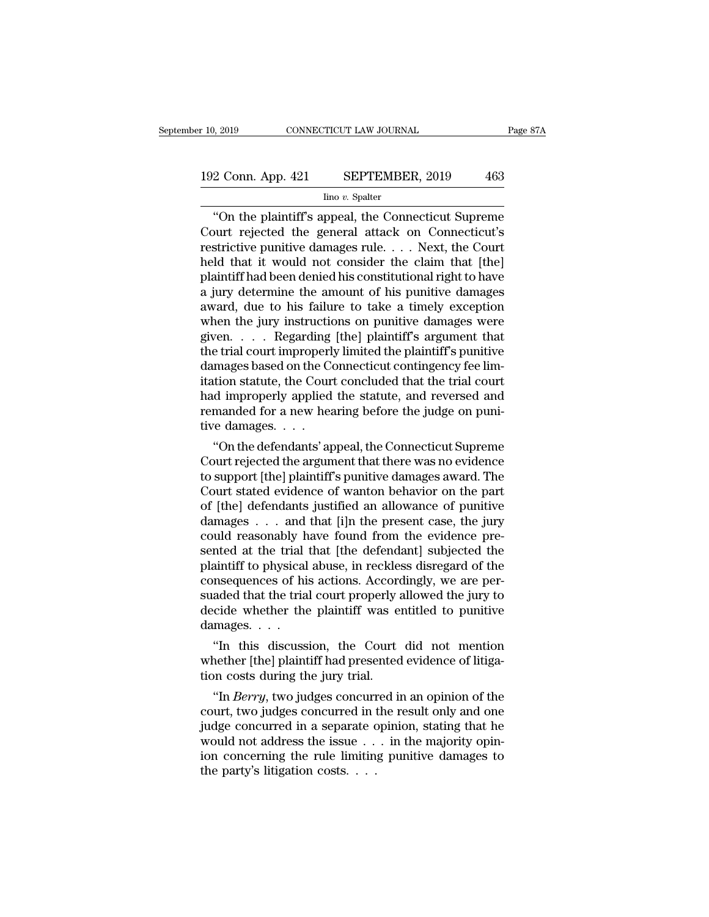"On the plaintiff's appeal, the Connecticut Supreme Court rejected the general attack on Connecticut's restrictive punitive damages rule. . . . Next, the Court held that it would not consider the claim that [the] plaintiff had been denied his constitutional right to have a jury determine the amount of his punitive damages award, due to his failure to take a timely exception when the jury instructions on punitive damages were given. . . . Regarding [the] plaintiff's argument that the trial court improperly limited the plaintiff's punitive damages based on the Connecticut contingency fee limitation statute, the Court concluded that the trial court had improperly applied the statute, and reversed and remanded for a new hearing before the judge on punitive damages. . . .

"On the defendants' appeal, the Connecticut Supreme Court rejected the argument that there was no evidence to support [the] plaintiff's punitive damages award. The Court stated evidence of wanton behavior on the part of [the] defendants justified an allowance of punitive damages . . . and that [i]n the present case, the jury could reasonably have found from the evidence presented at the trial that [the defendant] subjected the plaintiff to physical abuse, in reckless disregard of the consequences of his actions. Accordingly, we are persuaded that the trial court properly allowed the jury to decide whether the plaintiff was entitled to punitive damages. . . .

"In this discussion, the Court did not mention whether [the] plaintiff had presented evidence of litigation costs during the jury trial.

"In *Berry*, two judges concurred in an opinion of the court, two judges concurred in the result only and one judge concurred in a separate opinion, stating that he would not address the issue . . . in the majority opinion concerning the rule limiting punitive damages to the party's litigation costs. . . .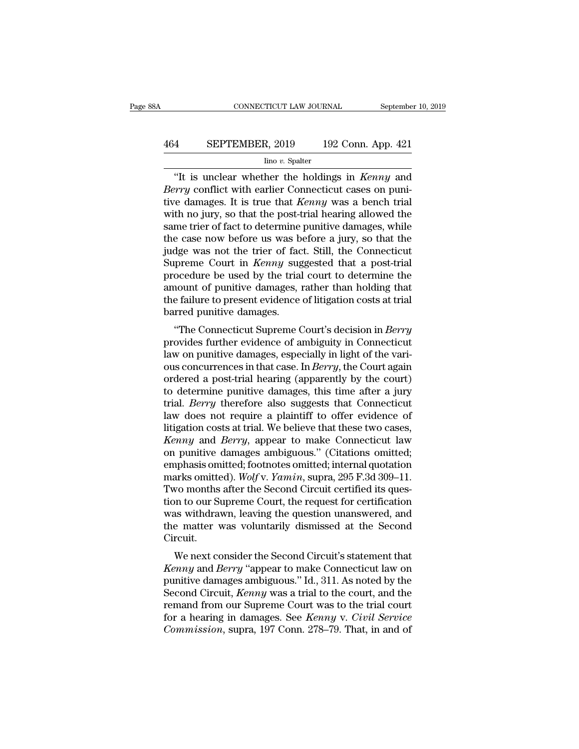"It is unclear whether the holdings in *Kenny* and *Berry* conflict with earlier Connecticut cases on punitive damages. It is true that *Kenny* was a bench trial with no jury, so that the post-trial hearing allowed the same trier of fact to determine punitive damages, while the case now before us was before a jury, so that the judge was not the trier of fact. Still, the Connecticut Supreme Court in *Kenny* suggested that a post-trial procedure be used by the trial court to determine the amount of punitive damages, rather than holding that the failure to present evidence of litigation costs at trial barred punitive damages.

"The Connecticut Supreme Court's decision in *Berry* provides further evidence of ambiguity in Connecticut law on punitive damages, especially in light of the various concurrences in that case. In *Berry*, the Court again ordered a post-trial hearing (apparently by the court) to determine punitive damages, this time after a jury trial. *Berry* therefore also suggests that Connecticut law does not require a plaintiff to offer evidence of litigation costs at trial. We believe that these two cases, *Kenny* and *Berry*, appear to make Connecticut law on punitive damages ambiguous." (Citations omitted; emphasis omitted; footnotes omitted; internal quotation marks omitted). *Wolf* v. *Yamin*, supra, 295 F.3d 309–11. Two months after the Second Circuit certified its question to our Supreme Court, the request for certification was withdrawn, leaving the question unanswered, and the matter was voluntarily dismissed at the Second Circuit.

We next consider the Second Circuit's statement that *Kenny* and *Berry* "appear to make Connecticut law on punitive damages ambiguous." Id., 311. As noted by the Second Circuit, *Kenny* was a trial to the court, and the remand from our Supreme Court was to the trial court for a hearing in damages. See *Kenny* v. *Civil Service Commission*, supra, 197 Conn. 278–79. That, in and of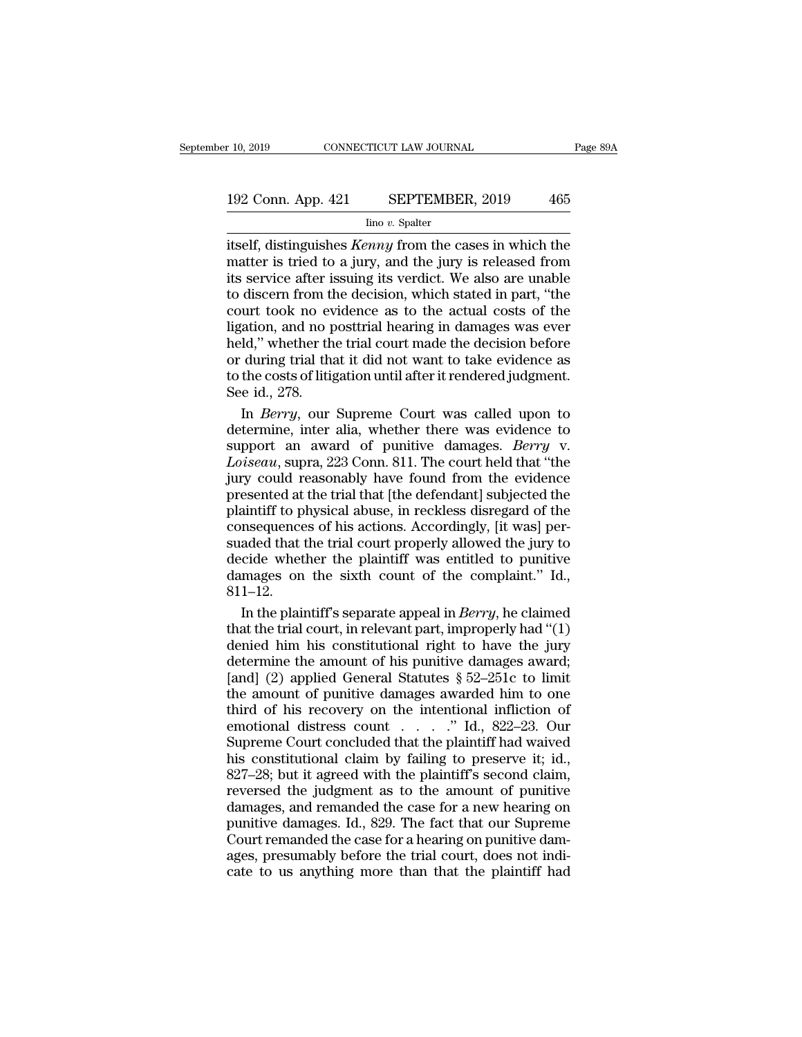itself, distinguishes *Kenny* from the cases in which the matter is tried to a jury, and the jury is released from its service after issuing its verdict. We also are unable to discern from the decision, which stated in part, "the court took no evidence as to the actual costs of the ligation, and no posttrial hearing in damages was ever held," whether the trial court made the decision before or during trial that it did not want to take evidence as to the costs of litigation until after it rendered judgment. See id., 278.

In *Berry*, our Supreme Court was called upon to determine, inter alia, whether there was evidence to support an award of punitive damages. *Berry* v. *Loiseau*, supra, 223 Conn. 811. The court held that "the jury could reasonably have found from the evidence presented at the trial that [the defendant] subjected the plaintiff to physical abuse, in reckless disregard of the consequences of his actions. Accordingly, [it was] persuaded that the trial court properly allowed the jury to decide whether the plaintiff was entitled to punitive damages on the sixth count of the complaint." Id., 811–12.

In the plaintiff's separate appeal in *Berry*, he claimed that the trial court, in relevant part, improperly had "(1) denied him his constitutional right to have the jury determine the amount of his punitive damages award; [and] (2) applied General Statutes § 52–251c to limit the amount of punitive damages awarded him to one third of his recovery on the intentional infliction of emotional distress count . . . ." Id., 822–23. Our Supreme Court concluded that the plaintiff had waived his constitutional claim by failing to preserve it; id., 827–28; but it agreed with the plaintiff's second claim, reversed the judgment as to the amount of punitive damages, and remanded the case for a new hearing on punitive damages. Id., 829. The fact that our Supreme Court remanded the case for a hearing on punitive damages, presumably before the trial court, does not indicate to us anything more than that the plaintiff had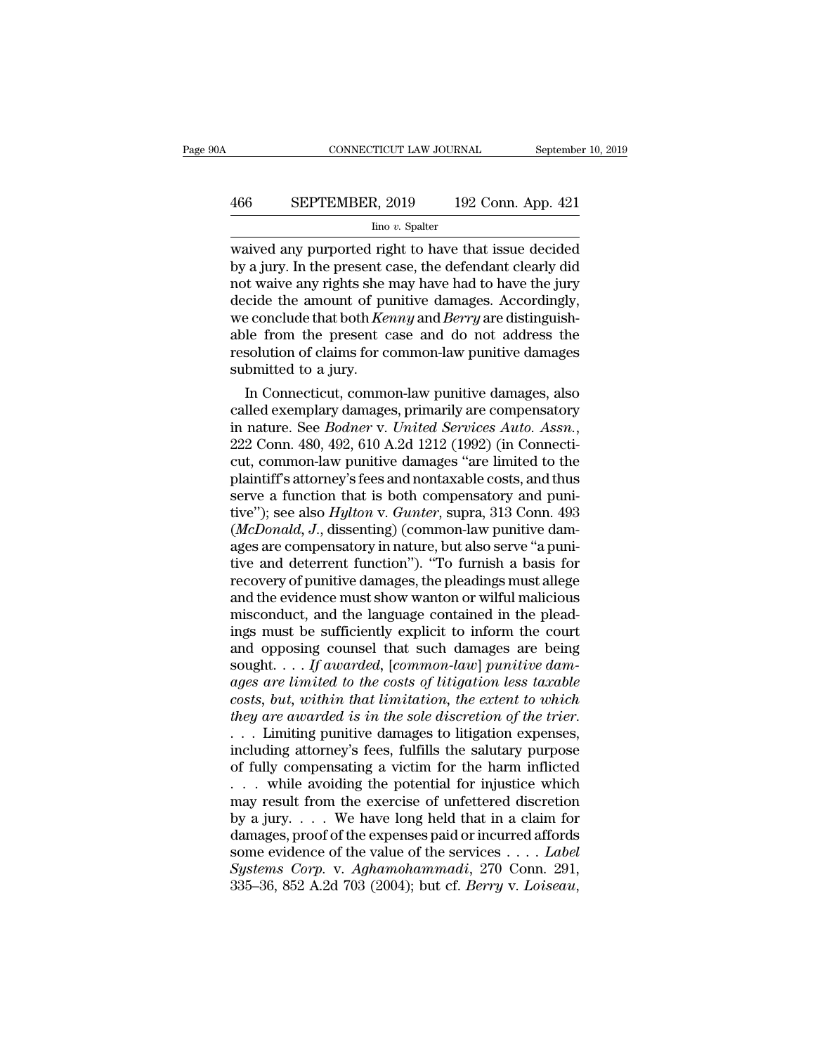waived any purported right to have that issue decided by a jury. In the present case, the defendant clearly did not waive any rights she may have had to have the jury decide the amount of punitive damages. Accordingly, we conclude that both *Kenny* and *Berry* are distinguishable from the present case and do not address the resolution of claims for common-law punitive damages submitted to a jury.

In Connecticut, common-law punitive damages, also called exemplary damages, primarily are compensatory in nature. See *Bodner* v. *United Services Auto. Assn.*, 222 Conn. 480, 492, 610 A.2d 1212 (1992) (in Connecticut, common-law punitive damages "are limited to the plaintiff's attorney's fees and nontaxable costs, and thus serve a function that is both compensatory and punitive"); see also *Hylton* v. *Gunter*, supra, 313 Conn. 493 (*McDonald, J.*, dissenting) (common-law punitive damages are compensatory in nature, but also serve "a punitive and deterrent function"). "To furnish a basis for recovery of punitive damages, the pleadings must allege and the evidence must show wanton or wilful malicious misconduct, and the language contained in the pleadings must be sufficiently explicit to inform the court and opposing counsel that such damages are being sought. . . . *If awarded,* [*common-law*] *punitive damages are limited to the costs of litigation less taxable costs, but, within that limitation, the extent to which they are awarded is in the sole discretion of the trier.* . . . Limiting punitive damages to litigation expenses, including attorney's fees, fulfills the salutary purpose of fully compensating a victim for the harm inflicted . . . while avoiding the potential for injustice which may result from the exercise of unfettered discretion by a jury. . . . We have long held that in a claim for damages, proof of the expenses paid or incurred affords some evidence of the value of the services . . . . *Label Systems Corp.* v. *Aghamohammadi*, 270 Conn. 291, 335–36, 852 A.2d 703 (2004); but cf. *Berry* v. *Loiseau*,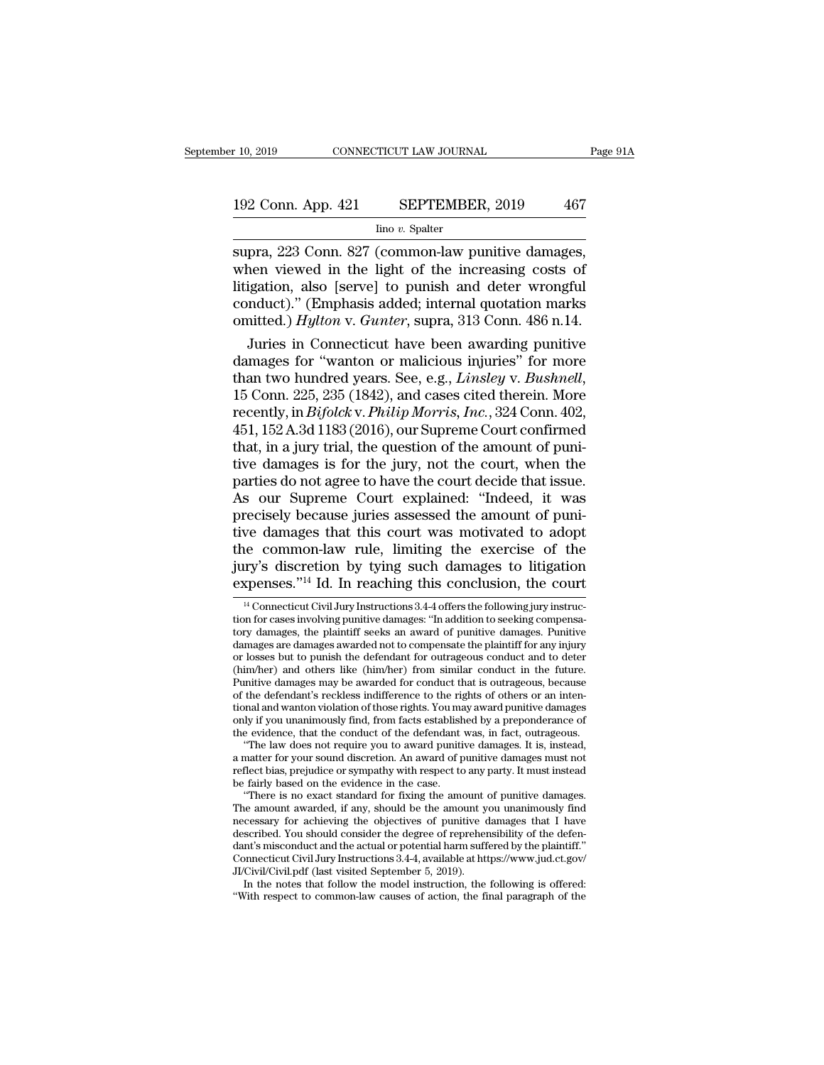supra, 223 Conn. 827 (common-law punitive damages, when viewed in the light of the increasing costs of litigation, also [serve] to punish and deter wrongful conduct)." (Emphasis added; internal quotation marks omitted.) *Hylton* v. *Gunter*, supra, 313 Conn. 486 n.14.

Juries in Connecticut have been awarding punitive damages for "wanton or malicious injuries" for more than two hundred years. See, e.g., *Linsley* v. *Bushnell*, 15 Conn. 225, 235 (1842), and cases cited therein. More recently, in *Bifolck* v. *Philip Morris, Inc.*, 324 Conn. 402, 451, 152 A.3d 1183 (2016), our Supreme Court confirmed that, in a jury trial, the question of the amount of punitive damages is for the jury, not the court, when the parties do not agree to have the court decide that issue. As our Supreme Court explained: "Indeed, it was precisely because juries assessed the amount of punitive damages that this court was motivated to adopt the common-law rule, limiting the exercise of the jury's discretion by tying such damages to litigation expenses."[14] Id. In reaching this conclusion, the court

---

[14] Connecticut Civil Jury Instructions 3.4-4 offers the following jury instruction for cases involving punitive damages: "In addition to seeking compensatory damages, the plaintiff seeks an award of punitive damages. Punitive damages are damages awarded not to compensate the plaintiff for any injury or losses but to punish the defendant for outrageous conduct and to deter (him/her) and others like (him/her) from similar conduct in the future. Punitive damages may be awarded for conduct that is outrageous, because of the defendant's reckless indifference to the rights of others or an intentional and wanton violation of those rights. You may award punitive damages only if you unanimously find, from facts established by a preponderance of the evidence, that the conduct of the defendant was, in fact, outrageous.

"The law does not require you to award punitive damages. It is, instead, a matter for your sound discretion. An award of punitive damages must not reflect bias, prejudice or sympathy with respect to any party. It must instead be fairly based on the evidence in the case.

"There is no exact standard for fixing the amount of punitive damages. The amount awarded, if any, should be the amount you unanimously find necessary for achieving the objectives of punitive damages that I have described. You should consider the degree of reprehensibility of the defendant's misconduct and the actual or potential harm suffered by the plaintiff." Connecticut Civil Jury Instructions 3.4-4, available at https://www.jud.ct.gov/JI/Civil/Civil.pdf (last visited September 5, 2019).

In the notes that follow the model instruction, the following is offered: "With respect to common-law causes of action, the final paragraph of the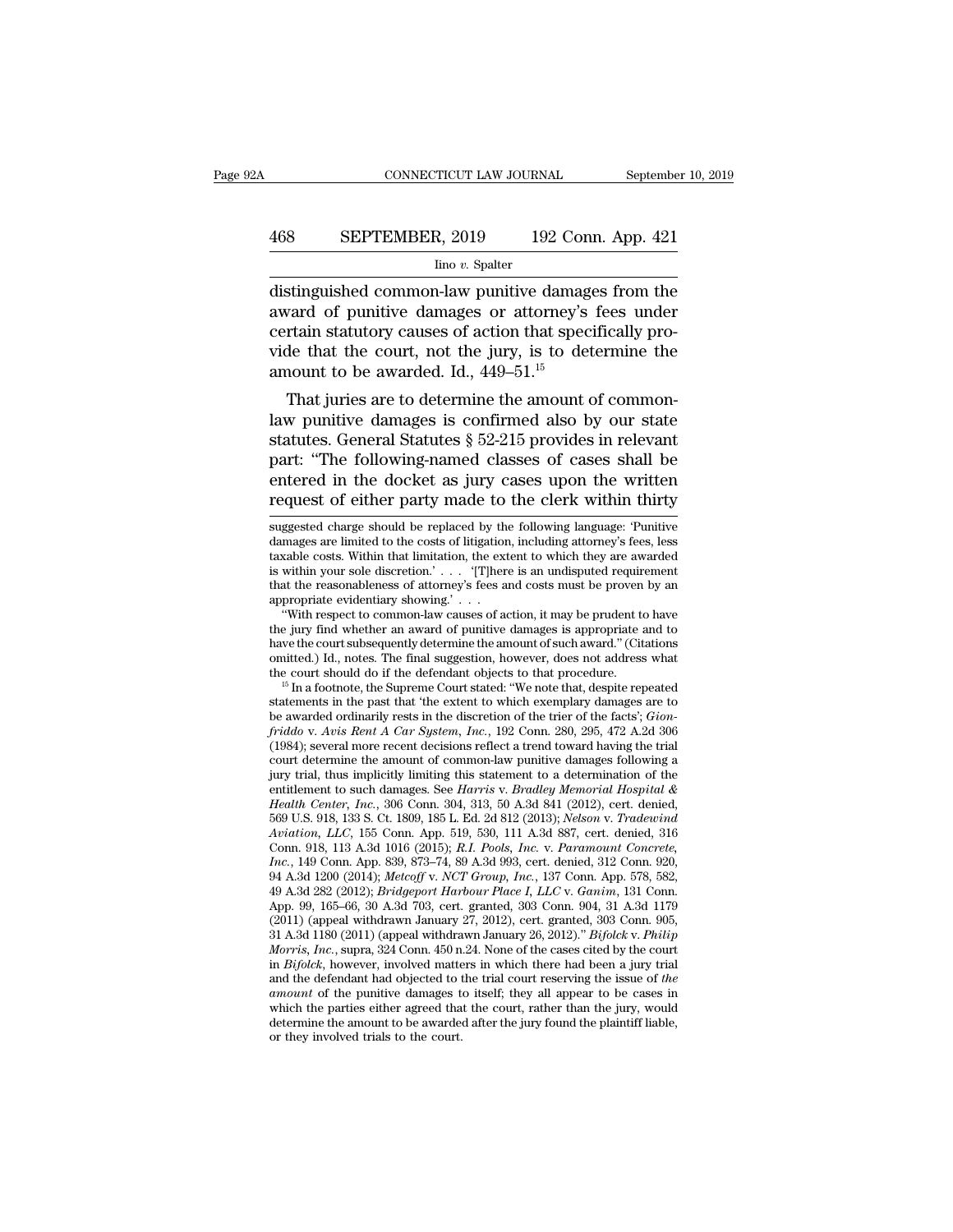distinguished common-law punitive damages from the award of punitive damages or attorney's fees under certain statutory causes of action that specifically provide that the court, not the jury, is to determine the amount to be awarded. Id., 449–51.[15]

That juries are to determine the amount of common-law punitive damages is confirmed also by our state statutes. General Statutes § 52-215 provides in relevant part: "The following-named classes of cases shall be entered in the docket as jury cases upon the written request of either party made to the clerk within thirty

---

suggested charge should be replaced by the following language: 'Punitive damages are limited to the costs of litigation, including attorney's fees, less taxable costs. Within that limitation, the extent to which they are awarded is within your sole discretion.' . . . '[T]here is an undisputed requirement that the reasonableness of attorney's fees and costs must be proven by an appropriate evidentiary showing.' . . .

"With respect to common-law causes of action, it may be prudent to have the jury find whether an award of punitive damages is appropriate and to have the court subsequently determine the amount of such award." (Citations omitted.) Id., notes. The final suggestion, however, does not address what the court should do if the defendant objects to that procedure.

[15] In a footnote, the Supreme Court stated: "We note that, despite repeated statements in the past that 'the extent to which exemplary damages are to be awarded ordinarily rests in the discretion of the trier of the facts'; *Gionfriddo* v. *Avis Rent A Car System, Inc.*, 192 Conn. 280, 295, 472 A.2d 306 (1984); several more recent decisions reflect a trend toward having the trial court determine the amount of common-law punitive damages following a jury trial, thus implicitly limiting this statement to a determination of the entitlement to such damages. See *Harris* v. *Bradley Memorial Hospital & Health Center, Inc.*, 306 Conn. 304, 313, 50 A.3d 841 (2012), cert. denied, 569 U.S. 918, 133 S. Ct. 1809, 185 L. Ed. 2d 812 (2013); *Nelson* v. *Tradewind Aviation, LLC*, 155 Conn. App. 519, 530, 111 A.3d 887, cert. denied, 316 Conn. 918, 113 A.3d 1016 (2015); *R.I. Pools, Inc.* v. *Paramount Concrete, Inc.*, 149 Conn. App. 839, 873–74, 89 A.3d 993, cert. denied, 312 Conn. 920, 94 A.3d 1200 (2014); *Metcoff* v. *NCT Group, Inc.*, 137 Conn. App. 578, 582, 49 A.3d 282 (2012); *Bridgeport Harbour Place I, LLC* v. *Ganim*, 131 Conn. App. 99, 165–66, 30 A.3d 703, cert. granted, 303 Conn. 904, 31 A.3d 1179 (2011) (appeal withdrawn January 27, 2012), cert. granted, 303 Conn. 905, 31 A.3d 1180 (2011) (appeal withdrawn January 26, 2012)." *Bifolck* v. *Philip Morris, Inc.*, supra, 324 Conn. 450 n.24. None of the cases cited by the court in *Bifolck*, however, involved matters in which there had been a jury trial and the defendant had objected to the trial court reserving the issue of *the amount* of the punitive damages to itself; they all appear to be cases in which the parties either agreed that the court, rather than the jury, would determine the amount to be awarded after the jury found the plaintiff liable, or they involved trials to the court.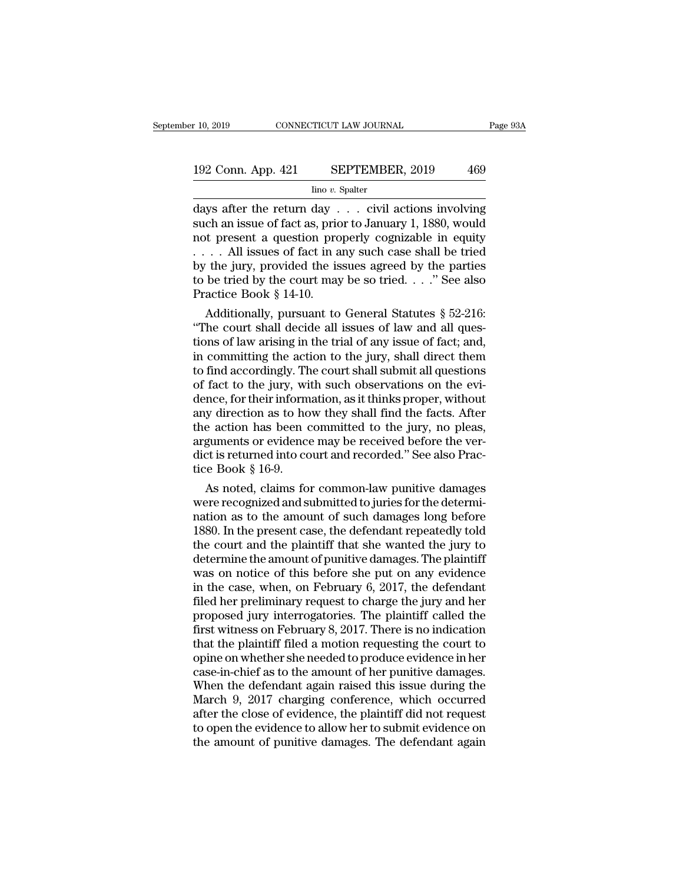days after the return day . . . civil actions involving such an issue of fact as, prior to January 1, 1880, would not present a question properly cognizable in equity . . . . All issues of fact in any such case shall be tried by the jury, provided the issues agreed by the parties to be tried by the court may be so tried. . . ." See also Practice Book § 14-10.

Additionally, pursuant to General Statutes § 52-216: "The court shall decide all issues of law and all questions of law arising in the trial of any issue of fact; and, in committing the action to the jury, shall direct them to find accordingly. The court shall submit all questions of fact to the jury, with such observations on the evidence, for their information, as it thinks proper, without any direction as to how they shall find the facts. After the action has been committed to the jury, no pleas, arguments or evidence may be received before the verdict is returned into court and recorded." See also Practice Book § 16-9.

As noted, claims for common-law punitive damages were recognized and submitted to juries for the determination as to the amount of such damages long before 1880. In the present case, the defendant repeatedly told the court and the plaintiff that she wanted the jury to determine the amount of punitive damages. The plaintiff was on notice of this before she put on any evidence in the case, when, on February 6, 2017, the defendant filed her preliminary request to charge the jury and her proposed jury interrogatories. The plaintiff called the first witness on February 8, 2017. There is no indication that the plaintiff filed a motion requesting the court to opine on whether she needed to produce evidence in her case-in-chief as to the amount of her punitive damages. When the defendant again raised this issue during the March 9, 2017 charging conference, which occurred after the close of evidence, the plaintiff did not request to open the evidence to allow her to submit evidence on the amount of punitive damages. The defendant again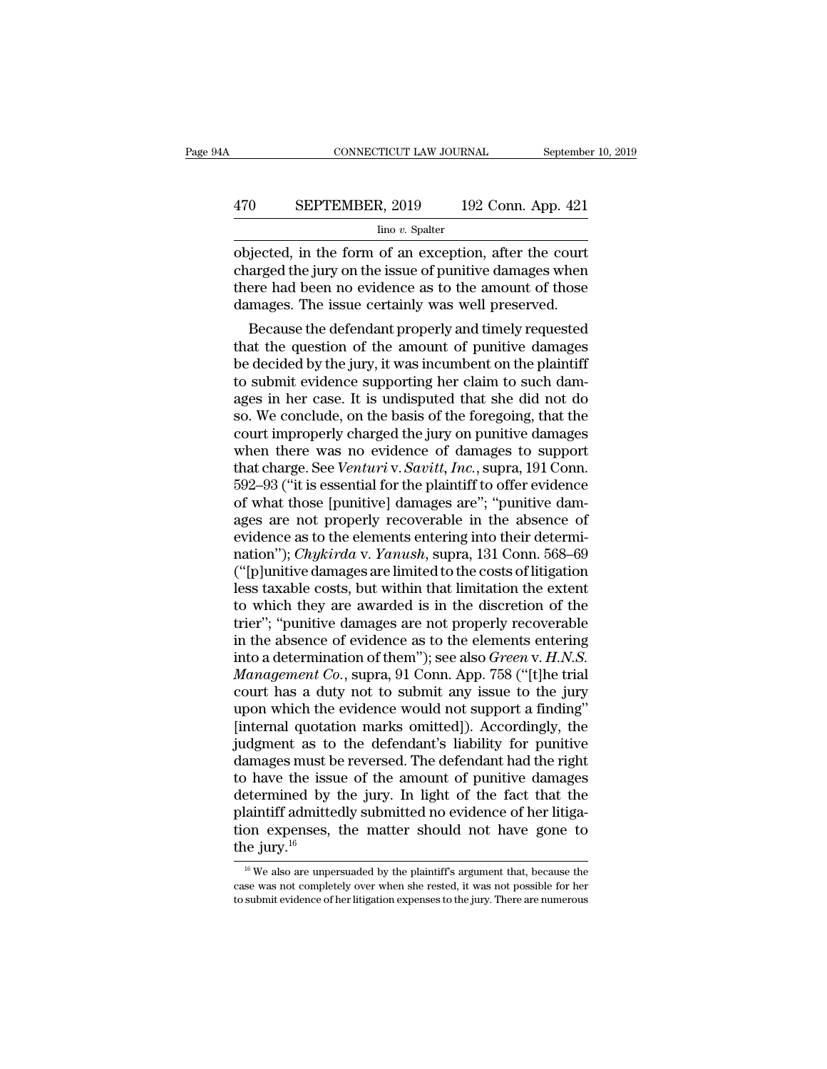objected, in the form of an exception, after the court charged the jury on the issue of punitive damages when there had been no evidence as to the amount of those damages. The issue certainly was well preserved.

Because the defendant properly and timely requested that the question of the amount of punitive damages be decided by the jury, it was incumbent on the plaintiff to submit evidence supporting her claim to such damages in her case. It is undisputed that she did not do so. We conclude, on the basis of the foregoing, that the court improperly charged the jury on punitive damages when there was no evidence of damages to support that charge. See *Venturi* v. *Savitt, Inc.*, supra, 191 Conn. 592–93 ("it is essential for the plaintiff to offer evidence of what those [punitive] damages are"; "punitive damages are not properly recoverable in the absence of evidence as to the elements entering into their determination"); *Chykirda* v. *Yanush*, supra, 131 Conn. 568–69 ("[p]unitive damages are limited to the costs of litigation less taxable costs, but within that limitation the extent to which they are awarded is in the discretion of the trier"; "punitive damages are not properly recoverable in the absence of evidence as to the elements entering into a determination of them"); see also *Green* v. *H.N.S. Management Co.*, supra, 91 Conn. App. 758 ("[t]he trial court has a duty not to submit any issue to the jury upon which the evidence would not support a finding" [internal quotation marks omitted]). Accordingly, the judgment as to the defendant's liability for punitive damages must be reversed. The defendant had the right to have the issue of the amount of punitive damages determined by the jury. In light of the fact that the plaintiff admittedly submitted no evidence of her litigation expenses, the matter should not have gone to the jury.[16]

[16] We also are unpersuaded by the plaintiff's argument that, because the case was not completely over when she rested, it was not possible for her to submit evidence of her litigation expenses to the jury. There are numerous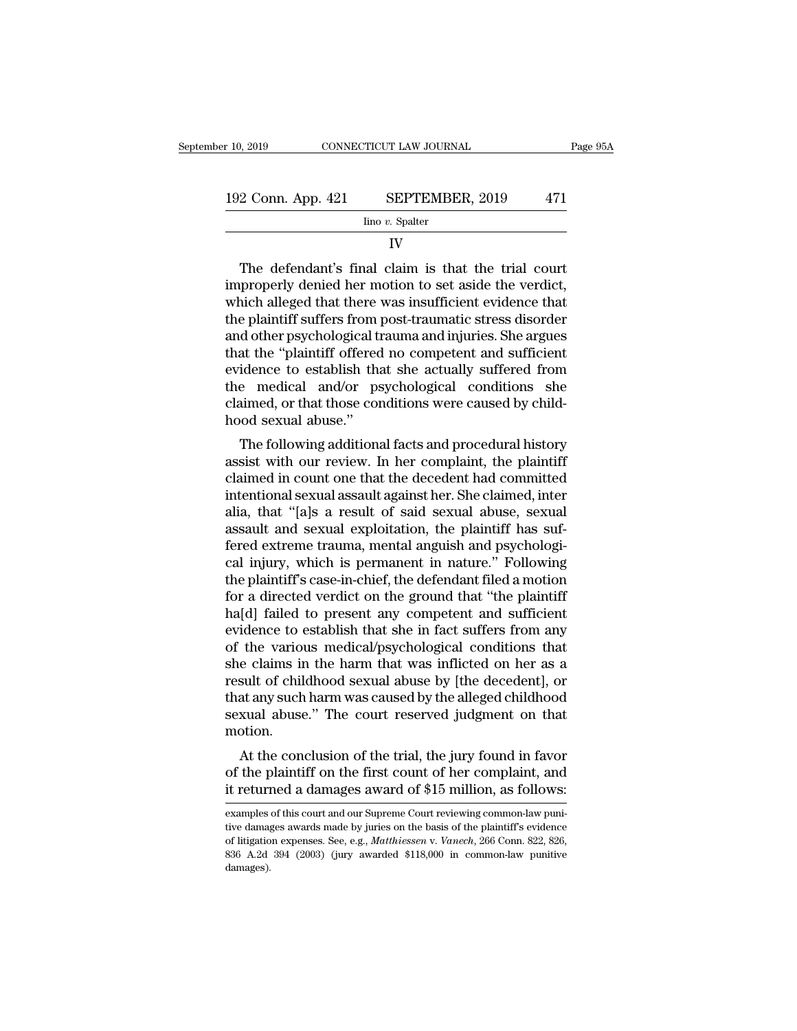IV

The defendant's final claim is that the trial court improperly denied her motion to set aside the verdict, which alleged that there was insufficient evidence that the plaintiff suffers from post-traumatic stress disorder and other psychological trauma and injuries. She argues that the "plaintiff offered no competent and sufficient evidence to establish that she actually suffered from the medical and/or psychological conditions she claimed, or that those conditions were caused by childhood sexual abuse."

The following additional facts and procedural history assist with our review. In her complaint, the plaintiff claimed in count one that the decedent had committed intentional sexual assault against her. She claimed, inter alia, that "[a]s a result of said sexual abuse, sexual assault and sexual exploitation, the plaintiff has suffered extreme trauma, mental anguish and psychological injury, which is permanent in nature." Following the plaintiff's case-in-chief, the defendant filed a motion for a directed verdict on the ground that "the plaintiff ha[d] failed to present any competent and sufficient evidence to establish that she in fact suffers from any of the various medical/psychological conditions that she claims in the harm that was inflicted on her as a result of childhood sexual abuse by [the decedent], or that any such harm was caused by the alleged childhood sexual abuse." The court reserved judgment on that motion.

At the conclusion of the trial, the jury found in favor of the plaintiff on the first count of her complaint, and it returned a damages award of $15 million, as follows:

examples of this court and our Supreme Court reviewing common-law punitive damages awards made by juries on the basis of the plaintiff's evidence of litigation expenses. See, e.g., *Matthiessen* v. *Vanech*, 266 Conn. 822, 826, 836 A.2d 394 (2003) (jury awarded $118,000 in common-law punitive damages).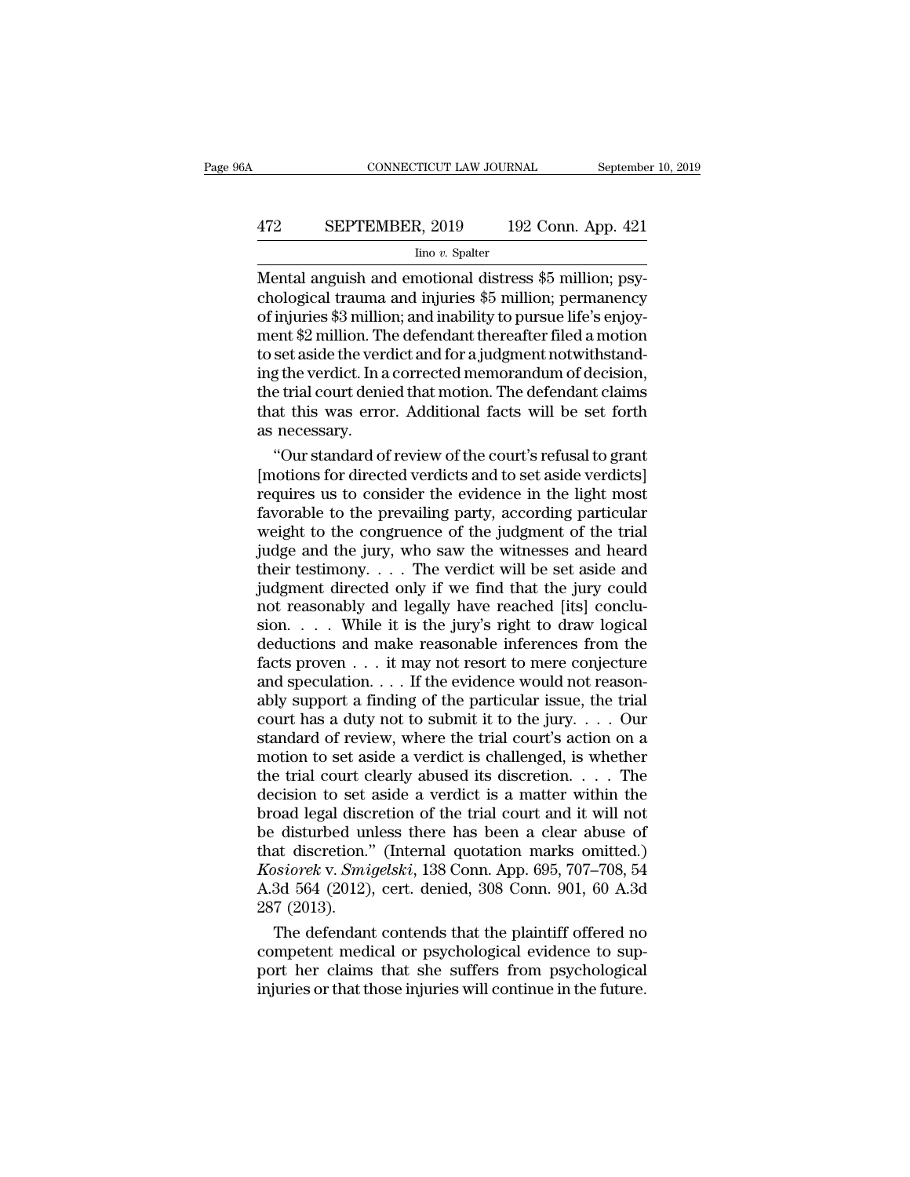Mental anguish and emotional distress $5 million; psychological trauma and injuries $5 million; permanency of injuries $3 million; and inability to pursue life's enjoyment $2 million. The defendant thereafter filed a motion to set aside the verdict and for a judgment notwithstanding the verdict. In a corrected memorandum of decision, the trial court denied that motion. The defendant claims that this was error. Additional facts will be set forth as necessary.

"Our standard of review of the court's refusal to grant [motions for directed verdicts and to set aside verdicts] requires us to consider the evidence in the light most favorable to the prevailing party, according particular weight to the congruence of the judgment of the trial judge and the jury, who saw the witnesses and heard their testimony. . . . The verdict will be set aside and judgment directed only if we find that the jury could not reasonably and legally have reached [its] conclusion. . . . While it is the jury's right to draw logical deductions and make reasonable inferences from the facts proven . . . it may not resort to mere conjecture and speculation. . . . If the evidence would not reasonably support a finding of the particular issue, the trial court has a duty not to submit it to the jury. . . . Our standard of review, where the trial court's action on a motion to set aside a verdict is challenged, is whether the trial court clearly abused its discretion. . . . The decision to set aside a verdict is a matter within the broad legal discretion of the trial court and it will not be disturbed unless there has been a clear abuse of that discretion." (Internal quotation marks omitted.) *Kosiorek* v. *Smigelski*, 138 Conn. App. 695, 707–708, 54 A.3d 564 (2012), cert. denied, 308 Conn. 901, 60 A.3d 287 (2013).

The defendant contends that the plaintiff offered no competent medical or psychological evidence to support her claims that she suffers from psychological injuries or that those injuries will continue in the future.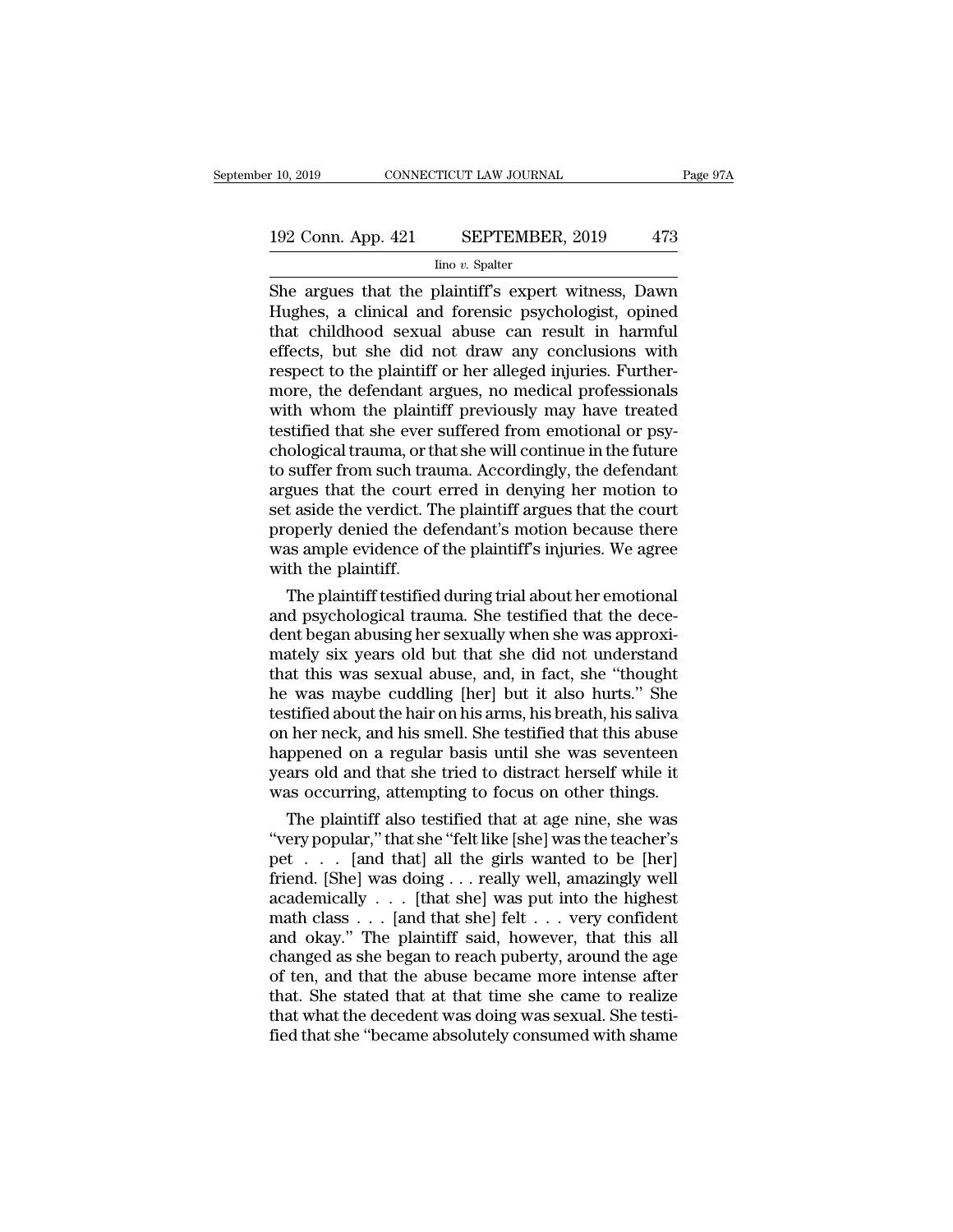She argues that the plaintiff's expert witness, Dawn Hughes, a clinical and forensic psychologist, opined that childhood sexual abuse can result in harmful effects, but she did not draw any conclusions with respect to the plaintiff or her alleged injuries. Furthermore, the defendant argues, no medical professionals with whom the plaintiff previously may have treated testified that she ever suffered from emotional or psychological trauma, or that she will continue in the future to suffer from such trauma. Accordingly, the defendant argues that the court erred in denying her motion to set aside the verdict. The plaintiff argues that the court properly denied the defendant's motion because there was ample evidence of the plaintiff's injuries. We agree with the plaintiff.

The plaintiff testified during trial about her emotional and psychological trauma. She testified that the decedent began abusing her sexually when she was approximately six years old but that she did not understand that this was sexual abuse, and, in fact, she "thought he was maybe cuddling [her] but it also hurts." She testified about the hair on his arms, his breath, his saliva on her neck, and his smell. She testified that this abuse happened on a regular basis until she was seventeen years old and that she tried to distract herself while it was occurring, attempting to focus on other things.

The plaintiff also testified that at age nine, she was "very popular," that she "felt like [she] was the teacher's pet . . . [and that] all the girls wanted to be [her] friend. [She] was doing . . . really well, amazingly well academically . . . [that she] was put into the highest math class . . . [and that she] felt . . . very confident and okay." The plaintiff said, however, that this all changed as she began to reach puberty, around the age of ten, and that the abuse became more intense after that. She stated that at that time she came to realize that what the decedent was doing was sexual. She testified that she "became absolutely consumed with shame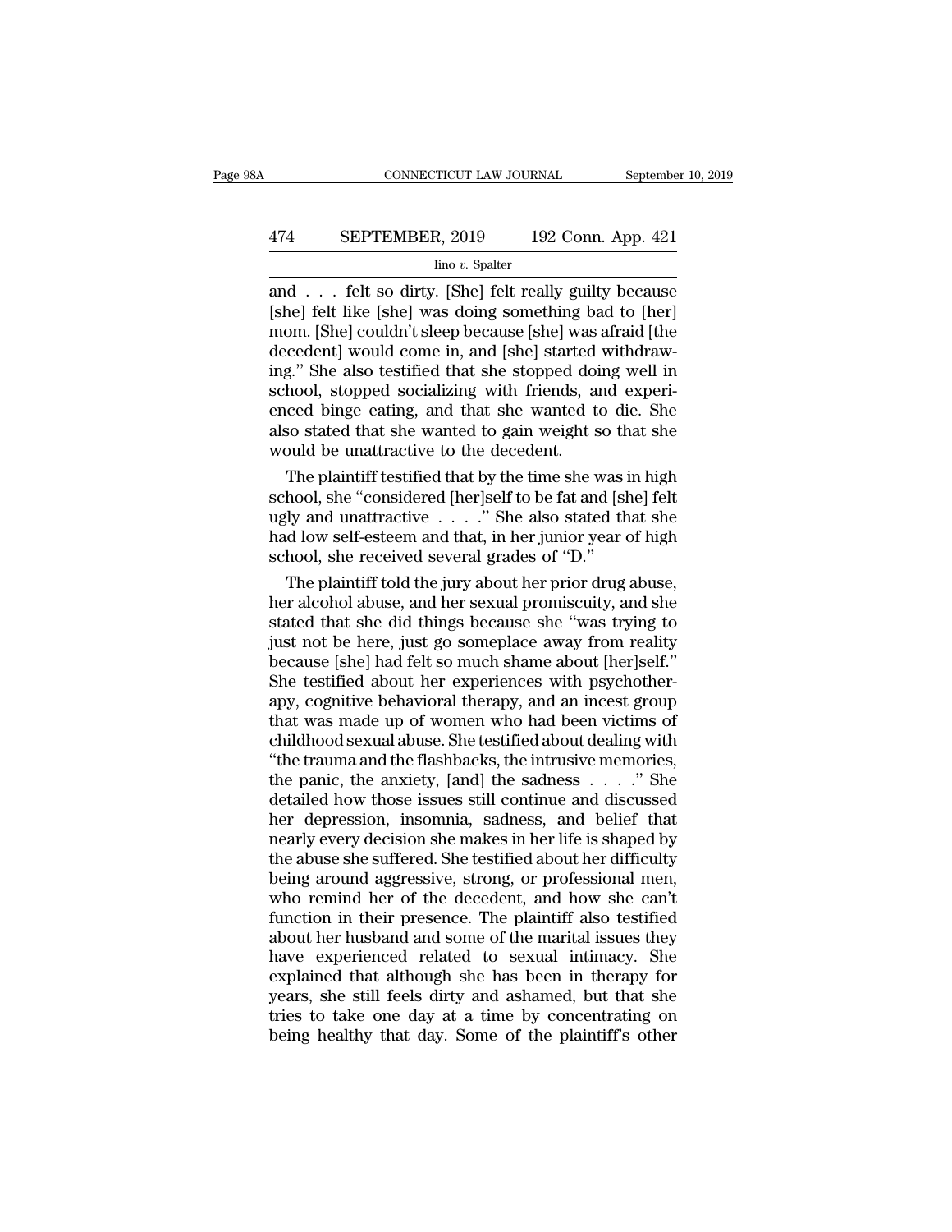and . . . felt so dirty. [She] felt really guilty because [she] felt like [she] was doing something bad to [her] mom. [She] couldn't sleep because [she] was afraid [the decedent] would come in, and [she] started withdrawing." She also testified that she stopped doing well in school, stopped socializing with friends, and experienced binge eating, and that she wanted to die. She also stated that she wanted to gain weight so that she would be unattractive to the decedent.

The plaintiff testified that by the time she was in high school, she "considered [her]self to be fat and [she] felt ugly and unattractive . . . ." She also stated that she had low self-esteem and that, in her junior year of high school, she received several grades of "D."

The plaintiff told the jury about her prior drug abuse, her alcohol abuse, and her sexual promiscuity, and she stated that she did things because she "was trying to just not be here, just go someplace away from reality because [she] had felt so much shame about [her]self." She testified about her experiences with psychotherapy, cognitive behavioral therapy, and an incest group that was made up of women who had been victims of childhood sexual abuse. She testified about dealing with "the trauma and the flashbacks, the intrusive memories, the panic, the anxiety, [and] the sadness . . . ." She detailed how those issues still continue and discussed her depression, insomnia, sadness, and belief that nearly every decision she makes in her life is shaped by the abuse she suffered. She testified about her difficulty being around aggressive, strong, or professional men, who remind her of the decedent, and how she can't function in their presence. The plaintiff also testified about her husband and some of the marital issues they have experienced related to sexual intimacy. She explained that although she has been in therapy for years, she still feels dirty and ashamed, but that she tries to take one day at a time by concentrating on being healthy that day. Some of the plaintiff's other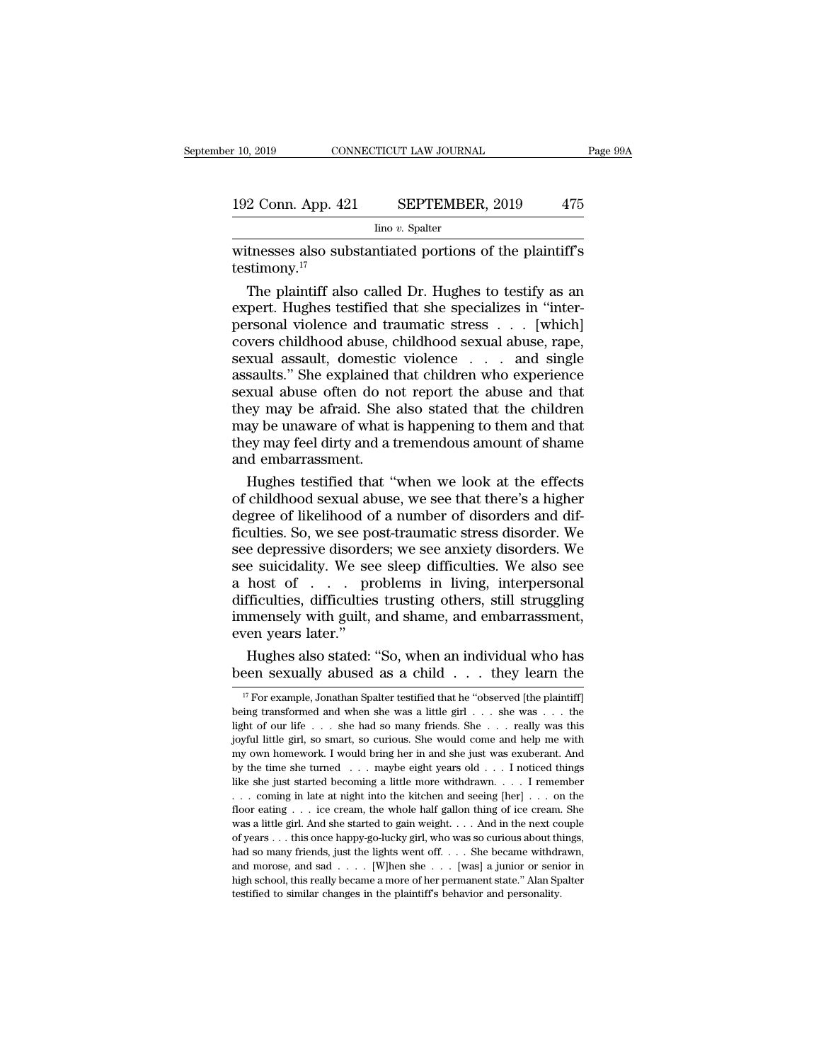witnesses also substantiated portions of the plaintiff's testimony.[17]

The plaintiff also called Dr. Hughes to testify as an expert. Hughes testified that she specializes in "interpersonal violence and traumatic stress . . . [which] covers childhood abuse, childhood sexual abuse, rape, sexual assault, domestic violence . . . and single assaults." She explained that children who experience sexual abuse often do not report the abuse and that they may be afraid. She also stated that the children may be unaware of what is happening to them and that they may feel dirty and a tremendous amount of shame and embarrassment.

Hughes testified that "when we look at the effects of childhood sexual abuse, we see that there's a higher degree of likelihood of a number of disorders and difficulties. So, we see post-traumatic stress disorder. We see depressive disorders; we see anxiety disorders. We see suicidality. We see sleep difficulties. We also see a host of . . . problems in living, interpersonal difficulties, difficulties trusting others, still struggling immensely with guilt, and shame, and embarrassment, even years later."

Hughes also stated: "So, when an individual who has been sexually abused as a child . . . they learn the

[17] For example, Jonathan Spalter testified that he "observed [the plaintiff] being transformed and when she was a little girl . . . she was . . . the light of our life . . . she had so many friends. She . . . really was this joyful little girl, so smart, so curious. She would come and help me with my own homework. I would bring her in and she just was exuberant. And by the time she turned . . . maybe eight years old . . . I noticed things like she just started becoming a little more withdrawn. . . . I remember . . . coming in late at night into the kitchen and seeing [her] . . . on the floor eating . . . ice cream, the whole half gallon thing of ice cream. She was a little girl. And she started to gain weight. . . . And in the next couple of years . . . this once happy-go-lucky girl, who was so curious about things, had so many friends, just the lights went off. . . . She became withdrawn, and morose, and sad . . . . [W]hen she . . . [was] a junior or senior in high school, this really became a more of her permanent state." Alan Spalter testified to similar changes in the plaintiff's behavior and personality.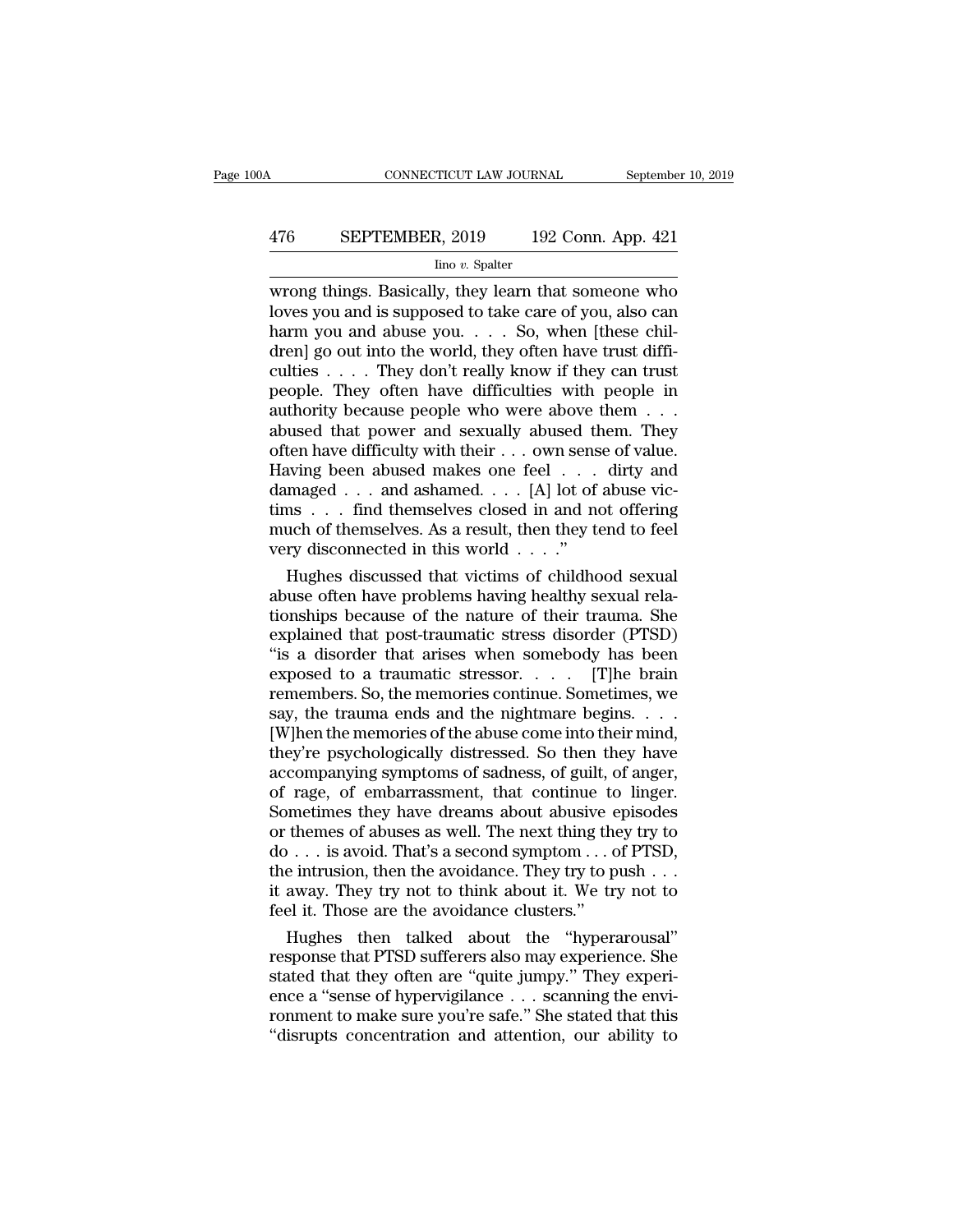wrong things. Basically, they learn that someone who loves you and is supposed to take care of you, also can harm you and abuse you. . . . So, when [these children] go out into the world, they often have trust difficulties . . . . They don't really know if they can trust people. They often have difficulties with people in authority because people who were above them . . . abused that power and sexually abused them. They often have difficulty with their . . . own sense of value. Having been abused makes one feel . . . dirty and damaged . . . and ashamed. . . . [A] lot of abuse victims . . . find themselves closed in and not offering much of themselves. As a result, then they tend to feel very disconnected in this world . . . ."

Hughes discussed that victims of childhood sexual abuse often have problems having healthy sexual relationships because of the nature of their trauma. She explained that post-traumatic stress disorder (PTSD) "is a disorder that arises when somebody has been exposed to a traumatic stressor. . . . [T]he brain remembers. So, the memories continue. Sometimes, we say, the trauma ends and the nightmare begins. . . . [W]hen the memories of the abuse come into their mind, they're psychologically distressed. So then they have accompanying symptoms of sadness, of guilt, of anger, of rage, of embarrassment, that continue to linger. Sometimes they have dreams about abusive episodes or themes of abuses as well. The next thing they try to do . . . is avoid. That's a second symptom . . . of PTSD, the intrusion, then the avoidance. They try to push . . . it away. They try not to think about it. We try not to feel it. Those are the avoidance clusters."

Hughes then talked about the "hyperarousal" response that PTSD sufferers also may experience. She stated that they often are "quite jumpy." They experience a "sense of hypervigilance . . . scanning the environment to make sure you're safe." She stated that this "disrupts concentration and attention, our ability to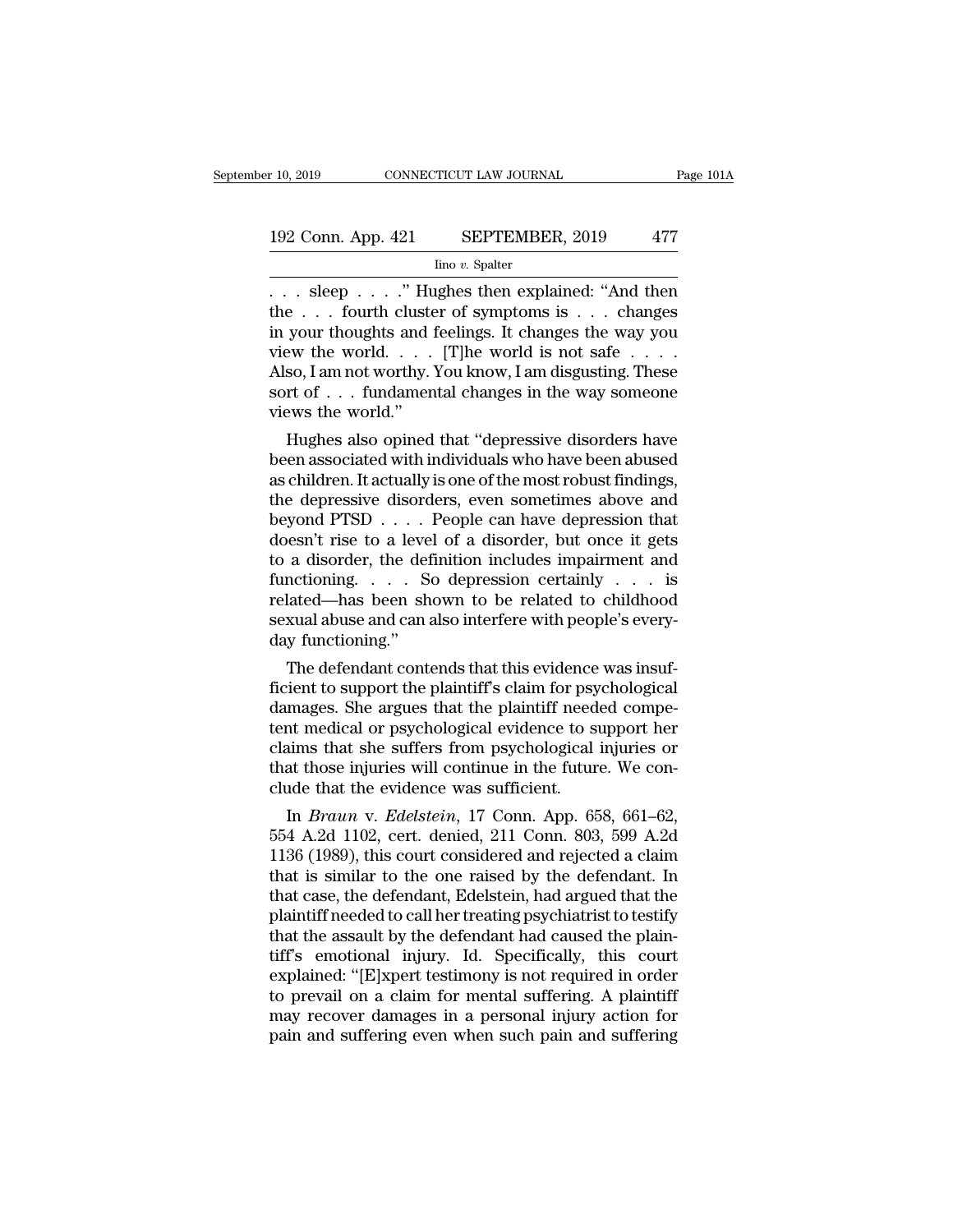. . . sleep . . . .'' Hughes then explained: ''And then the . . . fourth cluster of symptoms is . . . changes in your thoughts and feelings. It changes the way you view the world. . . . [T]he world is not safe . . . . Also, I am not worthy. You know, I am disgusting. These sort of . . . fundamental changes in the way someone views the world.''

Hughes also opined that ''depressive disorders have been associated with individuals who have been abused as children. It actually is one of the most robust findings, the depressive disorders, even sometimes above and beyond PTSD . . . . People can have depression that doesn't rise to a level of a disorder, but once it gets to a disorder, the definition includes impairment and functioning. . . . So depression certainly . . . is related—has been shown to be related to childhood sexual abuse and can also interfere with people's everyday functioning.''

The defendant contends that this evidence was insufficient to support the plaintiff's claim for psychological damages. She argues that the plaintiff needed competent medical or psychological evidence to support her claims that she suffers from psychological injuries or that those injuries will continue in the future. We conclude that the evidence was sufficient.

In *Braun* v. *Edelstein*, 17 Conn. App. 658, 661–62, 554 A.2d 1102, cert. denied, 211 Conn. 803, 599 A.2d 1136 (1989), this court considered and rejected a claim that is similar to the one raised by the defendant. In that case, the defendant, Edelstein, had argued that the plaintiff needed to call her treating psychiatrist to testify that the assault by the defendant had caused the plaintiff's emotional injury. Id. Specifically, this court explained: ''[E]xpert testimony is not required in order to prevail on a claim for mental suffering. A plaintiff may recover damages in a personal injury action for pain and suffering even when such pain and suffering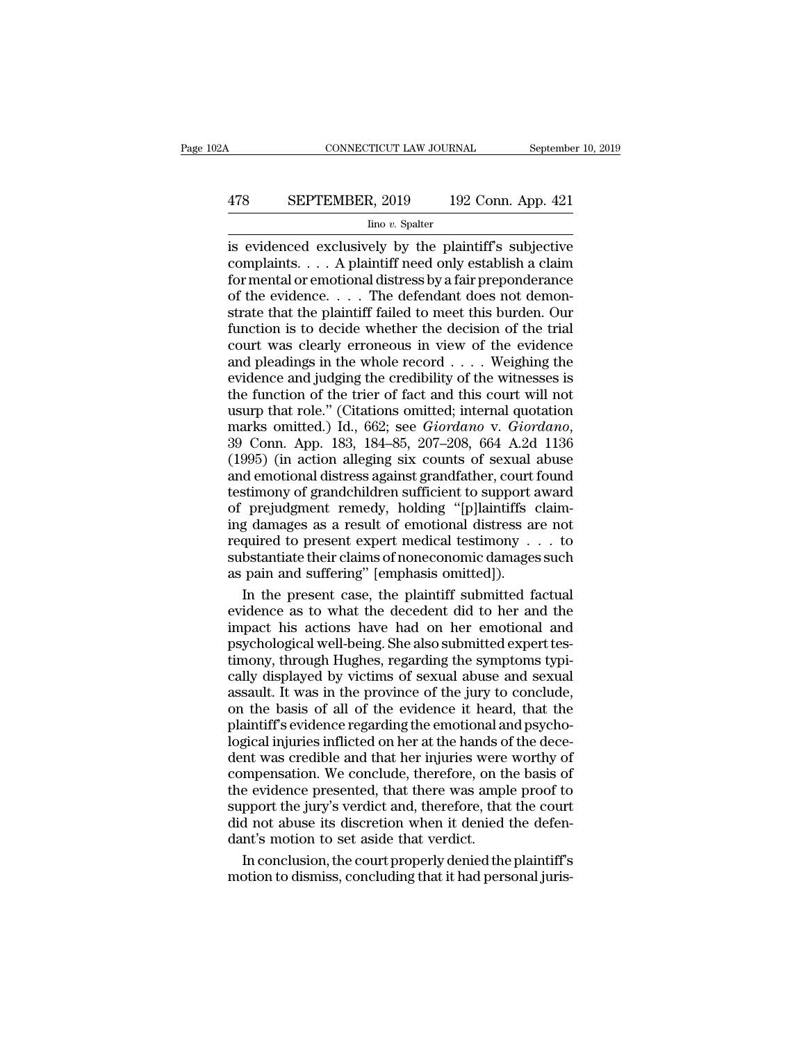is evidenced exclusively by the plaintiff's subjective complaints. . . . A plaintiff need only establish a claim for mental or emotional distress by a fair preponderance of the evidence. . . . The defendant does not demonstrate that the plaintiff failed to meet this burden. Our function is to decide whether the decision of the trial court was clearly erroneous in view of the evidence and pleadings in the whole record . . . . Weighing the evidence and judging the credibility of the witnesses is the function of the trier of fact and this court will not usurp that role." (Citations omitted; internal quotation marks omitted.) Id., 662; see *Giordano* v. *Giordano*, 39 Conn. App. 183, 184–85, 207–208, 664 A.2d 1136 (1995) (in action alleging six counts of sexual abuse and emotional distress against grandfather, court found testimony of grandchildren sufficient to support award of prejudgment remedy, holding "[p]laintiffs claiming damages as a result of emotional distress are not required to present expert medical testimony . . . to substantiate their claims of noneconomic damages such as pain and suffering" [emphasis omitted]).

In the present case, the plaintiff submitted factual evidence as to what the decedent did to her and the impact his actions have had on her emotional and psychological well-being. She also submitted expert testimony, through Hughes, regarding the symptoms typically displayed by victims of sexual abuse and sexual assault. It was in the province of the jury to conclude, on the basis of all of the evidence it heard, that the plaintiff's evidence regarding the emotional and psychological injuries inflicted on her at the hands of the decedent was credible and that her injuries were worthy of compensation. We conclude, therefore, on the basis of the evidence presented, that there was ample proof to support the jury's verdict and, therefore, that the court did not abuse its discretion when it denied the defendant's motion to set aside that verdict.

In conclusion, the court properly denied the plaintiff's motion to dismiss, concluding that it had personal juris-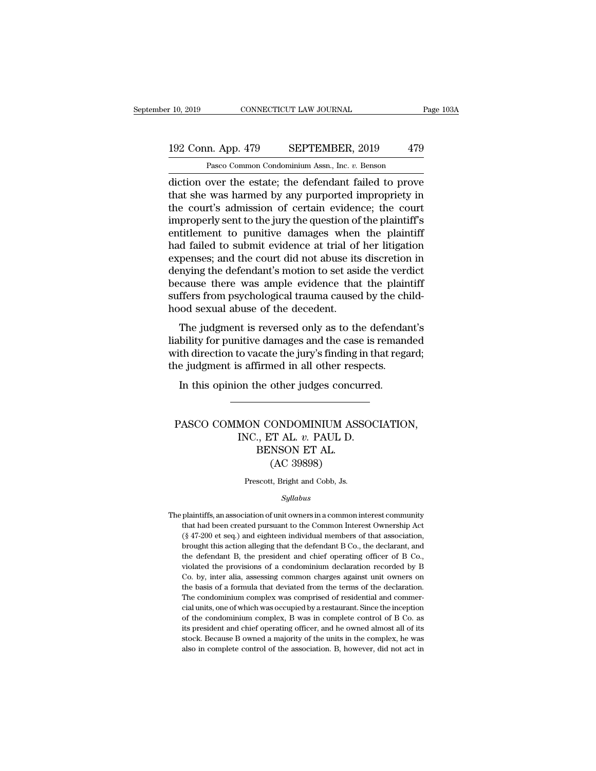diction over the estate; the defendant failed to prove that she was harmed by any purported impropriety in the court's admission of certain evidence; the court improperly sent to the jury the question of the plaintiff's entitlement to punitive damages when the plaintiff had failed to submit evidence at trial of her litigation expenses; and the court did not abuse its discretion in denying the defendant's motion to set aside the verdict because there was ample evidence that the plaintiff suffers from psychological trauma caused by the childhood sexual abuse of the decedent.

The judgment is reversed only as to the defendant's liability for punitive damages and the case is remanded with direction to vacate the jury's finding in that regard; the judgment is affirmed in all other respects.

In this opinion the other judges concurred.

---

# PASCO COMMON CONDOMINIUM ASSOCIATION, INC., ET AL. *v.* PAUL D. BENSON ET AL. (AC 39898)

Prescott, Bright and Cobb, Js.

*Syllabus*

The plaintiffs, an association of unit owners in a common interest community that had been created pursuant to the Common Interest Ownership Act (§ 47-200 et seq.) and eighteen individual members of that association, brought this action alleging that the defendant B Co., the declarant, and the defendant B, the president and chief operating officer of B Co., violated the provisions of a condominium declaration recorded by B Co. by, inter alia, assessing common charges against unit owners on the basis of a formula that deviated from the terms of the declaration. The condominium complex was comprised of residential and commercial units, one of which was occupied by a restaurant. Since the inception of the condominium complex, B was in complete control of B Co. as its president and chief operating officer, and he owned almost all of its stock. Because B owned a majority of the units in the complex, he was also in complete control of the association. B, however, did not act in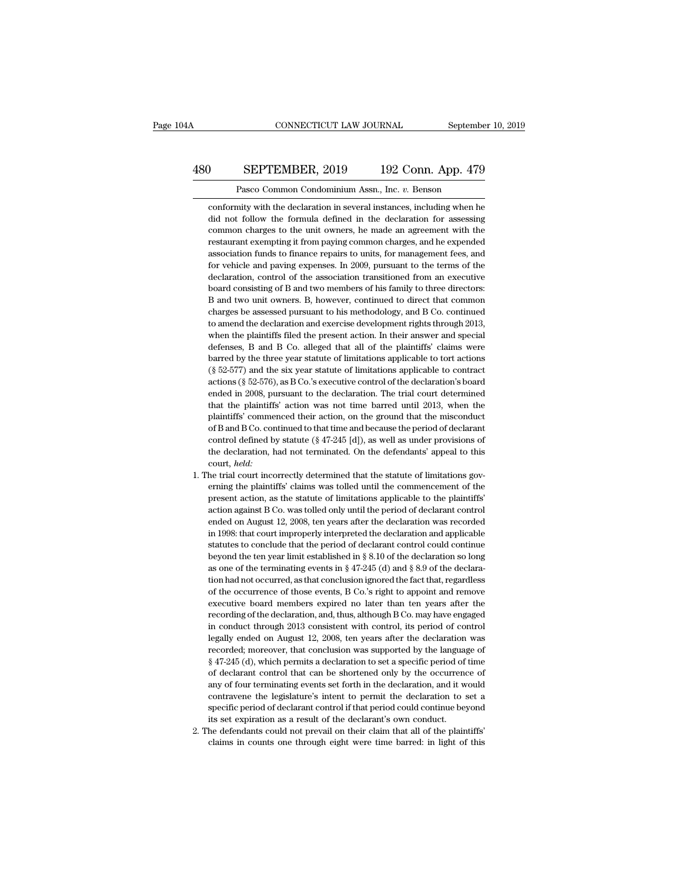conformity with the declaration in several instances, including when he did not follow the formula defined in the declaration for assessing common charges to the unit owners, he made an agreement with the restaurant exempting it from paying common charges, and he expended association funds to finance repairs to units, for management fees, and for vehicle and paving expenses. In 2009, pursuant to the terms of the declaration, control of the association transitioned from an executive board consisting of B and two members of his family to three directors: B and two unit owners. B, however, continued to direct that common charges be assessed pursuant to his methodology, and B Co. continued to amend the declaration and exercise development rights through 2013, when the plaintiffs filed the present action. In their answer and special defenses, B and B Co. alleged that all of the plaintiffs' claims were barred by the three year statute of limitations applicable to tort actions (§ 52-577) and the six year statute of limitations applicable to contract actions (§ 52-576), as B Co.'s executive control of the declaration's board ended in 2008, pursuant to the declaration. The trial court determined that the plaintiffs' action was not time barred until 2013, when the plaintiffs' commenced their action, on the ground that the misconduct of B and B Co. continued to that time and because the period of declarant control defined by statute (§ 47-245 [d]), as well as under provisions of the declaration, had not terminated. On the defendants' appeal to this court, *held*:

1. The trial court incorrectly determined that the statute of limitations governing the plaintiffs' claims was tolled until the commencement of the present action, as the statute of limitations applicable to the plaintiffs' action against B Co. was tolled only until the period of declarant control ended on August 12, 2008, ten years after the declaration was recorded in 1998: that court improperly interpreted the declaration and applicable statutes to conclude that the period of declarant control could continue beyond the ten year limit established in § 8.10 of the declaration so long as one of the terminating events in § 47-245 (d) and § 8.9 of the declaration had not occurred, as that conclusion ignored the fact that, regardless of the occurrence of those events, B Co.'s right to appoint and remove executive board members expired no later than ten years after the recording of the declaration, and, thus, although B Co. may have engaged in conduct through 2013 consistent with control, its period of control legally ended on August 12, 2008, ten years after the declaration was recorded; moreover, that conclusion was supported by the language of § 47-245 (d), which permits a declaration to set a specific period of time of declarant control that can be shortened only by the occurrence of any of four terminating events set forth in the declaration, and it would contravene the legislature's intent to permit the declaration to set a specific period of declarant control if that period could continue beyond its set expiration as a result of the declarant's own conduct.
2. The defendants could not prevail on their claim that all of the plaintiffs' claims in counts one through eight were time barred: in light of this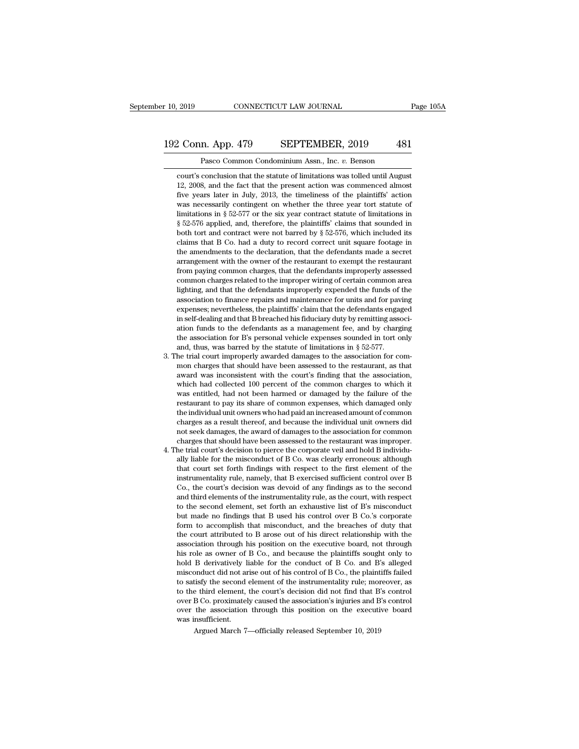court's conclusion that the statute of limitations was tolled until August 12, 2008, and the fact that the present action was commenced almost five years later in July, 2013, the timeliness of the plaintiffs' action was necessarily contingent on whether the three year tort statute of limitations in § 52-577 or the six year contract statute of limitations in § 52-576 applied, and, therefore, the plaintiffs' claims that sounded in both tort and contract were not barred by § 52-576, which included its claims that B Co. had a duty to record correct unit square footage in the amendments to the declaration, that the defendants made a secret arrangement with the owner of the restaurant to exempt the restaurant from paying common charges, that the defendants improperly assessed common charges related to the improper wiring of certain common area lighting, and that the defendants improperly expended the funds of the association to finance repairs and maintenance for units and for paving expenses; nevertheless, the plaintiffs' claim that the defendants engaged in self-dealing and that B breached his fiduciary duty by remitting association funds to the defendants as a management fee, and by charging the association for B's personal vehicle expenses sounded in tort only and, thus, was barred by the statute of limitations in § 52-577.

3. The trial court improperly awarded damages to the association for common charges that should have been assessed to the restaurant, as that award was inconsistent with the court's finding that the association, which had collected 100 percent of the common charges to which it was entitled, had not been harmed or damaged by the failure of the restaurant to pay its share of common expenses, which damaged only the individual unit owners who had paid an increased amount of common charges as a result thereof, and because the individual unit owners did not seek damages, the award of damages to the association for common charges that should have been assessed to the restaurant was improper.
4. The trial court's decision to pierce the corporate veil and hold B individually liable for the misconduct of B Co. was clearly erroneous: although that court set forth findings with respect to the first element of the instrumentality rule, namely, that B exercised sufficient control over B Co., the court's decision was devoid of any findings as to the second and third elements of the instrumentality rule, as the court, with respect to the second element, set forth an exhaustive list of B's misconduct but made no findings that B used his control over B Co.'s corporate form to accomplish that misconduct, and the breaches of duty that the court attributed to B arose out of his direct relationship with the association through his position on the executive board, not through his role as owner of B Co., and because the plaintiffs sought only to hold B derivatively liable for the conduct of B Co. and B's alleged misconduct did not arise out of his control of B Co., the plaintiffs failed to satisfy the second element of the instrumentality rule; moreover, as to the third element, the court's decision did not find that B's control over B Co. proximately caused the association's injuries and B's control over the association through this position on the executive board was insufficient.

Argued March 7—officially released September 10, 2019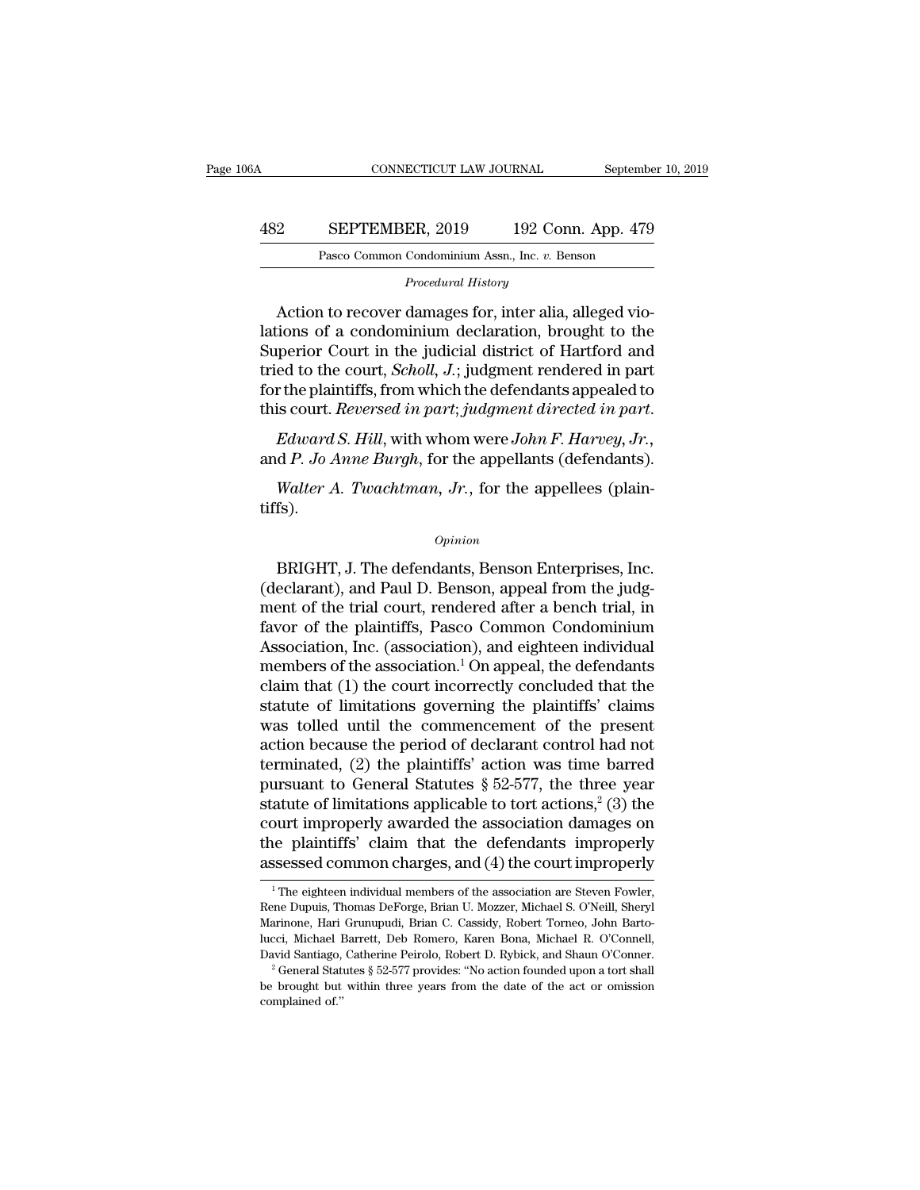*Procedural History*

Action to recover damages for, inter alia, alleged violations of a condominium declaration, brought to the Superior Court in the judicial district of Hartford and tried to the court, *Scholl, J.*; judgment rendered in part for the plaintiffs, from which the defendants appealed to this court. *Reversed in part; judgment directed in part.*

*Edward S. Hill*, with whom were *John F. Harvey, Jr.*, and *P. Jo Anne Burgh*, for the appellants (defendants).

*Walter A. Twachtman, Jr.*, for the appellees (plaintiffs).

*Opinion*

BRIGHT, J. The defendants, Benson Enterprises, Inc. (declarant), and Paul D. Benson, appeal from the judgment of the trial court, rendered after a bench trial, in favor of the plaintiffs, Pasco Common Condominium Association, Inc. (association), and eighteen individual members of the association.[1] On appeal, the defendants claim that (1) the court incorrectly concluded that the statute of limitations governing the plaintiffs' claims was tolled until the commencement of the present action because the period of declarant control had not terminated, (2) the plaintiffs' action was time barred pursuant to General Statutes § 52-577, the three year statute of limitations applicable to tort actions,[2] (3) the court improperly awarded the association damages on the plaintiffs' claim that the defendants improperly assessed common charges, and (4) the court improperly

[1] The eighteen individual members of the association are Steven Fowler, Rene Dupuis, Thomas DeForge, Brian U. Mozzer, Michael S. O'Neill, Sheryl Marinone, Hari Grunupudi, Brian C. Cassidy, Robert Torneo, John Bartolucci, Michael Barrett, Deb Romero, Karen Bona, Michael R. O'Connell, David Santiago, Catherine Peirolo, Robert D. Rybick, and Shaun O'Conner.

[2] General Statutes § 52-577 provides: "No action founded upon a tort shall be brought but within three years from the date of the act or omission complained of."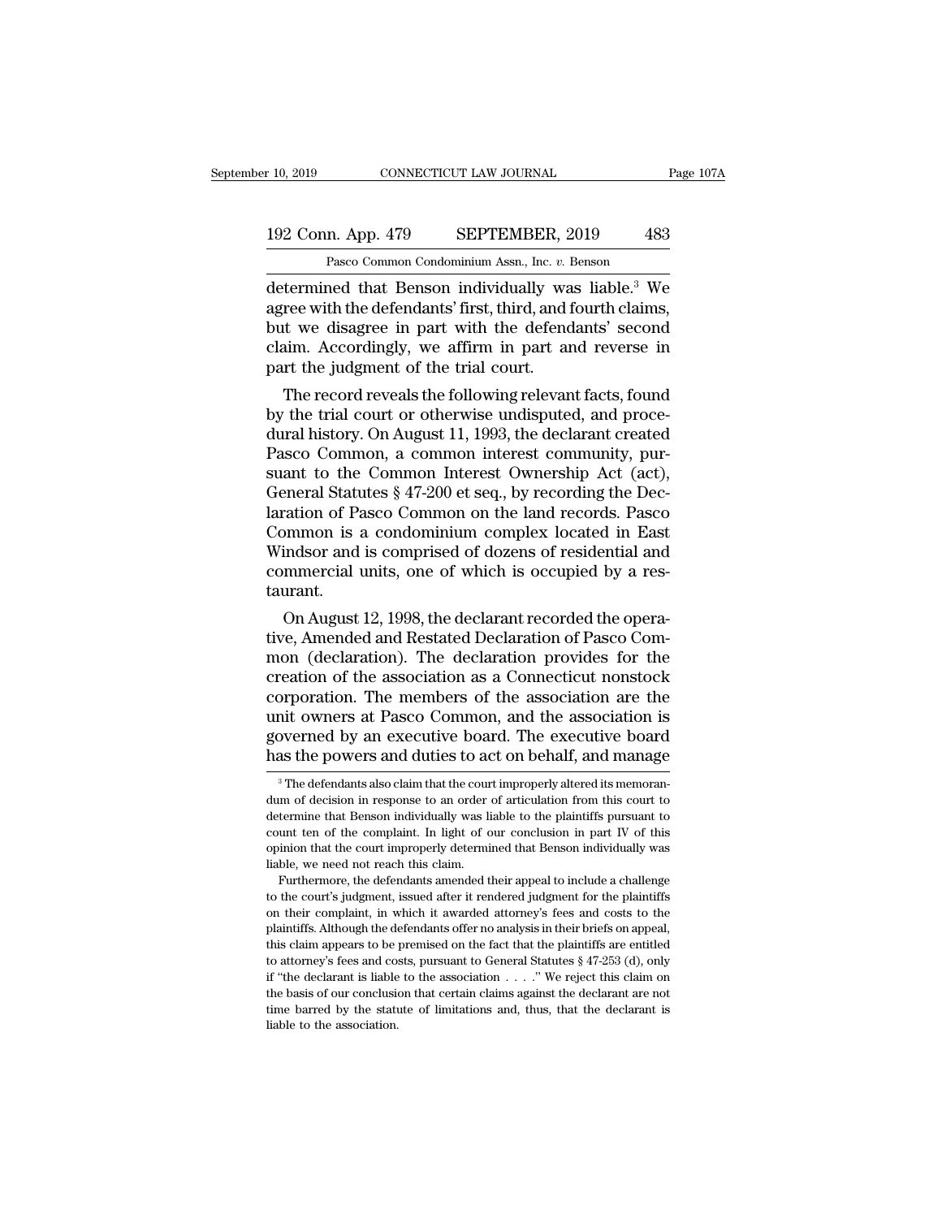determined that Benson individually was liable.[3] We agree with the defendants' first, third, and fourth claims, but we disagree in part with the defendants' second claim. Accordingly, we affirm in part and reverse in part the judgment of the trial court.

The record reveals the following relevant facts, found by the trial court or otherwise undisputed, and procedural history. On August 11, 1993, the declarant created Pasco Common, a common interest community, pursuant to the Common Interest Ownership Act (act), General Statutes § 47-200 et seq., by recording the Declaration of Pasco Common on the land records. Pasco Common is a condominium complex located in East Windsor and is comprised of dozens of residential and commercial units, one of which is occupied by a restaurant.

On August 12, 1998, the declarant recorded the operative, Amended and Restated Declaration of Pasco Common (declaration). The declaration provides for the creation of the association as a Connecticut nonstock corporation. The members of the association are the unit owners at Pasco Common, and the association is governed by an executive board. The executive board has the powers and duties to act on behalf, and manage

[3] The defendants also claim that the court improperly altered its memorandum of decision in response to an order of articulation from this court to determine that Benson individually was liable to the plaintiffs pursuant to count ten of the complaint. In light of our conclusion in part IV of this opinion that the court improperly determined that Benson individually was liable, we need not reach this claim.

Furthermore, the defendants amended their appeal to include a challenge to the court's judgment, issued after it rendered judgment for the plaintiffs on their complaint, in which it awarded attorney's fees and costs to the plaintiffs. Although the defendants offer no analysis in their briefs on appeal, this claim appears to be premised on the fact that the plaintiffs are entitled to attorney's fees and costs, pursuant to General Statutes § 47-253 (d), only if "the declarant is liable to the association . . . ." We reject this claim on the basis of our conclusion that certain claims against the declarant are not time barred by the statute of limitations and, thus, that the declarant is liable to the association.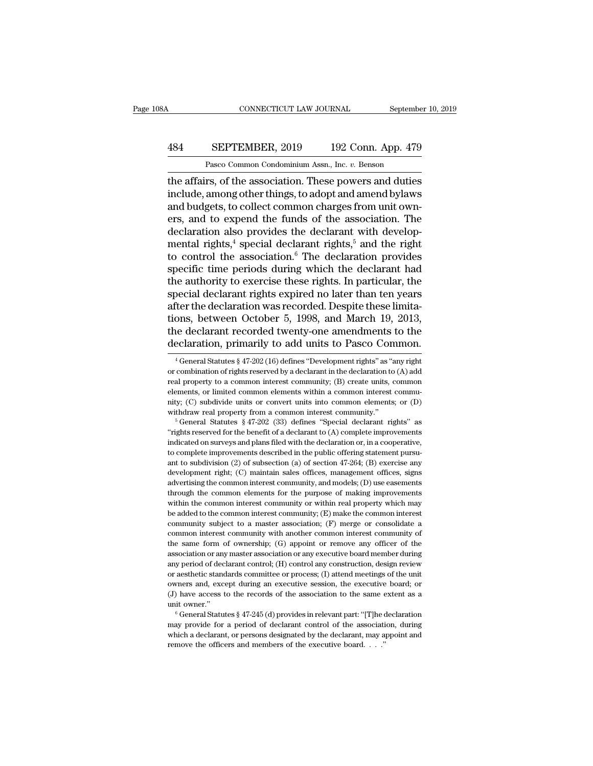the affairs, of the association. These powers and duties include, among other things, to adopt and amend bylaws and budgets, to collect common charges from unit owners, and to expend the funds of the association. The declaration also provides the declarant with developmental rights,[4] special declarant rights,[5] and the right to control the association.[6] The declaration provides specific time periods during which the declarant had the authority to exercise these rights. In particular, the special declarant rights expired no later than ten years after the declaration was recorded. Despite these limitations, between October 5, 1998, and March 19, 2013, the declarant recorded twenty-one amendments to the declaration, primarily to add units to Pasco Common.

[4] General Statutes § 47-202 (16) defines "Development rights" as "any right or combination of rights reserved by a declarant in the declaration to (A) add real property to a common interest community; (B) create units, common elements, or limited common elements within a common interest community; (C) subdivide units or convert units into common elements; or (D) withdraw real property from a common interest community."

[5] General Statutes § 47-202 (33) defines "Special declarant rights" as "rights reserved for the benefit of a declarant to (A) complete improvements indicated on surveys and plans filed with the declaration or, in a cooperative, to complete improvements described in the public offering statement pursuant to subdivision (2) of subsection (a) of section 47-264; (B) exercise any development right; (C) maintain sales offices, management offices, signs advertising the common interest community, and models; (D) use easements through the common elements for the purpose of making improvements within the common interest community or within real property which may be added to the common interest community; (E) make the common interest community subject to a master association; (F) merge or consolidate a common interest community with another common interest community of the same form of ownership; (G) appoint or remove any officer of the association or any master association or any executive board member during any period of declarant control; (H) control any construction, design review or aesthetic standards committee or process; (I) attend meetings of the unit owners and, except during an executive session, the executive board; or (J) have access to the records of the association to the same extent as a unit owner."

[6] General Statutes § 47-245 (d) provides in relevant part: "[T]he declaration may provide for a period of declarant control of the association, during which a declarant, or persons designated by the declarant, may appoint and remove the officers and members of the executive board. . . ."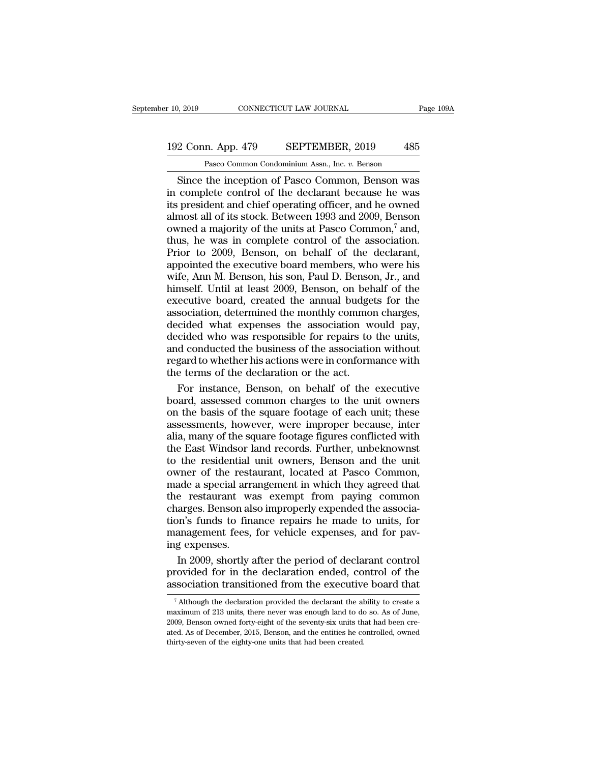Since the inception of Pasco Common, Benson was in complete control of the declarant because he was its president and chief operating officer, and he owned almost all of its stock. Between 1993 and 2009, Benson owned a majority of the units at Pasco Common,[7] and, thus, he was in complete control of the association. Prior to 2009, Benson, on behalf of the declarant, appointed the executive board members, who were his wife, Ann M. Benson, his son, Paul D. Benson, Jr., and himself. Until at least 2009, Benson, on behalf of the executive board, created the annual budgets for the association, determined the monthly common charges, decided what expenses the association would pay, decided who was responsible for repairs to the units, and conducted the business of the association without regard to whether his actions were in conformance with the terms of the declaration or the act.

For instance, Benson, on behalf of the executive board, assessed common charges to the unit owners on the basis of the square footage of each unit; these assessments, however, were improper because, inter alia, many of the square footage figures conflicted with the East Windsor land records. Further, unbeknownst to the residential unit owners, Benson and the unit owner of the restaurant, located at Pasco Common, made a special arrangement in which they agreed that the restaurant was exempt from paying common charges. Benson also improperly expended the association's funds to finance repairs he made to units, for management fees, for vehicle expenses, and for paving expenses.

In 2009, shortly after the period of declarant control provided for in the declaration ended, control of the association transitioned from the executive board that

[7] Although the declaration provided the declarant the ability to create a maximum of 213 units, there never was enough land to do so. As of June, 2009, Benson owned forty-eight of the seventy-six units that had been created. As of December, 2015, Benson, and the entities he controlled, owned thirty-seven of the eighty-one units that had been created.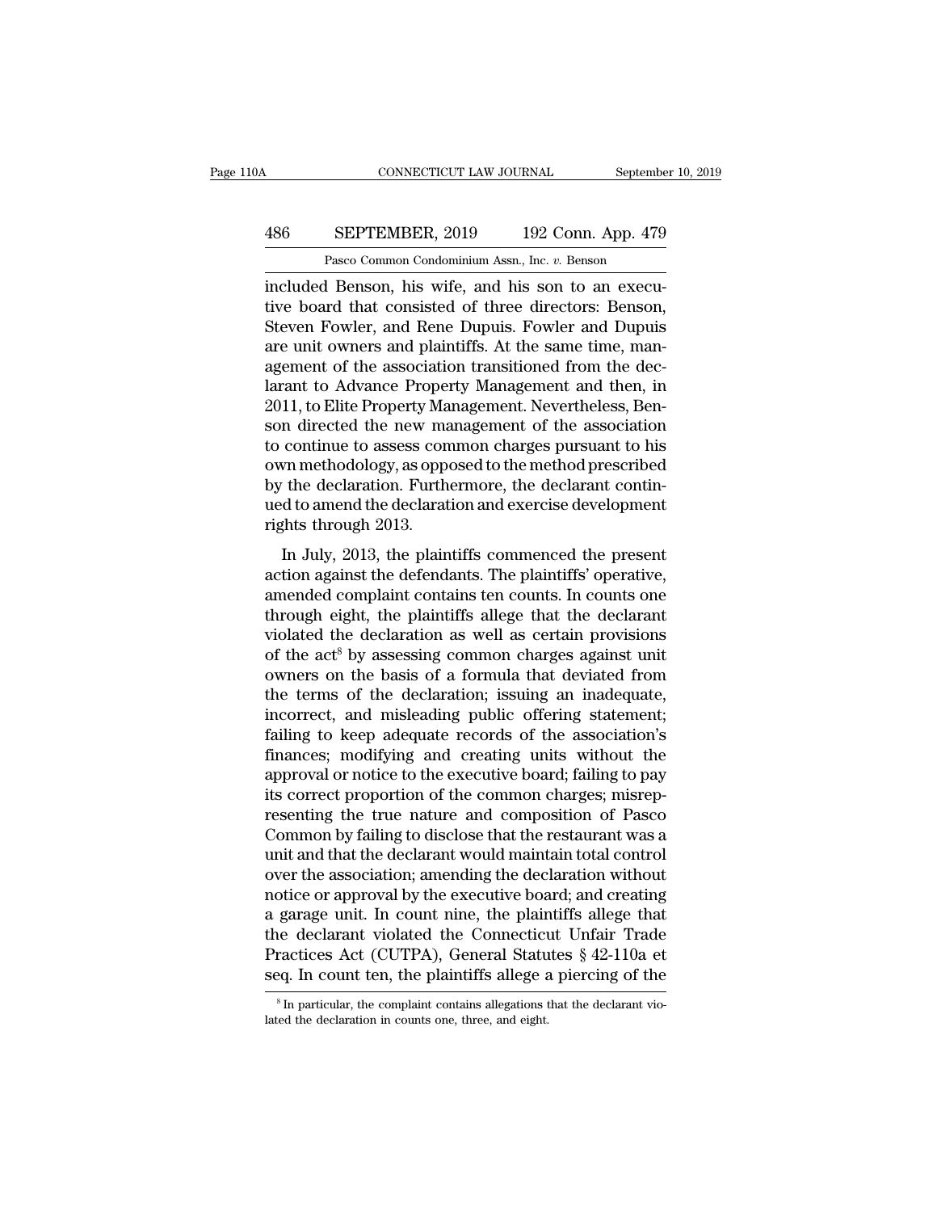included Benson, his wife, and his son to an executive board that consisted of three directors: Benson, Steven Fowler, and Rene Dupuis. Fowler and Dupuis are unit owners and plaintiffs. At the same time, management of the association transitioned from the declarant to Advance Property Management and then, in 2011, to Elite Property Management. Nevertheless, Benson directed the new management of the association to continue to assess common charges pursuant to his own methodology, as opposed to the method prescribed by the declaration. Furthermore, the declarant continued to amend the declaration and exercise development rights through 2013.

In July, 2013, the plaintiffs commenced the present action against the defendants. The plaintiffs' operative, amended complaint contains ten counts. In counts one through eight, the plaintiffs allege that the declarant violated the declaration as well as certain provisions of the act[8] by assessing common charges against unit owners on the basis of a formula that deviated from the terms of the declaration; issuing an inadequate, incorrect, and misleading public offering statement; failing to keep adequate records of the association's finances; modifying and creating units without the approval or notice to the executive board; failing to pay its correct proportion of the common charges; misrepresenting the true nature and composition of Pasco Common by failing to disclose that the restaurant was a unit and that the declarant would maintain total control over the association; amending the declaration without notice or approval by the executive board; and creating a garage unit. In count nine, the plaintiffs allege that the declarant violated the Connecticut Unfair Trade Practices Act (CUTPA), General Statutes § 42-110a et seq. In count ten, the plaintiffs allege a piercing of the

[8] In particular, the complaint contains allegations that the declarant violated the declaration in counts one, three, and eight.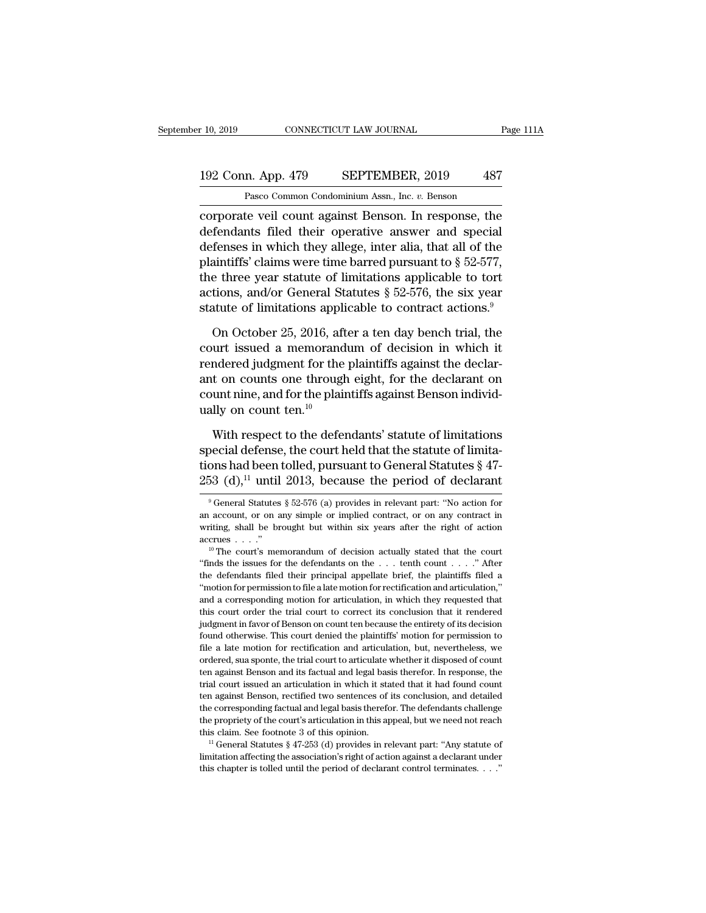corporate veil count against Benson. In response, the defendants filed their operative answer and special defenses in which they allege, inter alia, that all of the plaintiffs' claims were time barred pursuant to § 52-577, the three year statute of limitations applicable to tort actions, and/or General Statutes § 52-576, the six year statute of limitations applicable to contract actions.[9]

On October 25, 2016, after a ten day bench trial, the court issued a memorandum of decision in which it rendered judgment for the plaintiffs against the declarant on counts one through eight, for the declarant on count nine, and for the plaintiffs against Benson individually on count ten.[10]

With respect to the defendants' statute of limitations special defense, the court held that the statute of limitations had been tolled, pursuant to General Statutes § 47-253 (d),[11] until 2013, because the period of declarant

---

[9] General Statutes § 52-576 (a) provides in relevant part: "No action for an account, or on any simple or implied contract, or on any contract in writing, shall be brought but within six years after the right of action accrues . . . ."

[10] The court's memorandum of decision actually stated that the court "finds the issues for the defendants on the . . . tenth count . . . ." After the defendants filed their principal appellate brief, the plaintiffs filed a "motion for permission to file a late motion for rectification and articulation," and a corresponding motion for articulation, in which they requested that this court order the trial court to correct its conclusion that it rendered judgment in favor of Benson on count ten because the entirety of its decision found otherwise. This court denied the plaintiffs' motion for permission to file a late motion for rectification and articulation, but, nevertheless, we ordered, sua sponte, the trial court to articulate whether it disposed of count ten against Benson and its factual and legal basis therefor. In response, the trial court issued an articulation in which it stated that it had found count ten against Benson, rectified two sentences of its conclusion, and detailed the corresponding factual and legal basis therefor. The defendants challenge the propriety of the court's articulation in this appeal, but we need not reach this claim. See footnote 3 of this opinion.

[11] General Statutes § 47-253 (d) provides in relevant part: "Any statute of limitation affecting the association's right of action against a declarant under this chapter is tolled until the period of declarant control terminates. . . ."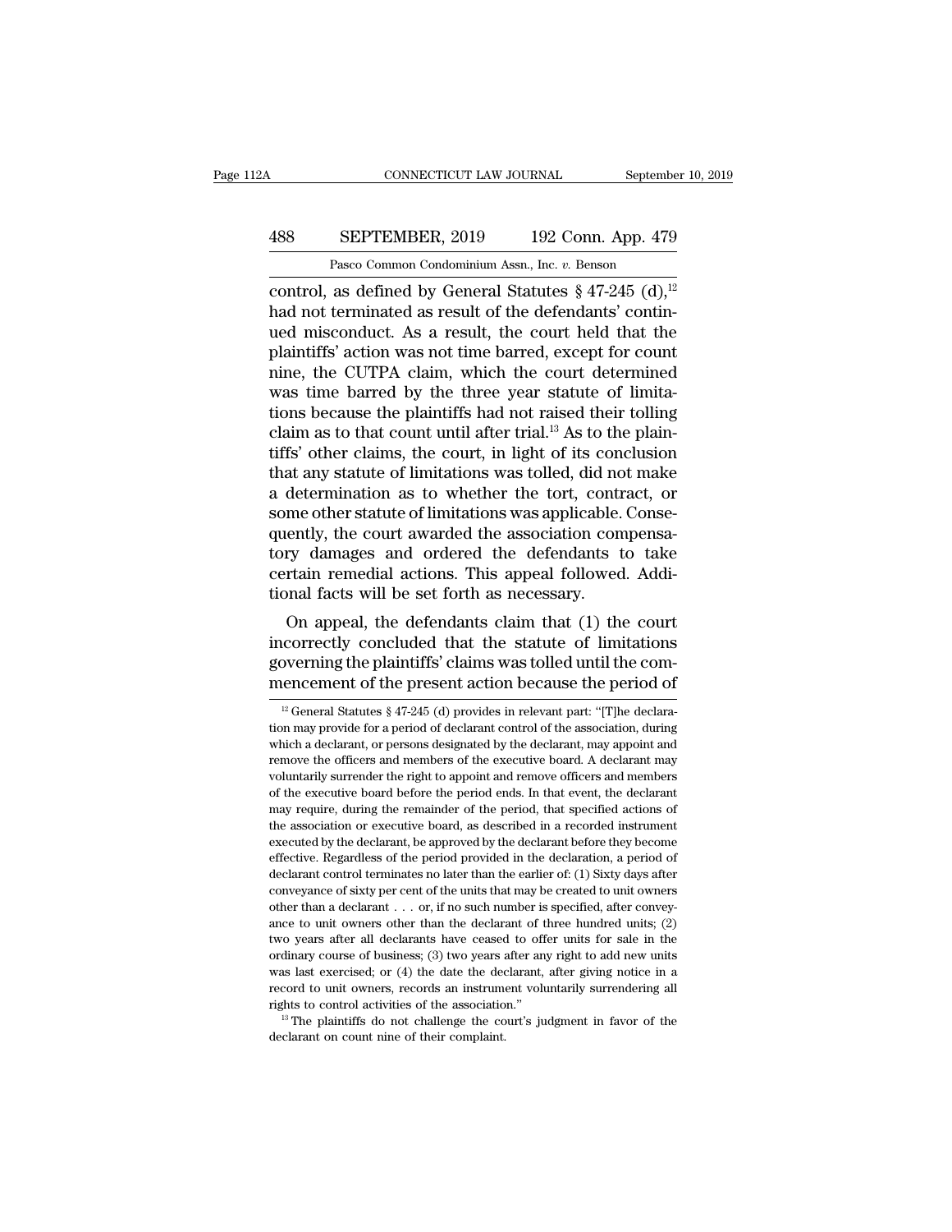control, as defined by General Statutes § 47-245 (d),[12] had not terminated as result of the defendants' continued misconduct. As a result, the court held that the plaintiffs' action was not time barred, except for count nine, the CUTPA claim, which the court determined was time barred by the three year statute of limitations because the plaintiffs had not raised their tolling claim as to that count until after trial.[13] As to the plaintiffs' other claims, the court, in light of its conclusion that any statute of limitations was tolled, did not make a determination as to whether the tort, contract, or some other statute of limitations was applicable. Consequently, the court awarded the association compensatory damages and ordered the defendants to take certain remedial actions. This appeal followed. Additional facts will be set forth as necessary.

On appeal, the defendants claim that (1) the court incorrectly concluded that the statute of limitations governing the plaintiffs' claims was tolled until the commencement of the present action because the period of

---

[12] General Statutes § 47-245 (d) provides in relevant part: "[T]he declaration may provide for a period of declarant control of the association, during which a declarant, or persons designated by the declarant, may appoint and remove the officers and members of the executive board. A declarant may voluntarily surrender the right to appoint and remove officers and members of the executive board before the period ends. In that event, the declarant may require, during the remainder of the period, that specified actions of the association or executive board, as described in a recorded instrument executed by the declarant, be approved by the declarant before they become effective. Regardless of the period provided in the declaration, a period of declarant control terminates no later than the earlier of: (1) Sixty days after conveyance of sixty per cent of the units that may be created to unit owners other than a declarant . . . or, if no such number is specified, after conveyance to unit owners other than the declarant of three hundred units; (2) two years after all declarants have ceased to offer units for sale in the ordinary course of business; (3) two years after any right to add new units was last exercised; or (4) the date the declarant, after giving notice in a record to unit owners, records an instrument voluntarily surrendering all rights to control activities of the association."

[13] The plaintiffs do not challenge the court's judgment in favor of the declarant on count nine of their complaint.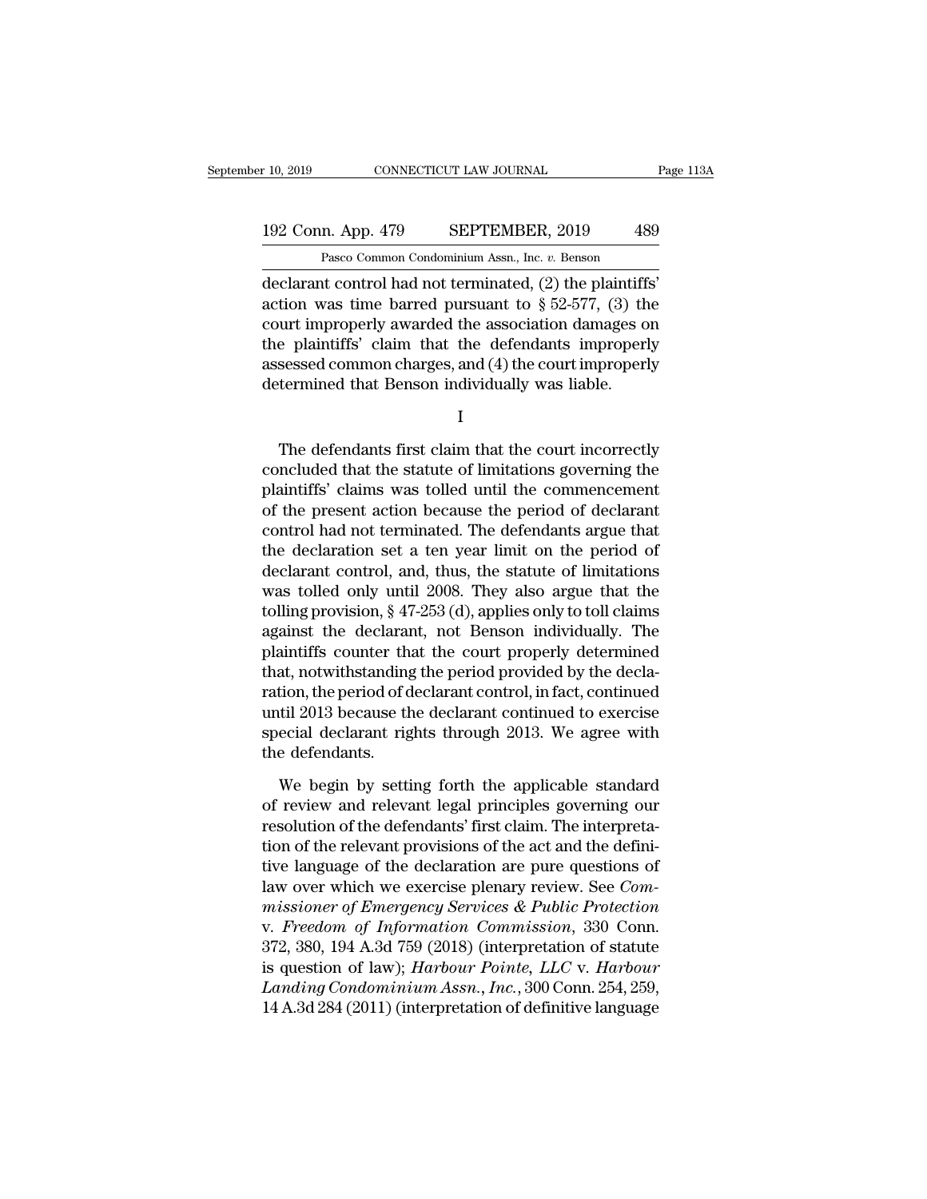declarant control had not terminated, (2) the plaintiffs' action was time barred pursuant to § 52-577, (3) the court improperly awarded the association damages on the plaintiffs' claim that the defendants improperly assessed common charges, and (4) the court improperly determined that Benson individually was liable.

I

The defendants first claim that the court incorrectly concluded that the statute of limitations governing the plaintiffs' claims was tolled until the commencement of the present action because the period of declarant control had not terminated. The defendants argue that the declaration set a ten year limit on the period of declarant control, and, thus, the statute of limitations was tolled only until 2008. They also argue that the tolling provision, § 47-253 (d), applies only to toll claims against the declarant, not Benson individually. The plaintiffs counter that the court properly determined that, notwithstanding the period provided by the declaration, the period of declarant control, in fact, continued until 2013 because the declarant continued to exercise special declarant rights through 2013. We agree with the defendants.

We begin by setting forth the applicable standard of review and relevant legal principles governing our resolution of the defendants' first claim. The interpretation of the relevant provisions of the act and the definitive language of the declaration are pure questions of law over which we exercise plenary review. See *Commissioner of Emergency Services & Public Protection* v. *Freedom of Information Commission*, 330 Conn. 372, 380, 194 A.3d 759 (2018) (interpretation of statute is question of law); *Harbour Pointe, LLC* v. *Harbour Landing Condominium Assn., Inc.*, 300 Conn. 254, 259, 14 A.3d 284 (2011) (interpretation of definitive language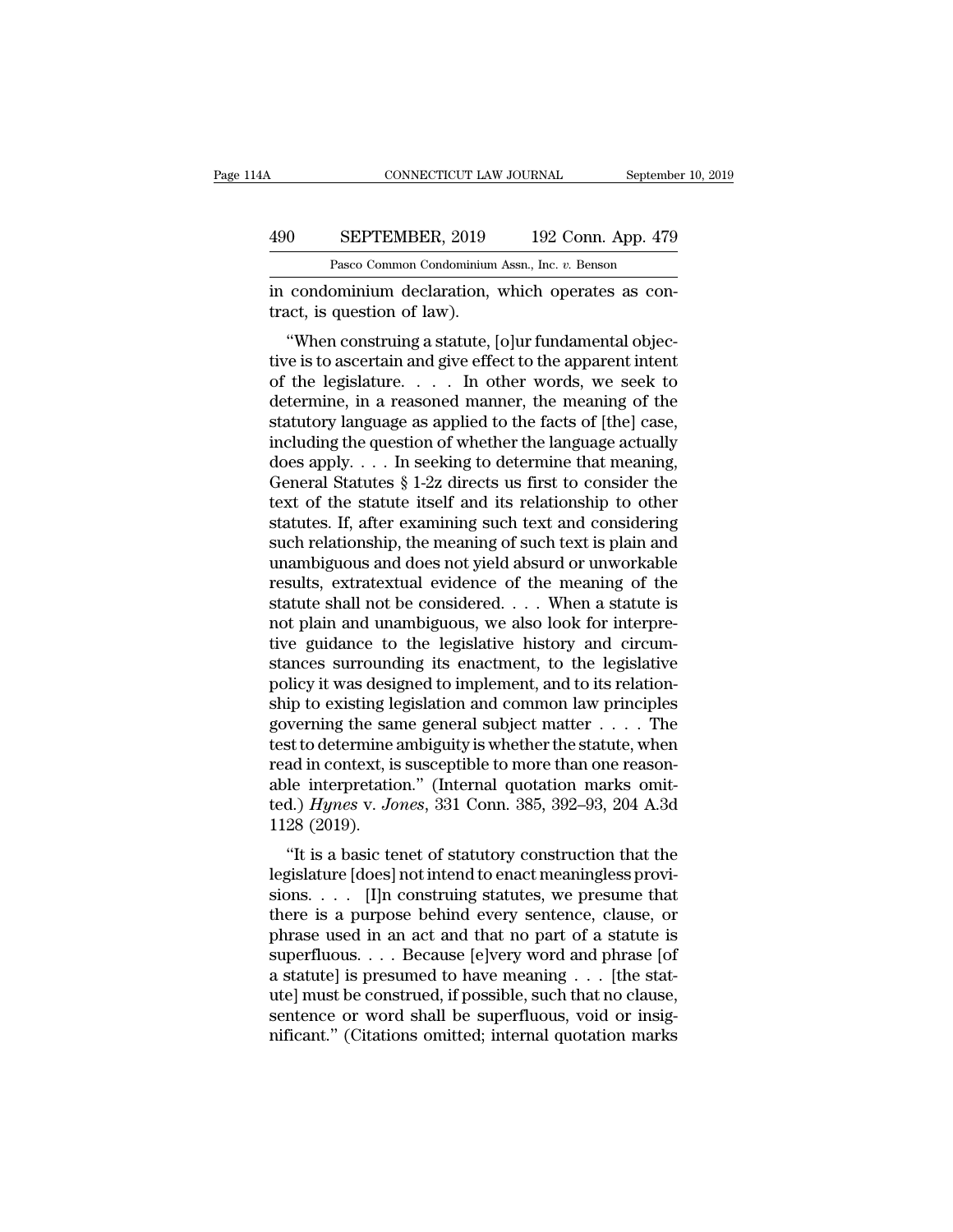in condominium declaration, which operates as contract, is question of law).

"When construing a statute, [o]ur fundamental objective is to ascertain and give effect to the apparent intent of the legislature. . . . In other words, we seek to determine, in a reasoned manner, the meaning of the statutory language as applied to the facts of [the] case, including the question of whether the language actually does apply. . . . In seeking to determine that meaning, General Statutes § 1-2z directs us first to consider the text of the statute itself and its relationship to other statutes. If, after examining such text and considering such relationship, the meaning of such text is plain and unambiguous and does not yield absurd or unworkable results, extratextual evidence of the meaning of the statute shall not be considered. . . . When a statute is not plain and unambiguous, we also look for interpretive guidance to the legislative history and circumstances surrounding its enactment, to the legislative policy it was designed to implement, and to its relationship to existing legislation and common law principles governing the same general subject matter . . . . The test to determine ambiguity is whether the statute, when read in context, is susceptible to more than one reasonable interpretation." (Internal quotation marks omitted.) *Hynes* v. *Jones*, 331 Conn. 385, 392–93, 204 A.3d 1128 (2019).

"It is a basic tenet of statutory construction that the legislature [does] not intend to enact meaningless provisions. . . . [I]n construing statutes, we presume that there is a purpose behind every sentence, clause, or phrase used in an act and that no part of a statute is superfluous. . . . Because [e]very word and phrase [of a statute] is presumed to have meaning . . . [the statute] must be construed, if possible, such that no clause, sentence or word shall be superfluous, void or insignificant." (Citations omitted; internal quotation marks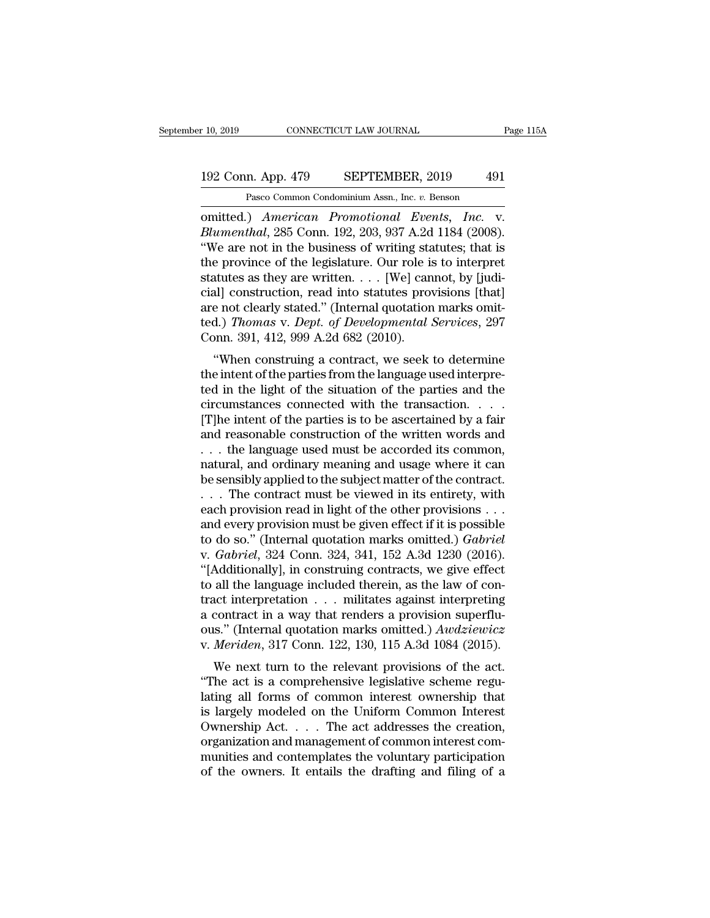omitted.) *American Promotional Events, Inc.* v. *Blumenthal*, 285 Conn. 192, 203, 937 A.2d 1184 (2008). "We are not in the business of writing statutes; that is the province of the legislature. Our role is to interpret statutes as they are written. . . . [We] cannot, by [judicial] construction, read into statutes provisions [that] are not clearly stated." (Internal quotation marks omitted.) *Thomas* v. *Dept. of Developmental Services*, 297 Conn. 391, 412, 999 A.2d 682 (2010).

"When construing a contract, we seek to determine the intent of the parties from the language used interpreted in the light of the situation of the parties and the circumstances connected with the transaction. . . . [T]he intent of the parties is to be ascertained by a fair and reasonable construction of the written words and . . . the language used must be accorded its common, natural, and ordinary meaning and usage where it can be sensibly applied to the subject matter of the contract. . . . The contract must be viewed in its entirety, with each provision read in light of the other provisions . . . and every provision must be given effect if it is possible to do so." (Internal quotation marks omitted.) *Gabriel* v. *Gabriel*, 324 Conn. 324, 341, 152 A.3d 1230 (2016). "[Additionally], in construing contracts, we give effect to all the language included therein, as the law of contract interpretation . . . militates against interpreting a contract in a way that renders a provision superfluous." (Internal quotation marks omitted.) *Awdziewicz* v. *Meriden*, 317 Conn. 122, 130, 115 A.3d 1084 (2015).

We next turn to the relevant provisions of the act. "The act is a comprehensive legislative scheme regulating all forms of common interest ownership that is largely modeled on the Uniform Common Interest Ownership Act. . . . The act addresses the creation, organization and management of common interest communities and contemplates the voluntary participation of the owners. It entails the drafting and filing of a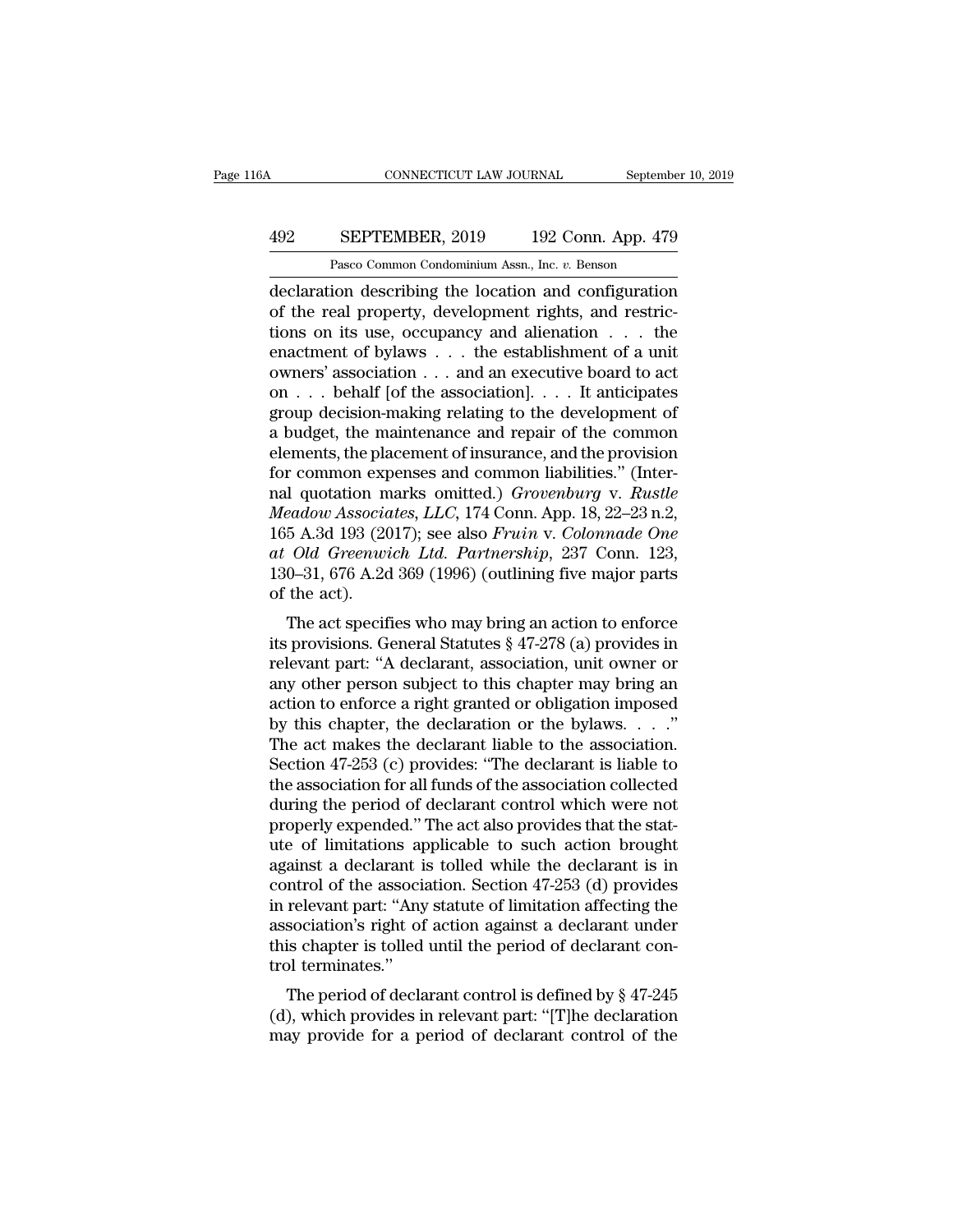declaration describing the location and configuration of the real property, development rights, and restrictions on its use, occupancy and alienation . . . the enactment of bylaws . . . the establishment of a unit owners' association . . . and an executive board to act on . . . behalf [of the association]. . . . It anticipates group decision-making relating to the development of a budget, the maintenance and repair of the common elements, the placement of insurance, and the provision for common expenses and common liabilities." (Internal quotation marks omitted.) *Grovenburg* v. *Rustle Meadow Associates, LLC*, 174 Conn. App. 18, 22–23 n.2, 165 A.3d 193 (2017); see also *Fruin* v. *Colonnade One at Old Greenwich Ltd. Partnership*, 237 Conn. 123, 130–31, 676 A.2d 369 (1996) (outlining five major parts of the act).

The act specifies who may bring an action to enforce its provisions. General Statutes § 47-278 (a) provides in relevant part: "A declarant, association, unit owner or any other person subject to this chapter may bring an action to enforce a right granted or obligation imposed by this chapter, the declaration or the bylaws. . . ." The act makes the declarant liable to the association. Section 47-253 (c) provides: "The declarant is liable to the association for all funds of the association collected during the period of declarant control which were not properly expended." The act also provides that the statute of limitations applicable to such action brought against a declarant is tolled while the declarant is in control of the association. Section 47-253 (d) provides in relevant part: "Any statute of limitation affecting the association's right of action against a declarant under this chapter is tolled until the period of declarant control terminates."

The period of declarant control is defined by § 47-245 (d), which provides in relevant part: "[T]he declaration may provide for a period of declarant control of the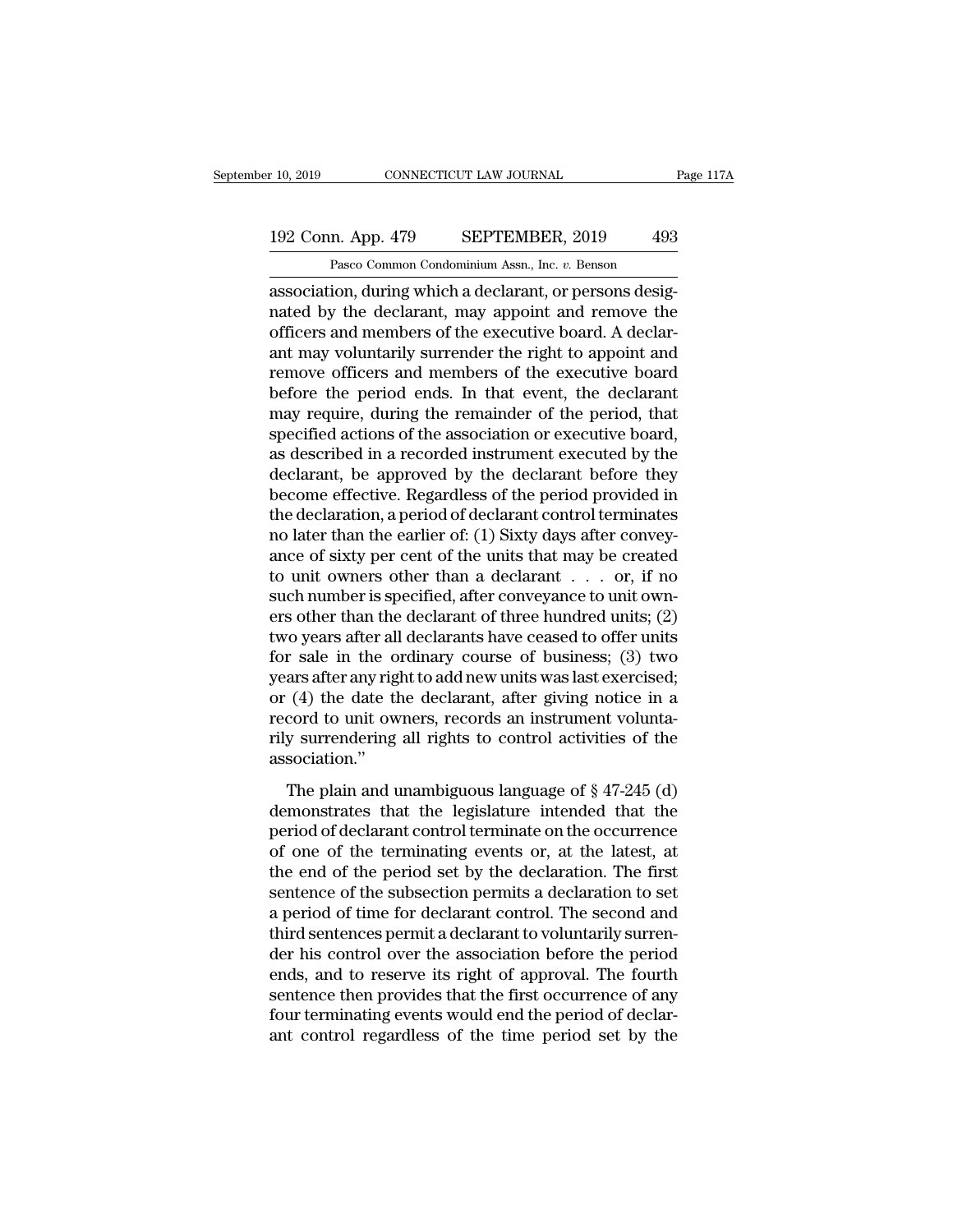association, during which a declarant, or persons designated by the declarant, may appoint and remove the officers and members of the executive board. A declarant may voluntarily surrender the right to appoint and remove officers and members of the executive board before the period ends. In that event, the declarant may require, during the remainder of the period, that specified actions of the association or executive board, as described in a recorded instrument executed by the declarant, be approved by the declarant before they become effective. Regardless of the period provided in the declaration, a period of declarant control terminates no later than the earlier of: (1) Sixty days after conveyance of sixty per cent of the units that may be created to unit owners other than a declarant . . . or, if no such number is specified, after conveyance to unit owners other than the declarant of three hundred units; (2) two years after all declarants have ceased to offer units for sale in the ordinary course of business; (3) two years after any right to add new units was last exercised; or (4) the date the declarant, after giving notice in a record to unit owners, records an instrument voluntarily surrendering all rights to control activities of the association."

The plain and unambiguous language of § 47-245 (d) demonstrates that the legislature intended that the period of declarant control terminate on the occurrence of one of the terminating events or, at the latest, at the end of the period set by the declaration. The first sentence of the subsection permits a declaration to set a period of time for declarant control. The second and third sentences permit a declarant to voluntarily surrender his control over the association before the period ends, and to reserve its right of approval. The fourth sentence then provides that the first occurrence of any four terminating events would end the period of declarant control regardless of the time period set by the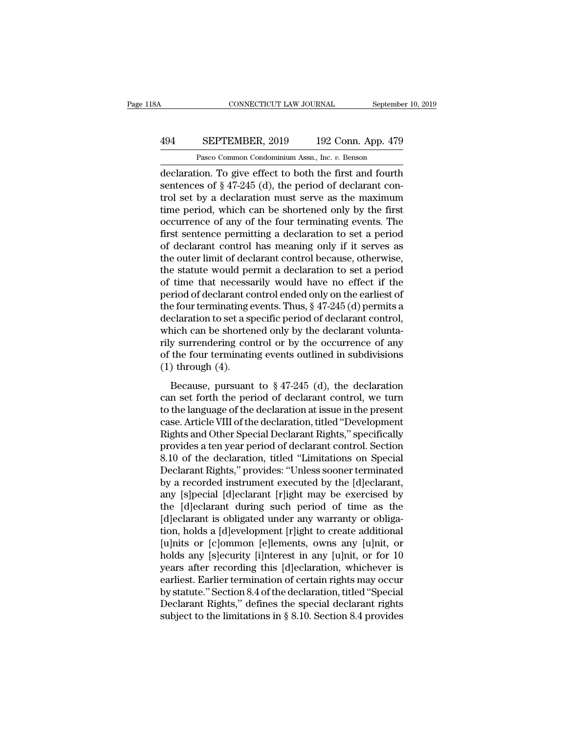declaration. To give effect to both the first and fourth sentences of § 47-245 (d), the period of declarant control set by a declaration must serve as the maximum time period, which can be shortened only by the first occurrence of any of the four terminating events. The first sentence permitting a declaration to set a period of declarant control has meaning only if it serves as the outer limit of declarant control because, otherwise, the statute would permit a declaration to set a period of time that necessarily would have no effect if the period of declarant control ended only on the earliest of the four terminating events. Thus, § 47-245 (d) permits a declaration to set a specific period of declarant control, which can be shortened only by the declarant voluntarily surrendering control or by the occurrence of any of the four terminating events outlined in subdivisions (1) through (4).

Because, pursuant to § 47-245 (d), the declaration can set forth the period of declarant control, we turn to the language of the declaration at issue in the present case. Article VIII of the declaration, titled "Development Rights and Other Special Declarant Rights," specifically provides a ten year period of declarant control. Section 8.10 of the declaration, titled "Limitations on Special Declarant Rights," provides: "Unless sooner terminated by a recorded instrument executed by the [d]eclarant, any [s]pecial [d]eclarant [r]ight may be exercised by the [d]eclarant during such period of time as the [d]eclarant is obligated under any warranty or obligation, holds a [d]evelopment [r]ight to create additional [u]nits or [c]ommon [e]lements, owns any [u]nit, or holds any [s]ecurity [i]nterest in any [u]nit, or for 10 years after recording this [d]eclaration, whichever is earliest. Earlier termination of certain rights may occur by statute." Section 8.4 of the declaration, titled "Special Declarant Rights," defines the special declarant rights subject to the limitations in § 8.10. Section 8.4 provides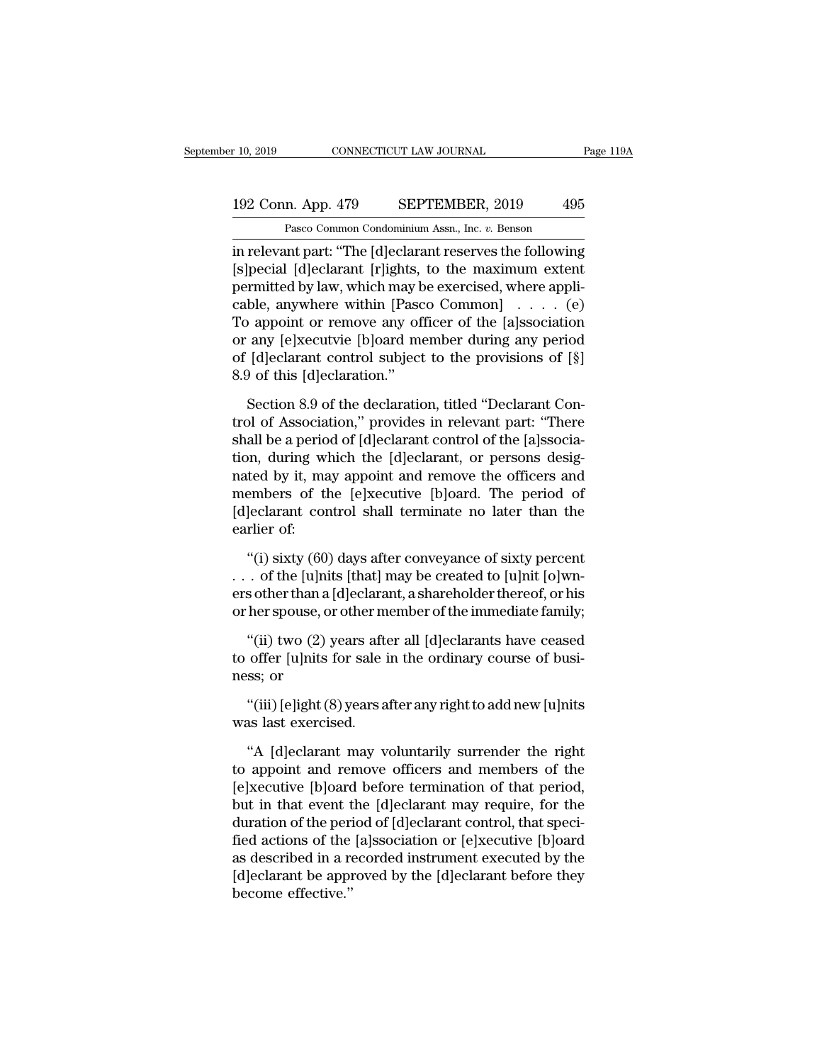in relevant part: "The [d]eclarant reserves the following [s]pecial [d]eclarant [r]ights, to the maximum extent permitted by law, which may be exercised, where applicable, anywhere within [Pasco Common] . . . . (e) To appoint or remove any officer of the [a]ssociation or any [e]xecutvie [b]oard member during any period of [d]eclarant control subject to the provisions of [§] 8.9 of this [d]eclaration."

Section 8.9 of the declaration, titled "Declarant Control of Association," provides in relevant part: "There shall be a period of [d]eclarant control of the [a]ssociation, during which the [d]eclarant, or persons designated by it, may appoint and remove the officers and members of the [e]xecutive [b]oard. The period of [d]eclarant control shall terminate no later than the earlier of:

"(i) sixty (60) days after conveyance of sixty percent . . . of the [u]nits [that] may be created to [u]nit [o]wners other than a [d]eclarant, a shareholder thereof, or his or her spouse, or other member of the immediate family;

"(ii) two (2) years after all [d]eclarants have ceased to offer [u]nits for sale in the ordinary course of business; or

"(iii) [e]ight (8) years after any right to add new [u]nits was last exercised.

"A [d]eclarant may voluntarily surrender the right to appoint and remove officers and members of the [e]xecutive [b]oard before termination of that period, but in that event the [d]eclarant may require, for the duration of the period of [d]eclarant control, that specified actions of the [a]ssociation or [e]xecutive [b]oard as described in a recorded instrument executed by the [d]eclarant be approved by the [d]eclarant before they become effective."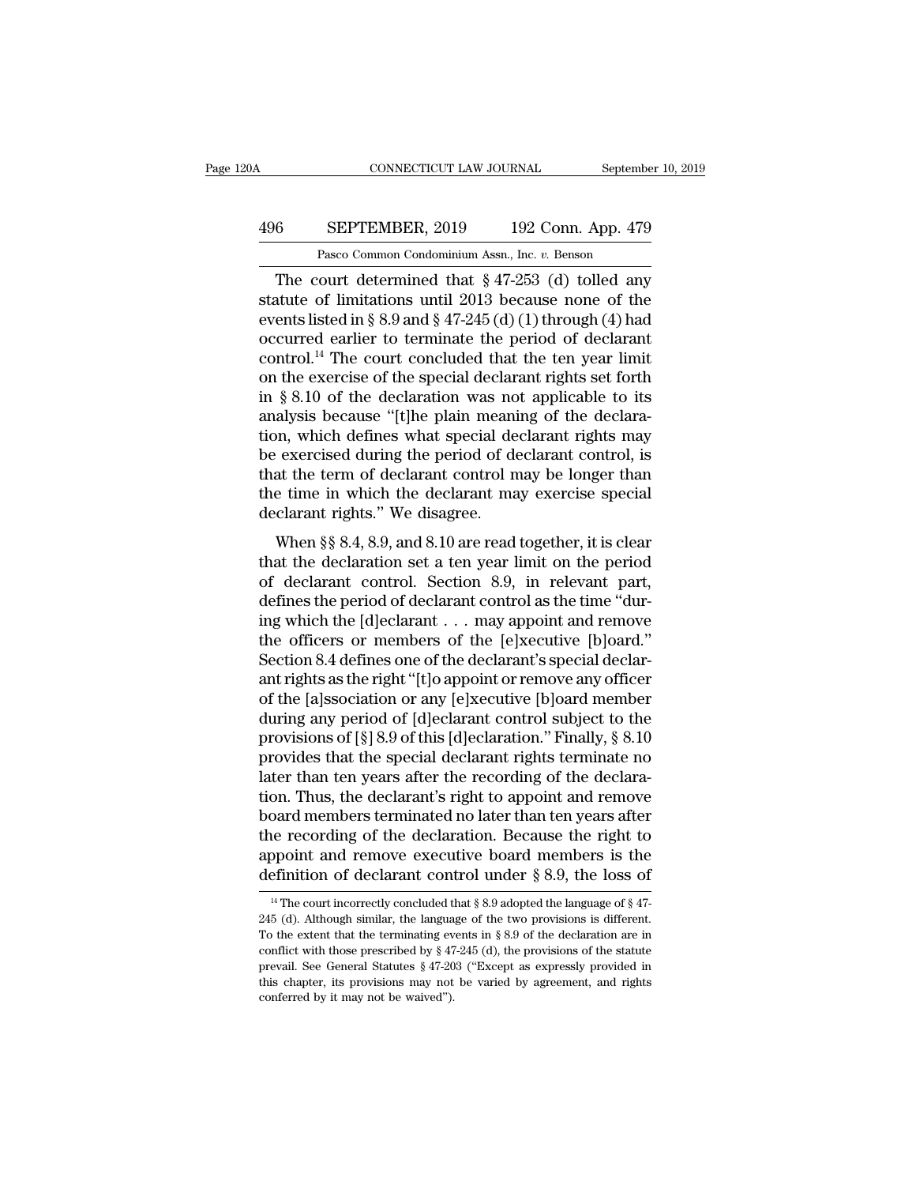The court determined that § 47-253 (d) tolled any statute of limitations until 2013 because none of the events listed in § 8.9 and § 47-245 (d) (1) through (4) had occurred earlier to terminate the period of declarant control.[14] The court concluded that the ten year limit on the exercise of the special declarant rights set forth in § 8.10 of the declaration was not applicable to its analysis because "[t]he plain meaning of the declaration, which defines what special declarant rights may be exercised during the period of declarant control, is that the term of declarant control may be longer than the time in which the declarant may exercise special declarant rights." We disagree.

When §§ 8.4, 8.9, and 8.10 are read together, it is clear that the declaration set a ten year limit on the period of declarant control. Section 8.9, in relevant part, defines the period of declarant control as the time "during which the [d]eclarant . . . may appoint and remove the officers or members of the [e]xecutive [b]oard." Section 8.4 defines one of the declarant's special declarant rights as the right "[t]o appoint or remove any officer of the [a]ssociation or any [e]xecutive [b]oard member during any period of [d]eclarant control subject to the provisions of [§] 8.9 of this [d]eclaration." Finally, § 8.10 provides that the special declarant rights terminate no later than ten years after the recording of the declaration. Thus, the declarant's right to appoint and remove board members terminated no later than ten years after the recording of the declaration. Because the right to appoint and remove executive board members is the definition of declarant control under § 8.9, the loss of

[14] The court incorrectly concluded that § 8.9 adopted the language of § 47-245 (d). Although similar, the language of the two provisions is different. To the extent that the terminating events in § 8.9 of the declaration are in conflict with those prescribed by § 47-245 (d), the provisions of the statute prevail. See General Statutes § 47-203 ("Except as expressly provided in this chapter, its provisions may not be varied by agreement, and rights conferred by it may not be waived").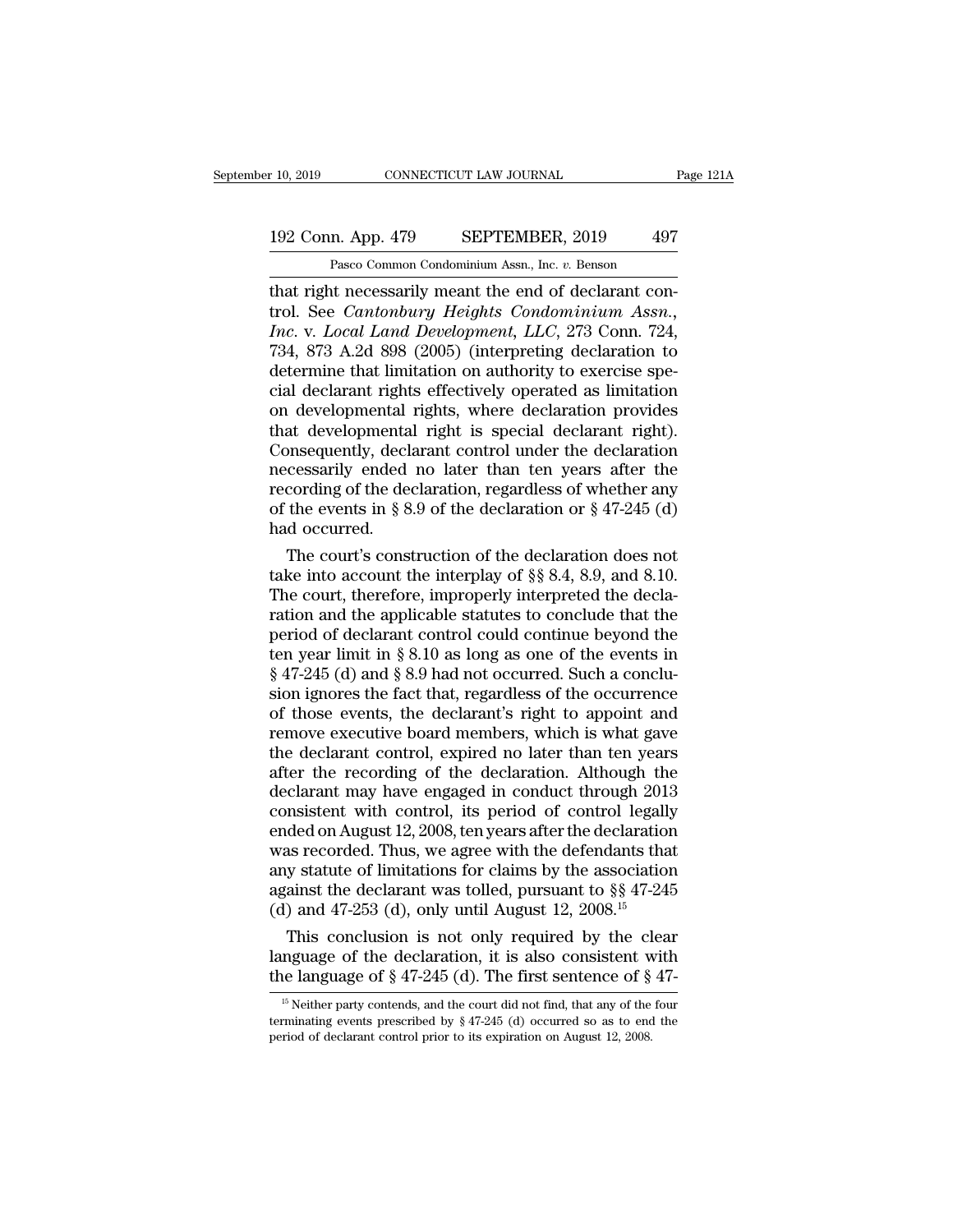that right necessarily meant the end of declarant control. See *Cantonbury Heights Condominium Assn., Inc.* v. *Local Land Development, LLC*, 273 Conn. 724, 734, 873 A.2d 898 (2005) (interpreting declaration to determine that limitation on authority to exercise special declarant rights effectively operated as limitation on developmental rights, where declaration provides that developmental right is special declarant right). Consequently, declarant control under the declaration necessarily ended no later than ten years after the recording of the declaration, regardless of whether any of the events in § 8.9 of the declaration or § 47-245 (d) had occurred.

The court's construction of the declaration does not take into account the interplay of §§ 8.4, 8.9, and 8.10. The court, therefore, improperly interpreted the declaration and the applicable statutes to conclude that the period of declarant control could continue beyond the ten year limit in § 8.10 as long as one of the events in § 47-245 (d) and § 8.9 had not occurred. Such a conclusion ignores the fact that, regardless of the occurrence of those events, the declarant's right to appoint and remove executive board members, which is what gave the declarant control, expired no later than ten years after the recording of the declaration. Although the declarant may have engaged in conduct through 2013 consistent with control, its period of control legally ended on August 12, 2008, ten years after the declaration was recorded. Thus, we agree with the defendants that any statute of limitations for claims by the association against the declarant was tolled, pursuant to §§ 47-245 (d) and 47-253 (d), only until August 12, 2008.[15]

This conclusion is not only required by the clear language of the declaration, it is also consistent with the language of § 47-245 (d). The first sentence of § 47-

[15] Neither party contends, and the court did not find, that any of the four terminating events prescribed by § 47-245 (d) occurred so as to end the period of declarant control prior to its expiration on August 12, 2008.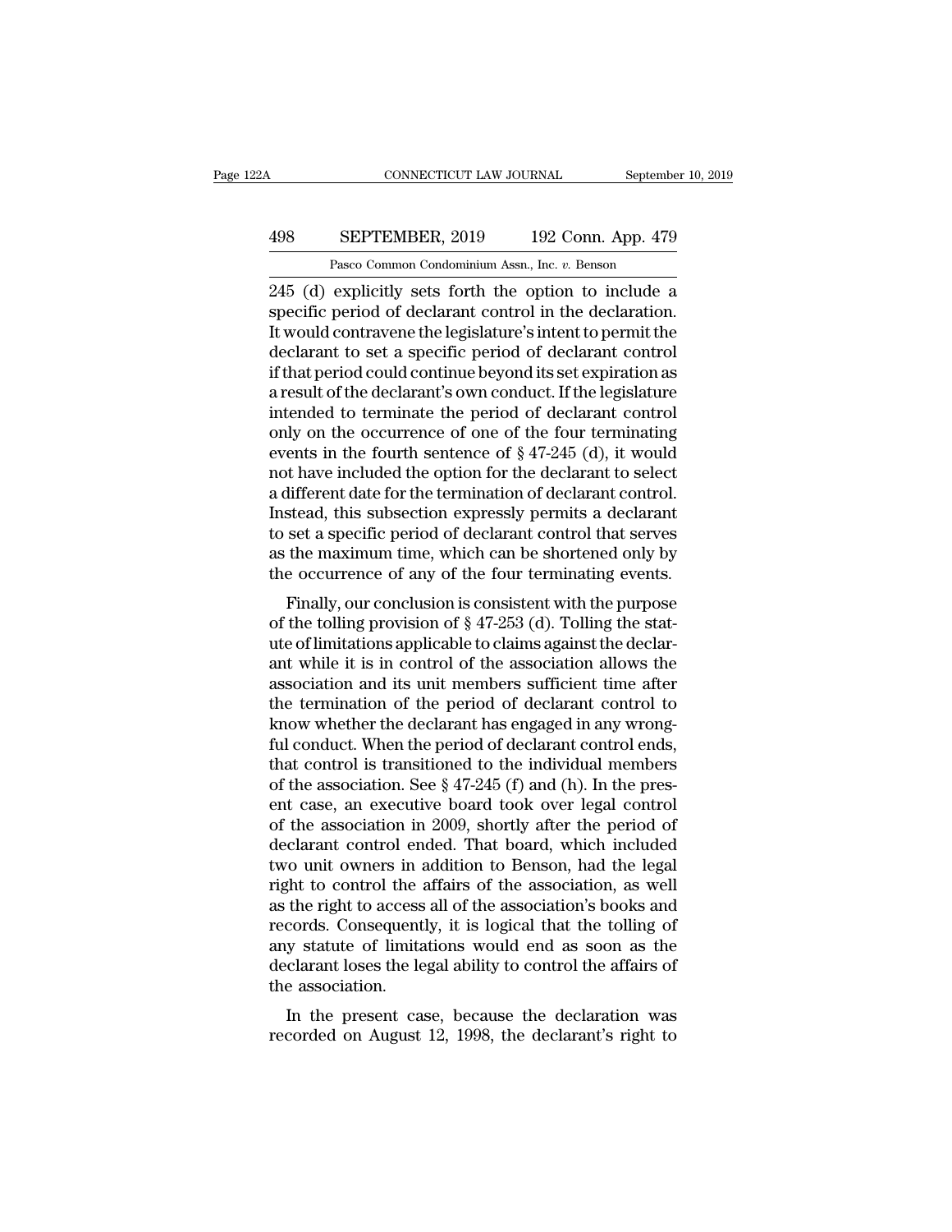245 (d) explicitly sets forth the option to include a specific period of declarant control in the declaration. It would contravene the legislature's intent to permit the declarant to set a specific period of declarant control if that period could continue beyond its set expiration as a result of the declarant's own conduct. If the legislature intended to terminate the period of declarant control only on the occurrence of one of the four terminating events in the fourth sentence of § 47-245 (d), it would not have included the option for the declarant to select a different date for the termination of declarant control. Instead, this subsection expressly permits a declarant to set a specific period of declarant control that serves as the maximum time, which can be shortened only by the occurrence of any of the four terminating events.

Finally, our conclusion is consistent with the purpose of the tolling provision of § 47-253 (d). Tolling the statute of limitations applicable to claims against the declarant while it is in control of the association allows the association and its unit members sufficient time after the termination of the period of declarant control to know whether the declarant has engaged in any wrongful conduct. When the period of declarant control ends, that control is transitioned to the individual members of the association. See § 47-245 (f) and (h). In the present case, an executive board took over legal control of the association in 2009, shortly after the period of declarant control ended. That board, which included two unit owners in addition to Benson, had the legal right to control the affairs of the association, as well as the right to access all of the association's books and records. Consequently, it is logical that the tolling of any statute of limitations would end as soon as the declarant loses the legal ability to control the affairs of the association.

In the present case, because the declaration was recorded on August 12, 1998, the declarant's right to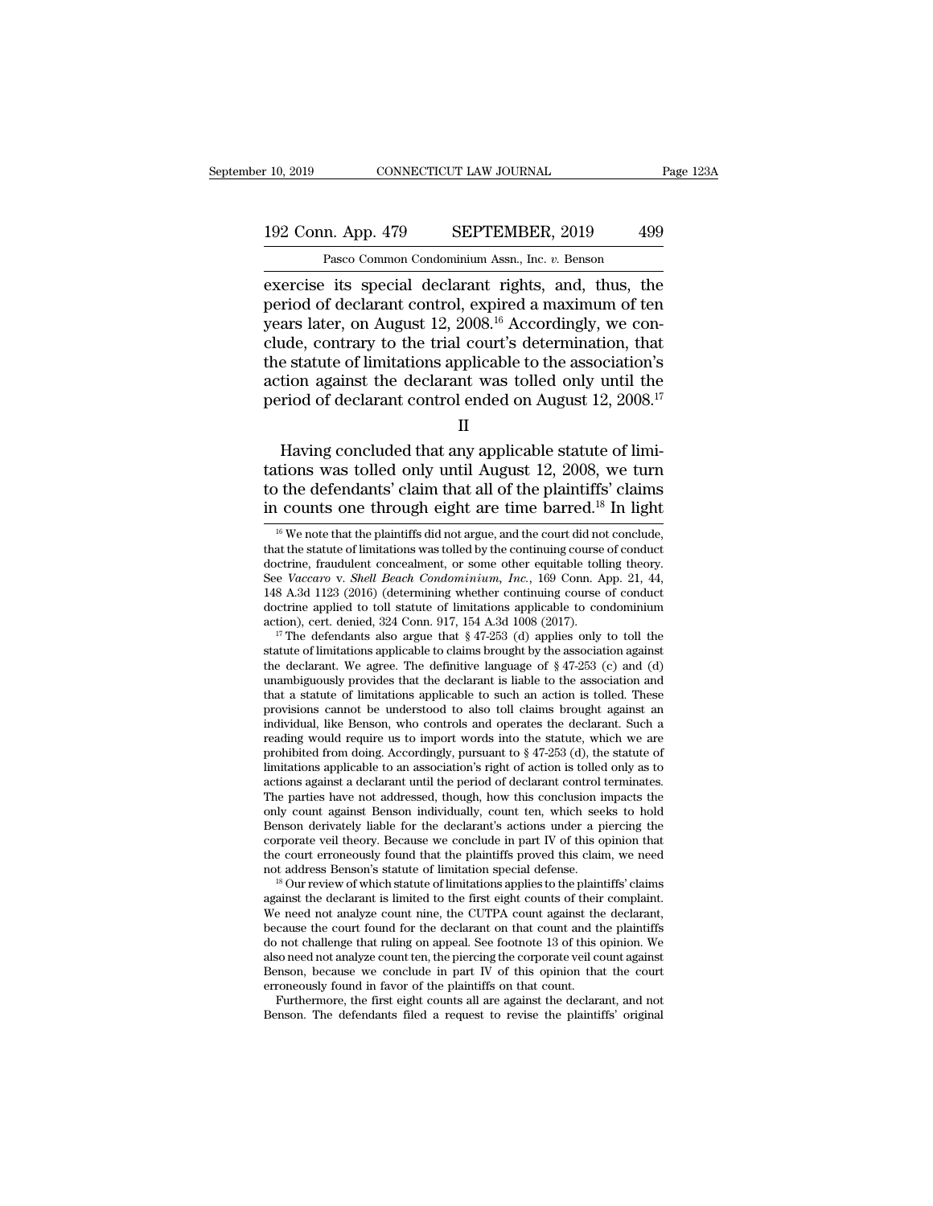exercise its special declarant rights, and, thus, the period of declarant control, expired a maximum of ten years later, on August 12, 2008.[16] Accordingly, we conclude, contrary to the trial court's determination, that the statute of limitations applicable to the association's action against the declarant was tolled only until the period of declarant control ended on August 12, 2008.[17]

II

Having concluded that any applicable statute of limitations was tolled only until August 12, 2008, we turn to the defendants' claim that all of the plaintiffs' claims in counts one through eight are time barred.[18] In light

[16] We note that the plaintiffs did not argue, and the court did not conclude, that the statute of limitations was tolled by the continuing course of conduct doctrine, fraudulent concealment, or some other equitable tolling theory. See *Vaccaro* v. *Shell Beach Condominium, Inc.*, 169 Conn. App. 21, 44, 148 A.3d 1123 (2016) (determining whether continuing course of conduct doctrine applied to toll statute of limitations applicable to condominium action), cert. denied, 324 Conn. 917, 154 A.3d 1008 (2017).

[17] The defendants also argue that § 47-253 (d) applies only to toll the statute of limitations applicable to claims brought by the association against the declarant. We agree. The definitive language of § 47-253 (c) and (d) unambiguously provides that the declarant is liable to the association and that a statute of limitations applicable to such an action is tolled. These provisions cannot be understood to also toll claims brought against an individual, like Benson, who controls and operates the declarant. Such a reading would require us to import words into the statute, which we are prohibited from doing. Accordingly, pursuant to § 47-253 (d), the statute of limitations applicable to an association's right of action is tolled only as to actions against a declarant until the period of declarant control terminates. The parties have not addressed, though, how this conclusion impacts the only count against Benson individually, count ten, which seeks to hold Benson derivately liable for the declarant's actions under a piercing the corporate veil theory. Because we conclude in part IV of this opinion that the court erroneously found that the plaintiffs proved this claim, we need not address Benson's statute of limitation special defense.

[18] Our review of which statute of limitations applies to the plaintiffs' claims against the declarant is limited to the first eight counts of their complaint. We need not analyze count nine, the CUTPA count against the declarant, because the court found for the declarant on that count and the plaintiffs do not challenge that ruling on appeal. See footnote 13 of this opinion. We also need not analyze count ten, the piercing the corporate veil count against Benson, because we conclude in part IV of this opinion that the court erroneously found in favor of the plaintiffs on that count.

Furthermore, the first eight counts all are against the declarant, and not Benson. The defendants filed a request to revise the plaintiffs' original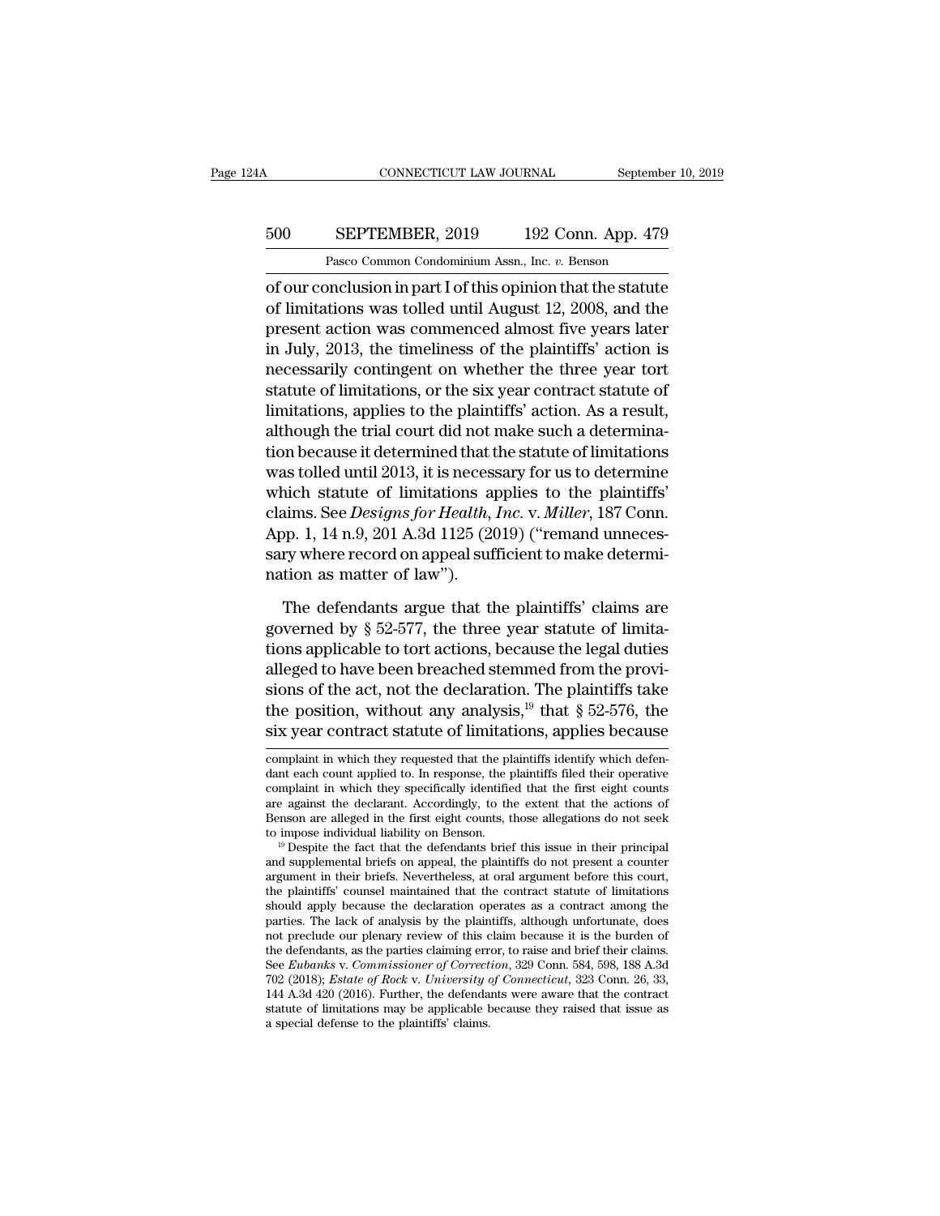of our conclusion in part I of this opinion that the statute of limitations was tolled until August 12, 2008, and the present action was commenced almost five years later in July, 2013, the timeliness of the plaintiffs' action is necessarily contingent on whether the three year tort statute of limitations, or the six year contract statute of limitations, applies to the plaintiffs' action. As a result, although the trial court did not make such a determination because it determined that the statute of limitations was tolled until 2013, it is necessary for us to determine which statute of limitations applies to the plaintiffs' claims. See *Designs for Health, Inc.* v. *Miller*, 187 Conn. App. 1, 14 n.9, 201 A.3d 1125 (2019) ("remand unnecessary where record on appeal sufficient to make determination as matter of law").

The defendants argue that the plaintiffs' claims are governed by § 52-577, the three year statute of limitations applicable to tort actions, because the legal duties alleged to have been breached stemmed from the provisions of the act, not the declaration. The plaintiffs take the position, without any analysis,[19] that § 52-576, the six year contract statute of limitations, applies because

complaint in which they requested that the plaintiffs identify which defendant each count applied to. In response, the plaintiffs filed their operative complaint in which they specifically identified that the first eight counts are against the declarant. Accordingly, to the extent that the actions of Benson are alleged in the first eight counts, those allegations do not seek to impose individual liability on Benson.

[19] Despite the fact that the defendants brief this issue in their principal and supplemental briefs on appeal, the plaintiffs do not present a counter argument in their briefs. Nevertheless, at oral argument before this court, the plaintiffs' counsel maintained that the contract statute of limitations should apply because the declaration operates as a contract among the parties. The lack of analysis by the plaintiffs, although unfortunate, does not preclude our plenary review of this claim because it is the burden of the defendants, as the parties claiming error, to raise and brief their claims. See *Eubanks* v. *Commissioner of Correction*, 329 Conn. 584, 598, 188 A.3d 702 (2018); *Estate of Rock* v. *University of Connecticut*, 323 Conn. 26, 33, 144 A.3d 420 (2016). Further, the defendants were aware that the contract statute of limitations may be applicable because they raised that issue as a special defense to the plaintiffs' claims.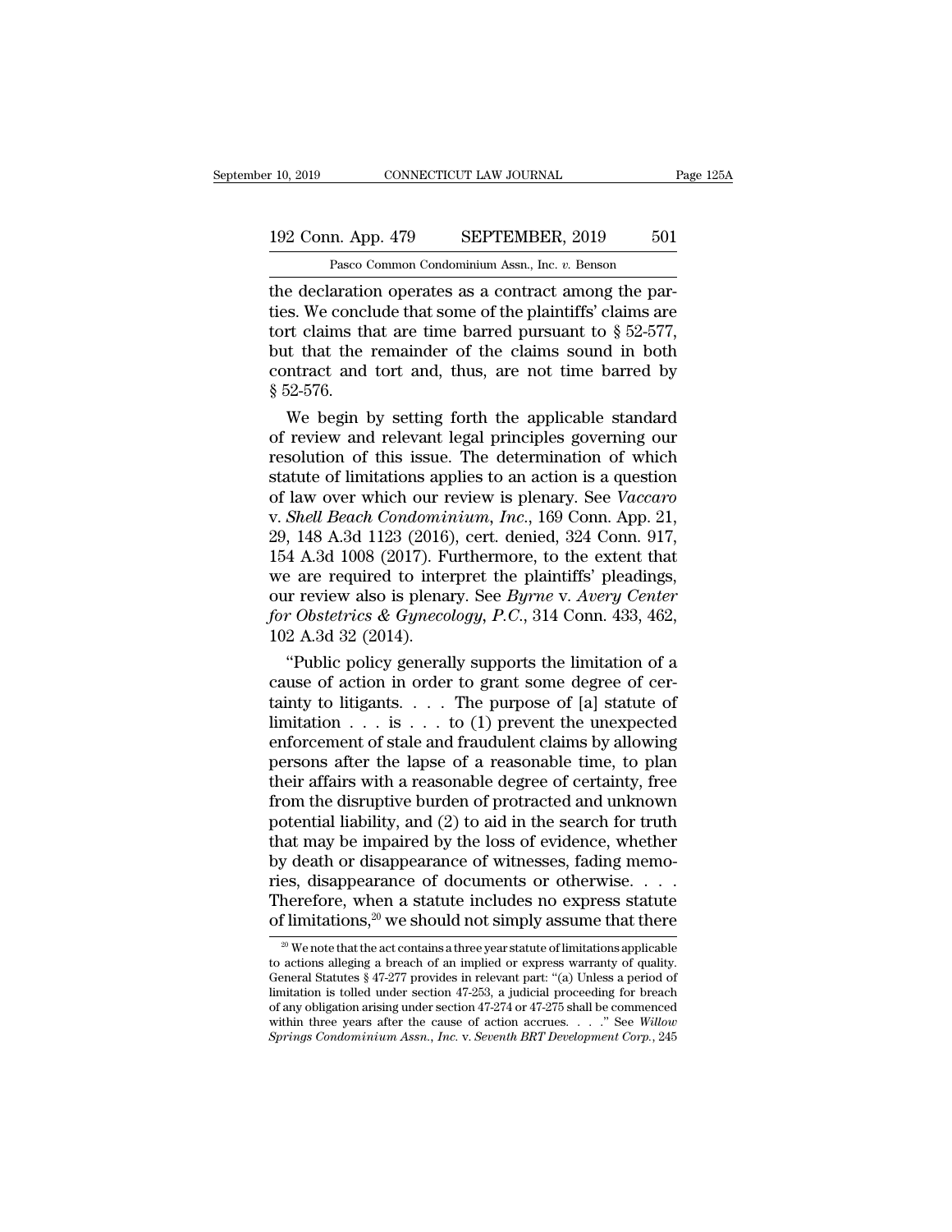the declaration operates as a contract among the parties. We conclude that some of the plaintiffs' claims are tort claims that are time barred pursuant to § 52-577, but that the remainder of the claims sound in both contract and tort and, thus, are not time barred by § 52-576.

We begin by setting forth the applicable standard of review and relevant legal principles governing our resolution of this issue. The determination of which statute of limitations applies to an action is a question of law over which our review is plenary. See *Vaccaro* v. *Shell Beach Condominium, Inc.*, 169 Conn. App. 21, 29, 148 A.3d 1123 (2016), cert. denied, 324 Conn. 917, 154 A.3d 1008 (2017). Furthermore, to the extent that we are required to interpret the plaintiffs' pleadings, our review also is plenary. See *Byrne* v. *Avery Center for Obstetrics & Gynecology, P.C.*, 314 Conn. 433, 462, 102 A.3d 32 (2014).

"Public policy generally supports the limitation of a cause of action in order to grant some degree of certainty to litigants. . . . The purpose of [a] statute of limitation . . . is . . . to (1) prevent the unexpected enforcement of stale and fraudulent claims by allowing persons after the lapse of a reasonable time, to plan their affairs with a reasonable degree of certainty, free from the disruptive burden of protracted and unknown potential liability, and (2) to aid in the search for truth that may be impaired by the loss of evidence, whether by death or disappearance of witnesses, fading memories, disappearance of documents or otherwise. . . . Therefore, when a statute includes no express statute of limitations,[20] we should not simply assume that there

---

[20] We note that the act contains a three year statute of limitations applicable to actions alleging a breach of an implied or express warranty of quality. General Statutes § 47-277 provides in relevant part: "(a) Unless a period of limitation is tolled under section 47-253, a judicial proceeding for breach of any obligation arising under section 47-274 or 47-275 shall be commenced within three years after the cause of action accrues. . . ." See *Willow Springs Condominium Assn., Inc.* v. *Seventh BRT Development Corp.*, 245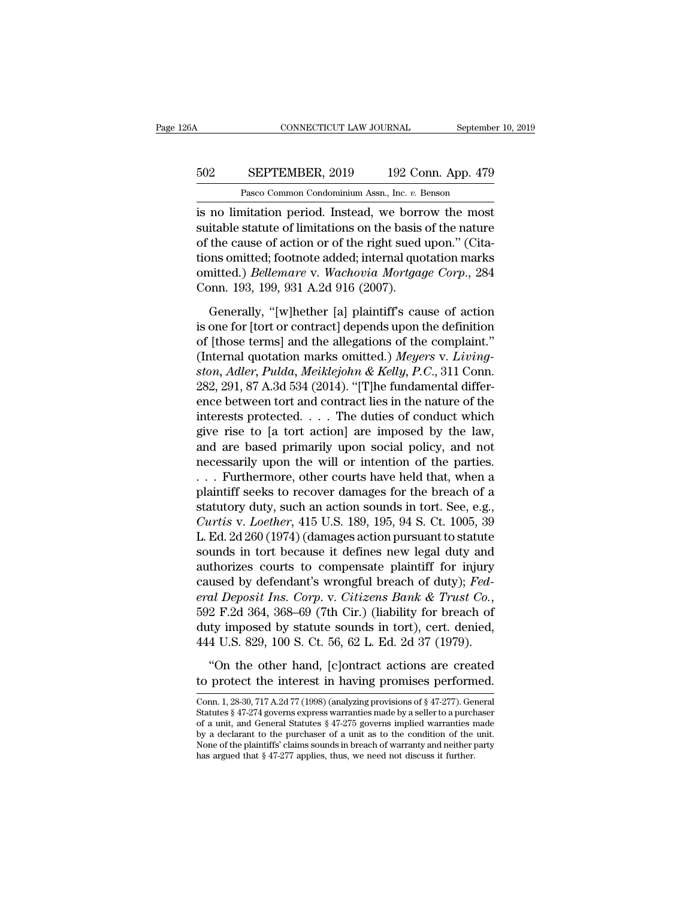is no limitation period. Instead, we borrow the most suitable statute of limitations on the basis of the nature of the cause of action or of the right sued upon." (Citations omitted; footnote added; internal quotation marks omitted.) *Bellemare* v. *Wachovia Mortgage Corp.*, 284 Conn. 193, 199, 931 A.2d 916 (2007).

Generally, "[w]hether [a] plaintiff's cause of action is one for [tort or contract] depends upon the definition of [those terms] and the allegations of the complaint." (Internal quotation marks omitted.) *Meyers* v. *Livingston, Adler, Pulda, Meiklejohn & Kelly, P.C.*, 311 Conn. 282, 291, 87 A.3d 534 (2014). "[T]he fundamental difference between tort and contract lies in the nature of the interests protected. . . . The duties of conduct which give rise to [a tort action] are imposed by the law, and are based primarily upon social policy, and not necessarily upon the will or intention of the parties. . . . Furthermore, other courts have held that, when a plaintiff seeks to recover damages for the breach of a statutory duty, such an action sounds in tort. See, e.g., *Curtis* v. *Loether*, 415 U.S. 189, 195, 94 S. Ct. 1005, 39 L. Ed. 2d 260 (1974) (damages action pursuant to statute sounds in tort because it defines new legal duty and authorizes courts to compensate plaintiff for injury caused by defendant's wrongful breach of duty); *Federal Deposit Ins. Corp.* v. *Citizens Bank & Trust Co.*, 592 F.2d 364, 368–69 (7th Cir.) (liability for breach of duty imposed by statute sounds in tort), cert. denied, 444 U.S. 829, 100 S. Ct. 56, 62 L. Ed. 2d 37 (1979).

"On the other hand, [c]ontract actions are created to protect the interest in having promises performed.

---

Conn. 1, 28-30, 717 A.2d 77 (1998) (analyzing provisions of § 47-277). General Statutes § 47-274 governs express warranties made by a seller to a purchaser of a unit, and General Statutes § 47-275 governs implied warranties made by a declarant to the purchaser of a unit as to the condition of the unit. None of the plaintiffs' claims sounds in breach of warranty and neither party has argued that § 47-277 applies, thus, we need not discuss it further.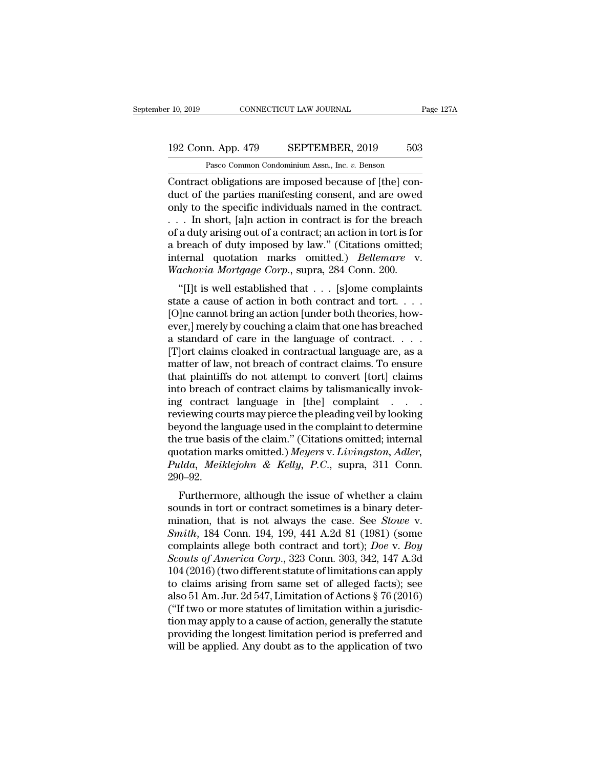Contract obligations are imposed because of [the] conduct of the parties manifesting consent, and are owed only to the specific individuals named in the contract. . . . In short, [a]n action in contract is for the breach of a duty arising out of a contract; an action in tort is for a breach of duty imposed by law." (Citations omitted; internal quotation marks omitted.) *Bellemare* v. *Wachovia Mortgage Corp*., supra, 284 Conn. 200.

"[I]t is well established that . . . [s]ome complaints state a cause of action in both contract and tort. . . . [O]ne cannot bring an action [under both theories, however,] merely by couching a claim that one has breached a standard of care in the language of contract. . . . [T]ort claims cloaked in contractual language are, as a matter of law, not breach of contract claims. To ensure that plaintiffs do not attempt to convert [tort] claims into breach of contract claims by talismanically invoking contract language in [the] complaint . . . reviewing courts may pierce the pleading veil by looking beyond the language used in the complaint to determine the true basis of the claim." (Citations omitted; internal quotation marks omitted.) *Meyers* v. *Livingston, Adler, Pulda, Meiklejohn & Kelly, P.C*., supra, 311 Conn. 290–92.

Furthermore, although the issue of whether a claim sounds in tort or contract sometimes is a binary determination, that is not always the case. See *Stowe* v. *Smith*, 184 Conn. 194, 199, 441 A.2d 81 (1981) (some complaints allege both contract and tort); *Doe* v. *Boy Scouts of America Corp*., 323 Conn. 303, 342, 147 A.3d 104 (2016) (two different statute of limitations can apply to claims arising from same set of alleged facts); see also 51 Am. Jur. 2d 547, Limitation of Actions § 76 (2016) ("If two or more statutes of limitation within a jurisdiction may apply to a cause of action, generally the statute providing the longest limitation period is preferred and will be applied. Any doubt as to the application of two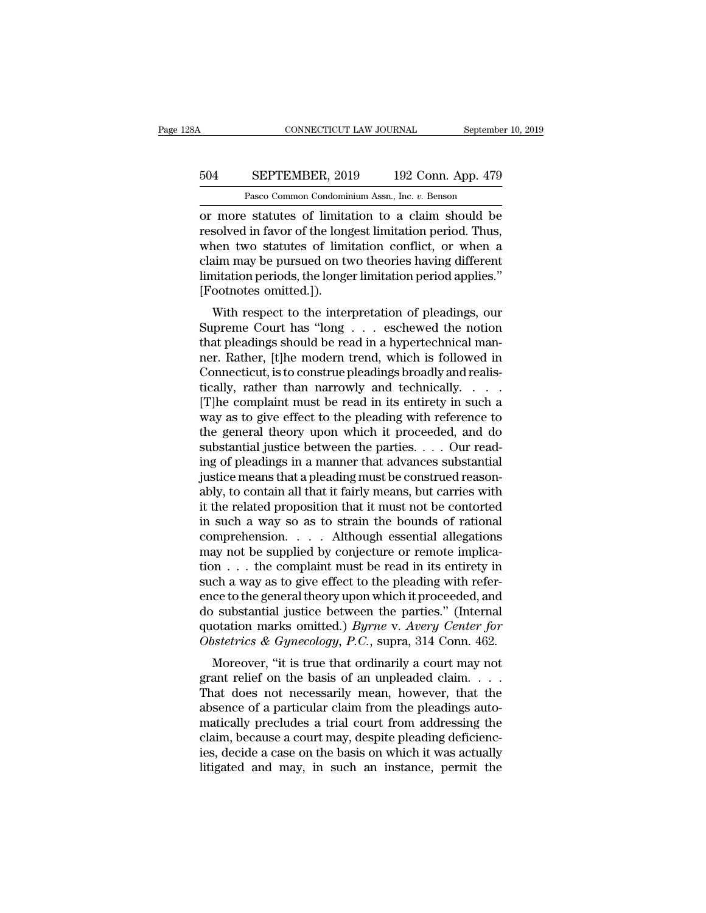or more statutes of limitation to a claim should be resolved in favor of the longest limitation period. Thus, when two statutes of limitation conflict, or when a claim may be pursued on two theories having different limitation periods, the longer limitation period applies." [Footnotes omitted.]).

With respect to the interpretation of pleadings, our Supreme Court has "long . . . eschewed the notion that pleadings should be read in a hypertechnical manner. Rather, [t]he modern trend, which is followed in Connecticut, is to construe pleadings broadly and realistically, rather than narrowly and technically. . . . [T]he complaint must be read in its entirety in such a way as to give effect to the pleading with reference to the general theory upon which it proceeded, and do substantial justice between the parties. . . . Our reading of pleadings in a manner that advances substantial justice means that a pleading must be construed reasonably, to contain all that it fairly means, but carries with it the related proposition that it must not be contorted in such a way so as to strain the bounds of rational comprehension. . . . Although essential allegations may not be supplied by conjecture or remote implication . . . the complaint must be read in its entirety in such a way as to give effect to the pleading with reference to the general theory upon which it proceeded, and do substantial justice between the parties." (Internal quotation marks omitted.) *Byrne* v. *Avery Center for Obstetrics & Gynecology, P.C.*, supra, 314 Conn. 462.

Moreover, "it is true that ordinarily a court may not grant relief on the basis of an unpleaded claim. . . . That does not necessarily mean, however, that the absence of a particular claim from the pleadings automatically precludes a trial court from addressing the claim, because a court may, despite pleading deficiencies, decide a case on the basis on which it was actually litigated and may, in such an instance, permit the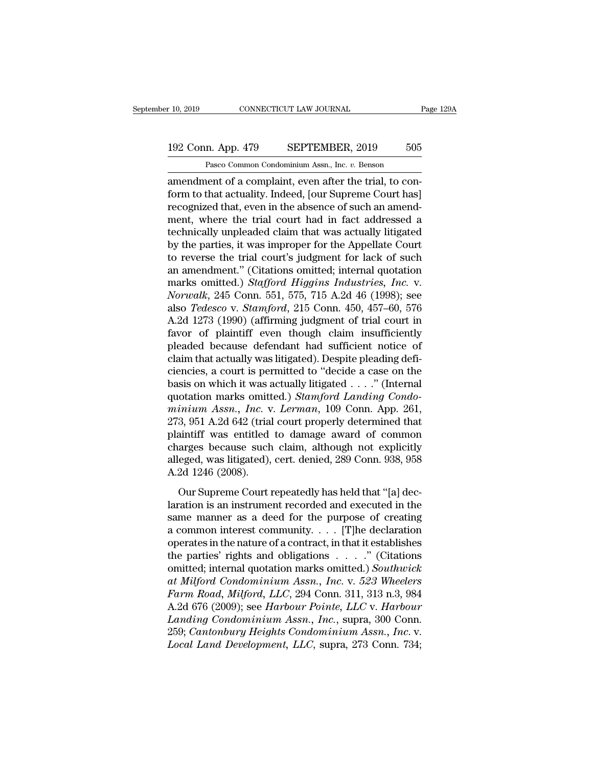amendment of a complaint, even after the trial, to conform to that actuality. Indeed, [our Supreme Court has] recognized that, even in the absence of such an amendment, where the trial court had in fact addressed a technically unpleaded claim that was actually litigated by the parties, it was improper for the Appellate Court to reverse the trial court's judgment for lack of such an amendment." (Citations omitted; internal quotation marks omitted.) *Stafford Higgins Industries, Inc.* v. *Norwalk*, 245 Conn. 551, 575, 715 A.2d 46 (1998); see also *Tedesco* v. *Stamford*, 215 Conn. 450, 457–60, 576 A.2d 1273 (1990) (affirming judgment of trial court in favor of plaintiff even though claim insufficiently pleaded because defendant had sufficient notice of claim that actually was litigated). Despite pleading deficiencies, a court is permitted to "decide a case on the basis on which it was actually litigated . . . ." (Internal quotation marks omitted.) *Stamford Landing Condominium Assn., Inc.* v. *Lerman*, 109 Conn. App. 261, 273, 951 A.2d 642 (trial court properly determined that plaintiff was entitled to damage award of common charges because such claim, although not explicitly alleged, was litigated), cert. denied, 289 Conn. 938, 958 A.2d 1246 (2008).

Our Supreme Court repeatedly has held that "[a] declaration is an instrument recorded and executed in the same manner as a deed for the purpose of creating a common interest community. . . . [T]he declaration operates in the nature of a contract, in that it establishes the parties' rights and obligations . . . ." (Citations omitted; internal quotation marks omitted.) *Southwick at Milford Condominium Assn., Inc.* v. *523 Wheelers Farm Road, Milford, LLC*, 294 Conn. 311, 313 n.3, 984 A.2d 676 (2009); see *Harbour Pointe, LLC* v. *Harbour Landing Condominium Assn., Inc.*, supra, 300 Conn. 259; *Cantonbury Heights Condominium Assn., Inc.* v. *Local Land Development, LLC*, supra, 273 Conn. 734;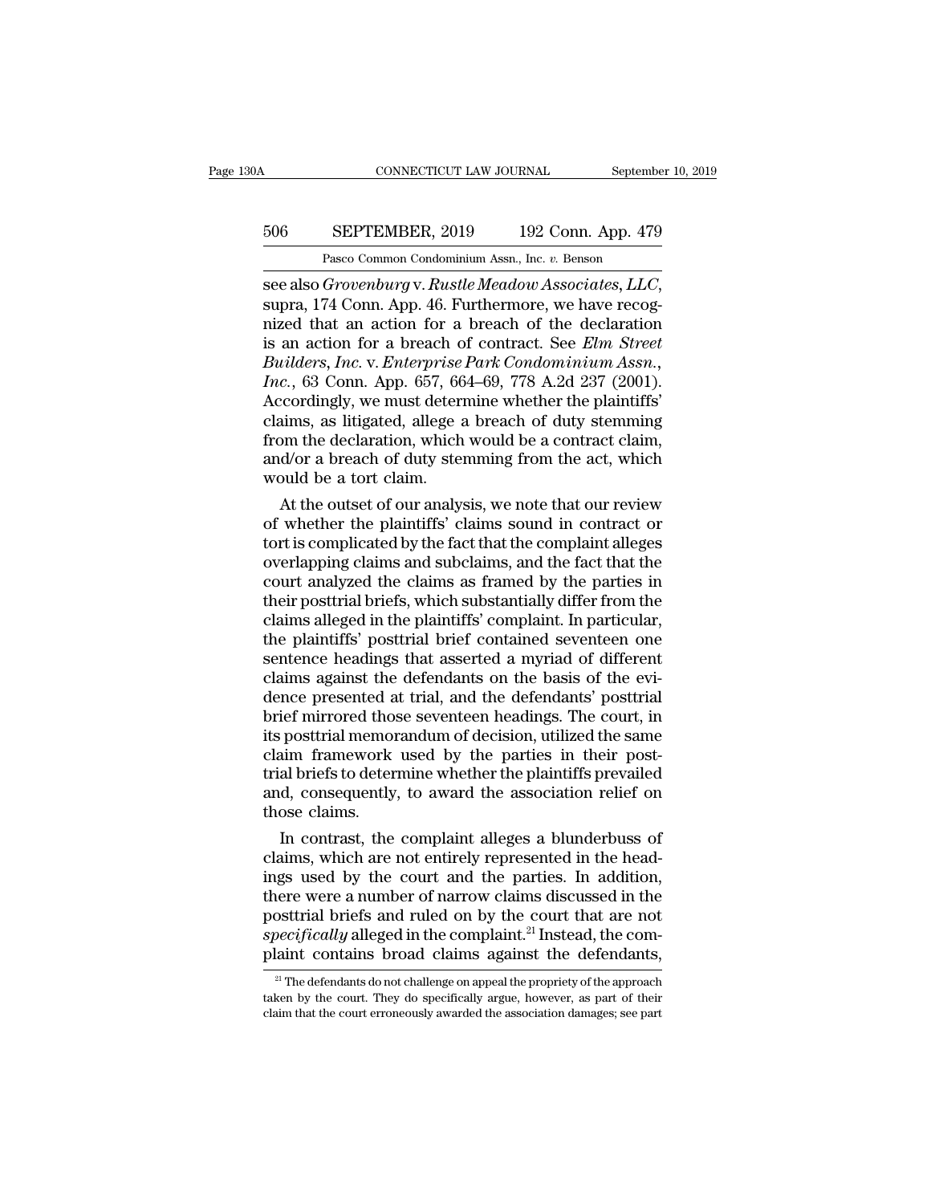see also *Grovenburg* v. *Rustle Meadow Associates, LLC*, supra, 174 Conn. App. 46. Furthermore, we have recognized that an action for a breach of the declaration is an action for a breach of contract. See *Elm Street Builders, Inc.* v. *Enterprise Park Condominium Assn., Inc.*, 63 Conn. App. 657, 664–69, 778 A.2d 237 (2001). Accordingly, we must determine whether the plaintiffs' claims, as litigated, allege a breach of duty stemming from the declaration, which would be a contract claim, and/or a breach of duty stemming from the act, which would be a tort claim.

At the outset of our analysis, we note that our review of whether the plaintiffs' claims sound in contract or tort is complicated by the fact that the complaint alleges overlapping claims and subclaims, and the fact that the court analyzed the claims as framed by the parties in their posttrial briefs, which substantially differ from the claims alleged in the plaintiffs' complaint. In particular, the plaintiffs' posttrial brief contained seventeen one sentence headings that asserted a myriad of different claims against the defendants on the basis of the evidence presented at trial, and the defendants' posttrial brief mirrored those seventeen headings. The court, in its posttrial memorandum of decision, utilized the same claim framework used by the parties in their posttrial briefs to determine whether the plaintiffs prevailed and, consequently, to award the association relief on those claims.

In contrast, the complaint alleges a blunderbuss of claims, which are not entirely represented in the headings used by the court and the parties. In addition, there were a number of narrow claims discussed in the posttrial briefs and ruled on by the court that are not *specifically* alleged in the complaint.[21] Instead, the complaint contains broad claims against the defendants,

[21] The defendants do not challenge on appeal the propriety of the approach taken by the court. They do specifically argue, however, as part of their claim that the court erroneously awarded the association damages; see part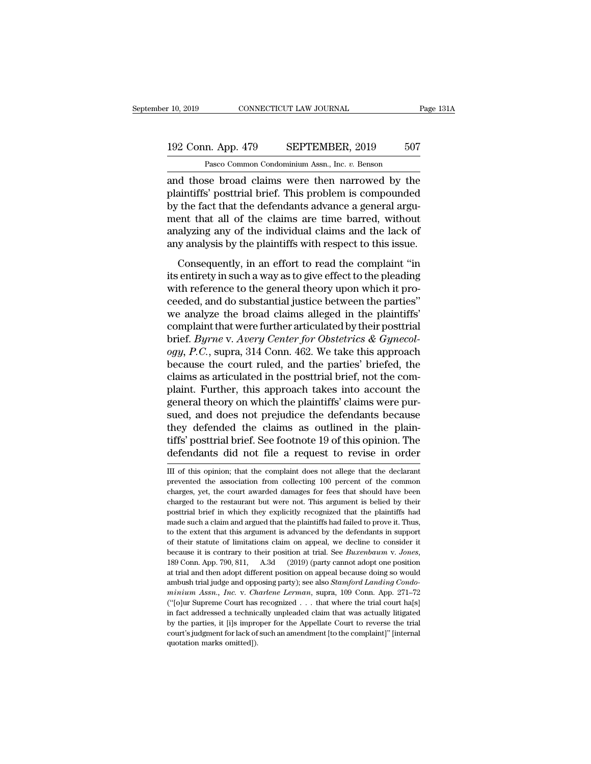and those broad claims were then narrowed by the plaintiffs' posttrial brief. This problem is compounded by the fact that the defendants advance a general argument that all of the claims are time barred, without analyzing any of the individual claims and the lack of any analysis by the plaintiffs with respect to this issue.

Consequently, in an effort to read the complaint "in its entirety in such a way as to give effect to the pleading with reference to the general theory upon which it proceeded, and do substantial justice between the parties" we analyze the broad claims alleged in the plaintiffs' complaint that were further articulated by their posttrial brief. *Byrne* v. *Avery Center for Obstetrics & Gynecology, P.C.*, supra, 314 Conn. 462. We take this approach because the court ruled, and the parties' briefed, the claims as articulated in the posttrial brief, not the complaint. Further, this approach takes into account the general theory on which the plaintiffs' claims were pursued, and does not prejudice the defendants because they defended the claims as outlined in the plaintiffs' posttrial brief. See footnote 19 of this opinion. The defendants did not file a request to revise in order

III of this opinion; that the complaint does not allege that the declarant prevented the association from collecting 100 percent of the common charges, yet, the court awarded damages for fees that should have been charged to the restaurant but were not. This argument is belied by their posttrial brief in which they explicitly recognized that the plaintiffs had made such a claim and argued that the plaintiffs had failed to prove it. Thus, to the extent that this argument is advanced by the defendants in support of their statute of limitations claim on appeal, we decline to consider it because it is contrary to their position at trial. See *Buxenbaum* v. *Jones*, 189 Conn. App. 790, 811, A.3d (2019) (party cannot adopt one position at trial and then adopt different position on appeal because doing so would ambush trial judge and opposing party); see also *Stamford Landing Condominium Assn., Inc.* v. *Charlene Lerman*, supra, 109 Conn. App. 271–72 ("[o]ur Supreme Court has recognized . . . that where the trial court ha[s] in fact addressed a technically unpleaded claim that was actually litigated by the parties, it [i]s improper for the Appellate Court to reverse the trial court's judgment for lack of such an amendment [to the complaint]" [internal quotation marks omitted]).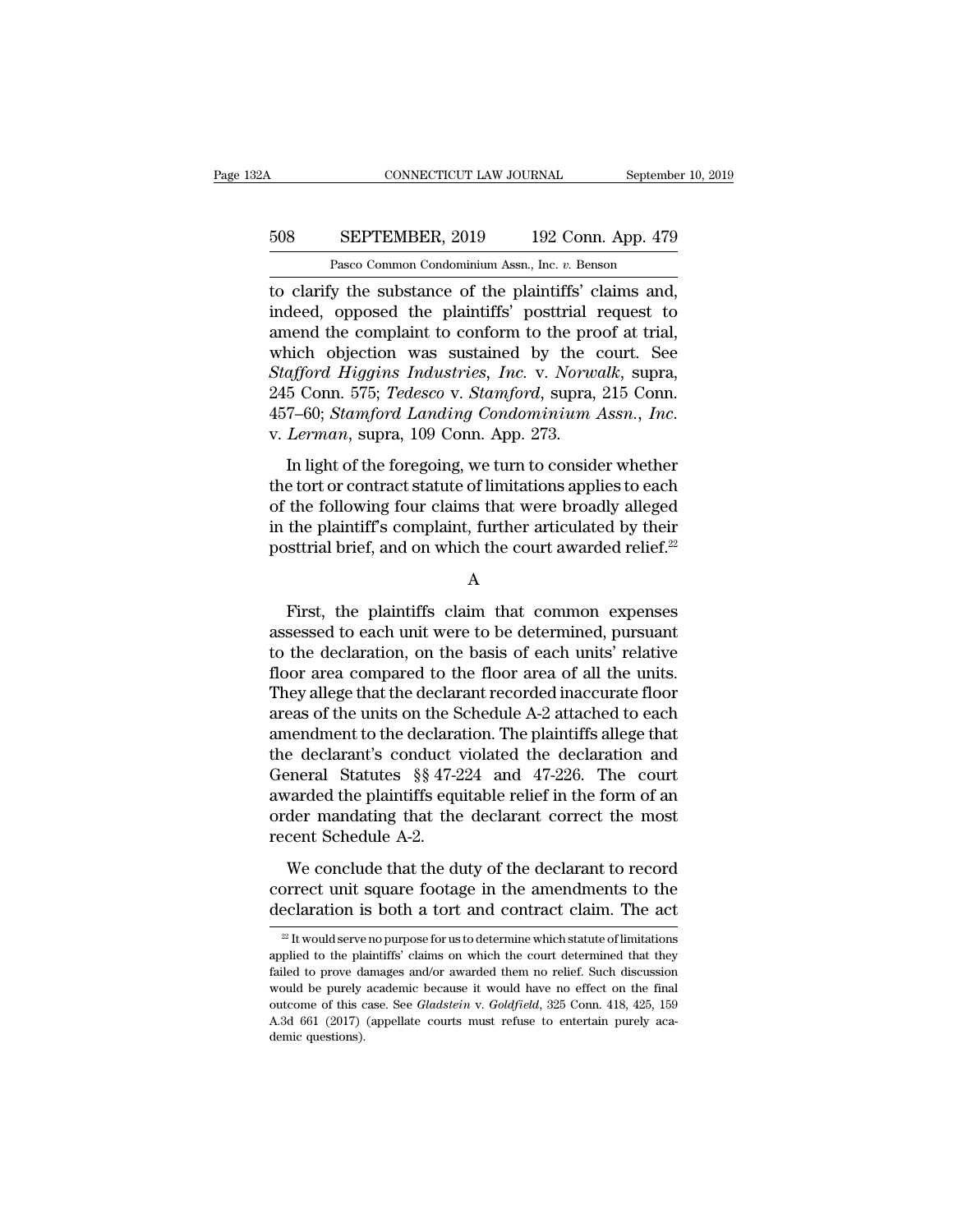to clarify the substance of the plaintiffs' claims and, indeed, opposed the plaintiffs' posttrial request to amend the complaint to conform to the proof at trial, which objection was sustained by the court. See *Stafford Higgins Industries, Inc.* v. *Norwalk*, supra, 245 Conn. 575; *Tedesco* v. *Stamford*, supra, 215 Conn. 457–60; *Stamford Landing Condominium Assn., Inc.* v. *Lerman*, supra, 109 Conn. App. 273.

In light of the foregoing, we turn to consider whether the tort or contract statute of limitations applies to each of the following four claims that were broadly alleged in the plaintiff's complaint, further articulated by their posttrial brief, and on which the court awarded relief.[22]

A

First, the plaintiffs claim that common expenses assessed to each unit were to be determined, pursuant to the declaration, on the basis of each units' relative floor area compared to the floor area of all the units. They allege that the declarant recorded inaccurate floor areas of the units on the Schedule A-2 attached to each amendment to the declaration. The plaintiffs allege that the declarant's conduct violated the declaration and General Statutes §§ 47-224 and 47-226. The court awarded the plaintiffs equitable relief in the form of an order mandating that the declarant correct the most recent Schedule A-2.

We conclude that the duty of the declarant to record correct unit square footage in the amendments to the declaration is both a tort and contract claim. The act

[22] It would serve no purpose for us to determine which statute of limitations applied to the plaintiffs' claims on which the court determined that they failed to prove damages and/or awarded them no relief. Such discussion would be purely academic because it would have no effect on the final outcome of this case. See *Gladstein* v. *Goldfield*, 325 Conn. 418, 425, 159 A.3d 661 (2017) (appellate courts must refuse to entertain purely academic questions).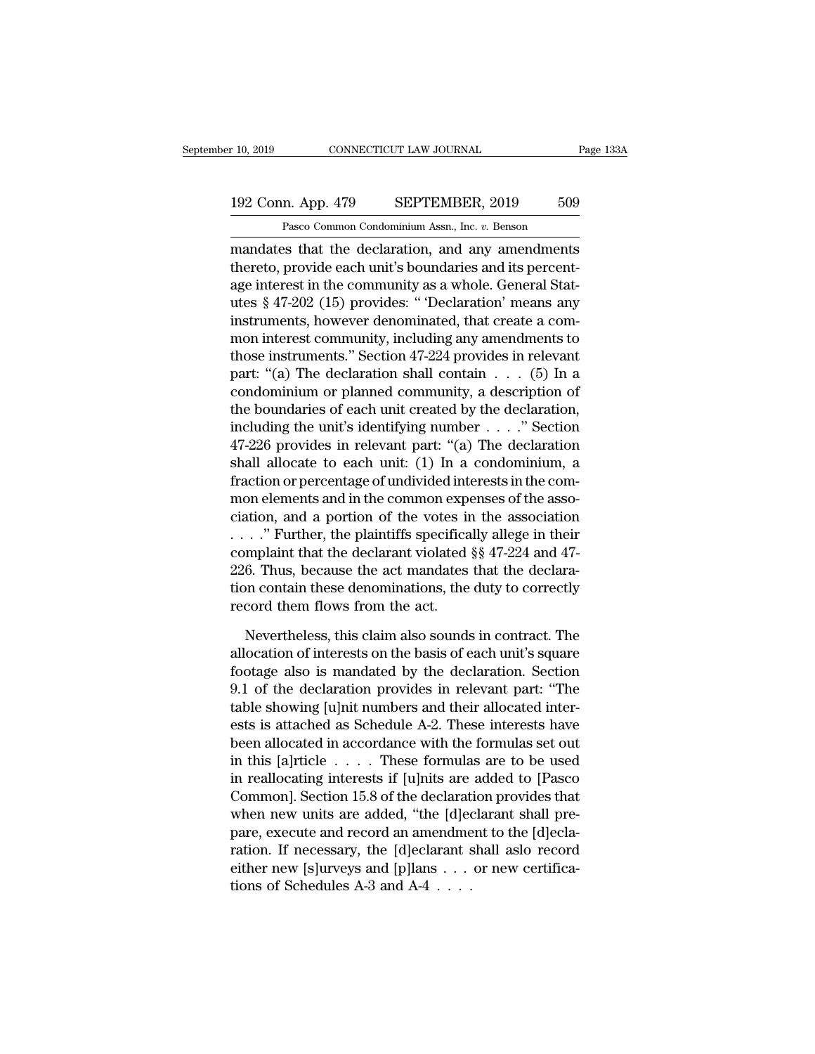mandates that the declaration, and any amendments thereto, provide each unit's boundaries and its percentage interest in the community as a whole. General Statutes § 47-202 (15) provides: " 'Declaration' means any instruments, however denominated, that create a common interest community, including any amendments to those instruments." Section 47-224 provides in relevant part: "(a) The declaration shall contain . . . (5) In a condominium or planned community, a description of the boundaries of each unit created by the declaration, including the unit's identifying number . . . ." Section 47-226 provides in relevant part: "(a) The declaration shall allocate to each unit: (1) In a condominium, a fraction or percentage of undivided interests in the common elements and in the common expenses of the association, and a portion of the votes in the association . . . ." Further, the plaintiffs specifically allege in their complaint that the declarant violated §§ 47-224 and 47-226. Thus, because the act mandates that the declaration contain these denominations, the duty to correctly record them flows from the act.

Nevertheless, this claim also sounds in contract. The allocation of interests on the basis of each unit's square footage also is mandated by the declaration. Section 9.1 of the declaration provides in relevant part: "The table showing [u]nit numbers and their allocated interests is attached as Schedule A-2. These interests have been allocated in accordance with the formulas set out in this [a]rticle . . . . These formulas are to be used in reallocating interests if [u]nits are added to [Pasco Common]. Section 15.8 of the declaration provides that when new units are added, "the [d]eclarant shall prepare, execute and record an amendment to the [d]eclaration. If necessary, the [d]eclarant shall aslo record either new [s]urveys and [p]lans . . . or new certifications of Schedules A-3 and A-4 . . . .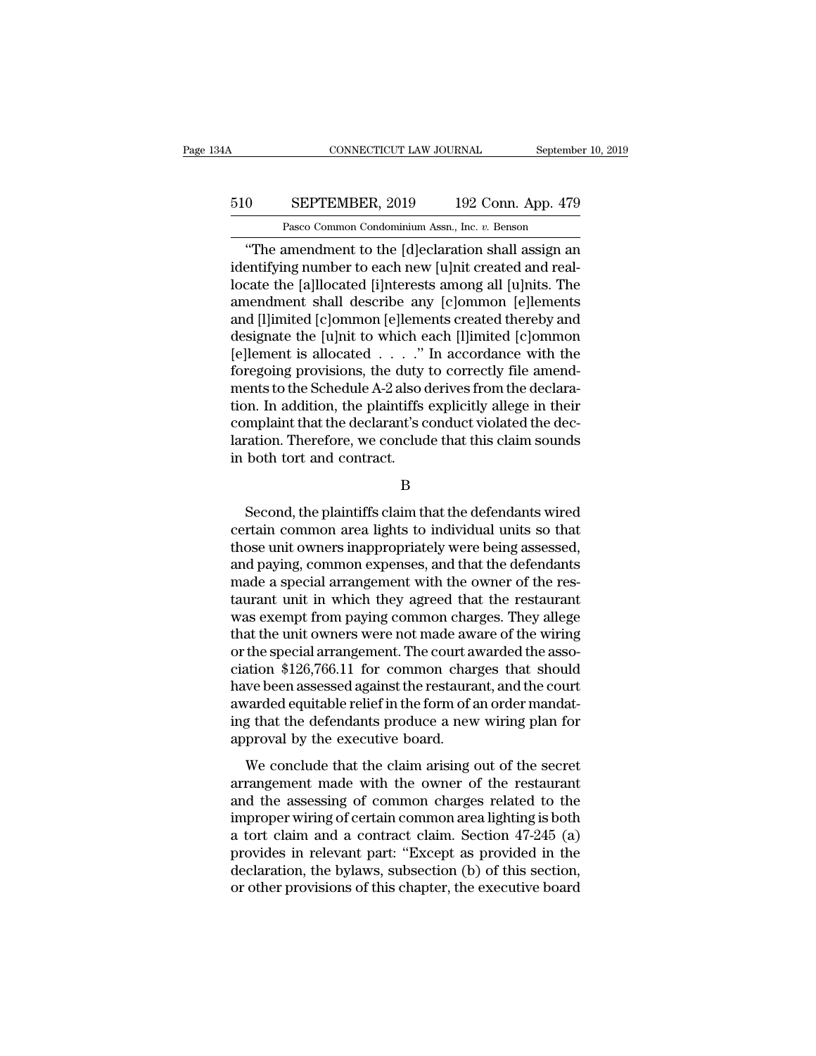"The amendment to the [d]eclaration shall assign an identifying number to each new [u]nit created and reallocate the [a]llocated [i]nterests among all [u]nits. The amendment shall describe any [c]ommon [e]lements and [l]imited [c]ommon [e]lements created thereby and designate the [u]nit to which each [l]imited [c]ommon [e]lement is allocated . . . ." In accordance with the foregoing provisions, the duty to correctly file amendments to the Schedule A-2 also derives from the declaration. In addition, the plaintiffs explicitly allege in their complaint that the declarant's conduct violated the declaration. Therefore, we conclude that this claim sounds in both tort and contract.

B

Second, the plaintiffs claim that the defendants wired certain common area lights to individual units so that those unit owners inappropriately were being assessed, and paying, common expenses, and that the defendants made a special arrangement with the owner of the restaurant unit in which they agreed that the restaurant was exempt from paying common charges. They allege that the unit owners were not made aware of the wiring or the special arrangement. The court awarded the association $126,766.11 for common charges that should have been assessed against the restaurant, and the court awarded equitable relief in the form of an order mandating that the defendants produce a new wiring plan for approval by the executive board.

We conclude that the claim arising out of the secret arrangement made with the owner of the restaurant and the assessing of common charges related to the improper wiring of certain common area lighting is both a tort claim and a contract claim. Section 47-245 (a) provides in relevant part: "Except as provided in the declaration, the bylaws, subsection (b) of this section, or other provisions of this chapter, the executive board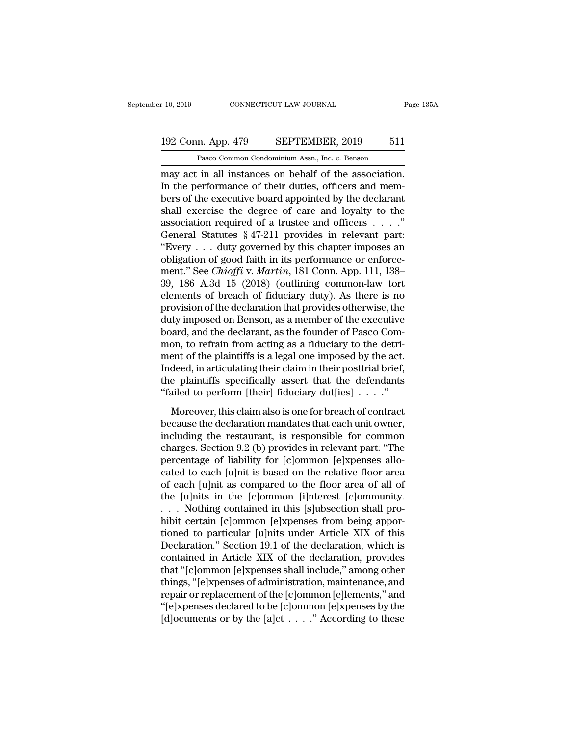may act in all instances on behalf of the association. In the performance of their duties, officers and members of the executive board appointed by the declarant shall exercise the degree of care and loyalty to the association required of a trustee and officers . . . ." General Statutes § 47-211 provides in relevant part: "Every . . . duty governed by this chapter imposes an obligation of good faith in its performance or enforcement." See *Chioffi* v. *Martin*, 181 Conn. App. 111, 138–39, 186 A.3d 15 (2018) (outlining common-law tort elements of breach of fiduciary duty). As there is no provision of the declaration that provides otherwise, the duty imposed on Benson, as a member of the executive board, and the declarant, as the founder of Pasco Common, to refrain from acting as a fiduciary to the detriment of the plaintiffs is a legal one imposed by the act. Indeed, in articulating their claim in their posttrial brief, the plaintiffs specifically assert that the defendants "failed to perform [their] fiduciary dut[ies] . . . ."

Moreover, this claim also is one for breach of contract because the declaration mandates that each unit owner, including the restaurant, is responsible for common charges. Section 9.2 (b) provides in relevant part: "The percentage of liability for [c]ommon [e]xpenses allocated to each [u]nit is based on the relative floor area of each [u]nit as compared to the floor area of all of the [u]nits in the [c]ommon [i]nterest [c]ommunity. . . . Nothing contained in this [s]ubsection shall prohibit certain [c]ommon [e]xpenses from being apportioned to particular [u]nits under Article XIX of this Declaration." Section 19.1 of the declaration, which is contained in Article XIX of the declaration, provides that "[c]ommon [e]xpenses shall include," among other things, "[e]xpenses of administration, maintenance, and repair or replacement of the [c]ommon [e]lements," and "[e]xpenses declared to be [c]ommon [e]xpenses by the [d]ocuments or by the [a]ct . . . ." According to these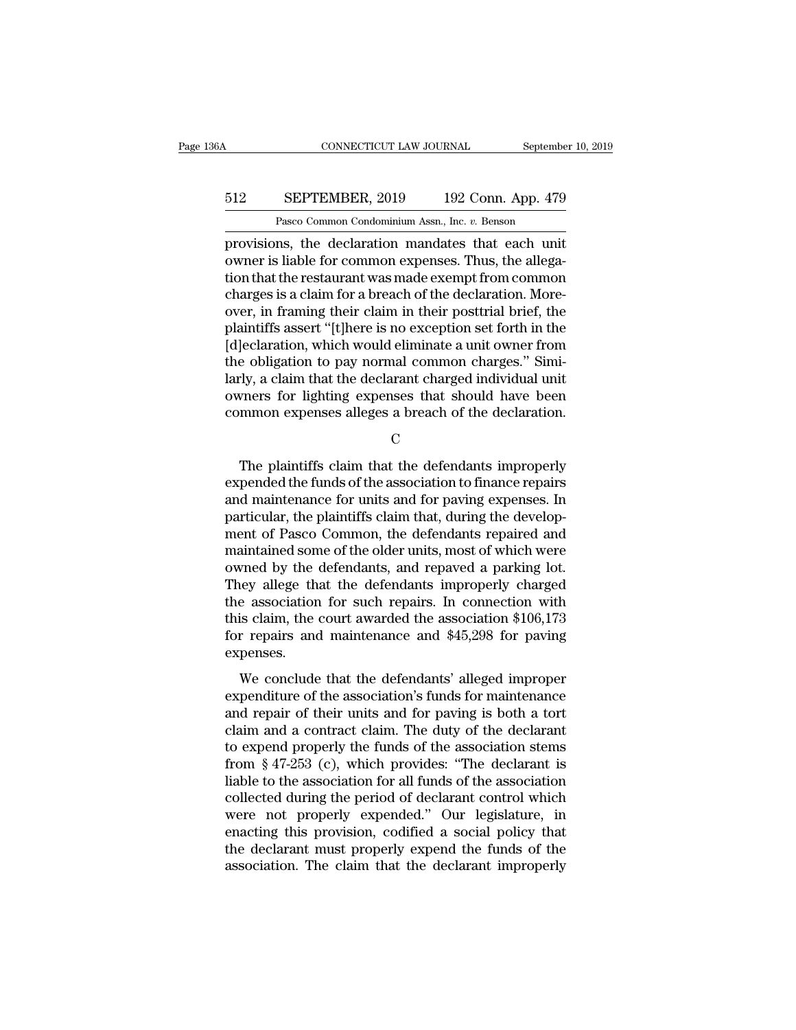provisions, the declaration mandates that each unit owner is liable for common expenses. Thus, the allegation that the restaurant was made exempt from common charges is a claim for a breach of the declaration. Moreover, in framing their claim in their posttrial brief, the plaintiffs assert "[t]here is no exception set forth in the [d]eclaration, which would eliminate a unit owner from the obligation to pay normal common charges." Similarly, a claim that the declarant charged individual unit owners for lighting expenses that should have been common expenses alleges a breach of the declaration.

C

The plaintiffs claim that the defendants improperly expended the funds of the association to finance repairs and maintenance for units and for paving expenses. In particular, the plaintiffs claim that, during the development of Pasco Common, the defendants repaired and maintained some of the older units, most of which were owned by the defendants, and repaved a parking lot. They allege that the defendants improperly charged the association for such repairs. In connection with this claim, the court awarded the association $106,173 for repairs and maintenance and $45,298 for paving expenses.

We conclude that the defendants' alleged improper expenditure of the association's funds for maintenance and repair of their units and for paving is both a tort claim and a contract claim. The duty of the declarant to expend properly the funds of the association stems from § 47-253 (c), which provides: "The declarant is liable to the association for all funds of the association collected during the period of declarant control which were not properly expended." Our legislature, in enacting this provision, codified a social policy that the declarant must properly expend the funds of the association. The claim that the declarant improperly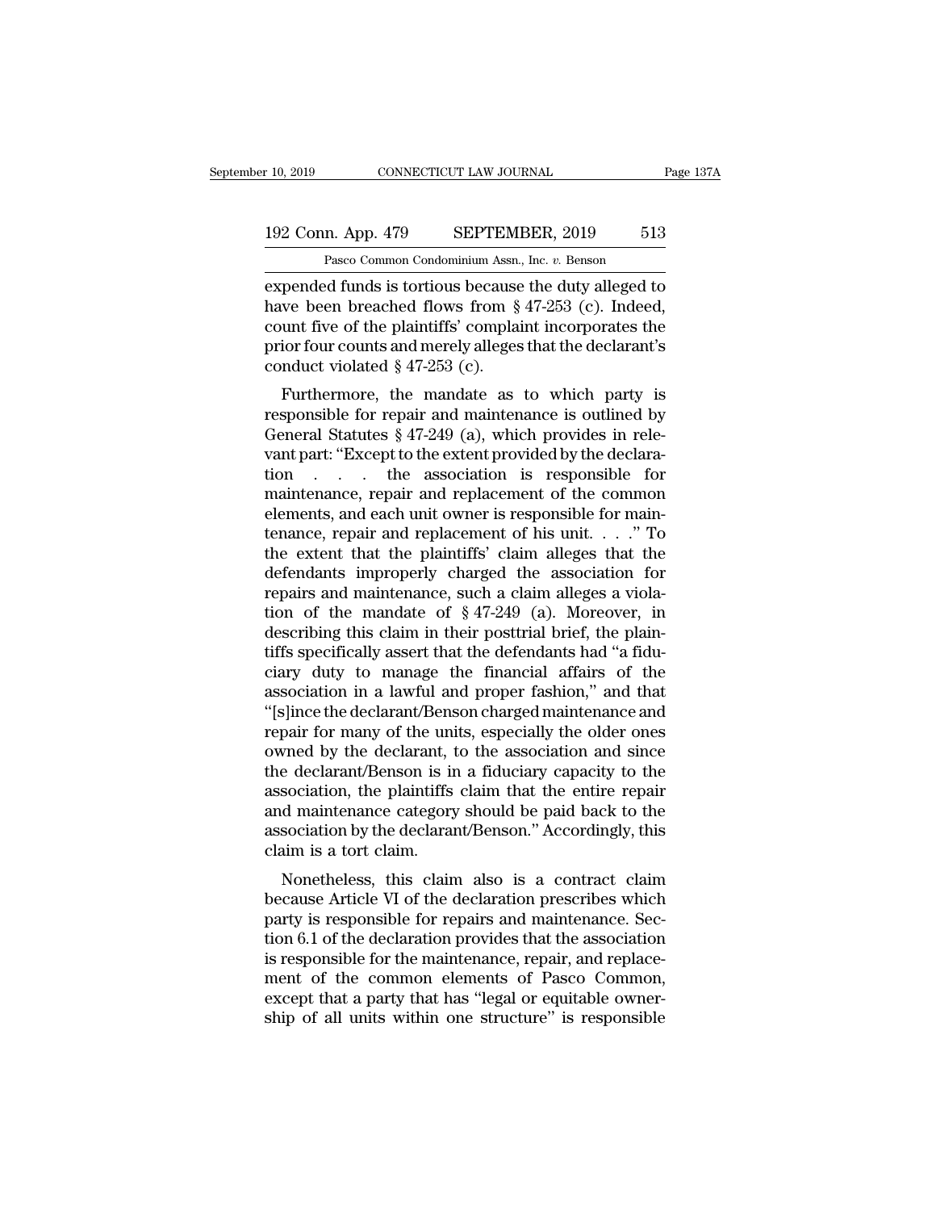expended funds is tortious because the duty alleged to have been breached flows from § 47-253 (c). Indeed, count five of the plaintiffs' complaint incorporates the prior four counts and merely alleges that the declarant's conduct violated § 47-253 (c).

Furthermore, the mandate as to which party is responsible for repair and maintenance is outlined by General Statutes § 47-249 (a), which provides in relevant part: "Except to the extent provided by the declaration . . . the association is responsible for maintenance, repair and replacement of the common elements, and each unit owner is responsible for maintenance, repair and replacement of his unit. . . ." To the extent that the plaintiffs' claim alleges that the defendants improperly charged the association for repairs and maintenance, such a claim alleges a violation of the mandate of § 47-249 (a). Moreover, in describing this claim in their posttrial brief, the plaintiffs specifically assert that the defendants had "a fiduciary duty to manage the financial affairs of the association in a lawful and proper fashion," and that "[s]ince the declarant/Benson charged maintenance and repair for many of the units, especially the older ones owned by the declarant, to the association and since the declarant/Benson is in a fiduciary capacity to the association, the plaintiffs claim that the entire repair and maintenance category should be paid back to the association by the declarant/Benson." Accordingly, this claim is a tort claim.

Nonetheless, this claim also is a contract claim because Article VI of the declaration prescribes which party is responsible for repairs and maintenance. Section 6.1 of the declaration provides that the association is responsible for the maintenance, repair, and replacement of the common elements of Pasco Common, except that a party that has "legal or equitable ownership of all units within one structure" is responsible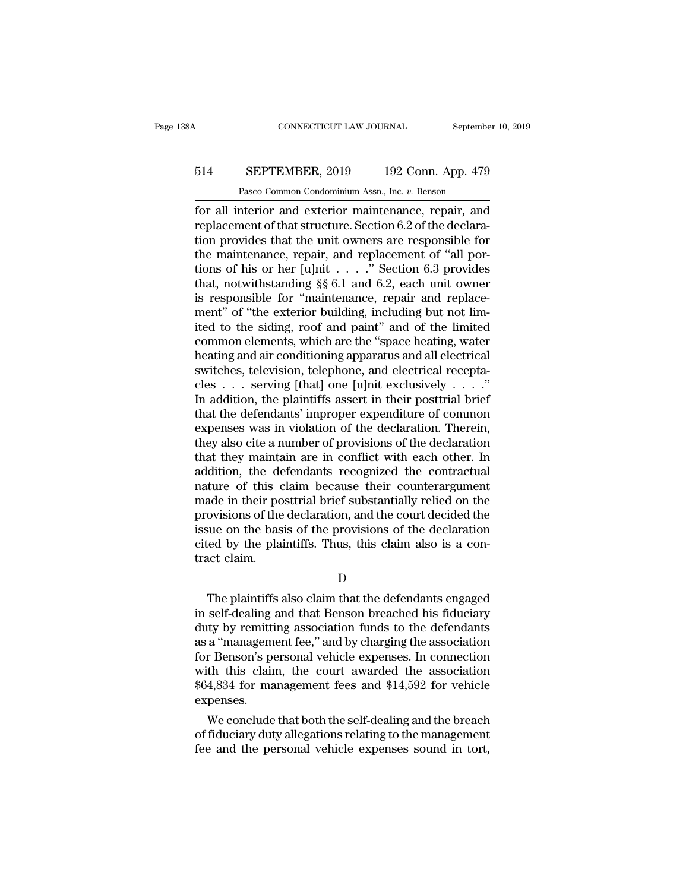for all interior and exterior maintenance, repair, and replacement of that structure. Section 6.2 of the declaration provides that the unit owners are responsible for the maintenance, repair, and replacement of "all portions of his or her [u]nit . . . ." Section 6.3 provides that, notwithstanding §§ 6.1 and 6.2, each unit owner is responsible for "maintenance, repair and replacement" of "the exterior building, including but not limited to the siding, roof and paint" and of the limited common elements, which are the "space heating, water heating and air conditioning apparatus and all electrical switches, television, telephone, and electrical receptacles . . . serving [that] one [u]nit exclusively . . . ." In addition, the plaintiffs assert in their posttrial brief that the defendants' improper expenditure of common expenses was in violation of the declaration. Therein, they also cite a number of provisions of the declaration that they maintain are in conflict with each other. In addition, the defendants recognized the contractual nature of this claim because their counterargument made in their posttrial brief substantially relied on the provisions of the declaration, and the court decided the issue on the basis of the provisions of the declaration cited by the plaintiffs. Thus, this claim also is a contract claim.

D

The plaintiffs also claim that the defendants engaged in self-dealing and that Benson breached his fiduciary duty by remitting association funds to the defendants as a "management fee," and by charging the association for Benson's personal vehicle expenses. In connection with this claim, the court awarded the association $64,834 for management fees and $14,592 for vehicle expenses.

We conclude that both the self-dealing and the breach of fiduciary duty allegations relating to the management fee and the personal vehicle expenses sound in tort,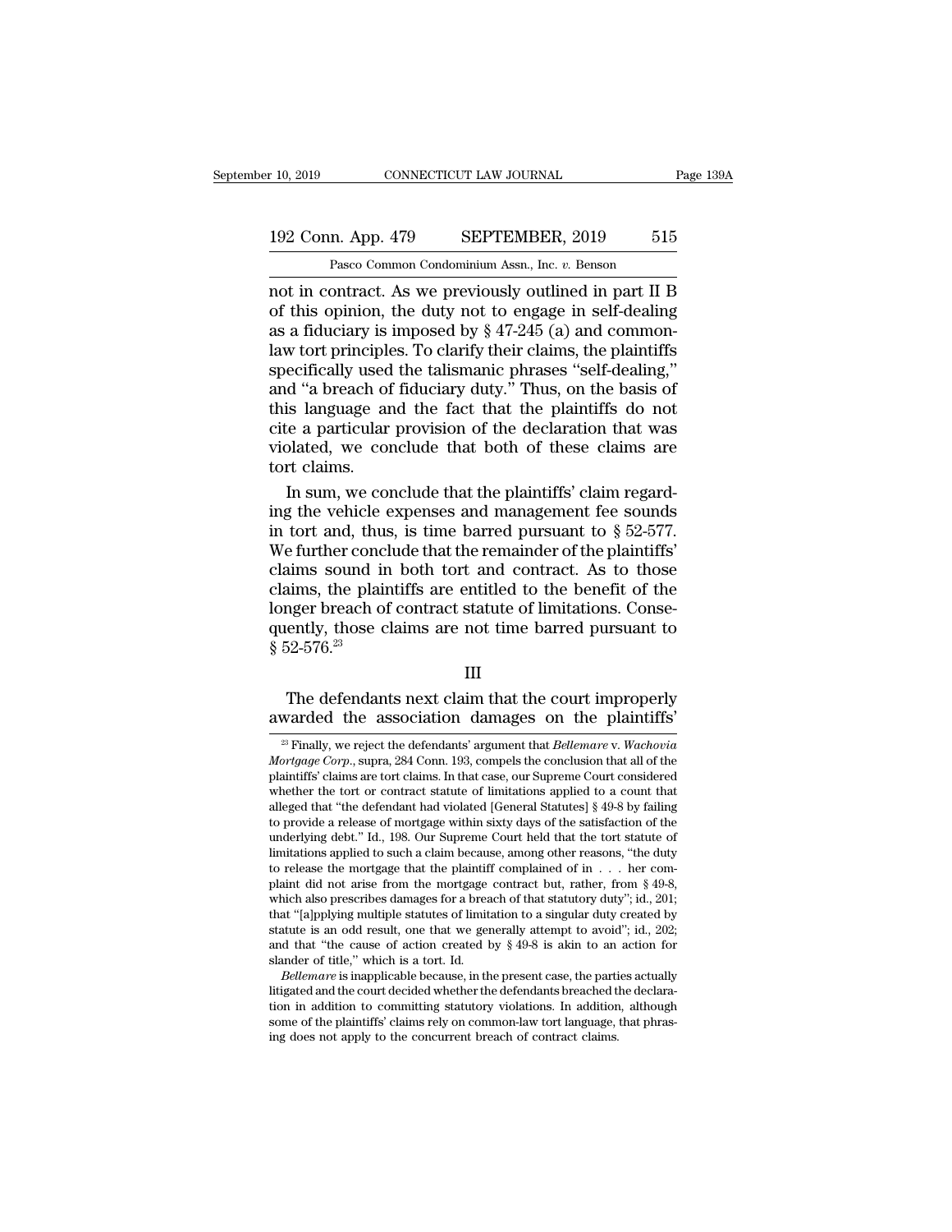not in contract. As we previously outlined in part II B of this opinion, the duty not to engage in self-dealing as a fiduciary is imposed by § 47-245 (a) and common-law tort principles. To clarify their claims, the plaintiffs specifically used the talismanic phrases "self-dealing," and "a breach of fiduciary duty." Thus, on the basis of this language and the fact that the plaintiffs do not cite a particular provision of the declaration that was violated, we conclude that both of these claims are tort claims.

In sum, we conclude that the plaintiffs' claim regarding the vehicle expenses and management fee sounds in tort and, thus, is time barred pursuant to § 52-577. We further conclude that the remainder of the plaintiffs' claims sound in both tort and contract. As to those claims, the plaintiffs are entitled to the benefit of the longer breach of contract statute of limitations. Consequently, those claims are not time barred pursuant to § 52-576.[23]

## III

The defendants next claim that the court improperly awarded the association damages on the plaintiffs'

[23] Finally, we reject the defendants' argument that *Bellemare* v. *Wachovia Mortgage Corp.*, supra, 284 Conn. 193, compels the conclusion that all of the plaintiffs' claims are tort claims. In that case, our Supreme Court considered whether the tort or contract statute of limitations applied to a count that alleged that "the defendant had violated [General Statutes] § 49-8 by failing to provide a release of mortgage within sixty days of the satisfaction of the underlying debt." Id., 198. Our Supreme Court held that the tort statute of limitations applied to such a claim because, among other reasons, "the duty to release the mortgage that the plaintiff complained of in . . . her complaint did not arise from the mortgage contract but, rather, from § 49-8, which also prescribes damages for a breach of that statutory duty"; id., 201; that "[a]pplying multiple statutes of limitation to a singular duty created by statute is an odd result, one that we generally attempt to avoid"; id., 202; and that "the cause of action created by § 49-8 is akin to an action for slander of title," which is a tort. Id.

*Bellemare* is inapplicable because, in the present case, the parties actually litigated and the court decided whether the defendants breached the declaration in addition to committing statutory violations. In addition, although some of the plaintiffs' claims rely on common-law tort language, that phrasing does not apply to the concurrent breach of contract claims.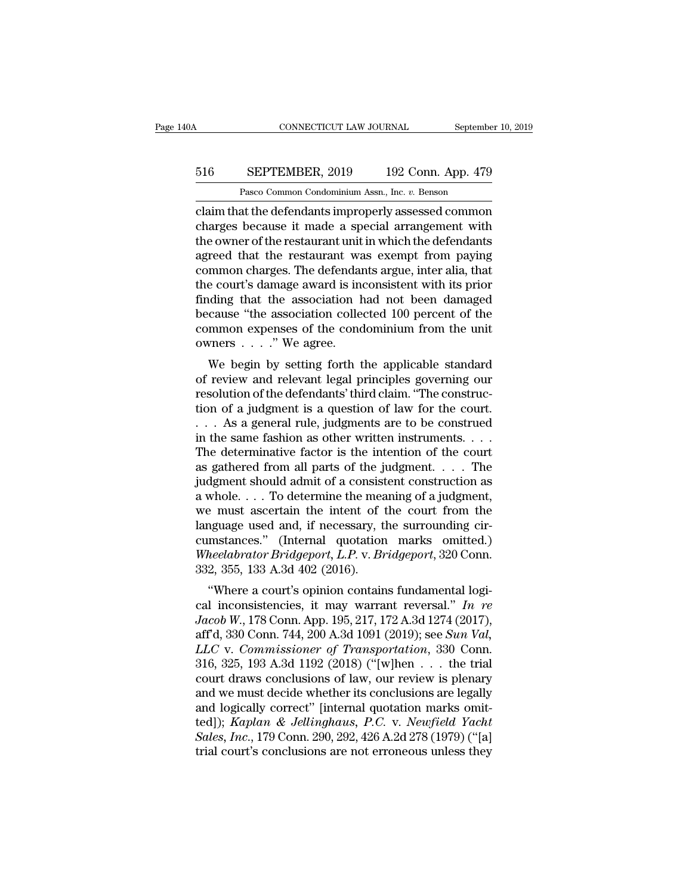claim that the defendants improperly assessed common charges because it made a special arrangement with the owner of the restaurant unit in which the defendants agreed that the restaurant was exempt from paying common charges. The defendants argue, inter alia, that the court's damage award is inconsistent with its prior finding that the association had not been damaged because "the association collected 100 percent of the common expenses of the condominium from the unit owners . . . ." We agree.

We begin by setting forth the applicable standard of review and relevant legal principles governing our resolution of the defendants' third claim. "The construction of a judgment is a question of law for the court. . . . As a general rule, judgments are to be construed in the same fashion as other written instruments. . . . The determinative factor is the intention of the court as gathered from all parts of the judgment. . . . The judgment should admit of a consistent construction as a whole. . . . To determine the meaning of a judgment, we must ascertain the intent of the court from the language used and, if necessary, the surrounding circumstances." (Internal quotation marks omitted.) *Wheelabrator Bridgeport, L.P.* v. *Bridgeport*, 320 Conn. 332, 355, 133 A.3d 402 (2016).

"Where a court's opinion contains fundamental logical inconsistencies, it may warrant reversal." *In re Jacob W.*, 178 Conn. App. 195, 217, 172 A.3d 1274 (2017), aff'd, 330 Conn. 744, 200 A.3d 1091 (2019); see *Sun Val, LLC* v. *Commissioner of Transportation*, 330 Conn. 316, 325, 193 A.3d 1192 (2018) ("[w]hen . . . the trial court draws conclusions of law, our review is plenary and we must decide whether its conclusions are legally and logically correct" [internal quotation marks omitted]); *Kaplan & Jellinghaus, P.C.* v. *Newfield Yacht Sales, Inc.*, 179 Conn. 290, 292, 426 A.2d 278 (1979) ("[a] trial court's conclusions are not erroneous unless they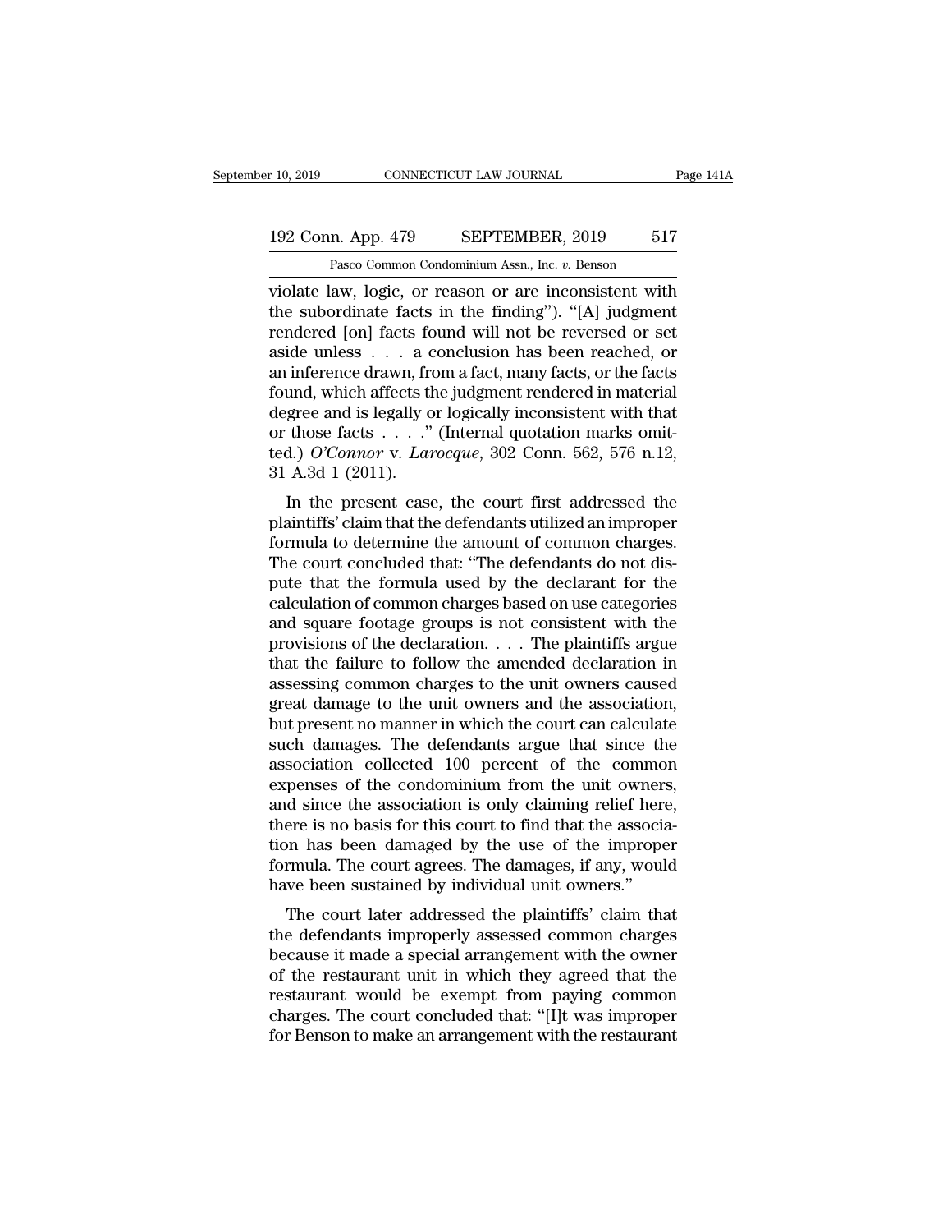violate law, logic, or reason or are inconsistent with the subordinate facts in the finding"). "[A] judgment rendered [on] facts found will not be reversed or set aside unless . . . a conclusion has been reached, or an inference drawn, from a fact, many facts, or the facts found, which affects the judgment rendered in material degree and is legally or logically inconsistent with that or those facts . . . ." (Internal quotation marks omitted.) *O'Connor* v. *Larocque*, 302 Conn. 562, 576 n.12, 31 A.3d 1 (2011).

In the present case, the court first addressed the plaintiffs' claim that the defendants utilized an improper formula to determine the amount of common charges. The court concluded that: "The defendants do not dispute that the formula used by the declarant for the calculation of common charges based on use categories and square footage groups is not consistent with the provisions of the declaration. . . . The plaintiffs argue that the failure to follow the amended declaration in assessing common charges to the unit owners caused great damage to the unit owners and the association, but present no manner in which the court can calculate such damages. The defendants argue that since the association collected 100 percent of the common expenses of the condominium from the unit owners, and since the association is only claiming relief here, there is no basis for this court to find that the association has been damaged by the use of the improper formula. The court agrees. The damages, if any, would have been sustained by individual unit owners."

The court later addressed the plaintiffs' claim that the defendants improperly assessed common charges because it made a special arrangement with the owner of the restaurant unit in which they agreed that the restaurant would be exempt from paying common charges. The court concluded that: "[I]t was improper for Benson to make an arrangement with the restaurant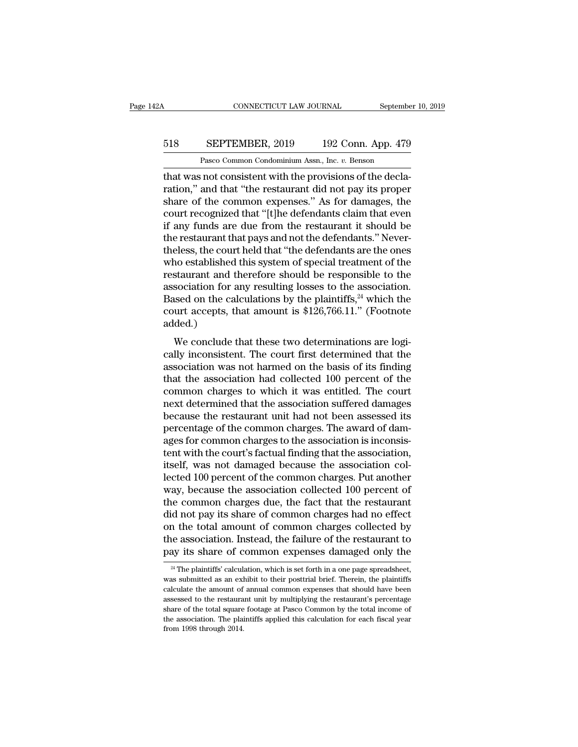that was not consistent with the provisions of the declaration," and that "the restaurant did not pay its proper share of the common expenses." As for damages, the court recognized that "[t]he defendants claim that even if any funds are due from the restaurant it should be the restaurant that pays and not the defendants." Nevertheless, the court held that "the defendants are the ones who established this system of special treatment of the restaurant and therefore should be responsible to the association for any resulting losses to the association. Based on the calculations by the plaintiffs,[24] which the court accepts, that amount is $126,766.11." (Footnote added.)

We conclude that these two determinations are logically inconsistent. The court first determined that the association was not harmed on the basis of its finding that the association had collected 100 percent of the common charges to which it was entitled. The court next determined that the association suffered damages because the restaurant unit had not been assessed its percentage of the common charges. The award of damages for common charges to the association is inconsistent with the court's factual finding that the association, itself, was not damaged because the association collected 100 percent of the common charges. Put another way, because the association collected 100 percent of the common charges due, the fact that the restaurant did not pay its share of common charges had no effect on the total amount of common charges collected by the association. Instead, the failure of the restaurant to pay its share of common expenses damaged only the

[24] The plaintiffs' calculation, which is set forth in a one page spreadsheet, was submitted as an exhibit to their posttrial brief. Therein, the plaintiffs calculate the amount of annual common expenses that should have been assessed to the restaurant unit by multiplying the restaurant's percentage share of the total square footage at Pasco Common by the total income of the association. The plaintiffs applied this calculation for each fiscal year from 1998 through 2014.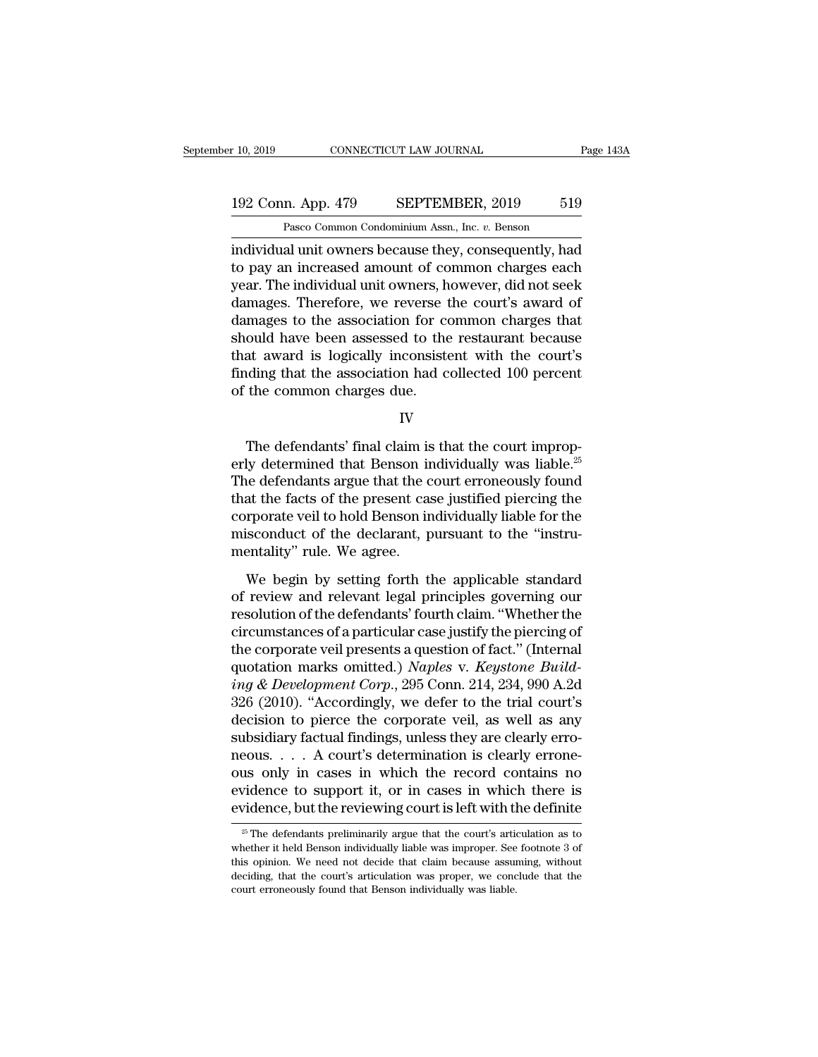individual unit owners because they, consequently, had to pay an increased amount of common charges each year. The individual unit owners, however, did not seek damages. Therefore, we reverse the court's award of damages to the association for common charges that should have been assessed to the restaurant because that award is logically inconsistent with the court's finding that the association had collected 100 percent of the common charges due.

IV

The defendants' final claim is that the court improperly determined that Benson individually was liable.[25] The defendants argue that the court erroneously found that the facts of the present case justified piercing the corporate veil to hold Benson individually liable for the misconduct of the declarant, pursuant to the "instrumentality" rule. We agree.

We begin by setting forth the applicable standard of review and relevant legal principles governing our resolution of the defendants' fourth claim. "Whether the circumstances of a particular case justify the piercing of the corporate veil presents a question of fact." (Internal quotation marks omitted.) *Naples* v. *Keystone Building & Development Corp.*, 295 Conn. 214, 234, 990 A.2d 326 (2010). "Accordingly, we defer to the trial court's decision to pierce the corporate veil, as well as any subsidiary factual findings, unless they are clearly erroneous. . . . A court's determination is clearly erroneous only in cases in which the record contains no evidence to support it, or in cases in which there is evidence, but the reviewing court is left with the definite

[25] The defendants preliminarily argue that the court's articulation as to whether it held Benson individually liable was improper. See footnote 3 of this opinion. We need not decide that claim because assuming, without deciding, that the court's articulation was proper, we conclude that the court erroneously found that Benson individually was liable.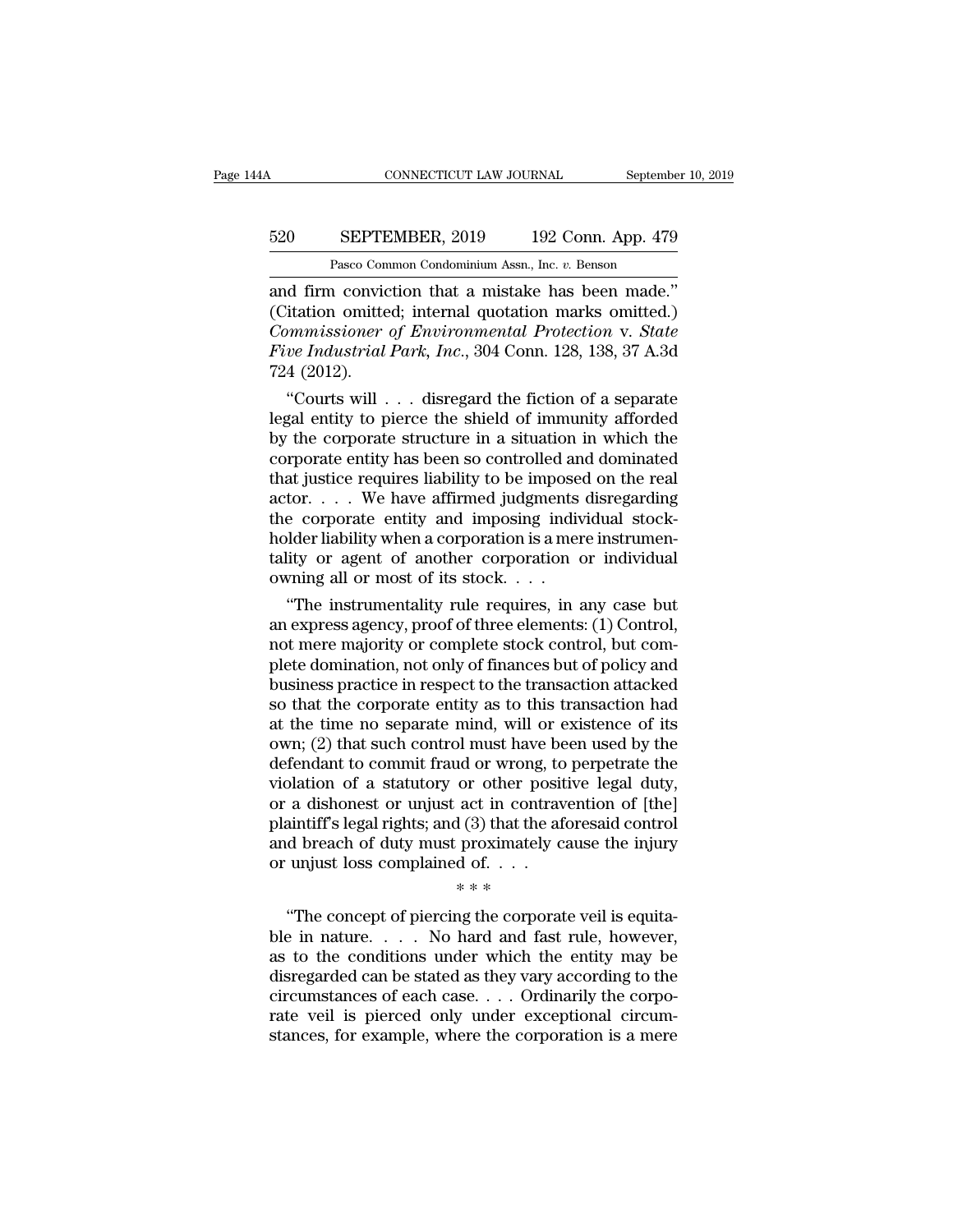and firm conviction that a mistake has been made." (Citation omitted; internal quotation marks omitted.) *Commissioner of Environmental Protection* v. *State Five Industrial Park, Inc.*, 304 Conn. 128, 138, 37 A.3d 724 (2012).

"Courts will . . . disregard the fiction of a separate legal entity to pierce the shield of immunity afforded by the corporate structure in a situation in which the corporate entity has been so controlled and dominated that justice requires liability to be imposed on the real actor. . . . We have affirmed judgments disregarding the corporate entity and imposing individual stockholder liability when a corporation is a mere instrumentality or agent of another corporation or individual owning all or most of its stock. . . .

"The instrumentality rule requires, in any case but an express agency, proof of three elements: (1) Control, not mere majority or complete stock control, but complete domination, not only of finances but of policy and business practice in respect to the transaction attacked so that the corporate entity as to this transaction had at the time no separate mind, will or existence of its own; (2) that such control must have been used by the defendant to commit fraud or wrong, to perpetrate the violation of a statutory or other positive legal duty, or a dishonest or unjust act in contravention of [the] plaintiff's legal rights; and (3) that the aforesaid control and breach of duty must proximately cause the injury or unjust loss complained of. . . .

\* \* \*

"The concept of piercing the corporate veil is equitable in nature. . . . No hard and fast rule, however, as to the conditions under which the entity may be disregarded can be stated as they vary according to the circumstances of each case. . . . Ordinarily the corporate veil is pierced only under exceptional circumstances, for example, where the corporation is a mere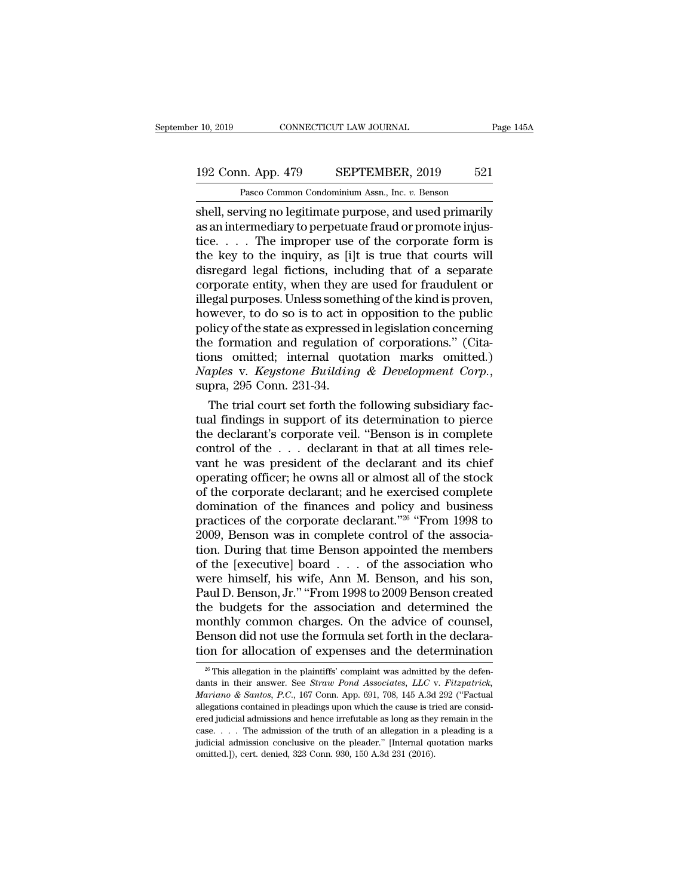shell, serving no legitimate purpose, and used primarily as an intermediary to perpetuate fraud or promote injustice. . . . The improper use of the corporate form is the key to the inquiry, as [i]t is true that courts will disregard legal fictions, including that of a separate corporate entity, when they are used for fraudulent or illegal purposes. Unless something of the kind is proven, however, to do so is to act in opposition to the public policy of the state as expressed in legislation concerning the formation and regulation of corporations." (Citations omitted; internal quotation marks omitted.) *Naples* v. *Keystone Building & Development Corp.*, supra, 295 Conn. 231-34.

The trial court set forth the following subsidiary factual findings in support of its determination to pierce the declarant's corporate veil. "Benson is in complete control of the . . . declarant in that at all times relevant he was president of the declarant and its chief operating officer; he owns all or almost all of the stock of the corporate declarant; and he exercised complete domination of the finances and policy and business practices of the corporate declarant."[26] "From 1998 to 2009, Benson was in complete control of the association. During that time Benson appointed the members of the [executive] board . . . of the association who were himself, his wife, Ann M. Benson, and his son, Paul D. Benson, Jr." "From 1998 to 2009 Benson created the budgets for the association and determined the monthly common charges. On the advice of counsel, Benson did not use the formula set forth in the declaration for allocation of expenses and the determination

[26] This allegation in the plaintiffs' complaint was admitted by the defendants in their answer. See *Straw Pond Associates, LLC* v. *Fitzpatrick, Mariano & Santos, P.C.*, 167 Conn. App. 691, 708, 145 A.3d 292 ("Factual allegations contained in pleadings upon which the cause is tried are considered judicial admissions and hence irrefutable as long as they remain in the case. . . . The admission of the truth of an allegation in a pleading is a judicial admission conclusive on the pleader." [Internal quotation marks omitted.]), cert. denied, 323 Conn. 930, 150 A.3d 231 (2016).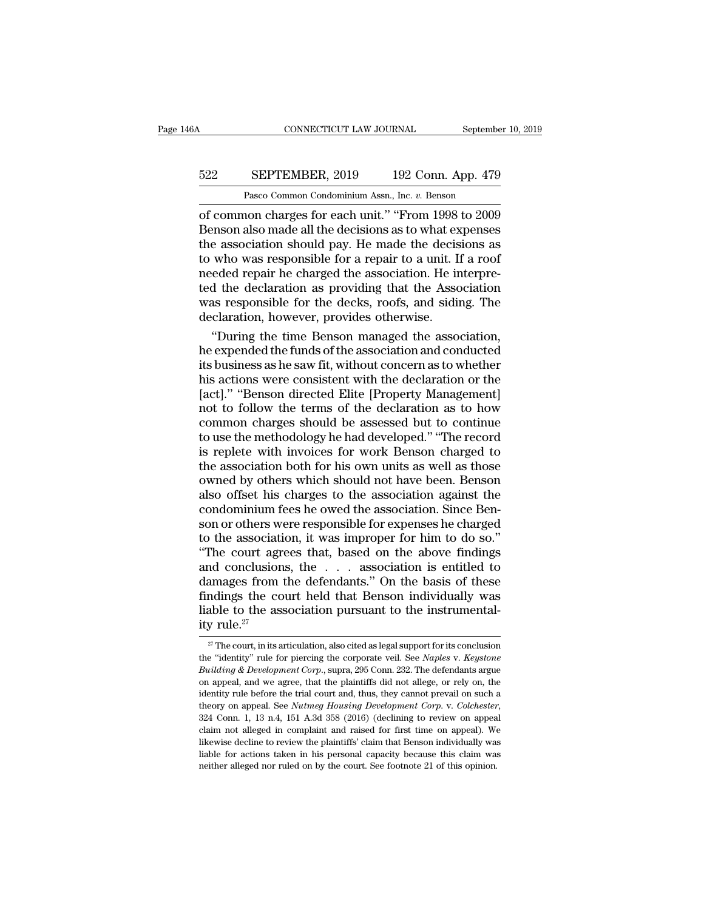of common charges for each unit." "From 1998 to 2009 Benson also made all the decisions as to what expenses the association should pay. He made the decisions as to who was responsible for a repair to a unit. If a roof needed repair he charged the association. He interpreted the declaration as providing that the Association was responsible for the decks, roofs, and siding. The declaration, however, provides otherwise.

"During the time Benson managed the association, he expended the funds of the association and conducted its business as he saw fit, without concern as to whether his actions were consistent with the declaration or the [act]." "Benson directed Elite [Property Management] not to follow the terms of the declaration as to how common charges should be assessed but to continue to use the methodology he had developed." "The record is replete with invoices for work Benson charged to the association both for his own units as well as those owned by others which should not have been. Benson also offset his charges to the association against the condominium fees he owed the association. Since Benson or others were responsible for expenses he charged to the association, it was improper for him to do so." "The court agrees that, based on the above findings and conclusions, the . . . association is entitled to damages from the defendants." On the basis of these findings the court held that Benson individually was liable to the association pursuant to the instrumentality rule.[27]

[27] The court, in its articulation, also cited as legal support for its conclusion the "identity" rule for piercing the corporate veil. See *Naples* v. *Keystone Building & Development Corp.*, supra, 295 Conn. 232. The defendants argue on appeal, and we agree, that the plaintiffs did not allege, or rely on, the identity rule before the trial court and, thus, they cannot prevail on such a theory on appeal. See *Nutmeg Housing Development Corp.* v. *Colchester*, 324 Conn. 1, 13 n.4, 151 A.3d 358 (2016) (declining to review on appeal claim not alleged in complaint and raised for first time on appeal). We likewise decline to review the plaintiffs' claim that Benson individually was liable for actions taken in his personal capacity because this claim was neither alleged nor ruled on by the court. See footnote 21 of this opinion.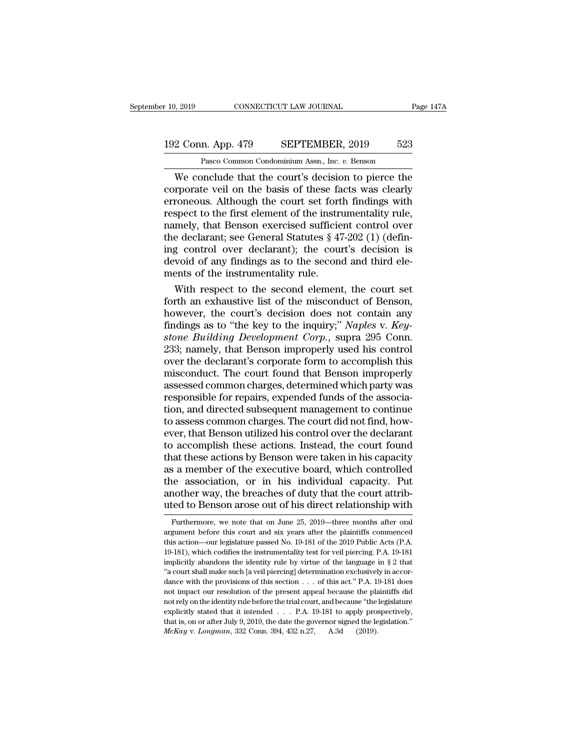We conclude that the court's decision to pierce the corporate veil on the basis of these facts was clearly erroneous. Although the court set forth findings with respect to the first element of the instrumentality rule, namely, that Benson exercised sufficient control over the declarant; see General Statutes § 47-202 (1) (defining control over declarant); the court's decision is devoid of any findings as to the second and third elements of the instrumentality rule.

With respect to the second element, the court set forth an exhaustive list of the misconduct of Benson, however, the court's decision does not contain any findings as to "the key to the inquiry;" *Naples* v. *Keystone Building Development Corp.*, supra 295 Conn. 233; namely, that Benson improperly used his control over the declarant's corporate form to accomplish this misconduct. The court found that Benson improperly assessed common charges, determined which party was responsible for repairs, expended funds of the association, and directed subsequent management to continue to assess common charges. The court did not find, however, that Benson utilized his control over the declarant to accomplish these actions. Instead, the court found that these actions by Benson were taken in his capacity as a member of the executive board, which controlled the association, or in his individual capacity. Put another way, the breaches of duty that the court attributed to Benson arose out of his direct relationship with

Furthermore, we note that on June 25, 2019—three months after oral argument before this court and six years after the plaintiffs commenced this action—our legislature passed No. 19-181 of the 2019 Public Acts (P.A. 19-181), which codifies the instrumentality test for veil piercing. P.A. 19-181 implicitly abandons the identity rule by virtue of the language in § 2 that "a court shall make such [a veil piercing] determination exclusively in accordance with the provisions of this section . . . of this act." P.A. 19-181 does not impact our resolution of the present appeal because the plaintiffs did not rely on the identity rule before the trial court, and because "the legislature explicitly stated that it intended . . . P.A. 19-181 to apply prospectively, that is, on or after July 9, 2019, the date the governor signed the legislation." *McKay* v. *Longman*, 332 Conn. 394, 432 n.27, A.3d (2019).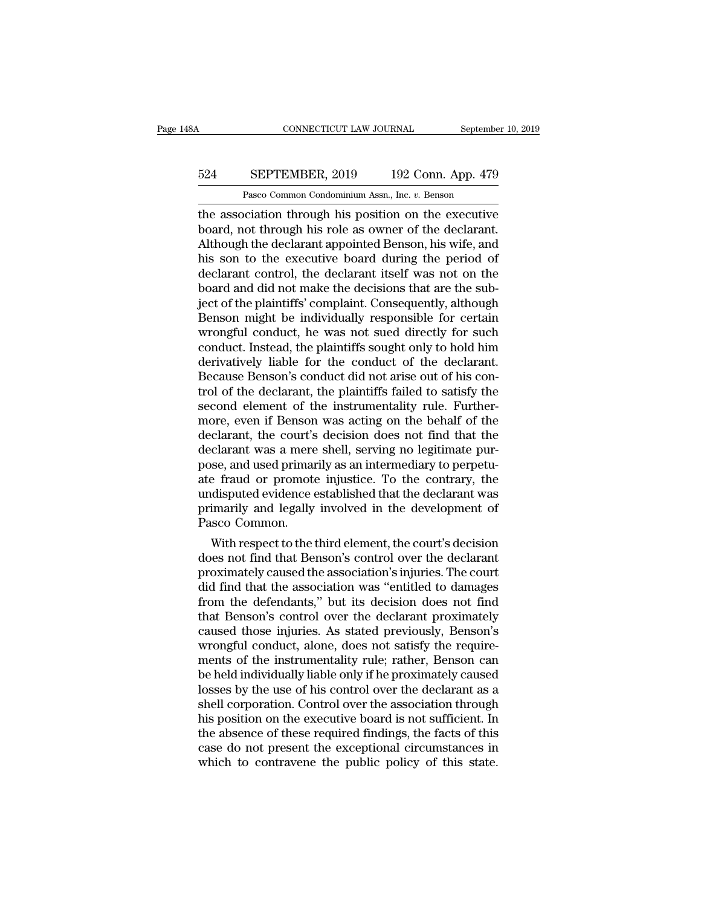the association through his position on the executive board, not through his role as owner of the declarant. Although the declarant appointed Benson, his wife, and his son to the executive board during the period of declarant control, the declarant itself was not on the board and did not make the decisions that are the subject of the plaintiffs' complaint. Consequently, although Benson might be individually responsible for certain wrongful conduct, he was not sued directly for such conduct. Instead, the plaintiffs sought only to hold him derivatively liable for the conduct of the declarant. Because Benson's conduct did not arise out of his control of the declarant, the plaintiffs failed to satisfy the second element of the instrumentality rule. Furthermore, even if Benson was acting on the behalf of the declarant, the court's decision does not find that the declarant was a mere shell, serving no legitimate purpose, and used primarily as an intermediary to perpetuate fraud or promote injustice. To the contrary, the undisputed evidence established that the declarant was primarily and legally involved in the development of Pasco Common.

With respect to the third element, the court's decision does not find that Benson's control over the declarant proximately caused the association's injuries. The court did find that the association was "entitled to damages from the defendants," but its decision does not find that Benson's control over the declarant proximately caused those injuries. As stated previously, Benson's wrongful conduct, alone, does not satisfy the requirements of the instrumentality rule; rather, Benson can be held individually liable only if he proximately caused losses by the use of his control over the declarant as a shell corporation. Control over the association through his position on the executive board is not sufficient. In the absence of these required findings, the facts of this case do not present the exceptional circumstances in which to contravene the public policy of this state.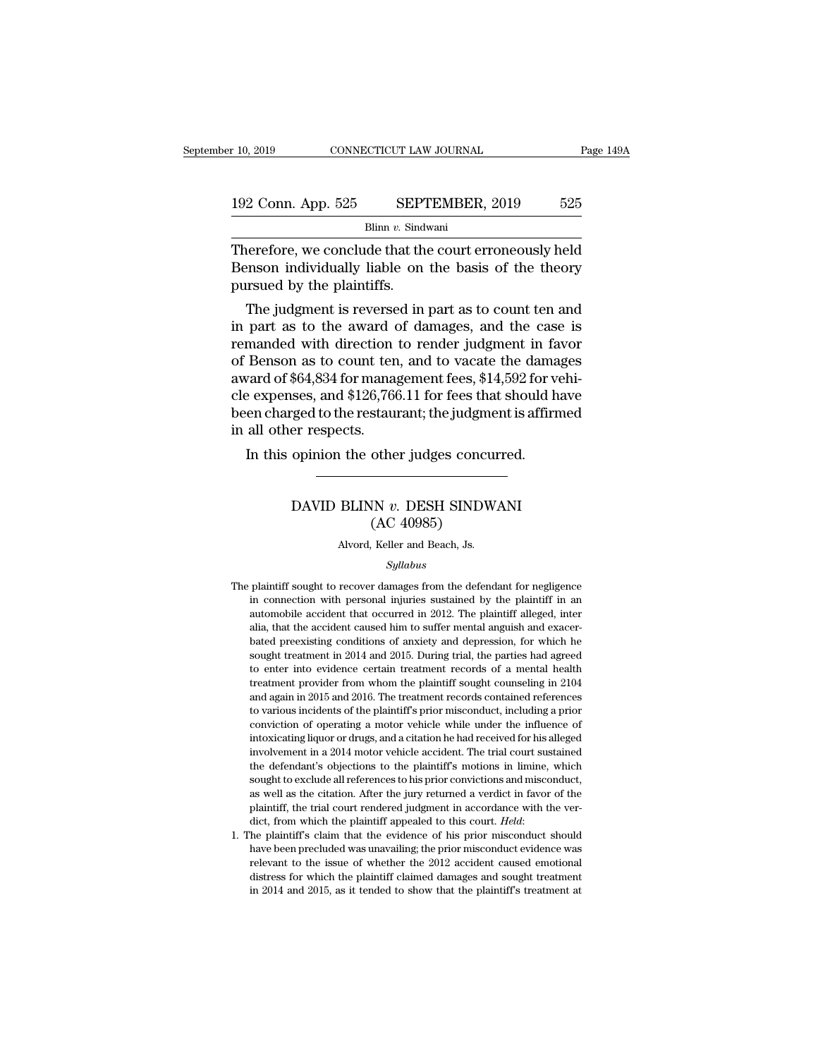Therefore, we conclude that the court erroneously held Benson individually liable on the basis of the theory pursued by the plaintiffs.

The judgment is reversed in part as to count ten and in part as to the award of damages, and the case is remanded with direction to render judgment in favor of Benson as to count ten, and to vacate the damages award of $64,834 for management fees, $14,592 for vehicle expenses, and $126,766.11 for fees that should have been charged to the restaurant; the judgment is affirmed in all other respects.

In this opinion the other judges concurred.

---

## DAVID BLINN *v.* DESH SINDWANI
## (AC 40985)

Alvord, Keller and Beach, Js.

*Syllabus*

The plaintiff sought to recover damages from the defendant for negligence in connection with personal injuries sustained by the plaintiff in an automobile accident that occurred in 2012. The plaintiff alleged, inter alia, that the accident caused him to suffer mental anguish and exacerbated preexisting conditions of anxiety and depression, for which he sought treatment in 2014 and 2015. During trial, the parties had agreed to enter into evidence certain treatment records of a mental health treatment provider from whom the plaintiff sought counseling in 2104 and again in 2015 and 2016. The treatment records contained references to various incidents of the plaintiff's prior misconduct, including a prior conviction of operating a motor vehicle while under the influence of intoxicating liquor or drugs, and a citation he had received for his alleged involvement in a 2014 motor vehicle accident. The trial court sustained the defendant's objections to the plaintiff's motions in limine, which sought to exclude all references to his prior convictions and misconduct, as well as the citation. After the jury returned a verdict in favor of the plaintiff, the trial court rendered judgment in accordance with the verdict, from which the plaintiff appealed to this court. *Held*:

1. The plaintiff's claim that the evidence of his prior misconduct should have been precluded was unavailing; the prior misconduct evidence was relevant to the issue of whether the 2012 accident caused emotional distress for which the plaintiff claimed damages and sought treatment in 2014 and 2015, as it tended to show that the plaintiff's treatment at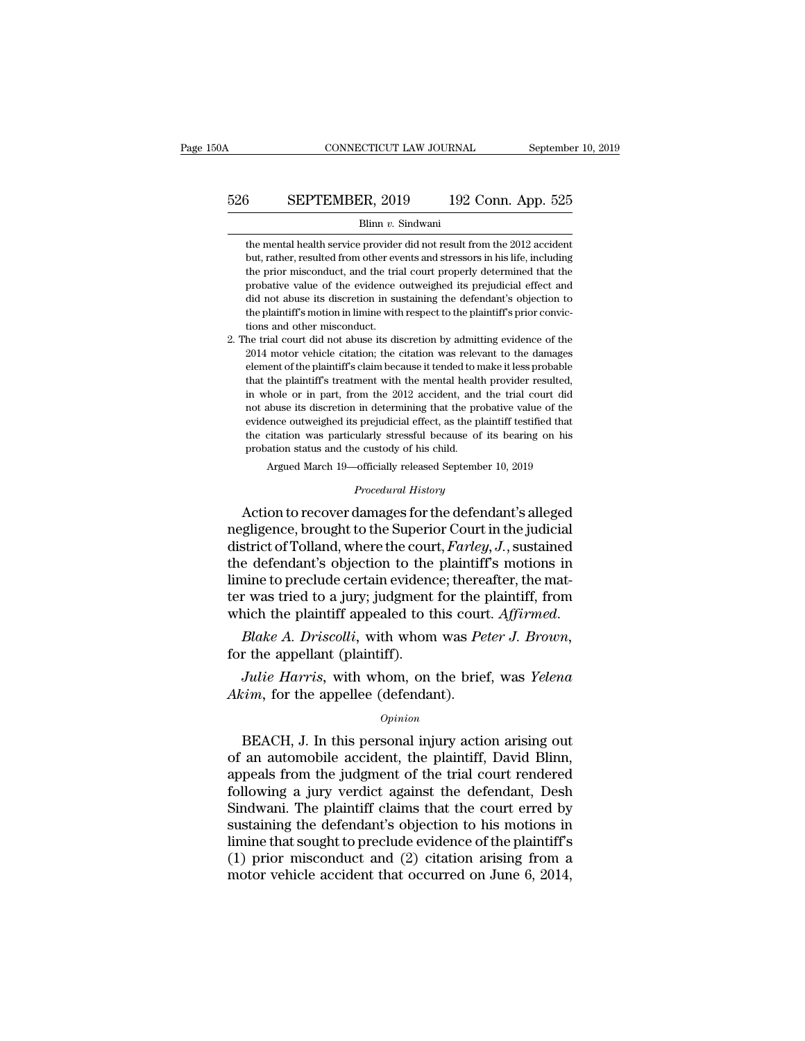the mental health service provider did not result from the 2012 accident but, rather, resulted from other events and stressors in his life, including the prior misconduct, and the trial court properly determined that the probative value of the evidence outweighed its prejudicial effect and did not abuse its discretion in sustaining the defendant's objection to the plaintiff's motion in limine with respect to the plaintiff's prior convictions and other misconduct.

2. The trial court did not abuse its discretion by admitting evidence of the 2014 motor vehicle citation; the citation was relevant to the damages element of the plaintiff's claim because it tended to make it less probable that the plaintiff's treatment with the mental health provider resulted, in whole or in part, from the 2012 accident, and the trial court did not abuse its discretion in determining that the probative value of the evidence outweighed its prejudicial effect, as the plaintiff testified that the citation was particularly stressful because of its bearing on his probation status and the custody of his child.

Argued March 19—officially released September 10, 2019

*Procedural History*

Action to recover damages for the defendant's alleged negligence, brought to the Superior Court in the judicial district of Tolland, where the court, *Farley, J.*, sustained the defendant's objection to the plaintiff's motions in limine to preclude certain evidence; thereafter, the matter was tried to a jury; judgment for the plaintiff, from which the plaintiff appealed to this court. *Affirmed.*

*Blake A. Driscolli*, with whom was *Peter J. Brown*, for the appellant (plaintiff).

*Julie Harris*, with whom, on the brief, was *Yelena Akim*, for the appellee (defendant).

*Opinion*

BEACH, J. In this personal injury action arising out of an automobile accident, the plaintiff, David Blinn, appeals from the judgment of the trial court rendered following a jury verdict against the defendant, Desh Sindwani. The plaintiff claims that the court erred by sustaining the defendant's objection to his motions in limine that sought to preclude evidence of the plaintiff's (1) prior misconduct and (2) citation arising from a motor vehicle accident that occurred on June 6, 2014,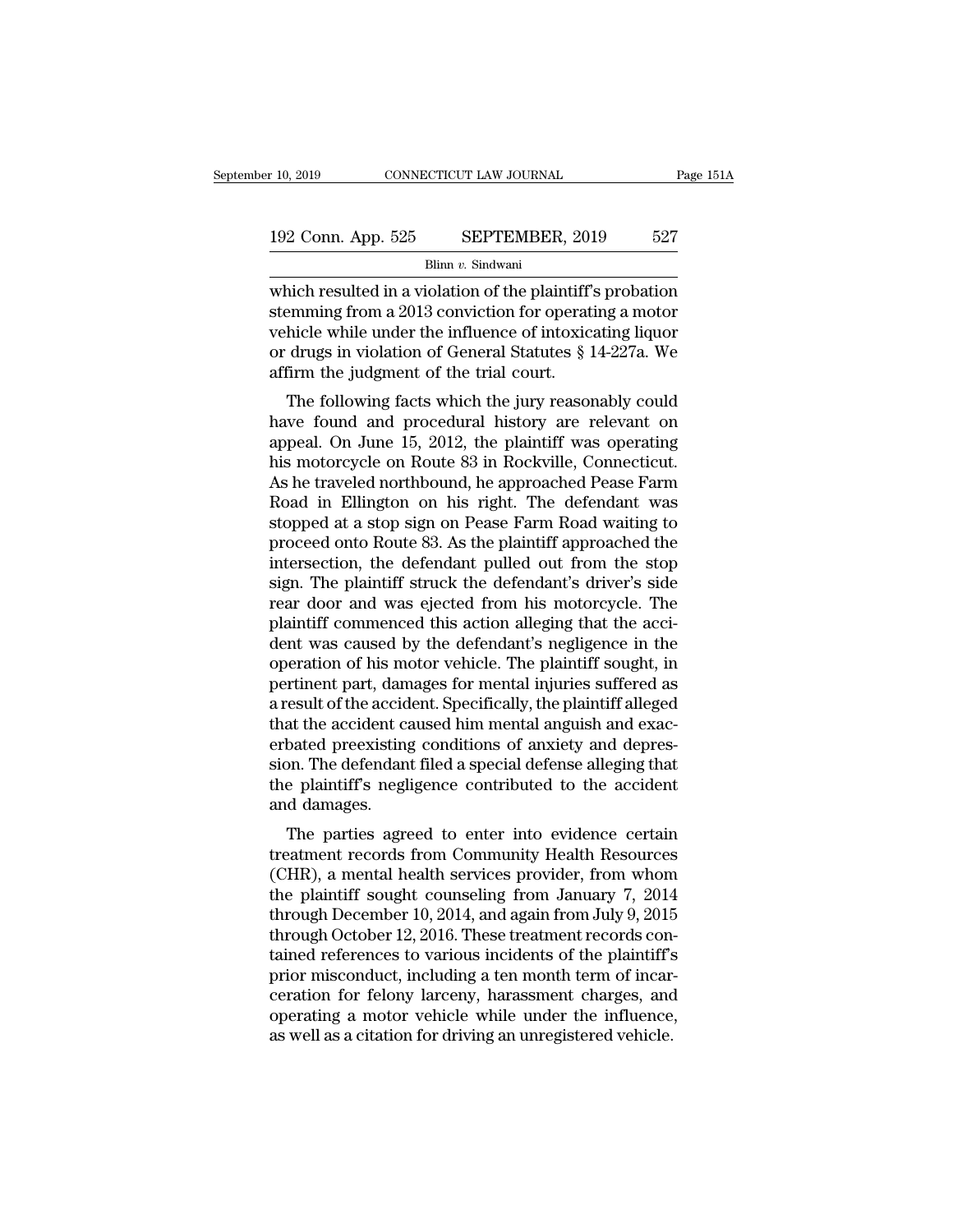which resulted in a violation of the plaintiff's probation stemming from a 2013 conviction for operating a motor vehicle while under the influence of intoxicating liquor or drugs in violation of General Statutes § 14-227a. We affirm the judgment of the trial court.

The following facts which the jury reasonably could have found and procedural history are relevant on appeal. On June 15, 2012, the plaintiff was operating his motorcycle on Route 83 in Rockville, Connecticut. As he traveled northbound, he approached Pease Farm Road in Ellington on his right. The defendant was stopped at a stop sign on Pease Farm Road waiting to proceed onto Route 83. As the plaintiff approached the intersection, the defendant pulled out from the stop sign. The plaintiff struck the defendant's driver's side rear door and was ejected from his motorcycle. The plaintiff commenced this action alleging that the accident was caused by the defendant's negligence in the operation of his motor vehicle. The plaintiff sought, in pertinent part, damages for mental injuries suffered as a result of the accident. Specifically, the plaintiff alleged that the accident caused him mental anguish and exacerbated preexisting conditions of anxiety and depression. The defendant filed a special defense alleging that the plaintiff's negligence contributed to the accident and damages.

The parties agreed to enter into evidence certain treatment records from Community Health Resources (CHR), a mental health services provider, from whom the plaintiff sought counseling from January 7, 2014 through December 10, 2014, and again from July 9, 2015 through October 12, 2016. These treatment records contained references to various incidents of the plaintiff's prior misconduct, including a ten month term of incarceration for felony larceny, harassment charges, and operating a motor vehicle while under the influence, as well as a citation for driving an unregistered vehicle.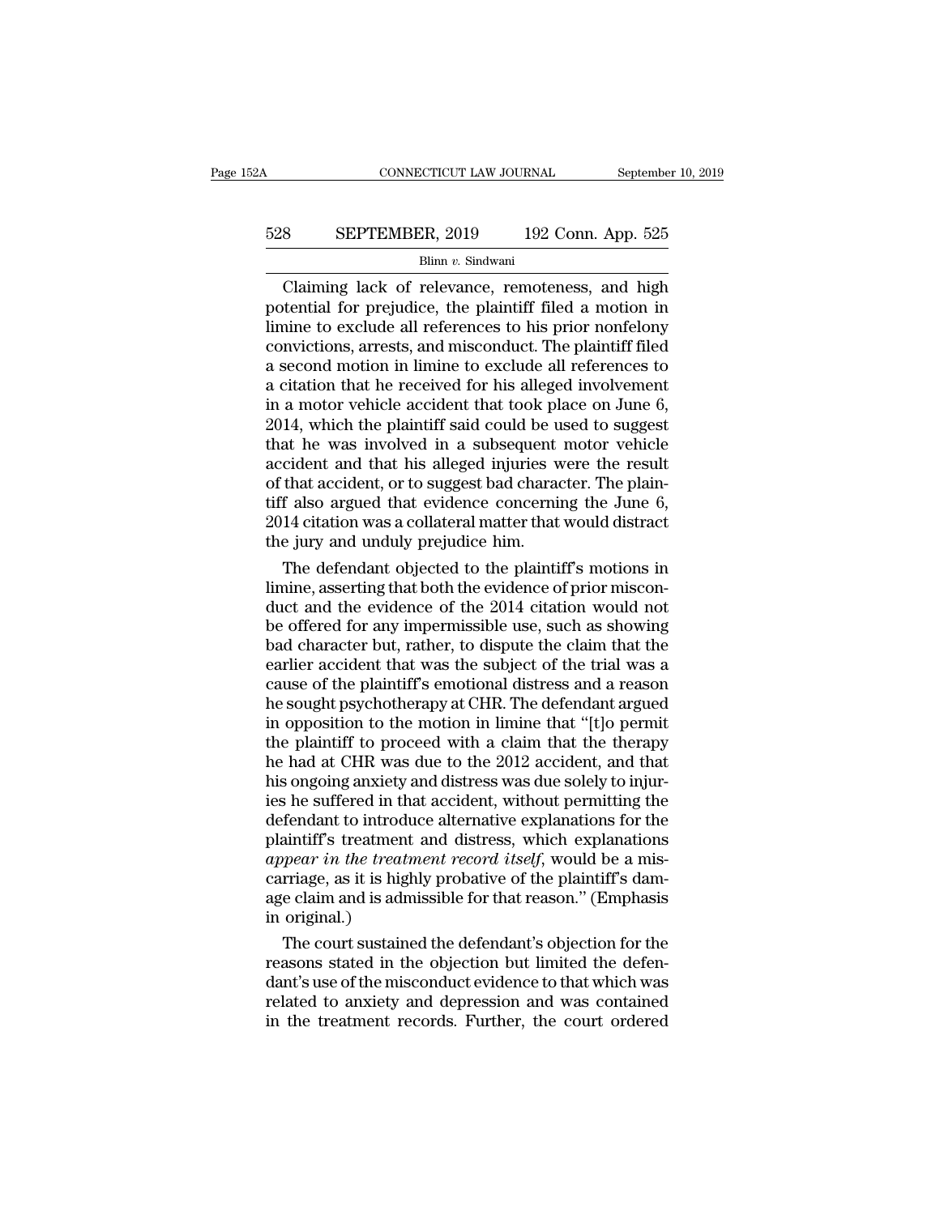Claiming lack of relevance, remoteness, and high potential for prejudice, the plaintiff filed a motion in limine to exclude all references to his prior nonfelony convictions, arrests, and misconduct. The plaintiff filed a second motion in limine to exclude all references to a citation that he received for his alleged involvement in a motor vehicle accident that took place on June 6, 2014, which the plaintiff said could be used to suggest that he was involved in a subsequent motor vehicle accident and that his alleged injuries were the result of that accident, or to suggest bad character. The plaintiff also argued that evidence concerning the June 6, 2014 citation was a collateral matter that would distract the jury and unduly prejudice him.

The defendant objected to the plaintiff's motions in limine, asserting that both the evidence of prior misconduct and the evidence of the 2014 citation would not be offered for any impermissible use, such as showing bad character but, rather, to dispute the claim that the earlier accident that was the subject of the trial was a cause of the plaintiff's emotional distress and a reason he sought psychotherapy at CHR. The defendant argued in opposition to the motion in limine that "[t]o permit the plaintiff to proceed with a claim that the therapy he had at CHR was due to the 2012 accident, and that his ongoing anxiety and distress was due solely to injuries he suffered in that accident, without permitting the defendant to introduce alternative explanations for the plaintiff's treatment and distress, which explanations *appear in the treatment record itself*, would be a miscarriage, as it is highly probative of the plaintiff's damage claim and is admissible for that reason." (Emphasis in original.)

The court sustained the defendant's objection for the reasons stated in the objection but limited the defendant's use of the misconduct evidence to that which was related to anxiety and depression and was contained in the treatment records. Further, the court ordered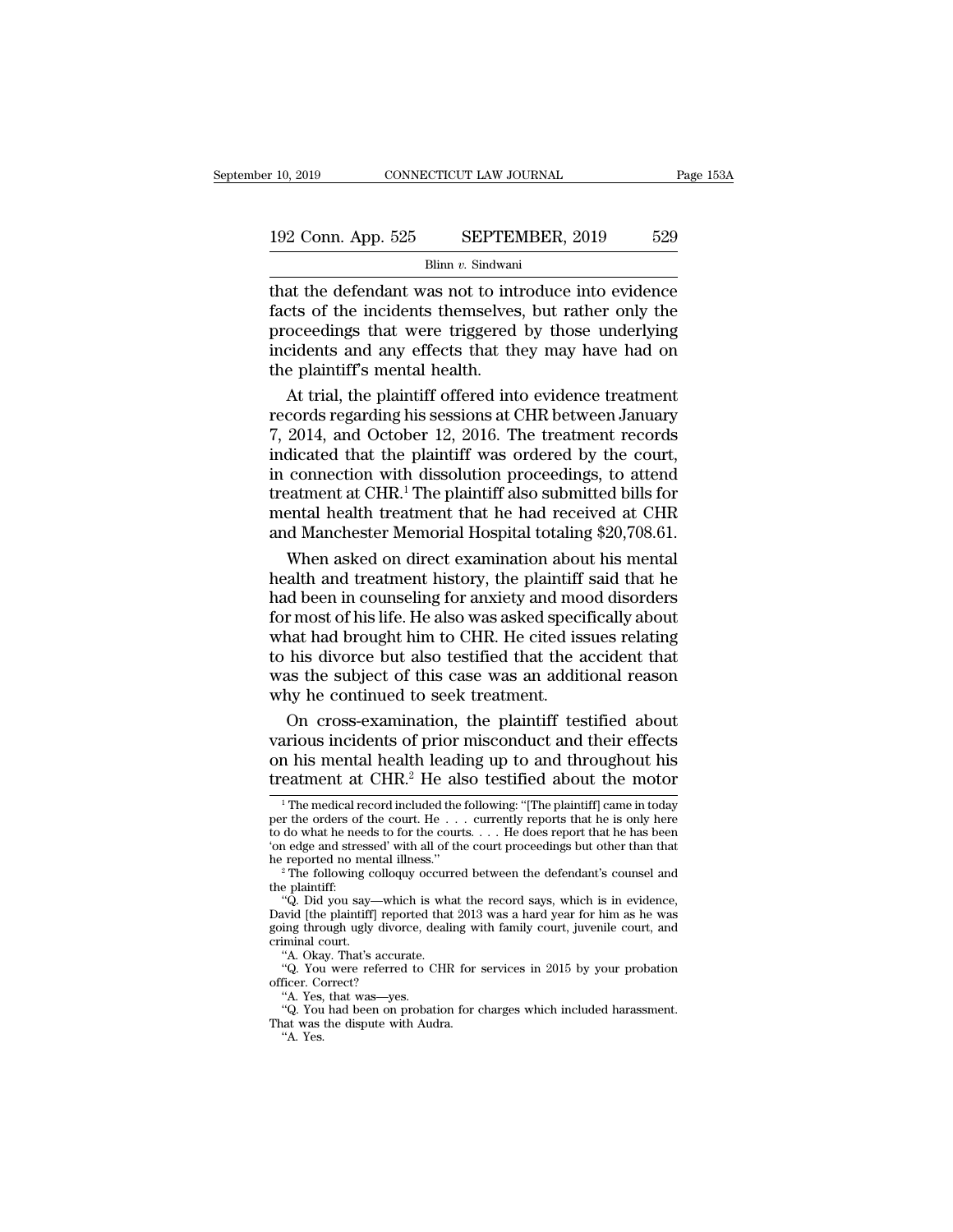that the defendant was not to introduce into evidence facts of the incidents themselves, but rather only the proceedings that were triggered by those underlying incidents and any effects that they may have had on the plaintiff's mental health.

At trial, the plaintiff offered into evidence treatment records regarding his sessions at CHR between January 7, 2014, and October 12, 2016. The treatment records indicated that the plaintiff was ordered by the court, in connection with dissolution proceedings, to attend treatment at CHR.[1] The plaintiff also submitted bills for mental health treatment that he had received at CHR and Manchester Memorial Hospital totaling $20,708.61.

When asked on direct examination about his mental health and treatment history, the plaintiff said that he had been in counseling for anxiety and mood disorders for most of his life. He also was asked specifically about what had brought him to CHR. He cited issues relating to his divorce but also testified that the accident that was the subject of this case was an additional reason why he continued to seek treatment.

On cross-examination, the plaintiff testified about various incidents of prior misconduct and their effects on his mental health leading up to and throughout his treatment at CHR.[2] He also testified about the motor

[1] The medical record included the following: "[The plaintiff] came in today per the orders of the court. He . . . currently reports that he is only here to do what he needs to for the courts. . . . He does report that he has been 'on edge and stressed' with all of the court proceedings but other than that he reported no mental illness."

[2] The following colloquy occurred between the defendant's counsel and the plaintiff:

"Q. Did you say—which is what the record says, which is in evidence, David [the plaintiff] reported that 2013 was a hard year for him as he was going through ugly divorce, dealing with family court, juvenile court, and criminal court.

"A. Okay. That's accurate.

"Q. You were referred to CHR for services in 2015 by your probation officer. Correct?

"A. Yes, that was—yes.

"Q. You had been on probation for charges which included harassment. That was the dispute with Audra.

"A. Yes.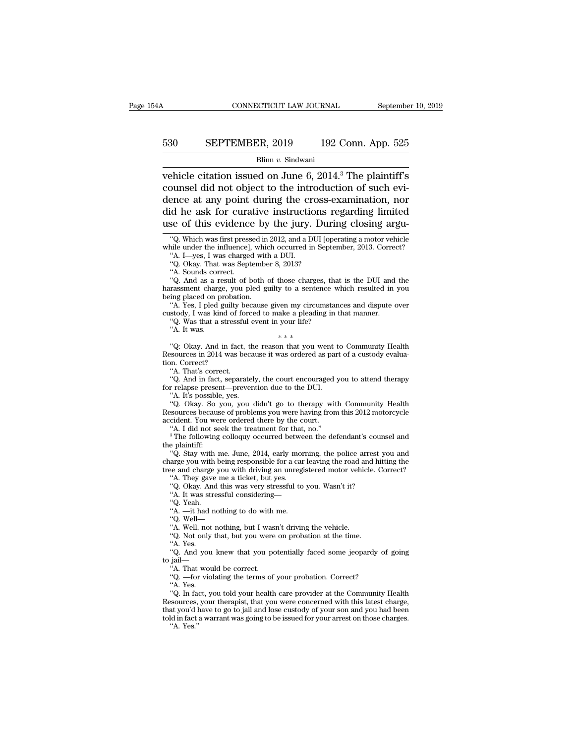vehicle citation issued on June 6, 2014.[3] The plaintiff's counsel did not object to the introduction of such evidence at any point during the cross-examination, nor did he ask for curative instructions regarding limited use of this evidence by the jury. During closing argu-

"Q. Which was first pressed in 2012, and a DUI [operating a motor vehicle while under the influence], which occurred in September, 2013. Correct?

"A. I—yes, I was charged with a DUI.

"Q. Okay. That was September 8, 2013?

"A. Sounds correct.

"Q. And as a result of both of those charges, that is the DUI and the harassment charge, you pled guilty to a sentence which resulted in you being placed on probation.

"A. Yes, I pled guilty because given my circumstances and dispute over custody, I was kind of forced to make a pleading in that manner.

"Q. Was that a stressful event in your life?

"A. It was.

\* \* \*

"Q: Okay. And in fact, the reason that you went to Community Health Resources in 2014 was because it was ordered as part of a custody evaluation. Correct?

"A. That's correct.

"Q. And in fact, separately, the court encouraged you to attend therapy for relapse present—prevention due to the DUI.

"A. It's possible, yes.

"Q. Okay. So you, you didn't go to therapy with Community Health Resources because of problems you were having from this 2012 motorcycle accident. You were ordered there by the court.

"A. I did not seek the treatment for that, no."

[3] The following colloquy occurred between the defendant's counsel and the plaintiff:

"Q. Stay with me. June, 2014, early morning, the police arrest you and charge you with being responsible for a car leaving the road and hitting the tree and charge you with driving an unregistered motor vehicle. Correct?

"A. They gave me a ticket, but yes.

"Q. Okay. And this was very stressful to you. Wasn't it?

"A. It was stressful considering—

"Q. Yeah.

"A. —it had nothing to do with me.

"Q. Well—

"A. Well, not nothing, but I wasn't driving the vehicle.

"Q. Not only that, but you were on probation at the time.

"A. Yes.

"Q. And you knew that you potentially faced some jeopardy of going to jail—

"A. That would be correct.

"Q. —for violating the terms of your probation. Correct?

"A. Yes.

"Q. In fact, you told your health care provider at the Community Health Resources, your therapist, that you were concerned with this latest charge, that you'd have to go to jail and lose custody of your son and you had been told in fact a warrant was going to be issued for your arrest on those charges.

"A. Yes."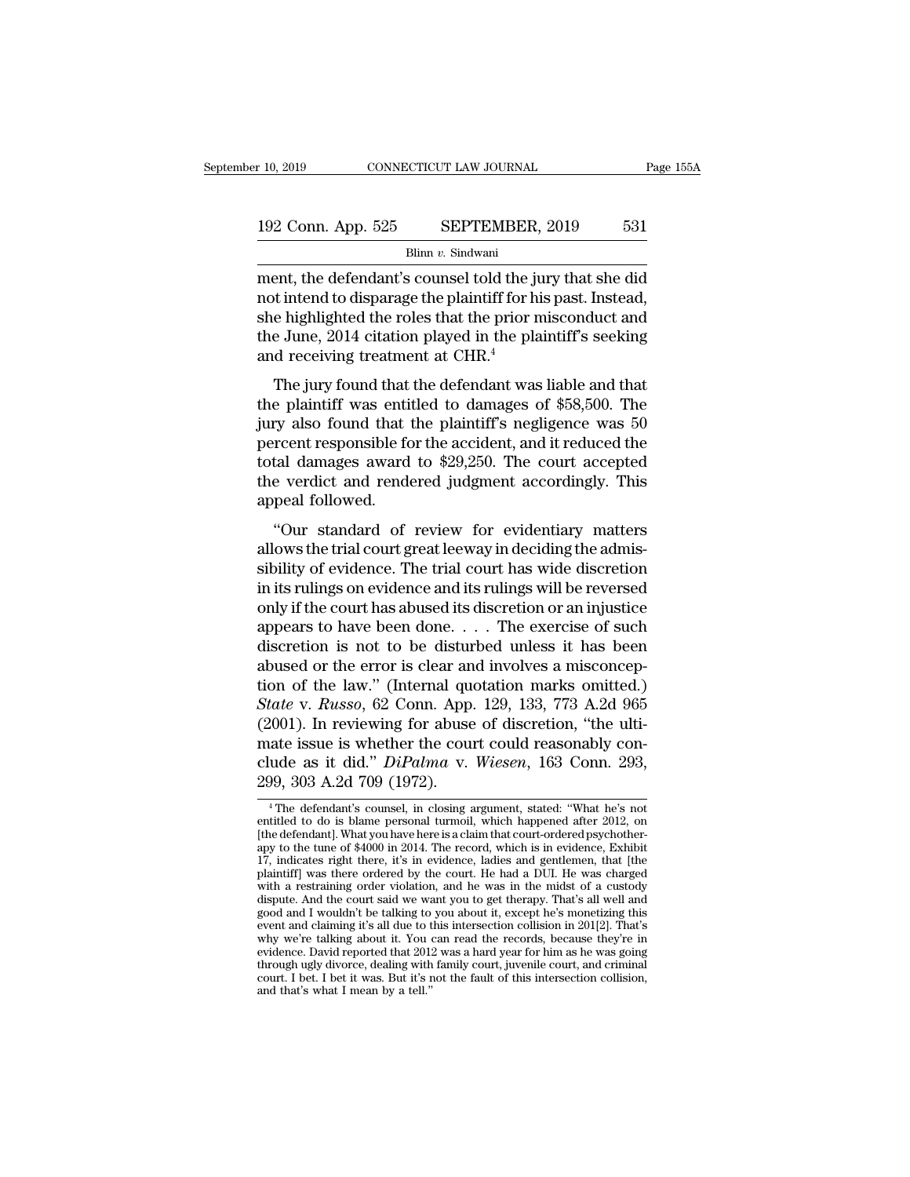ment, the defendant's counsel told the jury that she did not intend to disparage the plaintiff for his past. Instead, she highlighted the roles that the prior misconduct and the June, 2014 citation played in the plaintiff's seeking and receiving treatment at CHR.[4]

The jury found that the defendant was liable and that the plaintiff was entitled to damages of $58,500. The jury also found that the plaintiff's negligence was 50 percent responsible for the accident, and it reduced the total damages award to $29,250. The court accepted the verdict and rendered judgment accordingly. This appeal followed.

"Our standard of review for evidentiary matters allows the trial court great leeway in deciding the admissibility of evidence. The trial court has wide discretion in its rulings on evidence and its rulings will be reversed only if the court has abused its discretion or an injustice appears to have been done. . . . The exercise of such discretion is not to be disturbed unless it has been abused or the error is clear and involves a misconception of the law." (Internal quotation marks omitted.) *State* v. *Russo*, 62 Conn. App. 129, 133, 773 A.2d 965 (2001). In reviewing for abuse of discretion, "the ultimate issue is whether the court could reasonably conclude as it did." *DiPalma* v. *Wiesen*, 163 Conn. 293, 299, 303 A.2d 709 (1972).

[4] The defendant's counsel, in closing argument, stated: "What he's not entitled to do is blame personal turmoil, which happened after 2012, on [the defendant]. What you have here is a claim that court-ordered psychotherapy to the tune of $4000 in 2014. The record, which is in evidence, Exhibit 17, indicates right there, it's in evidence, ladies and gentlemen, that [the plaintiff] was there ordered by the court. He had a DUI. He was charged with a restraining order violation, and he was in the midst of a custody dispute. And the court said we want you to get therapy. That's all well and good and I wouldn't be talking to you about it, except he's monetizing this event and claiming it's all due to this intersection collision in 201[2]. That's why we're talking about it. You can read the records, because they're in evidence. David reported that 2012 was a hard year for him as he was going through ugly divorce, dealing with family court, juvenile court, and criminal court. I bet. I bet it was. But it's not the fault of this intersection collision, and that's what I mean by a tell."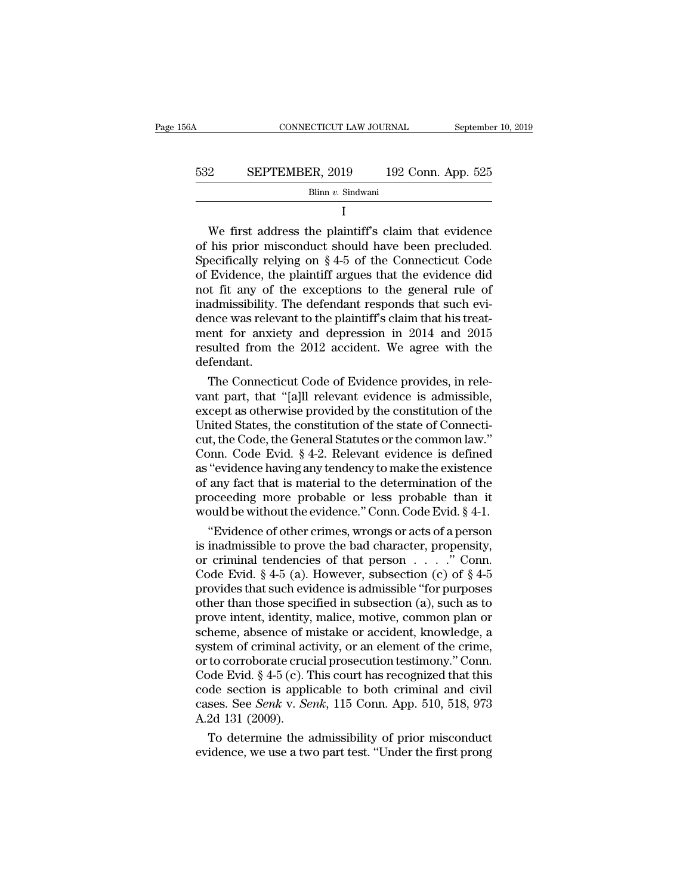I

We first address the plaintiff's claim that evidence of his prior misconduct should have been precluded. Specifically relying on § 4-5 of the Connecticut Code of Evidence, the plaintiff argues that the evidence did not fit any of the exceptions to the general rule of inadmissibility. The defendant responds that such evidence was relevant to the plaintiff's claim that his treatment for anxiety and depression in 2014 and 2015 resulted from the 2012 accident. We agree with the defendant.

The Connecticut Code of Evidence provides, in relevant part, that "[a]ll relevant evidence is admissible, except as otherwise provided by the constitution of the United States, the constitution of the state of Connecticut, the Code, the General Statutes or the common law." Conn. Code Evid. § 4-2. Relevant evidence is defined as "evidence having any tendency to make the existence of any fact that is material to the determination of the proceeding more probable or less probable than it would be without the evidence." Conn. Code Evid. § 4-1.

"Evidence of other crimes, wrongs or acts of a person is inadmissible to prove the bad character, propensity, or criminal tendencies of that person . . . ." Conn. Code Evid. § 4-5 (a). However, subsection (c) of § 4-5 provides that such evidence is admissible "for purposes other than those specified in subsection (a), such as to prove intent, identity, malice, motive, common plan or scheme, absence of mistake or accident, knowledge, a system of criminal activity, or an element of the crime, or to corroborate crucial prosecution testimony." Conn. Code Evid. § 4-5 (c). This court has recognized that this code section is applicable to both criminal and civil cases. See *Senk* v. *Senk*, 115 Conn. App. 510, 518, 973 A.2d 131 (2009).

To determine the admissibility of prior misconduct evidence, we use a two part test. "Under the first prong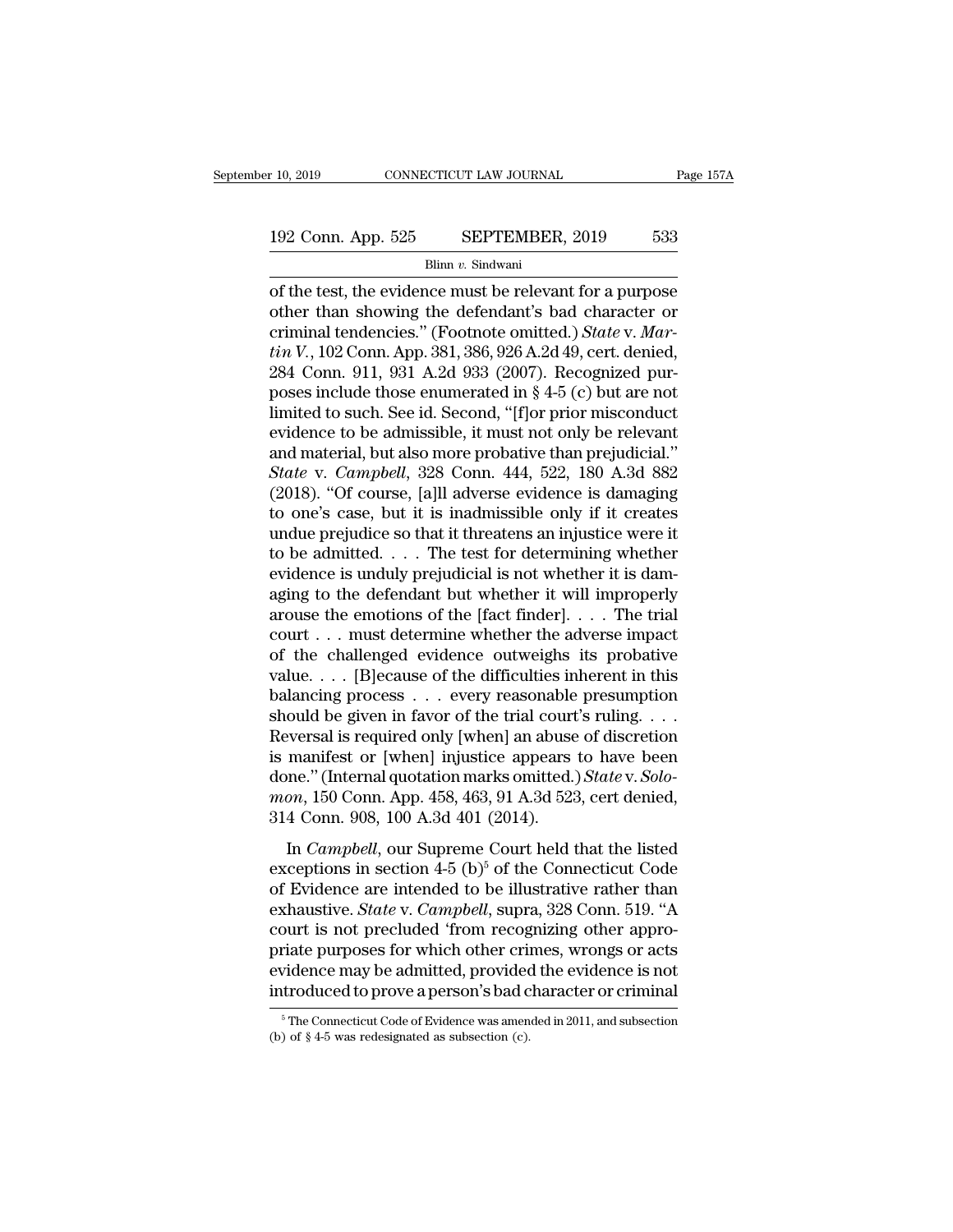of the test, the evidence must be relevant for a purpose other than showing the defendant's bad character or criminal tendencies." (Footnote omitted.) *State* v. *Martin V.*, 102 Conn. App. 381, 386, 926 A.2d 49, cert. denied, 284 Conn. 911, 931 A.2d 933 (2007). Recognized purposes include those enumerated in § 4-5 (c) but are not limited to such. See id. Second, "[f]or prior misconduct evidence to be admissible, it must not only be relevant and material, but also more probative than prejudicial." *State* v. *Campbell*, 328 Conn. 444, 522, 180 A.3d 882 (2018). "Of course, [a]ll adverse evidence is damaging to one's case, but it is inadmissible only if it creates undue prejudice so that it threatens an injustice were it to be admitted. . . . The test for determining whether evidence is unduly prejudicial is not whether it is damaging to the defendant but whether it will improperly arouse the emotions of the [fact finder]. . . . The trial court . . . must determine whether the adverse impact of the challenged evidence outweighs its probative value. . . . [B]ecause of the difficulties inherent in this balancing process . . . every reasonable presumption should be given in favor of the trial court's ruling. . . . Reversal is required only [when] an abuse of discretion is manifest or [when] injustice appears to have been done." (Internal quotation marks omitted.) *State* v. *Solomon*, 150 Conn. App. 458, 463, 91 A.3d 523, cert denied, 314 Conn. 908, 100 A.3d 401 (2014).

In *Campbell*, our Supreme Court held that the listed exceptions in section 4-5 (b)[5] of the Connecticut Code of Evidence are intended to be illustrative rather than exhaustive. *State* v. *Campbell*, supra, 328 Conn. 519. "A court is not precluded 'from recognizing other appropriate purposes for which other crimes, wrongs or acts evidence may be admitted, provided the evidence is not introduced to prove a person's bad character or criminal

[5] The Connecticut Code of Evidence was amended in 2011, and subsection (b) of § 4-5 was redesignated as subsection (c).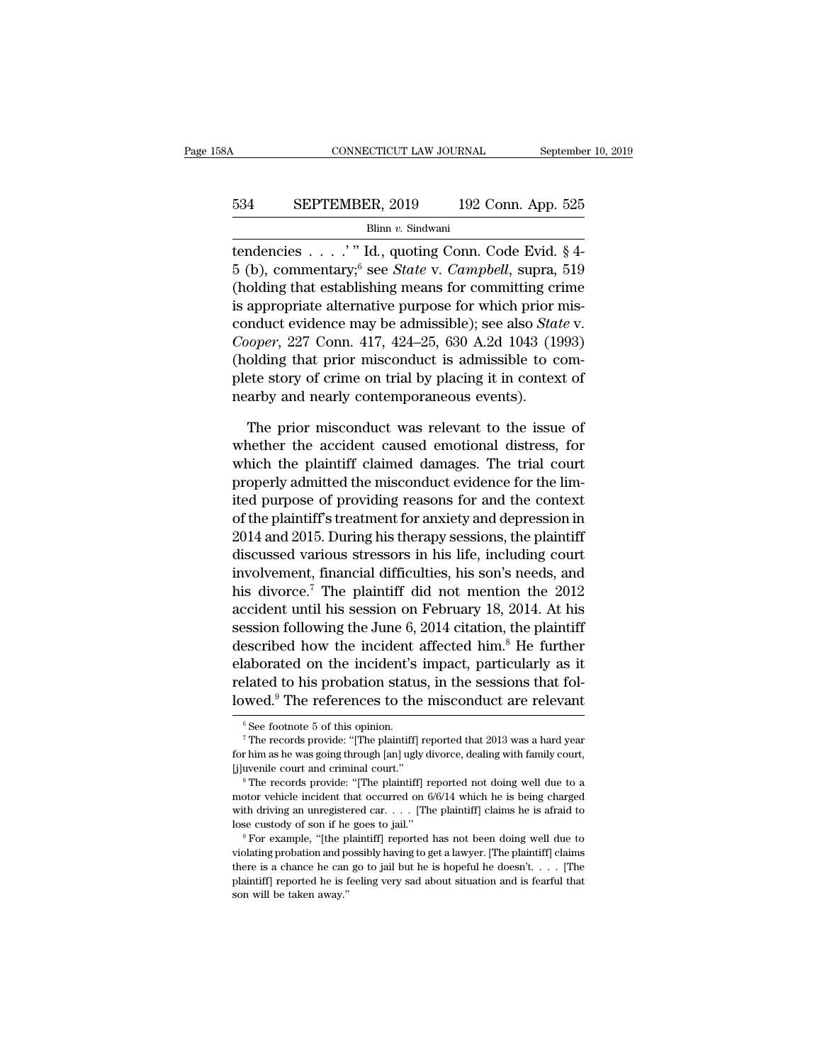tendencies . . . .' " Id., quoting Conn. Code Evid. § 4-5 (b), commentary;[6] see *State* v. *Campbell*, supra, 519 (holding that establishing means for committing crime is appropriate alternative purpose for which prior misconduct evidence may be admissible); see also *State* v. *Cooper*, 227 Conn. 417, 424–25, 630 A.2d 1043 (1993) (holding that prior misconduct is admissible to complete story of crime on trial by placing it in context of nearby and nearly contemporaneous events).

The prior misconduct was relevant to the issue of whether the accident caused emotional distress, for which the plaintiff claimed damages. The trial court properly admitted the misconduct evidence for the limited purpose of providing reasons for and the context of the plaintiff's treatment for anxiety and depression in 2014 and 2015. During his therapy sessions, the plaintiff discussed various stressors in his life, including court involvement, financial difficulties, his son's needs, and his divorce.[7] The plaintiff did not mention the 2012 accident until his session on February 18, 2014. At his session following the June 6, 2014 citation, the plaintiff described how the incident affected him.[8] He further elaborated on the incident's impact, particularly as it related to his probation status, in the sessions that followed.[9] The references to the misconduct are relevant

---

[6] See footnote 5 of this opinion.

[7] The records provide: "[The plaintiff] reported that 2013 was a hard year for him as he was going through [an] ugly divorce, dealing with family court, [j]uvenile court and criminal court."

[8] The records provide: "[The plaintiff] reported not doing well due to a motor vehicle incident that occurred on 6/6/14 which he is being charged with driving an unregistered car. . . . [The plaintiff] claims he is afraid to lose custody of son if he goes to jail."

[9] For example, "[the plaintiff] reported has not been doing well due to violating probation and possibly having to get a lawyer. [The plaintiff] claims there is a chance he can go to jail but he is hopeful he doesn't. . . . [The plaintiff] reported he is feeling very sad about situation and is fearful that son will be taken away."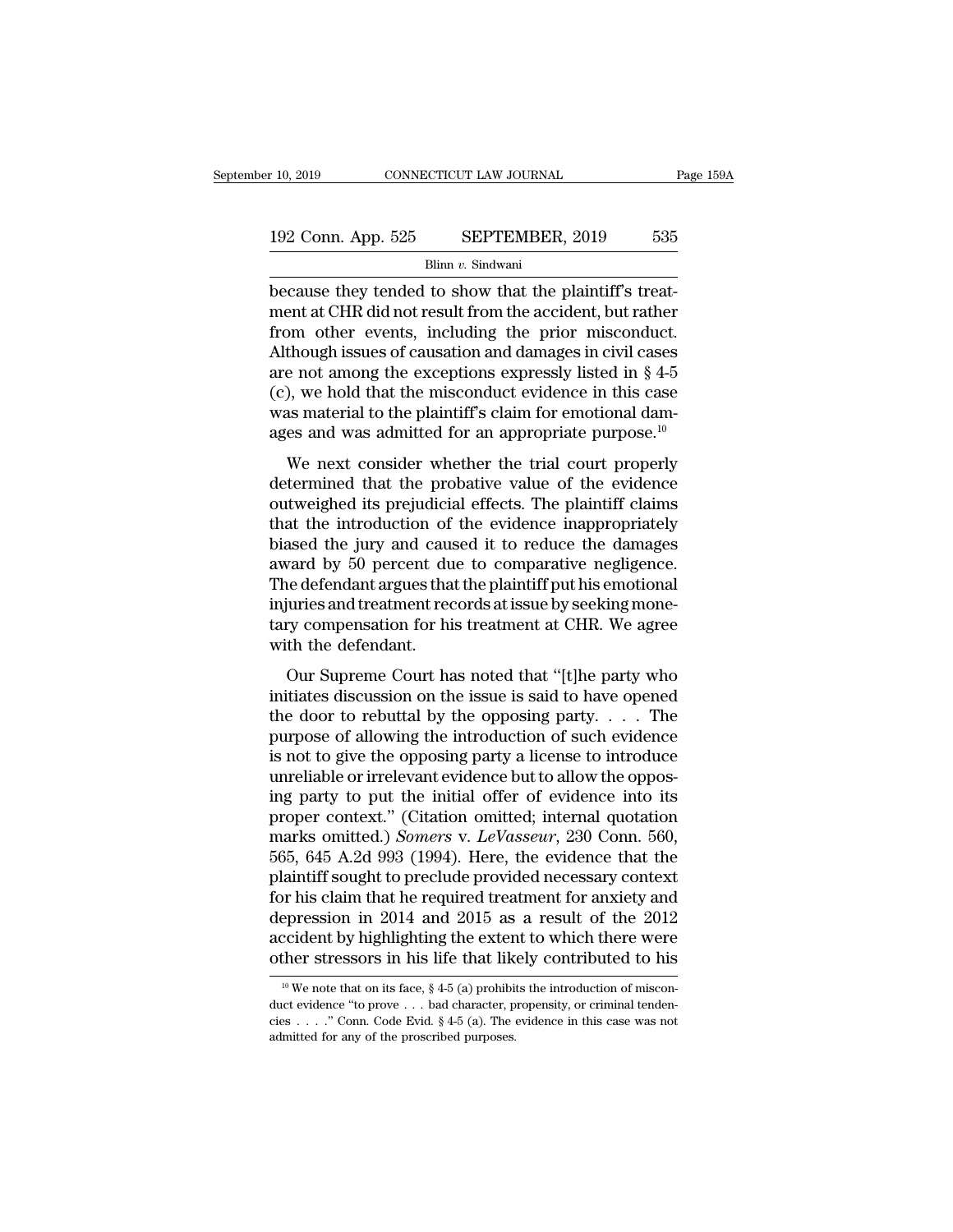because they tended to show that the plaintiff's treatment at CHR did not result from the accident, but rather from other events, including the prior misconduct. Although issues of causation and damages in civil cases are not among the exceptions expressly listed in § 4-5 (c), we hold that the misconduct evidence in this case was material to the plaintiff's claim for emotional damages and was admitted for an appropriate purpose.[10]

We next consider whether the trial court properly determined that the probative value of the evidence outweighed its prejudicial effects. The plaintiff claims that the introduction of the evidence inappropriately biased the jury and caused it to reduce the damages award by 50 percent due to comparative negligence. The defendant argues that the plaintiff put his emotional injuries and treatment records at issue by seeking monetary compensation for his treatment at CHR. We agree with the defendant.

Our Supreme Court has noted that "[t]he party who initiates discussion on the issue is said to have opened the door to rebuttal by the opposing party. . . . The purpose of allowing the introduction of such evidence is not to give the opposing party a license to introduce unreliable or irrelevant evidence but to allow the opposing party to put the initial offer of evidence into its proper context." (Citation omitted; internal quotation marks omitted.) *Somers* v. *LeVasseur*, 230 Conn. 560, 565, 645 A.2d 993 (1994). Here, the evidence that the plaintiff sought to preclude provided necessary context for his claim that he required treatment for anxiety and depression in 2014 and 2015 as a result of the 2012 accident by highlighting the extent to which there were other stressors in his life that likely contributed to his

[10] We note that on its face, § 4-5 (a) prohibits the introduction of misconduct evidence "to prove . . . bad character, propensity, or criminal tendencies . . . ." Conn. Code Evid. § 4-5 (a). The evidence in this case was not admitted for any of the proscribed purposes.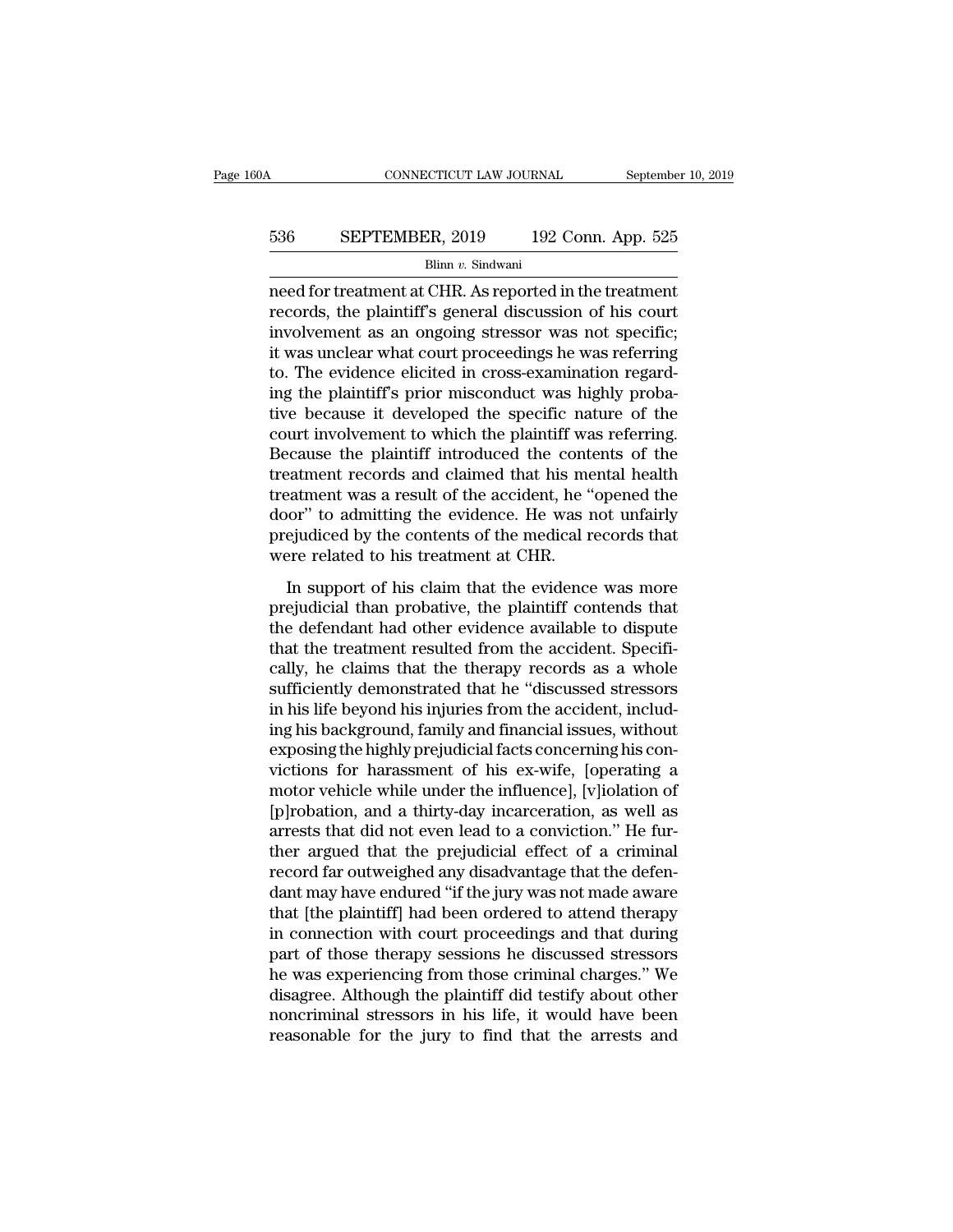need for treatment at CHR. As reported in the treatment records, the plaintiff's general discussion of his court involvement as an ongoing stressor was not specific; it was unclear what court proceedings he was referring to. The evidence elicited in cross-examination regarding the plaintiff's prior misconduct was highly probative because it developed the specific nature of the court involvement to which the plaintiff was referring. Because the plaintiff introduced the contents of the treatment records and claimed that his mental health treatment was a result of the accident, he "opened the door" to admitting the evidence. He was not unfairly prejudiced by the contents of the medical records that were related to his treatment at CHR.

In support of his claim that the evidence was more prejudicial than probative, the plaintiff contends that the defendant had other evidence available to dispute that the treatment resulted from the accident. Specifically, he claims that the therapy records as a whole sufficiently demonstrated that he "discussed stressors in his life beyond his injuries from the accident, including his background, family and financial issues, without exposing the highly prejudicial facts concerning his convictions for harassment of his ex-wife, [operating a motor vehicle while under the influence], [v]iolation of [p]robation, and a thirty-day incarceration, as well as arrests that did not even lead to a conviction." He further argued that the prejudicial effect of a criminal record far outweighed any disadvantage that the defendant may have endured "if the jury was not made aware that [the plaintiff] had been ordered to attend therapy in connection with court proceedings and that during part of those therapy sessions he discussed stressors he was experiencing from those criminal charges." We disagree. Although the plaintiff did testify about other noncriminal stressors in his life, it would have been reasonable for the jury to find that the arrests and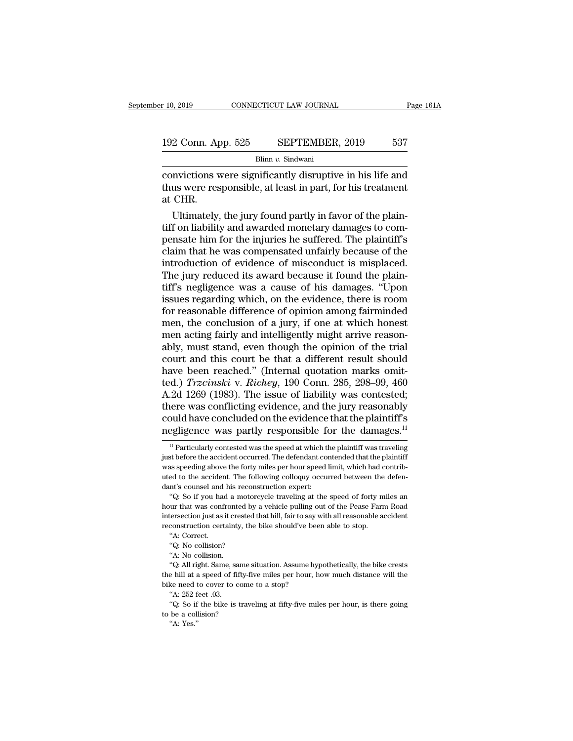convictions were significantly disruptive in his life and thus were responsible, at least in part, for his treatment at CHR.

Ultimately, the jury found partly in favor of the plaintiff on liability and awarded monetary damages to compensate him for the injuries he suffered. The plaintiff's claim that he was compensated unfairly because of the introduction of evidence of misconduct is misplaced. The jury reduced its award because it found the plaintiff's negligence was a cause of his damages. "Upon issues regarding which, on the evidence, there is room for reasonable difference of opinion among fairminded men, the conclusion of a jury, if one at which honest men acting fairly and intelligently might arrive reasonably, must stand, even though the opinion of the trial court and this court be that a different result should have been reached." (Internal quotation marks omitted.) *Trzcinski* v. *Richey*, 190 Conn. 285, 298–99, 460 A.2d 1269 (1983). The issue of liability was contested; there was conflicting evidence, and the jury reasonably could have concluded on the evidence that the plaintiff's negligence was partly responsible for the damages.[11]

---

[11] Particularly contested was the speed at which the plaintiff was traveling just before the accident occurred. The defendant contended that the plaintiff was speeding above the forty miles per hour speed limit, which had contributed to the accident. The following colloquy occurred between the defendant's counsel and his reconstruction expert:

"Q: So if you had a motorcycle traveling at the speed of forty miles an hour that was confronted by a vehicle pulling out of the Pease Farm Road intersection just as it crested that hill, fair to say with all reasonable accident reconstruction certainty, the bike should've been able to stop.

"A: Correct.

"Q: No collision?

"A: No collision.

"Q: All right. Same, same situation. Assume hypothetically, the bike crests the hill at a speed of fifty-five miles per hour, how much distance will the bike need to cover to come to a stop?

"A: 252 feet .03.

"Q: So if the bike is traveling at fifty-five miles per hour, is there going to be a collision?

"A: Yes."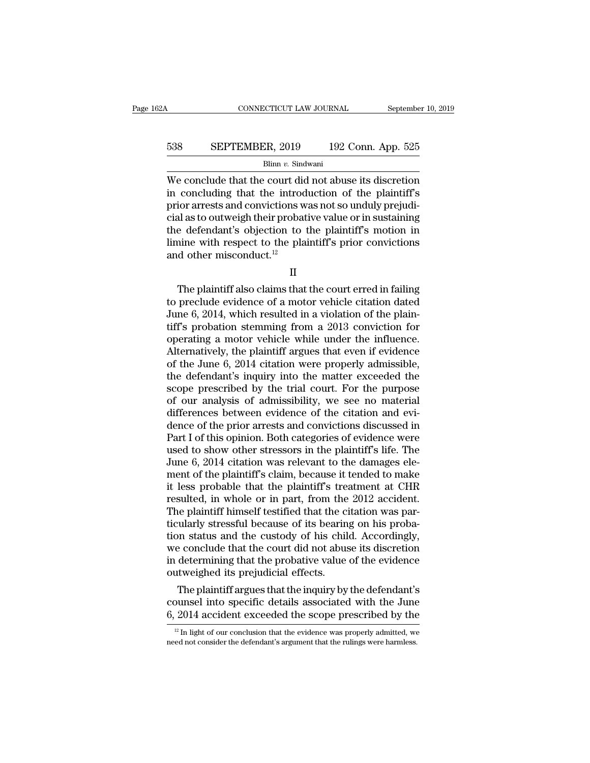We conclude that the court did not abuse its discretion in concluding that the introduction of the plaintiff's prior arrests and convictions was not so unduly prejudicial as to outweigh their probative value or in sustaining the defendant's objection to the plaintiff's motion in limine with respect to the plaintiff's prior convictions and other misconduct.[12]

II

The plaintiff also claims that the court erred in failing to preclude evidence of a motor vehicle citation dated June 6, 2014, which resulted in a violation of the plaintiff's probation stemming from a 2013 conviction for operating a motor vehicle while under the influence. Alternatively, the plaintiff argues that even if evidence of the June 6, 2014 citation were properly admissible, the defendant's inquiry into the matter exceeded the scope prescribed by the trial court. For the purpose of our analysis of admissibility, we see no material differences between evidence of the citation and evidence of the prior arrests and convictions discussed in Part I of this opinion. Both categories of evidence were used to show other stressors in the plaintiff's life. The June 6, 2014 citation was relevant to the damages element of the plaintiff's claim, because it tended to make it less probable that the plaintiff's treatment at CHR resulted, in whole or in part, from the 2012 accident. The plaintiff himself testified that the citation was particularly stressful because of its bearing on his probation status and the custody of his child. Accordingly, we conclude that the court did not abuse its discretion in determining that the probative value of the evidence outweighed its prejudicial effects.

The plaintiff argues that the inquiry by the defendant's counsel into specific details associated with the June 6, 2014 accident exceeded the scope prescribed by the

[12] In light of our conclusion that the evidence was properly admitted, we need not consider the defendant's argument that the rulings were harmless.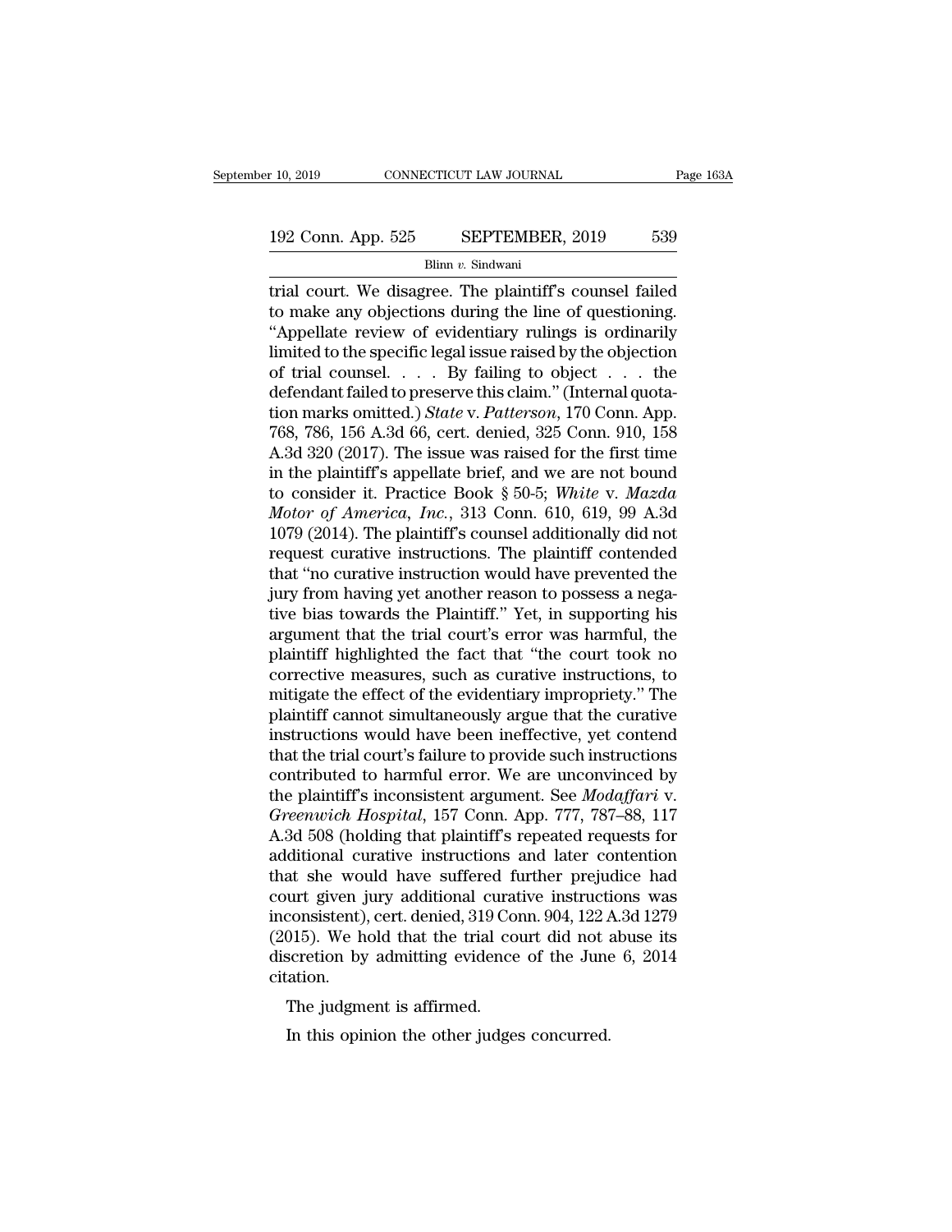trial court. We disagree. The plaintiff's counsel failed to make any objections during the line of questioning. "Appellate review of evidentiary rulings is ordinarily limited to the specific legal issue raised by the objection of trial counsel. . . . By failing to object . . . the defendant failed to preserve this claim." (Internal quotation marks omitted.) *State* v. *Patterson*, 170 Conn. App. 768, 786, 156 A.3d 66, cert. denied, 325 Conn. 910, 158 A.3d 320 (2017). The issue was raised for the first time in the plaintiff's appellate brief, and we are not bound to consider it. Practice Book § 50-5; *White* v. *Mazda Motor of America, Inc.*, 313 Conn. 610, 619, 99 A.3d 1079 (2014). The plaintiff's counsel additionally did not request curative instructions. The plaintiff contended that "no curative instruction would have prevented the jury from having yet another reason to possess a negative bias towards the Plaintiff." Yet, in supporting his argument that the trial court's error was harmful, the plaintiff highlighted the fact that "the court took no corrective measures, such as curative instructions, to mitigate the effect of the evidentiary impropriety." The plaintiff cannot simultaneously argue that the curative instructions would have been ineffective, yet contend that the trial court's failure to provide such instructions contributed to harmful error. We are unconvinced by the plaintiff's inconsistent argument. See *Modaffari* v. *Greenwich Hospital*, 157 Conn. App. 777, 787–88, 117 A.3d 508 (holding that plaintiff's repeated requests for additional curative instructions and later contention that she would have suffered further prejudice had court given jury additional curative instructions was inconsistent), cert. denied, 319 Conn. 904, 122 A.3d 1279 (2015). We hold that the trial court did not abuse its discretion by admitting evidence of the June 6, 2014 citation.

The judgment is affirmed.

In this opinion the other judges concurred.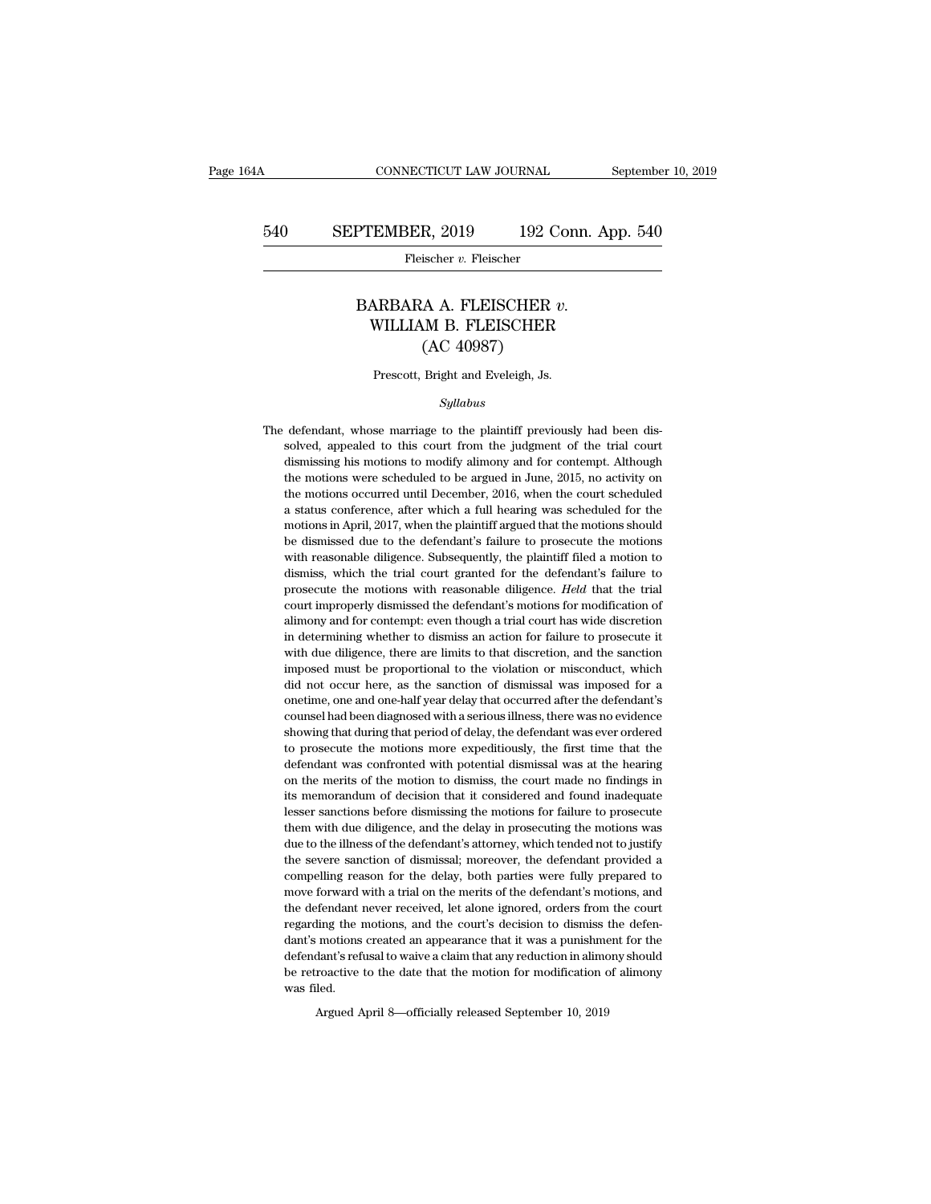# BARBARA A. FLEISCHER *v.* WILLIAM B. FLEISCHER
## (AC 40987)

Prescott, Bright and Eveleigh, Js.

*Syllabus*

The defendant, whose marriage to the plaintiff previously had been dissolved, appealed to this court from the judgment of the trial court dismissing his motions to modify alimony and for contempt. Although the motions were scheduled to be argued in June, 2015, no activity on the motions occurred until December, 2016, when the court scheduled a status conference, after which a full hearing was scheduled for the motions in April, 2017, when the plaintiff argued that the motions should be dismissed due to the defendant's failure to prosecute the motions with reasonable diligence. Subsequently, the plaintiff filed a motion to dismiss, which the trial court granted for the defendant's failure to prosecute the motions with reasonable diligence. *Held* that the trial court improperly dismissed the defendant's motions for modification of alimony and for contempt: even though a trial court has wide discretion in determining whether to dismiss an action for failure to prosecute it with due diligence, there are limits to that discretion, and the sanction imposed must be proportional to the violation or misconduct, which did not occur here, as the sanction of dismissal was imposed for a onetime, one and one-half year delay that occurred after the defendant's counsel had been diagnosed with a serious illness, there was no evidence showing that during that period of delay, the defendant was ever ordered to prosecute the motions more expeditiously, the first time that the defendant was confronted with potential dismissal was at the hearing on the merits of the motion to dismiss, the court made no findings in its memorandum of decision that it considered and found inadequate lesser sanctions before dismissing the motions for failure to prosecute them with due diligence, and the delay in prosecuting the motions was due to the illness of the defendant's attorney, which tended not to justify the severe sanction of dismissal; moreover, the defendant provided a compelling reason for the delay, both parties were fully prepared to move forward with a trial on the merits of the defendant's motions, and the defendant never received, let alone ignored, orders from the court regarding the motions, and the court's decision to dismiss the defendant's motions created an appearance that it was a punishment for the defendant's refusal to waive a claim that any reduction in alimony should be retroactive to the date that the motion for modification of alimony was filed.

Argued April 8—officially released September 10, 2019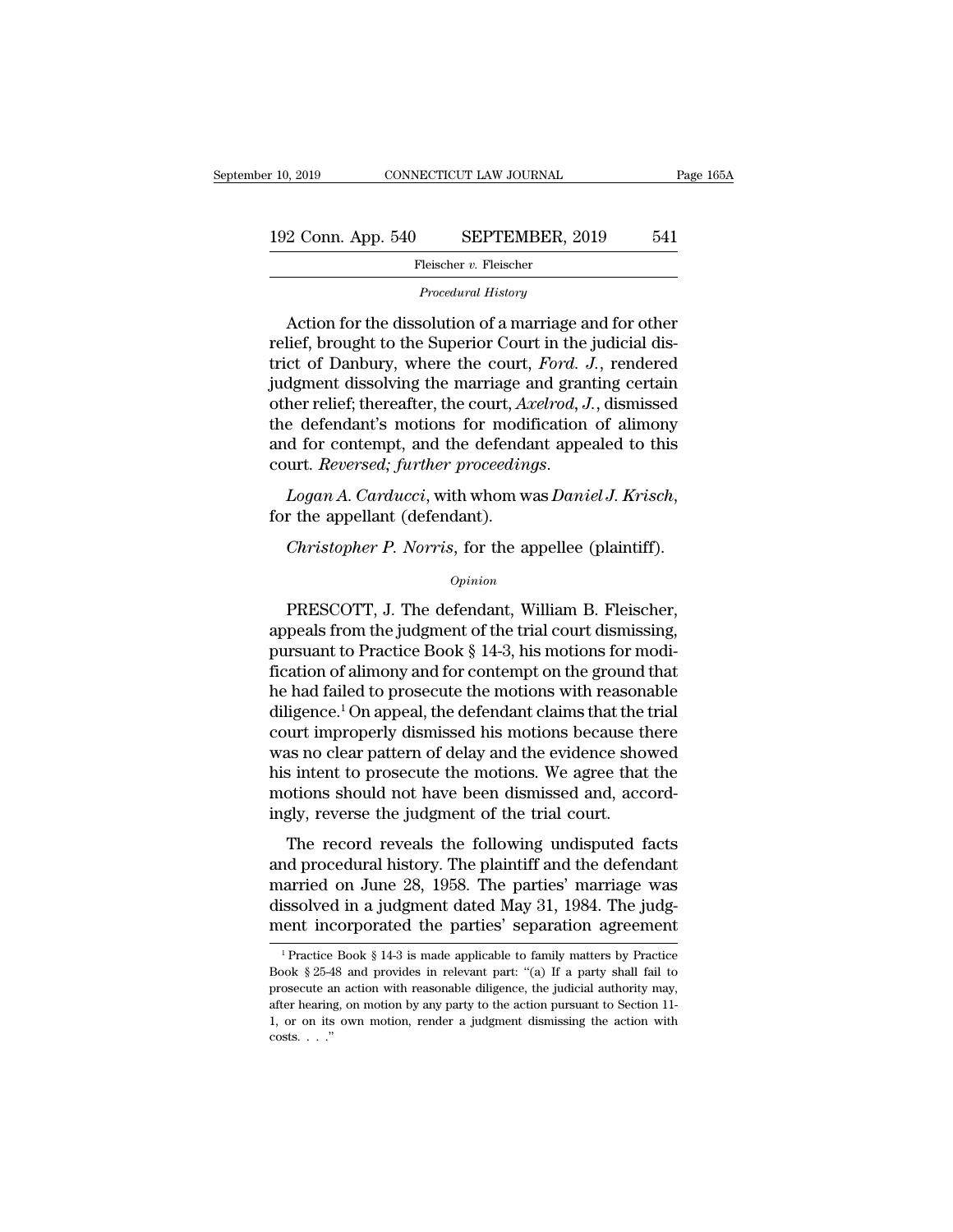*Procedural History*

Action for the dissolution of a marriage and for other relief, brought to the Superior Court in the judicial district of Danbury, where the court, *Ford. J.*, rendered judgment dissolving the marriage and granting certain other relief; thereafter, the court, *Axelrod, J.*, dismissed the defendant's motions for modification of alimony and for contempt, and the defendant appealed to this court. *Reversed; further proceedings.*

*Logan A. Carducci*, with whom was *Daniel J. Krisch*, for the appellant (defendant).

*Christopher P. Norris*, for the appellee (plaintiff).

*Opinion*

PRESCOTT, J. The defendant, William B. Fleischer, appeals from the judgment of the trial court dismissing, pursuant to Practice Book § 14-3, his motions for modification of alimony and for contempt on the ground that he had failed to prosecute the motions with reasonable diligence.[1] On appeal, the defendant claims that the trial court improperly dismissed his motions because there was no clear pattern of delay and the evidence showed his intent to prosecute the motions. We agree that the motions should not have been dismissed and, accordingly, reverse the judgment of the trial court.

The record reveals the following undisputed facts and procedural history. The plaintiff and the defendant married on June 28, 1958. The parties' marriage was dissolved in a judgment dated May 31, 1984. The judgment incorporated the parties' separation agreement

[1] Practice Book § 14-3 is made applicable to family matters by Practice Book § 25-48 and provides in relevant part: "(a) If a party shall fail to prosecute an action with reasonable diligence, the judicial authority may, after hearing, on motion by any party to the action pursuant to Section 11-1, or on its own motion, render a judgment dismissing the action with costs. . . ."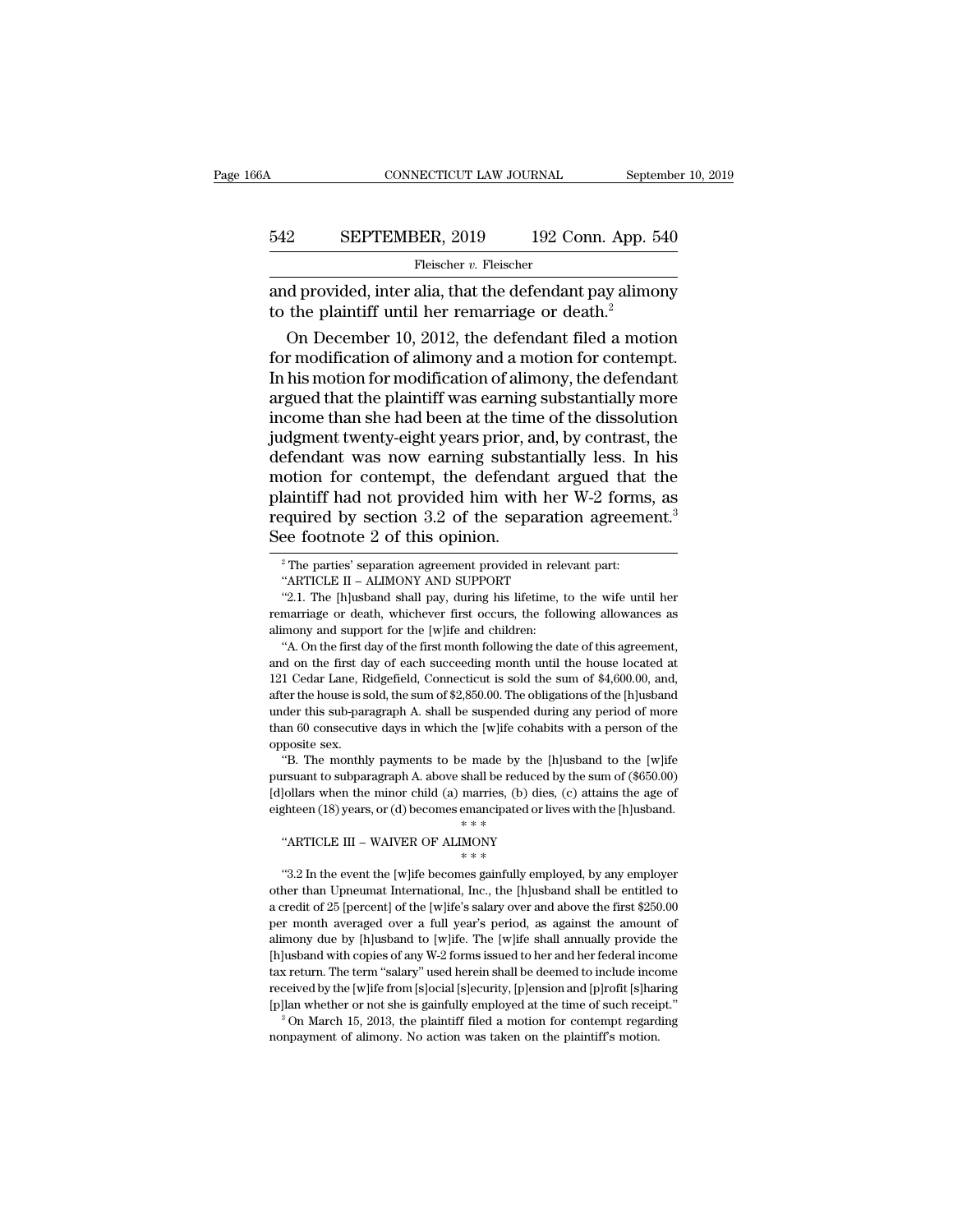and provided, inter alia, that the defendant pay alimony to the plaintiff until her remarriage or death.[2]

On December 10, 2012, the defendant filed a motion for modification of alimony and a motion for contempt. In his motion for modification of alimony, the defendant argued that the plaintiff was earning substantially more income than she had been at the time of the dissolution judgment twenty-eight years prior, and, by contrast, the defendant was now earning substantially less. In his motion for contempt, the defendant argued that the plaintiff had not provided him with her W-2 forms, as required by section 3.2 of the separation agreement.[3] See footnote 2 of this opinion.

---

[2] The parties' separation agreement provided in relevant part:

"ARTICLE II – ALIMONY AND SUPPORT

"2.1. The [h]usband shall pay, during his lifetime, to the wife until her remarriage or death, whichever first occurs, the following allowances as alimony and support for the [w]ife and children:

"A. On the first day of the first month following the date of this agreement, and on the first day of each succeeding month until the house located at 121 Cedar Lane, Ridgefield, Connecticut is sold the sum of $4,600.00, and, after the house is sold, the sum of $2,850.00. The obligations of the [h]usband under this sub-paragraph A. shall be suspended during any period of more than 60 consecutive days in which the [w]ife cohabits with a person of the opposite sex.

"B. The monthly payments to be made by the [h]usband to the [w]ife pursuant to subparagraph A. above shall be reduced by the sum of ($650.00) [d]ollars when the minor child (a) marries, (b) dies, (c) attains the age of eighteen (18) years, or (d) becomes emancipated or lives with the [h]usband.

\* \* \*

"ARTICLE III – WAIVER OF ALIMONY

\* \* \*

"3.2 In the event the [w]ife becomes gainfully employed, by any employer other than Upneumat International, Inc., the [h]usband shall be entitled to a credit of 25 [percent] of the [w]ife's salary over and above the first $250.00 per month averaged over a full year's period, as against the amount of alimony due by [h]usband to [w]ife. The [w]ife shall annually provide the [h]usband with copies of any W-2 forms issued to her and her federal income tax return. The term "salary" used herein shall be deemed to include income received by the [w]ife from [s]ocial [s]ecurity, [p]ension and [p]rofit [s]haring [p]lan whether or not she is gainfully employed at the time of such receipt."

[3] On March 15, 2013, the plaintiff filed a motion for contempt regarding nonpayment of alimony. No action was taken on the plaintiff's motion.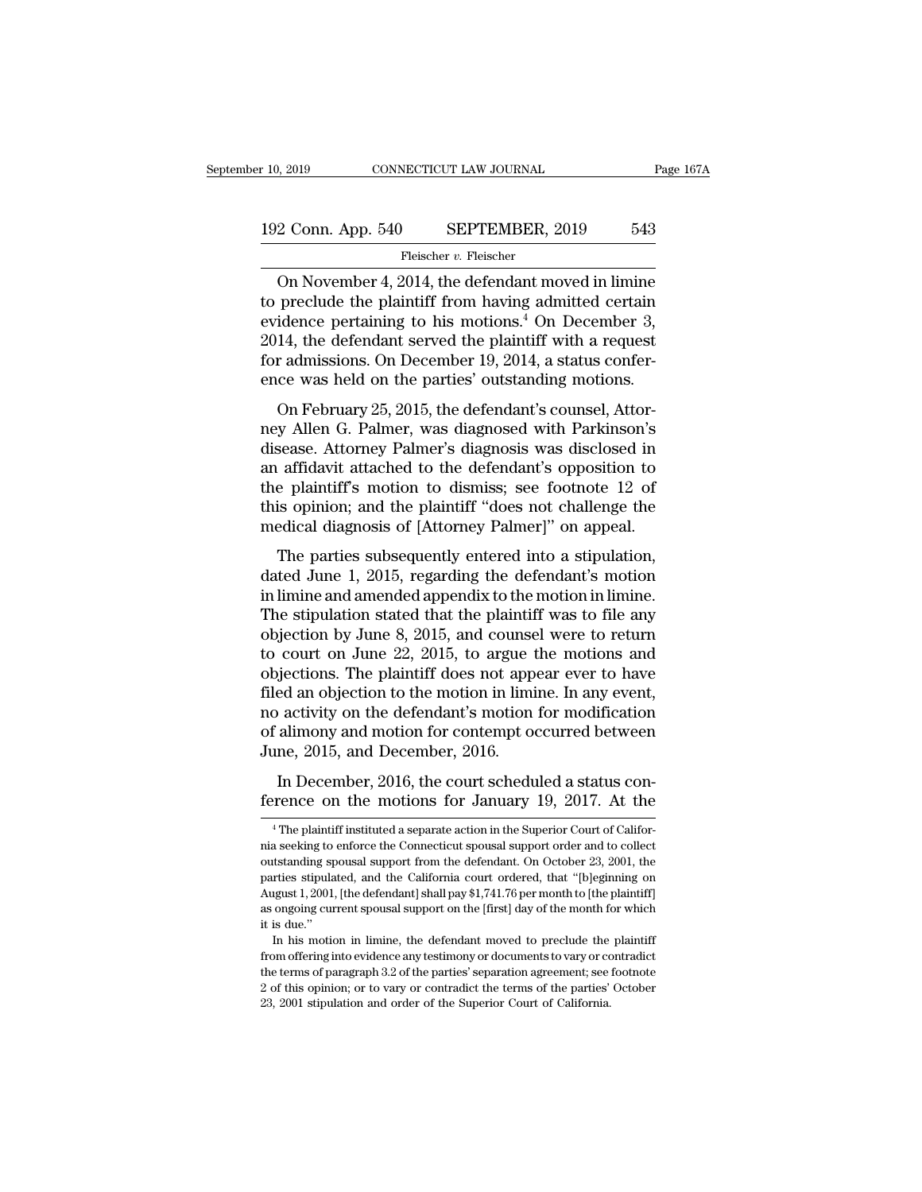On November 4, 2014, the defendant moved in limine to preclude the plaintiff from having admitted certain evidence pertaining to his motions.[4] On December 3, 2014, the defendant served the plaintiff with a request for admissions. On December 19, 2014, a status conference was held on the parties' outstanding motions.

On February 25, 2015, the defendant's counsel, Attorney Allen G. Palmer, was diagnosed with Parkinson's disease. Attorney Palmer's diagnosis was disclosed in an affidavit attached to the defendant's opposition to the plaintiff's motion to dismiss; see footnote 12 of this opinion; and the plaintiff "does not challenge the medical diagnosis of [Attorney Palmer]" on appeal.

The parties subsequently entered into a stipulation, dated June 1, 2015, regarding the defendant's motion in limine and amended appendix to the motion in limine. The stipulation stated that the plaintiff was to file any objection by June 8, 2015, and counsel were to return to court on June 22, 2015, to argue the motions and objections. The plaintiff does not appear ever to have filed an objection to the motion in limine. In any event, no activity on the defendant's motion for modification of alimony and motion for contempt occurred between June, 2015, and December, 2016.

In December, 2016, the court scheduled a status conference on the motions for January 19, 2017. At the

[4] The plaintiff instituted a separate action in the Superior Court of California seeking to enforce the Connecticut spousal support order and to collect outstanding spousal support from the defendant. On October 23, 2001, the parties stipulated, and the California court ordered, that "[b]eginning on August 1, 2001, [the defendant] shall pay $1,741.76 per month to [the plaintiff] as ongoing current spousal support on the [first] day of the month for which it is due."

In his motion in limine, the defendant moved to preclude the plaintiff from offering into evidence any testimony or documents to vary or contradict the terms of paragraph 3.2 of the parties' separation agreement; see footnote 2 of this opinion; or to vary or contradict the terms of the parties' October 23, 2001 stipulation and order of the Superior Court of California.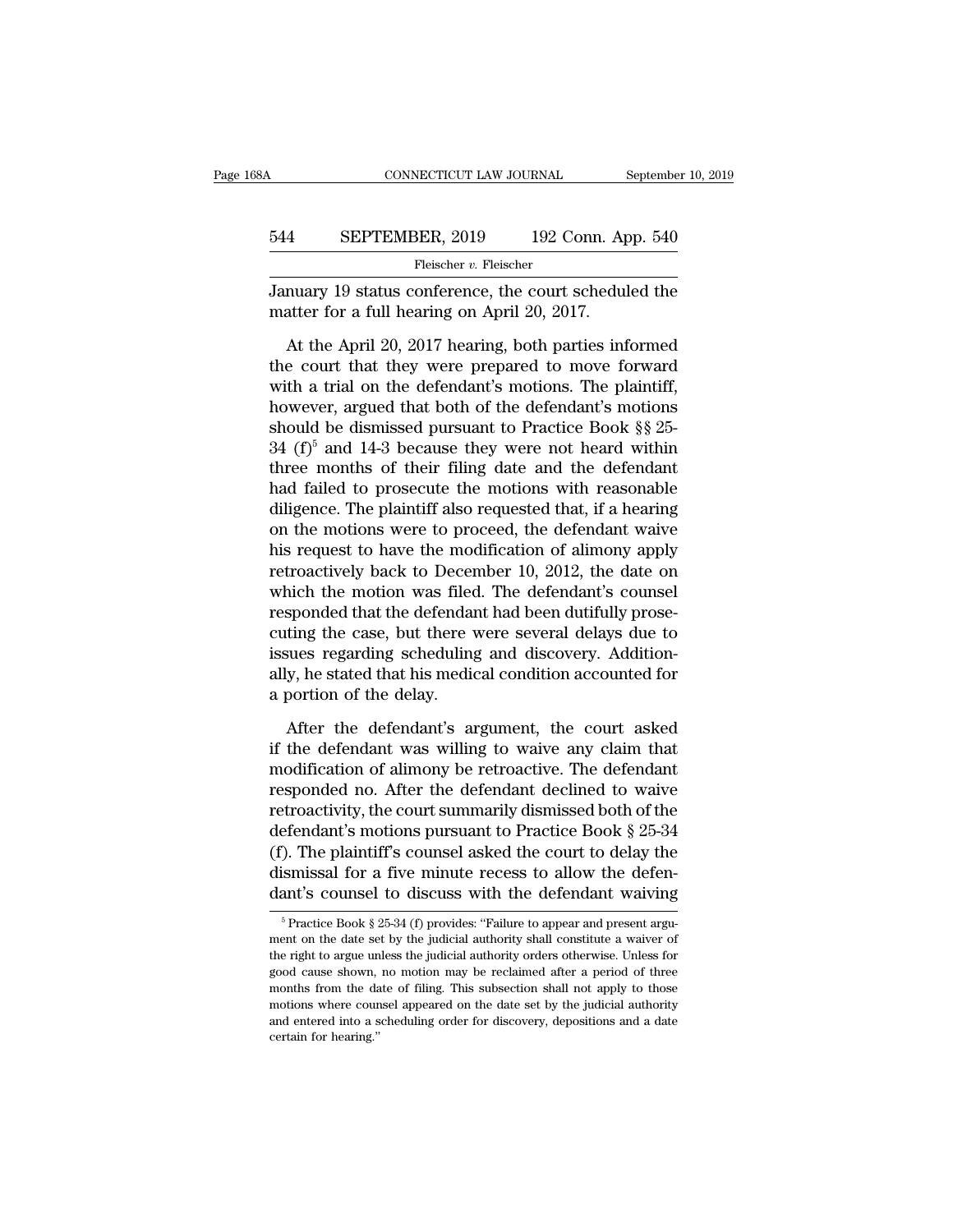January 19 status conference, the court scheduled the matter for a full hearing on April 20, 2017.

At the April 20, 2017 hearing, both parties informed the court that they were prepared to move forward with a trial on the defendant's motions. The plaintiff, however, argued that both of the defendant's motions should be dismissed pursuant to Practice Book §§ 25-34 (f)[5] and 14-3 because they were not heard within three months of their filing date and the defendant had failed to prosecute the motions with reasonable diligence. The plaintiff also requested that, if a hearing on the motions were to proceed, the defendant waive his request to have the modification of alimony apply retroactively back to December 10, 2012, the date on which the motion was filed. The defendant's counsel responded that the defendant had been dutifully prosecuting the case, but there were several delays due to issues regarding scheduling and discovery. Additionally, he stated that his medical condition accounted for a portion of the delay.

After the defendant's argument, the court asked if the defendant was willing to waive any claim that modification of alimony be retroactive. The defendant responded no. After the defendant declined to waive retroactivity, the court summarily dismissed both of the defendant's motions pursuant to Practice Book § 25-34 (f). The plaintiff's counsel asked the court to delay the dismissal for a five minute recess to allow the defendant's counsel to discuss with the defendant waiving

[5] Practice Book § 25-34 (f) provides: "Failure to appear and present argument on the date set by the judicial authority shall constitute a waiver of the right to argue unless the judicial authority orders otherwise. Unless for good cause shown, no motion may be reclaimed after a period of three months from the date of filing. This subsection shall not apply to those motions where counsel appeared on the date set by the judicial authority and entered into a scheduling order for discovery, depositions and a date certain for hearing."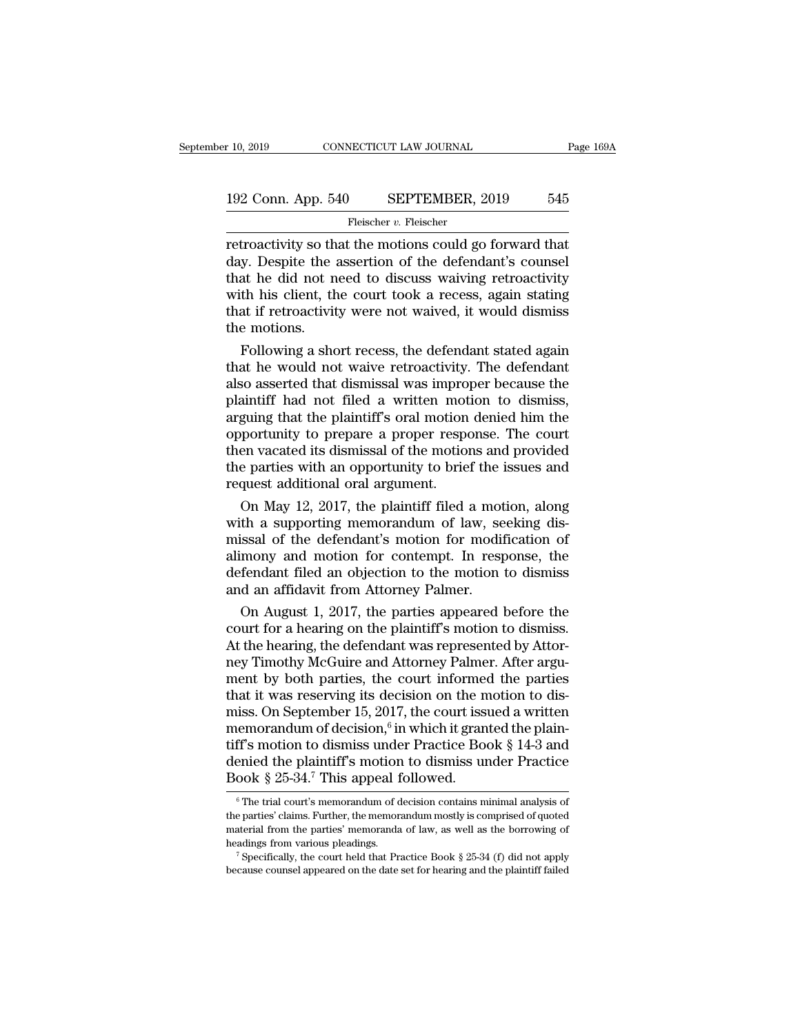retroactivity so that the motions could go forward that day. Despite the assertion of the defendant's counsel that he did not need to discuss waiving retroactivity with his client, the court took a recess, again stating that if retroactivity were not waived, it would dismiss the motions.

Following a short recess, the defendant stated again that he would not waive retroactivity. The defendant also asserted that dismissal was improper because the plaintiff had not filed a written motion to dismiss, arguing that the plaintiff's oral motion denied him the opportunity to prepare a proper response. The court then vacated its dismissal of the motions and provided the parties with an opportunity to brief the issues and request additional oral argument.

On May 12, 2017, the plaintiff filed a motion, along with a supporting memorandum of law, seeking dismissal of the defendant's motion for modification of alimony and motion for contempt. In response, the defendant filed an objection to the motion to dismiss and an affidavit from Attorney Palmer.

On August 1, 2017, the parties appeared before the court for a hearing on the plaintiff's motion to dismiss. At the hearing, the defendant was represented by Attorney Timothy McGuire and Attorney Palmer. After argument by both parties, the court informed the parties that it was reserving its decision on the motion to dismiss. On September 15, 2017, the court issued a written memorandum of decision,[6] in which it granted the plaintiff's motion to dismiss under Practice Book § 14-3 and denied the plaintiff's motion to dismiss under Practice Book § 25-34.[7] This appeal followed.

---

[6] The trial court's memorandum of decision contains minimal analysis of the parties' claims. Further, the memorandum mostly is comprised of quoted material from the parties' memoranda of law, as well as the borrowing of headings from various pleadings.

[7] Specifically, the court held that Practice Book § 25-34 (f) did not apply because counsel appeared on the date set for hearing and the plaintiff failed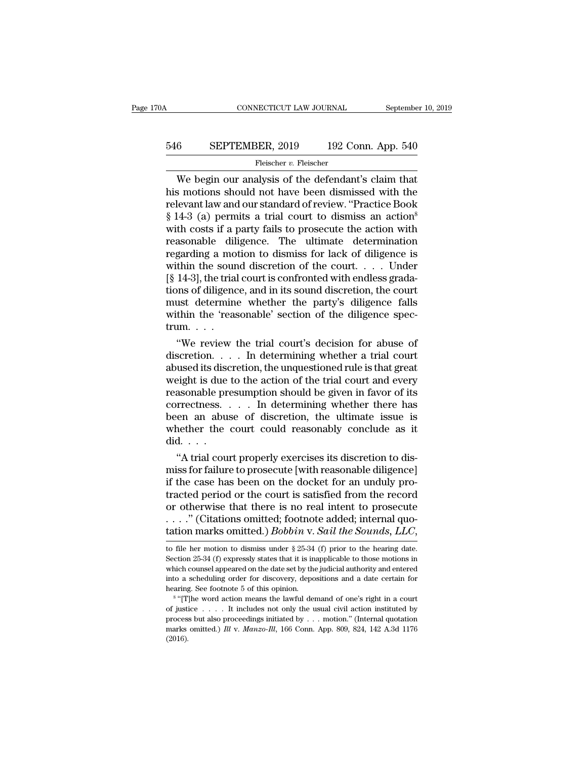We begin our analysis of the defendant's claim that his motions should not have been dismissed with the relevant law and our standard of review. "Practice Book § 14-3 (a) permits a trial court to dismiss an action[8] with costs if a party fails to prosecute the action with reasonable diligence. The ultimate determination regarding a motion to dismiss for lack of diligence is within the sound discretion of the court. . . . Under [§ 14-3], the trial court is confronted with endless gradations of diligence, and in its sound discretion, the court must determine whether the party's diligence falls within the 'reasonable' section of the diligence spectrum. . . .

"We review the trial court's decision for abuse of discretion. . . . In determining whether a trial court abused its discretion, the unquestioned rule is that great weight is due to the action of the trial court and every reasonable presumption should be given in favor of its correctness. . . . In determining whether there has been an abuse of discretion, the ultimate issue is whether the court could reasonably conclude as it did. . . .

"A trial court properly exercises its discretion to dismiss for failure to prosecute [with reasonable diligence] if the case has been on the docket for an unduly protracted period or the court is satisfied from the record or otherwise that there is no real intent to prosecute . . . ." (Citations omitted; footnote added; internal quotation marks omitted.) *Bobbin* v. *Sail the Sounds, LLC*,

to file her motion to dismiss under § 25-34 (f) prior to the hearing date. Section 25-34 (f) expressly states that it is inapplicable to those motions in which counsel appeared on the date set by the judicial authority and entered into a scheduling order for discovery, depositions and a date certain for hearing. See footnote 5 of this opinion.

[8] "[T]he word action means the lawful demand of one's right in a court of justice . . . . It includes not only the usual civil action instituted by process but also proceedings initiated by . . . motion." (Internal quotation marks omitted.) *Ill* v. *Manzo-Ill*, 166 Conn. App. 809, 824, 142 A.3d 1176 (2016).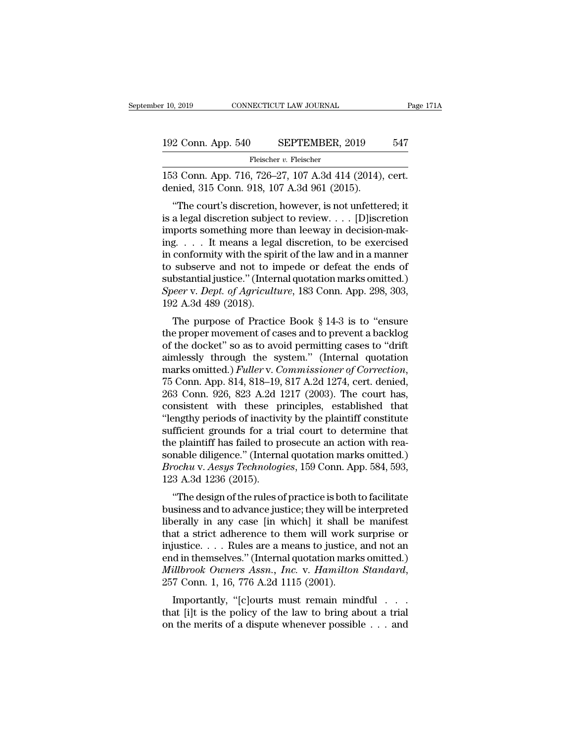153 Conn. App. 716, 726–27, 107 A.3d 414 (2014), cert. denied, 315 Conn. 918, 107 A.3d 961 (2015).

"The court's discretion, however, is not unfettered; it is a legal discretion subject to review. . . . [D]iscretion imports something more than leeway in decision-making. . . . It means a legal discretion, to be exercised in conformity with the spirit of the law and in a manner to subserve and not to impede or defeat the ends of substantial justice." (Internal quotation marks omitted.) *Speer* v. *Dept. of Agriculture*, 183 Conn. App. 298, 303, 192 A.3d 489 (2018).

The purpose of Practice Book § 14-3 is to "ensure the proper movement of cases and to prevent a backlog of the docket" so as to avoid permitting cases to "drift aimlessly through the system." (Internal quotation marks omitted.) *Fuller* v. *Commissioner of Correction*, 75 Conn. App. 814, 818–19, 817 A.2d 1274, cert. denied, 263 Conn. 926, 823 A.2d 1217 (2003). The court has, consistent with these principles, established that "lengthy periods of inactivity by the plaintiff constitute sufficient grounds for a trial court to determine that the plaintiff has failed to prosecute an action with reasonable diligence." (Internal quotation marks omitted.) *Brochu* v. *Aesys Technologies*, 159 Conn. App. 584, 593, 123 A.3d 1236 (2015).

"The design of the rules of practice is both to facilitate business and to advance justice; they will be interpreted liberally in any case [in which] it shall be manifest that a strict adherence to them will work surprise or injustice. . . . Rules are a means to justice, and not an end in themselves." (Internal quotation marks omitted.) *Millbrook Owners Assn., Inc.* v. *Hamilton Standard*, 257 Conn. 1, 16, 776 A.2d 1115 (2001).

Importantly, "[c]ourts must remain mindful . . . that [i]t is the policy of the law to bring about a trial on the merits of a dispute whenever possible . . . and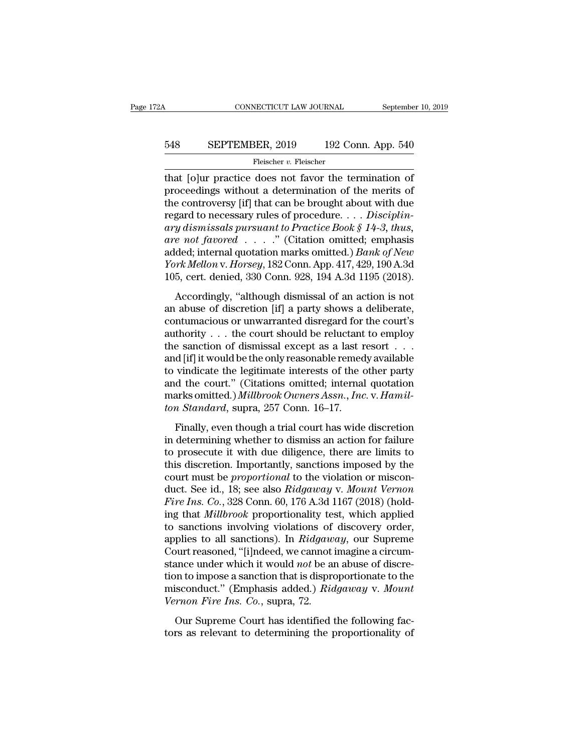that [o]ur practice does not favor the termination of proceedings without a determination of the merits of the controversy [if] that can be brought about with due regard to necessary rules of procedure. . . . *Disciplinary dismissals pursuant to Practice Book § 14-3, thus, are not favored* . . . .'' (Citation omitted; emphasis added; internal quotation marks omitted.) *Bank of New York Mellon* v. *Horsey*, 182 Conn. App. 417, 429, 190 A.3d 105, cert. denied, 330 Conn. 928, 194 A.3d 1195 (2018).

Accordingly, ''although dismissal of an action is not an abuse of discretion [if] a party shows a deliberate, contumacious or unwarranted disregard for the court's authority . . . the court should be reluctant to employ the sanction of dismissal except as a last resort . . . and [if] it would be the only reasonable remedy available to vindicate the legitimate interests of the other party and the court.'' (Citations omitted; internal quotation marks omitted.) *Millbrook Owners Assn., Inc.* v. *Hamilton Standard*, supra, 257 Conn. 16–17.

Finally, even though a trial court has wide discretion in determining whether to dismiss an action for failure to prosecute it with due diligence, there are limits to this discretion. Importantly, sanctions imposed by the court must be *proportional* to the violation or misconduct. See id., 18; see also *Ridgaway* v. *Mount Vernon Fire Ins. Co.*, 328 Conn. 60, 176 A.3d 1167 (2018) (holding that *Millbrook* proportionality test, which applied to sanctions involving violations of discovery order, applies to all sanctions). In *Ridgaway*, our Supreme Court reasoned, ''[i]ndeed, we cannot imagine a circumstance under which it would *not* be an abuse of discretion to impose a sanction that is disproportionate to the misconduct.'' (Emphasis added.) *Ridgaway* v. *Mount Vernon Fire Ins. Co.*, supra, 72.

Our Supreme Court has identified the following factors as relevant to determining the proportionality of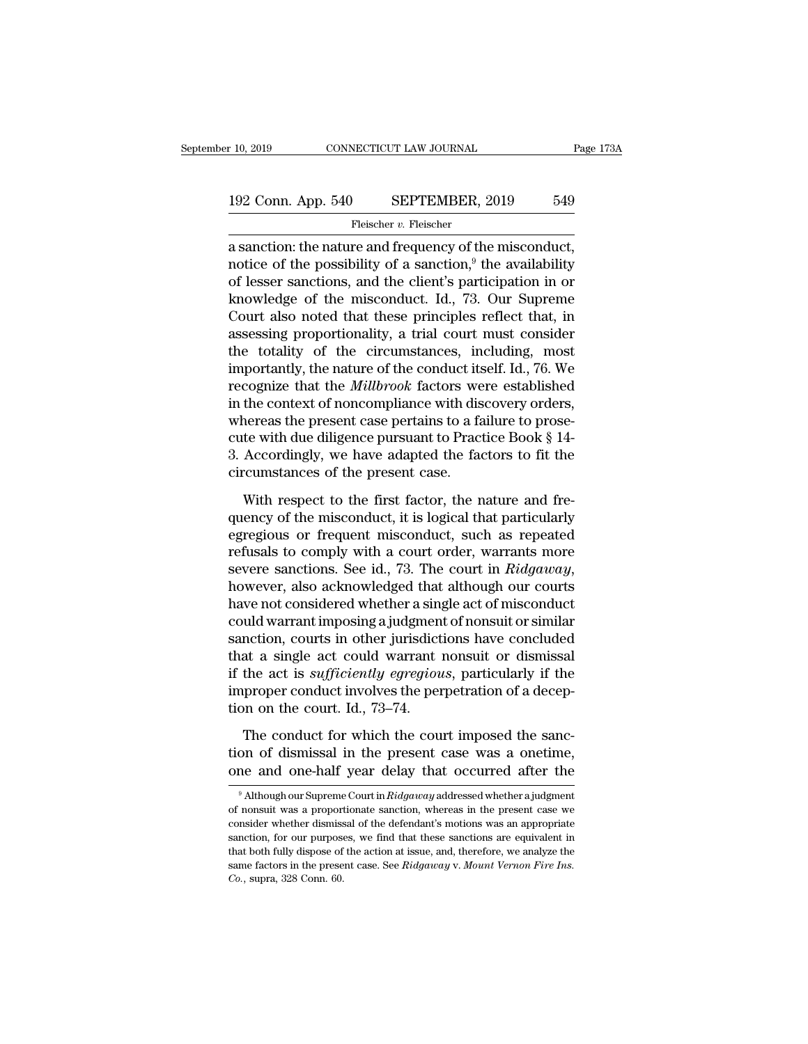a sanction: the nature and frequency of the misconduct, notice of the possibility of a sanction,[9] the availability of lesser sanctions, and the client's participation in or knowledge of the misconduct. Id., 73. Our Supreme Court also noted that these principles reflect that, in assessing proportionality, a trial court must consider the totality of the circumstances, including, most importantly, the nature of the conduct itself. Id., 76. We recognize that the *Millbrook* factors were established in the context of noncompliance with discovery orders, whereas the present case pertains to a failure to prosecute with due diligence pursuant to Practice Book § 14-3. Accordingly, we have adapted the factors to fit the circumstances of the present case.

With respect to the first factor, the nature and frequency of the misconduct, it is logical that particularly egregious or frequent misconduct, such as repeated refusals to comply with a court order, warrants more severe sanctions. See id., 73. The court in *Ridgaway*, however, also acknowledged that although our courts have not considered whether a single act of misconduct could warrant imposing a judgment of nonsuit or similar sanction, courts in other jurisdictions have concluded that a single act could warrant nonsuit or dismissal if the act is *sufficiently egregious*, particularly if the improper conduct involves the perpetration of a deception on the court. Id., 73–74.

The conduct for which the court imposed the sanction of dismissal in the present case was a onetime, one and one-half year delay that occurred after the

---

[9] Although our Supreme Court in *Ridgaway* addressed whether a judgment of nonsuit was a proportionate sanction, whereas in the present case we consider whether dismissal of the defendant's motions was an appropriate sanction, for our purposes, we find that these sanctions are equivalent in that both fully dispose of the action at issue, and, therefore, we analyze the same factors in the present case. See *Ridgaway* v. *Mount Vernon Fire Ins. Co.*, supra, 328 Conn. 60.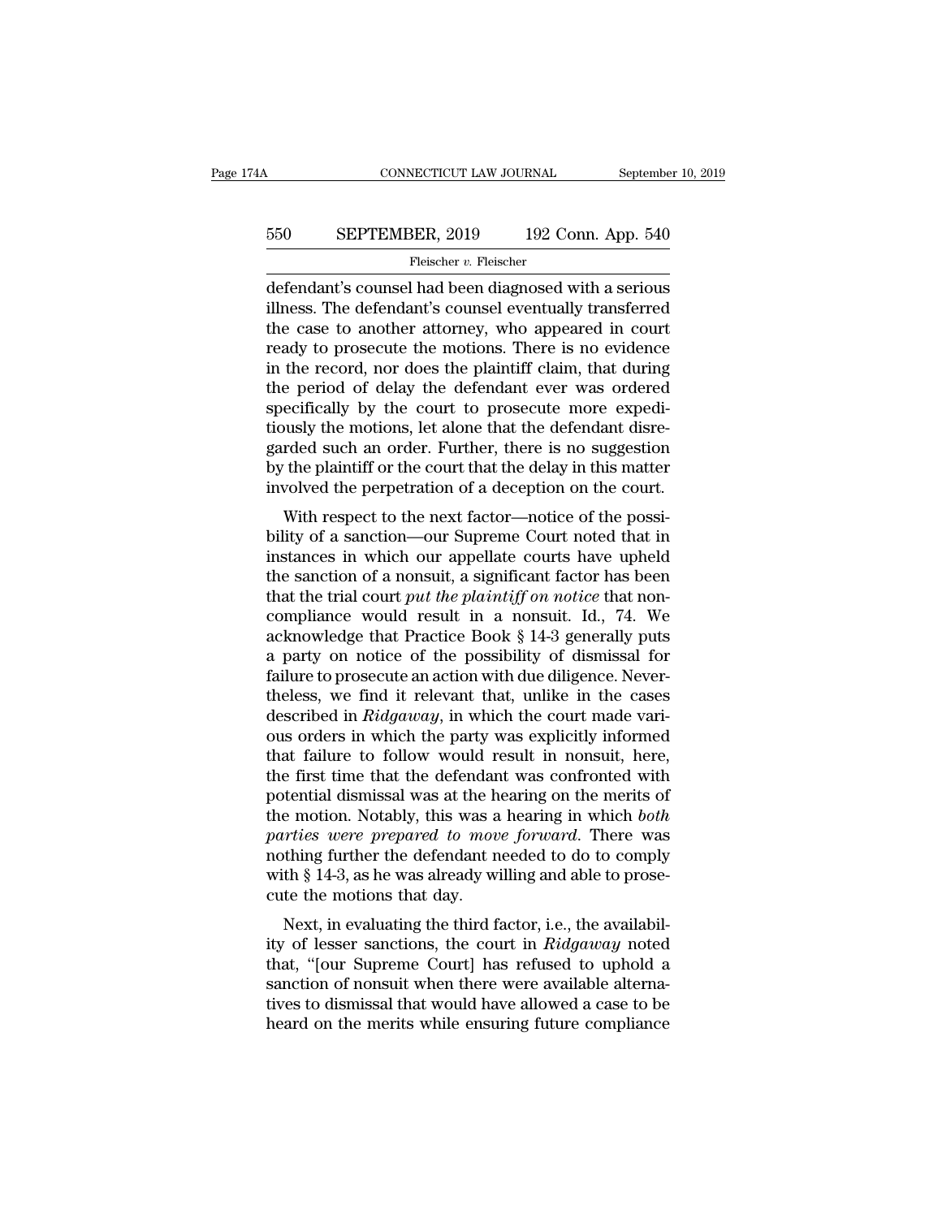defendant's counsel had been diagnosed with a serious illness. The defendant's counsel eventually transferred the case to another attorney, who appeared in court ready to prosecute the motions. There is no evidence in the record, nor does the plaintiff claim, that during the period of delay the defendant ever was ordered specifically by the court to prosecute more expeditiously the motions, let alone that the defendant disregarded such an order. Further, there is no suggestion by the plaintiff or the court that the delay in this matter involved the perpetration of a deception on the court.

With respect to the next factor—notice of the possibility of a sanction—our Supreme Court noted that in instances in which our appellate courts have upheld the sanction of a nonsuit, a significant factor has been that the trial court *put the plaintiff on notice* that noncompliance would result in a nonsuit. Id., 74. We acknowledge that Practice Book § 14-3 generally puts a party on notice of the possibility of dismissal for failure to prosecute an action with due diligence. Nevertheless, we find it relevant that, unlike in the cases described in *Ridgaway*, in which the court made various orders in which the party was explicitly informed that failure to follow would result in nonsuit, here, the first time that the defendant was confronted with potential dismissal was at the hearing on the merits of the motion. Notably, this was a hearing in which *both parties were prepared to move forward*. There was nothing further the defendant needed to do to comply with § 14-3, as he was already willing and able to prosecute the motions that day.

Next, in evaluating the third factor, i.e., the availability of lesser sanctions, the court in *Ridgaway* noted that, "[our Supreme Court] has refused to uphold a sanction of nonsuit when there were available alternatives to dismissal that would have allowed a case to be heard on the merits while ensuring future compliance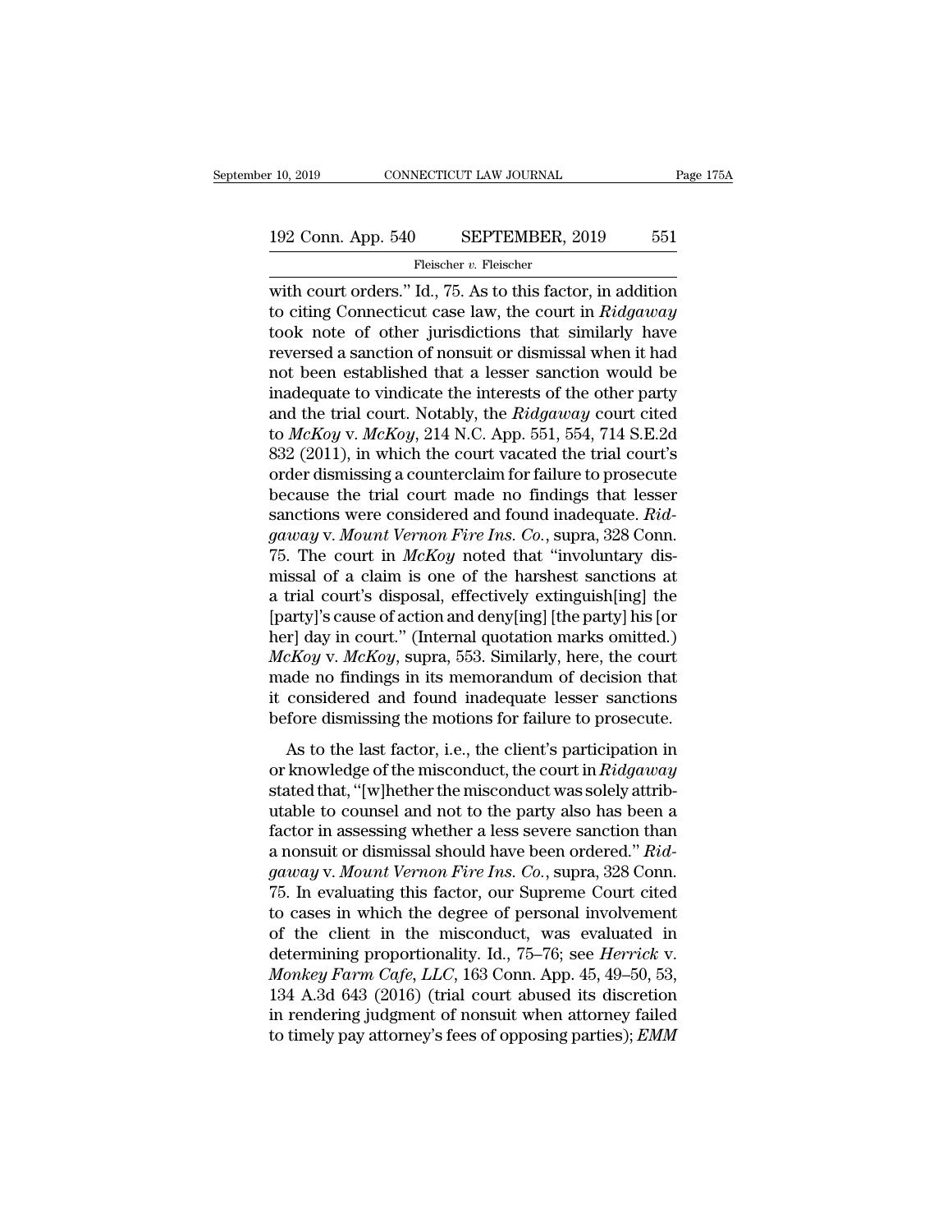with court orders." Id., 75. As to this factor, in addition to citing Connecticut case law, the court in *Ridgaway* took note of other jurisdictions that similarly have reversed a sanction of nonsuit or dismissal when it had not been established that a lesser sanction would be inadequate to vindicate the interests of the other party and the trial court. Notably, the *Ridgaway* court cited to *McKoy* v. *McKoy*, 214 N.C. App. 551, 554, 714 S.E.2d 832 (2011), in which the court vacated the trial court's order dismissing a counterclaim for failure to prosecute because the trial court made no findings that lesser sanctions were considered and found inadequate. *Ridgaway* v. *Mount Vernon Fire Ins. Co.*, supra, 328 Conn. 75. The court in *McKoy* noted that "involuntary dismissal of a claim is one of the harshest sanctions at a trial court's disposal, effectively extinguish[ing] the [party]'s cause of action and deny[ing] [the party] his [or her] day in court." (Internal quotation marks omitted.) *McKoy* v. *McKoy*, supra, 553. Similarly, here, the court made no findings in its memorandum of decision that it considered and found inadequate lesser sanctions before dismissing the motions for failure to prosecute.

As to the last factor, i.e., the client's participation in or knowledge of the misconduct, the court in *Ridgaway* stated that, "[w]hether the misconduct was solely attributable to counsel and not to the party also has been a factor in assessing whether a less severe sanction than a nonsuit or dismissal should have been ordered." *Ridgaway* v. *Mount Vernon Fire Ins. Co.*, supra, 328 Conn. 75. In evaluating this factor, our Supreme Court cited to cases in which the degree of personal involvement of the client in the misconduct, was evaluated in determining proportionality. Id., 75–76; see *Herrick* v. *Monkey Farm Cafe, LLC*, 163 Conn. App. 45, 49–50, 53, 134 A.3d 643 (2016) (trial court abused its discretion in rendering judgment of nonsuit when attorney failed to timely pay attorney's fees of opposing parties); *EMM*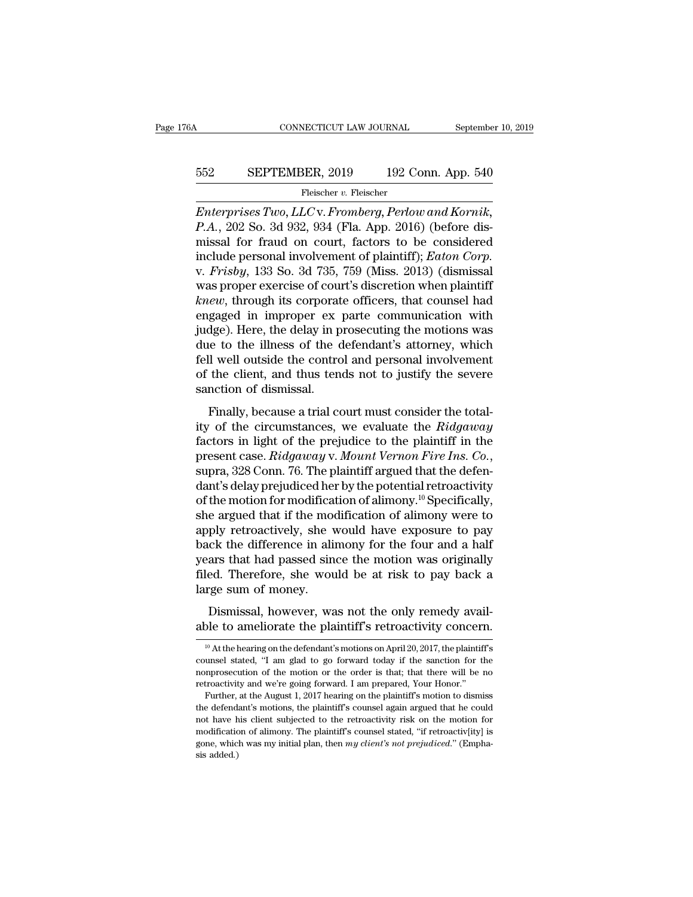*Enterprises Two, LLC* v. *Fromberg, Perlow and Kornik, P.A.*, 202 So. 3d 932, 934 (Fla. App. 2016) (before dismissal for fraud on court, factors to be considered include personal involvement of plaintiff); *Eaton Corp.* v. *Frisby*, 133 So. 3d 735, 759 (Miss. 2013) (dismissal was proper exercise of court's discretion when plaintiff *knew*, through its corporate officers, that counsel had engaged in improper ex parte communication with judge). Here, the delay in prosecuting the motions was due to the illness of the defendant's attorney, which fell well outside the control and personal involvement of the client, and thus tends not to justify the severe sanction of dismissal.

Finally, because a trial court must consider the totality of the circumstances, we evaluate the *Ridgaway* factors in light of the prejudice to the plaintiff in the present case. *Ridgaway* v. *Mount Vernon Fire Ins. Co.*, supra, 328 Conn. 76. The plaintiff argued that the defendant's delay prejudiced her by the potential retroactivity of the motion for modification of alimony.[10] Specifically, she argued that if the modification of alimony were to apply retroactively, she would have exposure to pay back the difference in alimony for the four and a half years that had passed since the motion was originally filed. Therefore, she would be at risk to pay back a large sum of money.

Dismissal, however, was not the only remedy available to ameliorate the plaintiff's retroactivity concern.

[10] At the hearing on the defendant's motions on April 20, 2017, the plaintiff's counsel stated, "I am glad to go forward today if the sanction for the nonprosecution of the motion or the order is that; that there will be no retroactivity and we're going forward. I am prepared, Your Honor."

Further, at the August 1, 2017 hearing on the plaintiff's motion to dismiss the defendant's motions, the plaintiff's counsel again argued that he could not have his client subjected to the retroactivity risk on the motion for modification of alimony. The plaintiff's counsel stated, "if retroactiv[ity] is gone, which was my initial plan, then *my client's not prejudiced*." (Emphasis added.)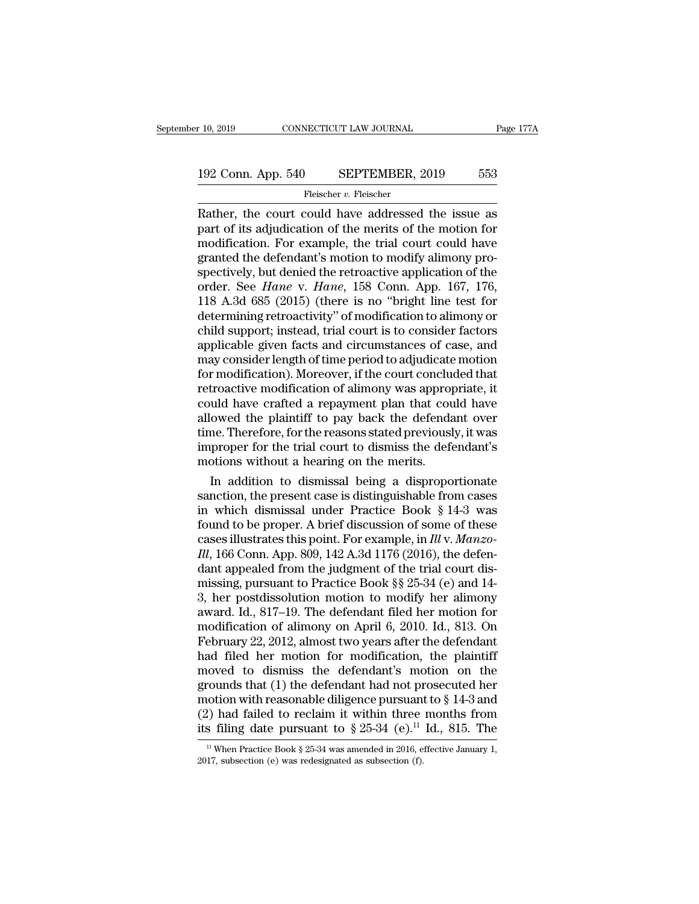Rather, the court could have addressed the issue as part of its adjudication of the merits of the motion for modification. For example, the trial court could have granted the defendant's motion to modify alimony prospectively, but denied the retroactive application of the order. See *Hane* v. *Hane*, 158 Conn. App. 167, 176, 118 A.3d 685 (2015) (there is no "bright line test for determining retroactivity" of modification to alimony or child support; instead, trial court is to consider factors applicable given facts and circumstances of case, and may consider length of time period to adjudicate motion for modification). Moreover, if the court concluded that retroactive modification of alimony was appropriate, it could have crafted a repayment plan that could have allowed the plaintiff to pay back the defendant over time. Therefore, for the reasons stated previously, it was improper for the trial court to dismiss the defendant's motions without a hearing on the merits.

In addition to dismissal being a disproportionate sanction, the present case is distinguishable from cases in which dismissal under Practice Book § 14-3 was found to be proper. A brief discussion of some of these cases illustrates this point. For example, in *Ill* v. *Manzo-Ill*, 166 Conn. App. 809, 142 A.3d 1176 (2016), the defendant appealed from the judgment of the trial court dismissing, pursuant to Practice Book §§ 25-34 (e) and 14-3, her postdissolution motion to modify her alimony award. Id., 817–19. The defendant filed her motion for modification of alimony on April 6, 2010. Id., 813. On February 22, 2012, almost two years after the defendant had filed her motion for modification, the plaintiff moved to dismiss the defendant's motion on the grounds that (1) the defendant had not prosecuted her motion with reasonable diligence pursuant to § 14-3 and (2) had failed to reclaim it within three months from its filing date pursuant to § 25-34 (e).[11] Id., 815. The

[11] When Practice Book § 25-34 was amended in 2016, effective January 1, 2017, subsection (e) was redesignated as subsection (f).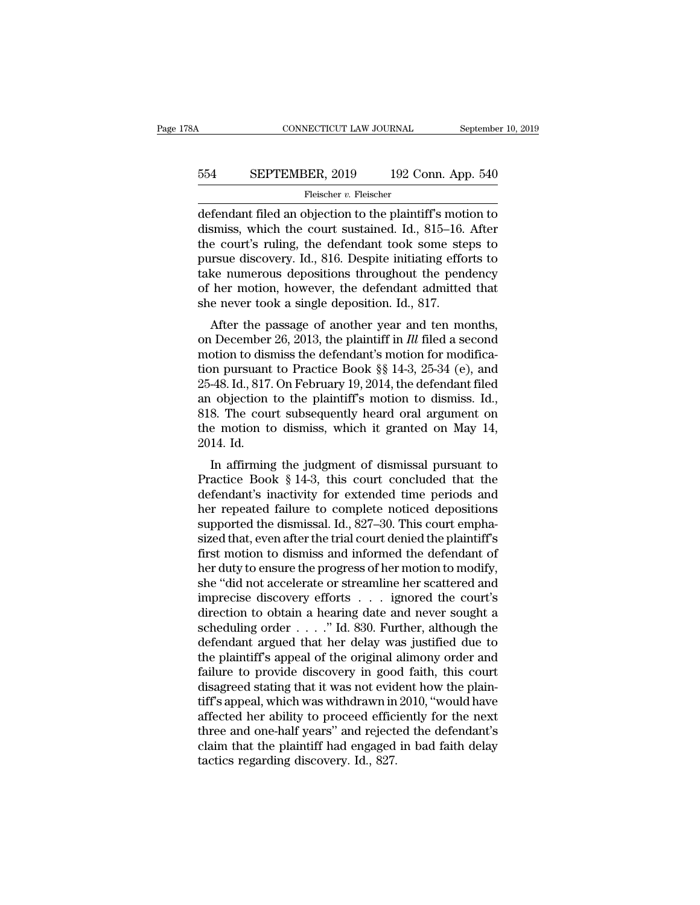defendant filed an objection to the plaintiff's motion to dismiss, which the court sustained. Id., 815–16. After the court's ruling, the defendant took some steps to pursue discovery. Id., 816. Despite initiating efforts to take numerous depositions throughout the pendency of her motion, however, the defendant admitted that she never took a single deposition. Id., 817.

After the passage of another year and ten months, on December 26, 2013, the plaintiff in *Ill* filed a second motion to dismiss the defendant's motion for modification pursuant to Practice Book §§ 14-3, 25-34 (e), and 25-48. Id., 817. On February 19, 2014, the defendant filed an objection to the plaintiff's motion to dismiss. Id., 818. The court subsequently heard oral argument on the motion to dismiss, which it granted on May 14, 2014. Id.

In affirming the judgment of dismissal pursuant to Practice Book § 14-3, this court concluded that the defendant's inactivity for extended time periods and her repeated failure to complete noticed depositions supported the dismissal. Id., 827–30. This court emphasized that, even after the trial court denied the plaintiff's first motion to dismiss and informed the defendant of her duty to ensure the progress of her motion to modify, she "did not accelerate or streamline her scattered and imprecise discovery efforts . . . ignored the court's direction to obtain a hearing date and never sought a scheduling order . . . ." Id. 830. Further, although the defendant argued that her delay was justified due to the plaintiff's appeal of the original alimony order and failure to provide discovery in good faith, this court disagreed stating that it was not evident how the plaintiff's appeal, which was withdrawn in 2010, "would have affected her ability to proceed efficiently for the next three and one-half years" and rejected the defendant's claim that the plaintiff had engaged in bad faith delay tactics regarding discovery. Id., 827.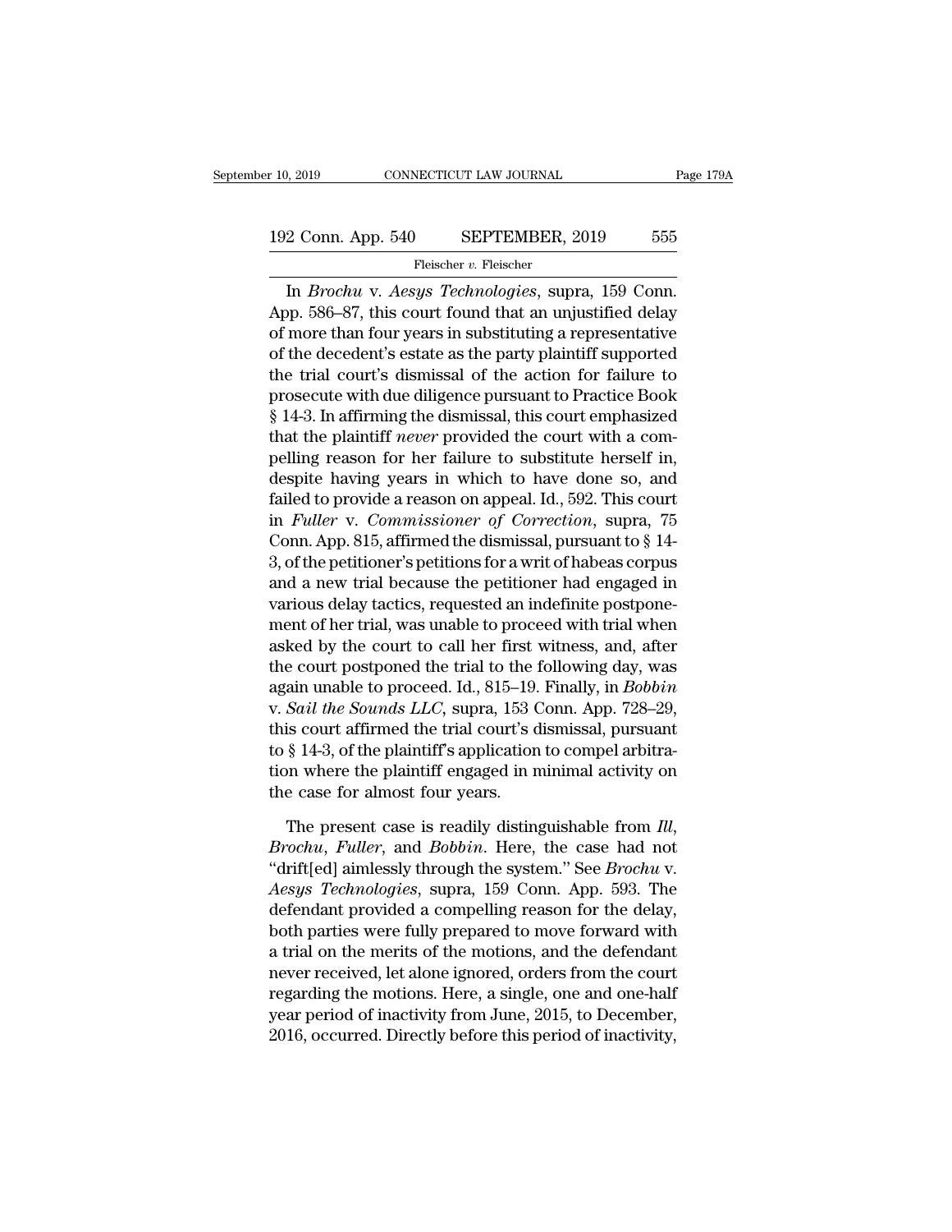In *Brochu* v. *Aesys Technologies*, supra, 159 Conn. App. 586–87, this court found that an unjustified delay of more than four years in substituting a representative of the decedent's estate as the party plaintiff supported the trial court's dismissal of the action for failure to prosecute with due diligence pursuant to Practice Book § 14-3. In affirming the dismissal, this court emphasized that the plaintiff *never* provided the court with a compelling reason for her failure to substitute herself in, despite having years in which to have done so, and failed to provide a reason on appeal. Id., 592. This court in *Fuller* v. *Commissioner of Correction*, supra, 75 Conn. App. 815, affirmed the dismissal, pursuant to § 14-3, of the petitioner's petitions for a writ of habeas corpus and a new trial because the petitioner had engaged in various delay tactics, requested an indefinite postponement of her trial, was unable to proceed with trial when asked by the court to call her first witness, and, after the court postponed the trial to the following day, was again unable to proceed. Id., 815–19. Finally, in *Bobbin* v. *Sail the Sounds LLC*, supra, 153 Conn. App. 728–29, this court affirmed the trial court's dismissal, pursuant to § 14-3, of the plaintiff's application to compel arbitration where the plaintiff engaged in minimal activity on the case for almost four years.

The present case is readily distinguishable from *Ill*, *Brochu*, *Fuller*, and *Bobbin*. Here, the case had not "drift[ed] aimlessly through the system." See *Brochu* v. *Aesys Technologies*, supra, 159 Conn. App. 593. The defendant provided a compelling reason for the delay, both parties were fully prepared to move forward with a trial on the merits of the motions, and the defendant never received, let alone ignored, orders from the court regarding the motions. Here, a single, one and one-half year period of inactivity from June, 2015, to December, 2016, occurred. Directly before this period of inactivity,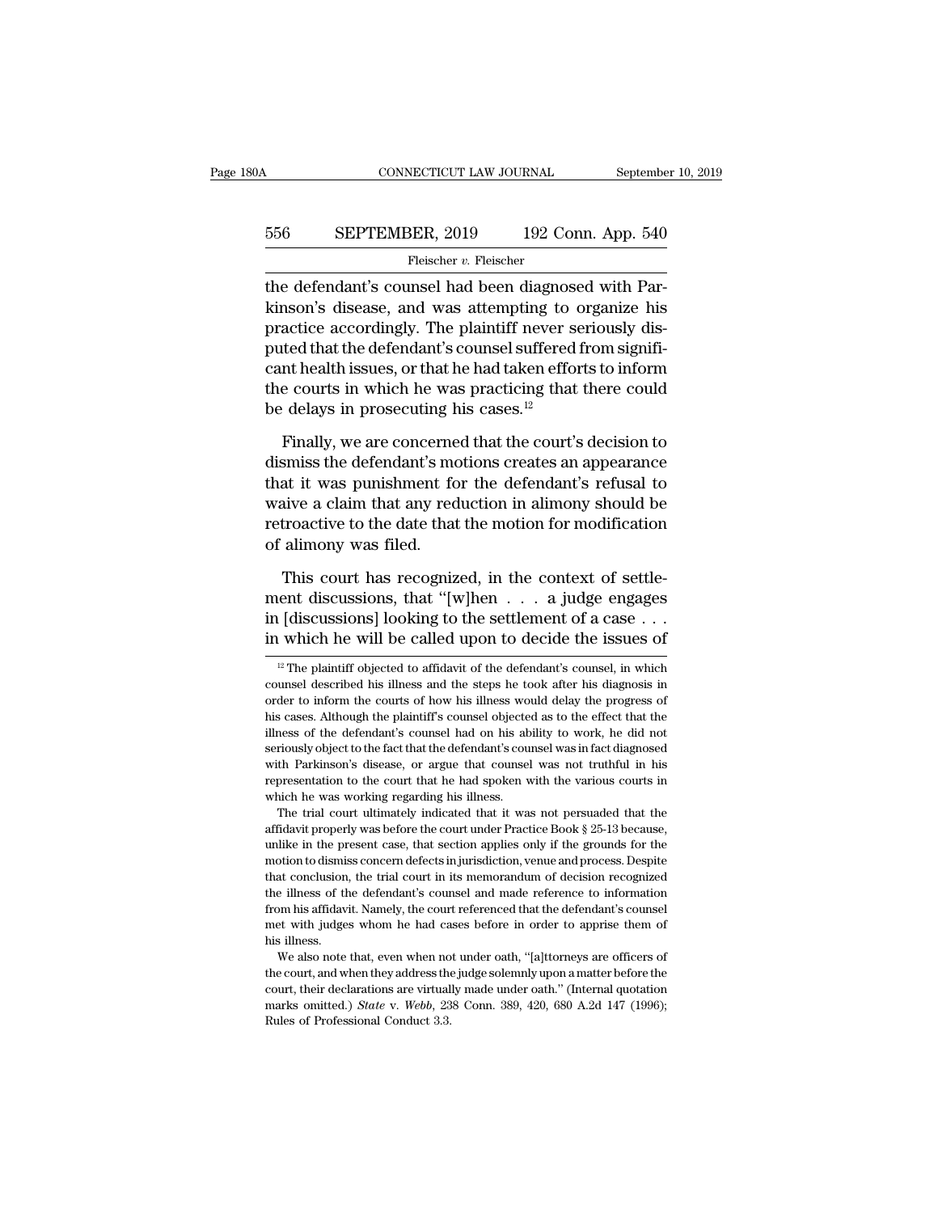the defendant's counsel had been diagnosed with Parkinson's disease, and was attempting to organize his practice accordingly. The plaintiff never seriously disputed that the defendant's counsel suffered from significant health issues, or that he had taken efforts to inform the courts in which he was practicing that there could be delays in prosecuting his cases.[12]

Finally, we are concerned that the court's decision to dismiss the defendant's motions creates an appearance that it was punishment for the defendant's refusal to waive a claim that any reduction in alimony should be retroactive to the date that the motion for modification of alimony was filed.

This court has recognized, in the context of settlement discussions, that "[w]hen . . . a judge engages in [discussions] looking to the settlement of a case . . . in which he will be called upon to decide the issues of

[12] The plaintiff objected to affidavit of the defendant's counsel, in which counsel described his illness and the steps he took after his diagnosis in order to inform the courts of how his illness would delay the progress of his cases. Although the plaintiff's counsel objected as to the effect that the illness of the defendant's counsel had on his ability to work, he did not seriously object to the fact that the defendant's counsel was in fact diagnosed with Parkinson's disease, or argue that counsel was not truthful in his representation to the court that he had spoken with the various courts in which he was working regarding his illness.

The trial court ultimately indicated that it was not persuaded that the affidavit properly was before the court under Practice Book § 25-13 because, unlike in the present case, that section applies only if the grounds for the motion to dismiss concern defects in jurisdiction, venue and process. Despite that conclusion, the trial court in its memorandum of decision recognized the illness of the defendant's counsel and made reference to information from his affidavit. Namely, the court referenced that the defendant's counsel met with judges whom he had cases before in order to apprise them of his illness.

We also note that, even when not under oath, "[a]ttorneys are officers of the court, and when they address the judge solemnly upon a matter before the court, their declarations are virtually made under oath." (Internal quotation marks omitted.) *State* v. *Webb*, 238 Conn. 389, 420, 680 A.2d 147 (1996); Rules of Professional Conduct 3.3.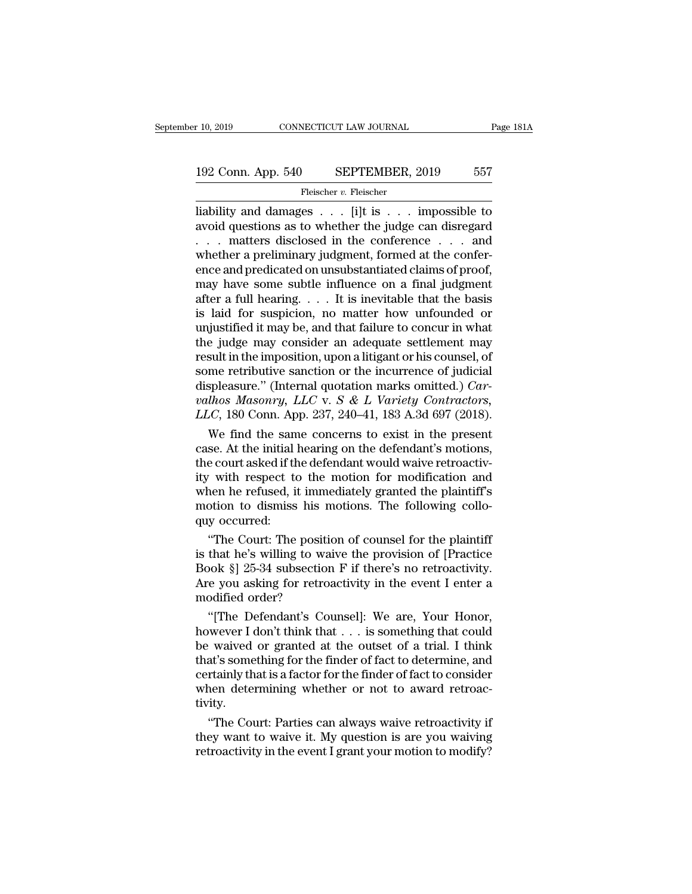liability and damages . . . [i]t is . . . impossible to avoid questions as to whether the judge can disregard . . . matters disclosed in the conference . . . and whether a preliminary judgment, formed at the conference and predicated on unsubstantiated claims of proof, may have some subtle influence on a final judgment after a full hearing. . . . It is inevitable that the basis is laid for suspicion, no matter how unfounded or unjustified it may be, and that failure to concur in what the judge may consider an adequate settlement may result in the imposition, upon a litigant or his counsel, of some retributive sanction or the incurrence of judicial displeasure." (Internal quotation marks omitted.) *Carvalhos Masonry, LLC* v. *S & L Variety Contractors, LLC*, 180 Conn. App. 237, 240–41, 183 A.3d 697 (2018).

We find the same concerns to exist in the present case. At the initial hearing on the defendant's motions, the court asked if the defendant would waive retroactivity with respect to the motion for modification and when he refused, it immediately granted the plaintiff's motion to dismiss his motions. The following colloquy occurred:

"The Court: The position of counsel for the plaintiff is that he's willing to waive the provision of [Practice Book §] 25-34 subsection F if there's no retroactivity. Are you asking for retroactivity in the event I enter a modified order?

"[The Defendant's Counsel]: We are, Your Honor, however I don't think that . . . is something that could be waived or granted at the outset of a trial. I think that's something for the finder of fact to determine, and certainly that is a factor for the finder of fact to consider when determining whether or not to award retroactivity.

"The Court: Parties can always waive retroactivity if they want to waive it. My question is are you waiving retroactivity in the event I grant your motion to modify?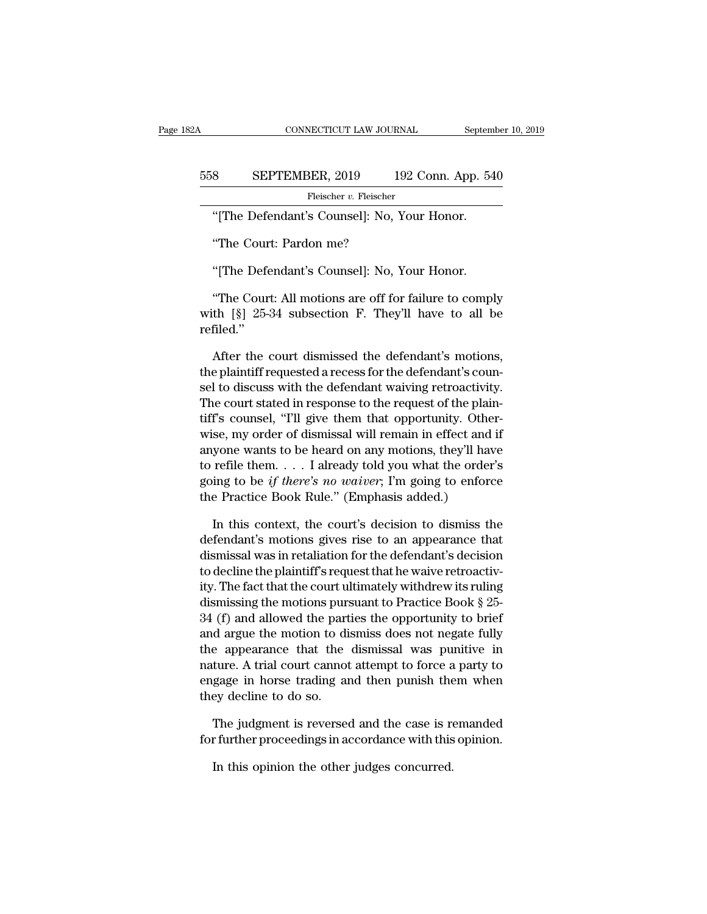"[The Defendant's Counsel]: No, Your Honor.

"The Court: Pardon me?

"[The Defendant's Counsel]: No, Your Honor.

"The Court: All motions are off for failure to comply with [§] 25-34 subsection F. They'll have to all be refiled."

After the court dismissed the defendant's motions, the plaintiff requested a recess for the defendant's counsel to discuss with the defendant waiving retroactivity. The court stated in response to the request of the plaintiff's counsel, "I'll give them that opportunity. Otherwise, my order of dismissal will remain in effect and if anyone wants to be heard on any motions, they'll have to refile them. . . . I already told you what the order's going to be *if there's no waiver*; I'm going to enforce the Practice Book Rule." (Emphasis added.)

In this context, the court's decision to dismiss the defendant's motions gives rise to an appearance that dismissal was in retaliation for the defendant's decision to decline the plaintiff's request that he waive retroactivity. The fact that the court ultimately withdrew its ruling dismissing the motions pursuant to Practice Book § 25-34 (f) and allowed the parties the opportunity to brief and argue the motion to dismiss does not negate fully the appearance that the dismissal was punitive in nature. A trial court cannot attempt to force a party to engage in horse trading and then punish them when they decline to do so.

The judgment is reversed and the case is remanded for further proceedings in accordance with this opinion.

In this opinion the other judges concurred.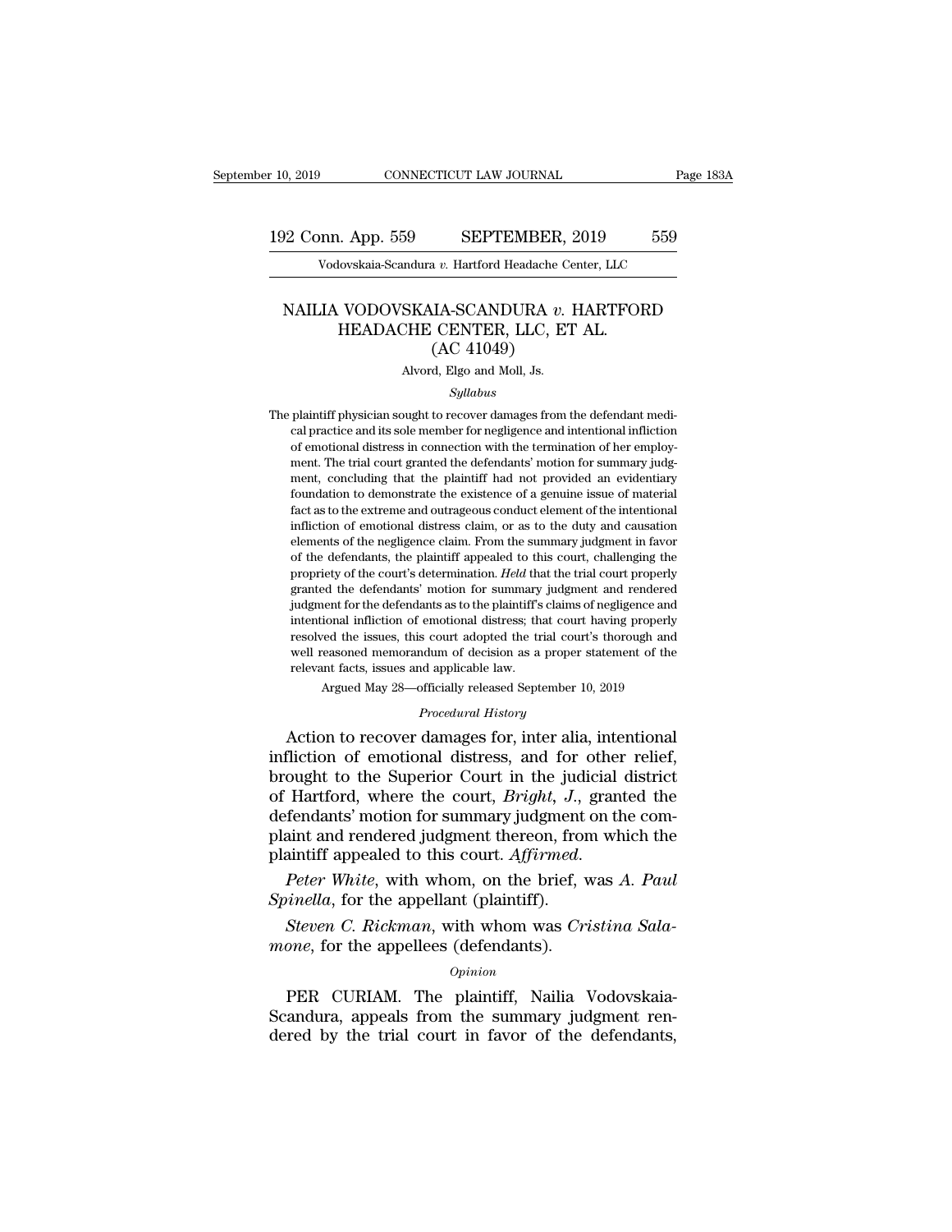# NAILIA VODOVSKAIA-SCANDURA *v.* HARTFORD HEADACHE CENTER, LLC, ET AL.
## (AC 41049)

Alvord, Elgo and Moll, Js.

*Syllabus*

The plaintiff physician sought to recover damages from the defendant medical practice and its sole member for negligence and intentional infliction of emotional distress in connection with the termination of her employment. The trial court granted the defendants' motion for summary judgment, concluding that the plaintiff had not provided an evidentiary foundation to demonstrate the existence of a genuine issue of material fact as to the extreme and outrageous conduct element of the intentional infliction of emotional distress claim, or as to the duty and causation elements of the negligence claim. From the summary judgment in favor of the defendants, the plaintiff appealed to this court, challenging the propriety of the court's determination. *Held* that the trial court properly granted the defendants' motion for summary judgment and rendered judgment for the defendants as to the plaintiff's claims of negligence and intentional infliction of emotional distress; that court having properly resolved the issues, this court adopted the trial court's thorough and well reasoned memorandum of decision as a proper statement of the relevant facts, issues and applicable law.

Argued May 28—officially released September 10, 2019

*Procedural History*

Action to recover damages for, inter alia, intentional infliction of emotional distress, and for other relief, brought to the Superior Court in the judicial district of Hartford, where the court, *Bright, J.*, granted the defendants' motion for summary judgment on the complaint and rendered judgment thereon, from which the plaintiff appealed to this court. *Affirmed.*

*Peter White*, with whom, on the brief, was *A. Paul Spinella*, for the appellant (plaintiff).

*Steven C. Rickman*, with whom was *Cristina Salamone*, for the appellees (defendants).

*Opinion*

PER CURIAM. The plaintiff, Nailia Vodovskaia-Scandura, appeals from the summary judgment rendered by the trial court in favor of the defendants,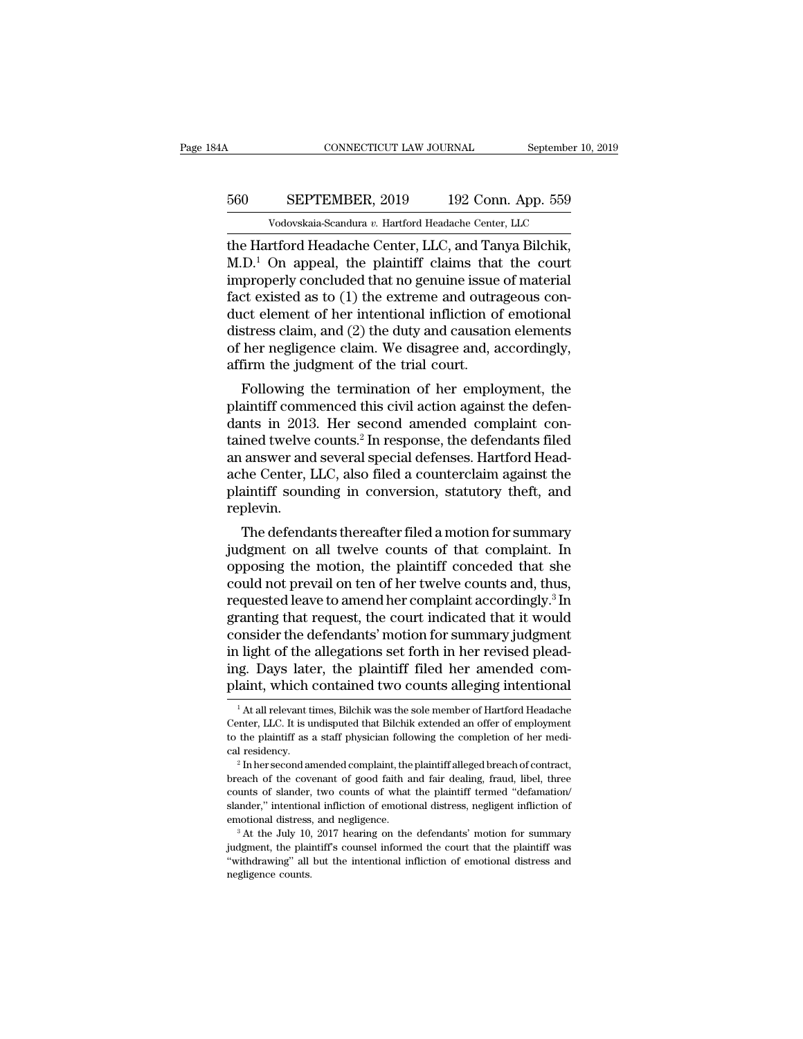the Hartford Headache Center, LLC, and Tanya Bilchik, M.D.[1] On appeal, the plaintiff claims that the court improperly concluded that no genuine issue of material fact existed as to (1) the extreme and outrageous conduct element of her intentional infliction of emotional distress claim, and (2) the duty and causation elements of her negligence claim. We disagree and, accordingly, affirm the judgment of the trial court.

Following the termination of her employment, the plaintiff commenced this civil action against the defendants in 2013. Her second amended complaint contained twelve counts.[2] In response, the defendants filed an answer and several special defenses. Hartford Headache Center, LLC, also filed a counterclaim against the plaintiff sounding in conversion, statutory theft, and replevin.

The defendants thereafter filed a motion for summary judgment on all twelve counts of that complaint. In opposing the motion, the plaintiff conceded that she could not prevail on ten of her twelve counts and, thus, requested leave to amend her complaint accordingly.[3] In granting that request, the court indicated that it would consider the defendants' motion for summary judgment in light of the allegations set forth in her revised pleading. Days later, the plaintiff filed her amended complaint, which contained two counts alleging intentional

[1] At all relevant times, Bilchik was the sole member of Hartford Headache Center, LLC. It is undisputed that Bilchik extended an offer of employment to the plaintiff as a staff physician following the completion of her medical residency.

[2] In her second amended complaint, the plaintiff alleged breach of contract, breach of the covenant of good faith and fair dealing, fraud, libel, three counts of slander, two counts of what the plaintiff termed "defamation/slander," intentional infliction of emotional distress, negligent infliction of emotional distress, and negligence.

[3] At the July 10, 2017 hearing on the defendants' motion for summary judgment, the plaintiff's counsel informed the court that the plaintiff was "withdrawing" all but the intentional infliction of emotional distress and negligence counts.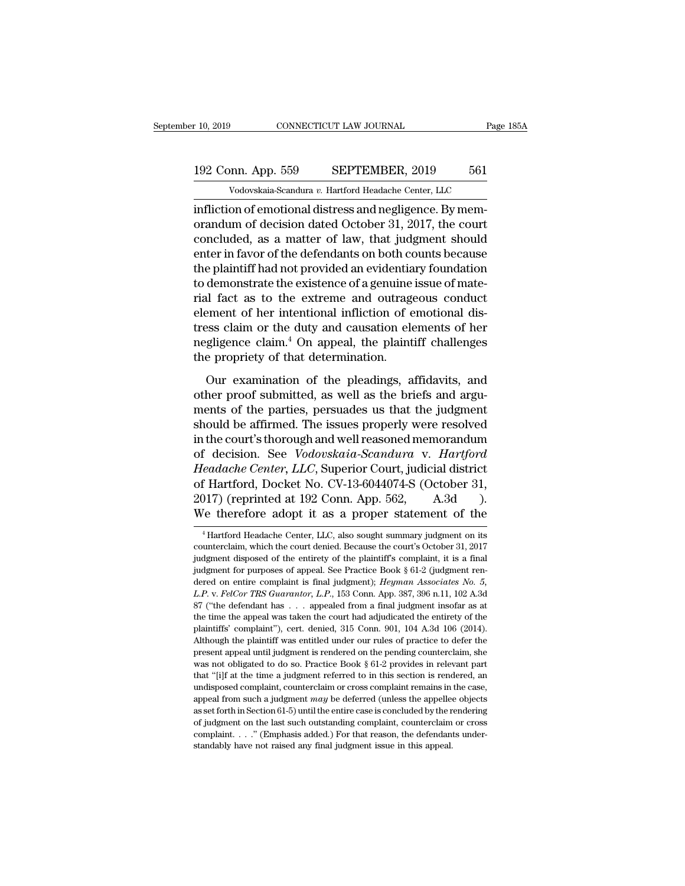infliction of emotional distress and negligence. By memorandum of decision dated October 31, 2017, the court concluded, as a matter of law, that judgment should enter in favor of the defendants on both counts because the plaintiff had not provided an evidentiary foundation to demonstrate the existence of a genuine issue of material fact as to the extreme and outrageous conduct element of her intentional infliction of emotional distress claim or the duty and causation elements of her negligence claim.[4] On appeal, the plaintiff challenges the propriety of that determination.

Our examination of the pleadings, affidavits, and other proof submitted, as well as the briefs and arguments of the parties, persuades us that the judgment should be affirmed. The issues properly were resolved in the court's thorough and well reasoned memorandum of decision. See *Vodovskaia-Scandura* v. *Hartford Headache Center, LLC*, Superior Court, judicial district of Hartford, Docket No. CV-13-6044074-S (October 31, 2017) (reprinted at 192 Conn. App. 562, A.3d ). We therefore adopt it as a proper statement of the

---

[4] Hartford Headache Center, LLC, also sought summary judgment on its counterclaim, which the court denied. Because the court's October 31, 2017 judgment disposed of the entirety of the plaintiff's complaint, it is a final judgment for purposes of appeal. See Practice Book § 61-2 (judgment rendered on entire complaint is final judgment); *Heyman Associates No. 5, L.P.* v. *FelCor TRS Guarantor, L.P.*, 153 Conn. App. 387, 396 n.11, 102 A.3d 87 ("the defendant has . . . appealed from a final judgment insofar as at the time the appeal was taken the court had adjudicated the entirety of the plaintiffs' complaint"), cert. denied, 315 Conn. 901, 104 A.3d 106 (2014). Although the plaintiff was entitled under our rules of practice to defer the present appeal until judgment is rendered on the pending counterclaim, she was not obligated to do so. Practice Book § 61-2 provides in relevant part that "[i]f at the time a judgment referred to in this section is rendered, an undisposed complaint, counterclaim or cross complaint remains in the case, appeal from such a judgment *may* be deferred (unless the appellee objects as set forth in Section 61-5) until the entire case is concluded by the rendering of judgment on the last such outstanding complaint, counterclaim or cross complaint. . . ." (Emphasis added.) For that reason, the defendants understandably have not raised any final judgment issue in this appeal.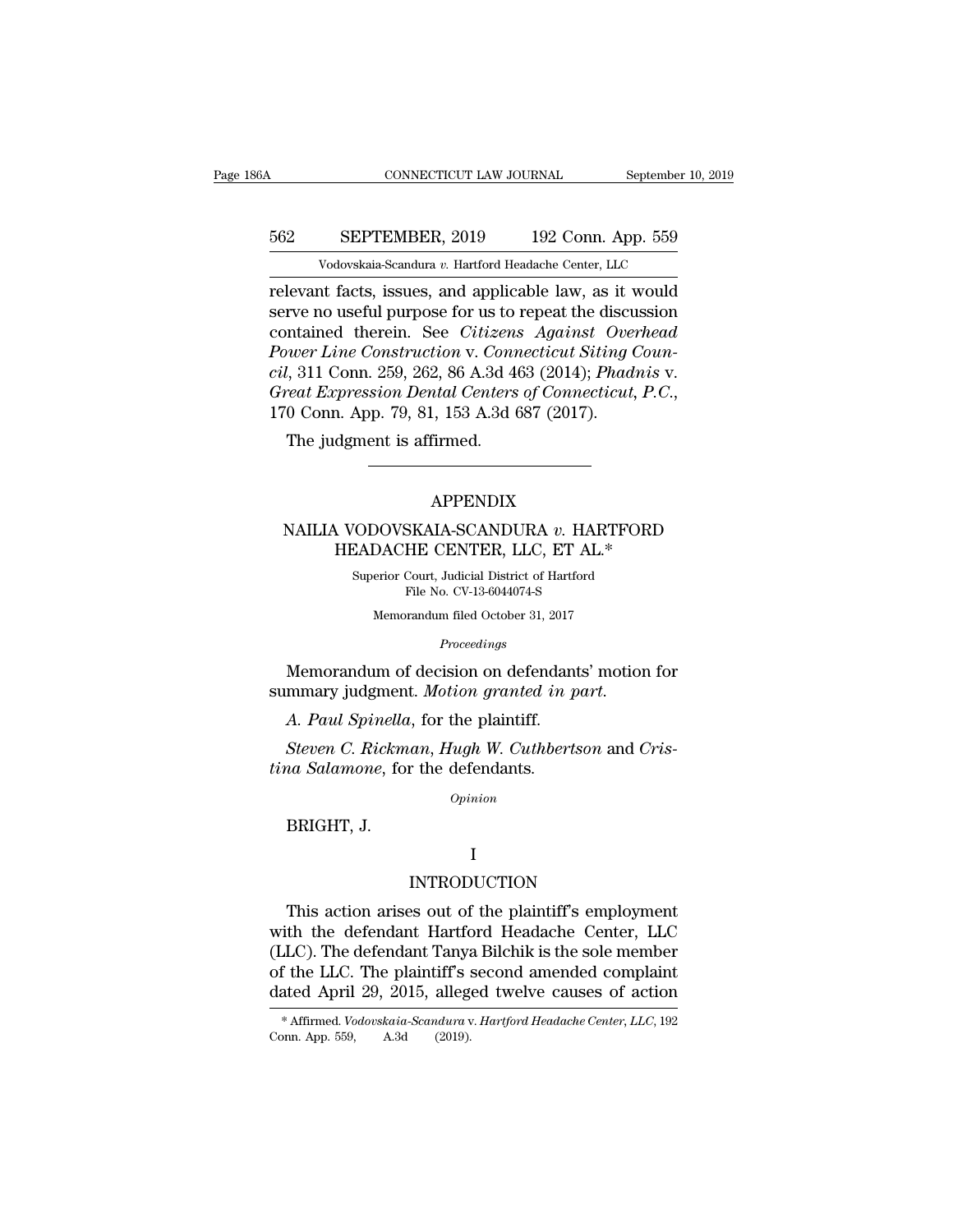relevant facts, issues, and applicable law, as it would serve no useful purpose for us to repeat the discussion contained therein. See *Citizens Against Overhead Power Line Construction* v. *Connecticut Siting Council*, 311 Conn. 259, 262, 86 A.3d 463 (2014); *Phadnis* v. *Great Expression Dental Centers of Connecticut, P.C.*, 170 Conn. App. 79, 81, 153 A.3d 687 (2017).

The judgment is affirmed.

---

## APPENDIX

## NAILIA VODOVSKAIA-SCANDURA *v.* HARTFORD HEADACHE CENTER, LLC, ET AL.*

Superior Court, Judicial District of Hartford
File No. CV-13-6044074-S

Memorandum filed October 31, 2017

*Proceedings*

Memorandum of decision on defendants' motion for summary judgment. *Motion granted in part.*

*A. Paul Spinella*, for the plaintiff.

*Steven C. Rickman*, *Hugh W. Cuthbertson* and *Cristina Salamone*, for the defendants.

*Opinion*

BRIGHT, J.

### I

### INTRODUCTION

This action arises out of the plaintiff's employment with the defendant Hartford Headache Center, LLC (LLC). The defendant Tanya Bilchik is the sole member of the LLC. The plaintiff's second amended complaint dated April 29, 2015, alleged twelve causes of action

\* Affirmed. *Vodovskaia-Scandura* v. *Hartford Headache Center, LLC*, 192 Conn. App. 559, A.3d (2019).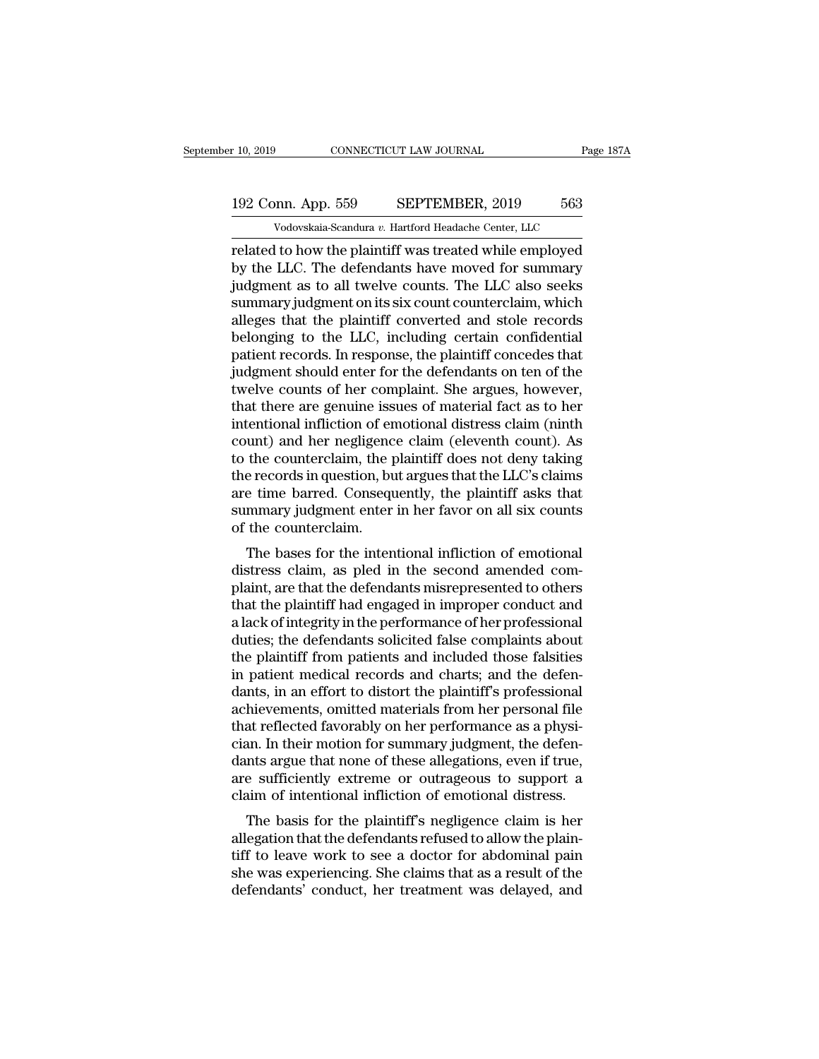related to how the plaintiff was treated while employed by the LLC. The defendants have moved for summary judgment as to all twelve counts. The LLC also seeks summary judgment on its six count counterclaim, which alleges that the plaintiff converted and stole records belonging to the LLC, including certain confidential patient records. In response, the plaintiff concedes that judgment should enter for the defendants on ten of the twelve counts of her complaint. She argues, however, that there are genuine issues of material fact as to her intentional infliction of emotional distress claim (ninth count) and her negligence claim (eleventh count). As to the counterclaim, the plaintiff does not deny taking the records in question, but argues that the LLC's claims are time barred. Consequently, the plaintiff asks that summary judgment enter in her favor on all six counts of the counterclaim.

The bases for the intentional infliction of emotional distress claim, as pled in the second amended complaint, are that the defendants misrepresented to others that the plaintiff had engaged in improper conduct and a lack of integrity in the performance of her professional duties; the defendants solicited false complaints about the plaintiff from patients and included those falsities in patient medical records and charts; and the defendants, in an effort to distort the plaintiff's professional achievements, omitted materials from her personal file that reflected favorably on her performance as a physician. In their motion for summary judgment, the defendants argue that none of these allegations, even if true, are sufficiently extreme or outrageous to support a claim of intentional infliction of emotional distress.

The basis for the plaintiff's negligence claim is her allegation that the defendants refused to allow the plaintiff to leave work to see a doctor for abdominal pain she was experiencing. She claims that as a result of the defendants' conduct, her treatment was delayed, and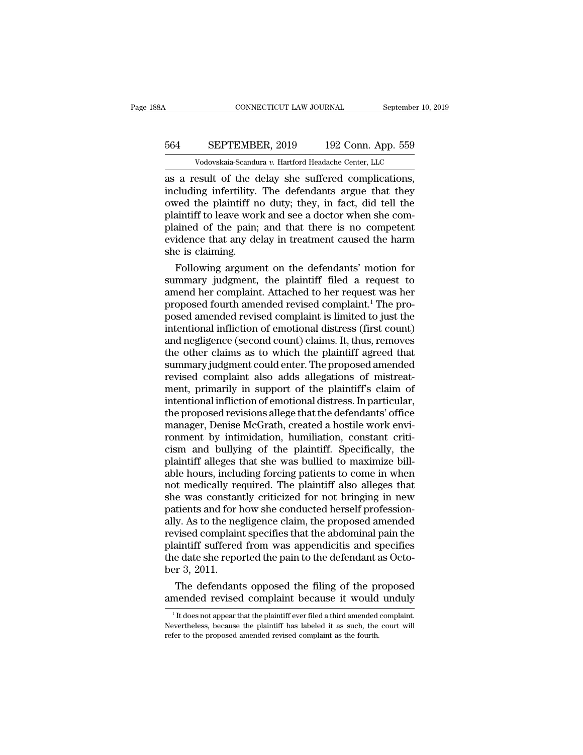as a result of the delay she suffered complications, including infertility. The defendants argue that they owed the plaintiff no duty; they, in fact, did tell the plaintiff to leave work and see a doctor when she complained of the pain; and that there is no competent evidence that any delay in treatment caused the harm she is claiming.

Following argument on the defendants' motion for summary judgment, the plaintiff filed a request to amend her complaint. Attached to her request was her proposed fourth amended revised complaint.[1] The proposed amended revised complaint is limited to just the intentional infliction of emotional distress (first count) and negligence (second count) claims. It, thus, removes the other claims as to which the plaintiff agreed that summary judgment could enter. The proposed amended revised complaint also adds allegations of mistreatment, primarily in support of the plaintiff's claim of intentional infliction of emotional distress. In particular, the proposed revisions allege that the defendants' office manager, Denise McGrath, created a hostile work environment by intimidation, humiliation, constant criticism and bullying of the plaintiff. Specifically, the plaintiff alleges that she was bullied to maximize billable hours, including forcing patients to come in when not medically required. The plaintiff also alleges that she was constantly criticized for not bringing in new patients and for how she conducted herself professionally. As to the negligence claim, the proposed amended revised complaint specifies that the abdominal pain the plaintiff suffered from was appendicitis and specifies the date she reported the pain to the defendant as October 3, 2011.

The defendants opposed the filing of the proposed amended revised complaint because it would unduly

[1] It does not appear that the plaintiff ever filed a third amended complaint. Nevertheless, because the plaintiff has labeled it as such, the court will refer to the proposed amended revised complaint as the fourth.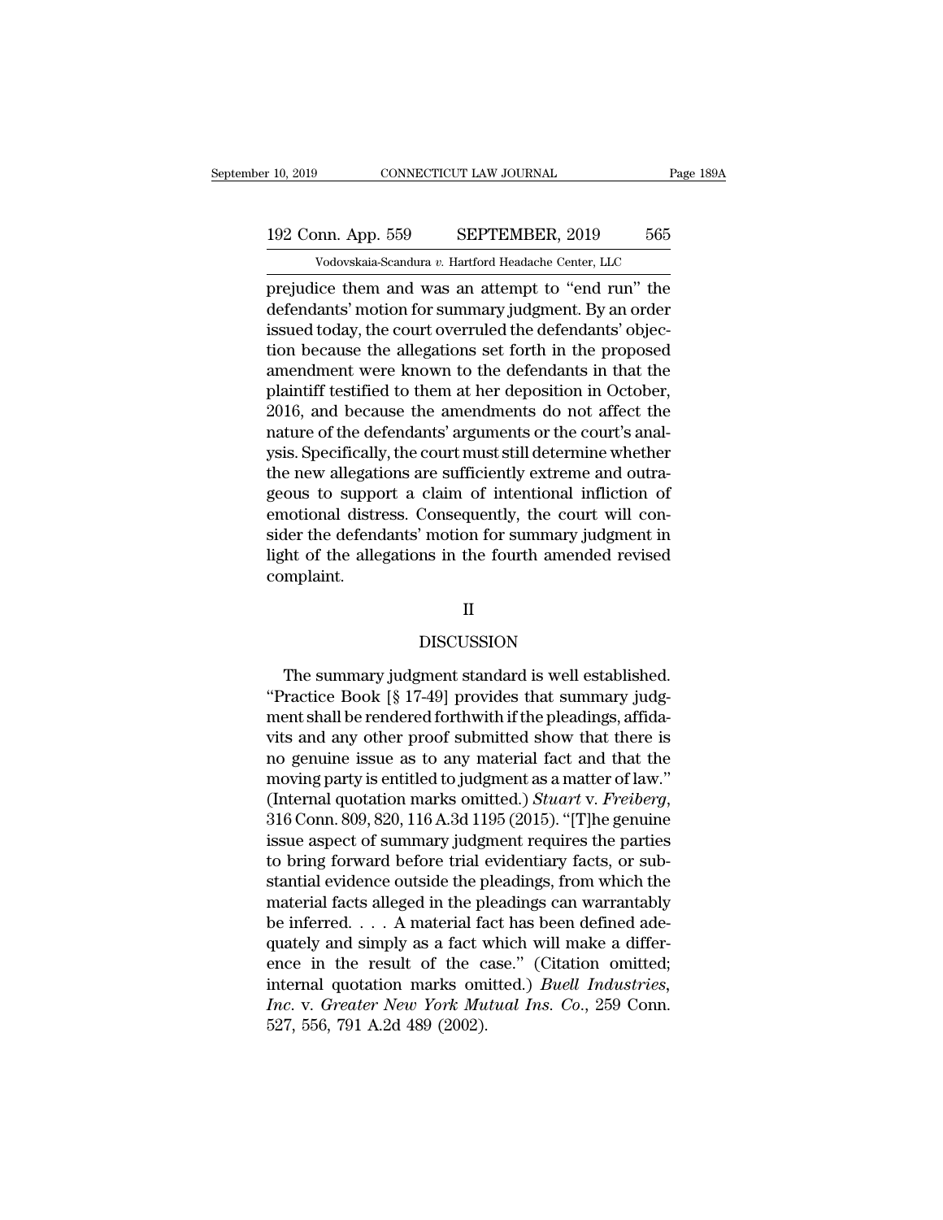prejudice them and was an attempt to "end run" the defendants' motion for summary judgment. By an order issued today, the court overruled the defendants' objection because the allegations set forth in the proposed amendment were known to the defendants in that the plaintiff testified to them at her deposition in October, 2016, and because the amendments do not affect the nature of the defendants' arguments or the court's analysis. Specifically, the court must still determine whether the new allegations are sufficiently extreme and outrageous to support a claim of intentional infliction of emotional distress. Consequently, the court will consider the defendants' motion for summary judgment in light of the allegations in the fourth amended revised complaint.

## II

## DISCUSSION

The summary judgment standard is well established. "Practice Book [§ 17-49] provides that summary judgment shall be rendered forthwith if the pleadings, affidavits and any other proof submitted show that there is no genuine issue as to any material fact and that the moving party is entitled to judgment as a matter of law." (Internal quotation marks omitted.) *Stuart* v. *Freiberg*, 316 Conn. 809, 820, 116 A.3d 1195 (2015). "[T]he genuine issue aspect of summary judgment requires the parties to bring forward before trial evidentiary facts, or substantial evidence outside the pleadings, from which the material facts alleged in the pleadings can warrantably be inferred. . . . A material fact has been defined adequately and simply as a fact which will make a difference in the result of the case." (Citation omitted; internal quotation marks omitted.) *Buell Industries, Inc.* v. *Greater New York Mutual Ins. Co.*, 259 Conn. 527, 556, 791 A.2d 489 (2002).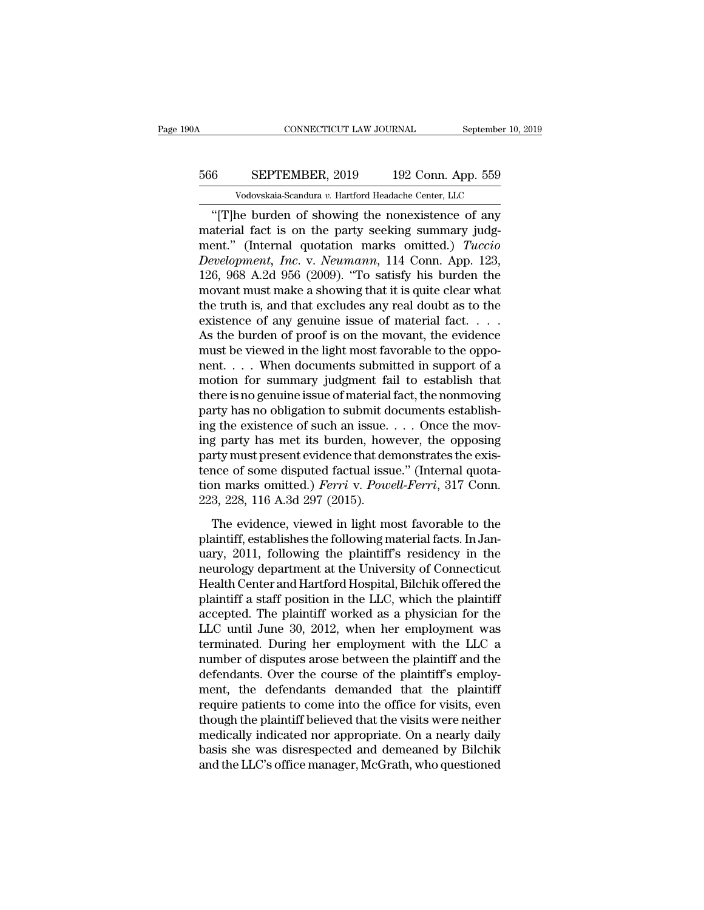"[T]he burden of showing the nonexistence of any material fact is on the party seeking summary judgment." (Internal quotation marks omitted.) *Tuccio Development, Inc.* v. *Neumann*, 114 Conn. App. 123, 126, 968 A.2d 956 (2009). "To satisfy his burden the movant must make a showing that it is quite clear what the truth is, and that excludes any real doubt as to the existence of any genuine issue of material fact. . . . As the burden of proof is on the movant, the evidence must be viewed in the light most favorable to the opponent. . . . When documents submitted in support of a motion for summary judgment fail to establish that there is no genuine issue of material fact, the nonmoving party has no obligation to submit documents establishing the existence of such an issue. . . . Once the moving party has met its burden, however, the opposing party must present evidence that demonstrates the existence of some disputed factual issue." (Internal quotation marks omitted.) *Ferri* v. *Powell-Ferri*, 317 Conn. 223, 228, 116 A.3d 297 (2015).

The evidence, viewed in light most favorable to the plaintiff, establishes the following material facts. In January, 2011, following the plaintiff's residency in the neurology department at the University of Connecticut Health Center and Hartford Hospital, Bilchik offered the plaintiff a staff position in the LLC, which the plaintiff accepted. The plaintiff worked as a physician for the LLC until June 30, 2012, when her employment was terminated. During her employment with the LLC a number of disputes arose between the plaintiff and the defendants. Over the course of the plaintiff's employment, the defendants demanded that the plaintiff require patients to come into the office for visits, even though the plaintiff believed that the visits were neither medically indicated nor appropriate. On a nearly daily basis she was disrespected and demeaned by Bilchik and the LLC's office manager, McGrath, who questioned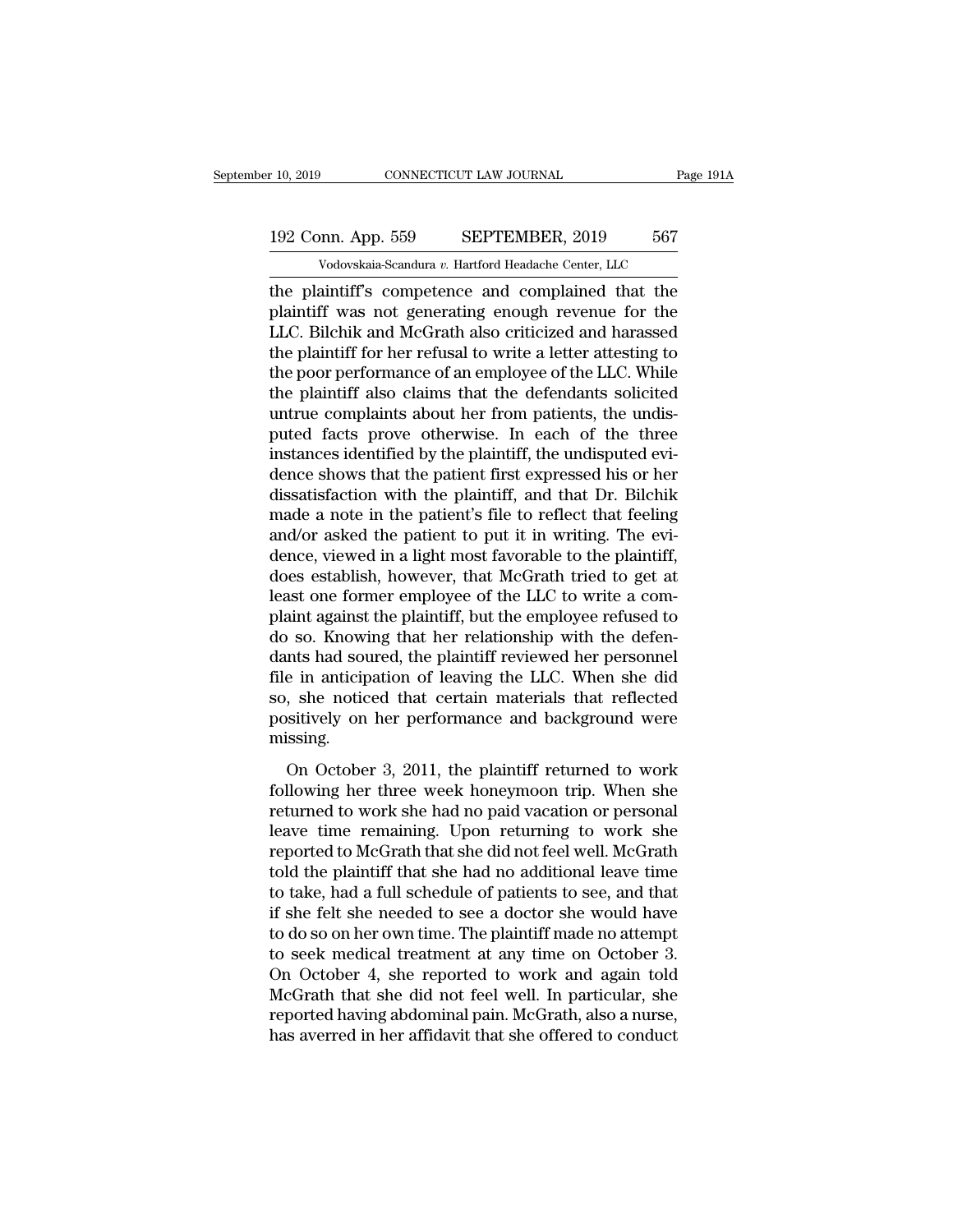the plaintiff's competence and complained that the plaintiff was not generating enough revenue for the LLC. Bilchik and McGrath also criticized and harassed the plaintiff for her refusal to write a letter attesting to the poor performance of an employee of the LLC. While the plaintiff also claims that the defendants solicited untrue complaints about her from patients, the undisputed facts prove otherwise. In each of the three instances identified by the plaintiff, the undisputed evidence shows that the patient first expressed his or her dissatisfaction with the plaintiff, and that Dr. Bilchik made a note in the patient's file to reflect that feeling and/or asked the patient to put it in writing. The evidence, viewed in a light most favorable to the plaintiff, does establish, however, that McGrath tried to get at least one former employee of the LLC to write a complaint against the plaintiff, but the employee refused to do so. Knowing that her relationship with the defendants had soured, the plaintiff reviewed her personnel file in anticipation of leaving the LLC. When she did so, she noticed that certain materials that reflected positively on her performance and background were missing.

On October 3, 2011, the plaintiff returned to work following her three week honeymoon trip. When she returned to work she had no paid vacation or personal leave time remaining. Upon returning to work she reported to McGrath that she did not feel well. McGrath told the plaintiff that she had no additional leave time to take, had a full schedule of patients to see, and that if she felt she needed to see a doctor she would have to do so on her own time. The plaintiff made no attempt to seek medical treatment at any time on October 3. On October 4, she reported to work and again told McGrath that she did not feel well. In particular, she reported having abdominal pain. McGrath, also a nurse, has averred in her affidavit that she offered to conduct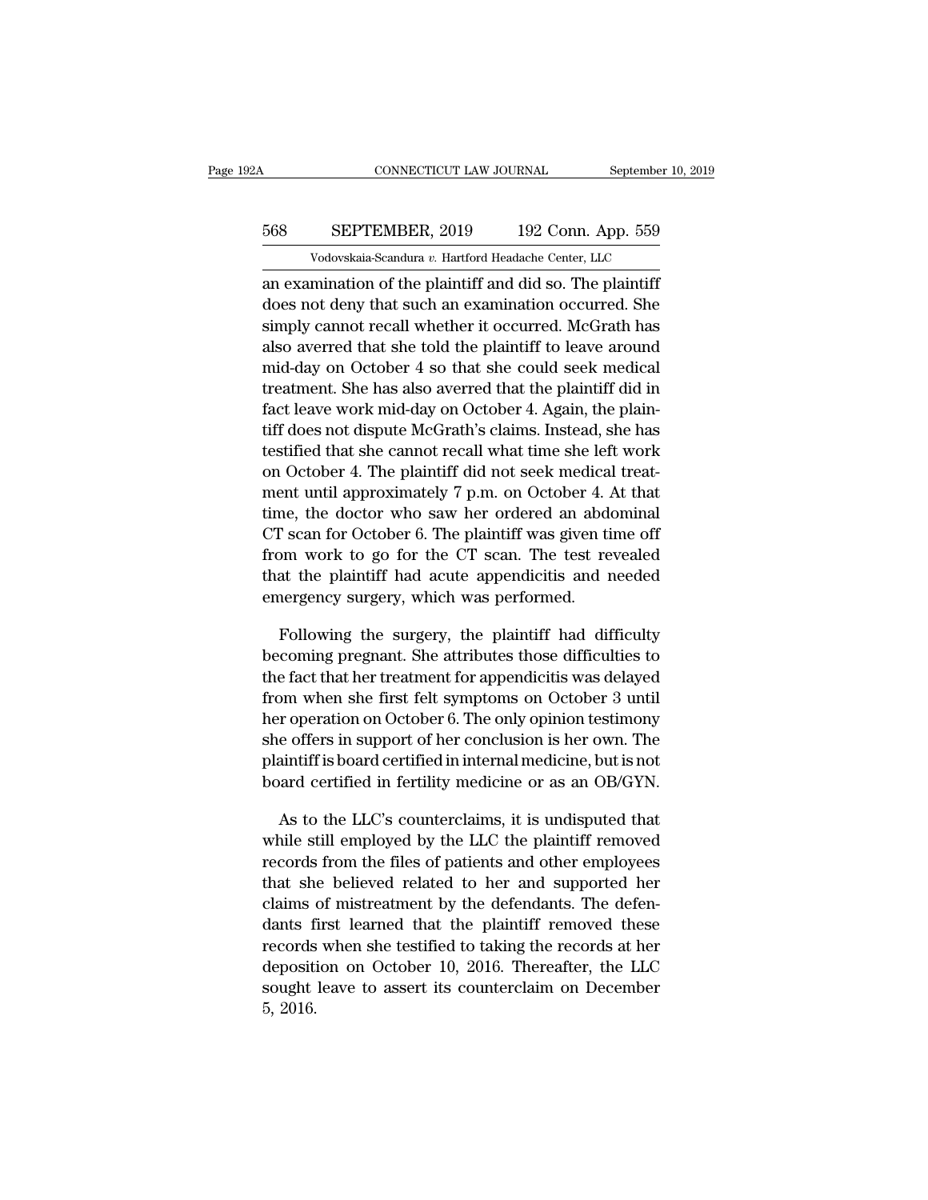an examination of the plaintiff and did so. The plaintiff does not deny that such an examination occurred. She simply cannot recall whether it occurred. McGrath has also averred that she told the plaintiff to leave around mid-day on October 4 so that she could seek medical treatment. She has also averred that the plaintiff did in fact leave work mid-day on October 4. Again, the plaintiff does not dispute McGrath's claims. Instead, she has testified that she cannot recall what time she left work on October 4. The plaintiff did not seek medical treatment until approximately 7 p.m. on October 4. At that time, the doctor who saw her ordered an abdominal CT scan for October 6. The plaintiff was given time off from work to go for the CT scan. The test revealed that the plaintiff had acute appendicitis and needed emergency surgery, which was performed.

Following the surgery, the plaintiff had difficulty becoming pregnant. She attributes those difficulties to the fact that her treatment for appendicitis was delayed from when she first felt symptoms on October 3 until her operation on October 6. The only opinion testimony she offers in support of her conclusion is her own. The plaintiff is board certified in internal medicine, but is not board certified in fertility medicine or as an OB/GYN.

As to the LLC's counterclaims, it is undisputed that while still employed by the LLC the plaintiff removed records from the files of patients and other employees that she believed related to her and supported her claims of mistreatment by the defendants. The defendants first learned that the plaintiff removed these records when she testified to taking the records at her deposition on October 10, 2016. Thereafter, the LLC sought leave to assert its counterclaim on December 5, 2016.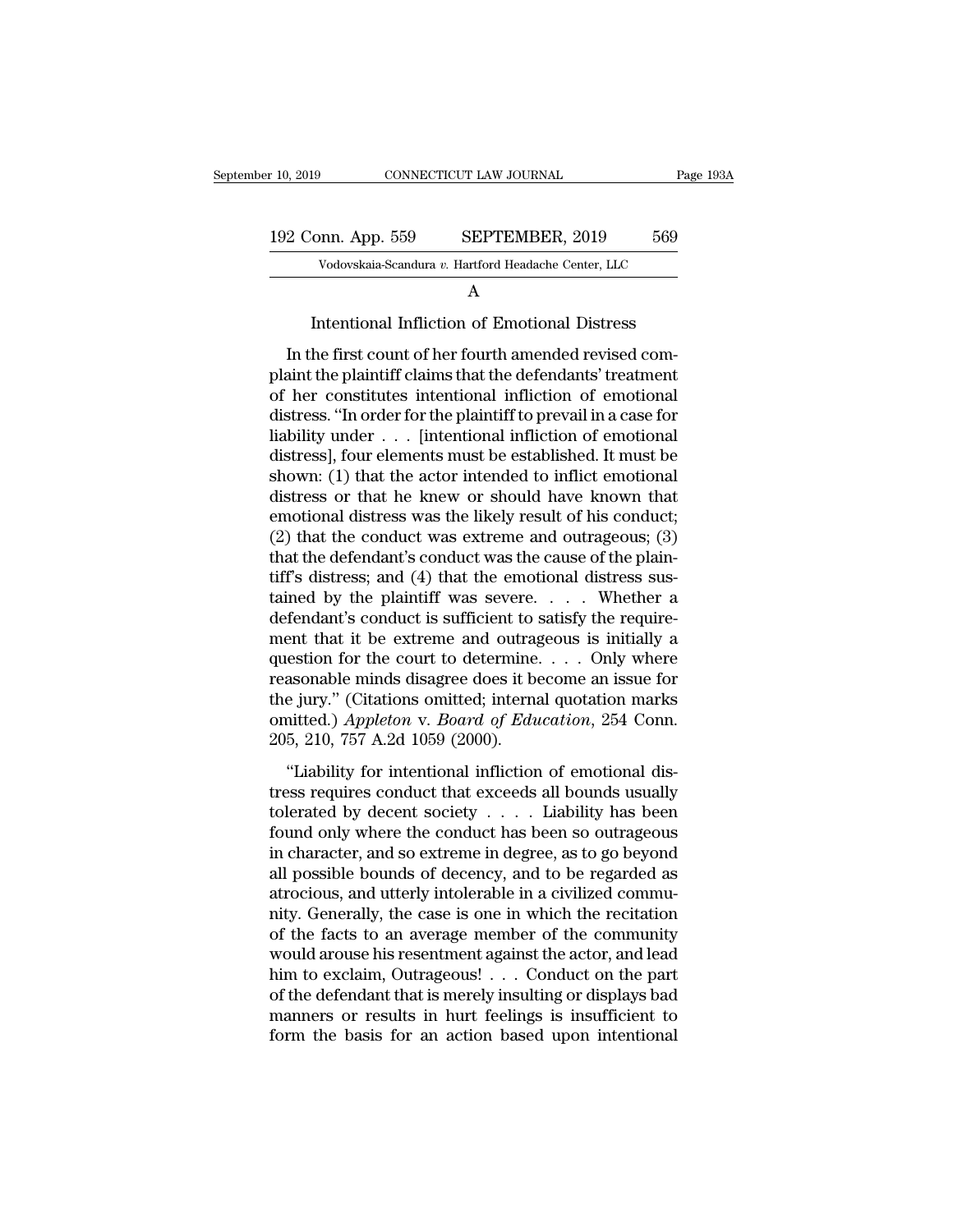## A

### Intentional Infliction of Emotional Distress

In the first count of her fourth amended revised complaint the plaintiff claims that the defendants' treatment of her constitutes intentional infliction of emotional distress. "In order for the plaintiff to prevail in a case for liability under . . . [intentional infliction of emotional distress], four elements must be established. It must be shown: (1) that the actor intended to inflict emotional distress or that he knew or should have known that emotional distress was the likely result of his conduct; (2) that the conduct was extreme and outrageous; (3) that the defendant's conduct was the cause of the plaintiff's distress; and (4) that the emotional distress sustained by the plaintiff was severe. . . . Whether a defendant's conduct is sufficient to satisfy the requirement that it be extreme and outrageous is initially a question for the court to determine. . . . Only where reasonable minds disagree does it become an issue for the jury." (Citations omitted; internal quotation marks omitted.) *Appleton* v. *Board of Education*, 254 Conn. 205, 210, 757 A.2d 1059 (2000).

"Liability for intentional infliction of emotional distress requires conduct that exceeds all bounds usually tolerated by decent society . . . . Liability has been found only where the conduct has been so outrageous in character, and so extreme in degree, as to go beyond all possible bounds of decency, and to be regarded as atrocious, and utterly intolerable in a civilized community. Generally, the case is one in which the recitation of the facts to an average member of the community would arouse his resentment against the actor, and lead him to exclaim, Outrageous! . . . Conduct on the part of the defendant that is merely insulting or displays bad manners or results in hurt feelings is insufficient to form the basis for an action based upon intentional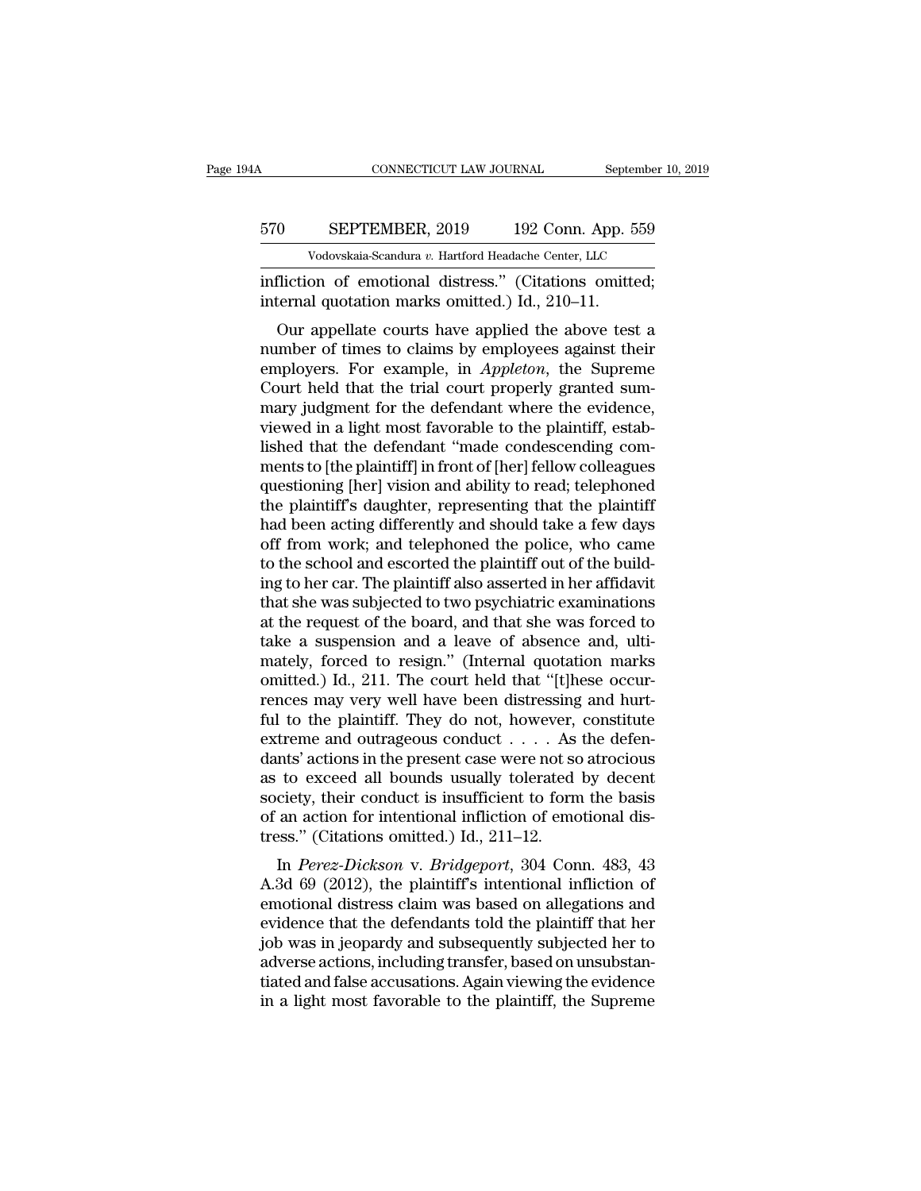infliction of emotional distress." (Citations omitted; internal quotation marks omitted.) Id., 210–11.

Our appellate courts have applied the above test a number of times to claims by employees against their employers. For example, in *Appleton*, the Supreme Court held that the trial court properly granted summary judgment for the defendant where the evidence, viewed in a light most favorable to the plaintiff, established that the defendant "made condescending comments to [the plaintiff] in front of [her] fellow colleagues questioning [her] vision and ability to read; telephoned the plaintiff's daughter, representing that the plaintiff had been acting differently and should take a few days off from work; and telephoned the police, who came to the school and escorted the plaintiff out of the building to her car. The plaintiff also asserted in her affidavit that she was subjected to two psychiatric examinations at the request of the board, and that she was forced to take a suspension and a leave of absence and, ultimately, forced to resign." (Internal quotation marks omitted.) Id., 211. The court held that "[t]hese occurrences may very well have been distressing and hurtful to the plaintiff. They do not, however, constitute extreme and outrageous conduct . . . . As the defendants' actions in the present case were not so atrocious as to exceed all bounds usually tolerated by decent society, their conduct is insufficient to form the basis of an action for intentional infliction of emotional distress." (Citations omitted.) Id., 211–12.

In *Perez-Dickson* v. *Bridgeport*, 304 Conn. 483, 43 A.3d 69 (2012), the plaintiff's intentional infliction of emotional distress claim was based on allegations and evidence that the defendants told the plaintiff that her job was in jeopardy and subsequently subjected her to adverse actions, including transfer, based on unsubstantiated and false accusations. Again viewing the evidence in a light most favorable to the plaintiff, the Supreme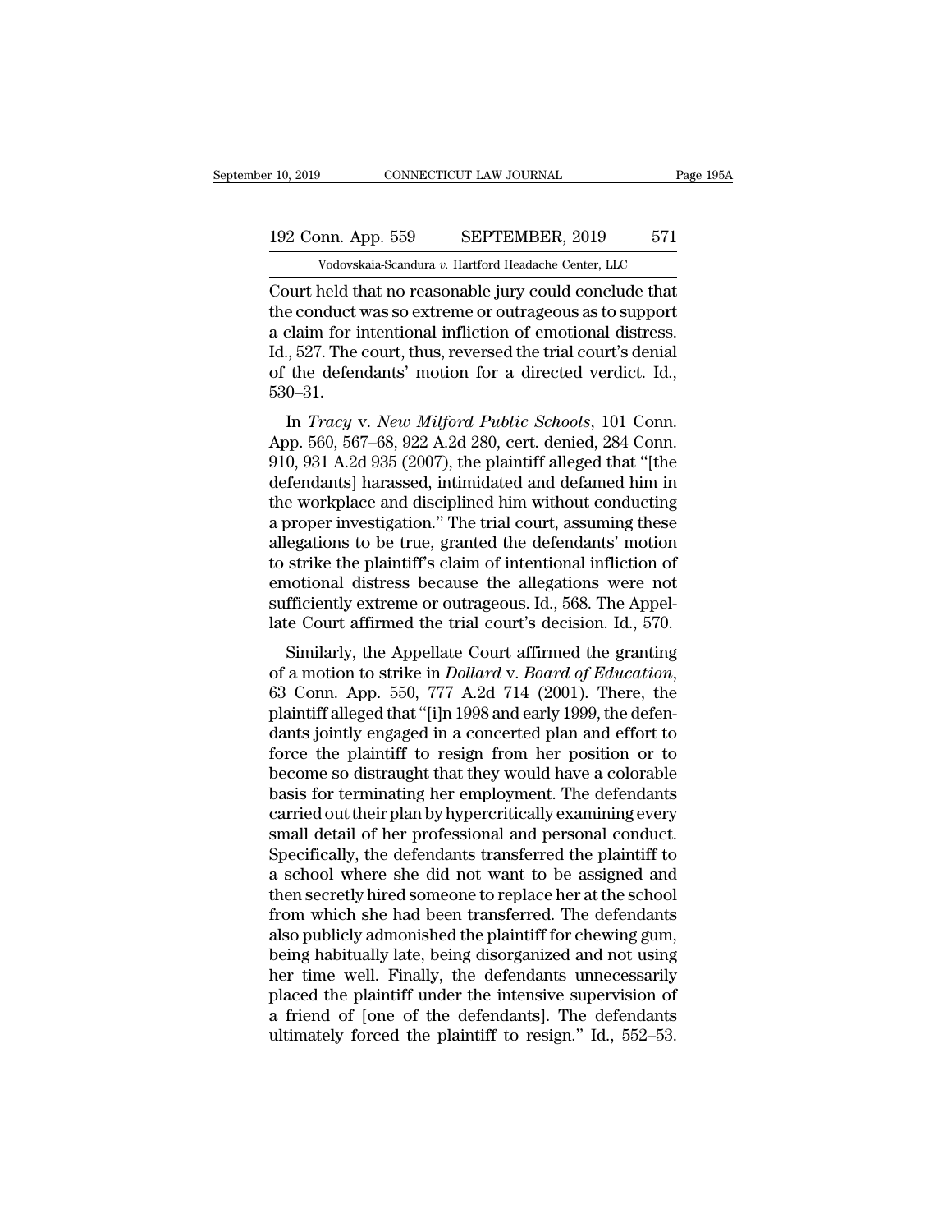Court held that no reasonable jury could conclude that the conduct was so extreme or outrageous as to support a claim for intentional infliction of emotional distress. Id., 527. The court, thus, reversed the trial court's denial of the defendants' motion for a directed verdict. Id., 530–31.

In *Tracy* v. *New Milford Public Schools*, 101 Conn. App. 560, 567–68, 922 A.2d 280, cert. denied, 284 Conn. 910, 931 A.2d 935 (2007), the plaintiff alleged that "[the defendants] harassed, intimidated and defamed him in the workplace and disciplined him without conducting a proper investigation." The trial court, assuming these allegations to be true, granted the defendants' motion to strike the plaintiff's claim of intentional infliction of emotional distress because the allegations were not sufficiently extreme or outrageous. Id., 568. The Appellate Court affirmed the trial court's decision. Id., 570.

Similarly, the Appellate Court affirmed the granting of a motion to strike in *Dollard* v. *Board of Education*, 63 Conn. App. 550, 777 A.2d 714 (2001). There, the plaintiff alleged that "[i]n 1998 and early 1999, the defendants jointly engaged in a concerted plan and effort to force the plaintiff to resign from her position or to become so distraught that they would have a colorable basis for terminating her employment. The defendants carried out their plan by hypercritically examining every small detail of her professional and personal conduct. Specifically, the defendants transferred the plaintiff to a school where she did not want to be assigned and then secretly hired someone to replace her at the school from which she had been transferred. The defendants also publicly admonished the plaintiff for chewing gum, being habitually late, being disorganized and not using her time well. Finally, the defendants unnecessarily placed the plaintiff under the intensive supervision of a friend of [one of the defendants]. The defendants ultimately forced the plaintiff to resign." Id., 552–53.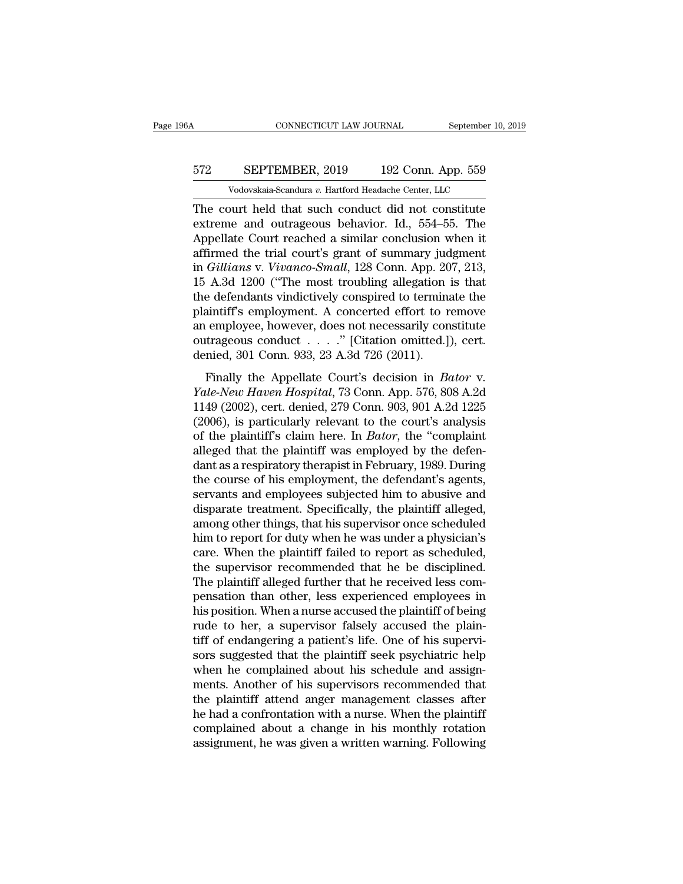The court held that such conduct did not constitute extreme and outrageous behavior. Id., 554–55. The Appellate Court reached a similar conclusion when it affirmed the trial court's grant of summary judgment in *Gillians* v. *Vivanco-Small*, 128 Conn. App. 207, 213, 15 A.3d 1200 ("The most troubling allegation is that the defendants vindictively conspired to terminate the plaintiff's employment. A concerted effort to remove an employee, however, does not necessarily constitute outrageous conduct . . . ." [Citation omitted.]), cert. denied, 301 Conn. 933, 23 A.3d 726 (2011).

Finally the Appellate Court's decision in *Bator* v. *Yale-New Haven Hospital*, 73 Conn. App. 576, 808 A.2d 1149 (2002), cert. denied, 279 Conn. 903, 901 A.2d 1225 (2006), is particularly relevant to the court's analysis of the plaintiff's claim here. In *Bator*, the "complaint alleged that the plaintiff was employed by the defendant as a respiratory therapist in February, 1989. During the course of his employment, the defendant's agents, servants and employees subjected him to abusive and disparate treatment. Specifically, the plaintiff alleged, among other things, that his supervisor once scheduled him to report for duty when he was under a physician's care. When the plaintiff failed to report as scheduled, the supervisor recommended that he be disciplined. The plaintiff alleged further that he received less compensation than other, less experienced employees in his position. When a nurse accused the plaintiff of being rude to her, a supervisor falsely accused the plaintiff of endangering a patient's life. One of his supervisors suggested that the plaintiff seek psychiatric help when he complained about his schedule and assignments. Another of his supervisors recommended that the plaintiff attend anger management classes after he had a confrontation with a nurse. When the plaintiff complained about a change in his monthly rotation assignment, he was given a written warning. Following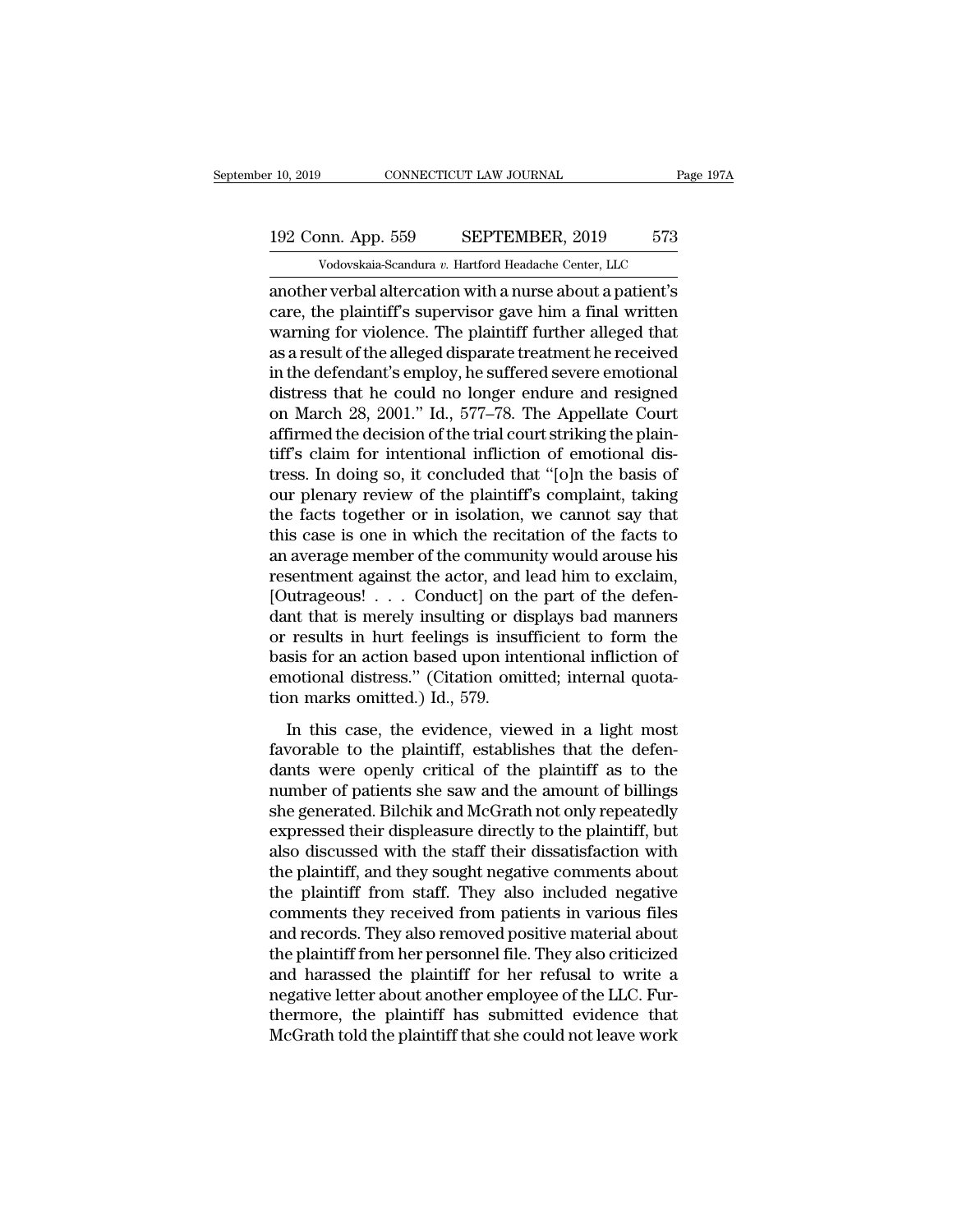another verbal altercation with a nurse about a patient's care, the plaintiff's supervisor gave him a final written warning for violence. The plaintiff further alleged that as a result of the alleged disparate treatment he received in the defendant's employ, he suffered severe emotional distress that he could no longer endure and resigned on March 28, 2001." Id., 577–78. The Appellate Court affirmed the decision of the trial court striking the plaintiff's claim for intentional infliction of emotional distress. In doing so, it concluded that "[o]n the basis of our plenary review of the plaintiff's complaint, taking the facts together or in isolation, we cannot say that this case is one in which the recitation of the facts to an average member of the community would arouse his resentment against the actor, and lead him to exclaim, [Outrageous! . . . Conduct] on the part of the defendant that is merely insulting or displays bad manners or results in hurt feelings is insufficient to form the basis for an action based upon intentional infliction of emotional distress." (Citation omitted; internal quotation marks omitted.) Id., 579.

In this case, the evidence, viewed in a light most favorable to the plaintiff, establishes that the defendants were openly critical of the plaintiff as to the number of patients she saw and the amount of billings she generated. Bilchik and McGrath not only repeatedly expressed their displeasure directly to the plaintiff, but also discussed with the staff their dissatisfaction with the plaintiff, and they sought negative comments about the plaintiff from staff. They also included negative comments they received from patients in various files and records. They also removed positive material about the plaintiff from her personnel file. They also criticized and harassed the plaintiff for her refusal to write a negative letter about another employee of the LLC. Furthermore, the plaintiff has submitted evidence that McGrath told the plaintiff that she could not leave work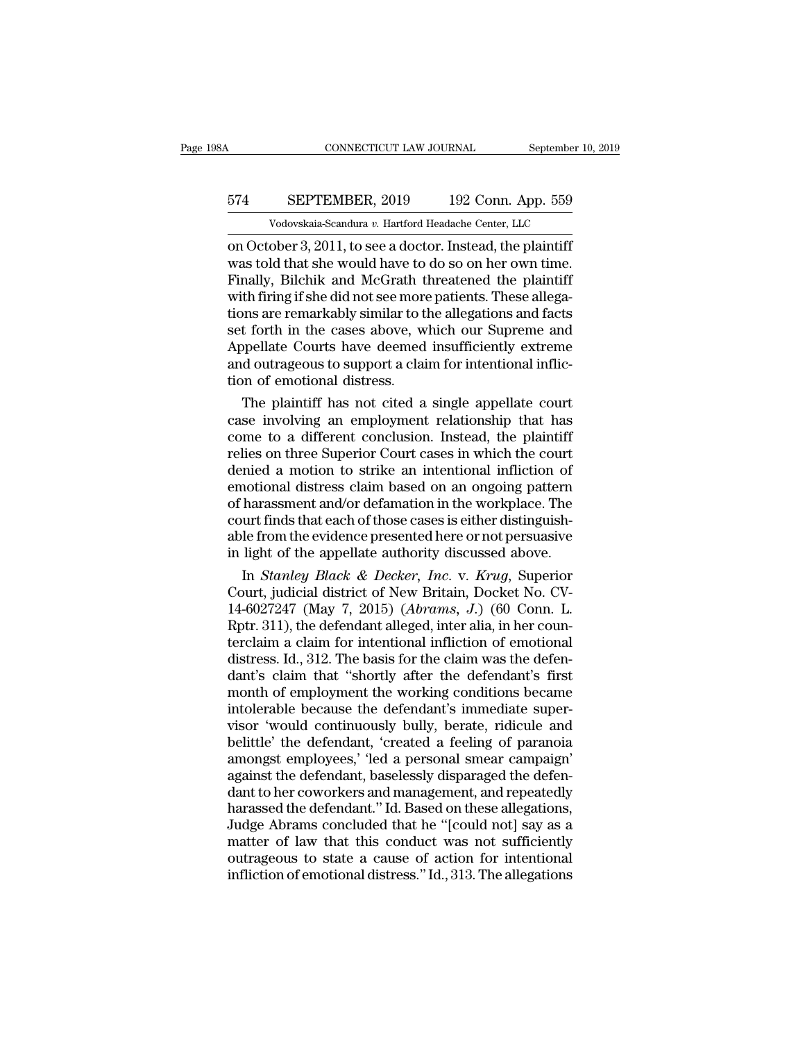on October 3, 2011, to see a doctor. Instead, the plaintiff was told that she would have to do so on her own time. Finally, Bilchik and McGrath threatened the plaintiff with firing if she did not see more patients. These allegations are remarkably similar to the allegations and facts set forth in the cases above, which our Supreme and Appellate Courts have deemed insufficiently extreme and outrageous to support a claim for intentional infliction of emotional distress.

The plaintiff has not cited a single appellate court case involving an employment relationship that has come to a different conclusion. Instead, the plaintiff relies on three Superior Court cases in which the court denied a motion to strike an intentional infliction of emotional distress claim based on an ongoing pattern of harassment and/or defamation in the workplace. The court finds that each of those cases is either distinguishable from the evidence presented here or not persuasive in light of the appellate authority discussed above.

In *Stanley Black & Decker, Inc.* v. *Krug*, Superior Court, judicial district of New Britain, Docket No. CV-14-6027247 (May 7, 2015) (*Abrams, J.*) (60 Conn. L. Rptr. 311), the defendant alleged, inter alia, in her counterclaim a claim for intentional infliction of emotional distress. Id., 312. The basis for the claim was the defendant's claim that "shortly after the defendant's first month of employment the working conditions became intolerable because the defendant's immediate supervisor 'would continuously bully, berate, ridicule and belittle' the defendant, 'created a feeling of paranoia amongst employees,' 'led a personal smear campaign' against the defendant, baselessly disparaged the defendant to her coworkers and management, and repeatedly harassed the defendant." Id. Based on these allegations, Judge Abrams concluded that he "[could not] say as a matter of law that this conduct was not sufficiently outrageous to state a cause of action for intentional infliction of emotional distress." Id., 313. The allegations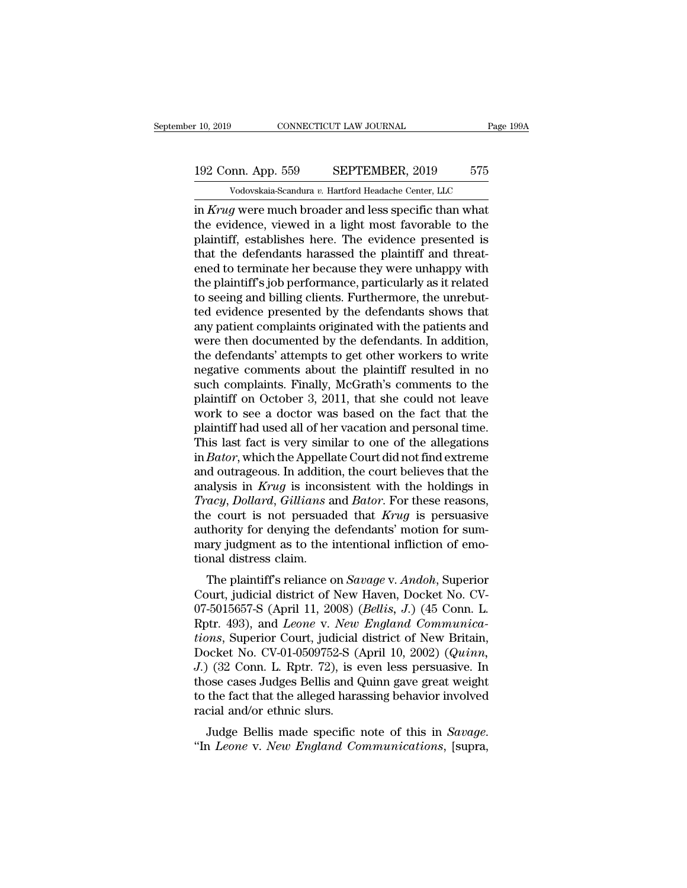in *Krug* were much broader and less specific than what the evidence, viewed in a light most favorable to the plaintiff, establishes here. The evidence presented is that the defendants harassed the plaintiff and threatened to terminate her because they were unhappy with the plaintiff's job performance, particularly as it related to seeing and billing clients. Furthermore, the unrebutted evidence presented by the defendants shows that any patient complaints originated with the patients and were then documented by the defendants. In addition, the defendants' attempts to get other workers to write negative comments about the plaintiff resulted in no such complaints. Finally, McGrath's comments to the plaintiff on October 3, 2011, that she could not leave work to see a doctor was based on the fact that the plaintiff had used all of her vacation and personal time. This last fact is very similar to one of the allegations in *Bator*, which the Appellate Court did not find extreme and outrageous. In addition, the court believes that the analysis in *Krug* is inconsistent with the holdings in *Tracy*, *Dollard*, *Gillians* and *Bator*. For these reasons, the court is not persuaded that *Krug* is persuasive authority for denying the defendants' motion for summary judgment as to the intentional infliction of emotional distress claim.

The plaintiff's reliance on *Savage* v. *Andoh*, Superior Court, judicial district of New Haven, Docket No. CV-07-5015657-S (April 11, 2008) (*Bellis*, *J.*) (45 Conn. L. Rptr. 493), and *Leone* v. *New England Communications*, Superior Court, judicial district of New Britain, Docket No. CV-01-0509752-S (April 10, 2002) (*Quinn*, *J.*) (32 Conn. L. Rptr. 72), is even less persuasive. In those cases Judges Bellis and Quinn gave great weight to the fact that the alleged harassing behavior involved racial and/or ethnic slurs.

Judge Bellis made specific note of this in *Savage*. "In *Leone* v. *New England Communications*, [supra,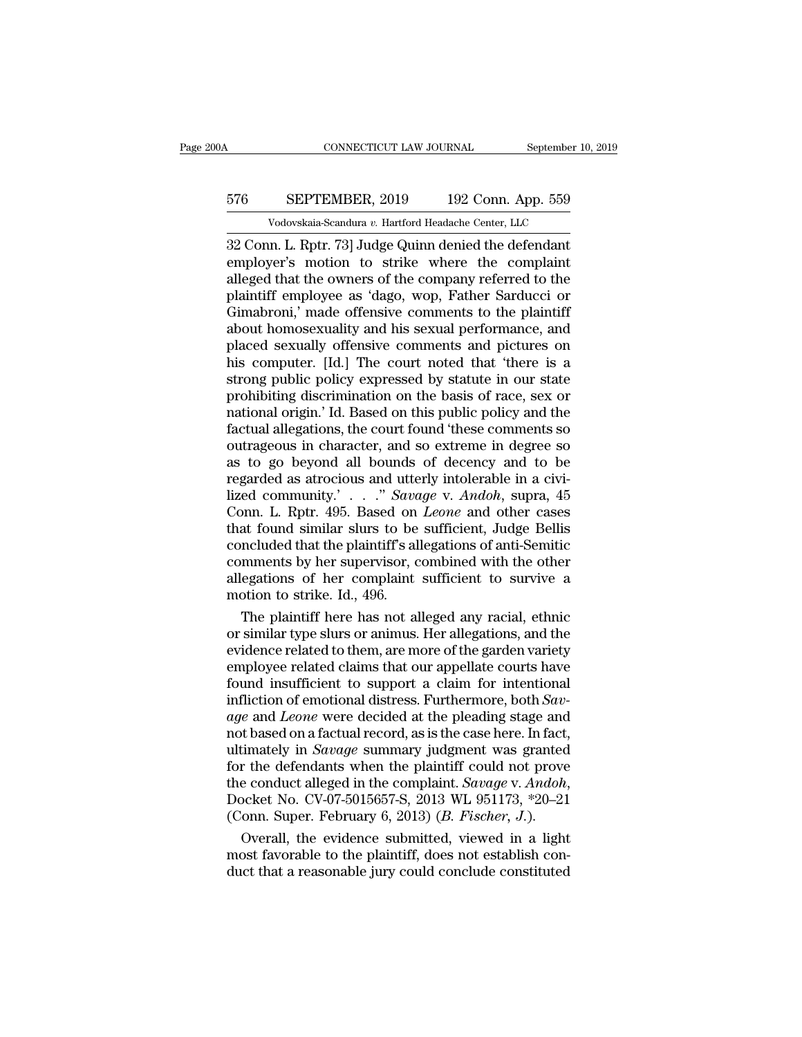32 Conn. L. Rptr. 73] Judge Quinn denied the defendant employer's motion to strike where the complaint alleged that the owners of the company referred to the plaintiff employee as 'dago, wop, Father Sarducci or Gimabroni,' made offensive comments to the plaintiff about homosexuality and his sexual performance, and placed sexually offensive comments and pictures on his computer. [Id.] The court noted that 'there is a strong public policy expressed by statute in our state prohibiting discrimination on the basis of race, sex or national origin.' Id. Based on this public policy and the factual allegations, the court found 'these comments so outrageous in character, and so extreme in degree so as to go beyond all bounds of decency and to be regarded as atrocious and utterly intolerable in a civilized community.' . . ." *Savage* v. *Andoh*, supra, 45 Conn. L. Rptr. 495. Based on *Leone* and other cases that found similar slurs to be sufficient, Judge Bellis concluded that the plaintiff's allegations of anti-Semitic comments by her supervisor, combined with the other allegations of her complaint sufficient to survive a motion to strike. Id., 496.

The plaintiff here has not alleged any racial, ethnic or similar type slurs or animus. Her allegations, and the evidence related to them, are more of the garden variety employee related claims that our appellate courts have found insufficient to support a claim for intentional infliction of emotional distress. Furthermore, both *Savage* and *Leone* were decided at the pleading stage and not based on a factual record, as is the case here. In fact, ultimately in *Savage* summary judgment was granted for the defendants when the plaintiff could not prove the conduct alleged in the complaint. *Savage* v. *Andoh*, Docket No. CV-07-5015657-S, 2013 WL 951173, *20–21 (Conn. Super. February 6, 2013) (*B. Fischer*, *J.*).

Overall, the evidence submitted, viewed in a light most favorable to the plaintiff, does not establish conduct that a reasonable jury could conclude constituted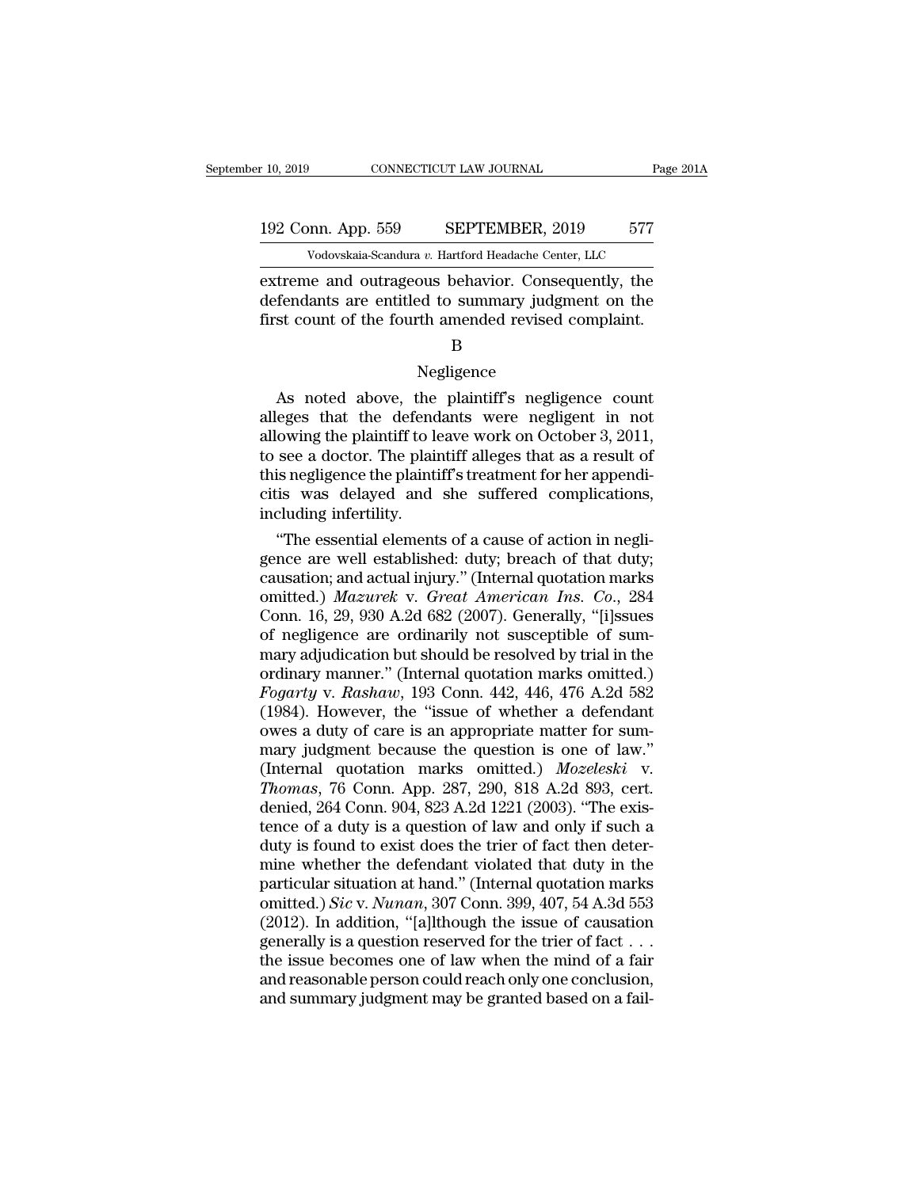extreme and outrageous behavior. Consequently, the defendants are entitled to summary judgment on the first count of the fourth amended revised complaint.

B

Negligence

As noted above, the plaintiff's negligence count alleges that the defendants were negligent in not allowing the plaintiff to leave work on October 3, 2011, to see a doctor. The plaintiff alleges that as a result of this negligence the plaintiff's treatment for her appendicitis was delayed and she suffered complications, including infertility.

"The essential elements of a cause of action in negligence are well established: duty; breach of that duty; causation; and actual injury." (Internal quotation marks omitted.) *Mazurek* v. *Great American Ins. Co.*, 284 Conn. 16, 29, 930 A.2d 682 (2007). Generally, "[i]ssues of negligence are ordinarily not susceptible of summary adjudication but should be resolved by trial in the ordinary manner." (Internal quotation marks omitted.) *Fogarty* v. *Rashaw*, 193 Conn. 442, 446, 476 A.2d 582 (1984). However, the "issue of whether a defendant owes a duty of care is an appropriate matter for summary judgment because the question is one of law." (Internal quotation marks omitted.) *Mozeleski* v. *Thomas*, 76 Conn. App. 287, 290, 818 A.2d 893, cert. denied, 264 Conn. 904, 823 A.2d 1221 (2003). "The existence of a duty is a question of law and only if such a duty is found to exist does the trier of fact then determine whether the defendant violated that duty in the particular situation at hand." (Internal quotation marks omitted.) *Sic* v. *Nunan*, 307 Conn. 399, 407, 54 A.3d 553 (2012). In addition, "[a]lthough the issue of causation generally is a question reserved for the trier of fact . . . the issue becomes one of law when the mind of a fair and reasonable person could reach only one conclusion, and summary judgment may be granted based on a fail-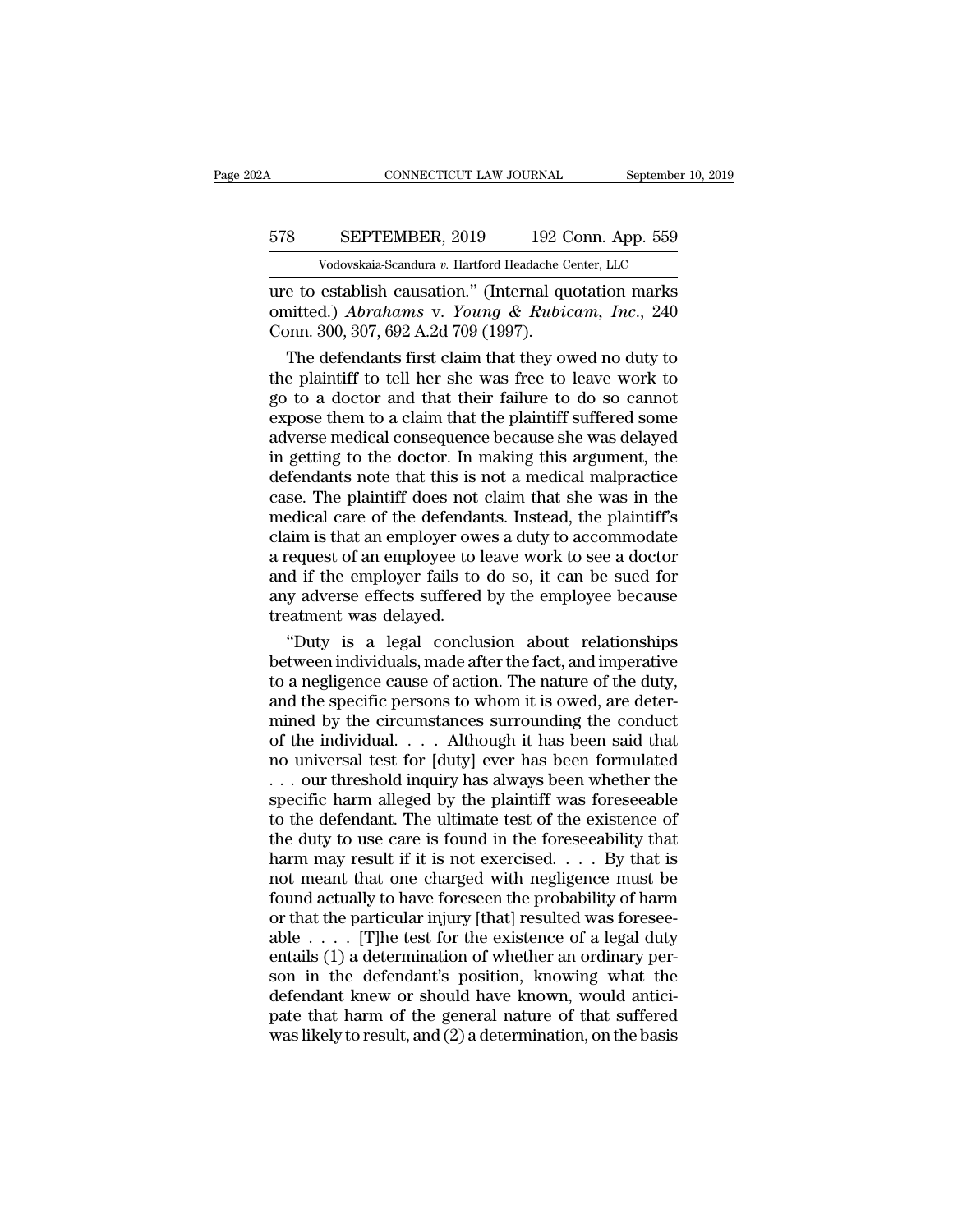ure to establish causation." (Internal quotation marks omitted.) *Abrahams* v. *Young & Rubicam, Inc.*, 240 Conn. 300, 307, 692 A.2d 709 (1997).

The defendants first claim that they owed no duty to the plaintiff to tell her she was free to leave work to go to a doctor and that their failure to do so cannot expose them to a claim that the plaintiff suffered some adverse medical consequence because she was delayed in getting to the doctor. In making this argument, the defendants note that this is not a medical malpractice case. The plaintiff does not claim that she was in the medical care of the defendants. Instead, the plaintiff's claim is that an employer owes a duty to accommodate a request of an employee to leave work to see a doctor and if the employer fails to do so, it can be sued for any adverse effects suffered by the employee because treatment was delayed.

"Duty is a legal conclusion about relationships between individuals, made after the fact, and imperative to a negligence cause of action. The nature of the duty, and the specific persons to whom it is owed, are determined by the circumstances surrounding the conduct of the individual. . . . Although it has been said that no universal test for [duty] ever has been formulated . . . our threshold inquiry has always been whether the specific harm alleged by the plaintiff was foreseeable to the defendant. The ultimate test of the existence of the duty to use care is found in the foreseeability that harm may result if it is not exercised. . . . By that is not meant that one charged with negligence must be found actually to have foreseen the probability of harm or that the particular injury [that] resulted was foreseeable . . . . [T]he test for the existence of a legal duty entails (1) a determination of whether an ordinary person in the defendant's position, knowing what the defendant knew or should have known, would anticipate that harm of the general nature of that suffered was likely to result, and (2) a determination, on the basis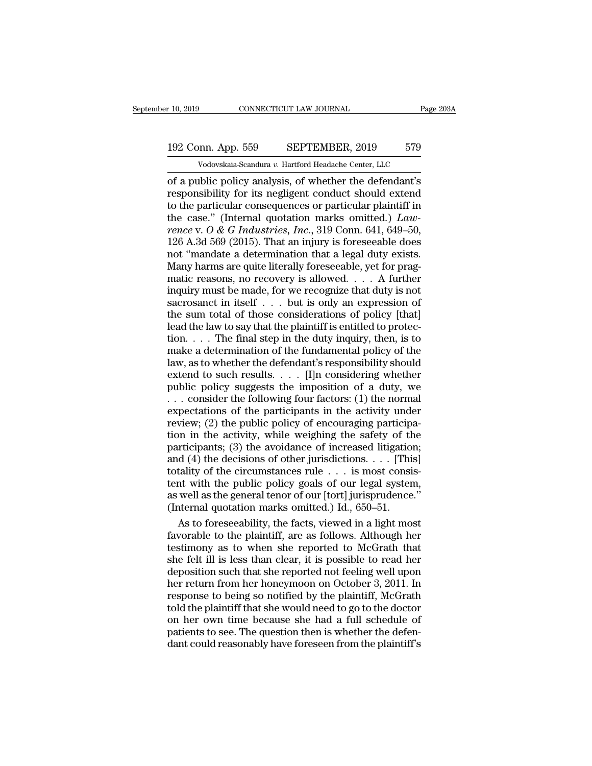of a public policy analysis, of whether the defendant's responsibility for its negligent conduct should extend to the particular consequences or particular plaintiff in the case." (Internal quotation marks omitted.) *Lawrence* v. *O & G Industries, Inc.*, 319 Conn. 641, 649–50, 126 A.3d 569 (2015). That an injury is foreseeable does not "mandate a determination that a legal duty exists. Many harms are quite literally foreseeable, yet for pragmatic reasons, no recovery is allowed. . . . A further inquiry must be made, for we recognize that duty is not sacrosanct in itself . . . but is only an expression of the sum total of those considerations of policy [that] lead the law to say that the plaintiff is entitled to protection. . . . The final step in the duty inquiry, then, is to make a determination of the fundamental policy of the law, as to whether the defendant's responsibility should extend to such results. . . . [I]n considering whether public policy suggests the imposition of a duty, we . . . consider the following four factors: (1) the normal expectations of the participants in the activity under review; (2) the public policy of encouraging participation in the activity, while weighing the safety of the participants; (3) the avoidance of increased litigation; and (4) the decisions of other jurisdictions. . . . [This] totality of the circumstances rule . . . is most consistent with the public policy goals of our legal system, as well as the general tenor of our [tort] jurisprudence." (Internal quotation marks omitted.) Id., 650–51.

As to foreseeability, the facts, viewed in a light most favorable to the plaintiff, are as follows. Although her testimony as to when she reported to McGrath that she felt ill is less than clear, it is possible to read her deposition such that she reported not feeling well upon her return from her honeymoon on October 3, 2011. In response to being so notified by the plaintiff, McGrath told the plaintiff that she would need to go to the doctor on her own time because she had a full schedule of patients to see. The question then is whether the defendant could reasonably have foreseen from the plaintiff's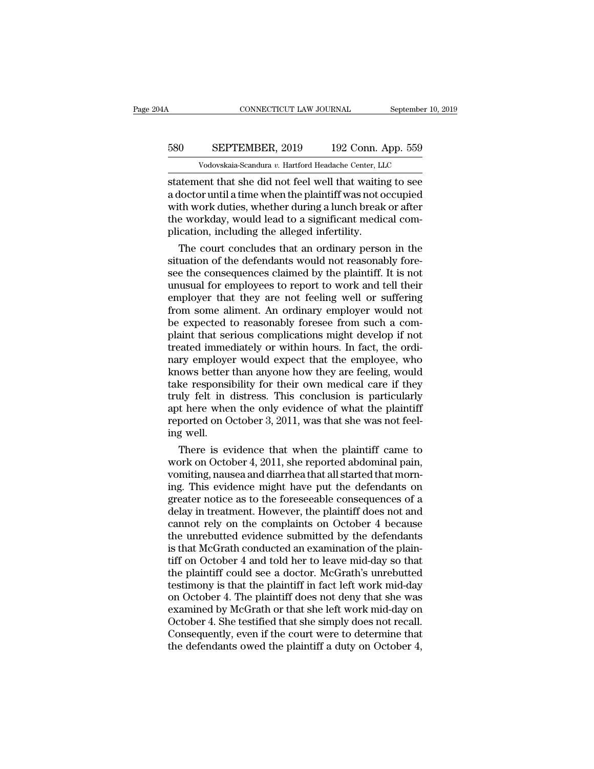statement that she did not feel well that waiting to see a doctor until a time when the plaintiff was not occupied with work duties, whether during a lunch break or after the workday, would lead to a significant medical complication, including the alleged infertility.

The court concludes that an ordinary person in the situation of the defendants would not reasonably foresee the consequences claimed by the plaintiff. It is not unusual for employees to report to work and tell their employer that they are not feeling well or suffering from some aliment. An ordinary employer would not be expected to reasonably foresee from such a complaint that serious complications might develop if not treated immediately or within hours. In fact, the ordinary employer would expect that the employee, who knows better than anyone how they are feeling, would take responsibility for their own medical care if they truly felt in distress. This conclusion is particularly apt here when the only evidence of what the plaintiff reported on October 3, 2011, was that she was not feeling well.

There is evidence that when the plaintiff came to work on October 4, 2011, she reported abdominal pain, vomiting, nausea and diarrhea that all started that morning. This evidence might have put the defendants on greater notice as to the foreseeable consequences of a delay in treatment. However, the plaintiff does not and cannot rely on the complaints on October 4 because the unrebutted evidence submitted by the defendants is that McGrath conducted an examination of the plaintiff on October 4 and told her to leave mid-day so that the plaintiff could see a doctor. McGrath's unrebutted testimony is that the plaintiff in fact left work mid-day on October 4. The plaintiff does not deny that she was examined by McGrath or that she left work mid-day on October 4. She testified that she simply does not recall. Consequently, even if the court were to determine that the defendants owed the plaintiff a duty on October 4,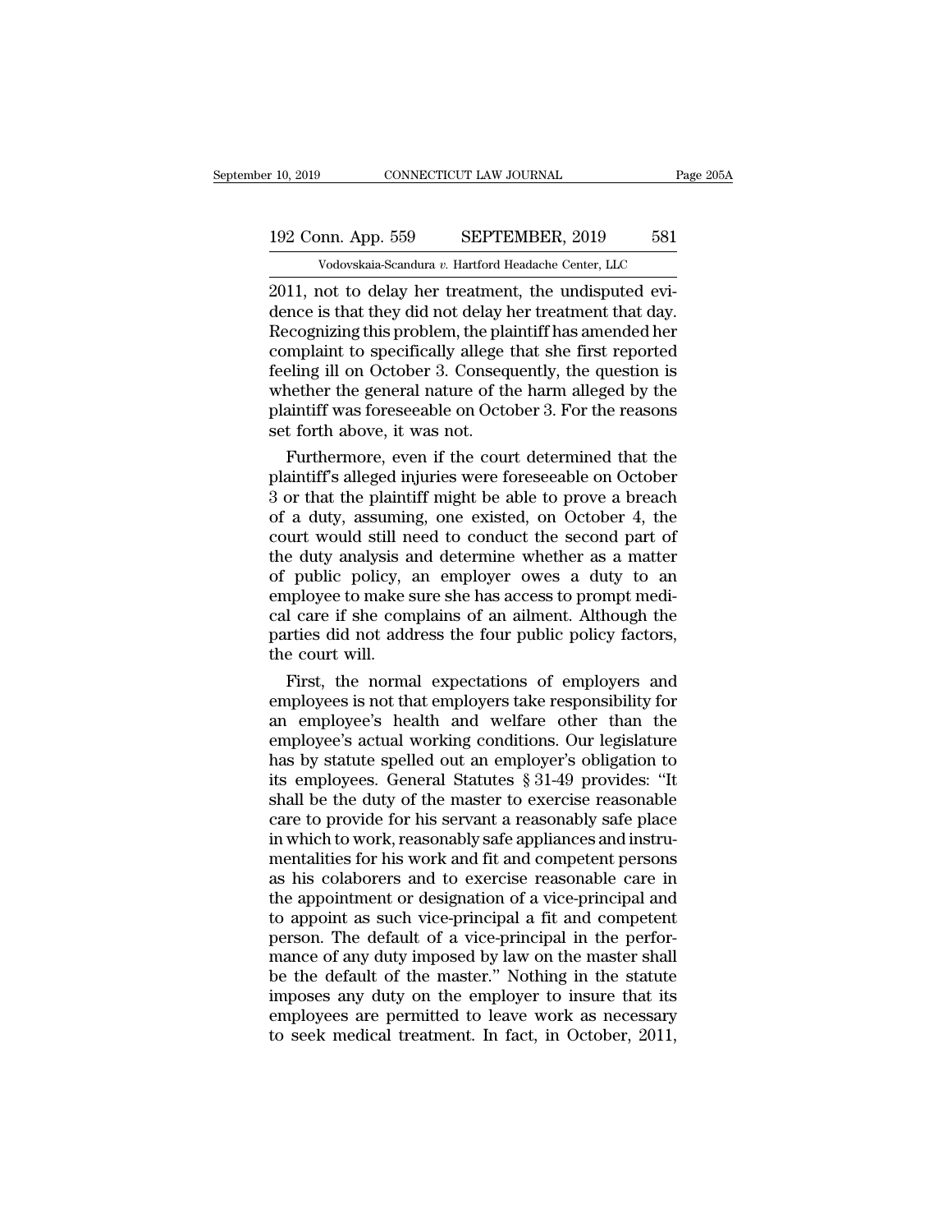2011, not to delay her treatment, the undisputed evidence is that they did not delay her treatment that day. Recognizing this problem, the plaintiff has amended her complaint to specifically allege that she first reported feeling ill on October 3. Consequently, the question is whether the general nature of the harm alleged by the plaintiff was foreseeable on October 3. For the reasons set forth above, it was not.

Furthermore, even if the court determined that the plaintiff's alleged injuries were foreseeable on October 3 or that the plaintiff might be able to prove a breach of a duty, assuming, one existed, on October 4, the court would still need to conduct the second part of the duty analysis and determine whether as a matter of public policy, an employer owes a duty to an employee to make sure she has access to prompt medical care if she complains of an ailment. Although the parties did not address the four public policy factors, the court will.

First, the normal expectations of employers and employees is not that employers take responsibility for an employee's health and welfare other than the employee's actual working conditions. Our legislature has by statute spelled out an employer's obligation to its employees. General Statutes § 31-49 provides: "It shall be the duty of the master to exercise reasonable care to provide for his servant a reasonably safe place in which to work, reasonably safe appliances and instrumentalities for his work and fit and competent persons as his colaborers and to exercise reasonable care in the appointment or designation of a vice-principal and to appoint as such vice-principal a fit and competent person. The default of a vice-principal in the performance of any duty imposed by law on the master shall be the default of the master." Nothing in the statute imposes any duty on the employer to insure that its employees are permitted to leave work as necessary to seek medical treatment. In fact, in October, 2011,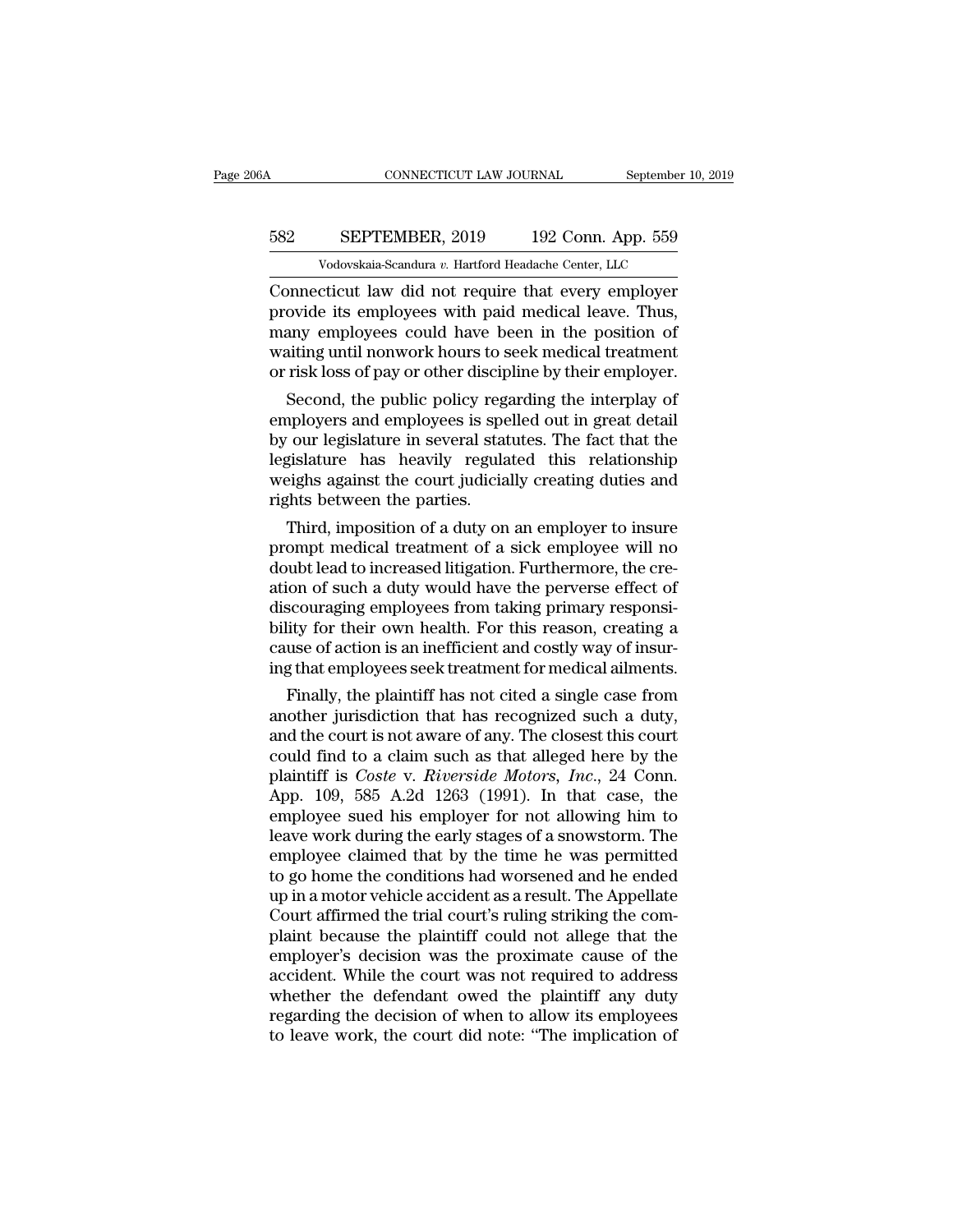Connecticut law did not require that every employer provide its employees with paid medical leave. Thus, many employees could have been in the position of waiting until nonwork hours to seek medical treatment or risk loss of pay or other discipline by their employer.

Second, the public policy regarding the interplay of employers and employees is spelled out in great detail by our legislature in several statutes. The fact that the legislature has heavily regulated this relationship weighs against the court judicially creating duties and rights between the parties.

Third, imposition of a duty on an employer to insure prompt medical treatment of a sick employee will no doubt lead to increased litigation. Furthermore, the creation of such a duty would have the perverse effect of discouraging employees from taking primary responsibility for their own health. For this reason, creating a cause of action is an inefficient and costly way of insuring that employees seek treatment for medical ailments.

Finally, the plaintiff has not cited a single case from another jurisdiction that has recognized such a duty, and the court is not aware of any. The closest this court could find to a claim such as that alleged here by the plaintiff is *Coste* v. *Riverside Motors, Inc.*, 24 Conn. App. 109, 585 A.2d 1263 (1991). In that case, the employee sued his employer for not allowing him to leave work during the early stages of a snowstorm. The employee claimed that by the time he was permitted to go home the conditions had worsened and he ended up in a motor vehicle accident as a result. The Appellate Court affirmed the trial court's ruling striking the complaint because the plaintiff could not allege that the employer's decision was the proximate cause of the accident. While the court was not required to address whether the defendant owed the plaintiff any duty regarding the decision of when to allow its employees to leave work, the court did note: "The implication of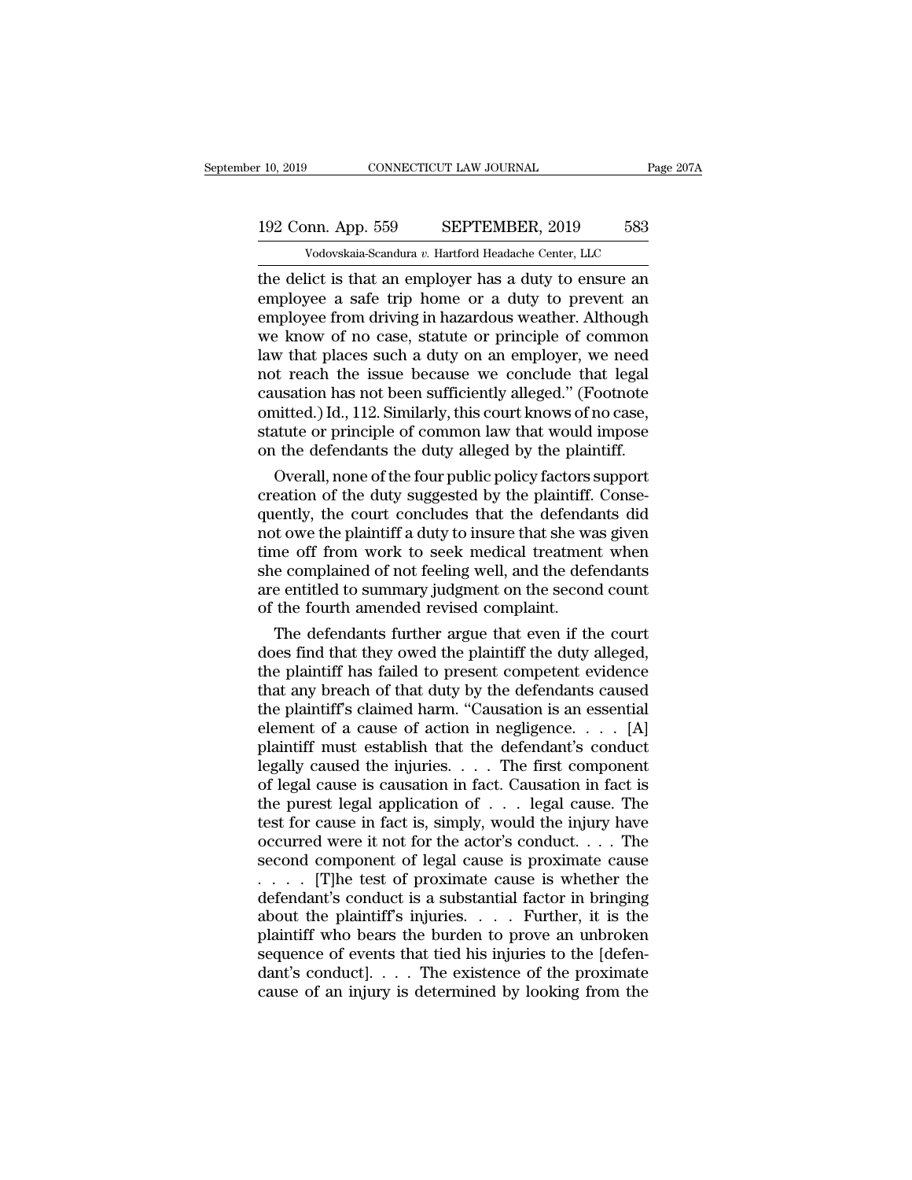the delict is that an employer has a duty to ensure an employee a safe trip home or a duty to prevent an employee from driving in hazardous weather. Although we know of no case, statute or principle of common law that places such a duty on an employer, we need not reach the issue because we conclude that legal causation has not been sufficiently alleged." (Footnote omitted.) Id., 112. Similarly, this court knows of no case, statute or principle of common law that would impose on the defendants the duty alleged by the plaintiff.

Overall, none of the four public policy factors support creation of the duty suggested by the plaintiff. Consequently, the court concludes that the defendants did not owe the plaintiff a duty to insure that she was given time off from work to seek medical treatment when she complained of not feeling well, and the defendants are entitled to summary judgment on the second count of the fourth amended revised complaint.

The defendants further argue that even if the court does find that they owed the plaintiff the duty alleged, the plaintiff has failed to present competent evidence that any breach of that duty by the defendants caused the plaintiff's claimed harm. "Causation is an essential element of a cause of action in negligence. . . . [A] plaintiff must establish that the defendant's conduct legally caused the injuries. . . . The first component of legal cause is causation in fact. Causation in fact is the purest legal application of . . . legal cause. The test for cause in fact is, simply, would the injury have occurred were it not for the actor's conduct. . . . The second component of legal cause is proximate cause . . . . [T]he test of proximate cause is whether the defendant's conduct is a substantial factor in bringing about the plaintiff's injuries. . . . Further, it is the plaintiff who bears the burden to prove an unbroken sequence of events that tied his injuries to the [defendant's conduct]. . . . The existence of the proximate cause of an injury is determined by looking from the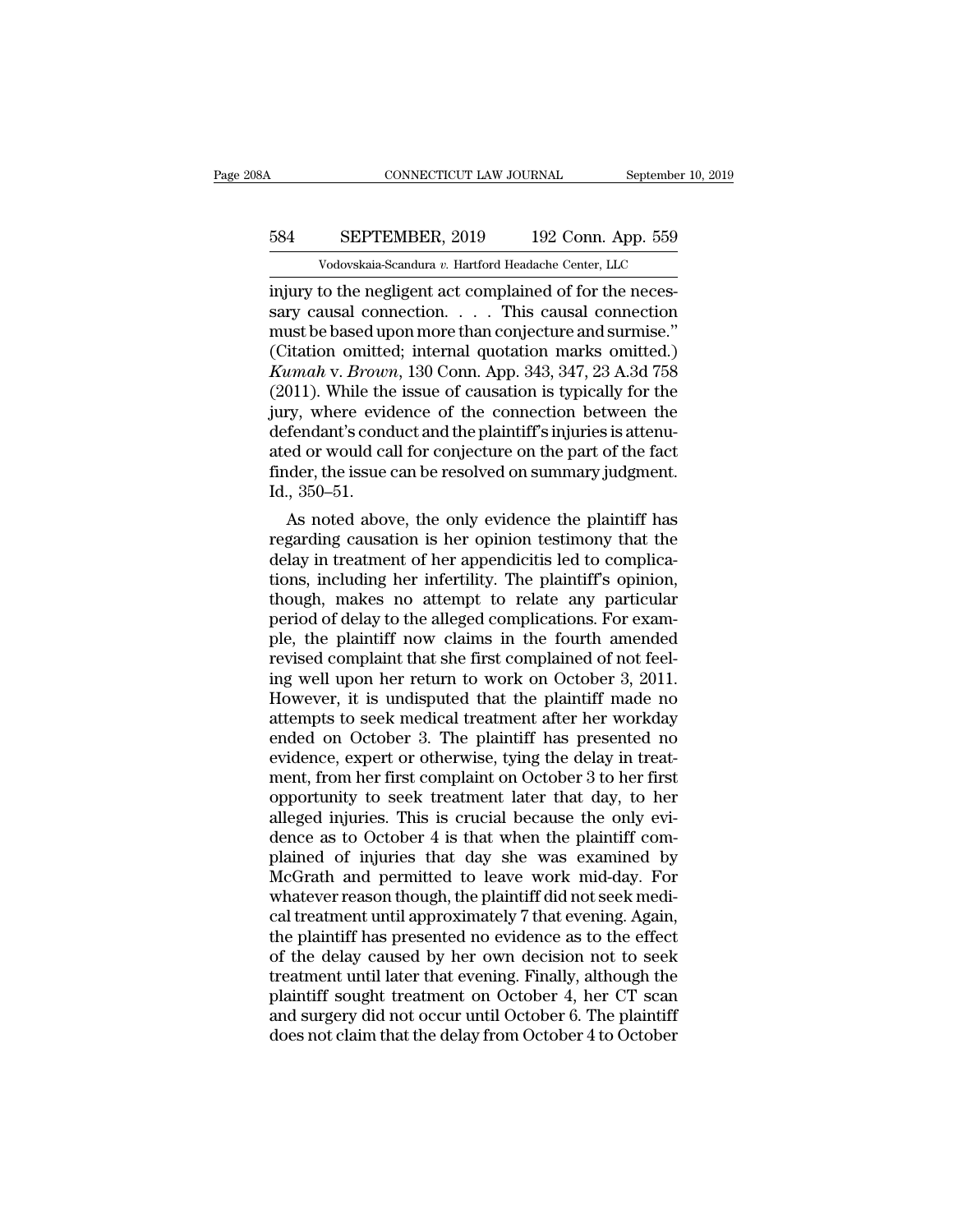injury to the negligent act complained of for the necessary causal connection. . . . This causal connection must be based upon more than conjecture and surmise." (Citation omitted; internal quotation marks omitted.) *Kumah* v. *Brown*, 130 Conn. App. 343, 347, 23 A.3d 758 (2011). While the issue of causation is typically for the jury, where evidence of the connection between the defendant's conduct and the plaintiff's injuries is attenuated or would call for conjecture on the part of the fact finder, the issue can be resolved on summary judgment. Id., 350–51.

As noted above, the only evidence the plaintiff has regarding causation is her opinion testimony that the delay in treatment of her appendicitis led to complications, including her infertility. The plaintiff's opinion, though, makes no attempt to relate any particular period of delay to the alleged complications. For example, the plaintiff now claims in the fourth amended revised complaint that she first complained of not feeling well upon her return to work on October 3, 2011. However, it is undisputed that the plaintiff made no attempts to seek medical treatment after her workday ended on October 3. The plaintiff has presented no evidence, expert or otherwise, tying the delay in treatment, from her first complaint on October 3 to her first opportunity to seek treatment later that day, to her alleged injuries. This is crucial because the only evidence as to October 4 is that when the plaintiff complained of injuries that day she was examined by McGrath and permitted to leave work mid-day. For whatever reason though, the plaintiff did not seek medical treatment until approximately 7 that evening. Again, the plaintiff has presented no evidence as to the effect of the delay caused by her own decision not to seek treatment until later that evening. Finally, although the plaintiff sought treatment on October 4, her CT scan and surgery did not occur until October 6. The plaintiff does not claim that the delay from October 4 to October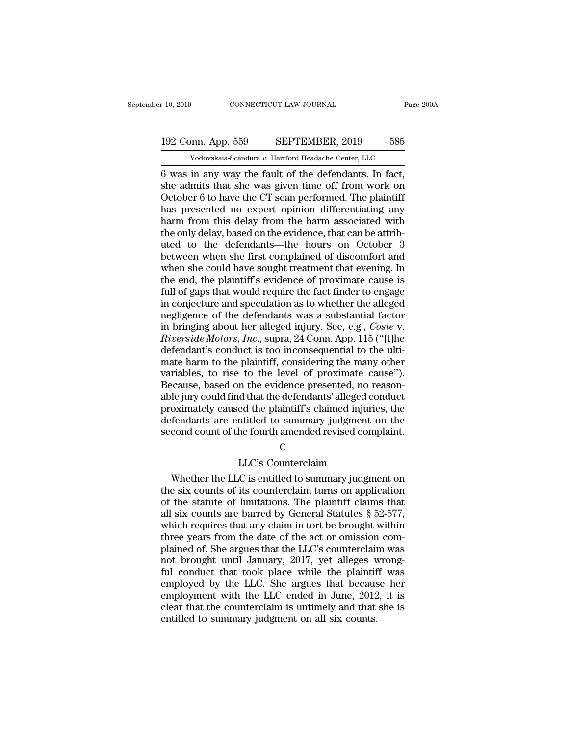6 was in any way the fault of the defendants. In fact, she admits that she was given time off from work on October 6 to have the CT scan performed. The plaintiff has presented no expert opinion differentiating any harm from this delay from the harm associated with the only delay, based on the evidence, that can be attributed to the defendants—the hours on October 3 between when she first complained of discomfort and when she could have sought treatment that evening. In the end, the plaintiff's evidence of proximate cause is full of gaps that would require the fact finder to engage in conjecture and speculation as to whether the alleged negligence of the defendants was a substantial factor in bringing about her alleged injury. See, e.g., *Coste* v. *Riverside Motors, Inc.*, supra, 24 Conn. App. 115 ("[t]he defendant's conduct is too inconsequential to the ultimate harm to the plaintiff, considering the many other variables, to rise to the level of proximate cause"). Because, based on the evidence presented, no reasonable jury could find that the defendants' alleged conduct proximately caused the plaintiff's claimed injuries, the defendants are entitled to summary judgment on the second count of the fourth amended revised complaint.

C

LLC's Counterclaim

Whether the LLC is entitled to summary judgment on the six counts of its counterclaim turns on application of the statute of limitations. The plaintiff claims that all six counts are barred by General Statutes § 52-577, which requires that any claim in tort be brought within three years from the date of the act or omission complained of. She argues that the LLC's counterclaim was not brought until January, 2017, yet alleges wrongful conduct that took place while the plaintiff was employed by the LLC. She argues that because her employment with the LLC ended in June, 2012, it is clear that the counterclaim is untimely and that she is entitled to summary judgment on all six counts.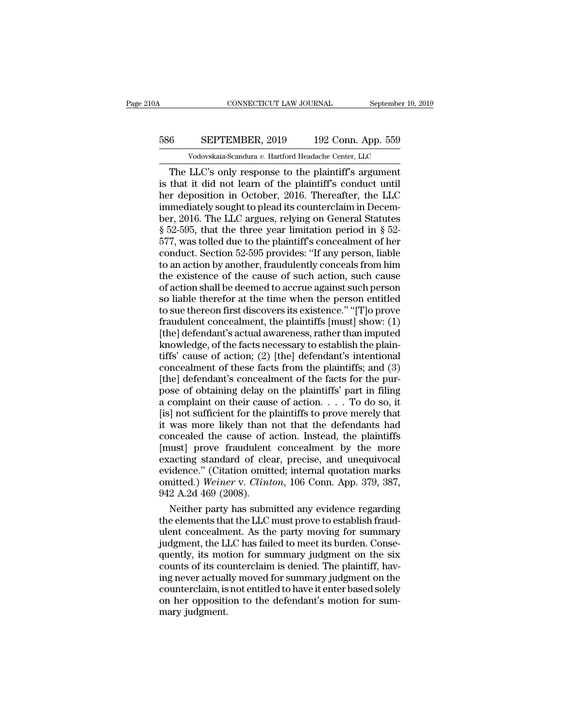The LLC's only response to the plaintiff's argument is that it did not learn of the plaintiff's conduct until her deposition in October, 2016. Thereafter, the LLC immediately sought to plead its counterclaim in December, 2016. The LLC argues, relying on General Statutes § 52-595, that the three year limitation period in § 52-577, was tolled due to the plaintiff's concealment of her conduct. Section 52-595 provides: "If any person, liable to an action by another, fraudulently conceals from him the existence of the cause of such action, such cause of action shall be deemed to accrue against such person so liable therefor at the time when the person entitled to sue thereon first discovers its existence." "[T]o prove fraudulent concealment, the plaintiffs [must] show: (1) [the] defendant's actual awareness, rather than imputed knowledge, of the facts necessary to establish the plaintiffs' cause of action; (2) [the] defendant's intentional concealment of these facts from the plaintiffs; and (3) [the] defendant's concealment of the facts for the purpose of obtaining delay on the plaintiffs' part in filing a complaint on their cause of action. . . . To do so, it [is] not sufficient for the plaintiffs to prove merely that it was more likely than not that the defendants had concealed the cause of action. Instead, the plaintiffs [must] prove fraudulent concealment by the more exacting standard of clear, precise, and unequivocal evidence." (Citation omitted; internal quotation marks omitted.) *Weiner* v. *Clinton*, 106 Conn. App. 379, 387, 942 A.2d 469 (2008).

Neither party has submitted any evidence regarding the elements that the LLC must prove to establish fraudulent concealment. As the party moving for summary judgment, the LLC has failed to meet its burden. Consequently, its motion for summary judgment on the six counts of its counterclaim is denied. The plaintiff, having never actually moved for summary judgment on the counterclaim, is not entitled to have it enter based solely on her opposition to the defendant's motion for summary judgment.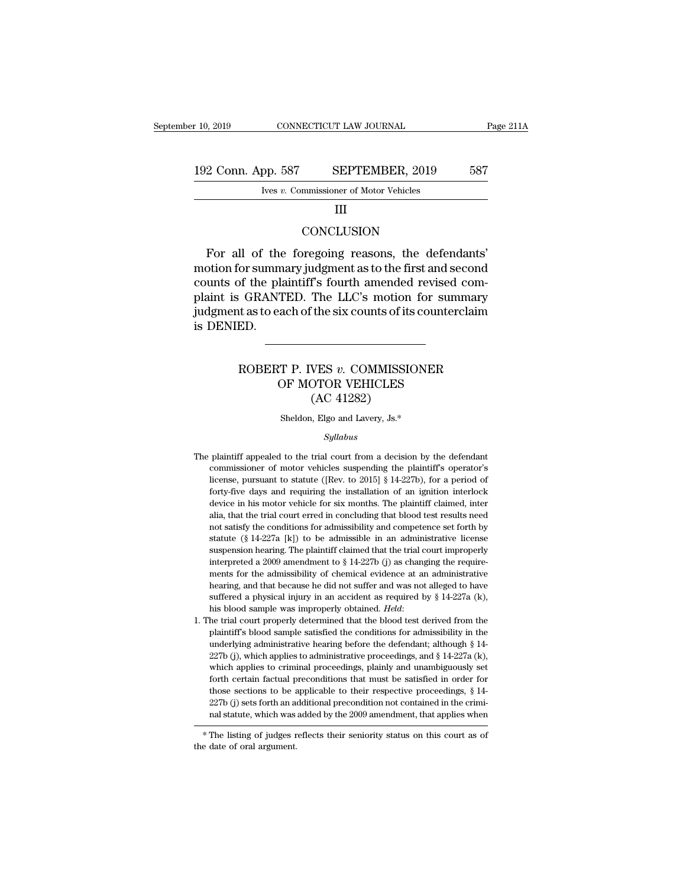## III

## CONCLUSION

For all of the foregoing reasons, the defendants' motion for summary judgment as to the first and second counts of the plaintiff's fourth amended revised complaint is GRANTED. The LLC's motion for summary judgment as to each of the six counts of its counterclaim is DENIED.

---

# ROBERT P. IVES *v.* COMMISSIONER OF MOTOR VEHICLES (AC 41282)

Sheldon, Elgo and Lavery, Js.*

*Syllabus*

The plaintiff appealed to the trial court from a decision by the defendant commissioner of motor vehicles suspending the plaintiff's operator's license, pursuant to statute ([Rev. to 2015] § 14-227b), for a period of forty-five days and requiring the installation of an ignition interlock device in his motor vehicle for six months. The plaintiff claimed, inter alia, that the trial court erred in concluding that blood test results need not satisfy the conditions for admissibility and competence set forth by statute (§ 14-227a [k]) to be admissible in an administrative license suspension hearing. The plaintiff claimed that the trial court improperly interpreted a 2009 amendment to § 14-227b (j) as changing the requirements for the admissibility of chemical evidence at an administrative hearing, and that because he did not suffer and was not alleged to have suffered a physical injury in an accident as required by § 14-227a (k), his blood sample was improperly obtained. *Held*:

1. The trial court properly determined that the blood test derived from the plaintiff's blood sample satisfied the conditions for admissibility in the underlying administrative hearing before the defendant; although § 14-227b (j), which applies to administrative proceedings, and § 14-227a (k), which applies to criminal proceedings, plainly and unambiguously set forth certain factual preconditions that must be satisfied in order for those sections to be applicable to their respective proceedings, § 14-227b (j) sets forth an additional precondition not contained in the criminal statute, which was added by the 2009 amendment, that applies when

---

* The listing of judges reflects their seniority status on this court as of the date of oral argument.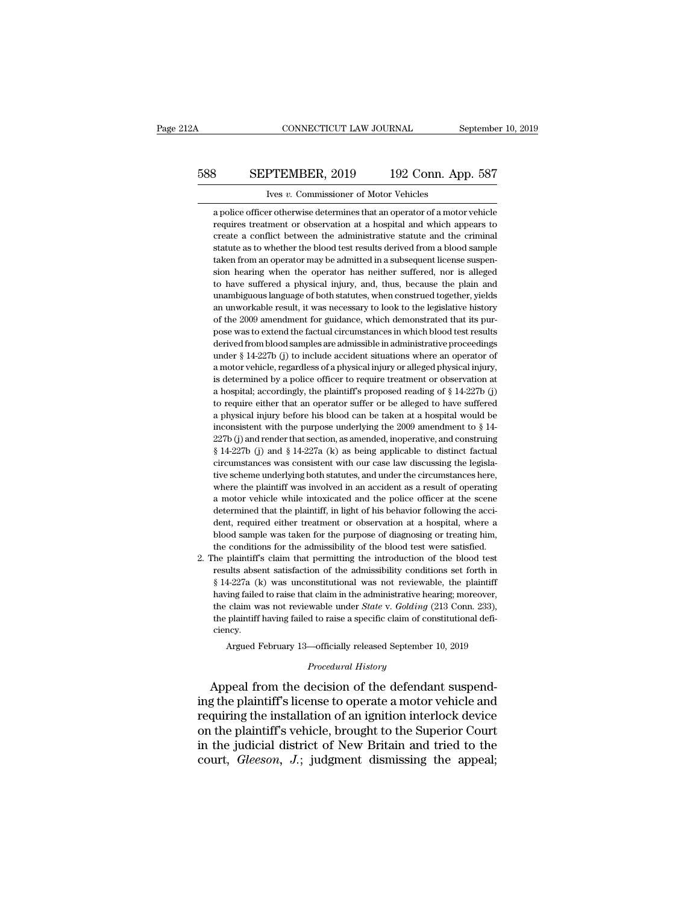a police officer otherwise determines that an operator of a motor vehicle requires treatment or observation at a hospital and which appears to create a conflict between the administrative statute and the criminal statute as to whether the blood test results derived from a blood sample taken from an operator may be admitted in a subsequent license suspension hearing when the operator has neither suffered, nor is alleged to have suffered a physical injury, and, thus, because the plain and unambiguous language of both statutes, when construed together, yields an unworkable result, it was necessary to look to the legislative history of the 2009 amendment for guidance, which demonstrated that its purpose was to extend the factual circumstances in which blood test results derived from blood samples are admissible in administrative proceedings under § 14-227b (j) to include accident situations where an operator of a motor vehicle, regardless of a physical injury or alleged physical injury, is determined by a police officer to require treatment or observation at a hospital; accordingly, the plaintiff's proposed reading of § 14-227b (j) to require either that an operator suffer or be alleged to have suffered a physical injury before his blood can be taken at a hospital would be inconsistent with the purpose underlying the 2009 amendment to § 14-227b (j) and render that section, as amended, inoperative, and construing § 14-227b (j) and § 14-227a (k) as being applicable to distinct factual circumstances was consistent with our case law discussing the legislative scheme underlying both statutes, and under the circumstances here, where the plaintiff was involved in an accident as a result of operating a motor vehicle while intoxicated and the police officer at the scene determined that the plaintiff, in light of his behavior following the accident, required either treatment or observation at a hospital, where a blood sample was taken for the purpose of diagnosing or treating him, the conditions for the admissibility of the blood test were satisfied.

2. The plaintiff's claim that permitting the introduction of the blood test results absent satisfaction of the admissibility conditions set forth in § 14-227a (k) was unconstitutional was not reviewable, the plaintiff having failed to raise that claim in the administrative hearing; moreover, the claim was not reviewable under *State* v. *Golding* (213 Conn. 233), the plaintiff having failed to raise a specific claim of constitutional deficiency.

Argued February 13—officially released September 10, 2019

*Procedural History*

Appeal from the decision of the defendant suspending the plaintiff's license to operate a motor vehicle and requiring the installation of an ignition interlock device on the plaintiff's vehicle, brought to the Superior Court in the judicial district of New Britain and tried to the court, *Gleeson*, *J.*; judgment dismissing the appeal;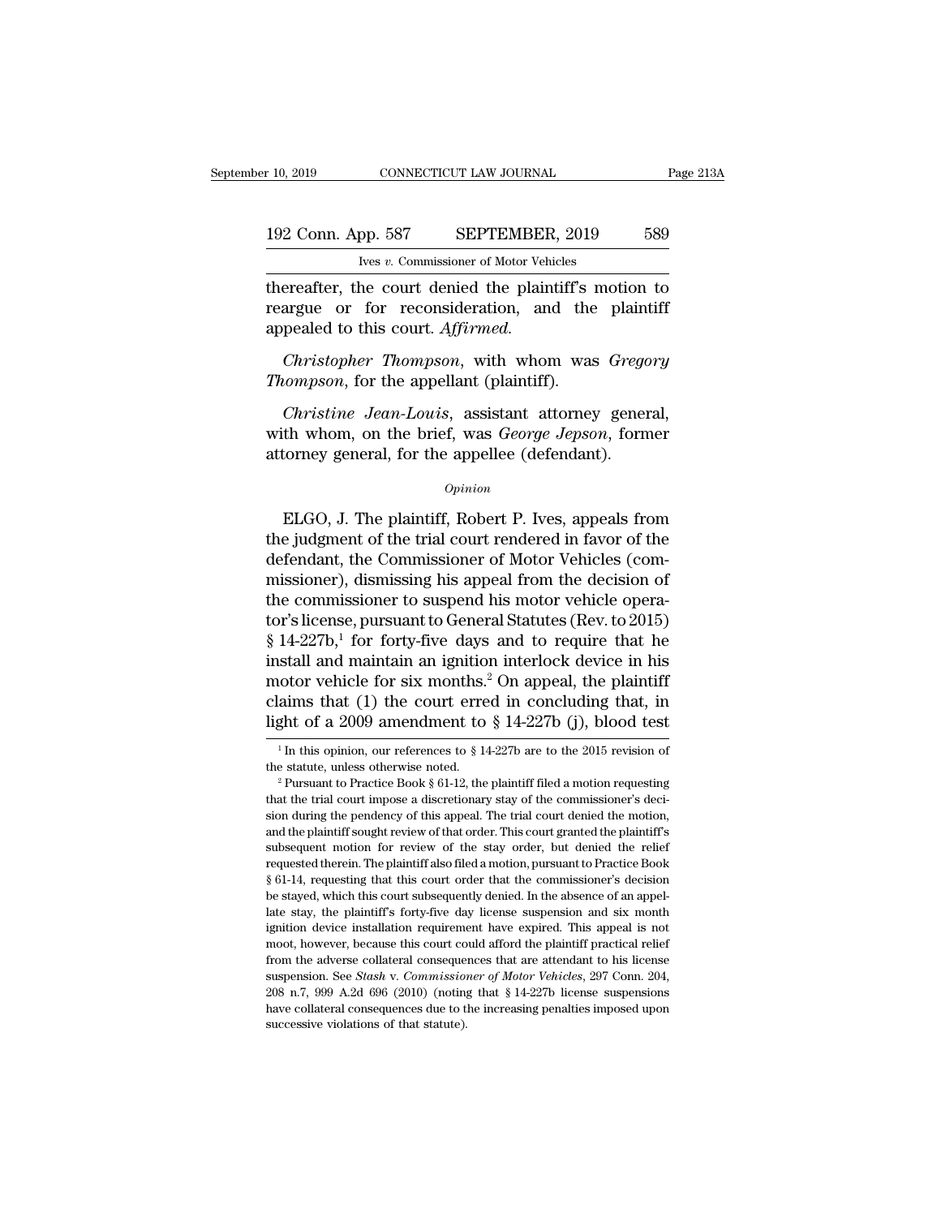thereafter, the court denied the plaintiff's motion to reargue or for reconsideration, and the plaintiff appealed to this court. *Affirmed.*

*Christopher Thompson*, with whom was *Gregory Thompson*, for the appellant (plaintiff).

*Christine Jean-Louis*, assistant attorney general, with whom, on the brief, was *George Jepson*, former attorney general, for the appellee (defendant).

*Opinion*

ELGO, J. The plaintiff, Robert P. Ives, appeals from the judgment of the trial court rendered in favor of the defendant, the Commissioner of Motor Vehicles (commissioner), dismissing his appeal from the decision of the commissioner to suspend his motor vehicle operator's license, pursuant to General Statutes (Rev. to 2015) § 14-227b,[1] for forty-five days and to require that he install and maintain an ignition interlock device in his motor vehicle for six months.[2] On appeal, the plaintiff claims that (1) the court erred in concluding that, in light of a 2009 amendment to § 14-227b (j), blood test

[1] In this opinion, our references to § 14-227b are to the 2015 revision of the statute, unless otherwise noted.

[2] Pursuant to Practice Book § 61-12, the plaintiff filed a motion requesting that the trial court impose a discretionary stay of the commissioner's decision during the pendency of this appeal. The trial court denied the motion, and the plaintiff sought review of that order. This court granted the plaintiff's subsequent motion for review of the stay order, but denied the relief requested therein. The plaintiff also filed a motion, pursuant to Practice Book § 61-14, requesting that this court order that the commissioner's decision be stayed, which this court subsequently denied. In the absence of an appellate stay, the plaintiff's forty-five day license suspension and six month ignition device installation requirement have expired. This appeal is not moot, however, because this court could afford the plaintiff practical relief from the adverse collateral consequences that are attendant to his license suspension. See *Stash* v. *Commissioner of Motor Vehicles*, 297 Conn. 204, 208 n.7, 999 A.2d 696 (2010) (noting that § 14-227b license suspensions have collateral consequences due to the increasing penalties imposed upon successive violations of that statute).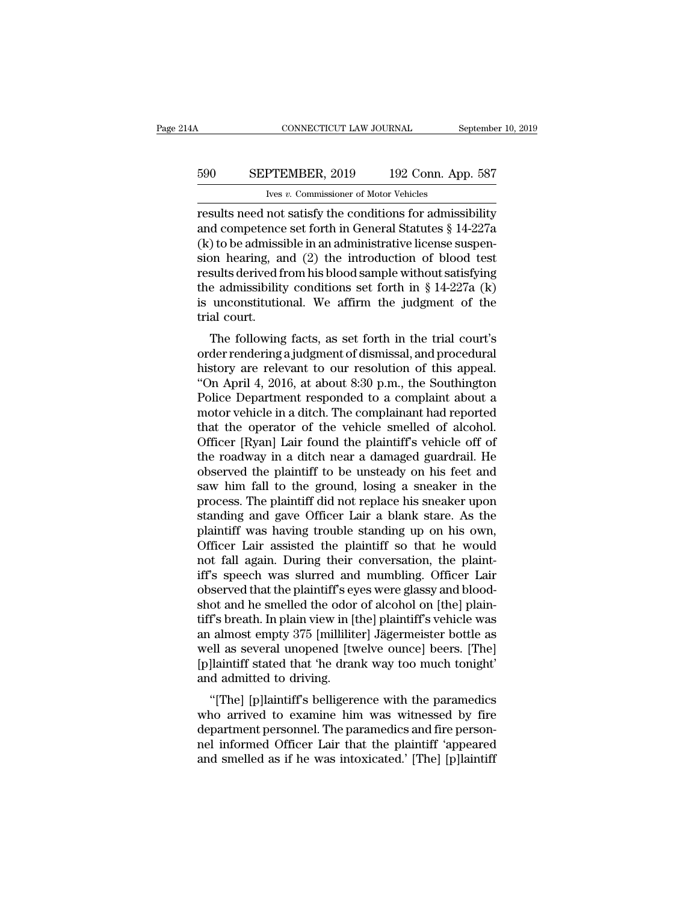results need not satisfy the conditions for admissibility and competence set forth in General Statutes § 14-227a (k) to be admissible in an administrative license suspension hearing, and (2) the introduction of blood test results derived from his blood sample without satisfying the admissibility conditions set forth in § 14-227a (k) is unconstitutional. We affirm the judgment of the trial court.

The following facts, as set forth in the trial court's order rendering a judgment of dismissal, and procedural history are relevant to our resolution of this appeal. "On April 4, 2016, at about 8:30 p.m., the Southington Police Department responded to a complaint about a motor vehicle in a ditch. The complainant had reported that the operator of the vehicle smelled of alcohol. Officer [Ryan] Lair found the plaintiff's vehicle off of the roadway in a ditch near a damaged guardrail. He observed the plaintiff to be unsteady on his feet and saw him fall to the ground, losing a sneaker in the process. The plaintiff did not replace his sneaker upon standing and gave Officer Lair a blank stare. As the plaintiff was having trouble standing up on his own, Officer Lair assisted the plaintiff so that he would not fall again. During their conversation, the plaintiff's speech was slurred and mumbling. Officer Lair observed that the plaintiff's eyes were glassy and bloodshot and he smelled the odor of alcohol on [the] plaintiff's breath. In plain view in [the] plaintiff's vehicle was an almost empty 375 [milliliter] Jägermeister bottle as well as several unopened [twelve ounce] beers. [The] [p]laintiff stated that 'he drank way too much tonight' and admitted to driving.

"[The] [p]laintiff's belligerence with the paramedics who arrived to examine him was witnessed by fire department personnel. The paramedics and fire personnel informed Officer Lair that the plaintiff 'appeared and smelled as if he was intoxicated.' [The] [p]laintiff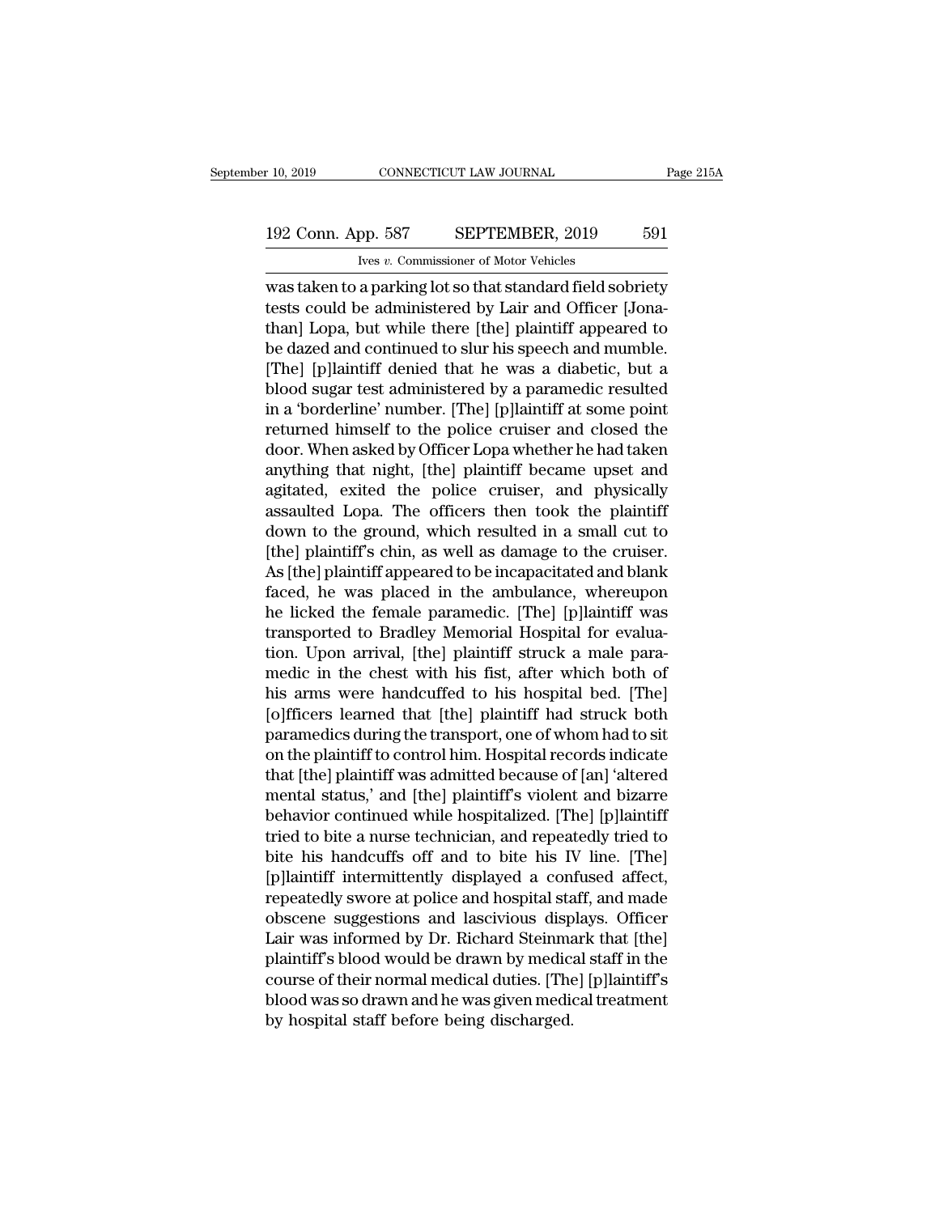was taken to a parking lot so that standard field sobriety tests could be administered by Lair and Officer [Jonathan] Lopa, but while there [the] plaintiff appeared to be dazed and continued to slur his speech and mumble. [The] [p]laintiff denied that he was a diabetic, but a blood sugar test administered by a paramedic resulted in a 'borderline' number. [The] [p]laintiff at some point returned himself to the police cruiser and closed the door. When asked by Officer Lopa whether he had taken anything that night, [the] plaintiff became upset and agitated, exited the police cruiser, and physically assaulted Lopa. The officers then took the plaintiff down to the ground, which resulted in a small cut to [the] plaintiff's chin, as well as damage to the cruiser. As [the] plaintiff appeared to be incapacitated and blank faced, he was placed in the ambulance, whereupon he licked the female paramedic. [The] [p]laintiff was transported to Bradley Memorial Hospital for evaluation. Upon arrival, [the] plaintiff struck a male paramedic in the chest with his fist, after which both of his arms were handcuffed to his hospital bed. [The] [o]fficers learned that [the] plaintiff had struck both paramedics during the transport, one of whom had to sit on the plaintiff to control him. Hospital records indicate that [the] plaintiff was admitted because of [an] 'altered mental status,' and [the] plaintiff's violent and bizarre behavior continued while hospitalized. [The] [p]laintiff tried to bite a nurse technician, and repeatedly tried to bite his handcuffs off and to bite his IV line. [The] [p]laintiff intermittently displayed a confused affect, repeatedly swore at police and hospital staff, and made obscene suggestions and lascivious displays. Officer Lair was informed by Dr. Richard Steinmark that [the] plaintiff's blood would be drawn by medical staff in the course of their normal medical duties. [The] [p]laintiff's blood was so drawn and he was given medical treatment by hospital staff before being discharged.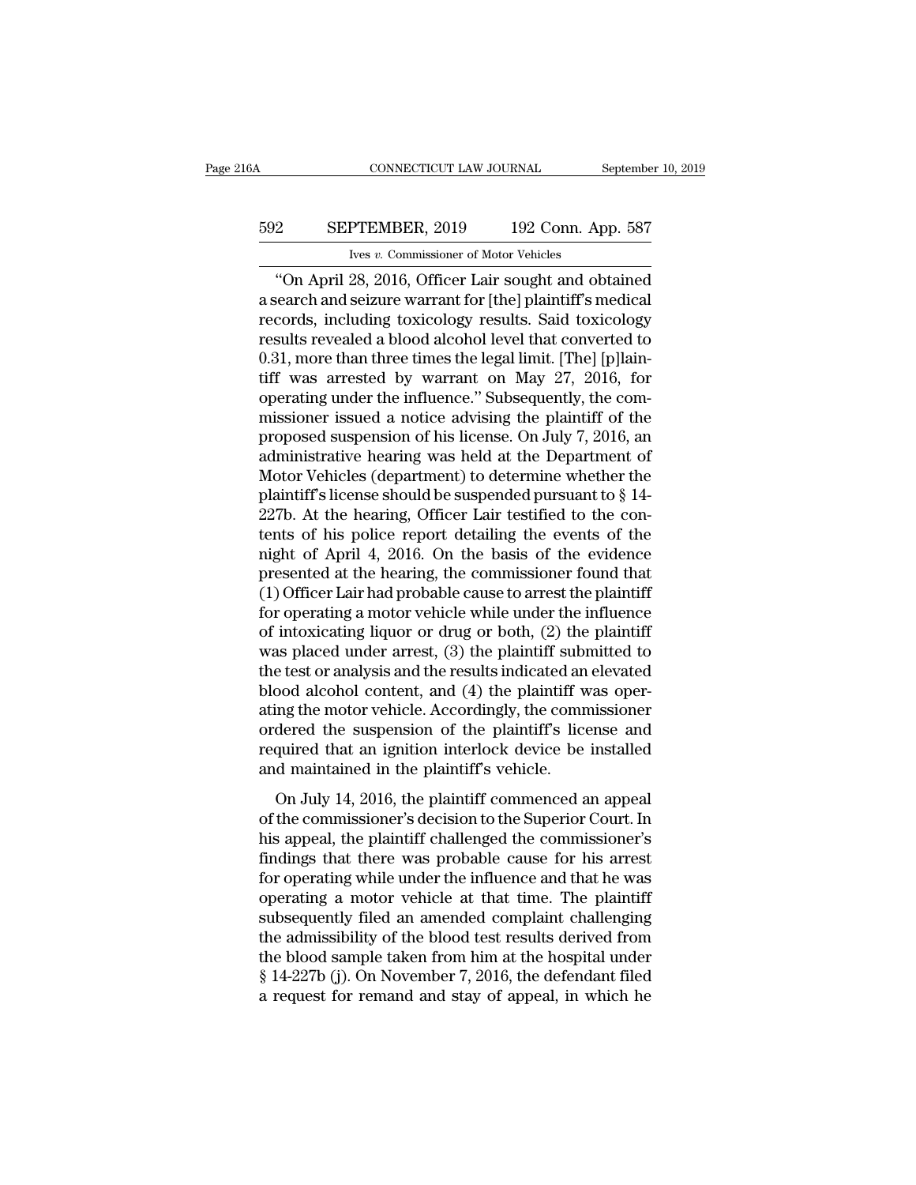"On April 28, 2016, Officer Lair sought and obtained a search and seizure warrant for [the] plaintiff's medical records, including toxicology results. Said toxicology results revealed a blood alcohol level that converted to 0.31, more than three times the legal limit. [The] [p]laintiff was arrested by warrant on May 27, 2016, for operating under the influence." Subsequently, the commissioner issued a notice advising the plaintiff of the proposed suspension of his license. On July 7, 2016, an administrative hearing was held at the Department of Motor Vehicles (department) to determine whether the plaintiff's license should be suspended pursuant to § 14-227b. At the hearing, Officer Lair testified to the contents of his police report detailing the events of the night of April 4, 2016. On the basis of the evidence presented at the hearing, the commissioner found that (1) Officer Lair had probable cause to arrest the plaintiff for operating a motor vehicle while under the influence of intoxicating liquor or drug or both, (2) the plaintiff was placed under arrest, (3) the plaintiff submitted to the test or analysis and the results indicated an elevated blood alcohol content, and (4) the plaintiff was operating the motor vehicle. Accordingly, the commissioner ordered the suspension of the plaintiff's license and required that an ignition interlock device be installed and maintained in the plaintiff's vehicle.

On July 14, 2016, the plaintiff commenced an appeal of the commissioner's decision to the Superior Court. In his appeal, the plaintiff challenged the commissioner's findings that there was probable cause for his arrest for operating while under the influence and that he was operating a motor vehicle at that time. The plaintiff subsequently filed an amended complaint challenging the admissibility of the blood test results derived from the blood sample taken from him at the hospital under § 14-227b (j). On November 7, 2016, the defendant filed a request for remand and stay of appeal, in which he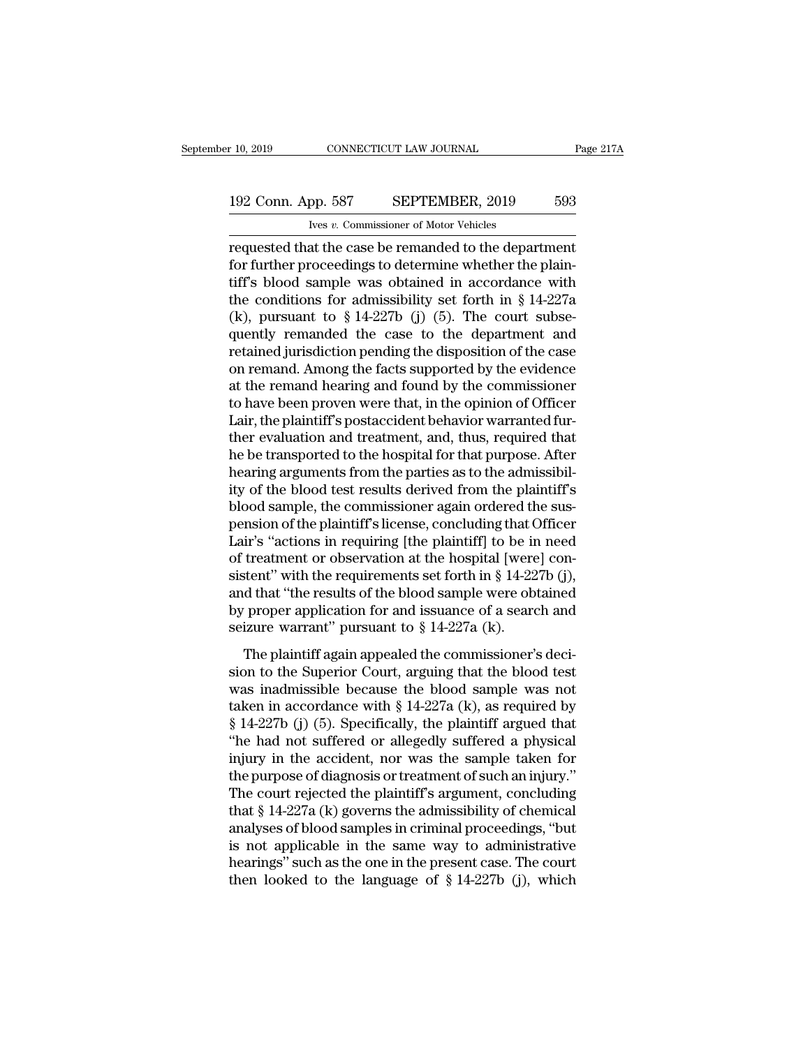requested that the case be remanded to the department for further proceedings to determine whether the plaintiff's blood sample was obtained in accordance with the conditions for admissibility set forth in § 14-227a (k), pursuant to § 14-227b (j) (5). The court subsequently remanded the case to the department and retained jurisdiction pending the disposition of the case on remand. Among the facts supported by the evidence at the remand hearing and found by the commissioner to have been proven were that, in the opinion of Officer Lair, the plaintiff's postaccident behavior warranted further evaluation and treatment, and, thus, required that he be transported to the hospital for that purpose. After hearing arguments from the parties as to the admissibility of the blood test results derived from the plaintiff's blood sample, the commissioner again ordered the suspension of the plaintiff's license, concluding that Officer Lair's "actions in requiring [the plaintiff] to be in need of treatment or observation at the hospital [were] consistent" with the requirements set forth in § 14-227b (j), and that "the results of the blood sample were obtained by proper application for and issuance of a search and seizure warrant" pursuant to § 14-227a (k).

The plaintiff again appealed the commissioner's decision to the Superior Court, arguing that the blood test was inadmissible because the blood sample was not taken in accordance with § 14-227a (k), as required by § 14-227b (j) (5). Specifically, the plaintiff argued that "he had not suffered or allegedly suffered a physical injury in the accident, nor was the sample taken for the purpose of diagnosis or treatment of such an injury." The court rejected the plaintiff's argument, concluding that § 14-227a (k) governs the admissibility of chemical analyses of blood samples in criminal proceedings, "but is not applicable in the same way to administrative hearings" such as the one in the present case. The court then looked to the language of § 14-227b (j), which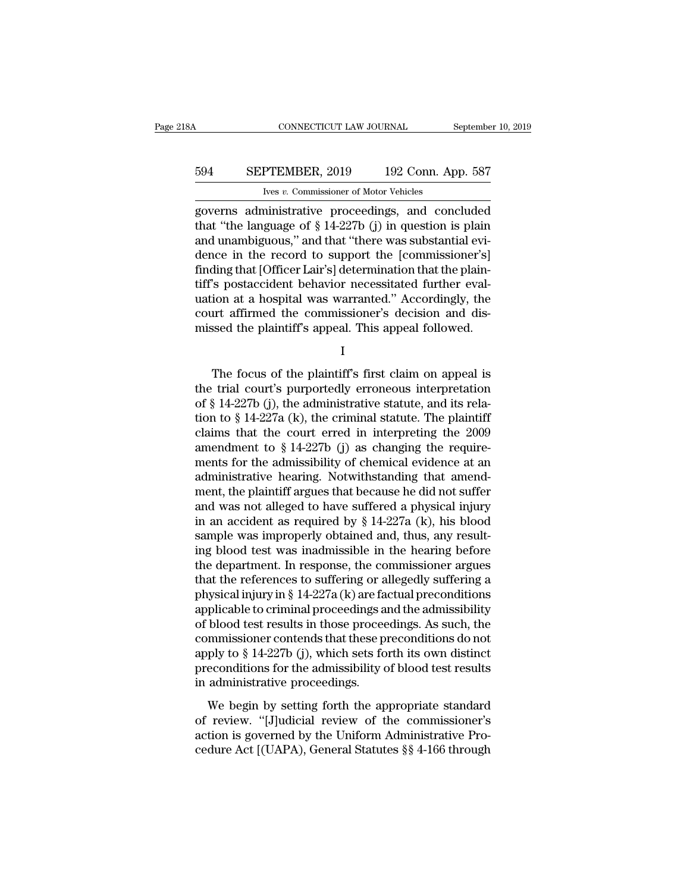governs administrative proceedings, and concluded that "the language of § 14-227b (j) in question is plain and unambiguous," and that "there was substantial evidence in the record to support the [commissioner's] finding that [Officer Lair's] determination that the plaintiff's postaccident behavior necessitated further evaluation at a hospital was warranted." Accordingly, the court affirmed the commissioner's decision and dismissed the plaintiff's appeal. This appeal followed.

I

The focus of the plaintiff's first claim on appeal is the trial court's purportedly erroneous interpretation of § 14-227b (j), the administrative statute, and its relation to § 14-227a (k), the criminal statute. The plaintiff claims that the court erred in interpreting the 2009 amendment to § 14-227b (j) as changing the requirements for the admissibility of chemical evidence at an administrative hearing. Notwithstanding that amendment, the plaintiff argues that because he did not suffer and was not alleged to have suffered a physical injury in an accident as required by § 14-227a (k), his blood sample was improperly obtained and, thus, any resulting blood test was inadmissible in the hearing before the department. In response, the commissioner argues that the references to suffering or allegedly suffering a physical injury in § 14-227a (k) are factual preconditions applicable to criminal proceedings and the admissibility of blood test results in those proceedings. As such, the commissioner contends that these preconditions do not apply to § 14-227b (j), which sets forth its own distinct preconditions for the admissibility of blood test results in administrative proceedings.

We begin by setting forth the appropriate standard of review. "[J]udicial review of the commissioner's action is governed by the Uniform Administrative Procedure Act [(UAPA), General Statutes §§ 4-166 through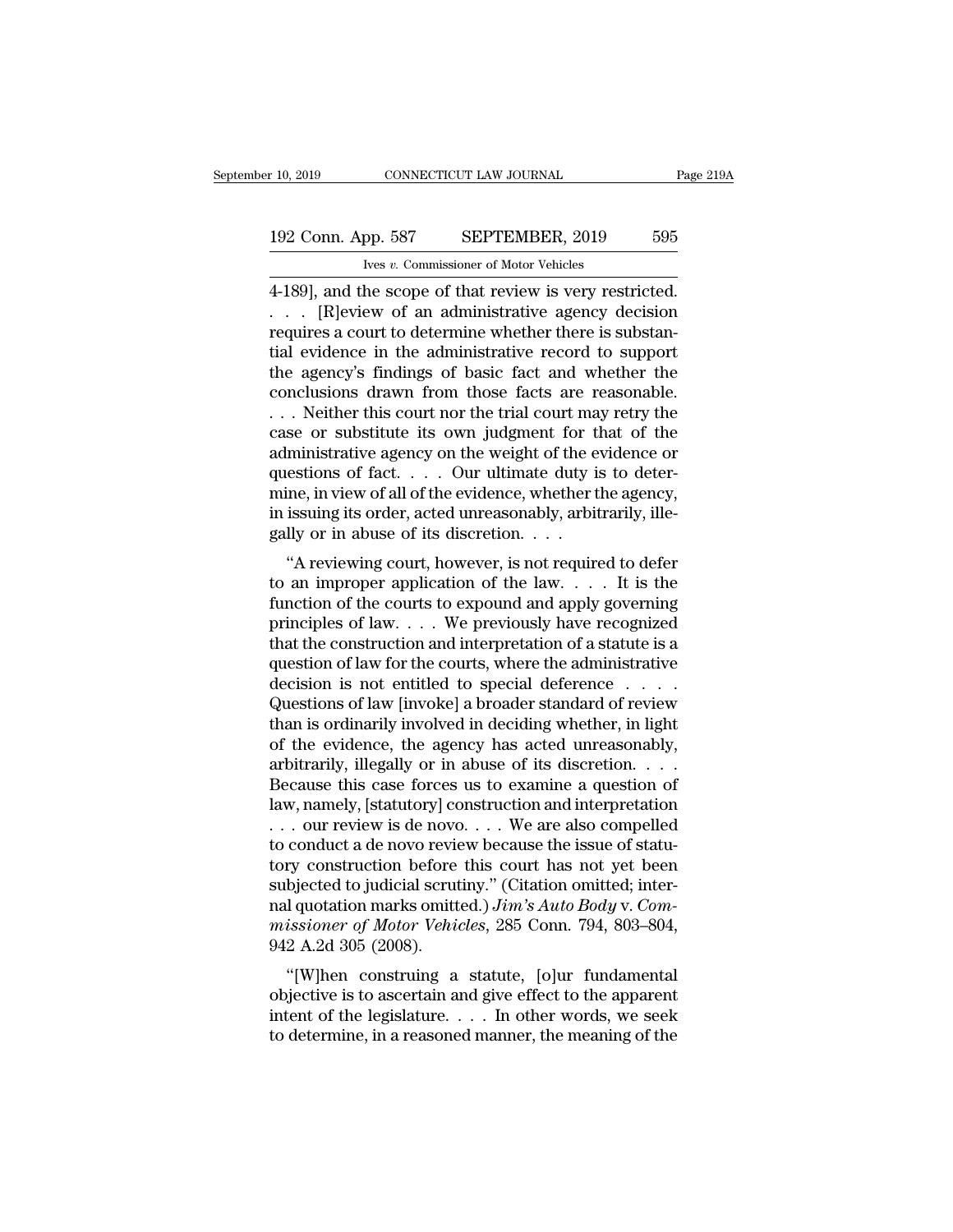4-189], and the scope of that review is very restricted. . . . [R]eview of an administrative agency decision requires a court to determine whether there is substantial evidence in the administrative record to support the agency's findings of basic fact and whether the conclusions drawn from those facts are reasonable. . . . Neither this court nor the trial court may retry the case or substitute its own judgment for that of the administrative agency on the weight of the evidence or questions of fact. . . . Our ultimate duty is to determine, in view of all of the evidence, whether the agency, in issuing its order, acted unreasonably, arbitrarily, illegally or in abuse of its discretion. . . .

"A reviewing court, however, is not required to defer to an improper application of the law. . . . It is the function of the courts to expound and apply governing principles of law. . . . We previously have recognized that the construction and interpretation of a statute is a question of law for the courts, where the administrative decision is not entitled to special deference . . . . Questions of law [invoke] a broader standard of review than is ordinarily involved in deciding whether, in light of the evidence, the agency has acted unreasonably, arbitrarily, illegally or in abuse of its discretion. . . . Because this case forces us to examine a question of law, namely, [statutory] construction and interpretation . . . our review is de novo. . . . We are also compelled to conduct a de novo review because the issue of statutory construction before this court has not yet been subjected to judicial scrutiny." (Citation omitted; internal quotation marks omitted.) *Jim's Auto Body* v. *Commissioner of Motor Vehicles*, 285 Conn. 794, 803–804, 942 A.2d 305 (2008).

"[W]hen construing a statute, [o]ur fundamental objective is to ascertain and give effect to the apparent intent of the legislature. . . . In other words, we seek to determine, in a reasoned manner, the meaning of the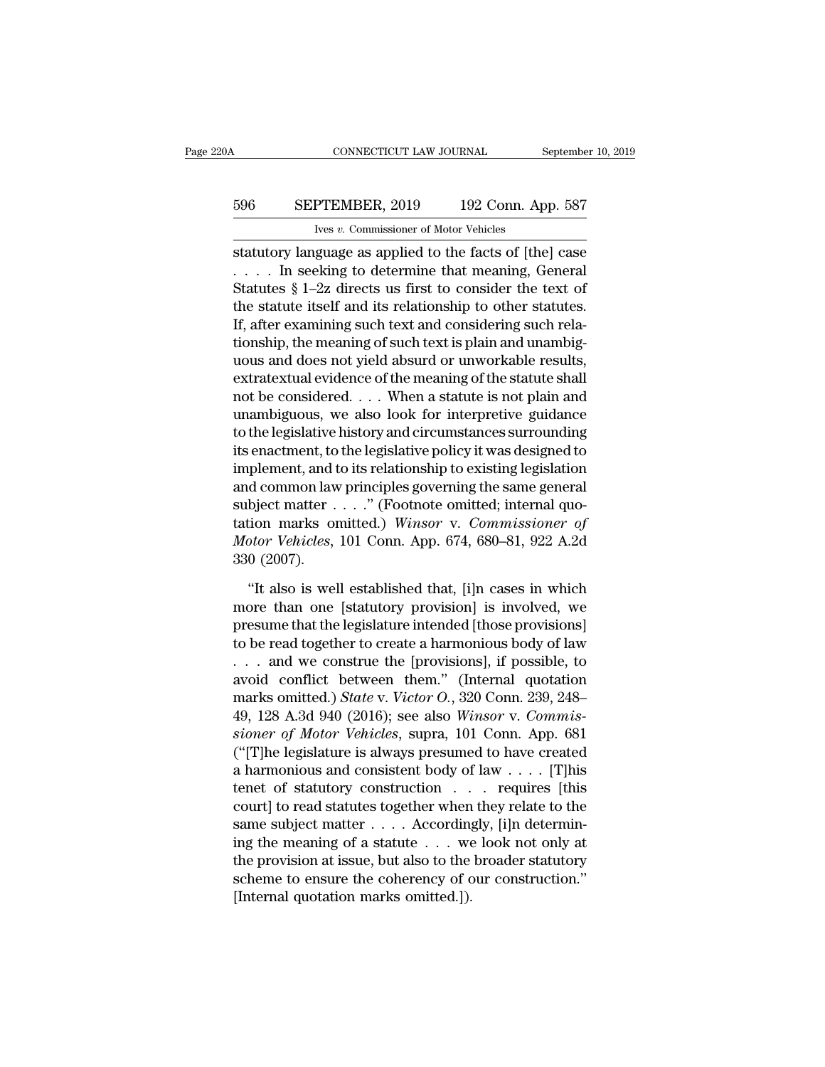statutory language as applied to the facts of [the] case . . . . In seeking to determine that meaning, General Statutes § 1–2z directs us first to consider the text of the statute itself and its relationship to other statutes. If, after examining such text and considering such relationship, the meaning of such text is plain and unambiguous and does not yield absurd or unworkable results, extratextual evidence of the meaning of the statute shall not be considered. . . . When a statute is not plain and unambiguous, we also look for interpretive guidance to the legislative history and circumstances surrounding its enactment, to the legislative policy it was designed to implement, and to its relationship to existing legislation and common law principles governing the same general subject matter . . . ." (Footnote omitted; internal quotation marks omitted.) *Winsor* v. *Commissioner of Motor Vehicles*, 101 Conn. App. 674, 680–81, 922 A.2d 330 (2007).

"It also is well established that, [i]n cases in which more than one [statutory provision] is involved, we presume that the legislature intended [those provisions] to be read together to create a harmonious body of law . . . and we construe the [provisions], if possible, to avoid conflict between them." (Internal quotation marks omitted.) *State* v. *Victor O.*, 320 Conn. 239, 248–49, 128 A.3d 940 (2016); see also *Winsor* v. *Commissioner of Motor Vehicles*, supra, 101 Conn. App. 681 ("[T]he legislature is always presumed to have created a harmonious and consistent body of law . . . . [T]his tenet of statutory construction . . . requires [this court] to read statutes together when they relate to the same subject matter . . . . Accordingly, [i]n determining the meaning of a statute . . . we look not only at the provision at issue, but also to the broader statutory scheme to ensure the coherency of our construction." [Internal quotation marks omitted.]).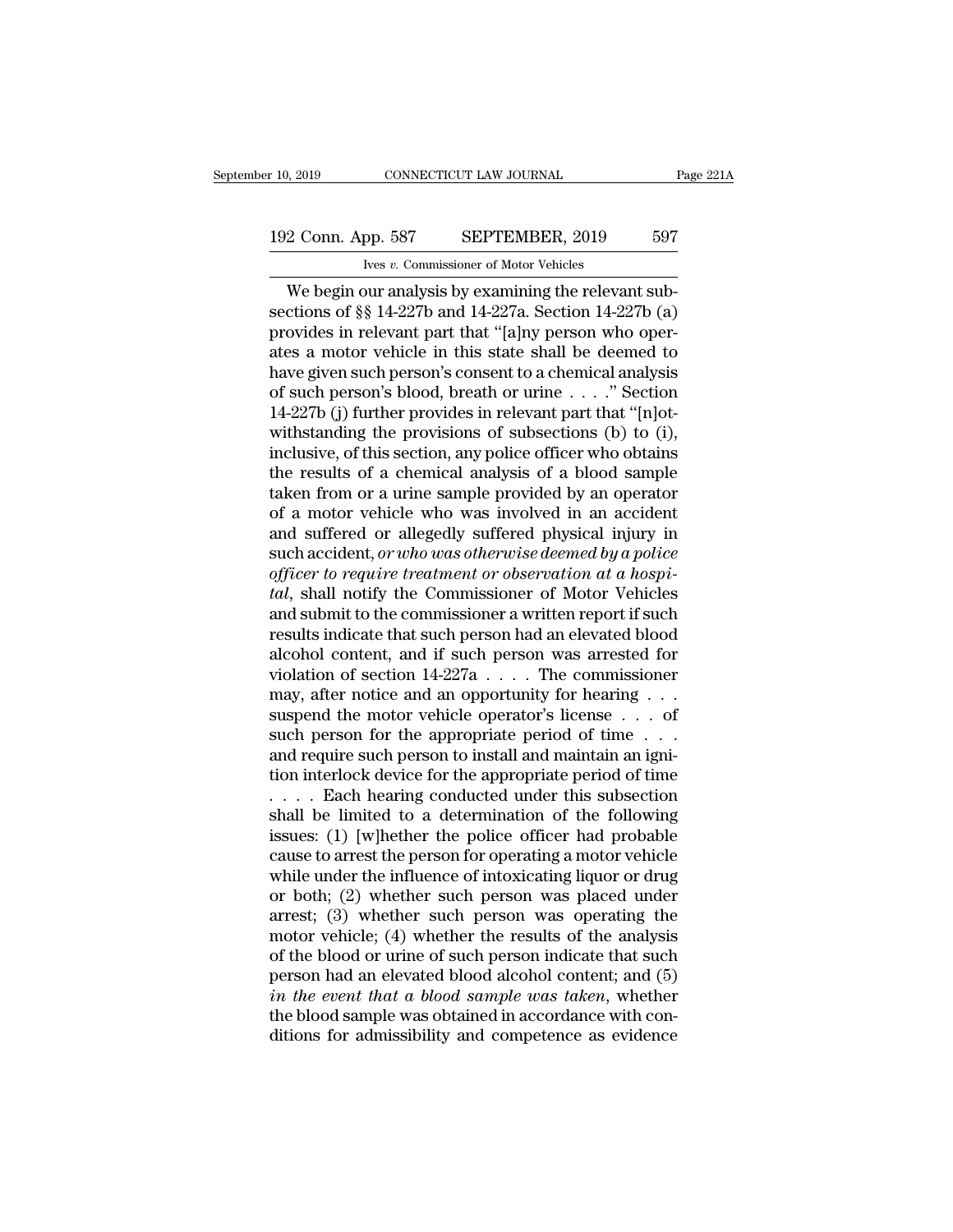We begin our analysis by examining the relevant subsections of §§ 14-227b and 14-227a. Section 14-227b (a) provides in relevant part that "[a]ny person who operates a motor vehicle in this state shall be deemed to have given such person's consent to a chemical analysis of such person's blood, breath or urine . . . ." Section 14-227b (j) further provides in relevant part that "[n]otwithstanding the provisions of subsections (b) to (i), inclusive, of this section, any police officer who obtains the results of a chemical analysis of a blood sample taken from or a urine sample provided by an operator of a motor vehicle who was involved in an accident and suffered or allegedly suffered physical injury in such accident, *or who was otherwise deemed by a police officer to require treatment or observation at a hospital*, shall notify the Commissioner of Motor Vehicles and submit to the commissioner a written report if such results indicate that such person had an elevated blood alcohol content, and if such person was arrested for violation of section 14-227a . . . . The commissioner may, after notice and an opportunity for hearing . . . suspend the motor vehicle operator's license . . . of such person for the appropriate period of time . . . and require such person to install and maintain an ignition interlock device for the appropriate period of time . . . . Each hearing conducted under this subsection shall be limited to a determination of the following issues: (1) [w]hether the police officer had probable cause to arrest the person for operating a motor vehicle while under the influence of intoxicating liquor or drug or both; (2) whether such person was placed under arrest; (3) whether such person was operating the motor vehicle; (4) whether the results of the analysis of the blood or urine of such person indicate that such person had an elevated blood alcohol content; and (5) *in the event that a blood sample was taken*, whether the blood sample was obtained in accordance with conditions for admissibility and competence as evidence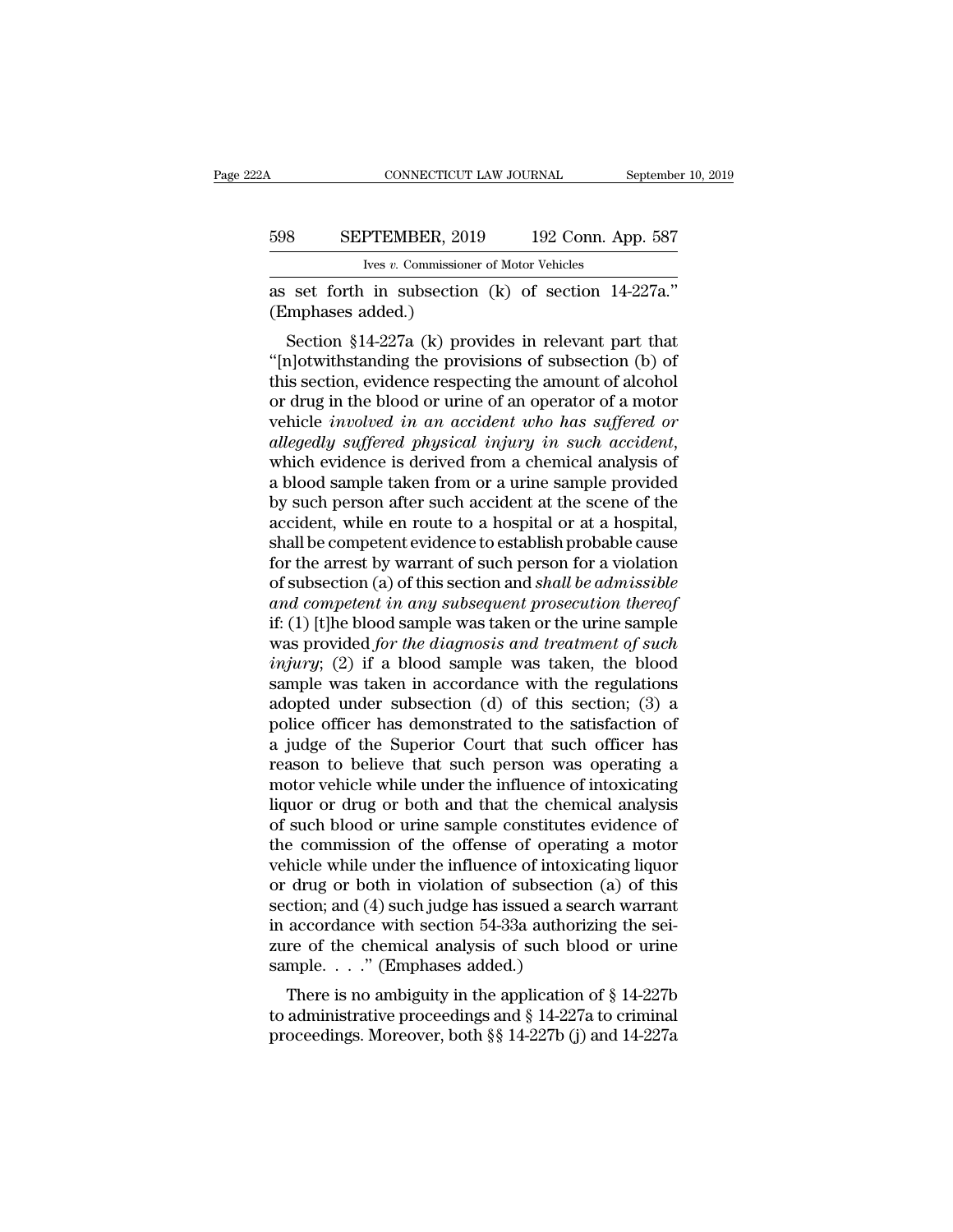as set forth in subsection (k) of section 14-227a." (Emphases added.)

Section §14-227a (k) provides in relevant part that "[n]otwithstanding the provisions of subsection (b) of this section, evidence respecting the amount of alcohol or drug in the blood or urine of an operator of a motor vehicle *involved in an accident who has suffered or allegedly suffered physical injury in such accident*, which evidence is derived from a chemical analysis of a blood sample taken from or a urine sample provided by such person after such accident at the scene of the accident, while en route to a hospital or at a hospital, shall be competent evidence to establish probable cause for the arrest by warrant of such person for a violation of subsection (a) of this section and *shall be admissible and competent in any subsequent prosecution thereof* if: (1) [t]he blood sample was taken or the urine sample was provided *for the diagnosis and treatment of such injury*; (2) if a blood sample was taken, the blood sample was taken in accordance with the regulations adopted under subsection (d) of this section; (3) a police officer has demonstrated to the satisfaction of a judge of the Superior Court that such officer has reason to believe that such person was operating a motor vehicle while under the influence of intoxicating liquor or drug or both and that the chemical analysis of such blood or urine sample constitutes evidence of the commission of the offense of operating a motor vehicle while under the influence of intoxicating liquor or drug or both in violation of subsection (a) of this section; and (4) such judge has issued a search warrant in accordance with section 54-33a authorizing the seizure of the chemical analysis of such blood or urine sample. . . ." (Emphases added.)

There is no ambiguity in the application of § 14-227b to administrative proceedings and § 14-227a to criminal proceedings. Moreover, both §§ 14-227b (j) and 14-227a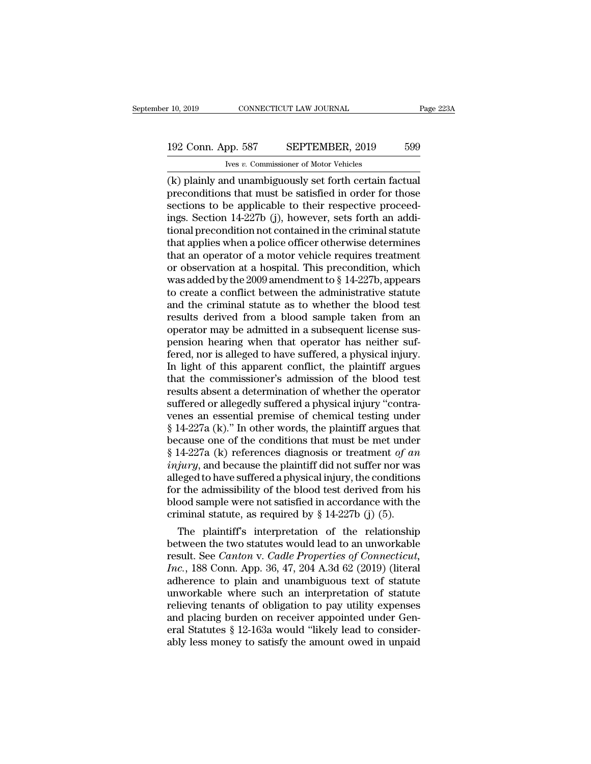(k) plainly and unambiguously set forth certain factual preconditions that must be satisfied in order for those sections to be applicable to their respective proceedings. Section 14-227b (j), however, sets forth an additional precondition not contained in the criminal statute that applies when a police officer otherwise determines that an operator of a motor vehicle requires treatment or observation at a hospital. This precondition, which was added by the 2009 amendment to § 14-227b, appears to create a conflict between the administrative statute and the criminal statute as to whether the blood test results derived from a blood sample taken from an operator may be admitted in a subsequent license suspension hearing when that operator has neither suffered, nor is alleged to have suffered, a physical injury. In light of this apparent conflict, the plaintiff argues that the commissioner's admission of the blood test results absent a determination of whether the operator suffered or allegedly suffered a physical injury "contravenes an essential premise of chemical testing under § 14-227a (k)." In other words, the plaintiff argues that because one of the conditions that must be met under § 14-227a (k) references diagnosis or treatment *of an injury*, and because the plaintiff did not suffer nor was alleged to have suffered a physical injury, the conditions for the admissibility of the blood test derived from his blood sample were not satisfied in accordance with the criminal statute, as required by § 14-227b (j) (5).

The plaintiff's interpretation of the relationship between the two statutes would lead to an unworkable result. See *Canton* v. *Cadle Properties of Connecticut, Inc.*, 188 Conn. App. 36, 47, 204 A.3d 62 (2019) (literal adherence to plain and unambiguous text of statute unworkable where such an interpretation of statute relieving tenants of obligation to pay utility expenses and placing burden on receiver appointed under General Statutes § 12-163a would "likely lead to considerably less money to satisfy the amount owed in unpaid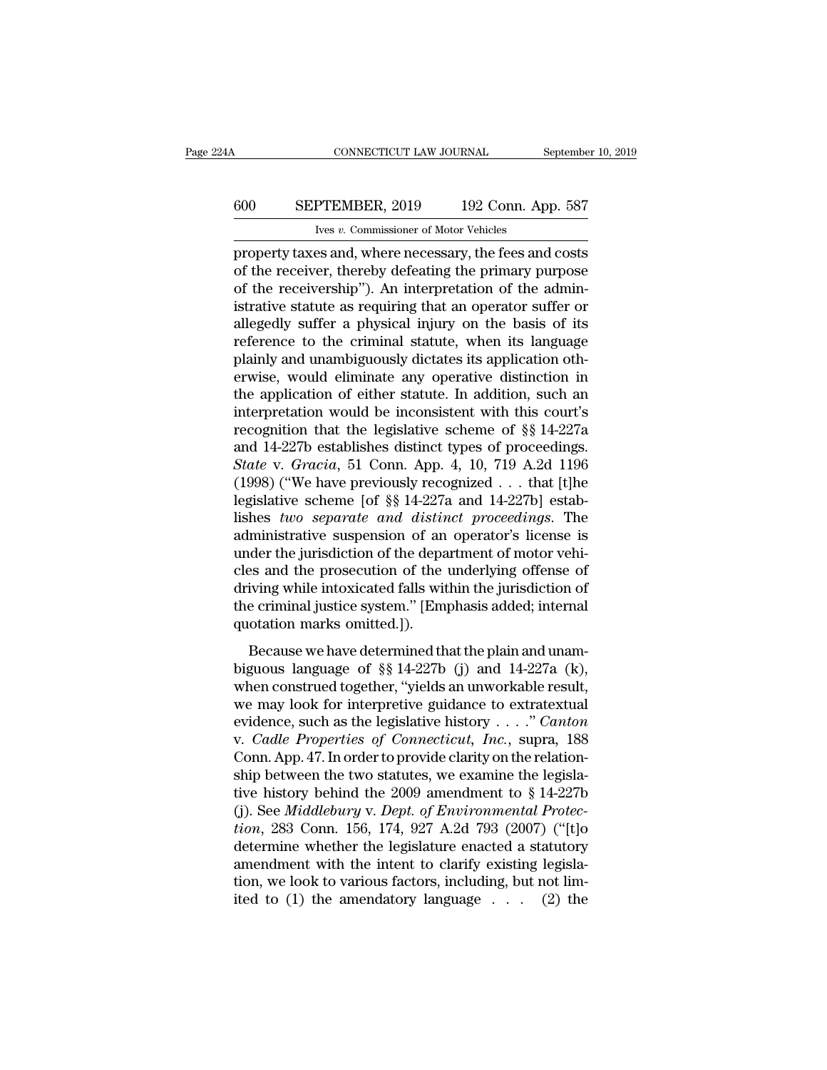property taxes and, where necessary, the fees and costs of the receiver, thereby defeating the primary purpose of the receivership"). An interpretation of the administrative statute as requiring that an operator suffer or allegedly suffer a physical injury on the basis of its reference to the criminal statute, when its language plainly and unambiguously dictates its application otherwise, would eliminate any operative distinction in the application of either statute. In addition, such an interpretation would be inconsistent with this court's recognition that the legislative scheme of §§ 14-227a and 14-227b establishes distinct types of proceedings. *State* v. *Gracia*, 51 Conn. App. 4, 10, 719 A.2d 1196 (1998) ("We have previously recognized . . . that [t]he legislative scheme [of §§ 14-227a and 14-227b] establishes *two separate and distinct proceedings*. The administrative suspension of an operator's license is under the jurisdiction of the department of motor vehicles and the prosecution of the underlying offense of driving while intoxicated falls within the jurisdiction of the criminal justice system." [Emphasis added; internal quotation marks omitted.]).

Because we have determined that the plain and unambiguous language of §§ 14-227b (j) and 14-227a (k), when construed together, "yields an unworkable result, we may look for interpretive guidance to extratextual evidence, such as the legislative history . . . ." *Canton* v. *Cadle Properties of Connecticut, Inc.*, supra, 188 Conn. App. 47. In order to provide clarity on the relationship between the two statutes, we examine the legislative history behind the 2009 amendment to § 14-227b (j). See *Middlebury* v. *Dept. of Environmental Protection*, 283 Conn. 156, 174, 927 A.2d 793 (2007) ("[t]o determine whether the legislature enacted a statutory amendment with the intent to clarify existing legislation, we look to various factors, including, but not limited to (1) the amendatory language . . . (2) the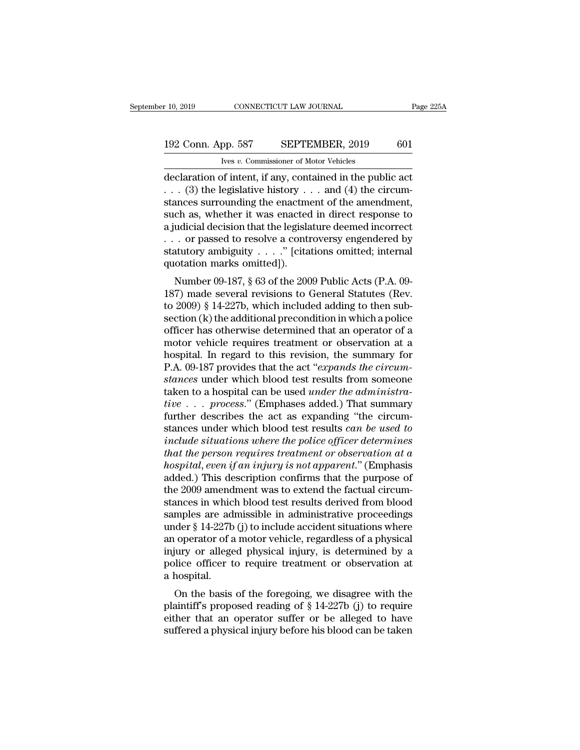declaration of intent, if any, contained in the public act . . . (3) the legislative history . . . and (4) the circumstances surrounding the enactment of the amendment, such as, whether it was enacted in direct response to a judicial decision that the legislature deemed incorrect . . . or passed to resolve a controversy engendered by statutory ambiguity . . . ." [citations omitted; internal quotation marks omitted]).

Number 09-187, § 63 of the 2009 Public Acts (P.A. 09-187) made several revisions to General Statutes (Rev. to 2009) § 14-227b, which included adding to then subsection (k) the additional precondition in which a police officer has otherwise determined that an operator of a motor vehicle requires treatment or observation at a hospital. In regard to this revision, the summary for P.A. 09-187 provides that the act "*expands the circumstances* under which blood test results from someone taken to a hospital can be used *under the administrative . . . process*." (Emphases added.) That summary further describes the act as expanding "the circumstances under which blood test results *can be used to include situations where the police officer determines that the person requires treatment or observation at a hospital, even if an injury is not apparent*." (Emphasis added.) This description confirms that the purpose of the 2009 amendment was to extend the factual circumstances in which blood test results derived from blood samples are admissible in administrative proceedings under § 14-227b (j) to include accident situations where an operator of a motor vehicle, regardless of a physical injury or alleged physical injury, is determined by a police officer to require treatment or observation at a hospital.

On the basis of the foregoing, we disagree with the plaintiff's proposed reading of § 14-227b (j) to require either that an operator suffer or be alleged to have suffered a physical injury before his blood can be taken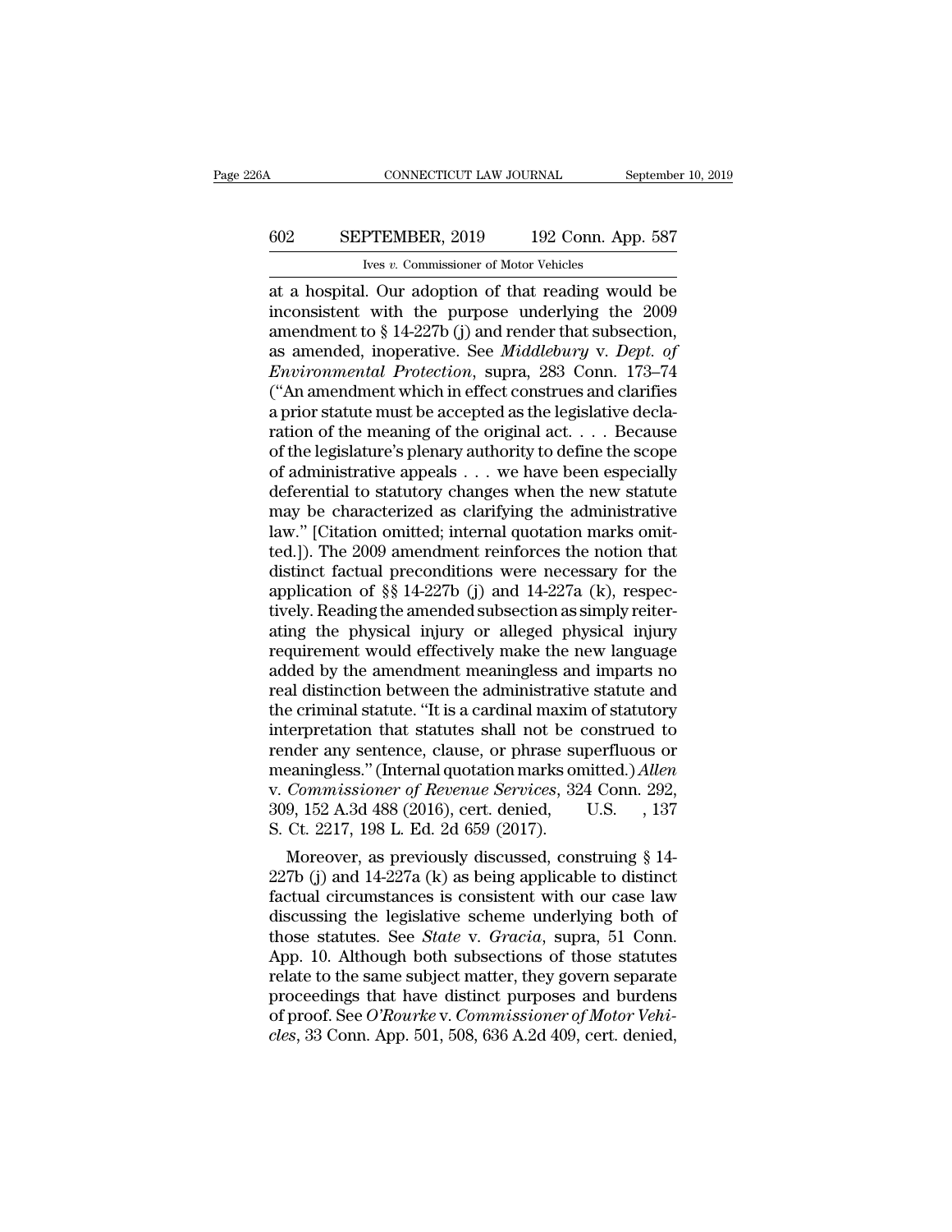at a hospital. Our adoption of that reading would be inconsistent with the purpose underlying the 2009 amendment to § 14-227b (j) and render that subsection, as amended, inoperative. See *Middlebury* v. *Dept. of Environmental Protection*, supra, 283 Conn. 173–74 ("An amendment which in effect construes and clarifies a prior statute must be accepted as the legislative declaration of the meaning of the original act. . . . Because of the legislature's plenary authority to define the scope of administrative appeals . . . we have been especially deferential to statutory changes when the new statute may be characterized as clarifying the administrative law." [Citation omitted; internal quotation marks omitted.]). The 2009 amendment reinforces the notion that distinct factual preconditions were necessary for the application of §§ 14-227b (j) and 14-227a (k), respectively. Reading the amended subsection as simply reiterating the physical injury or alleged physical injury requirement would effectively make the new language added by the amendment meaningless and imparts no real distinction between the administrative statute and the criminal statute. "It is a cardinal maxim of statutory interpretation that statutes shall not be construed to render any sentence, clause, or phrase superfluous or meaningless." (Internal quotation marks omitted.) *Allen* v. *Commissioner of Revenue Services*, 324 Conn. 292, 309, 152 A.3d 488 (2016), cert. denied, U.S. , 137 S. Ct. 2217, 198 L. Ed. 2d 659 (2017).

Moreover, as previously discussed, construing § 14-227b (j) and 14-227a (k) as being applicable to distinct factual circumstances is consistent with our case law discussing the legislative scheme underlying both of those statutes. See *State* v. *Gracia*, supra, 51 Conn. App. 10. Although both subsections of those statutes relate to the same subject matter, they govern separate proceedings that have distinct purposes and burdens of proof. See *O'Rourke* v. *Commissioner of Motor Vehicles*, 33 Conn. App. 501, 508, 636 A.2d 409, cert. denied,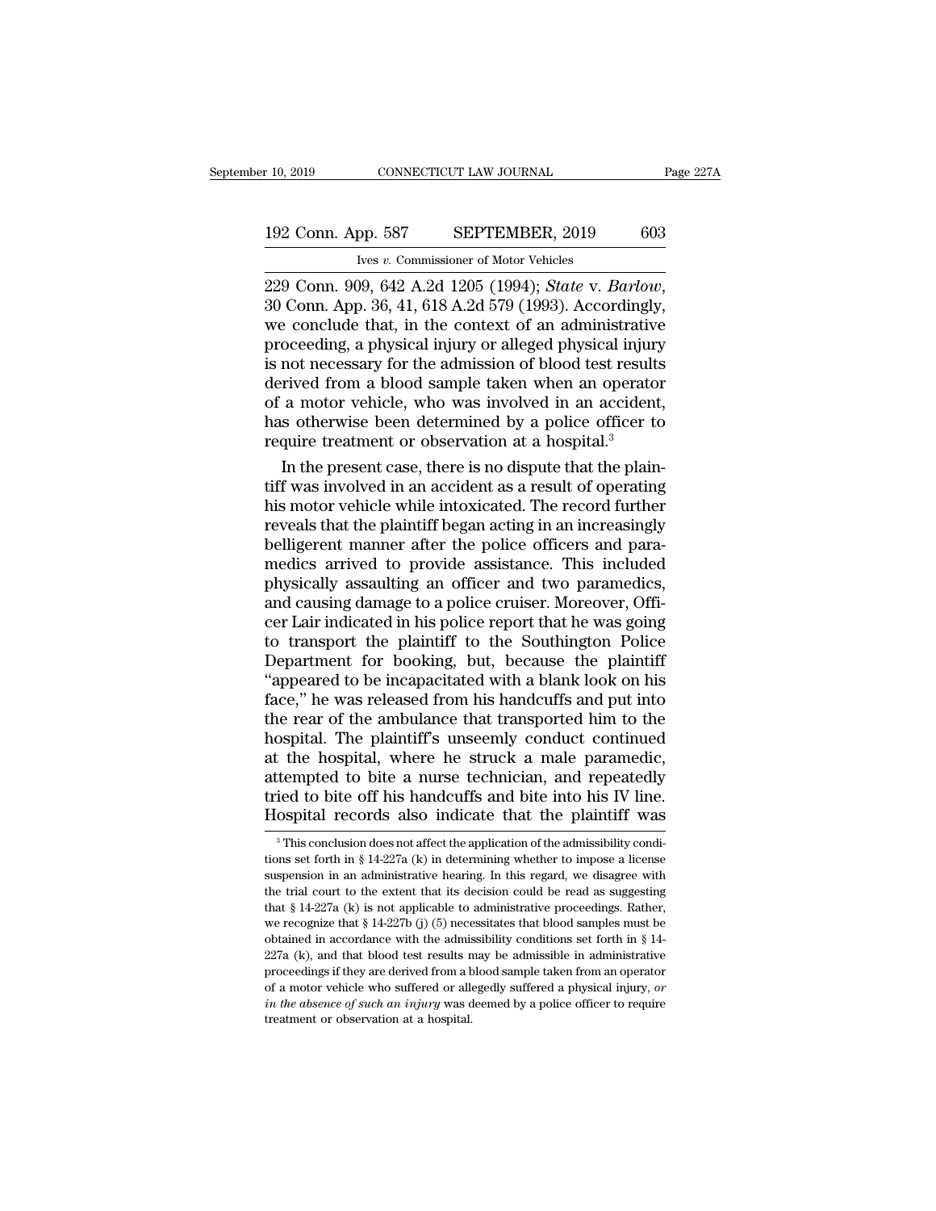229 Conn. 909, 642 A.2d 1205 (1994); *State* v. *Barlow*, 30 Conn. App. 36, 41, 618 A.2d 579 (1993). Accordingly, we conclude that, in the context of an administrative proceeding, a physical injury or alleged physical injury is not necessary for the admission of blood test results derived from a blood sample taken when an operator of a motor vehicle, who was involved in an accident, has otherwise been determined by a police officer to require treatment or observation at a hospital.[3]

In the present case, there is no dispute that the plaintiff was involved in an accident as a result of operating his motor vehicle while intoxicated. The record further reveals that the plaintiff began acting in an increasingly belligerent manner after the police officers and paramedics arrived to provide assistance. This included physically assaulting an officer and two paramedics, and causing damage to a police cruiser. Moreover, Officer Lair indicated in his police report that he was going to transport the plaintiff to the Southington Police Department for booking, but, because the plaintiff "appeared to be incapacitated with a blank look on his face," he was released from his handcuffs and put into the rear of the ambulance that transported him to the hospital. The plaintiff's unseemly conduct continued at the hospital, where he struck a male paramedic, attempted to bite a nurse technician, and repeatedly tried to bite off his handcuffs and bite into his IV line. Hospital records also indicate that the plaintiff was

[3] This conclusion does not affect the application of the admissibility conditions set forth in § 14-227a (k) in determining whether to impose a license suspension in an administrative hearing. In this regard, we disagree with the trial court to the extent that its decision could be read as suggesting that § 14-227a (k) is not applicable to administrative proceedings. Rather, we recognize that § 14-227b (j) (5) necessitates that blood samples must be obtained in accordance with the admissibility conditions set forth in § 14-227a (k), and that blood test results may be admissible in administrative proceedings if they are derived from a blood sample taken from an operator of a motor vehicle who suffered or allegedly suffered a physical injury, *or in the absence of such an injury* was deemed by a police officer to require treatment or observation at a hospital.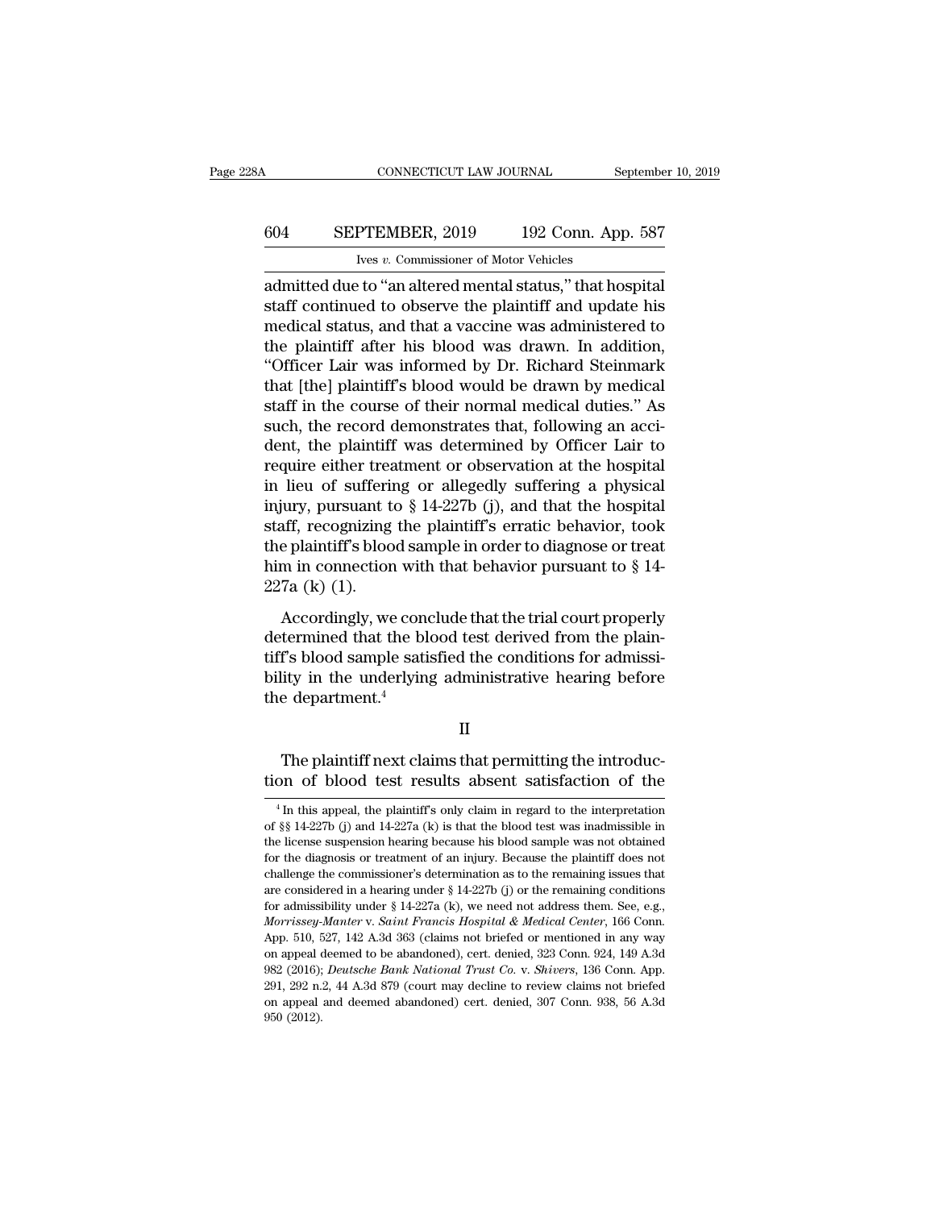admitted due to "an altered mental status," that hospital staff continued to observe the plaintiff and update his medical status, and that a vaccine was administered to the plaintiff after his blood was drawn. In addition, "Officer Lair was informed by Dr. Richard Steinmark that [the] plaintiff's blood would be drawn by medical staff in the course of their normal medical duties." As such, the record demonstrates that, following an accident, the plaintiff was determined by Officer Lair to require either treatment or observation at the hospital in lieu of suffering or allegedly suffering a physical injury, pursuant to § 14-227b (j), and that the hospital staff, recognizing the plaintiff's erratic behavior, took the plaintiff's blood sample in order to diagnose or treat him in connection with that behavior pursuant to § 14-227a (k) (1).

Accordingly, we conclude that the trial court properly determined that the blood test derived from the plaintiff's blood sample satisfied the conditions for admissibility in the underlying administrative hearing before the department.[4]

II

The plaintiff next claims that permitting the introduction of blood test results absent satisfaction of the

[4] In this appeal, the plaintiff's only claim in regard to the interpretation of §§ 14-227b (j) and 14-227a (k) is that the blood test was inadmissible in the license suspension hearing because his blood sample was not obtained for the diagnosis or treatment of an injury. Because the plaintiff does not challenge the commissioner's determination as to the remaining issues that are considered in a hearing under § 14-227b (j) or the remaining conditions for admissibility under § 14-227a (k), we need not address them. See, e.g., *Morrissey-Manter* v. *Saint Francis Hospital & Medical Center*, 166 Conn. App. 510, 527, 142 A.3d 363 (claims not briefed or mentioned in any way on appeal deemed to be abandoned), cert. denied, 323 Conn. 924, 149 A.3d 982 (2016); *Deutsche Bank National Trust Co.* v. *Shivers*, 136 Conn. App. 291, 292 n.2, 44 A.3d 879 (court may decline to review claims not briefed on appeal and deemed abandoned) cert. denied, 307 Conn. 938, 56 A.3d 950 (2012).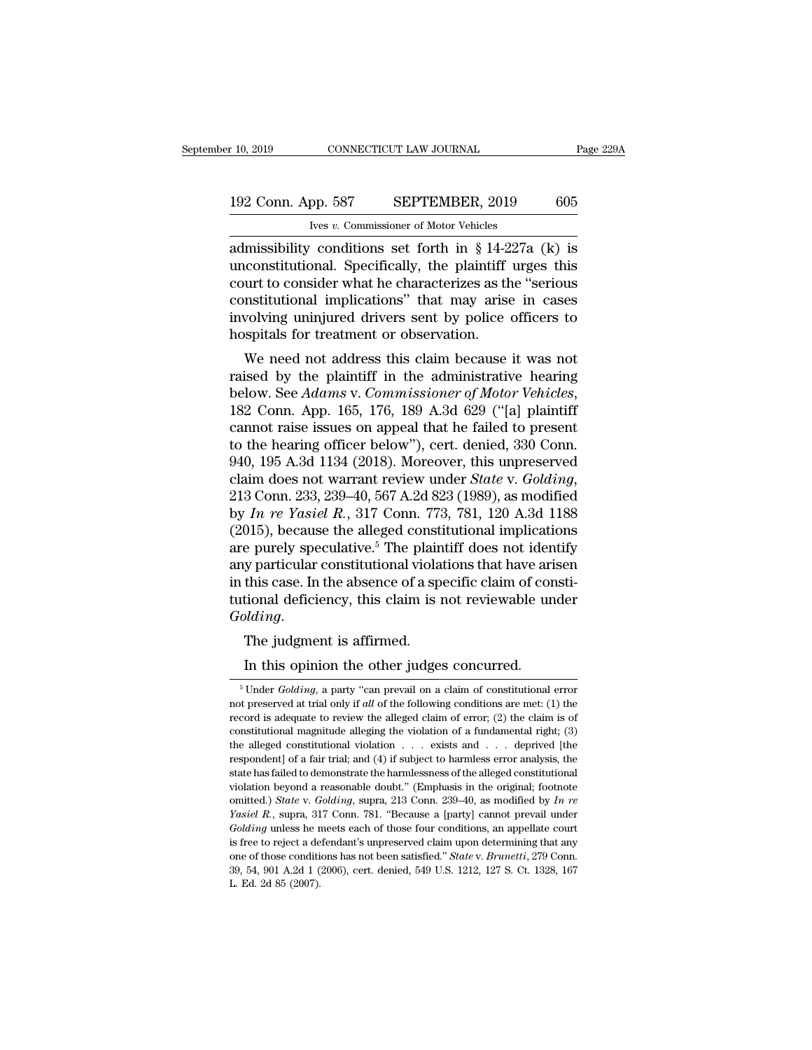admissibility conditions set forth in § 14-227a (k) is unconstitutional. Specifically, the plaintiff urges this court to consider what he characterizes as the "serious constitutional implications" that may arise in cases involving uninjured drivers sent by police officers to hospitals for treatment or observation.

We need not address this claim because it was not raised by the plaintiff in the administrative hearing below. See *Adams* v. *Commissioner of Motor Vehicles*, 182 Conn. App. 165, 176, 189 A.3d 629 ("[a] plaintiff cannot raise issues on appeal that he failed to present to the hearing officer below"), cert. denied, 330 Conn. 940, 195 A.3d 1134 (2018). Moreover, this unpreserved claim does not warrant review under *State* v. *Golding*, 213 Conn. 233, 239–40, 567 A.2d 823 (1989), as modified by *In re Yasiel R.*, 317 Conn. 773, 781, 120 A.3d 1188 (2015), because the alleged constitutional implications are purely speculative.[5] The plaintiff does not identify any particular constitutional violations that have arisen in this case. In the absence of a specific claim of constitutional deficiency, this claim is not reviewable under *Golding*.

The judgment is affirmed.

In this opinion the other judges concurred.

---

[5] Under *Golding*, a party "can prevail on a claim of constitutional error not preserved at trial only if *all* of the following conditions are met: (1) the record is adequate to review the alleged claim of error; (2) the claim is of constitutional magnitude alleging the violation of a fundamental right; (3) the alleged constitutional violation . . . exists and . . . deprived [the respondent] of a fair trial; and (4) if subject to harmless error analysis, the state has failed to demonstrate the harmlessness of the alleged constitutional violation beyond a reasonable doubt." (Emphasis in the original; footnote omitted.) *State* v. *Golding*, supra, 213 Conn. 239–40, as modified by *In re Yasiel R.*, supra, 317 Conn. 781. "Because a [party] cannot prevail under *Golding* unless he meets each of those four conditions, an appellate court is free to reject a defendant's unpreserved claim upon determining that any one of those conditions has not been satisfied." *State* v. *Brunetti*, 279 Conn. 39, 54, 901 A.2d 1 (2006), cert. denied, 549 U.S. 1212, 127 S. Ct. 1328, 167 L. Ed. 2d 85 (2007).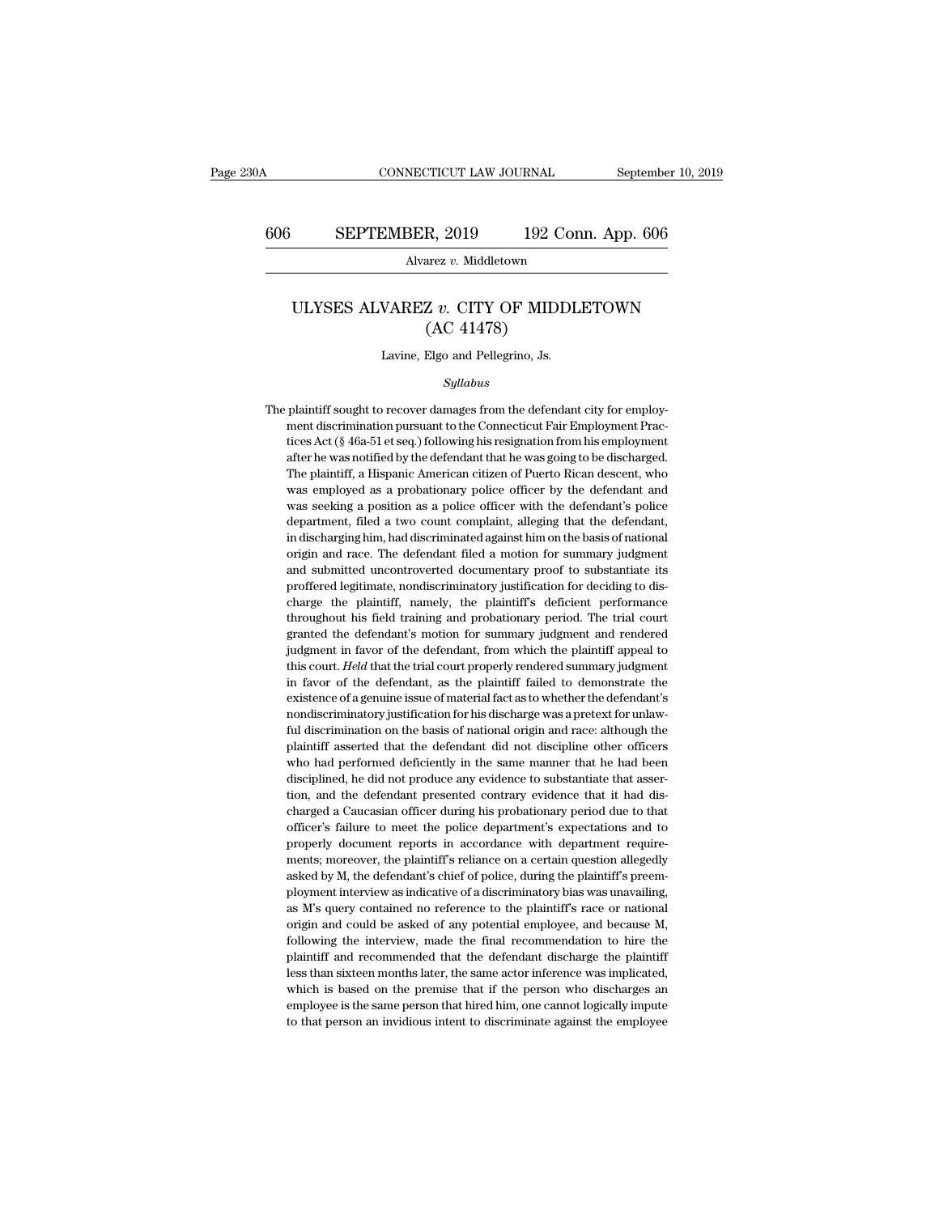# ULYSES ALVAREZ *v.* CITY OF MIDDLETOWN (AC 41478)

Lavine, Elgo and Pellegrino, Js.

*Syllabus*

The plaintiff sought to recover damages from the defendant city for employment discrimination pursuant to the Connecticut Fair Employment Practices Act (§ 46a-51 et seq.) following his resignation from his employment after he was notified by the defendant that he was going to be discharged. The plaintiff, a Hispanic American citizen of Puerto Rican descent, who was employed as a probationary police officer by the defendant and was seeking a position as a police officer with the defendant's police department, filed a two count complaint, alleging that the defendant, in discharging him, had discriminated against him on the basis of national origin and race. The defendant filed a motion for summary judgment and submitted uncontroverted documentary proof to substantiate its proffered legitimate, nondiscriminatory justification for deciding to discharge the plaintiff, namely, the plaintiff's deficient performance throughout his field training and probationary period. The trial court granted the defendant's motion for summary judgment and rendered judgment in favor of the defendant, from which the plaintiff appeal to this court. *Held* that the trial court properly rendered summary judgment in favor of the defendant, as the plaintiff failed to demonstrate the existence of a genuine issue of material fact as to whether the defendant's nondiscriminatory justification for his discharge was a pretext for unlawful discrimination on the basis of national origin and race: although the plaintiff asserted that the defendant did not discipline other officers who had performed deficiently in the same manner that he had been disciplined, he did not produce any evidence to substantiate that assertion, and the defendant presented contrary evidence that it had discharged a Caucasian officer during his probationary period due to that officer's failure to meet the police department's expectations and to properly document reports in accordance with department requirements; moreover, the plaintiff's reliance on a certain question allegedly asked by M, the defendant's chief of police, during the plaintiff's preemployment interview as indicative of a discriminatory bias was unavailing, as M's query contained no reference to the plaintiff's race or national origin and could be asked of any potential employee, and because M, following the interview, made the final recommendation to hire the plaintiff and recommended that the defendant discharge the plaintiff less than sixteen months later, the same actor inference was implicated, which is based on the premise that if the person who discharges an employee is the same person that hired him, one cannot logically impute to that person an invidious intent to discriminate against the employee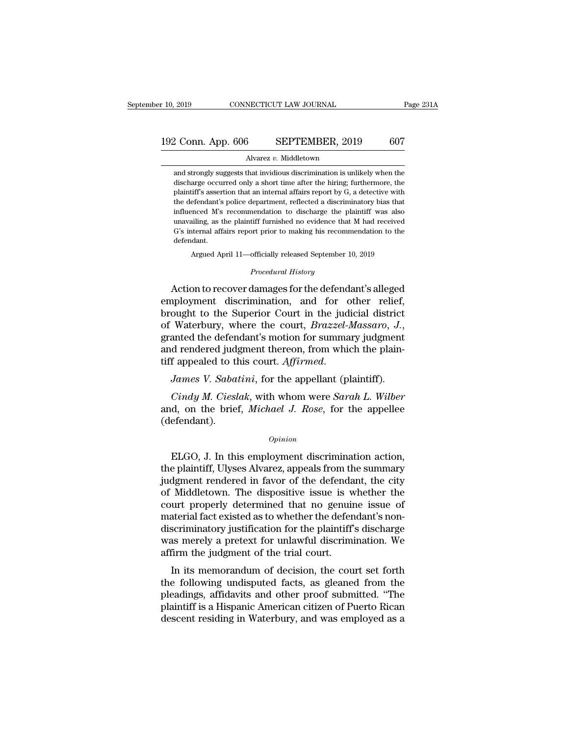and strongly suggests that invidious discrimination is unlikely when the discharge occurred only a short time after the hiring; furthermore, the plaintiff's assertion that an internal affairs report by G, a detective with the defendant's police department, reflected a discriminatory bias that influenced M's recommendation to discharge the plaintiff was also unavailing, as the plaintiff furnished no evidence that M had received G's internal affairs report prior to making his recommendation to the defendant.

Argued April 11—officially released September 10, 2019

*Procedural History*

Action to recover damages for the defendant's alleged employment discrimination, and for other relief, brought to the Superior Court in the judicial district of Waterbury, where the court, *Brazzel-Massaro, J.*, granted the defendant's motion for summary judgment and rendered judgment thereon, from which the plaintiff appealed to this court. *Affirmed.*

*James V. Sabatini*, for the appellant (plaintiff).

*Cindy M. Cieslak*, with whom were *Sarah L. Wilber* and, on the brief, *Michael J. Rose*, for the appellee (defendant).

*Opinion*

ELGO, J. In this employment discrimination action, the plaintiff, Ulyses Alvarez, appeals from the summary judgment rendered in favor of the defendant, the city of Middletown. The dispositive issue is whether the court properly determined that no genuine issue of material fact existed as to whether the defendant's nondiscriminatory justification for the plaintiff's discharge was merely a pretext for unlawful discrimination. We affirm the judgment of the trial court.

In its memorandum of decision, the court set forth the following undisputed facts, as gleaned from the pleadings, affidavits and other proof submitted. "The plaintiff is a Hispanic American citizen of Puerto Rican descent residing in Waterbury, and was employed as a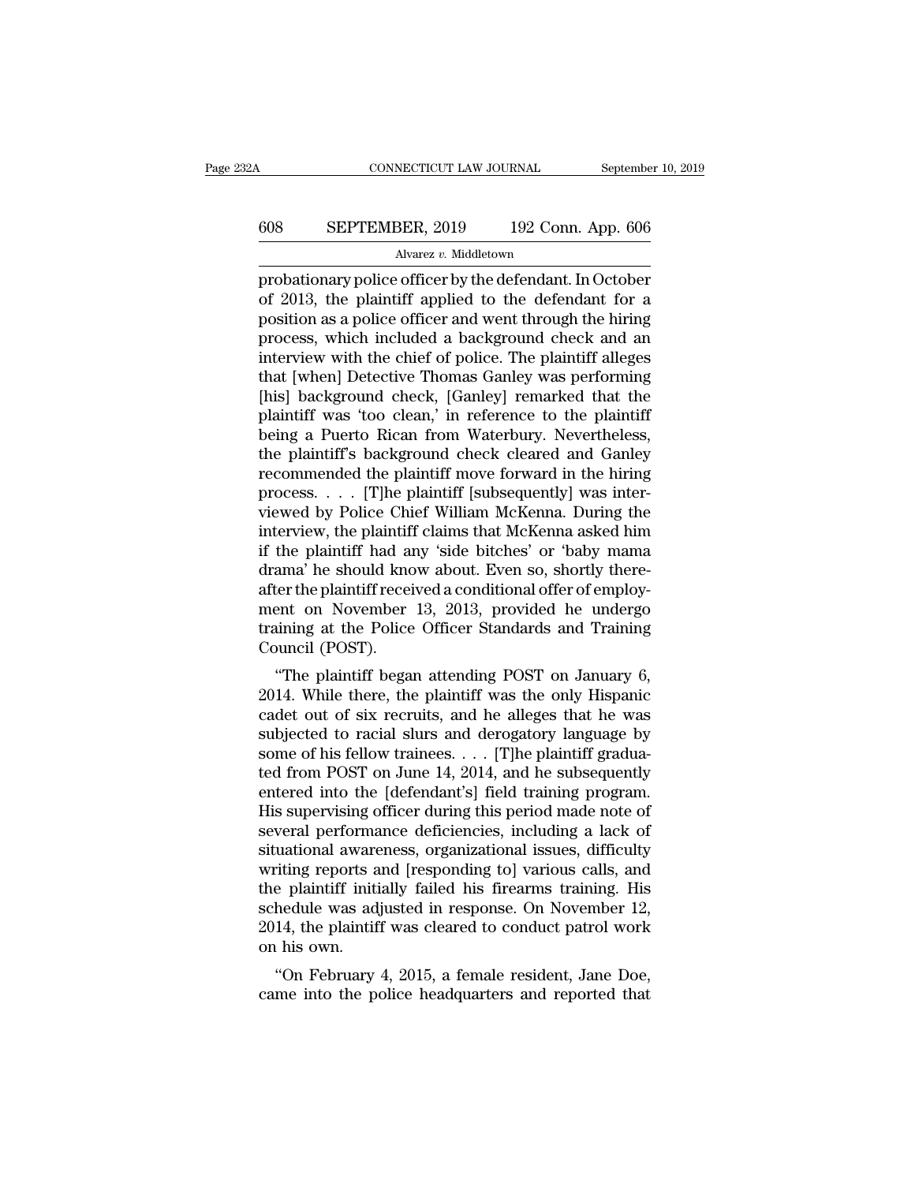probationary police officer by the defendant. In October of 2013, the plaintiff applied to the defendant for a position as a police officer and went through the hiring process, which included a background check and an interview with the chief of police. The plaintiff alleges that [when] Detective Thomas Ganley was performing [his] background check, [Ganley] remarked that the plaintiff was 'too clean,' in reference to the plaintiff being a Puerto Rican from Waterbury. Nevertheless, the plaintiff's background check cleared and Ganley recommended the plaintiff move forward in the hiring process. . . . [T]he plaintiff [subsequently] was interviewed by Police Chief William McKenna. During the interview, the plaintiff claims that McKenna asked him if the plaintiff had any 'side bitches' or 'baby mama drama' he should know about. Even so, shortly thereafter the plaintiff received a conditional offer of employment on November 13, 2013, provided he undergo training at the Police Officer Standards and Training Council (POST).

"The plaintiff began attending POST on January 6, 2014. While there, the plaintiff was the only Hispanic cadet out of six recruits, and he alleges that he was subjected to racial slurs and derogatory language by some of his fellow trainees. . . . [T]he plaintiff graduated from POST on June 14, 2014, and he subsequently entered into the [defendant's] field training program. His supervising officer during this period made note of several performance deficiencies, including a lack of situational awareness, organizational issues, difficulty writing reports and [responding to] various calls, and the plaintiff initially failed his firearms training. His schedule was adjusted in response. On November 12, 2014, the plaintiff was cleared to conduct patrol work on his own.

"On February 4, 2015, a female resident, Jane Doe, came into the police headquarters and reported that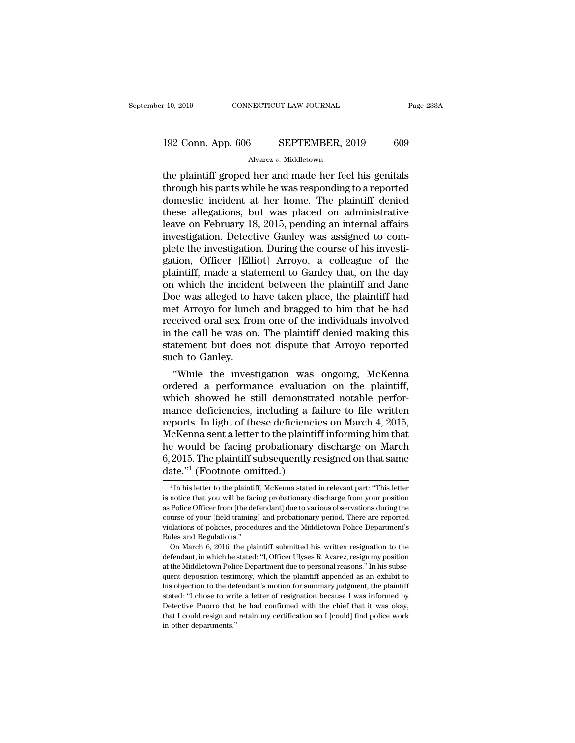the plaintiff groped her and made her feel his genitals through his pants while he was responding to a reported domestic incident at her home. The plaintiff denied these allegations, but was placed on administrative leave on February 18, 2015, pending an internal affairs investigation. Detective Ganley was assigned to complete the investigation. During the course of his investigation, Officer [Elliot] Arroyo, a colleague of the plaintiff, made a statement to Ganley that, on the day on which the incident between the plaintiff and Jane Doe was alleged to have taken place, the plaintiff had met Arroyo for lunch and bragged to him that he had received oral sex from one of the individuals involved in the call he was on. The plaintiff denied making this statement but does not dispute that Arroyo reported such to Ganley.

"While the investigation was ongoing, McKenna ordered a performance evaluation on the plaintiff, which showed he still demonstrated notable performance deficiencies, including a failure to file written reports. In light of these deficiencies on March 4, 2015, McKenna sent a letter to the plaintiff informing him that he would be facing probationary discharge on March 6, 2015. The plaintiff subsequently resigned on that same date."[1] (Footnote omitted.)

---

[1] In his letter to the plaintiff, McKenna stated in relevant part: "This letter is notice that you will be facing probationary discharge from your position as Police Officer from [the defendant] due to various observations during the course of your [field training] and probationary period. There are reported violations of policies, procedures and the Middletown Police Department's Rules and Regulations."

On March 6, 2016, the plaintiff submitted his written resignation to the defendant, in which he stated: "I, Officer Ulyses R. Avarez, resign my position at the Middletown Police Department due to personal reasons." In his subsequent deposition testimony, which the plaintiff appended as an exhibit to his objection to the defendant's motion for summary judgment, the plaintiff stated: "I chose to write a letter of resignation because I was informed by Detective Puorro that he had confirmed with the chief that it was okay, that I could resign and retain my certification so I [could] find police work in other departments."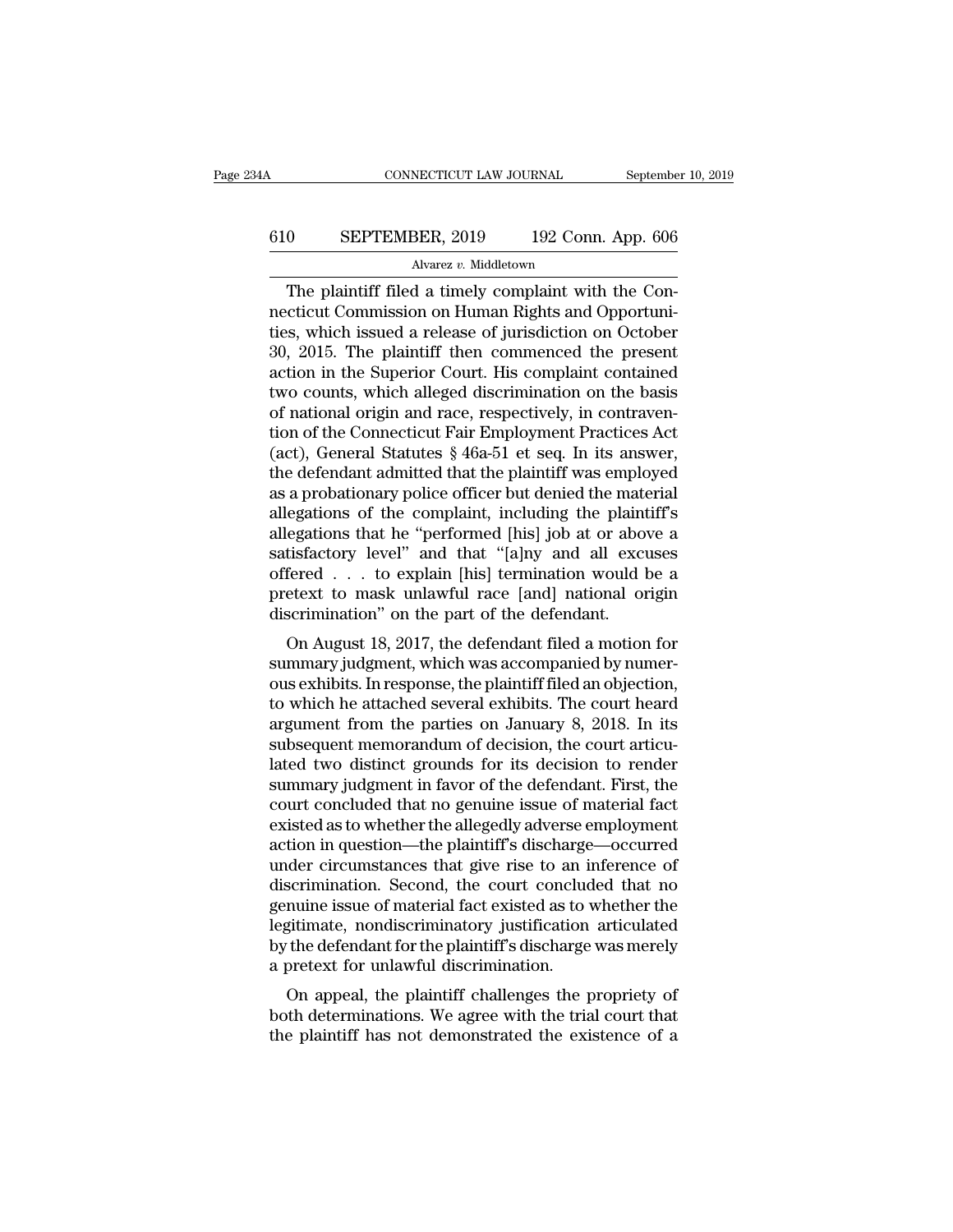The plaintiff filed a timely complaint with the Connecticut Commission on Human Rights and Opportunities, which issued a release of jurisdiction on October 30, 2015. The plaintiff then commenced the present action in the Superior Court. His complaint contained two counts, which alleged discrimination on the basis of national origin and race, respectively, in contravention of the Connecticut Fair Employment Practices Act (act), General Statutes § 46a-51 et seq. In its answer, the defendant admitted that the plaintiff was employed as a probationary police officer but denied the material allegations of the complaint, including the plaintiff's allegations that he "performed [his] job at or above a satisfactory level" and that "[a]ny and all excuses offered . . . to explain [his] termination would be a pretext to mask unlawful race [and] national origin discrimination" on the part of the defendant.

On August 18, 2017, the defendant filed a motion for summary judgment, which was accompanied by numerous exhibits. In response, the plaintiff filed an objection, to which he attached several exhibits. The court heard argument from the parties on January 8, 2018. In its subsequent memorandum of decision, the court articulated two distinct grounds for its decision to render summary judgment in favor of the defendant. First, the court concluded that no genuine issue of material fact existed as to whether the allegedly adverse employment action in question—the plaintiff's discharge—occurred under circumstances that give rise to an inference of discrimination. Second, the court concluded that no genuine issue of material fact existed as to whether the legitimate, nondiscriminatory justification articulated by the defendant for the plaintiff's discharge was merely a pretext for unlawful discrimination.

On appeal, the plaintiff challenges the propriety of both determinations. We agree with the trial court that the plaintiff has not demonstrated the existence of a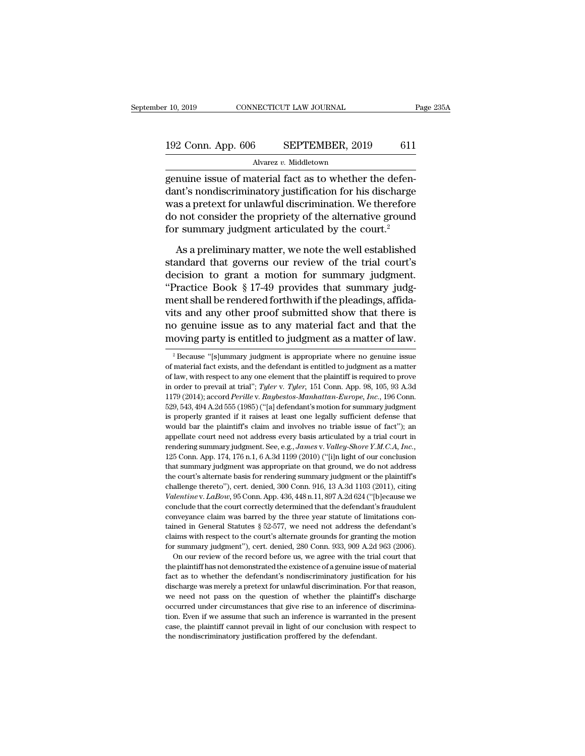genuine issue of material fact as to whether the defendant's nondiscriminatory justification for his discharge was a pretext for unlawful discrimination. We therefore do not consider the propriety of the alternative ground for summary judgment articulated by the court.[2]

As a preliminary matter, we note the well established standard that governs our review of the trial court's decision to grant a motion for summary judgment. "Practice Book § 17-49 provides that summary judgment shall be rendered forthwith if the pleadings, affidavits and any other proof submitted show that there is no genuine issue as to any material fact and that the moving party is entitled to judgment as a matter of law.

[2] Because "[s]ummary judgment is appropriate where no genuine issue of material fact exists, and the defendant is entitled to judgment as a matter of law, with respect to any one element that the plaintiff is required to prove in order to prevail at trial"; *Tyler* v. *Tyler*, 151 Conn. App. 98, 105, 93 A.3d 1179 (2014); accord *Perille* v. *Raybestos-Manhattan-Europe, Inc.*, 196 Conn. 529, 543, 494 A.2d 555 (1985) ("[a] defendant's motion for summary judgment is properly granted if it raises at least one legally sufficient defense that would bar the plaintiff's claim and involves no triable issue of fact"); an appellate court need not address every basis articulated by a trial court in rendering summary judgment. See, e.g., *James* v. *Valley-Shore Y.M.C.A, Inc.*, 125 Conn. App. 174, 176 n.1, 6 A.3d 1199 (2010) ("[i]n light of our conclusion that summary judgment was appropriate on that ground, we do not address the court's alternate basis for rendering summary judgment or the plaintiff's challenge thereto"), cert. denied, 300 Conn. 916, 13 A.3d 1103 (2011), citing *Valentine* v. *LaBow*, 95 Conn. App. 436, 448 n.11, 897 A.2d 624 ("[b]ecause we conclude that the court correctly determined that the defendant's fraudulent conveyance claim was barred by the three year statute of limitations contained in General Statutes § 52-577, we need not address the defendant's claims with respect to the court's alternate grounds for granting the motion for summary judgment"), cert. denied, 280 Conn. 933, 909 A.2d 963 (2006).

On our review of the record before us, we agree with the trial court that the plaintiff has not demonstrated the existence of a genuine issue of material fact as to whether the defendant's nondiscriminatory justification for his discharge was merely a pretext for unlawful discrimination. For that reason, we need not pass on the question of whether the plaintiff's discharge occurred under circumstances that give rise to an inference of discrimination. Even if we assume that such an inference is warranted in the present case, the plaintiff cannot prevail in light of our conclusion with respect to the nondiscriminatory justification proffered by the defendant.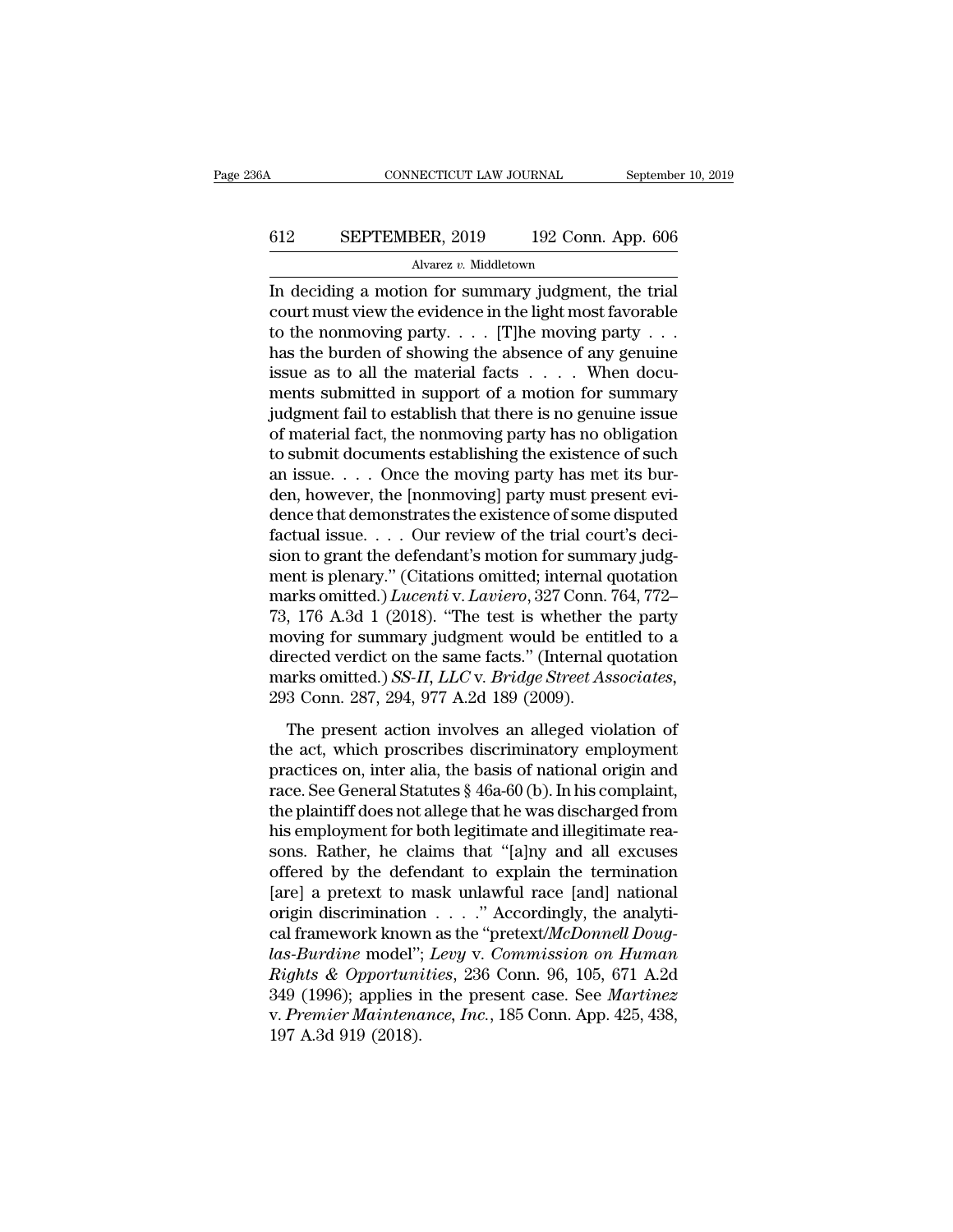In deciding a motion for summary judgment, the trial court must view the evidence in the light most favorable to the nonmoving party. . . . [T]he moving party . . . has the burden of showing the absence of any genuine issue as to all the material facts . . . . When documents submitted in support of a motion for summary judgment fail to establish that there is no genuine issue of material fact, the nonmoving party has no obligation to submit documents establishing the existence of such an issue. . . . Once the moving party has met its burden, however, the [nonmoving] party must present evidence that demonstrates the existence of some disputed factual issue. . . . Our review of the trial court's decision to grant the defendant's motion for summary judgment is plenary." (Citations omitted; internal quotation marks omitted.) *Lucenti* v. *Laviero*, 327 Conn. 764, 772–73, 176 A.3d 1 (2018). "The test is whether the party moving for summary judgment would be entitled to a directed verdict on the same facts." (Internal quotation marks omitted.) *SS-II, LLC* v. *Bridge Street Associates*, 293 Conn. 287, 294, 977 A.2d 189 (2009).

The present action involves an alleged violation of the act, which proscribes discriminatory employment practices on, inter alia, the basis of national origin and race. See General Statutes § 46a-60 (b). In his complaint, the plaintiff does not allege that he was discharged from his employment for both legitimate and illegitimate reasons. Rather, he claims that "[a]ny and all excuses offered by the defendant to explain the termination [are] a pretext to mask unlawful race [and] national origin discrimination . . . ." Accordingly, the analytical framework known as the "pretext/*McDonnell Douglas-Burdine* model"; *Levy* v. *Commission on Human Rights & Opportunities*, 236 Conn. 96, 105, 671 A.2d 349 (1996); applies in the present case. See *Martinez* v. *Premier Maintenance, Inc.*, 185 Conn. App. 425, 438, 197 A.3d 919 (2018).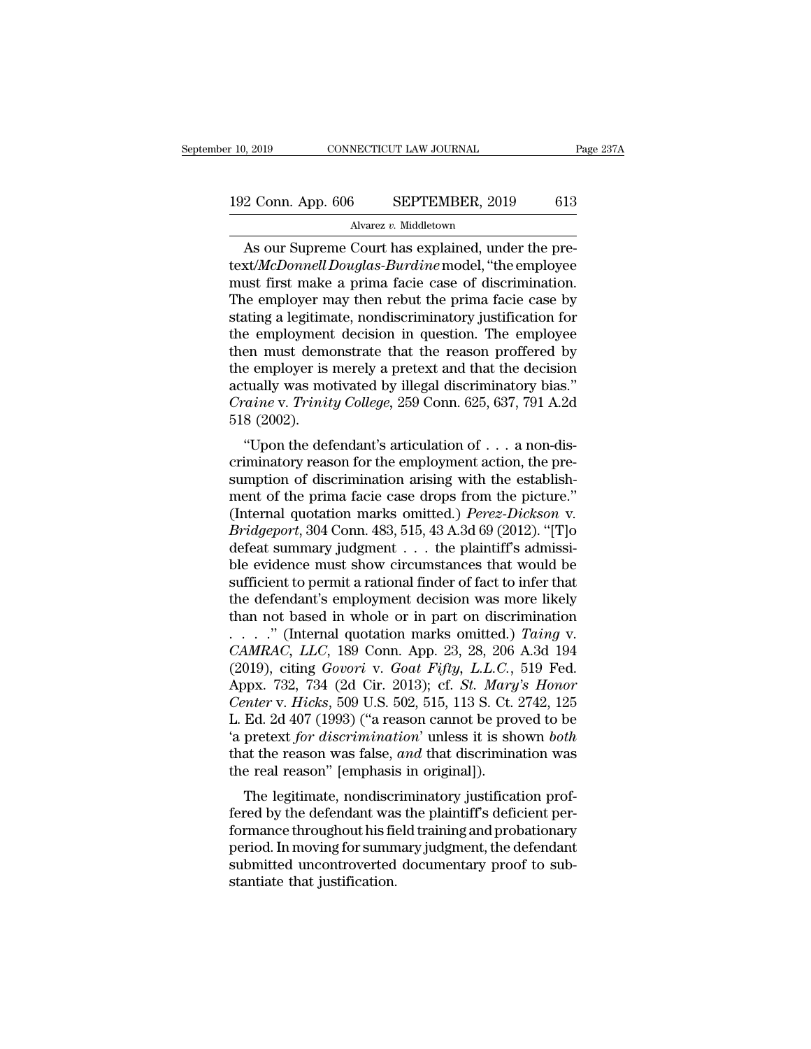As our Supreme Court has explained, under the pretext/*McDonnell Douglas-Burdine* model, "the employee must first make a prima facie case of discrimination. The employer may then rebut the prima facie case by stating a legitimate, nondiscriminatory justification for the employment decision in question. The employee then must demonstrate that the reason proffered by the employer is merely a pretext and that the decision actually was motivated by illegal discriminatory bias." *Craine* v. *Trinity College*, 259 Conn. 625, 637, 791 A.2d 518 (2002).

"Upon the defendant's articulation of . . . a non-discriminatory reason for the employment action, the presumption of discrimination arising with the establishment of the prima facie case drops from the picture." (Internal quotation marks omitted.) *Perez-Dickson* v. *Bridgeport*, 304 Conn. 483, 515, 43 A.3d 69 (2012). "[T]o defeat summary judgment . . . the plaintiff's admissible evidence must show circumstances that would be sufficient to permit a rational finder of fact to infer that the defendant's employment decision was more likely than not based in whole or in part on discrimination . . . ." (Internal quotation marks omitted.) *Taing* v. *CAMRAC, LLC*, 189 Conn. App. 23, 28, 206 A.3d 194 (2019), citing *Govori* v. *Goat Fifty, L.L.C.*, 519 Fed. Appx. 732, 734 (2d Cir. 2013); cf. *St. Mary's Honor Center* v. *Hicks*, 509 U.S. 502, 515, 113 S. Ct. 2742, 125 L. Ed. 2d 407 (1993) ("a reason cannot be proved to be 'a pretext *for discrimination*' unless it is shown *both* that the reason was false, *and* that discrimination was the real reason" [emphasis in original]).

The legitimate, nondiscriminatory justification proffered by the defendant was the plaintiff's deficient performance throughout his field training and probationary period. In moving for summary judgment, the defendant submitted uncontroverted documentary proof to substantiate that justification.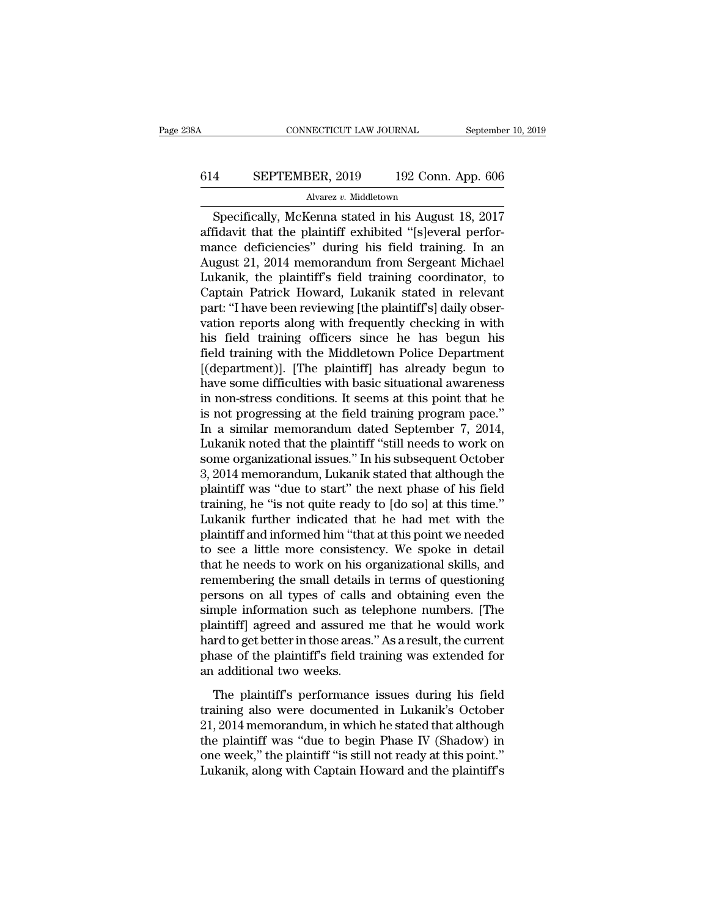Specifically, McKenna stated in his August 18, 2017 affidavit that the plaintiff exhibited "[s]everal performance deficiencies" during his field training. In an August 21, 2014 memorandum from Sergeant Michael Lukanik, the plaintiff's field training coordinator, to Captain Patrick Howard, Lukanik stated in relevant part: "I have been reviewing [the plaintiff's] daily observation reports along with frequently checking in with his field training officers since he has begun his field training with the Middletown Police Department [(department)]. [The plaintiff] has already begun to have some difficulties with basic situational awareness in non-stress conditions. It seems at this point that he is not progressing at the field training program pace." In a similar memorandum dated September 7, 2014, Lukanik noted that the plaintiff "still needs to work on some organizational issues." In his subsequent October 3, 2014 memorandum, Lukanik stated that although the plaintiff was "due to start" the next phase of his field training, he "is not quite ready to [do so] at this time." Lukanik further indicated that he had met with the plaintiff and informed him "that at this point we needed to see a little more consistency. We spoke in detail that he needs to work on his organizational skills, and remembering the small details in terms of questioning persons on all types of calls and obtaining even the simple information such as telephone numbers. [The plaintiff] agreed and assured me that he would work hard to get better in those areas." As a result, the current phase of the plaintiff's field training was extended for an additional two weeks.

The plaintiff's performance issues during his field training also were documented in Lukanik's October 21, 2014 memorandum, in which he stated that although the plaintiff was "due to begin Phase IV (Shadow) in one week," the plaintiff "is still not ready at this point." Lukanik, along with Captain Howard and the plaintiff's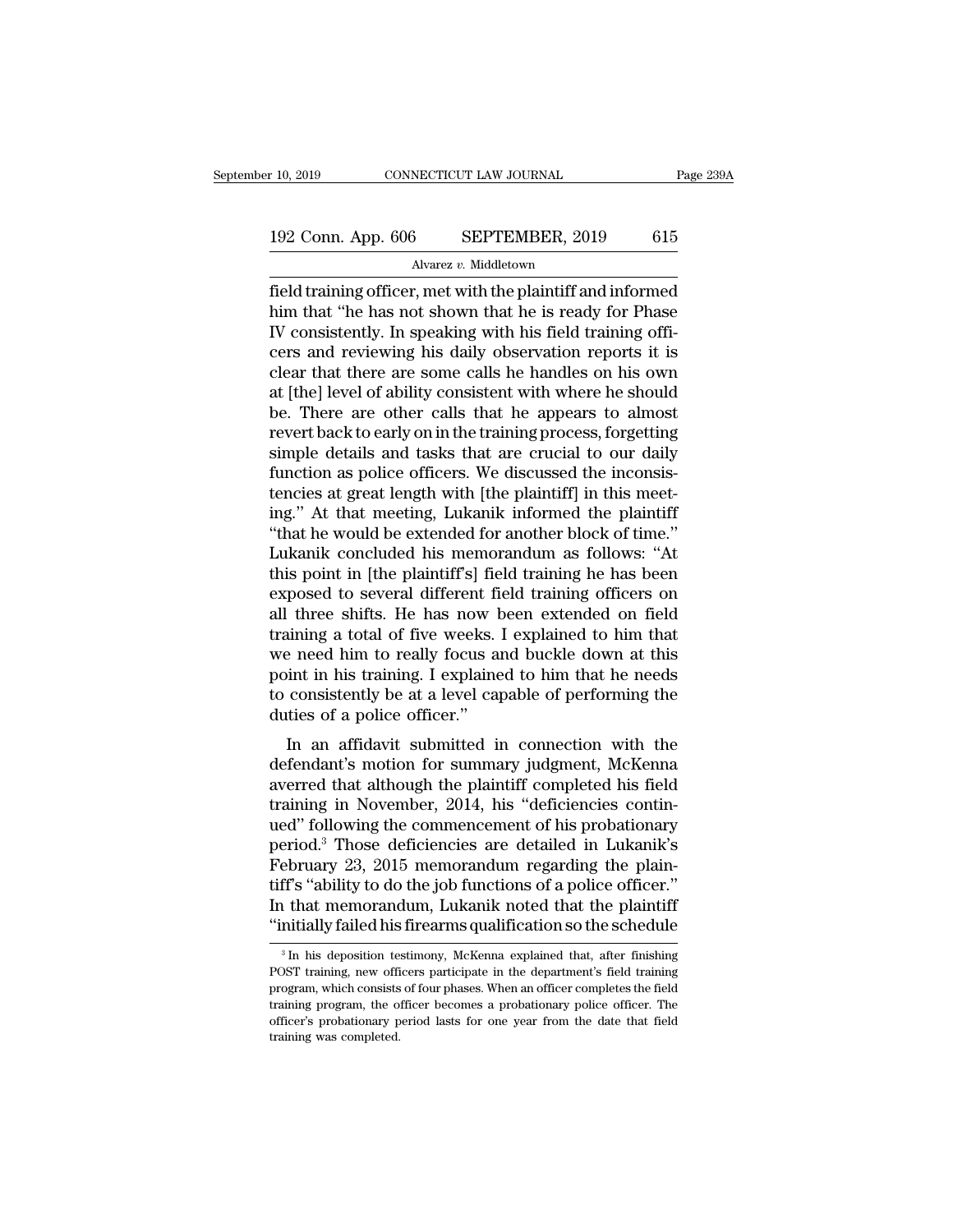field training officer, met with the plaintiff and informed him that "he has not shown that he is ready for Phase IV consistently. In speaking with his field training officers and reviewing his daily observation reports it is clear that there are some calls he handles on his own at [the] level of ability consistent with where he should be. There are other calls that he appears to almost revert back to early on in the training process, forgetting simple details and tasks that are crucial to our daily function as police officers. We discussed the inconsistencies at great length with [the plaintiff] in this meeting." At that meeting, Lukanik informed the plaintiff "that he would be extended for another block of time." Lukanik concluded his memorandum as follows: "At this point in [the plaintiff's] field training he has been exposed to several different field training officers on all three shifts. He has now been extended on field training a total of five weeks. I explained to him that we need him to really focus and buckle down at this point in his training. I explained to him that he needs to consistently be at a level capable of performing the duties of a police officer."

In an affidavit submitted in connection with the defendant's motion for summary judgment, McKenna averred that although the plaintiff completed his field training in November, 2014, his "deficiencies continued" following the commencement of his probationary period.[3] Those deficiencies are detailed in Lukanik's February 23, 2015 memorandum regarding the plaintiff's "ability to do the job functions of a police officer." In that memorandum, Lukanik noted that the plaintiff "initially failed his firearms qualification so the schedule

[3] In his deposition testimony, McKenna explained that, after finishing POST training, new officers participate in the department's field training program, which consists of four phases. When an officer completes the field training program, the officer becomes a probationary police officer. The officer's probationary period lasts for one year from the date that field training was completed.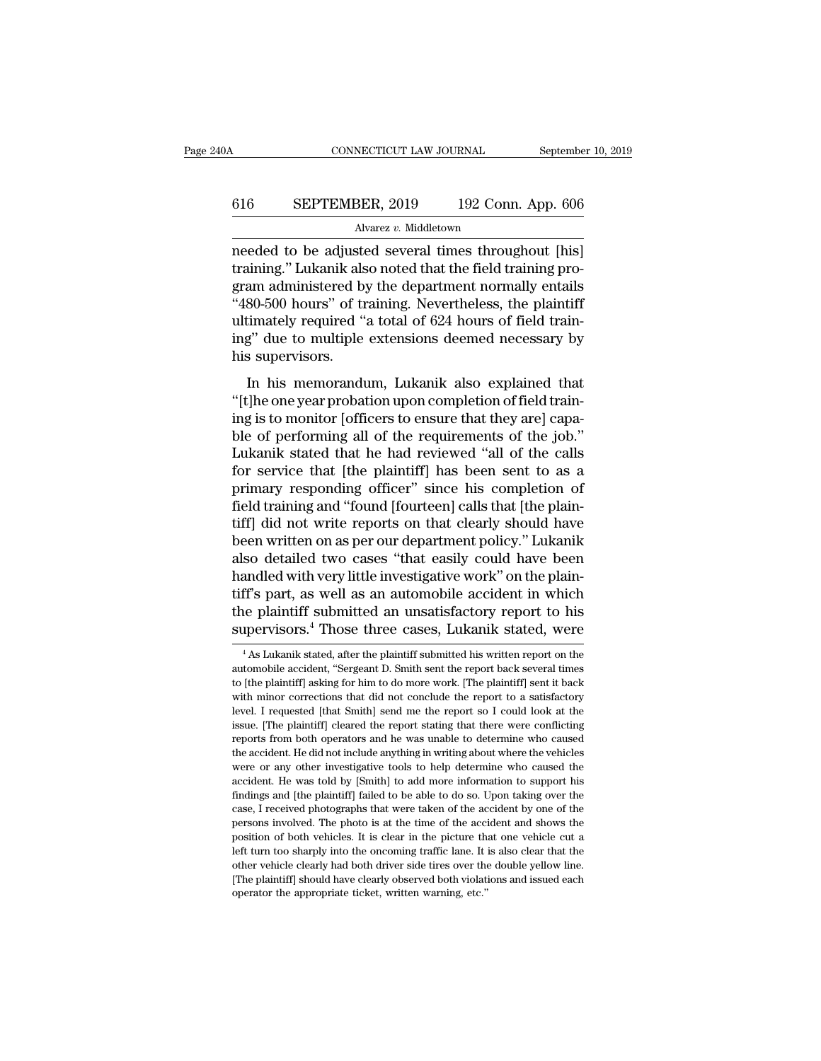needed to be adjusted several times throughout [his] training." Lukanik also noted that the field training program administered by the department normally entails "480-500 hours" of training. Nevertheless, the plaintiff ultimately required "a total of 624 hours of field training" due to multiple extensions deemed necessary by his supervisors.

In his memorandum, Lukanik also explained that "[t]he one year probation upon completion of field training is to monitor [officers to ensure that they are] capable of performing all of the requirements of the job." Lukanik stated that he had reviewed "all of the calls for service that [the plaintiff] has been sent to as a primary responding officer" since his completion of field training and "found [fourteen] calls that [the plaintiff] did not write reports on that clearly should have been written on as per our department policy." Lukanik also detailed two cases "that easily could have been handled with very little investigative work" on the plaintiff's part, as well as an automobile accident in which the plaintiff submitted an unsatisfactory report to his supervisors.[4] Those three cases, Lukanik stated, were

[4] As Lukanik stated, after the plaintiff submitted his written report on the automobile accident, "Sergeant D. Smith sent the report back several times to [the plaintiff] asking for him to do more work. [The plaintiff] sent it back with minor corrections that did not conclude the report to a satisfactory level. I requested [that Smith] send me the report so I could look at the issue. [The plaintiff] cleared the report stating that there were conflicting reports from both operators and he was unable to determine who caused the accident. He did not include anything in writing about where the vehicles were or any other investigative tools to help determine who caused the accident. He was told by [Smith] to add more information to support his findings and [the plaintiff] failed to be able to do so. Upon taking over the case, I received photographs that were taken of the accident by one of the persons involved. The photo is at the time of the accident and shows the position of both vehicles. It is clear in the picture that one vehicle cut a left turn too sharply into the oncoming traffic lane. It is also clear that the other vehicle clearly had both driver side tires over the double yellow line. [The plaintiff] should have clearly observed both violations and issued each operator the appropriate ticket, written warning, etc."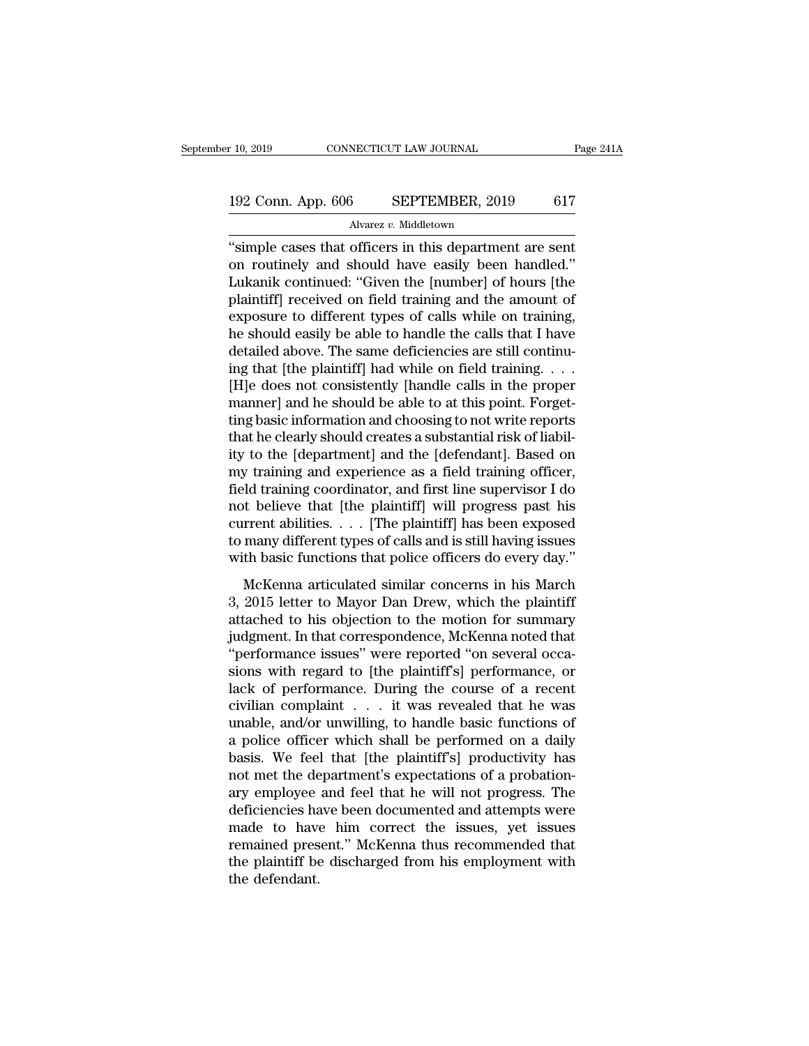"simple cases that officers in this department are sent on routinely and should have easily been handled." Lukanik continued: "Given the [number] of hours [the plaintiff] received on field training and the amount of exposure to different types of calls while on training, he should easily be able to handle the calls that I have detailed above. The same deficiencies are still continuing that [the plaintiff] had while on field training. . . . [H]e does not consistently [handle calls in the proper manner] and he should be able to at this point. Forgetting basic information and choosing to not write reports that he clearly should creates a substantial risk of liability to the [department] and the [defendant]. Based on my training and experience as a field training officer, field training coordinator, and first line supervisor I do not believe that [the plaintiff] will progress past his current abilities. . . . [The plaintiff] has been exposed to many different types of calls and is still having issues with basic functions that police officers do every day."

McKenna articulated similar concerns in his March 3, 2015 letter to Mayor Dan Drew, which the plaintiff attached to his objection to the motion for summary judgment. In that correspondence, McKenna noted that "performance issues" were reported "on several occasions with regard to [the plaintiff's] performance, or lack of performance. During the course of a recent civilian complaint . . . it was revealed that he was unable, and/or unwilling, to handle basic functions of a police officer which shall be performed on a daily basis. We feel that [the plaintiff's] productivity has not met the department's expectations of a probationary employee and feel that he will not progress. The deficiencies have been documented and attempts were made to have him correct the issues, yet issues remained present." McKenna thus recommended that the plaintiff be discharged from his employment with the defendant.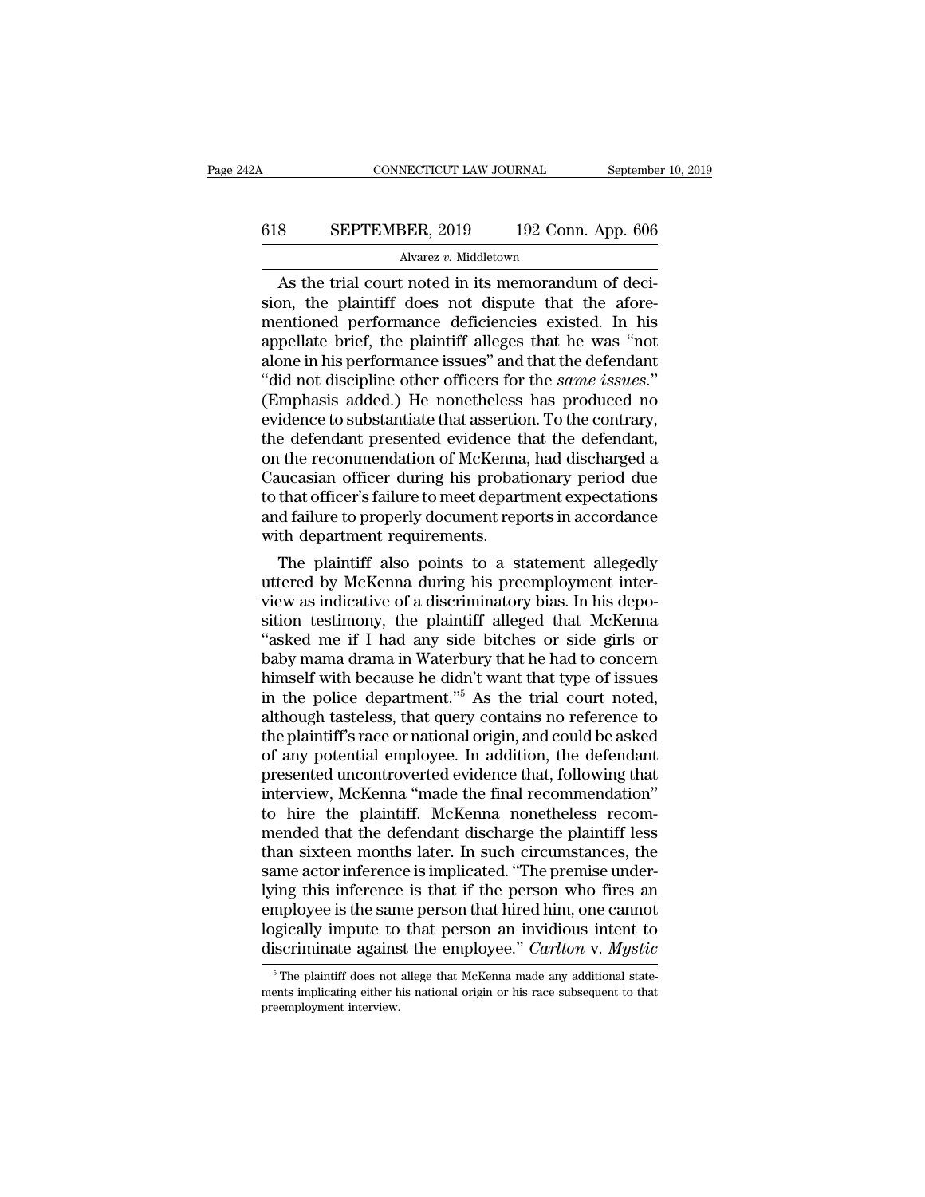As the trial court noted in its memorandum of decision, the plaintiff does not dispute that the aforementioned performance deficiencies existed. In his appellate brief, the plaintiff alleges that he was "not alone in his performance issues" and that the defendant "did not discipline other officers for the *same issues*." (Emphasis added.) He nonetheless has produced no evidence to substantiate that assertion. To the contrary, the defendant presented evidence that the defendant, on the recommendation of McKenna, had discharged a Caucasian officer during his probationary period due to that officer's failure to meet department expectations and failure to properly document reports in accordance with department requirements.

The plaintiff also points to a statement allegedly uttered by McKenna during his preemployment interview as indicative of a discriminatory bias. In his deposition testimony, the plaintiff alleged that McKenna "asked me if I had any side bitches or side girls or baby mama drama in Waterbury that he had to concern himself with because he didn't want that type of issues in the police department."[5] As the trial court noted, although tasteless, that query contains no reference to the plaintiff's race or national origin, and could be asked of any potential employee. In addition, the defendant presented uncontroverted evidence that, following that interview, McKenna "made the final recommendation" to hire the plaintiff. McKenna nonetheless recommended that the defendant discharge the plaintiff less than sixteen months later. In such circumstances, the same actor inference is implicated. "The premise underlying this inference is that if the person who fires an employee is the same person that hired him, one cannot logically impute to that person an invidious intent to discriminate against the employee." *Carlton* v. *Mystic*

[5] The plaintiff does not allege that McKenna made any additional statements implicating either his national origin or his race subsequent to that preemployment interview.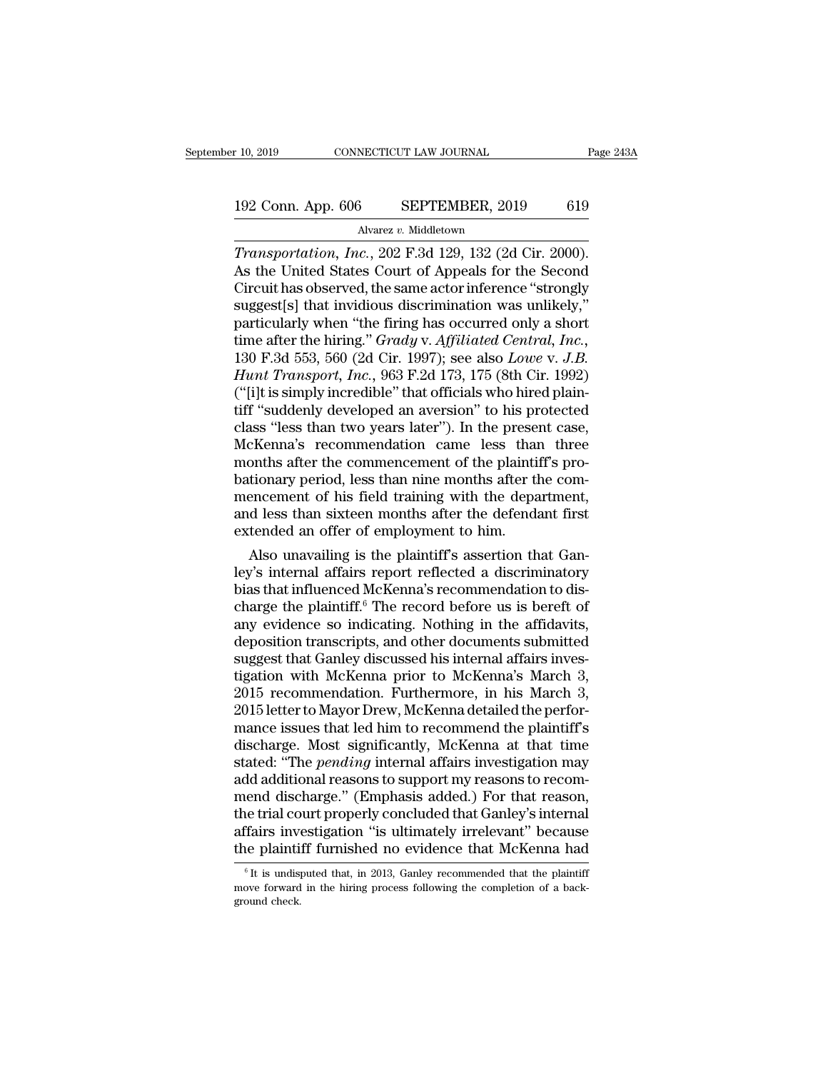*Transportation, Inc.*, 202 F.3d 129, 132 (2d Cir. 2000). As the United States Court of Appeals for the Second Circuit has observed, the same actor inference "strongly suggest[s] that invidious discrimination was unlikely," particularly when "the firing has occurred only a short time after the hiring." *Grady* v. *Affiliated Central, Inc.*, 130 F.3d 553, 560 (2d Cir. 1997); see also *Lowe* v. *J.B. Hunt Transport, Inc.*, 963 F.2d 173, 175 (8th Cir. 1992) ("[i]t is simply incredible" that officials who hired plaintiff "suddenly developed an aversion" to his protected class "less than two years later"). In the present case, McKenna's recommendation came less than three months after the commencement of the plaintiff's probationary period, less than nine months after the commencement of his field training with the department, and less than sixteen months after the defendant first extended an offer of employment to him.

Also unavailing is the plaintiff's assertion that Ganley's internal affairs report reflected a discriminatory bias that influenced McKenna's recommendation to discharge the plaintiff.[6] The record before us is bereft of any evidence so indicating. Nothing in the affidavits, deposition transcripts, and other documents submitted suggest that Ganley discussed his internal affairs investigation with McKenna prior to McKenna's March 3, 2015 recommendation. Furthermore, in his March 3, 2015 letter to Mayor Drew, McKenna detailed the performance issues that led him to recommend the plaintiff's discharge. Most significantly, McKenna at that time stated: "The *pending* internal affairs investigation may add additional reasons to support my reasons to recommend discharge." (Emphasis added.) For that reason, the trial court properly concluded that Ganley's internal affairs investigation "is ultimately irrelevant" because the plaintiff furnished no evidence that McKenna had

[6] It is undisputed that, in 2013, Ganley recommended that the plaintiff move forward in the hiring process following the completion of a background check.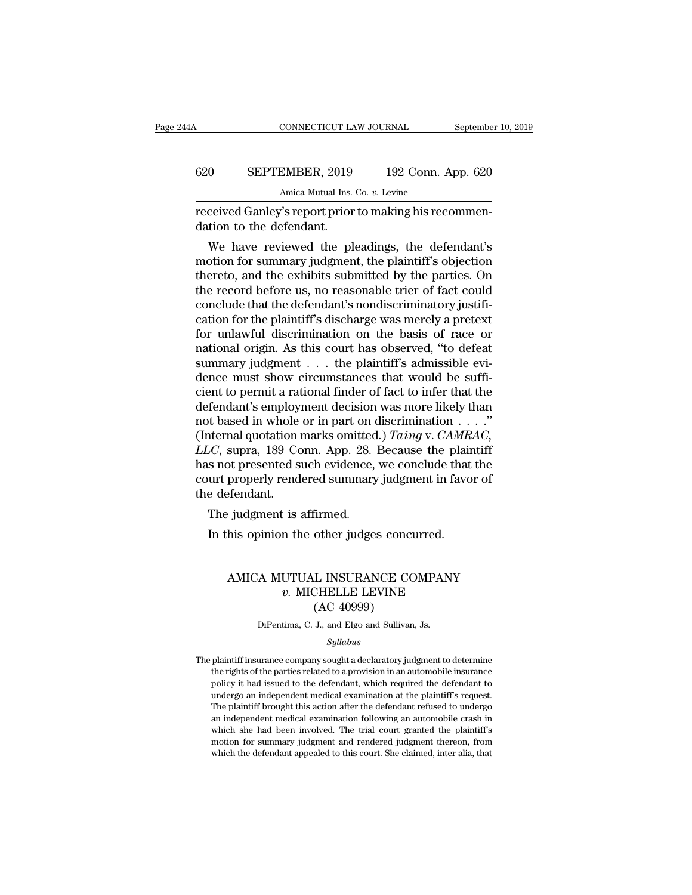received Ganley's report prior to making his recommendation to the defendant.

We have reviewed the pleadings, the defendant's motion for summary judgment, the plaintiff's objection thereto, and the exhibits submitted by the parties. On the record before us, no reasonable trier of fact could conclude that the defendant's nondiscriminatory justification for the plaintiff's discharge was merely a pretext for unlawful discrimination on the basis of race or national origin. As this court has observed, "to defeat summary judgment . . . the plaintiff's admissible evidence must show circumstances that would be sufficient to permit a rational finder of fact to infer that the defendant's employment decision was more likely than not based in whole or in part on discrimination . . . ." (Internal quotation marks omitted.) *Taing* v. *CAMRAC, LLC*, supra, 189 Conn. App. 28. Because the plaintiff has not presented such evidence, we conclude that the court properly rendered summary judgment in favor of the defendant.

The judgment is affirmed.

In this opinion the other judges concurred.

---

# AMICA MUTUAL INSURANCE COMPANY *v.* MICHELLE LEVINE (AC 40999)

DiPentima, C. J., and Elgo and Sullivan, Js.

*Syllabus*

The plaintiff insurance company sought a declaratory judgment to determine the rights of the parties related to a provision in an automobile insurance policy it had issued to the defendant, which required the defendant to undergo an independent medical examination at the plaintiff's request. The plaintiff brought this action after the defendant refused to undergo an independent medical examination following an automobile crash in which she had been involved. The trial court granted the plaintiff's motion for summary judgment and rendered judgment thereon, from which the defendant appealed to this court. She claimed, inter alia, that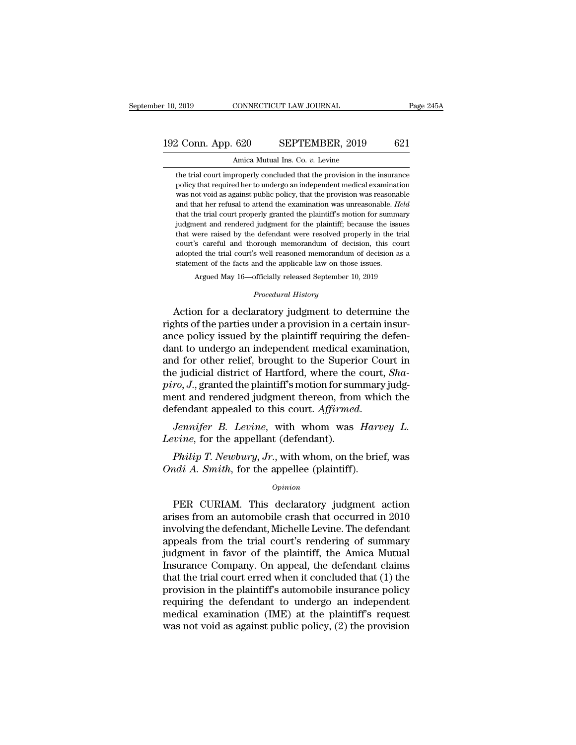the trial court improperly concluded that the provision in the insurance policy that required her to undergo an independent medical examination was not void as against public policy, that the provision was reasonable and that her refusal to attend the examination was unreasonable. *Held* that the trial court properly granted the plaintiff's motion for summary judgment and rendered judgment for the plaintiff; because the issues that were raised by the defendant were resolved properly in the trial court's careful and thorough memorandum of decision, this court adopted the trial court's well reasoned memorandum of decision as a statement of the facts and the applicable law on those issues.

Argued May 16—officially released September 10, 2019

*Procedural History*

Action for a declaratory judgment to determine the rights of the parties under a provision in a certain insurance policy issued by the plaintiff requiring the defendant to undergo an independent medical examination, and for other relief, brought to the Superior Court in the judicial district of Hartford, where the court, *Shapiro, J.*, granted the plaintiff's motion for summary judgment and rendered judgment thereon, from which the defendant appealed to this court. *Affirmed.*

*Jennifer B. Levine*, with whom was *Harvey L. Levine*, for the appellant (defendant).

*Philip T. Newbury, Jr.*, with whom, on the brief, was *Ondi A. Smith*, for the appellee (plaintiff).

*Opinion*

PER CURIAM. This declaratory judgment action arises from an automobile crash that occurred in 2010 involving the defendant, Michelle Levine. The defendant appeals from the trial court's rendering of summary judgment in favor of the plaintiff, the Amica Mutual Insurance Company. On appeal, the defendant claims that the trial court erred when it concluded that (1) the provision in the plaintiff's automobile insurance policy requiring the defendant to undergo an independent medical examination (IME) at the plaintiff's request was not void as against public policy, (2) the provision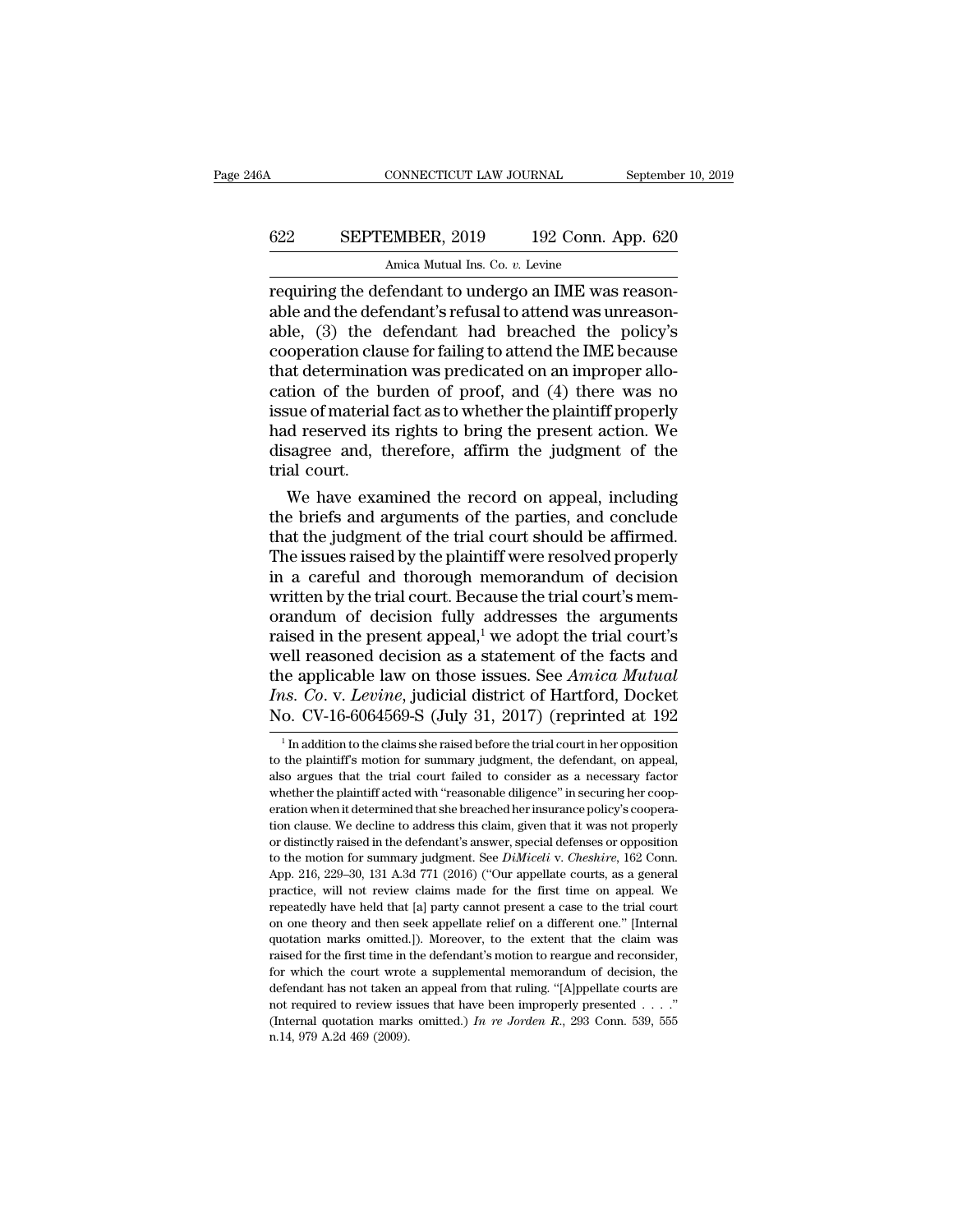requiring the defendant to undergo an IME was reasonable and the defendant's refusal to attend was unreasonable, (3) the defendant had breached the policy's cooperation clause for failing to attend the IME because that determination was predicated on an improper allocation of the burden of proof, and (4) there was no issue of material fact as to whether the plaintiff properly had reserved its rights to bring the present action. We disagree and, therefore, affirm the judgment of the trial court.

We have examined the record on appeal, including the briefs and arguments of the parties, and conclude that the judgment of the trial court should be affirmed. The issues raised by the plaintiff were resolved properly in a careful and thorough memorandum of decision written by the trial court. Because the trial court's memorandum of decision fully addresses the arguments raised in the present appeal,[1] we adopt the trial court's well reasoned decision as a statement of the facts and the applicable law on those issues. See *Amica Mutual Ins. Co.* v. *Levine*, judicial district of Hartford, Docket No. CV-16-6064569-S (July 31, 2017) (reprinted at 192

[1] In addition to the claims she raised before the trial court in her opposition to the plaintiff's motion for summary judgment, the defendant, on appeal, also argues that the trial court failed to consider as a necessary factor whether the plaintiff acted with "reasonable diligence" in securing her cooperation when it determined that she breached her insurance policy's cooperation clause. We decline to address this claim, given that it was not properly or distinctly raised in the defendant's answer, special defenses or opposition to the motion for summary judgment. See *DiMiceli* v. *Cheshire*, 162 Conn. App. 216, 229–30, 131 A.3d 771 (2016) ("Our appellate courts, as a general practice, will not review claims made for the first time on appeal. We repeatedly have held that [a] party cannot present a case to the trial court on one theory and then seek appellate relief on a different one." [Internal quotation marks omitted.]). Moreover, to the extent that the claim was raised for the first time in the defendant's motion to reargue and reconsider, for which the court wrote a supplemental memorandum of decision, the defendant has not taken an appeal from that ruling. "[A]ppellate courts are not required to review issues that have been improperly presented . . . ." (Internal quotation marks omitted.) *In re Jorden R.*, 293 Conn. 539, 555 n.14, 979 A.2d 469 (2009).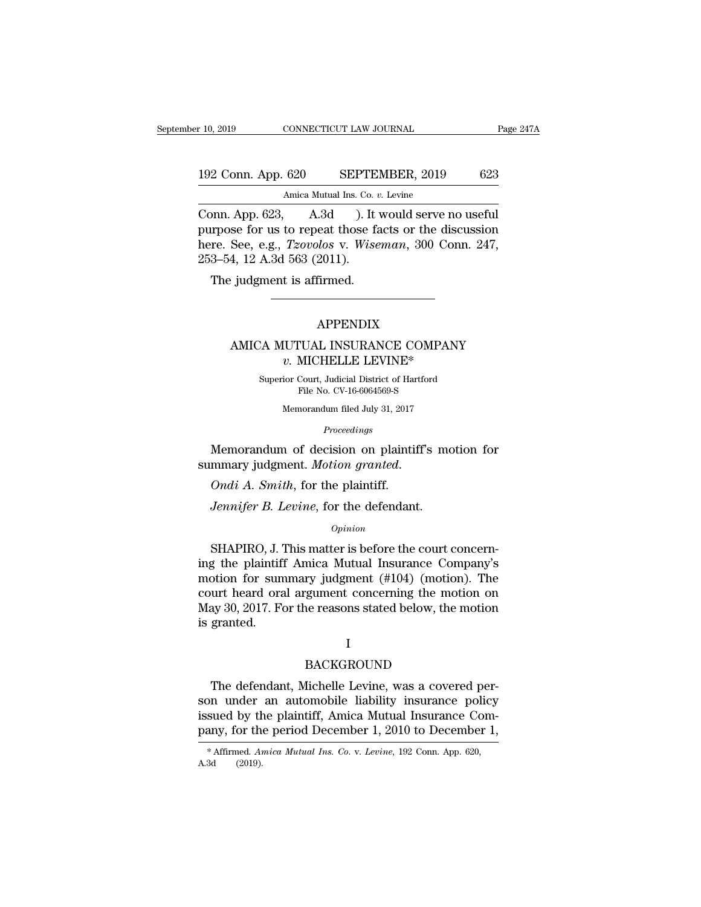Conn. App. 623, A.3d ). It would serve no useful purpose for us to repeat those facts or the discussion here. See, e.g., *Tzovolos* v. *Wiseman*, 300 Conn. 247, 253–54, 12 A.3d 563 (2011).

The judgment is affirmed.

---

# APPENDIX

## AMICA MUTUAL INSURANCE COMPANY *v.* MICHELLE LEVINE*

Superior Court, Judicial District of Hartford
File No. CV-16-6064569-S

Memorandum filed July 31, 2017

*Proceedings*

Memorandum of decision on plaintiff's motion for summary judgment. *Motion granted.*

*Ondi A. Smith*, for the plaintiff.

*Jennifer B. Levine*, for the defendant.

*Opinion*

SHAPIRO, J. This matter is before the court concerning the plaintiff Amica Mutual Insurance Company's motion for summary judgment (#104) (motion). The court heard oral argument concerning the motion on May 30, 2017. For the reasons stated below, the motion is granted.

I

BACKGROUND

The defendant, Michelle Levine, was a covered person under an automobile liability insurance policy issued by the plaintiff, Amica Mutual Insurance Company, for the period December 1, 2010 to December 1,

* Affirmed. *Amica Mutual Ins. Co.* v. *Levine*, 192 Conn. App. 620, A.3d (2019).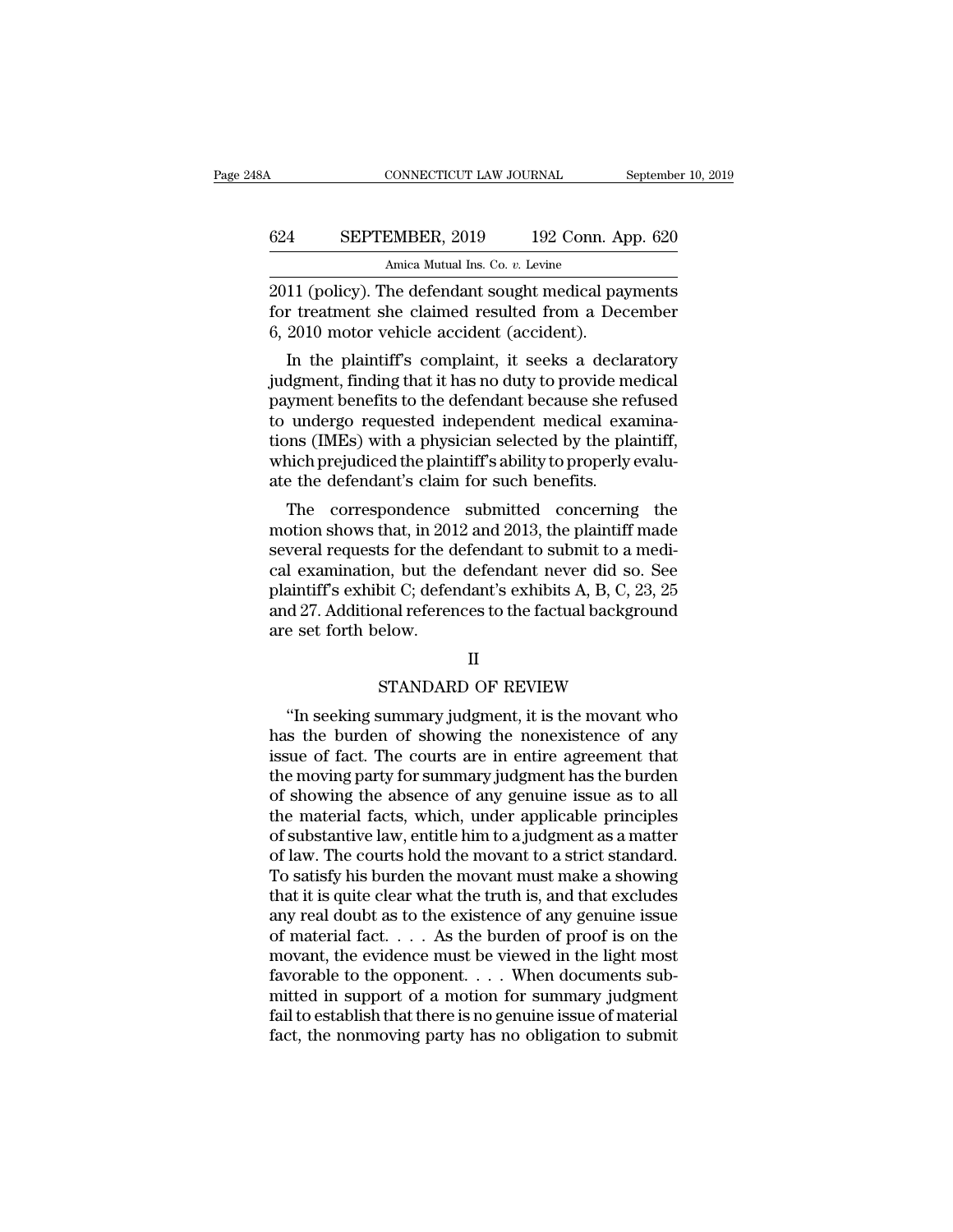2011 (policy). The defendant sought medical payments for treatment she claimed resulted from a December 6, 2010 motor vehicle accident (accident).

In the plaintiff's complaint, it seeks a declaratory judgment, finding that it has no duty to provide medical payment benefits to the defendant because she refused to undergo requested independent medical examinations (IMEs) with a physician selected by the plaintiff, which prejudiced the plaintiff's ability to properly evaluate the defendant's claim for such benefits.

The correspondence submitted concerning the motion shows that, in 2012 and 2013, the plaintiff made several requests for the defendant to submit to a medical examination, but the defendant never did so. See plaintiff's exhibit C; defendant's exhibits A, B, C, 23, 25 and 27. Additional references to the factual background are set forth below.

## II

## STANDARD OF REVIEW

"In seeking summary judgment, it is the movant who has the burden of showing the nonexistence of any issue of fact. The courts are in entire agreement that the moving party for summary judgment has the burden of showing the absence of any genuine issue as to all the material facts, which, under applicable principles of substantive law, entitle him to a judgment as a matter of law. The courts hold the movant to a strict standard. To satisfy his burden the movant must make a showing that it is quite clear what the truth is, and that excludes any real doubt as to the existence of any genuine issue of material fact. . . . As the burden of proof is on the movant, the evidence must be viewed in the light most favorable to the opponent. . . . When documents submitted in support of a motion for summary judgment fail to establish that there is no genuine issue of material fact, the nonmoving party has no obligation to submit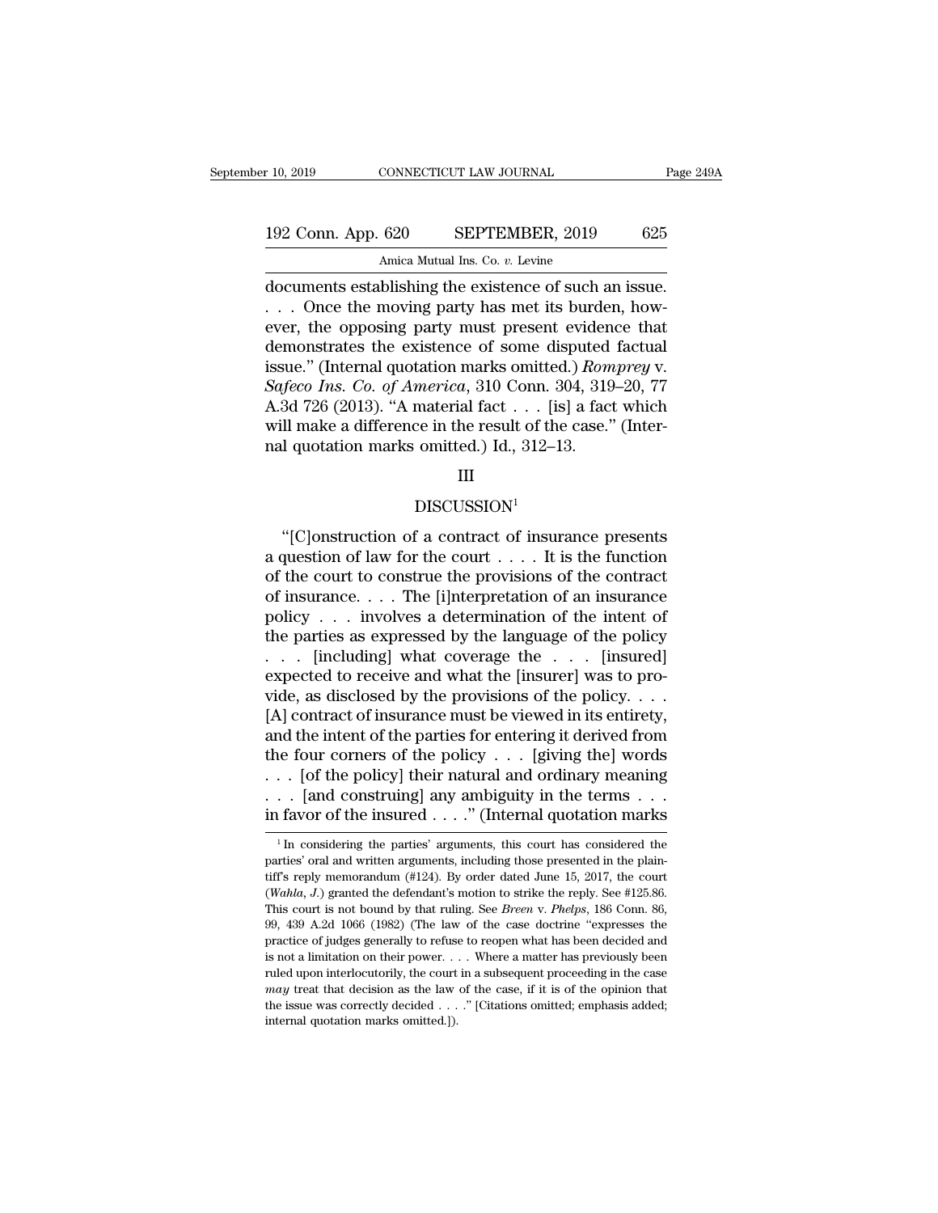documents establishing the existence of such an issue. . . . Once the moving party has met its burden, however, the opposing party must present evidence that demonstrates the existence of some disputed factual issue." (Internal quotation marks omitted.) *Romprey* v. *Safeco Ins. Co. of America*, 310 Conn. 304, 319–20, 77 A.3d 726 (2013). "A material fact . . . [is] a fact which will make a difference in the result of the case." (Internal quotation marks omitted.) Id., 312–13.

## III

## DISCUSSION[1]

"[C]onstruction of a contract of insurance presents a question of law for the court . . . . It is the function of the court to construe the provisions of the contract of insurance. . . . The [i]nterpretation of an insurance policy . . . involves a determination of the intent of the parties as expressed by the language of the policy . . . [including] what coverage the . . . [insured] expected to receive and what the [insurer] was to provide, as disclosed by the provisions of the policy. . . . [A] contract of insurance must be viewed in its entirety, and the intent of the parties for entering it derived from the four corners of the policy . . . [giving the] words . . . [of the policy] their natural and ordinary meaning . . . [and construing] any ambiguity in the terms . . . in favor of the insured . . . ." (Internal quotation marks

[1] In considering the parties' arguments, this court has considered the parties' oral and written arguments, including those presented in the plaintiff's reply memorandum (#124). By order dated June 15, 2017, the court (*Wahla, J.*) granted the defendant's motion to strike the reply. See #125.86. This court is not bound by that ruling. See *Breen* v. *Phelps*, 186 Conn. 86, 99, 439 A.2d 1066 (1982) (The law of the case doctrine "expresses the practice of judges generally to refuse to reopen what has been decided and is not a limitation on their power. . . . Where a matter has previously been ruled upon interlocutorily, the court in a subsequent proceeding in the case *may* treat that decision as the law of the case, if it is of the opinion that the issue was correctly decided . . . ." [Citations omitted; emphasis added; internal quotation marks omitted.]).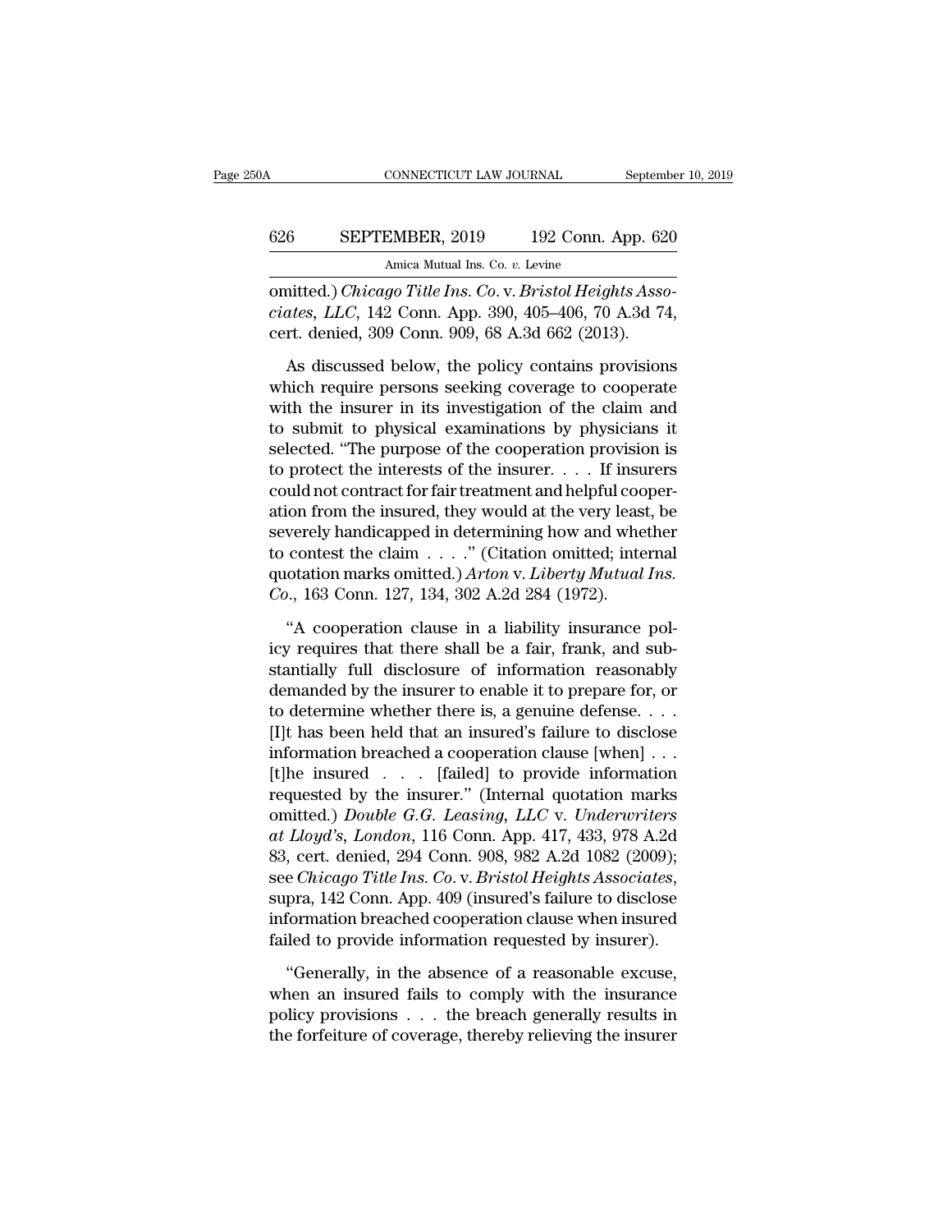omitted.) *Chicago Title Ins. Co.* v. *Bristol Heights Associates, LLC*, 142 Conn. App. 390, 405–406, 70 A.3d 74, cert. denied, 309 Conn. 909, 68 A.3d 662 (2013).

As discussed below, the policy contains provisions which require persons seeking coverage to cooperate with the insurer in its investigation of the claim and to submit to physical examinations by physicians it selected. "The purpose of the cooperation provision is to protect the interests of the insurer. . . . If insurers could not contract for fair treatment and helpful cooperation from the insured, they would at the very least, be severely handicapped in determining how and whether to contest the claim . . . ." (Citation omitted; internal quotation marks omitted.) *Arton* v. *Liberty Mutual Ins. Co.*, 163 Conn. 127, 134, 302 A.2d 284 (1972).

"A cooperation clause in a liability insurance policy requires that there shall be a fair, frank, and substantially full disclosure of information reasonably demanded by the insurer to enable it to prepare for, or to determine whether there is, a genuine defense. . . . [I]t has been held that an insured's failure to disclose information breached a cooperation clause [when] . . . [t]he insured . . . [failed] to provide information requested by the insurer." (Internal quotation marks omitted.) *Double G.G. Leasing, LLC* v. *Underwriters at Lloyd's, London*, 116 Conn. App. 417, 433, 978 A.2d 83, cert. denied, 294 Conn. 908, 982 A.2d 1082 (2009); see *Chicago Title Ins. Co.* v. *Bristol Heights Associates*, supra, 142 Conn. App. 409 (insured's failure to disclose information breached cooperation clause when insured failed to provide information requested by insurer).

"Generally, in the absence of a reasonable excuse, when an insured fails to comply with the insurance policy provisions . . . the breach generally results in the forfeiture of coverage, thereby relieving the insurer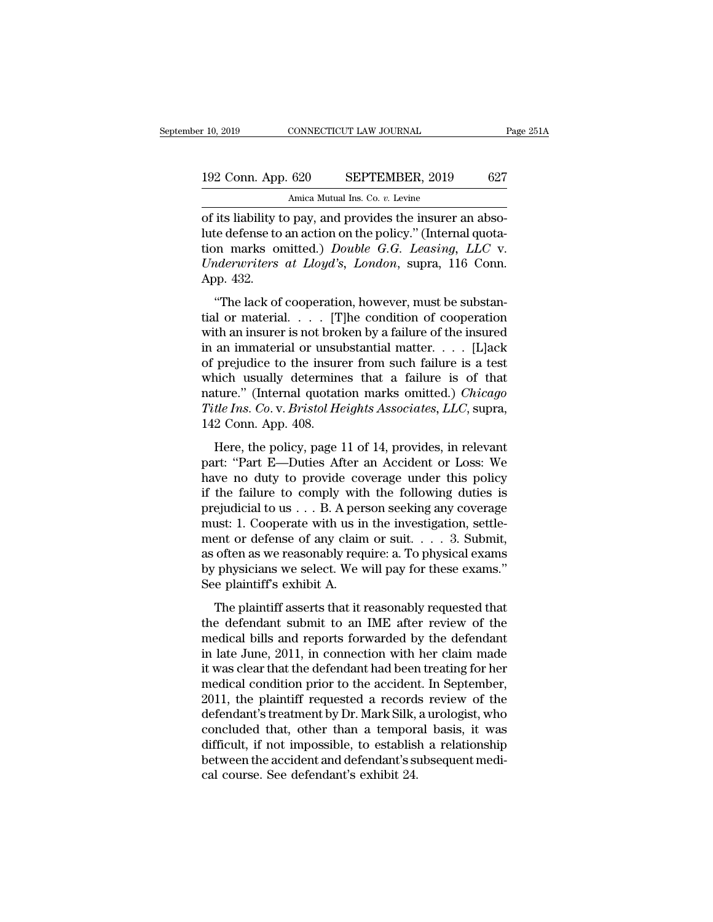of its liability to pay, and provides the insurer an absolute defense to an action on the policy." (Internal quotation marks omitted.) *Double G.G. Leasing, LLC* v. *Underwriters at Lloyd's, London*, supra, 116 Conn. App. 432.

"The lack of cooperation, however, must be substantial or material. . . . [T]he condition of cooperation with an insurer is not broken by a failure of the insured in an immaterial or unsubstantial matter. . . . [L]ack of prejudice to the insurer from such failure is a test which usually determines that a failure is of that nature." (Internal quotation marks omitted.) *Chicago Title Ins. Co.* v. *Bristol Heights Associates, LLC*, supra, 142 Conn. App. 408.

Here, the policy, page 11 of 14, provides, in relevant part: "Part E—Duties After an Accident or Loss: We have no duty to provide coverage under this policy if the failure to comply with the following duties is prejudicial to us . . . B. A person seeking any coverage must: 1. Cooperate with us in the investigation, settlement or defense of any claim or suit. . . . 3. Submit, as often as we reasonably require: a. To physical exams by physicians we select. We will pay for these exams." See plaintiff's exhibit A.

The plaintiff asserts that it reasonably requested that the defendant submit to an IME after review of the medical bills and reports forwarded by the defendant in late June, 2011, in connection with her claim made it was clear that the defendant had been treating for her medical condition prior to the accident. In September, 2011, the plaintiff requested a records review of the defendant's treatment by Dr. Mark Silk, a urologist, who concluded that, other than a temporal basis, it was difficult, if not impossible, to establish a relationship between the accident and defendant's subsequent medical course. See defendant's exhibit 24.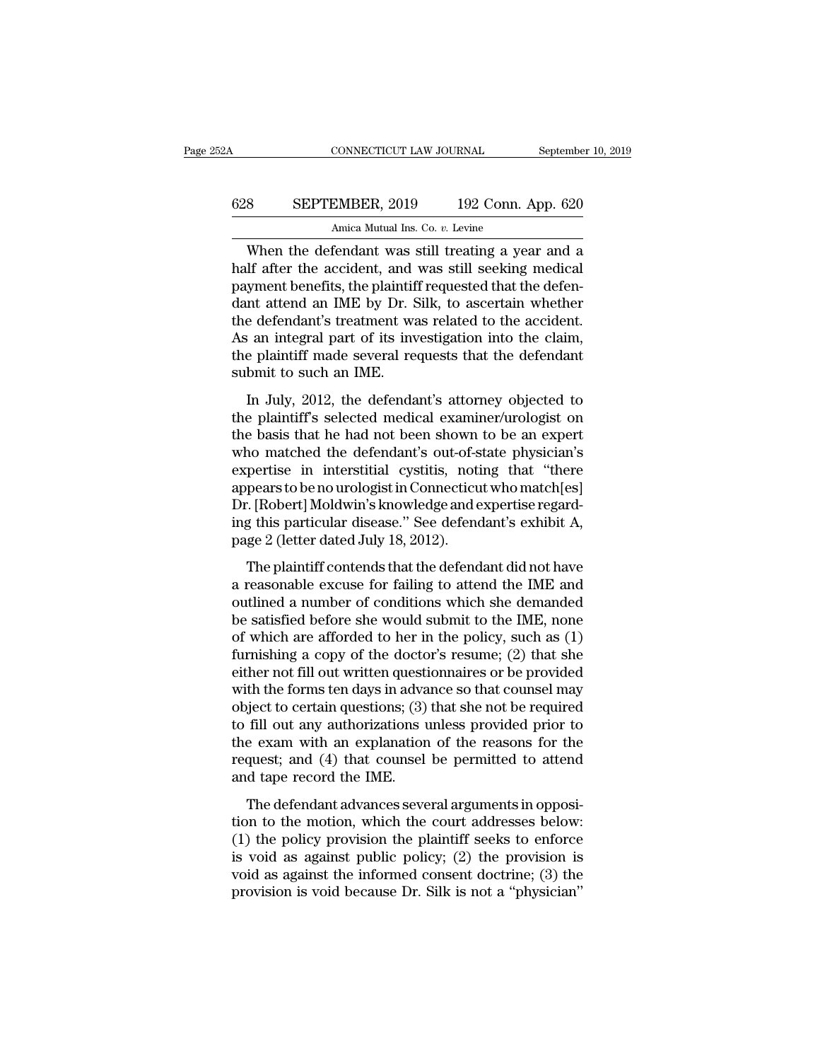When the defendant was still treating a year and a half after the accident, and was still seeking medical payment benefits, the plaintiff requested that the defendant attend an IME by Dr. Silk, to ascertain whether the defendant's treatment was related to the accident. As an integral part of its investigation into the claim, the plaintiff made several requests that the defendant submit to such an IME.

In July, 2012, the defendant's attorney objected to the plaintiff's selected medical examiner/urologist on the basis that he had not been shown to be an expert who matched the defendant's out-of-state physician's expertise in interstitial cystitis, noting that "there appears to be no urologist in Connecticut who match[es] Dr. [Robert] Moldwin's knowledge and expertise regarding this particular disease." See defendant's exhibit A, page 2 (letter dated July 18, 2012).

The plaintiff contends that the defendant did not have a reasonable excuse for failing to attend the IME and outlined a number of conditions which she demanded be satisfied before she would submit to the IME, none of which are afforded to her in the policy, such as (1) furnishing a copy of the doctor's resume; (2) that she either not fill out written questionnaires or be provided with the forms ten days in advance so that counsel may object to certain questions; (3) that she not be required to fill out any authorizations unless provided prior to the exam with an explanation of the reasons for the request; and (4) that counsel be permitted to attend and tape record the IME.

The defendant advances several arguments in opposition to the motion, which the court addresses below: (1) the policy provision the plaintiff seeks to enforce is void as against public policy; (2) the provision is void as against the informed consent doctrine; (3) the provision is void because Dr. Silk is not a "physician"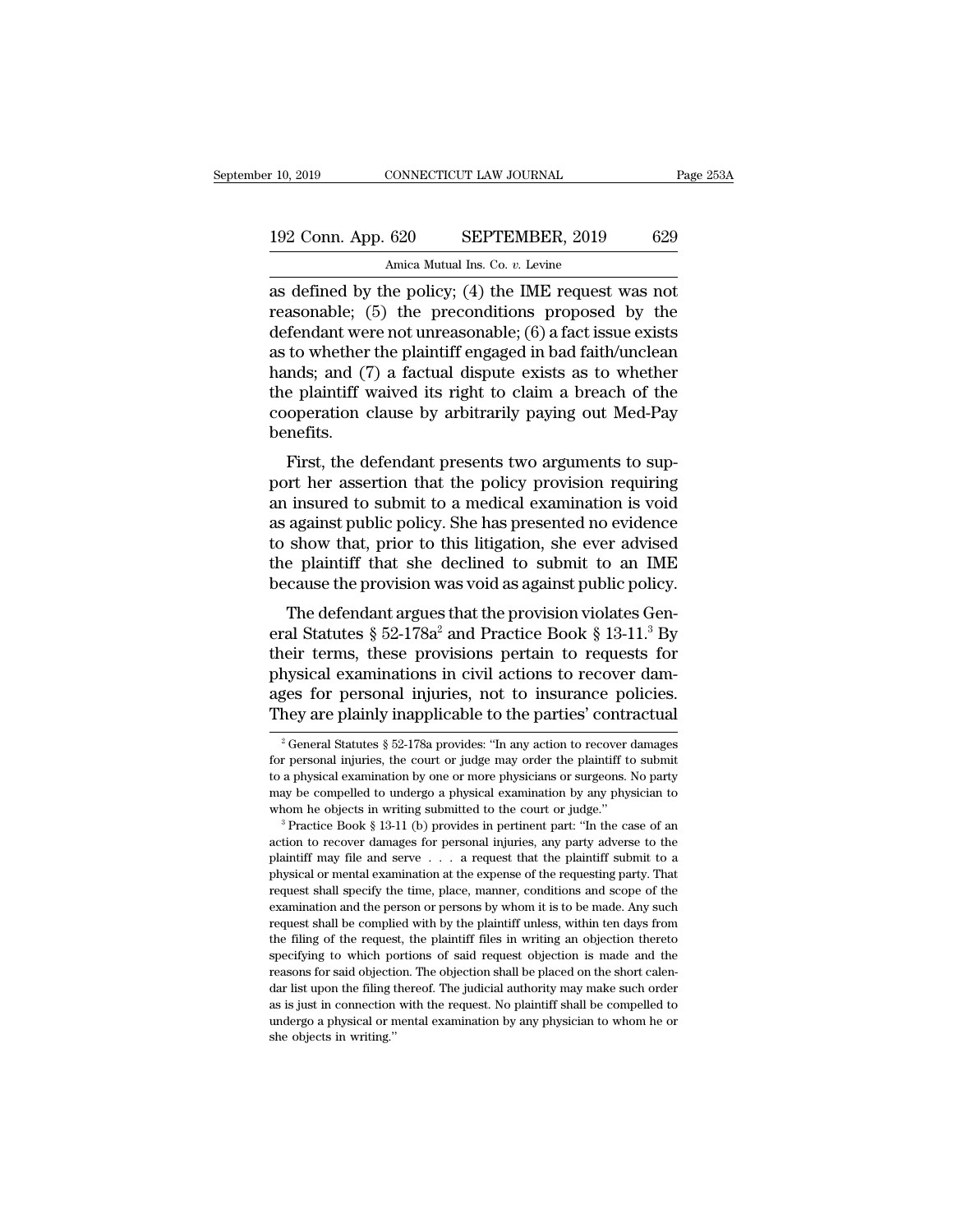as defined by the policy; (4) the IME request was not reasonable; (5) the preconditions proposed by the defendant were not unreasonable; (6) a fact issue exists as to whether the plaintiff engaged in bad faith/unclean hands; and (7) a factual dispute exists as to whether the plaintiff waived its right to claim a breach of the cooperation clause by arbitrarily paying out Med-Pay benefits.

First, the defendant presents two arguments to support her assertion that the policy provision requiring an insured to submit to a medical examination is void as against public policy. She has presented no evidence to show that, prior to this litigation, she ever advised the plaintiff that she declined to submit to an IME because the provision was void as against public policy.

The defendant argues that the provision violates General Statutes § 52-178a[2] and Practice Book § 13-11.[3] By their terms, these provisions pertain to requests for physical examinations in civil actions to recover damages for personal injuries, not to insurance policies. They are plainly inapplicable to the parties' contractual

[2] General Statutes § 52-178a provides: "In any action to recover damages for personal injuries, the court or judge may order the plaintiff to submit to a physical examination by one or more physicians or surgeons. No party may be compelled to undergo a physical examination by any physician to whom he objects in writing submitted to the court or judge."

[3] Practice Book § 13-11 (b) provides in pertinent part: "In the case of an action to recover damages for personal injuries, any party adverse to the plaintiff may file and serve . . . a request that the plaintiff submit to a physical or mental examination at the expense of the requesting party. That request shall specify the time, place, manner, conditions and scope of the examination and the person or persons by whom it is to be made. Any such request shall be complied with by the plaintiff unless, within ten days from the filing of the request, the plaintiff files in writing an objection thereto specifying to which portions of said request objection is made and the reasons for said objection. The objection shall be placed on the short calendar list upon the filing thereof. The judicial authority may make such order as is just in connection with the request. No plaintiff shall be compelled to undergo a physical or mental examination by any physician to whom he or she objects in writing."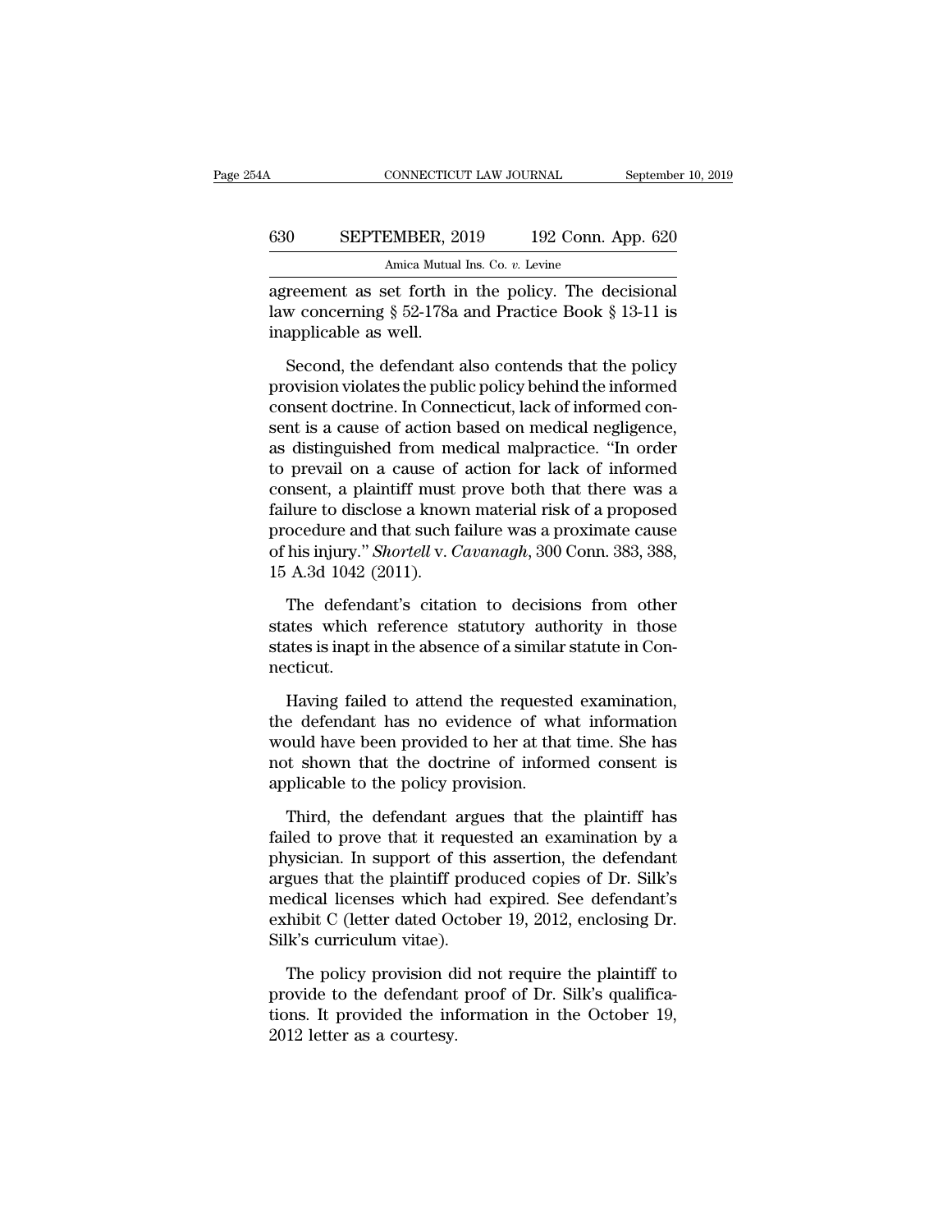agreement as set forth in the policy. The decisional law concerning § 52-178a and Practice Book § 13-11 is inapplicable as well.

Second, the defendant also contends that the policy provision violates the public policy behind the informed consent doctrine. In Connecticut, lack of informed consent is a cause of action based on medical negligence, as distinguished from medical malpractice. "In order to prevail on a cause of action for lack of informed consent, a plaintiff must prove both that there was a failure to disclose a known material risk of a proposed procedure and that such failure was a proximate cause of his injury." *Shortell* v. *Cavanagh*, 300 Conn. 383, 388, 15 A.3d 1042 (2011).

The defendant's citation to decisions from other states which reference statutory authority in those states is inapt in the absence of a similar statute in Connecticut.

Having failed to attend the requested examination, the defendant has no evidence of what information would have been provided to her at that time. She has not shown that the doctrine of informed consent is applicable to the policy provision.

Third, the defendant argues that the plaintiff has failed to prove that it requested an examination by a physician. In support of this assertion, the defendant argues that the plaintiff produced copies of Dr. Silk's medical licenses which had expired. See defendant's exhibit C (letter dated October 19, 2012, enclosing Dr. Silk's curriculum vitae).

The policy provision did not require the plaintiff to provide to the defendant proof of Dr. Silk's qualifications. It provided the information in the October 19, 2012 letter as a courtesy.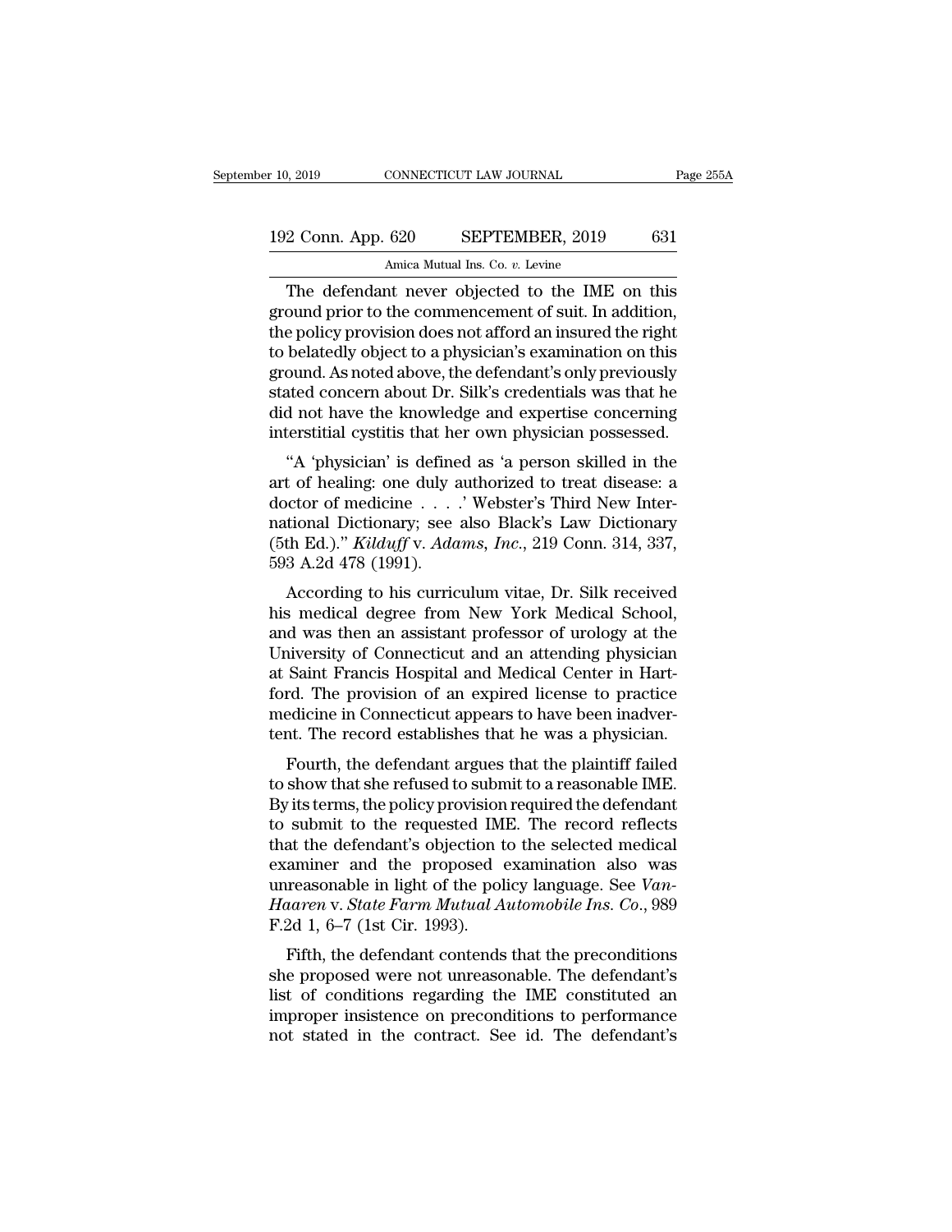The defendant never objected to the IME on this ground prior to the commencement of suit. In addition, the policy provision does not afford an insured the right to belatedly object to a physician's examination on this ground. As noted above, the defendant's only previously stated concern about Dr. Silk's credentials was that he did not have the knowledge and expertise concerning interstitial cystitis that her own physician possessed.

"A 'physician' is defined as 'a person skilled in the art of healing: one duly authorized to treat disease: a doctor of medicine . . . .' Webster's Third New International Dictionary; see also Black's Law Dictionary (5th Ed.)." *Kilduff* v. *Adams, Inc.*, 219 Conn. 314, 337, 593 A.2d 478 (1991).

According to his curriculum vitae, Dr. Silk received his medical degree from New York Medical School, and was then an assistant professor of urology at the University of Connecticut and an attending physician at Saint Francis Hospital and Medical Center in Hartford. The provision of an expired license to practice medicine in Connecticut appears to have been inadvertent. The record establishes that he was a physician.

Fourth, the defendant argues that the plaintiff failed to show that she refused to submit to a reasonable IME. By its terms, the policy provision required the defendant to submit to the requested IME. The record reflects that the defendant's objection to the selected medical examiner and the proposed examination also was unreasonable in light of the policy language. See *Van-Haaren* v. *State Farm Mutual Automobile Ins. Co.*, 989 F.2d 1, 6–7 (1st Cir. 1993).

Fifth, the defendant contends that the preconditions she proposed were not unreasonable. The defendant's list of conditions regarding the IME constituted an improper insistence on preconditions to performance not stated in the contract. See id. The defendant's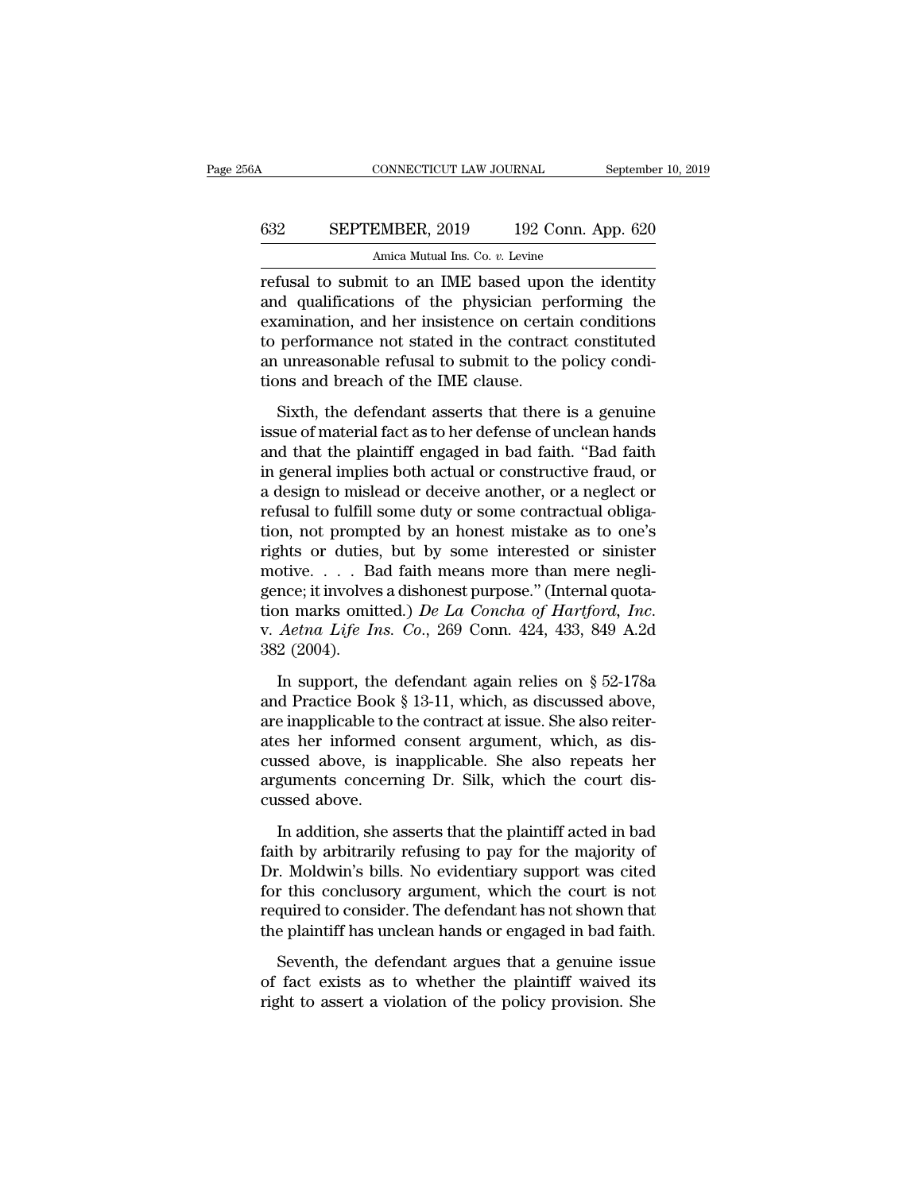refusal to submit to an IME based upon the identity and qualifications of the physician performing the examination, and her insistence on certain conditions to performance not stated in the contract constituted an unreasonable refusal to submit to the policy conditions and breach of the IME clause.

Sixth, the defendant asserts that there is a genuine issue of material fact as to her defense of unclean hands and that the plaintiff engaged in bad faith. "Bad faith in general implies both actual or constructive fraud, or a design to mislead or deceive another, or a neglect or refusal to fulfill some duty or some contractual obligation, not prompted by an honest mistake as to one's rights or duties, but by some interested or sinister motive. . . . Bad faith means more than mere negligence; it involves a dishonest purpose." (Internal quotation marks omitted.) *De La Concha of Hartford, Inc.* v. *Aetna Life Ins. Co.*, 269 Conn. 424, 433, 849 A.2d 382 (2004).

In support, the defendant again relies on § 52-178a and Practice Book § 13-11, which, as discussed above, are inapplicable to the contract at issue. She also reiterates her informed consent argument, which, as discussed above, is inapplicable. She also repeats her arguments concerning Dr. Silk, which the court discussed above.

In addition, she asserts that the plaintiff acted in bad faith by arbitrarily refusing to pay for the majority of Dr. Moldwin's bills. No evidentiary support was cited for this conclusory argument, which the court is not required to consider. The defendant has not shown that the plaintiff has unclean hands or engaged in bad faith.

Seventh, the defendant argues that a genuine issue of fact exists as to whether the plaintiff waived its right to assert a violation of the policy provision. She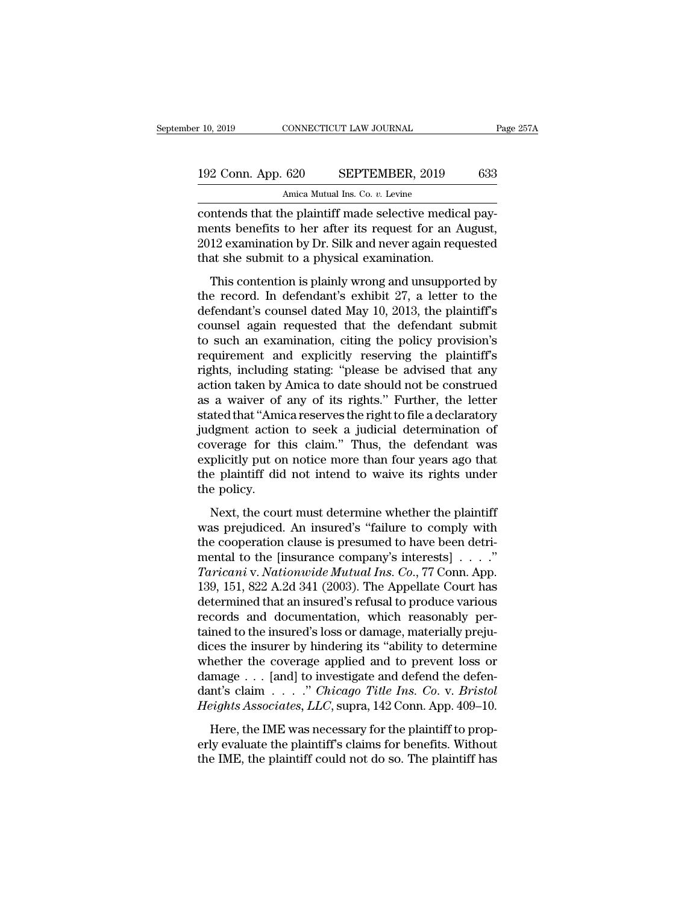contends that the plaintiff made selective medical payments benefits to her after its request for an August, 2012 examination by Dr. Silk and never again requested that she submit to a physical examination.

This contention is plainly wrong and unsupported by the record. In defendant's exhibit 27, a letter to the defendant's counsel dated May 10, 2013, the plaintiff's counsel again requested that the defendant submit to such an examination, citing the policy provision's requirement and explicitly reserving the plaintiff's rights, including stating: "please be advised that any action taken by Amica to date should not be construed as a waiver of any of its rights." Further, the letter stated that "Amica reserves the right to file a declaratory judgment action to seek a judicial determination of coverage for this claim." Thus, the defendant was explicitly put on notice more than four years ago that the plaintiff did not intend to waive its rights under the policy.

Next, the court must determine whether the plaintiff was prejudiced. An insured's "failure to comply with the cooperation clause is presumed to have been detrimental to the [insurance company's interests] . . . ." *Taricani* v. *Nationwide Mutual Ins. Co.*, 77 Conn. App. 139, 151, 822 A.2d 341 (2003). The Appellate Court has determined that an insured's refusal to produce various records and documentation, which reasonably pertained to the insured's loss or damage, materially prejudices the insurer by hindering its "ability to determine whether the coverage applied and to prevent loss or damage . . . [and] to investigate and defend the defendant's claim . . . ." *Chicago Title Ins. Co.* v. *Bristol Heights Associates, LLC*, supra, 142 Conn. App. 409–10.

Here, the IME was necessary for the plaintiff to properly evaluate the plaintiff's claims for benefits. Without the IME, the plaintiff could not do so. The plaintiff has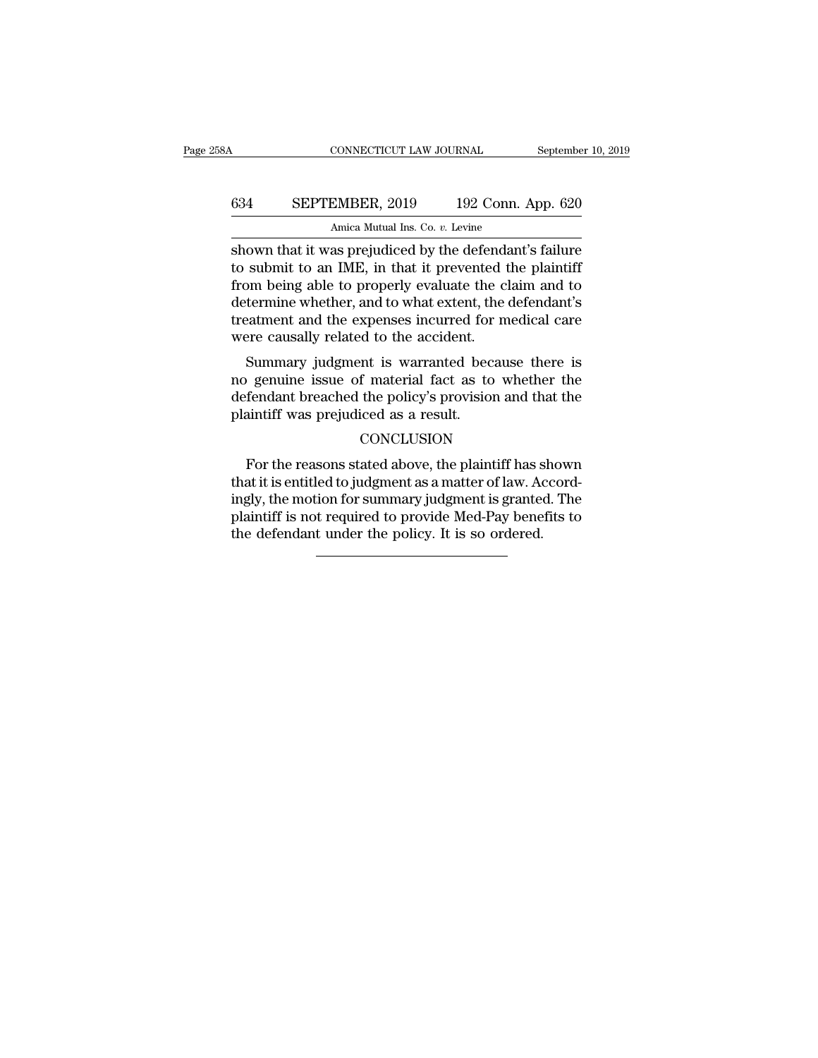shown that it was prejudiced by the defendant's failure to submit to an IME, in that it prevented the plaintiff from being able to properly evaluate the claim and to determine whether, and to what extent, the defendant's treatment and the expenses incurred for medical care were causally related to the accident.

Summary judgment is warranted because there is no genuine issue of material fact as to whether the defendant breached the policy's provision and that the plaintiff was prejudiced as a result.

## CONCLUSION

For the reasons stated above, the plaintiff has shown that it is entitled to judgment as a matter of law. Accordingly, the motion for summary judgment is granted. The plaintiff is not required to provide Med-Pay benefits to the defendant under the policy. It is so ordered.

---